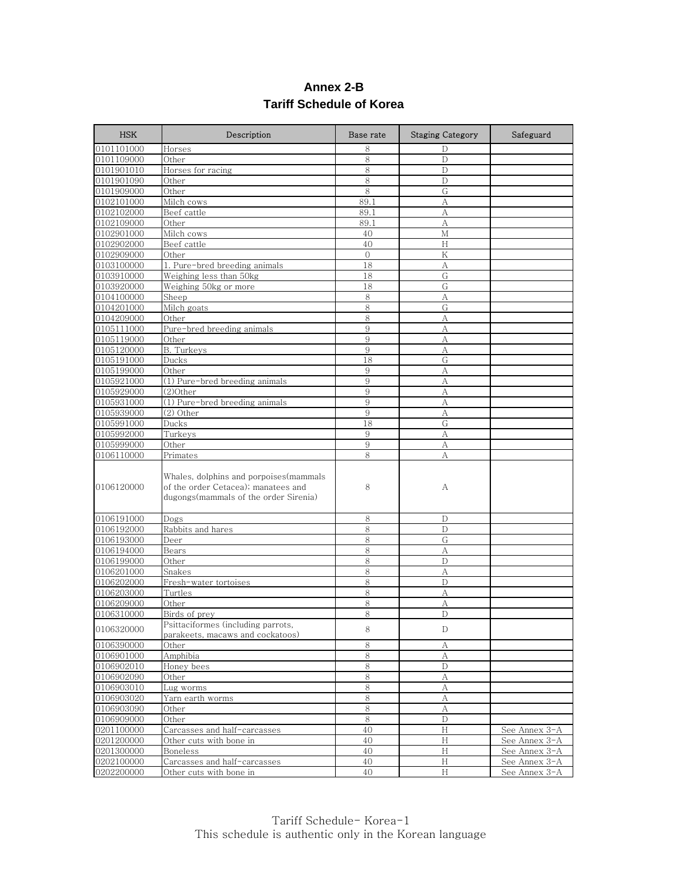# Annex 2-B
## Tariff Schedule of Korea

| HSK | Description | Base rate | Staging Category | Safeguard |
|---|---|---|---|---|
| 0101101000 | Horses | 8 | D | |
| 0101109000 | Other | 8 | D | |
| 0101901010 | Horses for racing | 8 | D | |
| 0101901090 | Other | 8 | D | |
| 0101909000 | Other | 8 | G | |
| 0102101000 | Milch cows | 89.1 | A | |
| 0102102000 | Beef cattle | 89.1 | A | |
| 0102109000 | Other | 89.1 | A | |
| 0102901000 | Milch cows | 40 | M | |
| 0102902000 | Beef cattle | 40 | H | |
| 0102909000 | Other | 0 | K | |
| 0103100000 | 1. Pure-bred breeding animals | 18 | A | |
| 0103910000 | Weighing less than 50kg | 18 | G | |
| 0103920000 | Weighing 50kg or more | 18 | G | |
| 0104100000 | Sheep | 8 | A | |
| 0104201000 | Milch goats | 8 | G | |
| 0104209000 | Other | 8 | A | |
| 0105111000 | Pure-bred breeding animals | 9 | A | |
| 0105119000 | Other | 9 | A | |
| 0105120000 | B. Turkeys | 9 | A | |
| 0105191000 | Ducks | 18 | G | |
| 0105199000 | Other | 9 | A | |
| 0105921000 | (1) Pure-bred breeding animals | 9 | A | |
| 0105929000 | (2)Other | 9 | A | |
| 0105931000 | (1) Pure-bred breeding animals | 9 | A | |
| 0105939000 | (2) Other | 9 | A | |
| 0105991000 | Ducks | 18 | G | |
| 0105992000 | Turkeys | 9 | A | |
| 0105999000 | Other | 9 | A | |
| 0106110000 | Primates | 8 | A | |
| 0106120000 | Whales, dolphins and porpoises(mammals of the order Cetacea); manatees and dugongs(mammals of the order Sirenia) | 8 | A | |
| 0106191000 | Dogs | 8 | D | |
| 0106192000 | Rabbits and hares | 8 | D | |
| 0106193000 | Deer | 8 | G | |
| 0106194000 | Bears | 8 | A | |
| 0106199000 | Other | 8 | D | |
| 0106201000 | Snakes | 8 | A | |
| 0106202000 | Fresh-water tortoises | 8 | D | |
| 0106203000 | Turtles | 8 | A | |
| 0106209000 | Other | 8 | A | |
| 0106310000 | Birds of prey | 8 | D | |
| 0106320000 | Psittaciformes (including parrots, parakeets, macaws and cockatoos) | 8 | D | |
| 0106390000 | Other | 8 | A | |
| 0106901000 | Amphibia | 8 | A | |
| 0106902010 | Honey bees | 8 | D | |
| 0106902090 | Other | 8 | A | |
| 0106903010 | Lug worms | 8 | A | |
| 0106903020 | Yarn earth worms | 8 | A | |
| 0106903090 | Other | 8 | A | |
| 0106909000 | Other | 8 | D | |
| 0201100000 | Carcasses and half-carcasses | 40 | H | See Annex 3-A |
| 0201200000 | Other cuts with bone in | 40 | H | See Annex 3-A |
| 0201300000 | Boneless | 40 | H | See Annex 3-A |
| 0202100000 | Carcasses and half-carcasses | 40 | H | See Annex 3-A |
| 0202200000 | Other cuts with bone in | 40 | H | See Annex 3-A |

This schedule is authentic only in the Korean language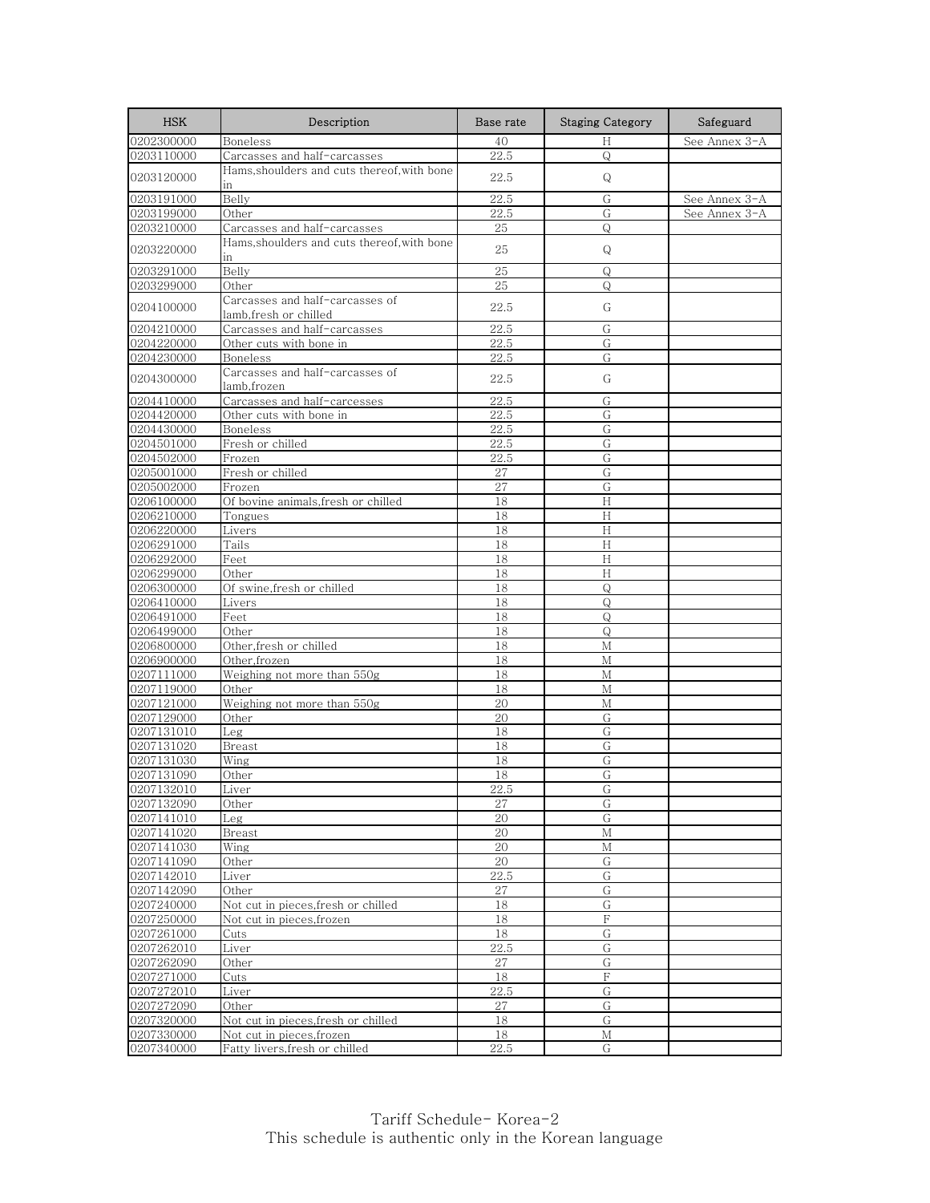| HSK | Description | Base rate | Staging Category | Safeguard |
|---|---|---|---|---|
| 0202300000 | Boneless | 40 | H | See Annex 3-A |
| 0203110000 | Carcasses and half-carcasses | 22.5 | Q | |
| 0203120000 | Hams,shoulders and cuts thereof,with bone in | 22.5 | Q | |
| 0203191000 | Belly | 22.5 | G | See Annex 3-A |
| 0203199000 | Other | 22.5 | G | See Annex 3-A |
| 0203210000 | Carcasses and half-carcasses | 25 | Q | |
| 0203220000 | Hams,shoulders and cuts thereof,with bone in | 25 | Q | |
| 0203291000 | Belly | 25 | Q | |
| 0203299000 | Other | 25 | Q | |
| 0204100000 | Carcasses and half-carcasses of lamb,fresh or chilled | 22.5 | G | |
| 0204210000 | Carcasses and half-carcasses | 22.5 | G | |
| 0204220000 | Other cuts with bone in | 22.5 | G | |
| 0204230000 | Boneless | 22.5 | G | |
| 0204300000 | Carcasses and half-carcasses of lamb,frozen | 22.5 | G | |
| 0204410000 | Carcasses and half-carcesses | 22.5 | G | |
| 0204420000 | Other cuts with bone in | 22.5 | G | |
| 0204430000 | Boneless | 22.5 | G | |
| 0204501000 | Fresh or chilled | 22.5 | G | |
| 0204502000 | Frozen | 22.5 | G | |
| 0205001000 | Fresh or chilled | 27 | G | |
| 0205002000 | Frozen | 27 | G | |
| 0206100000 | Of bovine animals,fresh or chilled | 18 | H | |
| 0206210000 | Tongues | 18 | H | |
| 0206220000 | Livers | 18 | H | |
| 0206291000 | Tails | 18 | H | |
| 0206292000 | Feet | 18 | H | |
| 0206299000 | Other | 18 | H | |
| 0206300000 | Of swine,fresh or chilled | 18 | Q | |
| 0206410000 | Livers | 18 | Q | |
| 0206491000 | Feet | 18 | Q | |
| 0206499000 | Other | 18 | Q | |
| 0206800000 | Other,fresh or chilled | 18 | M | |
| 0206900000 | Other,frozen | 18 | M | |
| 0207111000 | Weighing not more than 550g | 18 | M | |
| 0207119000 | Other | 18 | M | |
| 0207121000 | Weighing not more than 550g | 20 | M | |
| 0207129000 | Other | 20 | G | |
| 0207131010 | Leg | 18 | G | |
| 0207131020 | Breast | 18 | G | |
| 0207131030 | Wing | 18 | G | |
| 0207131090 | Other | 18 | G | |
| 0207132010 | Liver | 22.5 | G | |
| 0207132090 | Other | 27 | G | |
| 0207141010 | Leg | 20 | G | |
| 0207141020 | Breast | 20 | M | |
| 0207141030 | Wing | 20 | M | |
| 0207141090 | Other | 20 | G | |
| 0207142010 | Liver | 22.5 | G | |
| 0207142090 | Other | 27 | G | |
| 0207240000 | Not cut in pieces,fresh or chilled | 18 | G | |
| 0207250000 | Not cut in pieces,frozen | 18 | F | |
| 0207261000 | Cuts | 18 | G | |
| 0207262010 | Liver | 22.5 | G | |
| 0207262090 | Other | 27 | G | |
| 0207271000 | Cuts | 18 | F | |
| 0207272010 | Liver | 22.5 | G | |
| 0207272090 | Other | 27 | G | |
| 0207320000 | Not cut in pieces,fresh or chilled | 18 | G | |
| 0207330000 | Not cut in pieces,frozen | 18 | M | |
| 0207340000 | Fatty livers,fresh or chilled | 22.5 | G | |

Tariff Schedule- Korea-2
This schedule is authentic only in the Korean language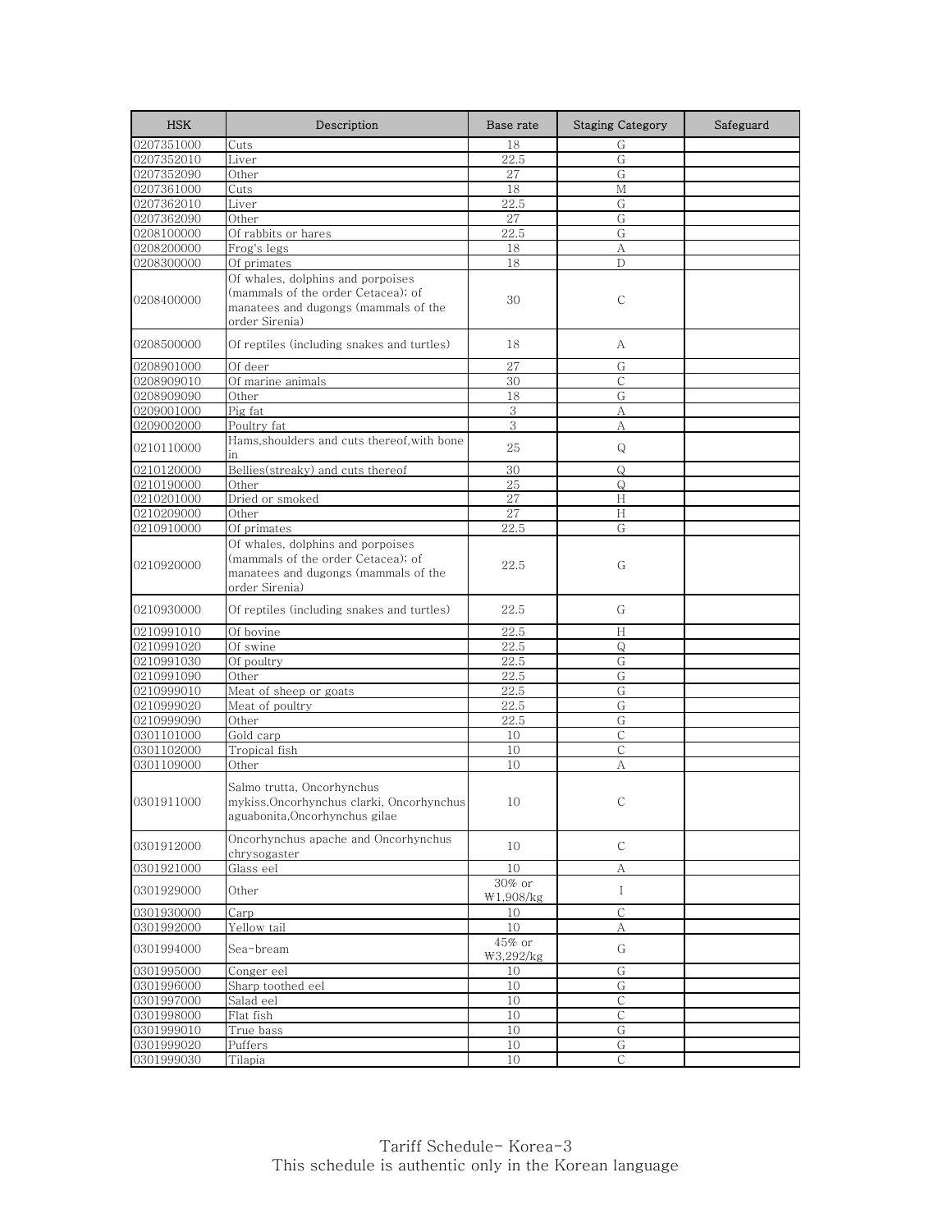| HSK | Description | Base rate | Staging Category | Safeguard |
|---|---|---|---|---|
| 0207351000 | Cuts | 18 | G | |
| 0207352010 | Liver | 22.5 | G | |
| 0207352090 | Other | 27 | G | |
| 0207361000 | Cuts | 18 | M | |
| 0207362010 | Liver | 22.5 | G | |
| 0207362090 | Other | 27 | G | |
| 0208100000 | Of rabbits or hares | 22.5 | G | |
| 0208200000 | Frog's legs | 18 | A | |
| 0208300000 | Of primates | 18 | D | |
| 0208400000 | Of whales, dolphins and porpoises (mammals of the order Cetacea); of manatees and dugongs (mammals of the order Sirenia) | 30 | C | |
| 0208500000 | Of reptiles (including snakes and turtles) | 18 | A | |
| 0208901000 | Of deer | 27 | G | |
| 0208909010 | Of marine animals | 30 | C | |
| 0208909090 | Other | 18 | G | |
| 0209001000 | Pig fat | 3 | A | |
| 0209002000 | Poultry fat | 3 | A | |
| 0210110000 | Hams,shoulders and cuts thereof,with bone in | 25 | Q | |
| 0210120000 | Bellies(streaky) and cuts thereof | 30 | Q | |
| 0210190000 | Other | 25 | Q | |
| 0210201000 | Dried or smoked | 27 | H | |
| 0210209000 | Other | 27 | H | |
| 0210910000 | Of primates | 22.5 | G | |
| 0210920000 | Of whales, dolphins and porpoises (mammals of the order Cetacea); of manatees and dugongs (mammals of the order Sirenia) | 22.5 | G | |
| 0210930000 | Of reptiles (including snakes and turtles) | 22.5 | G | |
| 0210991010 | Of bovine | 22.5 | H | |
| 0210991020 | Of swine | 22.5 | Q | |
| 0210991030 | Of poultry | 22.5 | G | |
| 0210991090 | Other | 22.5 | G | |
| 0210999010 | Meat of sheep or goats | 22.5 | G | |
| 0210999020 | Meat of poultry | 22.5 | G | |
| 0210999090 | Other | 22.5 | G | |
| 0301101000 | Gold carp | 10 | C | |
| 0301102000 | Tropical fish | 10 | C | |
| 0301109000 | Other | 10 | A | |
| 0301911000 | Salmo trutta, Oncorhynchus mykiss,Oncorhynchus clarki, Oncorhynchus aguabonita,Oncorhynchus gilae | 10 | C | |
| 0301912000 | Oncorhynchus apache and Oncorhynchus chrysogaster | 10 | C | |
| 0301921000 | Glass eel | 10 | A | |
| 0301929000 | Other | 30% or ₩1,908/kg | I | |
| 0301930000 | Carp | 10 | C | |
| 0301992000 | Yellow tail | 10 | A | |
| 0301994000 | Sea-bream | 45% or ₩3,292/kg | G | |
| 0301995000 | Conger eel | 10 | G | |
| 0301996000 | Sharp toothed eel | 10 | G | |
| 0301997000 | Salad eel | 10 | C | |
| 0301998000 | Flat fish | 10 | C | |
| 0301999010 | True bass | 10 | G | |
| 0301999020 | Puffers | 10 | G | |
| 0301999030 | Tilapia | 10 | C | |

Tariff Schedule- Korea-3
This schedule is authentic only in the Korean language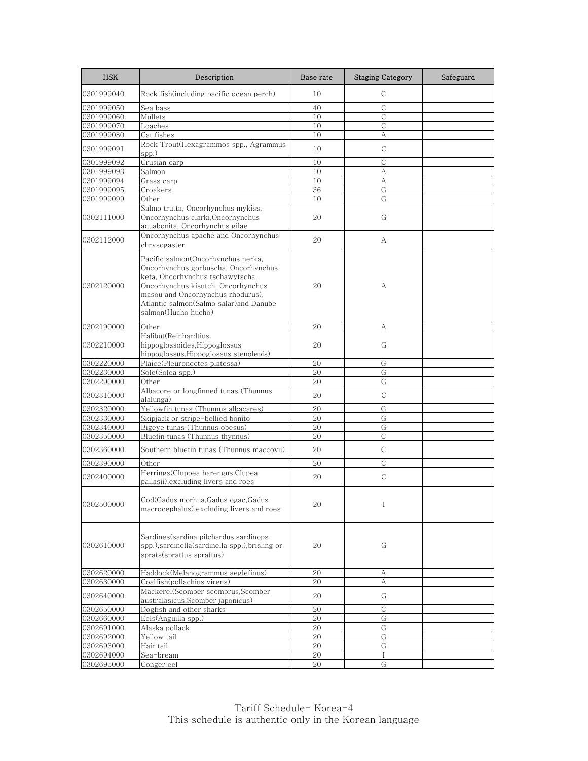| HSK | Description | Base rate | Staging Category | Safeguard |
|---|---|---|---|---|
| 0301999040 | Rock fish(including pacific ocean perch) | 10 | C | |
| 0301999050 | Sea bass | 40 | C | |
| 0301999060 | Mullets | 10 | C | |
| 0301999070 | Loaches | 10 | C | |
| 0301999080 | Cat fishes | 10 | A | |
| 0301999091 | Rock Trout(Hexagrammos spp., Agrammus spp.) | 10 | C | |
| 0301999092 | Crusian carp | 10 | C | |
| 0301999093 | Salmon | 10 | A | |
| 0301999094 | Grass carp | 10 | A | |
| 0301999095 | Croakers | 36 | G | |
| 0301999099 | Other | 10 | G | |
| 0302111000 | Salmo trutta, Oncorhynchus mykiss, Oncorhynchus clarki,Oncorhynchus aquabonita, Oncorhynchus gilae | 20 | G | |
| 0302112000 | Oncorhynchus apache and Oncorhynchus chrysogaster | 20 | A | |
| 0302120000 | Pacific salmon(Oncorhynchus nerka, Oncorhynchus gorbuscha, Oncorhynchus keta, Oncorhynchus tschawytscha, Oncorhynchus kisutch, Oncorhynchus masou and Oncorhynchus rhodurus), Atlantic salmon(Salmo salar)and Danube salmon(Hucho hucho) | 20 | A | |
| 0302190000 | Other | 20 | A | |
| 0302210000 | Halibut(Reinhardtius hippoglossoides,Hippoglossus hippoglossus,Hippoglossus stenolepis) | 20 | G | |
| 0302220000 | Plaice(Pleuronectes platessa) | 20 | G | |
| 0302230000 | Sole(Solea spp.) | 20 | G | |
| 0302290000 | Other | 20 | G | |
| 0302310000 | Albacore or longfinned tunas (Thunnus alalunga) | 20 | C | |
| 0302320000 | Yellowfin tunas (Thunnus albacares) | 20 | G | |
| 0302330000 | Skipjack or stripe-bellied bonito | 20 | G | |
| 0302340000 | Bigeye tunas (Thunnus obesus) | 20 | G | |
| 0302350000 | Bluefin tunas (Thunnus thynnus) | 20 | C | |
| 0302360000 | Southern bluefin tunas (Thunnus maccoyii) | 20 | C | |
| 0302390000 | Other | 20 | C | |
| 0302400000 | Herrings(Cluppea harengus,Clupea pallasii),excluding livers and roes | 20 | C | |
| 0302500000 | Cod(Gadus morhua,Gadus ogac,Gadus macrocephalus),excluding livers and roes | 20 | I | |
| 0302610000 | Sardines(sardina pilchardus,sardinops spp.),sardinella(sardinella spp.),brisling or sprats(sprattus sprattus) | 20 | G | |
| 0302620000 | Haddock(Melanogrammus aeglefinus) | 20 | A | |
| 0302630000 | Coalfish(pollachius virens) | 20 | A | |
| 0302640000 | Mackerel(Scomber scombrus,Scomber australasicus,Scomber japonicus) | 20 | G | |
| 0302650000 | Dogfish and other sharks | 20 | C | |
| 0302660000 | Eels(Anguilla spp.) | 20 | G | |
| 0302691000 | Alaska pollack | 20 | G | |
| 0302692000 | Yellow tail | 20 | G | |
| 0302693000 | Hair tail | 20 | G | |
| 0302694000 | Sea-bream | 20 | I | |
| 0302695000 | Conger eel | 20 | G | |

Tariff Schedule- Korea-4
This schedule is authentic only in the Korean language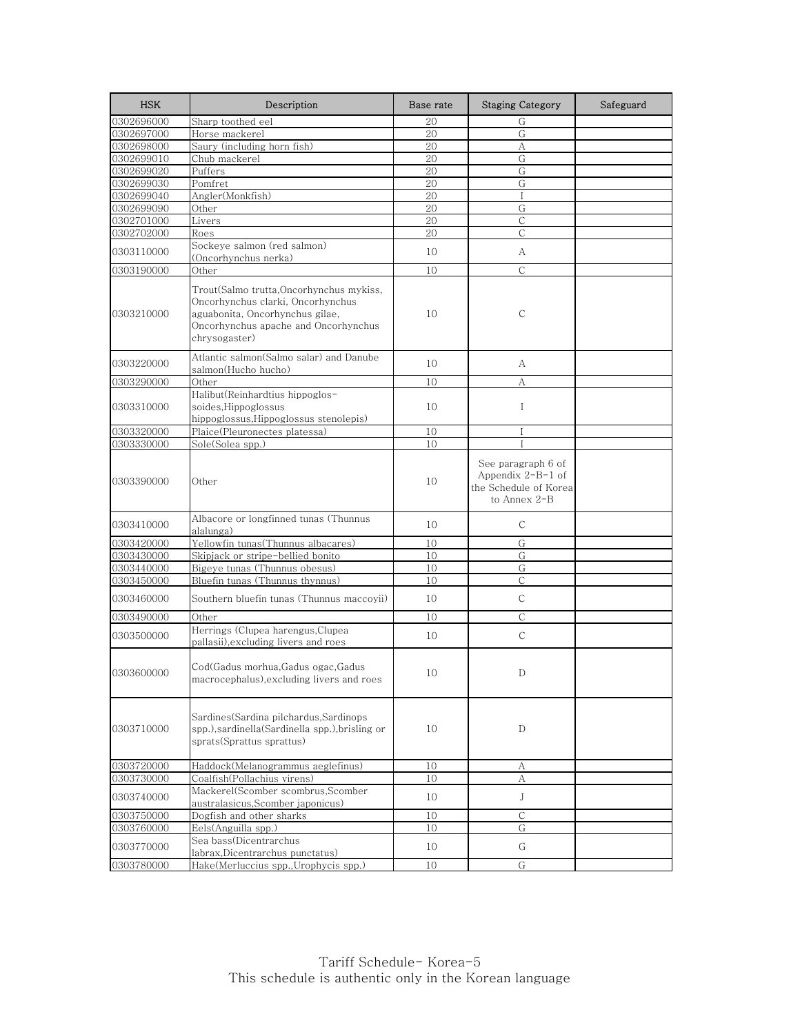| HSK | Description | Base rate | Staging Category | Safeguard |
| --- | --- | --- | --- | --- |
| 0302696000 | Sharp toothed eel | 20 | G | |
| 0302697000 | Horse mackerel | 20 | G | |
| 0302698000 | Saury (including horn fish) | 20 | A | |
| 0302699010 | Chub mackerel | 20 | G | |
| 0302699020 | Puffers | 20 | G | |
| 0302699030 | Pomfret | 20 | G | |
| 0302699040 | Angler(Monkfish) | 20 | I | |
| 0302699090 | Other | 20 | G | |
| 0302701000 | Livers | 20 | C | |
| 0302702000 | Roes | 20 | C | |
| 0303110000 | Sockeye salmon (red salmon) (Oncorhynchus nerka) | 10 | A | |
| 0303190000 | Other | 10 | C | |
| 0303210000 | Trout(Salmo trutta,Oncorhynchus mykiss, Oncorhynchus clarki, Oncorhynchus aguabonita, Oncorhynchus gilae, Oncorhynchus apache and Oncorhynchus chrysogaster) | 10 | C | |
| 0303220000 | Atlantic salmon(Salmo salar) and Danube salmon(Hucho hucho) | 10 | A | |
| 0303290000 | Other | 10 | A | |
| 0303310000 | Halibut(Reinhardtius hippoglos-soides,Hippoglossus hippoglossus,Hippoglossus stenolepis) | 10 | I | |
| 0303320000 | Plaice(Pleuronectes platessa) | 10 | I | |
| 0303330000 | Sole(Solea spp.) | 10 | I | |
| 0303390000 | Other | 10 | See paragraph 6 of Appendix 2-B-1 of the Schedule of Korea to Annex 2-B | |
| 0303410000 | Albacore or longfinned tunas (Thunnus alalunga) | 10 | C | |
| 0303420000 | Yellowfin tunas(Thunnus albacares) | 10 | G | |
| 0303430000 | Skipjack or stripe-bellied bonito | 10 | G | |
| 0303440000 | Bigeye tunas (Thunnus obesus) | 10 | G | |
| 0303450000 | Bluefin tunas (Thunnus thynnus) | 10 | C | |
| 0303460000 | Southern bluefin tunas (Thunnus maccoyii) | 10 | C | |
| 0303490000 | Other | 10 | C | |
| 0303500000 | Herrings (Clupea harengus,Clupea pallasii),excluding livers and roes | 10 | C | |
| 0303600000 | Cod(Gadus morhua,Gadus ogac,Gadus macrocephalus),excluding livers and roes | 10 | D | |
| 0303710000 | Sardines(Sardina pilchardus,Sardinops spp.),sardinella(Sardinella spp.),brisling or sprats(Sprattus sprattus) | 10 | D | |
| 0303720000 | Haddock(Melanogrammus aeglefinus) | 10 | A | |
| 0303730000 | Coalfish(Pollachius virens) | 10 | A | |
| 0303740000 | Mackerel(Scomber scombrus,Scomber australasicus,Scomber japonicus) | 10 | J | |
| 0303750000 | Dogfish and other sharks | 10 | C | |
| 0303760000 | Eels(Anguilla spp.) | 10 | G | |
| 0303770000 | Sea bass(Dicentrarchus labrax,Dicentrarchus punctatus) | 10 | G | |
| 0303780000 | Hake(Merluccius spp.,Urophycis spp.) | 10 | G | |

Tariff Schedule- Korea-5
This schedule is authentic only in the Korean language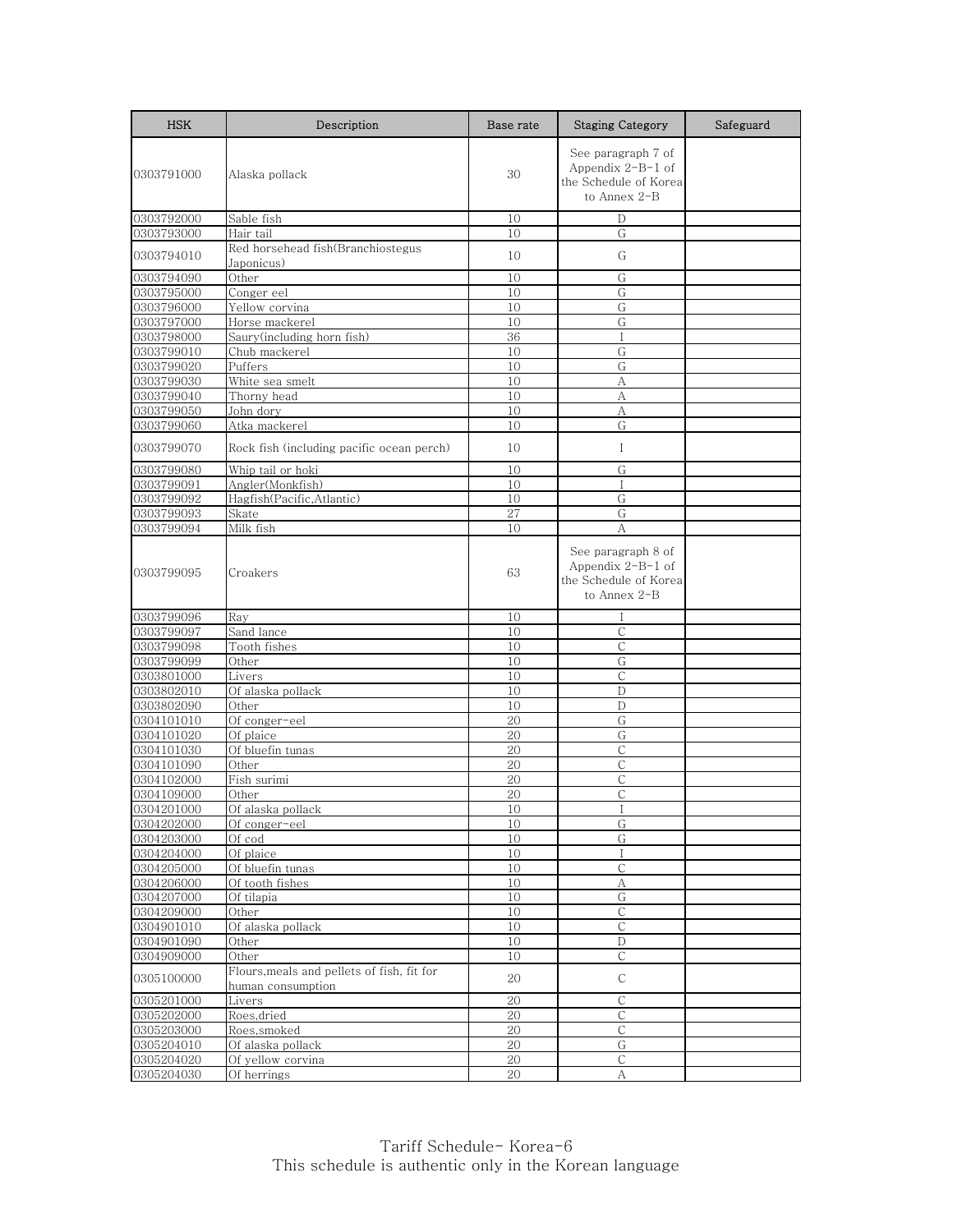| HSK | Description | Base rate | Staging Category | Safeguard |
| --- | --- | --- | --- | --- |
| 0303791000 | Alaska pollack | 30 | See paragraph 7 of Appendix 2-B-1 of the Schedule of Korea to Annex 2-B | |
| 0303792000 | Sable fish | 10 | D | |
| 0303793000 | Hair tail | 10 | G | |
| 0303794010 | Red horsehead fish(Branchiostegus Japonicus) | 10 | G | |
| 0303794090 | Other | 10 | G | |
| 0303795000 | Conger eel | 10 | G | |
| 0303796000 | Yellow corvina | 10 | G | |
| 0303797000 | Horse mackerel | 10 | G | |
| 0303798000 | Saury(including horn fish) | 36 | I | |
| 0303799010 | Chub mackerel | 10 | G | |
| 0303799020 | Puffers | 10 | G | |
| 0303799030 | White sea smelt | 10 | A | |
| 0303799040 | Thorny head | 10 | A | |
| 0303799050 | John dory | 10 | A | |
| 0303799060 | Atka mackerel | 10 | G | |
| 0303799070 | Rock fish (including pacific ocean perch) | 10 | I | |
| 0303799080 | Whip tail or hoki | 10 | G | |
| 0303799091 | Angler(Monkfish) | 10 | I | |
| 0303799092 | Hagfish(Pacific,Atlantic) | 10 | G | |
| 0303799093 | Skate | 27 | G | |
| 0303799094 | Milk fish | 10 | A | |
| 0303799095 | Croakers | 63 | See paragraph 8 of Appendix 2-B-1 of the Schedule of Korea to Annex 2-B | |
| 0303799096 | Ray | 10 | I | |
| 0303799097 | Sand lance | 10 | C | |
| 0303799098 | Tooth fishes | 10 | C | |
| 0303799099 | Other | 10 | G | |
| 0303801000 | Livers | 10 | C | |
| 0303802010 | Of alaska pollack | 10 | D | |
| 0303802090 | Other | 10 | D | |
| 0304101010 | Of conger-eel | 20 | G | |
| 0304101020 | Of plaice | 20 | G | |
| 0304101030 | Of bluefin tunas | 20 | C | |
| 0304101090 | Other | 20 | C | |
| 0304102000 | Fish surimi | 20 | C | |
| 0304109000 | Other | 20 | C | |
| 0304201000 | Of alaska pollack | 10 | I | |
| 0304202000 | Of conger-eel | 10 | G | |
| 0304203000 | Of cod | 10 | G | |
| 0304204000 | Of plaice | 10 | I | |
| 0304205000 | Of bluefin tunas | 10 | C | |
| 0304206000 | Of tooth fishes | 10 | A | |
| 0304207000 | Of tilapia | 10 | G | |
| 0304209000 | Other | 10 | C | |
| 0304901010 | Of alaska pollack | 10 | C | |
| 0304901090 | Other | 10 | D | |
| 0304909000 | Other | 10 | C | |
| 0305100000 | Flours,meals and pellets of fish, fit for human consumption | 20 | C | |
| 0305201000 | Livers | 20 | C | |
| 0305202000 | Roes,dried | 20 | C | |
| 0305203000 | Roes,smoked | 20 | C | |
| 0305204010 | Of alaska pollack | 20 | G | |
| 0305204020 | Of yellow corvina | 20 | C | |
| 0305204030 | Of herrings | 20 | A | |

Tariff Schedule- Korea-6
This schedule is authentic only in the Korean language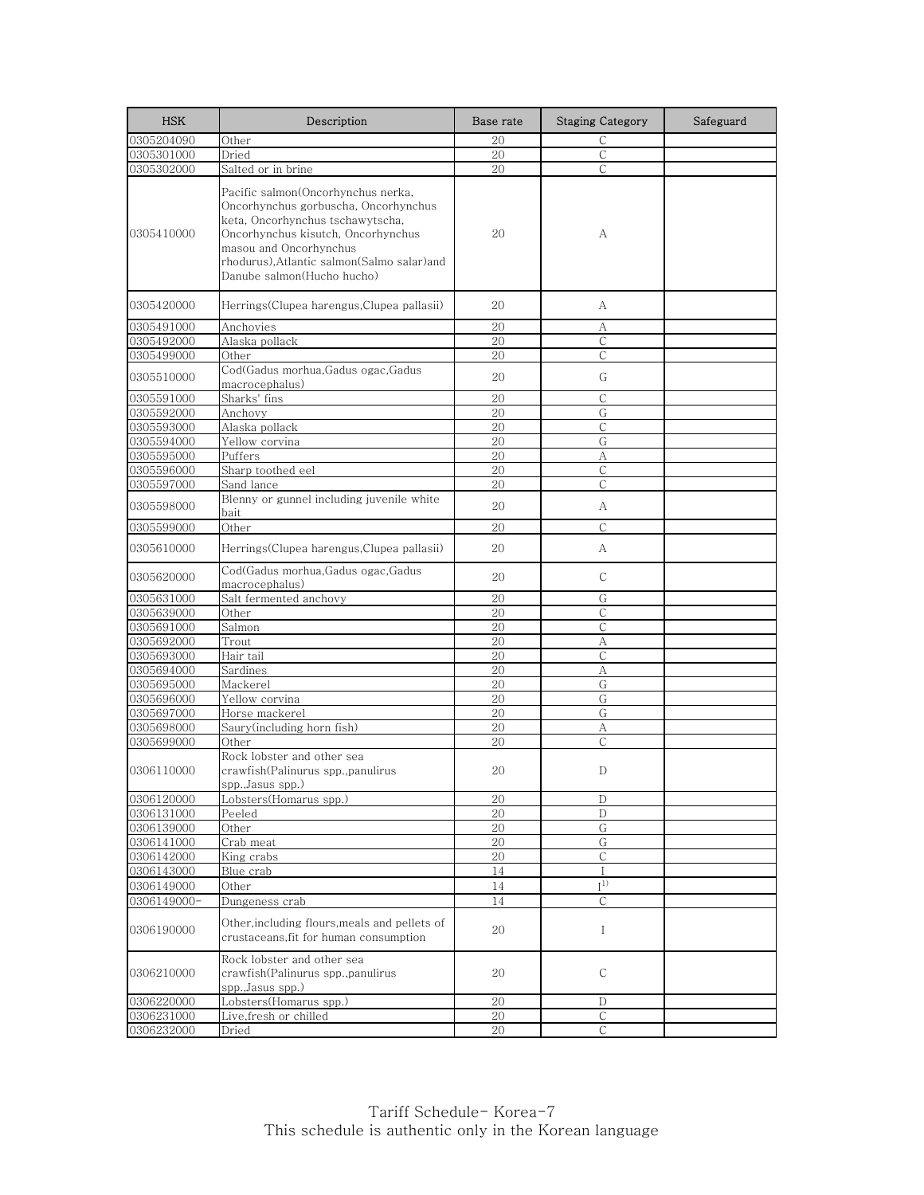| HSK | Description | Base rate | Staging Category | Safeguard |
|---|---|---|---|---|
| 0305204090 | Other | 20 | C | |
| 0305301000 | Dried | 20 | C | |
| 0305302000 | Salted or in brine | 20 | C | |
| 0305410000 | Pacific salmon(Oncorhynchus nerka, Oncorhynchus gorbuscha, Oncorhynchus keta, Oncorhynchus tschawytscha, Oncorhynchus kisutch, Oncorhynchus masou and Oncorhynchus rhodurus),Atlantic salmon(Salmo salar)and Danube salmon(Hucho hucho) | 20 | A | |
| 0305420000 | Herrings(Clupea harengus,Clupea pallasii) | 20 | A | |
| 0305491000 | Anchovies | 20 | A | |
| 0305492000 | Alaska pollack | 20 | C | |
| 0305499000 | Other | 20 | C | |
| 0305510000 | Cod(Gadus morhua,Gadus ogac,Gadus macrocephalus) | 20 | G | |
| 0305591000 | Sharks' fins | 20 | C | |
| 0305592000 | Anchovy | 20 | G | |
| 0305593000 | Alaska pollack | 20 | C | |
| 0305594000 | Yellow corvina | 20 | G | |
| 0305595000 | Puffers | 20 | A | |
| 0305596000 | Sharp toothed eel | 20 | C | |
| 0305597000 | Sand lance | 20 | C | |
| 0305598000 | Blenny or gunnel including juvenile white bait | 20 | A | |
| 0305599000 | Other | 20 | C | |
| 0305610000 | Herrings(Clupea harengus,Clupea pallasii) | 20 | A | |
| 0305620000 | Cod(Gadus morhua,Gadus ogac,Gadus macrocephalus) | 20 | C | |
| 0305631000 | Salt fermented anchovy | 20 | G | |
| 0305639000 | Other | 20 | C | |
| 0305691000 | Salmon | 20 | C | |
| 0305692000 | Trout | 20 | A | |
| 0305693000 | Hair tail | 20 | C | |
| 0305694000 | Sardines | 20 | A | |
| 0305695000 | Mackerel | 20 | G | |
| 0305696000 | Yellow corvina | 20 | G | |
| 0305697000 | Horse mackerel | 20 | G | |
| 0305698000 | Saury(including horn fish) | 20 | A | |
| 0305699000 | Other | 20 | C | |
| 0306110000 | Rock lobster and other sea crawfish(Palinurus spp.,panulirus spp.,Jasus spp.) | 20 | D | |
| 0306120000 | Lobsters(Homarus spp.) | 20 | D | |
| 0306131000 | Peeled | 20 | D | |
| 0306139000 | Other | 20 | G | |
| 0306141000 | Crab meat | 20 | G | |
| 0306142000 | King crabs | 20 | C | |
| 0306143000 | Blue crab | 14 | I | |
| 0306149000 | Other | 14 | I[1] | |
| 0306149000- | Dungeness crab | 14 | C | |
| 0306190000 | Other,including flours,meals and pellets of crustaceans,fit for human consumption | 20 | I | |
| 0306210000 | Rock lobster and other sea crawfish(Palinurus spp.,panulirus spp.,Jasus spp.) | 20 | C | |
| 0306220000 | Lobsters(Homarus spp.) | 20 | D | |
| 0306231000 | Live,fresh or chilled | 20 | C | |
| 0306232000 | Dried | 20 | C | |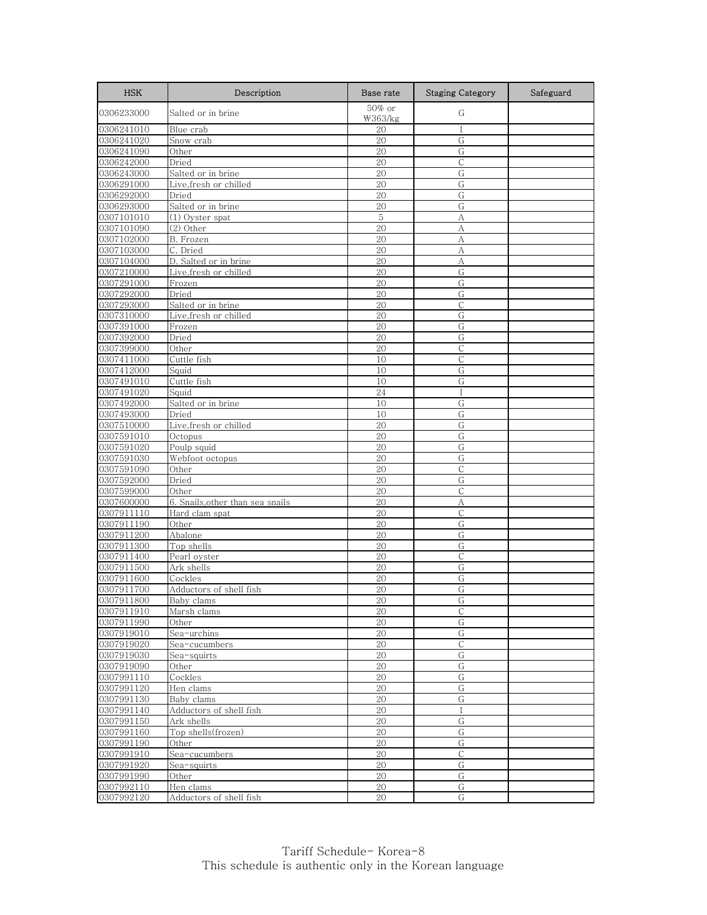| HSK | Description | Base rate | Staging Category | Safeguard |
|---|---|---|---|---|
| 0306233000 | Salted or in brine | 50% or ₩363/kg | G | |
| 0306241010 | Blue crab | 20 | I | |
| 0306241020 | Snow crab | 20 | G | |
| 0306241090 | Other | 20 | G | |
| 0306242000 | Dried | 20 | C | |
| 0306243000 | Salted or in brine | 20 | G | |
| 0306291000 | Live,fresh or chilled | 20 | G | |
| 0306292000 | Dried | 20 | G | |
| 0306293000 | Salted or in brine | 20 | G | |
| 0307101010 | (1) Oyster spat | 5 | A | |
| 0307101090 | (2) Other | 20 | A | |
| 0307102000 | B. Frozen | 20 | A | |
| 0307103000 | C. Dried | 20 | A | |
| 0307104000 | D. Salted or in brine | 20 | A | |
| 0307210000 | Live,fresh or chilled | 20 | G | |
| 0307291000 | Frozen | 20 | G | |
| 0307292000 | Dried | 20 | G | |
| 0307293000 | Salted or in brine | 20 | C | |
| 0307310000 | Live,fresh or chilled | 20 | G | |
| 0307391000 | Frozen | 20 | G | |
| 0307392000 | Dried | 20 | G | |
| 0307399000 | Other | 20 | C | |
| 0307411000 | Cuttle fish | 10 | C | |
| 0307412000 | Squid | 10 | G | |
| 0307491010 | Cuttle fish | 10 | G | |
| 0307491020 | Squid | 24 | I | |
| 0307492000 | Salted or in brine | 10 | G | |
| 0307493000 | Dried | 10 | G | |
| 0307510000 | Live,fresh or chilled | 20 | G | |
| 0307591010 | Octopus | 20 | G | |
| 0307591020 | Poulp squid | 20 | G | |
| 0307591030 | Webfoot octopus | 20 | G | |
| 0307591090 | Other | 20 | C | |
| 0307592000 | Dried | 20 | G | |
| 0307599000 | Other | 20 | C | |
| 0307600000 | 6. Snails,other than sea snails | 20 | A | |
| 0307911110 | Hard clam spat | 20 | C | |
| 0307911190 | Other | 20 | G | |
| 0307911200 | Abalone | 20 | G | |
| 0307911300 | Top shells | 20 | G | |
| 0307911400 | Pearl oyster | 20 | C | |
| 0307911500 | Ark shells | 20 | G | |
| 0307911600 | Cockles | 20 | G | |
| 0307911700 | Adductors of shell fish | 20 | G | |
| 0307911800 | Baby clams | 20 | G | |
| 0307911910 | Marsh clams | 20 | C | |
| 0307911990 | Other | 20 | G | |
| 0307919010 | Sea-urchins | 20 | G | |
| 0307919020 | Sea-cucumbers | 20 | C | |
| 0307919030 | Sea-squirts | 20 | G | |
| 0307919090 | Other | 20 | G | |
| 0307991110 | Cockles | 20 | G | |
| 0307991120 | Hen clams | 20 | G | |
| 0307991130 | Baby clams | 20 | G | |
| 0307991140 | Adductors of shell fish | 20 | I | |
| 0307991150 | Ark shells | 20 | G | |
| 0307991160 | Top shells(frozen) | 20 | G | |
| 0307991190 | Other | 20 | G | |
| 0307991910 | Sea-cucumbers | 20 | C | |
| 0307991920 | Sea-squirts | 20 | G | |
| 0307991990 | Other | 20 | G | |
| 0307992110 | Hen clams | 20 | G | |
| 0307992120 | Adductors of shell fish | 20 | G | |

Tariff Schedule- Korea-8
This schedule is authentic only in the Korean language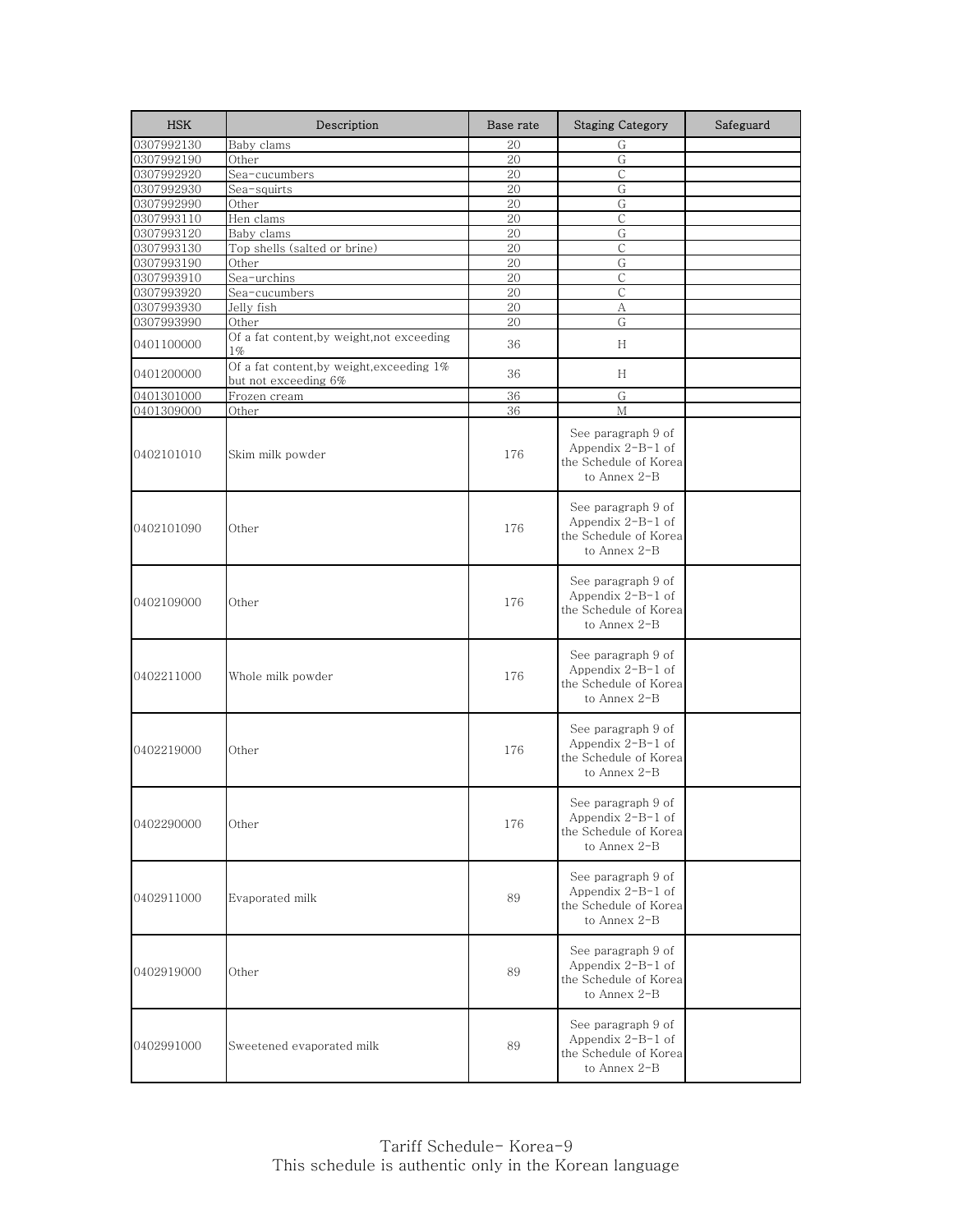| HSK | Description | Base rate | Staging Category | Safeguard |
| --- | --- | --- | --- | --- |
| 0307992130 | Baby clams | 20 | G | |
| 0307992190 | Other | 20 | G | |
| 0307992920 | Sea-cucumbers | 20 | C | |
| 0307992930 | Sea-squirts | 20 | G | |
| 0307992990 | Other | 20 | G | |
| 0307993110 | Hen clams | 20 | C | |
| 0307993120 | Baby clams | 20 | G | |
| 0307993130 | Top shells (salted or brine) | 20 | C | |
| 0307993190 | Other | 20 | G | |
| 0307993910 | Sea-urchins | 20 | C | |
| 0307993920 | Sea-cucumbers | 20 | C | |
| 0307993930 | Jelly fish | 20 | A | |
| 0307993990 | Other | 20 | G | |
| 0401100000 | Of a fat content,by weight,not exceeding 1% | 36 | H | |
| 0401200000 | Of a fat content,by weight,exceeding 1% but not exceeding 6% | 36 | H | |
| 0401301000 | Frozen cream | 36 | G | |
| 0401309000 | Other | 36 | M | |
| 0402101010 | Skim milk powder | 176 | See paragraph 9 of Appendix 2-B-1 of the Schedule of Korea to Annex 2-B | |
| 0402101090 | Other | 176 | See paragraph 9 of Appendix 2-B-1 of the Schedule of Korea to Annex 2-B | |
| 0402109000 | Other | 176 | See paragraph 9 of Appendix 2-B-1 of the Schedule of Korea to Annex 2-B | |
| 0402211000 | Whole milk powder | 176 | See paragraph 9 of Appendix 2-B-1 of the Schedule of Korea to Annex 2-B | |
| 0402219000 | Other | 176 | See paragraph 9 of Appendix 2-B-1 of the Schedule of Korea to Annex 2-B | |
| 0402290000 | Other | 176 | See paragraph 9 of Appendix 2-B-1 of the Schedule of Korea to Annex 2-B | |
| 0402911000 | Evaporated milk | 89 | See paragraph 9 of Appendix 2-B-1 of the Schedule of Korea to Annex 2-B | |
| 0402919000 | Other | 89 | See paragraph 9 of Appendix 2-B-1 of the Schedule of Korea to Annex 2-B | |
| 0402991000 | Sweetened evaporated milk | 89 | See paragraph 9 of Appendix 2-B-1 of the Schedule of Korea to Annex 2-B | |

Tariff Schedule- Korea-9
This schedule is authentic only in the Korean language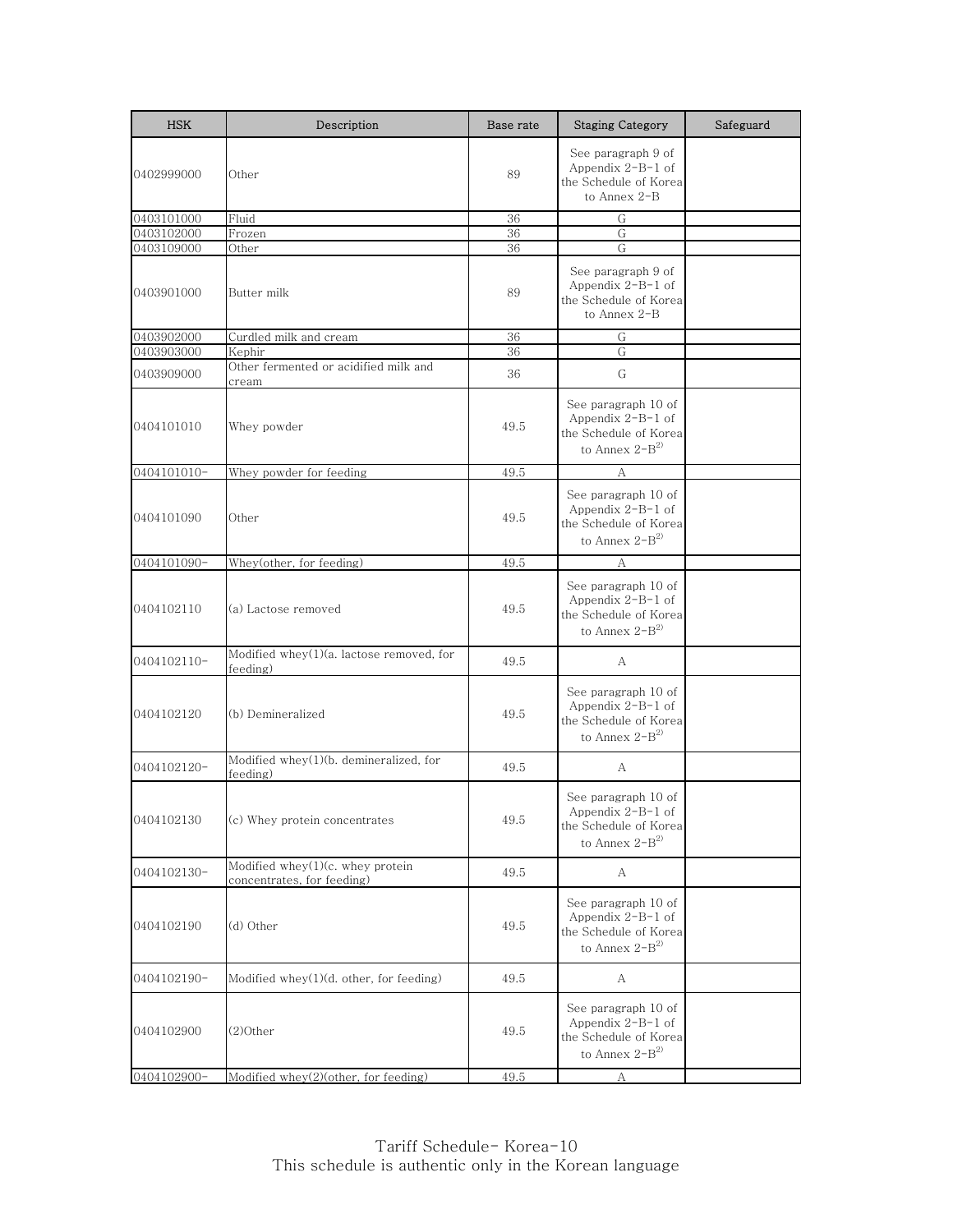| HSK | Description | Base rate | Staging Category | Safeguard |
|---|---|---|---|---|
| 0402999000 | Other | 89 | See paragraph 9 of Appendix 2-B-1 of the Schedule of Korea to Annex 2-B | |
| 0403101000 | Fluid | 36 | G | |
| 0403102000 | Frozen | 36 | G | |
| 0403109000 | Other | 36 | G | |
| 0403901000 | Butter milk | 89 | See paragraph 9 of Appendix 2-B-1 of the Schedule of Korea to Annex 2-B | |
| 0403902000 | Curdled milk and cream | 36 | G | |
| 0403903000 | Kephir | 36 | G | |
| 0403909000 | Other fermented or acidified milk and cream | 36 | G | |
| 0404101010 | Whey powder | 49.5 | See paragraph 10 of Appendix 2-B-1 of the Schedule of Korea to Annex 2-B[2)] | |
| 0404101010- | Whey powder for feeding | 49.5 | A | |
| 0404101090 | Other | 49.5 | See paragraph 10 of Appendix 2-B-1 of the Schedule of Korea to Annex 2-B[2)] | |
| 0404101090- | Whey(other, for feeding) | 49.5 | A | |
| 0404102110 | (a) Lactose removed | 49.5 | See paragraph 10 of Appendix 2-B-1 of the Schedule of Korea to Annex 2-B[2)] | |
| 0404102110- | Modified whey(1)(a. lactose removed, for feeding) | 49.5 | A | |
| 0404102120 | (b) Demineralized | 49.5 | See paragraph 10 of Appendix 2-B-1 of the Schedule of Korea to Annex 2-B[2)] | |
| 0404102120- | Modified whey(1)(b. demineralized, for feeding) | 49.5 | A | |
| 0404102130 | (c) Whey protein concentrates | 49.5 | See paragraph 10 of Appendix 2-B-1 of the Schedule of Korea to Annex 2-B[2)] | |
| 0404102130- | Modified whey(1)(c. whey protein concentrates, for feeding) | 49.5 | A | |
| 0404102190 | (d) Other | 49.5 | See paragraph 10 of Appendix 2-B-1 of the Schedule of Korea to Annex 2-B[2)] | |
| 0404102190- | Modified whey(1)(d. other, for feeding) | 49.5 | A | |
| 0404102900 | (2)Other | 49.5 | See paragraph 10 of Appendix 2-B-1 of the Schedule of Korea to Annex 2-B[2)] | |
| 0404102900- | Modified whey(2)(other, for feeding) | 49.5 | A | |

Tariff Schedule- Korea-10
This schedule is authentic only in the Korean language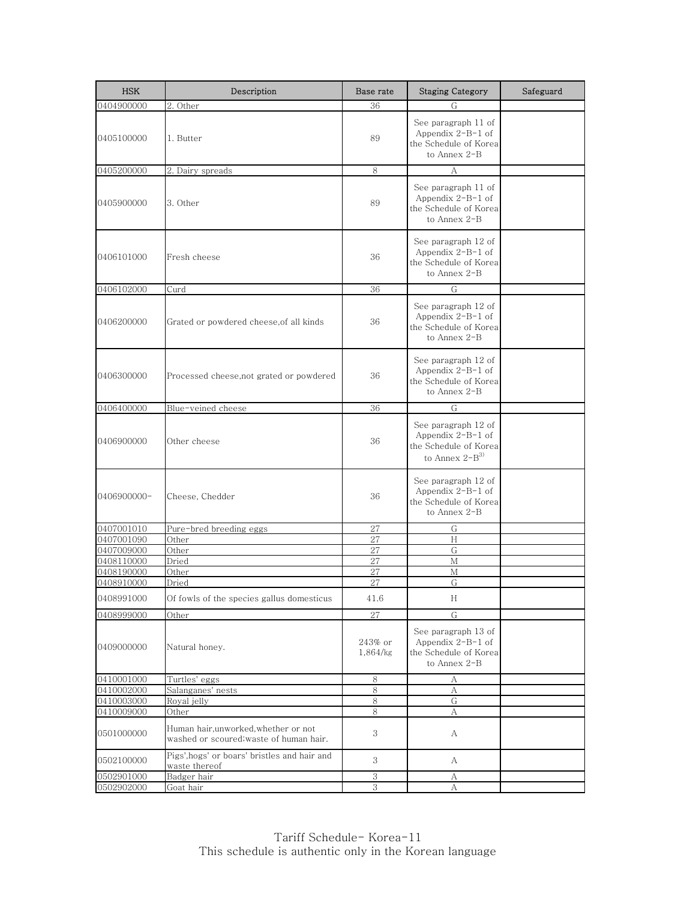| HSK | Description | Base rate | Staging Category | Safeguard |
|---|---|---|---|---|
| 0404900000 | 2. Other | 36 | G | |
| 0405100000 | 1. Butter | 89 | See paragraph 11 of Appendix 2-B-1 of the Schedule of Korea to Annex 2-B | |
| 0405200000 | 2. Dairy spreads | 8 | A | |
| 0405900000 | 3. Other | 89 | See paragraph 11 of Appendix 2-B-1 of the Schedule of Korea to Annex 2-B | |
| 0406101000 | Fresh cheese | 36 | See paragraph 12 of Appendix 2-B-1 of the Schedule of Korea to Annex 2-B | |
| 0406102000 | Curd | 36 | G | |
| 0406200000 | Grated or powdered cheese,of all kinds | 36 | See paragraph 12 of Appendix 2-B-1 of the Schedule of Korea to Annex 2-B | |
| 0406300000 | Processed cheese,not grated or powdered | 36 | See paragraph 12 of Appendix 2-B-1 of the Schedule of Korea to Annex 2-B | |
| 0406400000 | Blue-veined cheese | 36 | G | |
| 0406900000 | Other cheese | 36 | See paragraph 12 of Appendix 2-B-1 of the Schedule of Korea to Annex 2-B[3] | |
| 0406900000- | Cheese, Chedder | 36 | See paragraph 12 of Appendix 2-B-1 of the Schedule of Korea to Annex 2-B | |
| 0407001010 | Pure-bred breeding eggs | 27 | G | |
| 0407001090 | Other | 27 | H | |
| 0407009000 | Other | 27 | G | |
| 0408110000 | Dried | 27 | M | |
| 0408190000 | Other | 27 | M | |
| 0408910000 | Dried | 27 | G | |
| 0408991000 | Of fowls of the species gallus domesticus | 41.6 | H | |
| 0408999000 | Other | 27 | G | |
| 0409000000 | Natural honey. | 243% or 1,864/㎏ | See paragraph 13 of Appendix 2-B-1 of the Schedule of Korea to Annex 2-B | |
| 0410001000 | Turtles' eggs | 8 | A | |
| 0410002000 | Salanganes' nests | 8 | A | |
| 0410003000 | Royal jelly | 8 | G | |
| 0410009000 | Other | 8 | A | |
| 0501000000 | Human hair,unworked,whether or not washed or scoured;waste of human hair. | 3 | A | |
| 0502100000 | Pigs',hogs' or boars' bristles and hair and waste thereof | 3 | A | |
| 0502901000 | Badger hair | 3 | A | |
| 0502902000 | Goat hair | 3 | A | |

Tariff Schedule- Korea-11
This schedule is authentic only in the Korean language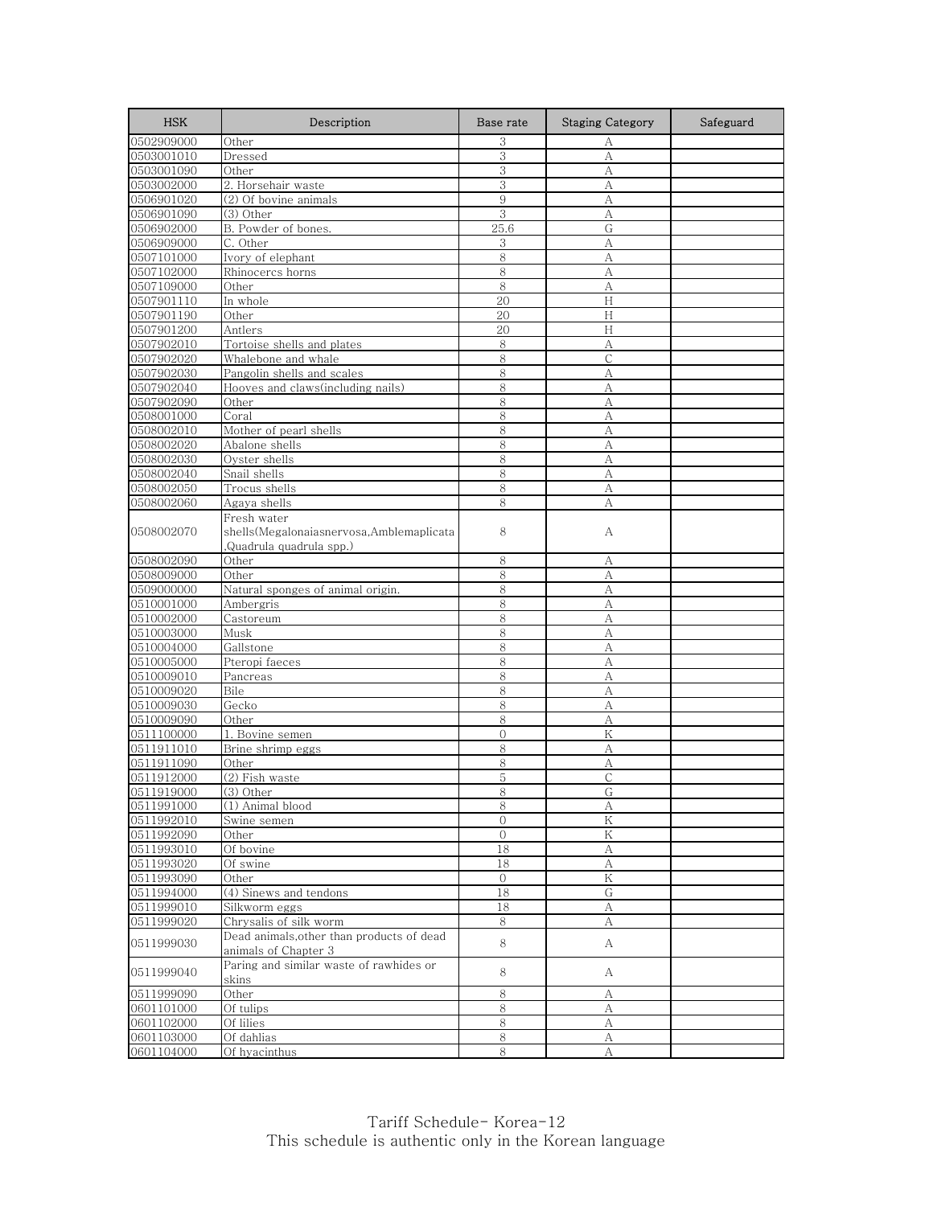| HSK | Description | Base rate | Staging Category | Safeguard |
|---|---|---|---|---|
| 0502909000 | Other | 3 | A | |
| 0503001010 | Dressed | 3 | A | |
| 0503001090 | Other | 3 | A | |
| 0503002000 | 2. Horsehair waste | 3 | A | |
| 0506901020 | (2) Of bovine animals | 9 | A | |
| 0506901090 | (3) Other | 3 | A | |
| 0506902000 | B. Powder of bones. | 25.6 | G | |
| 0506909000 | C. Other | 3 | A | |
| 0507101000 | Ivory of elephant | 8 | A | |
| 0507102000 | Rhinocercs horns | 8 | A | |
| 0507109000 | Other | 8 | A | |
| 0507901110 | In whole | 20 | H | |
| 0507901190 | Other | 20 | H | |
| 0507901200 | Antlers | 20 | H | |
| 0507902010 | Tortoise shells and plates | 8 | A | |
| 0507902020 | Whalebone and whale | 8 | C | |
| 0507902030 | Pangolin shells and scales | 8 | A | |
| 0507902040 | Hooves and claws(including nails) | 8 | A | |
| 0507902090 | Other | 8 | A | |
| 0508001000 | Coral | 8 | A | |
| 0508002010 | Mother of pearl shells | 8 | A | |
| 0508002020 | Abalone shells | 8 | A | |
| 0508002030 | Oyster shells | 8 | A | |
| 0508002040 | Snail shells | 8 | A | |
| 0508002050 | Trocus shells | 8 | A | |
| 0508002060 | Agaya shells | 8 | A | |
| 0508002070 | Fresh water shells(Megalonaiasnervosa,Amblemaplicata ,Quadrula quadrula spp.) | 8 | A | |
| 0508002090 | Other | 8 | A | |
| 0508009000 | Other | 8 | A | |
| 0509000000 | Natural sponges of animal origin. | 8 | A | |
| 0510001000 | Ambergris | 8 | A | |
| 0510002000 | Castoreum | 8 | A | |
| 0510003000 | Musk | 8 | A | |
| 0510004000 | Gallstone | 8 | A | |
| 0510005000 | Pteropi faeces | 8 | A | |
| 0510009010 | Pancreas | 8 | A | |
| 0510009020 | Bile | 8 | A | |
| 0510009030 | Gecko | 8 | A | |
| 0510009090 | Other | 8 | A | |
| 0511100000 | 1. Bovine semen | 0 | K | |
| 0511911010 | Brine shrimp eggs | 8 | A | |
| 0511911090 | Other | 8 | A | |
| 0511912000 | (2) Fish waste | 5 | C | |
| 0511919000 | (3) Other | 8 | G | |
| 0511991000 | (1) Animal blood | 8 | A | |
| 0511992010 | Swine semen | 0 | K | |
| 0511992090 | Other | 0 | K | |
| 0511993010 | Of bovine | 18 | A | |
| 0511993020 | Of swine | 18 | A | |
| 0511993090 | Other | 0 | K | |
| 0511994000 | (4) Sinews and tendons | 18 | G | |
| 0511999010 | Silkworm eggs | 18 | A | |
| 0511999020 | Chrysalis of silk worm | 8 | A | |
| 0511999030 | Dead animals,other than products of dead animals of Chapter 3 | 8 | A | |
| 0511999040 | Paring and similar waste of rawhides or skins | 8 | A | |
| 0511999090 | Other | 8 | A | |
| 0601101000 | Of tulips | 8 | A | |
| 0601102000 | Of lilies | 8 | A | |
| 0601103000 | Of dahlias | 8 | A | |
| 0601104000 | Of hyacinthus | 8 | A | |

Tariff Schedule- Korea-12
This schedule is authentic only in the Korean language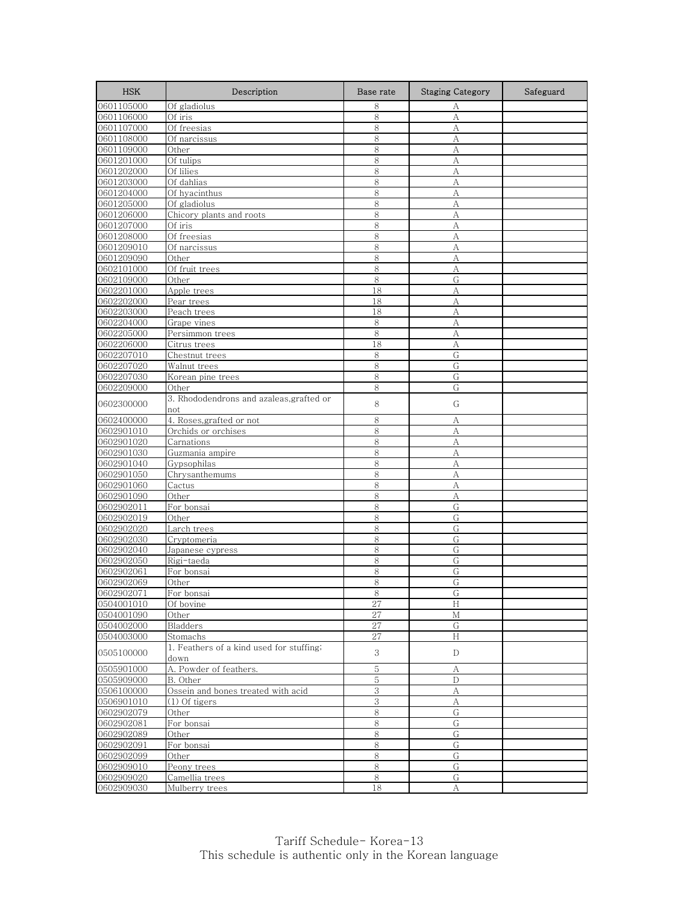| HSK | Description | Base rate | Staging Category | Safeguard |
|---|---|---|---|---|
| 0601105000 | Of gladiolus | 8 | A | |
| 0601106000 | Of iris | 8 | A | |
| 0601107000 | Of freesias | 8 | A | |
| 0601108000 | Of narcissus | 8 | A | |
| 0601109000 | Other | 8 | A | |
| 0601201000 | Of tulips | 8 | A | |
| 0601202000 | Of lilies | 8 | A | |
| 0601203000 | Of dahlias | 8 | A | |
| 0601204000 | Of hyacinthus | 8 | A | |
| 0601205000 | Of gladiolus | 8 | A | |
| 0601206000 | Chicory plants and roots | 8 | A | |
| 0601207000 | Of iris | 8 | A | |
| 0601208000 | Of freesias | 8 | A | |
| 0601209010 | Of narcissus | 8 | A | |
| 0601209090 | Other | 8 | A | |
| 0602101000 | Of fruit trees | 8 | A | |
| 0602109000 | Other | 8 | G | |
| 0602201000 | Apple trees | 18 | A | |
| 0602202000 | Pear trees | 18 | A | |
| 0602203000 | Peach trees | 18 | A | |
| 0602204000 | Grape vines | 8 | A | |
| 0602205000 | Persimmon trees | 8 | A | |
| 0602206000 | Citrus trees | 18 | A | |
| 0602207010 | Chestnut trees | 8 | G | |
| 0602207020 | Walnut trees | 8 | G | |
| 0602207030 | Korean pine trees | 8 | G | |
| 0602209000 | Other | 8 | G | |
| 0602300000 | 3. Rhododendrons and azaleas,grafted or not | 8 | G | |
| 0602400000 | 4. Roses,grafted or not | 8 | A | |
| 0602901010 | Orchids or orchises | 8 | A | |
| 0602901020 | Carnations | 8 | A | |
| 0602901030 | Guzmania ampire | 8 | A | |
| 0602901040 | Gypsophilas | 8 | A | |
| 0602901050 | Chrysanthemums | 8 | A | |
| 0602901060 | Cactus | 8 | A | |
| 0602901090 | Other | 8 | A | |
| 0602902011 | For bonsai | 8 | G | |
| 0602902019 | Other | 8 | G | |
| 0602902020 | Larch trees | 8 | G | |
| 0602902030 | Cryptomeria | 8 | G | |
| 0602902040 | Japanese cypress | 8 | G | |
| 0602902050 | Rigi-taeda | 8 | G | |
| 0602902061 | For bonsai | 8 | G | |
| 0602902069 | Other | 8 | G | |
| 0602902071 | For bonsai | 8 | G | |
| 0504001010 | Of bovine | 27 | H | |
| 0504001090 | Other | 27 | M | |
| 0504002000 | Bladders | 27 | G | |
| 0504003000 | Stomachs | 27 | H | |
| 0505100000 | 1. Feathers of a kind used for stuffing; down | 3 | D | |
| 0505901000 | A. Powder of feathers. | 5 | A | |
| 0505909000 | B. Other | 5 | D | |
| 0506100000 | Ossein and bones treated with acid | 3 | A | |
| 0506901010 | (1) Of tigers | 3 | A | |
| 0602902079 | Other | 8 | G | |
| 0602902081 | For bonsai | 8 | G | |
| 0602902089 | Other | 8 | G | |
| 0602902091 | For bonsai | 8 | G | |
| 0602902099 | Other | 8 | G | |
| 0602909010 | Peony trees | 8 | G | |
| 0602909020 | Camellia trees | 8 | G | |
| 0602909030 | Mulberry trees | 18 | A | |

Tariff Schedule- Korea-13
This schedule is authentic only in the Korean language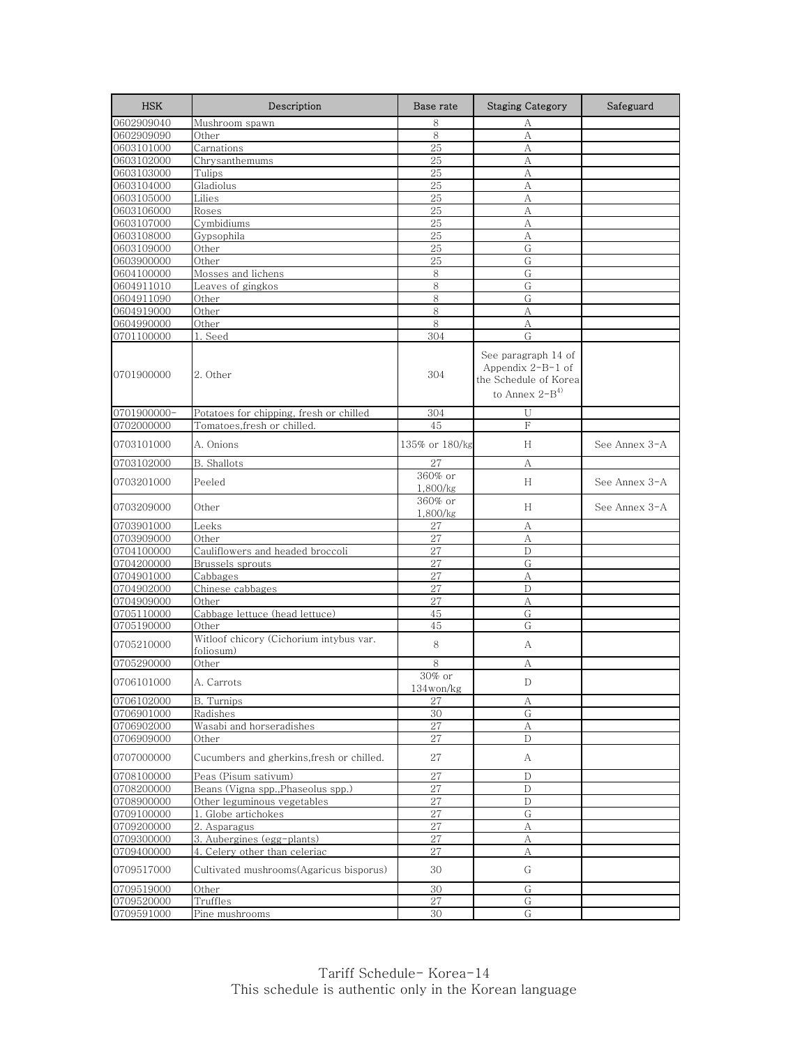| HSK | Description | Base rate | Staging Category | Safeguard |
|---|---|---|---|---|
| 0602909040 | Mushroom spawn | 8 | A | |
| 0602909090 | Other | 8 | A | |
| 0603101000 | Carnations | 25 | A | |
| 0603102000 | Chrysanthemums | 25 | A | |
| 0603103000 | Tulips | 25 | A | |
| 0603104000 | Gladiolus | 25 | A | |
| 0603105000 | Lilies | 25 | A | |
| 0603106000 | Roses | 25 | A | |
| 0603107000 | Cymbidiums | 25 | A | |
| 0603108000 | Gypsophila | 25 | A | |
| 0603109000 | Other | 25 | G | |
| 0603900000 | Other | 25 | G | |
| 0604100000 | Mosses and lichens | 8 | G | |
| 0604911010 | Leaves of gingkos | 8 | G | |
| 0604911090 | Other | 8 | G | |
| 0604919000 | Other | 8 | A | |
| 0604990000 | Other | 8 | A | |
| 0701100000 | 1. Seed | 304 | G | |
| 0701900000 | 2. Other | 304 | See paragraph 14 of Appendix 2-B-1 of the Schedule of Korea to Annex 2-B[4] | |
| 0701900000- | Potatoes for chipping, fresh or chilled | 304 | U | |
| 0702000000 | Tomatoes,fresh or chilled. | 45 | F | |
| 0703101000 | A. Onions | 135% or 180/kg | H | See Annex 3-A |
| 0703102000 | B. Shallots | 27 | A | |
| 0703201000 | Peeled | 360% or 1,800/kg | H | See Annex 3-A |
| 0703209000 | Other | 360% or 1,800/kg | H | See Annex 3-A |
| 0703901000 | Leeks | 27 | A | |
| 0703909000 | Other | 27 | A | |
| 0704100000 | Cauliflowers and headed broccoli | 27 | D | |
| 0704200000 | Brussels sprouts | 27 | G | |
| 0704901000 | Cabbages | 27 | A | |
| 0704902000 | Chinese cabbages | 27 | D | |
| 0704909000 | Other | 27 | A | |
| 0705110000 | Cabbage lettuce (head lettuce) | 45 | G | |
| 0705190000 | Other | 45 | G | |
| 0705210000 | Witloof chicory (Cichorium intybus var. foliosum) | 8 | A | |
| 0705290000 | Other | 8 | A | |
| 0706101000 | A. Carrots | 30% or 134won/kg | D | |
| 0706102000 | B. Turnips | 27 | A | |
| 0706901000 | Radishes | 30 | G | |
| 0706902000 | Wasabi and horseradishes | 27 | A | |
| 0706909000 | Other | 27 | D | |
| 0707000000 | Cucumbers and gherkins,fresh or chilled. | 27 | A | |
| 0708100000 | Peas (Pisum sativum) | 27 | D | |
| 0708200000 | Beans (Vigna spp.,Phaseolus spp.) | 27 | D | |
| 0708900000 | Other leguminous vegetables | 27 | D | |
| 0709100000 | 1. Globe artichokes | 27 | G | |
| 0709200000 | 2. Asparagus | 27 | A | |
| 0709300000 | 3. Aubergines (egg-plants) | 27 | A | |
| 0709400000 | 4. Celery other than celeriac | 27 | A | |
| 0709517000 | Cultivated mushrooms(Agaricus bisporus) | 30 | G | |
| 0709519000 | Other | 30 | G | |
| 0709520000 | Truffles | 27 | G | |
| 0709591000 | Pine mushrooms | 30 | G | |

Tariff Schedule- Korea-14
This schedule is authentic only in the Korean language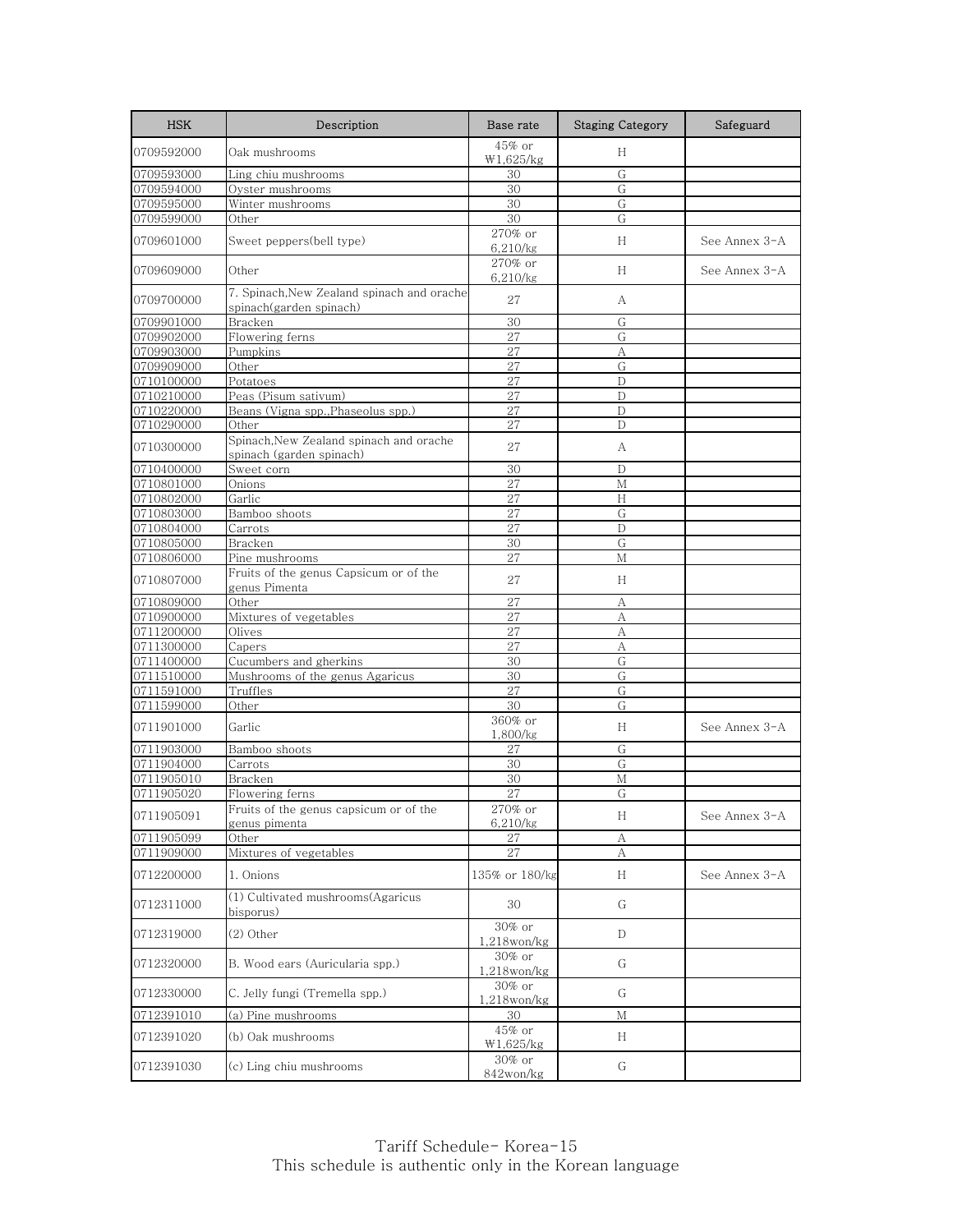| HSK | Description | Base rate | Staging Category | Safeguard |
|---|---|---|---|---|
| 0709592000 | Oak mushrooms | 45% or ₩1,625/kg | H | |
| 0709593000 | Ling chiu mushrooms | 30 | G | |
| 0709594000 | Oyster mushrooms | 30 | G | |
| 0709595000 | Winter mushrooms | 30 | G | |
| 0709599000 | Other | 30 | G | |
| 0709601000 | Sweet peppers(bell type) | 270% or 6,210/㎏ | H | See Annex 3-A |
| 0709609000 | Other | 270% or 6,210/㎏ | H | See Annex 3-A |
| 0709700000 | 7. Spinach,New Zealand spinach and orache spinach(garden spinach) | 27 | A | |
| 0709901000 | Bracken | 30 | G | |
| 0709902000 | Flowering ferns | 27 | G | |
| 0709903000 | Pumpkins | 27 | A | |
| 0709909000 | Other | 27 | G | |
| 0710100000 | Potatoes | 27 | D | |
| 0710210000 | Peas (Pisum sativum) | 27 | D | |
| 0710220000 | Beans (Vigna spp.,Phaseolus spp.) | 27 | D | |
| 0710290000 | Other | 27 | D | |
| 0710300000 | Spinach,New Zealand spinach and orache spinach (garden spinach) | 27 | A | |
| 0710400000 | Sweet corn | 30 | D | |
| 0710801000 | Onions | 27 | M | |
| 0710802000 | Garlic | 27 | H | |
| 0710803000 | Bamboo shoots | 27 | G | |
| 0710804000 | Carrots | 27 | D | |
| 0710805000 | Bracken | 30 | G | |
| 0710806000 | Pine mushrooms | 27 | M | |
| 0710807000 | Fruits of the genus Capsicum or of the genus Pimenta | 27 | H | |
| 0710809000 | Other | 27 | A | |
| 0710900000 | Mixtures of vegetables | 27 | A | |
| 0711200000 | Olives | 27 | A | |
| 0711300000 | Capers | 27 | A | |
| 0711400000 | Cucumbers and gherkins | 30 | G | |
| 0711510000 | Mushrooms of the genus Agaricus | 30 | G | |
| 0711591000 | Truffles | 27 | G | |
| 0711599000 | Other | 30 | G | |
| 0711901000 | Garlic | 360% or 1,800/㎏ | H | See Annex 3-A |
| 0711903000 | Bamboo shoots | 27 | G | |
| 0711904000 | Carrots | 30 | G | |
| 0711905010 | Bracken | 30 | M | |
| 0711905020 | Flowering ferns | 27 | G | |
| 0711905091 | Fruits of the genus capsicum or of the genus pimenta | 270% or 6,210/㎏ | H | See Annex 3-A |
| 0711905099 | Other | 27 | A | |
| 0711909000 | Mixtures of vegetables | 27 | A | |
| 0712200000 | 1. Onions | 135% or 180/㎏ | H | See Annex 3-A |
| 0712311000 | (1) Cultivated mushrooms(Agaricus bisporus) | 30 | G | |
| 0712319000 | (2) Other | 30% or 1,218won/kg | D | |
| 0712320000 | B. Wood ears (Auricularia spp.) | 30% or 1,218won/kg | G | |
| 0712330000 | C. Jelly fungi (Tremella spp.) | 30% or 1,218won/kg | G | |
| 0712391010 | (a) Pine mushrooms | 30 | M | |
| 0712391020 | (b) Oak mushrooms | 45% or ₩1,625/kg | H | |
| 0712391030 | (c) Ling chiu mushrooms | 30% or 842won/kg | G | |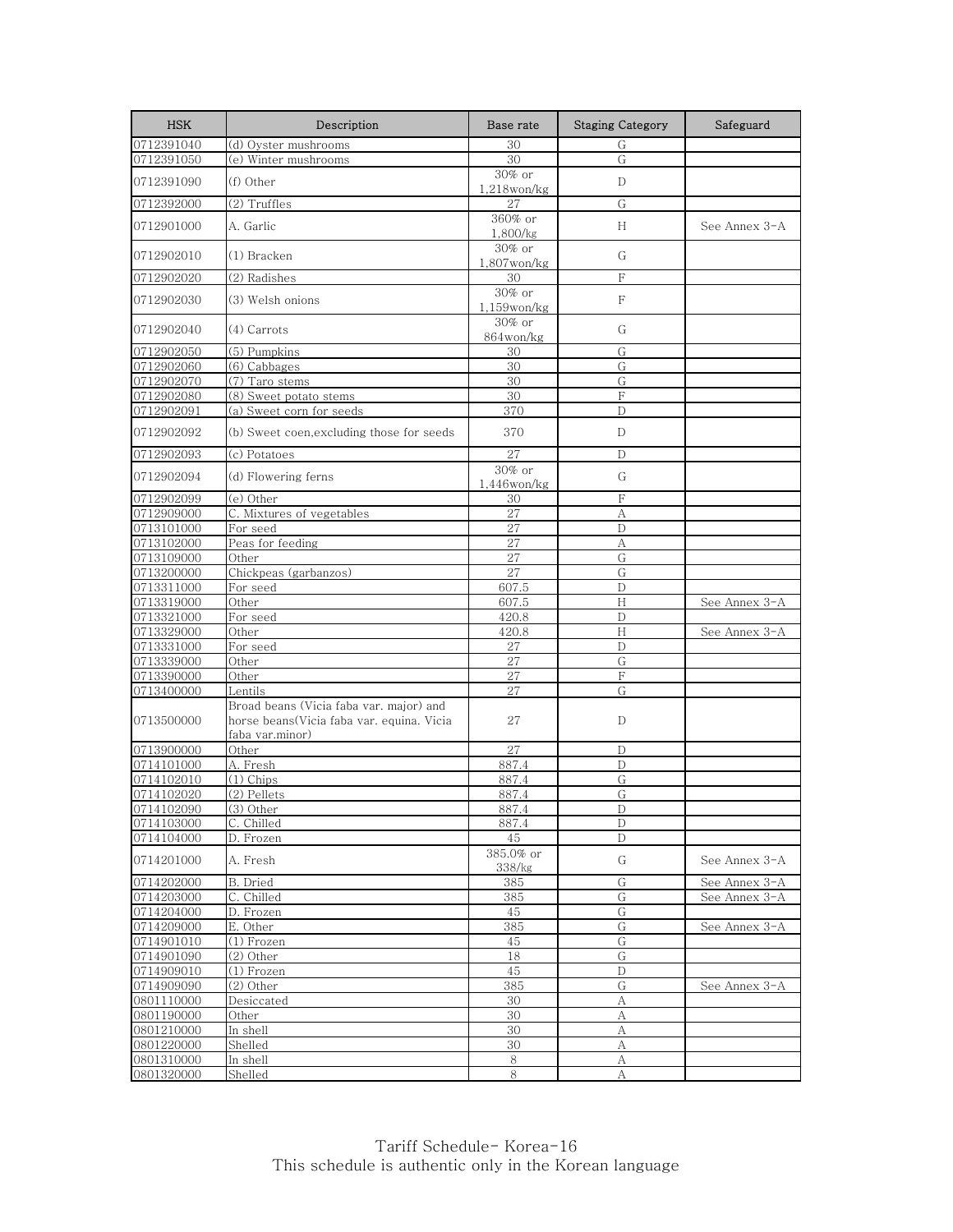| HSK | Description | Base rate | Staging Category | Safeguard |
|---|---|---|---|---|
| 0712391040 | (d) Oyster mushrooms | 30 | G | |
| 0712391050 | (e) Winter mushrooms | 30 | G | |
| 0712391090 | (f) Other | 30% or 1,218won/kg | D | |
| 0712392000 | (2) Truffles | 27 | G | |
| 0712901000 | A. Garlic | 360% or 1,800/kg | H | See Annex 3-A |
| 0712902010 | (1) Bracken | 30% or 1,807won/kg | G | |
| 0712902020 | (2) Radishes | 30 | F | |
| 0712902030 | (3) Welsh onions | 30% or 1,159won/kg | F | |
| 0712902040 | (4) Carrots | 30% or 864won/kg | G | |
| 0712902050 | (5) Pumpkins | 30 | G | |
| 0712902060 | (6) Cabbages | 30 | G | |
| 0712902070 | (7) Taro stems | 30 | G | |
| 0712902080 | (8) Sweet potato stems | 30 | F | |
| 0712902091 | (a) Sweet corn for seeds | 370 | D | |
| 0712902092 | (b) Sweet coen,excluding those for seeds | 370 | D | |
| 0712902093 | (c) Potatoes | 27 | D | |
| 0712902094 | (d) Flowering ferns | 30% or 1,446won/kg | G | |
| 0712902099 | (e) Other | 30 | F | |
| 0712909000 | C. Mixtures of vegetables | 27 | A | |
| 0713101000 | For seed | 27 | D | |
| 0713102000 | Peas for feeding | 27 | A | |
| 0713109000 | Other | 27 | G | |
| 0713200000 | Chickpeas (garbanzos) | 27 | G | |
| 0713311000 | For seed | 607.5 | D | |
| 0713319000 | Other | 607.5 | H | See Annex 3-A |
| 0713321000 | For seed | 420.8 | D | |
| 0713329000 | Other | 420.8 | H | See Annex 3-A |
| 0713331000 | For seed | 27 | D | |
| 0713339000 | Other | 27 | G | |
| 0713390000 | Other | 27 | F | |
| 0713400000 | Lentils | 27 | G | |
| 0713500000 | Broad beans (Vicia faba var. major) and horse beans(Vicia faba var. equina. Vicia faba var.minor) | 27 | D | |
| 0713900000 | Other | 27 | D | |
| 0714101000 | A. Fresh | 887.4 | D | |
| 0714102010 | (1) Chips | 887.4 | G | |
| 0714102020 | (2) Pellets | 887.4 | G | |
| 0714102090 | (3) Other | 887.4 | D | |
| 0714103000 | C. Chilled | 887.4 | D | |
| 0714104000 | D. Frozen | 45 | D | |
| 0714201000 | A. Fresh | 385.0% or 338/kg | G | See Annex 3-A |
| 0714202000 | B. Dried | 385 | G | See Annex 3-A |
| 0714203000 | C. Chilled | 385 | G | See Annex 3-A |
| 0714204000 | D. Frozen | 45 | G | |
| 0714209000 | E. Other | 385 | G | See Annex 3-A |
| 0714901010 | (1) Frozen | 45 | G | |
| 0714901090 | (2) Other | 18 | G | |
| 0714909010 | (1) Frozen | 45 | D | |
| 0714909090 | (2) Other | 385 | G | See Annex 3-A |
| 0801110000 | Desiccated | 30 | A | |
| 0801190000 | Other | 30 | A | |
| 0801210000 | In shell | 30 | A | |
| 0801220000 | Shelled | 30 | A | |
| 0801310000 | In shell | 8 | A | |
| 0801320000 | Shelled | 8 | A | |

Tariff Schedule- Korea-16
This schedule is authentic only in the Korean language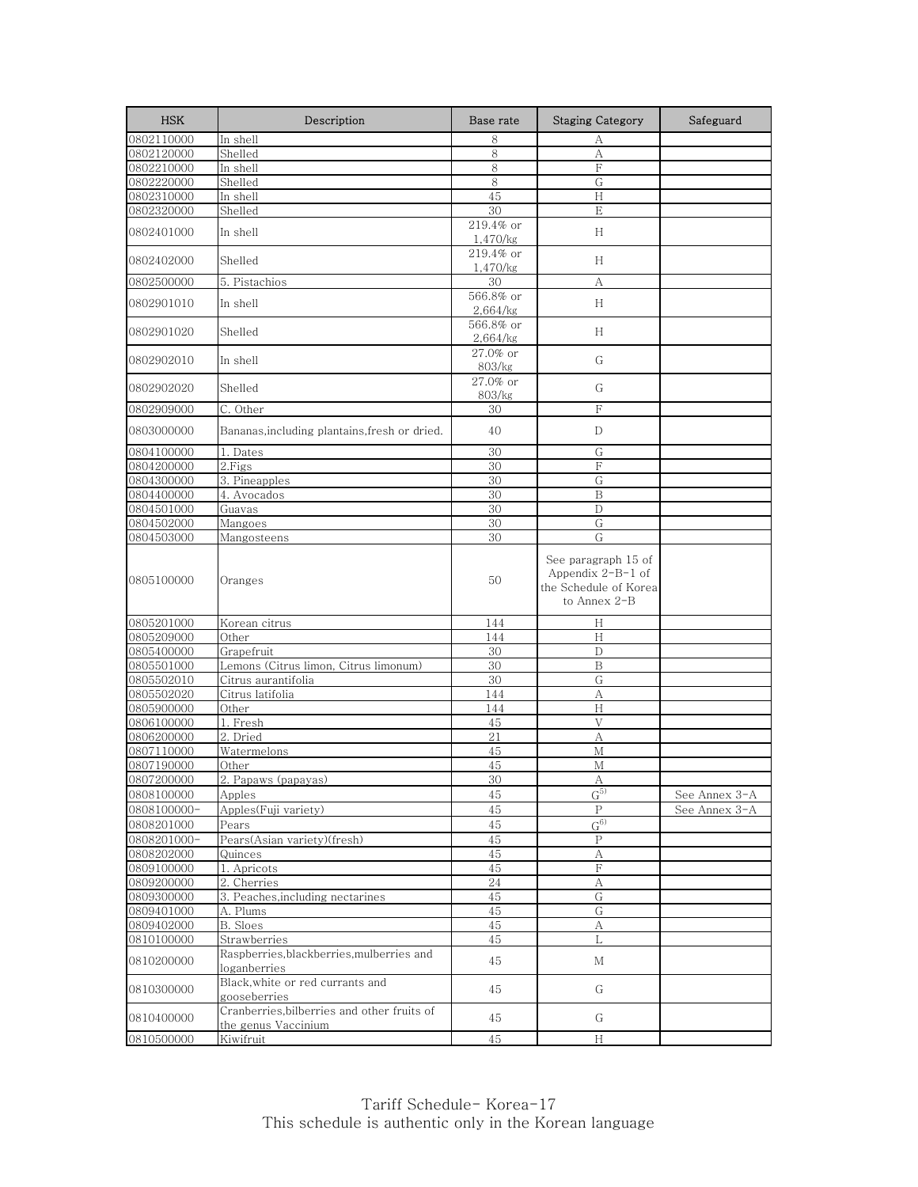| HSK | Description | Base rate | Staging Category | Safeguard |
|---|---|---|---|---|
| 0802110000 | In shell | 8 | A | |
| 0802120000 | Shelled | 8 | A | |
| 0802210000 | In shell | 8 | F | |
| 0802220000 | Shelled | 8 | G | |
| 0802310000 | In shell | 45 | H | |
| 0802320000 | Shelled | 30 | E | |
| 0802401000 | In shell | 219.4% or 1,470/kg | H | |
| 0802402000 | Shelled | 219.4% or 1,470/kg | H | |
| 0802500000 | 5. Pistachios | 30 | A | |
| 0802901010 | In shell | 566.8% or 2,664/kg | H | |
| 0802901020 | Shelled | 566.8% or 2,664/kg | H | |
| 0802902010 | In shell | 27.0% or 803/kg | G | |
| 0802902020 | Shelled | 27.0% or 803/kg | G | |
| 0802909000 | C. Other | 30 | F | |
| 0803000000 | Bananas,including plantains,fresh or dried. | 40 | D | |
| 0804100000 | 1. Dates | 30 | G | |
| 0804200000 | 2.Figs | 30 | F | |
| 0804300000 | 3. Pineapples | 30 | G | |
| 0804400000 | 4. Avocados | 30 | B | |
| 0804501000 | Guavas | 30 | D | |
| 0804502000 | Mangoes | 30 | G | |
| 0804503000 | Mangosteens | 30 | G | |
| 0805100000 | Oranges | 50 | See paragraph 15 of Appendix 2-B-1 of the Schedule of Korea to Annex 2-B | |
| 0805201000 | Korean citrus | 144 | H | |
| 0805209000 | Other | 144 | H | |
| 0805400000 | Grapefruit | 30 | D | |
| 0805501000 | Lemons (Citrus limon, Citrus limonum) | 30 | B | |
| 0805502010 | Citrus aurantifolia | 30 | G | |
| 0805502020 | Citrus latifolia | 144 | A | |
| 0805900000 | Other | 144 | H | |
| 0806100000 | 1. Fresh | 45 | V | |
| 0806200000 | 2. Dried | 21 | A | |
| 0807110000 | Watermelons | 45 | M | |
| 0807190000 | Other | 45 | M | |
| 0807200000 | 2. Papaws (papayas) | 30 | A | |
| 0808100000 | Apples | 45 | G[5] | See Annex 3-A |
| 0808100000- | Apples(Fuji variety) | 45 | P | See Annex 3-A |
| 0808201000 | Pears | 45 | G[6] | |
| 0808201000- | Pears(Asian variety)(fresh) | 45 | P | |
| 0808202000 | Quinces | 45 | A | |
| 0809100000 | 1. Apricots | 45 | F | |
| 0809200000 | 2. Cherries | 24 | A | |
| 0809300000 | 3. Peaches,including nectarines | 45 | G | |
| 0809401000 | A. Plums | 45 | G | |
| 0809402000 | B. Sloes | 45 | A | |
| 0810100000 | Strawberries | 45 | L | |
| 0810200000 | Raspberries,blackberries,mulberries and loganberries | 45 | M | |
| 0810300000 | Black,white or red currants and gooseberries | 45 | G | |
| 0810400000 | Cranberries,bilberries and other fruits of the genus Vaccinium | 45 | G | |
| 0810500000 | Kiwifruit | 45 | H | |

Tariff Schedule- Korea-17
This schedule is authentic only in the Korean language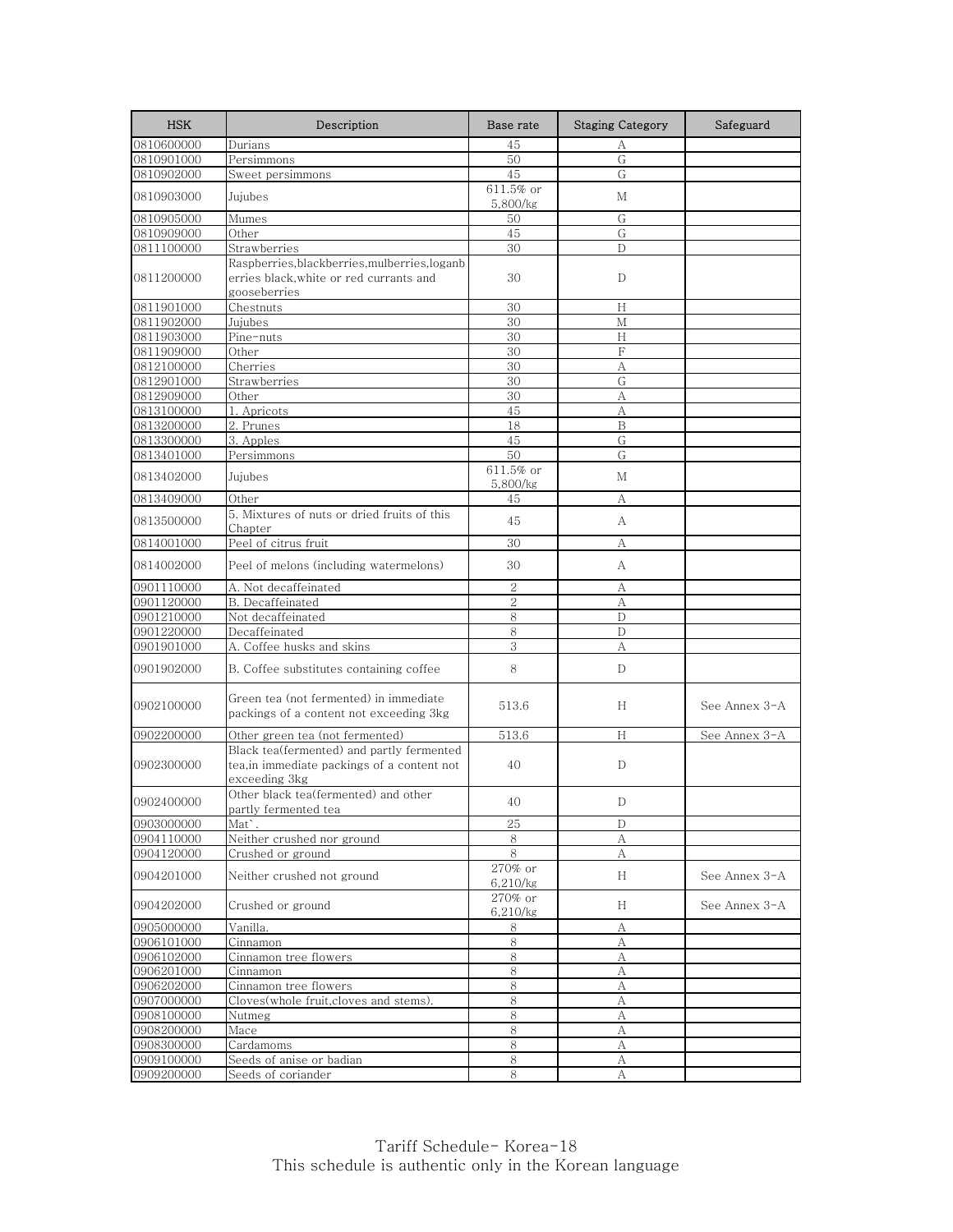| HSK | Description | Base rate | Staging Category | Safeguard |
|---|---|---|---|---|
| 0810600000 | Durians | 45 | A | |
| 0810901000 | Persimmons | 50 | G | |
| 0810902000 | Sweet persimmons | 45 | G | |
| 0810903000 | Jujubes | 611.5% or 5,800/kg | M | |
| 0810905000 | Mumes | 50 | G | |
| 0810909000 | Other | 45 | G | |
| 0811100000 | Strawberries | 30 | D | |
| 0811200000 | Raspberries,blackberries,mulberries,loganberries black,white or red currants and gooseberries | 30 | D | |
| 0811901000 | Chestnuts | 30 | H | |
| 0811902000 | Jujubes | 30 | M | |
| 0811903000 | Pine-nuts | 30 | H | |
| 0811909000 | Other | 30 | F | |
| 0812100000 | Cherries | 30 | A | |
| 0812901000 | Strawberries | 30 | G | |
| 0812909000 | Other | 30 | A | |
| 0813100000 | 1. Apricots | 45 | A | |
| 0813200000 | 2. Prunes | 18 | B | |
| 0813300000 | 3. Apples | 45 | G | |
| 0813401000 | Persimmons | 50 | G | |
| 0813402000 | Jujubes | 611.5% or 5,800/kg | M | |
| 0813409000 | Other | 45 | A | |
| 0813500000 | 5. Mixtures of nuts or dried fruits of this Chapter | 45 | A | |
| 0814001000 | Peel of citrus fruit | 30 | A | |
| 0814002000 | Peel of melons (including watermelons) | 30 | A | |
| 0901110000 | A. Not decaffeinated | 2 | A | |
| 0901120000 | B. Decaffeinated | 2 | A | |
| 0901210000 | Not decaffeinated | 8 | D | |
| 0901220000 | Decaffeinated | 8 | D | |
| 0901901000 | A. Coffee husks and skins | 3 | A | |
| 0901902000 | B. Coffee substitutes containing coffee | 8 | D | |
| 0902100000 | Green tea (not fermented) in immediate packings of a content not exceeding 3kg | 513.6 | H | See Annex 3-A |
| 0902200000 | Other green tea (not fermented) | 513.6 | H | See Annex 3-A |
| 0902300000 | Black tea(fermented) and partly fermented tea,in immediate packings of a content not exceeding 3kg | 40 | D | |
| 0902400000 | Other black tea(fermented) and other partly fermented tea | 40 | D | |
| 0903000000 | Mat`. | 25 | D | |
| 0904110000 | Neither crushed nor ground | 8 | A | |
| 0904120000 | Crushed or ground | 8 | A | |
| 0904201000 | Neither crushed not ground | 270% or 6,210/kg | H | See Annex 3-A |
| 0904202000 | Crushed or ground | 270% or 6,210/kg | H | See Annex 3-A |
| 0905000000 | Vanilla. | 8 | A | |
| 0906101000 | Cinnamon | 8 | A | |
| 0906102000 | Cinnamon tree flowers | 8 | A | |
| 0906201000 | Cinnamon | 8 | A | |
| 0906202000 | Cinnamon tree flowers | 8 | A | |
| 0907000000 | Cloves(whole fruit,cloves and stems). | 8 | A | |
| 0908100000 | Nutmeg | 8 | A | |
| 0908200000 | Mace | 8 | A | |
| 0908300000 | Cardamoms | 8 | A | |
| 0909100000 | Seeds of anise or badian | 8 | A | |
| 0909200000 | Seeds of coriander | 8 | A | |

Tariff Schedule- Korea-18
This schedule is authentic only in the Korean language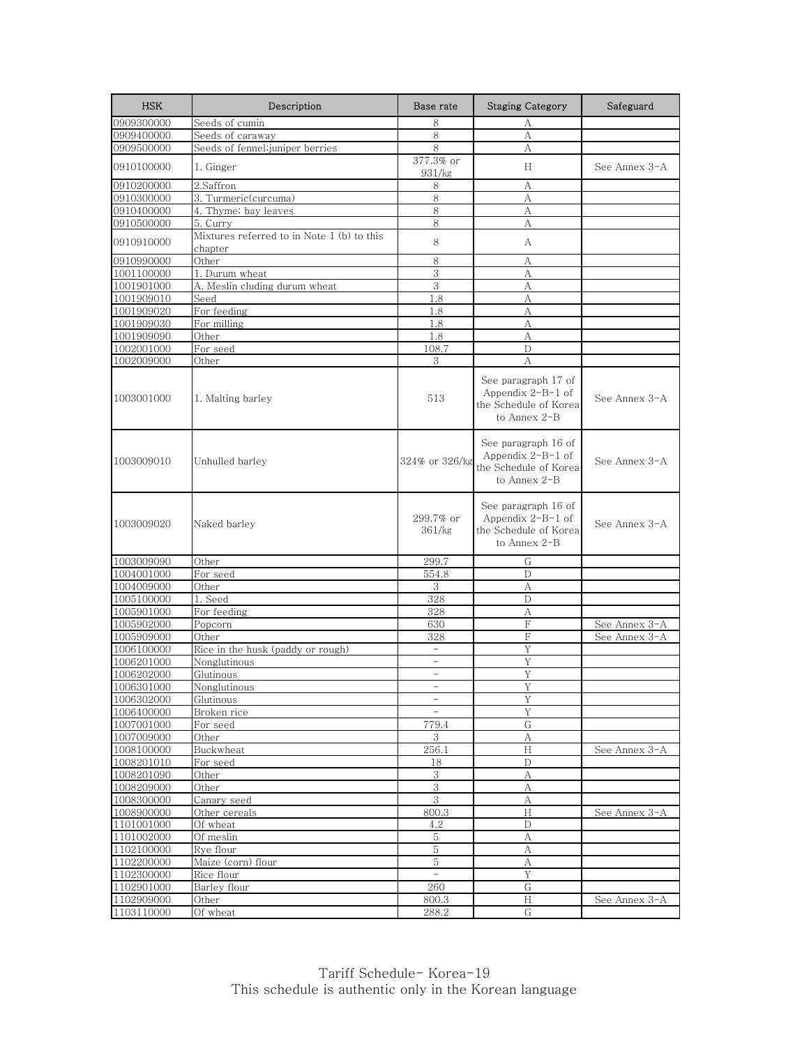| HSK | Description | Base rate | Staging Category | Safeguard |
|---|---|---|---|---|
| 0909300000 | Seeds of cumin | 8 | A | |
| 0909400000 | Seeds of caraway | 8 | A | |
| 0909500000 | Seeds of fennel;juniper berries | 8 | A | |
| 0910100000 | 1. Ginger | 377.3% or 931/kg | H | See Annex 3-A |
| 0910200000 | 2.Saffron | 8 | A | |
| 0910300000 | 3. Turmeric(curcuma) | 8 | A | |
| 0910400000 | 4. Thyme; bay leaves | 8 | A | |
| 0910500000 | 5. Curry | 8 | A | |
| 0910910000 | Mixtures referred to in Note 1 (b) to this chapter | 8 | A | |
| 0910990000 | Other | 8 | A | |
| 1001100000 | 1. Durum wheat | 3 | A | |
| 1001901000 | A. Meslin cluding durum wheat | 3 | A | |
| 1001909010 | Seed | 1.8 | A | |
| 1001909020 | For feeding | 1.8 | A | |
| 1001909030 | For milling | 1.8 | A | |
| 1001909090 | Other | 1.8 | A | |
| 1002001000 | For seed | 108.7 | D | |
| 1002009000 | Other | 3 | A | |
| 1003001000 | 1. Malting barley | 513 | See paragraph 17 of Appendix 2-B-1 of the Schedule of Korea to Annex 2-B | See Annex 3-A |
| 1003009010 | Unhulled barley | 324% or 326/kg | See paragraph 16 of Appendix 2-B-1 of the Schedule of Korea to Annex 2-B | See Annex 3-A |
| 1003009020 | Naked barley | 299.7% or 361/kg | See paragraph 16 of Appendix 2-B-1 of the Schedule of Korea to Annex 2-B | See Annex 3-A |
| 1003009090 | Other | 299.7 | G | |
| 1004001000 | For seed | 554.8 | D | |
| 1004009000 | Other | 3 | A | |
| 1005100000 | 1. Seed | 328 | D | |
| 1005901000 | For feeding | 328 | A | |
| 1005902000 | Popcorn | 630 | F | See Annex 3-A |
| 1005909000 | Other | 328 | F | See Annex 3-A |
| 1006100000 | Rice in the husk (paddy or rough) | - | Y | |
| 1006201000 | Nonglutinous | - | Y | |
| 1006202000 | Glutinous | - | Y | |
| 1006301000 | Nonglutinous | - | Y | |
| 1006302000 | Glutinous | - | Y | |
| 1006400000 | Broken rice | - | Y | |
| 1007001000 | For seed | 779.4 | G | |
| 1007009000 | Other | 3 | A | |
| 1008100000 | Buckwheat | 256.1 | H | See Annex 3-A |
| 1008201010 | For seed | 18 | D | |
| 1008201090 | Other | 3 | A | |
| 1008209000 | Other | 3 | A | |
| 1008300000 | Canary seed | 3 | A | |
| 1008900000 | Other cereals | 800.3 | H | See Annex 3-A |
| 1101001000 | Of wheat | 4.2 | D | |
| 1101002000 | Of meslin | 5 | A | |
| 1102100000 | Rye flour | 5 | A | |
| 1102200000 | Maize (corn) flour | 5 | A | |
| 1102300000 | Rice flour | - | Y | |
| 1102901000 | Barley flour | 260 | G | |
| 1102909000 | Other | 800.3 | H | See Annex 3-A |
| 1103110000 | Of wheat | 288.2 | G | |

Tariff Schedule- Korea-19
This schedule is authentic only in the Korean language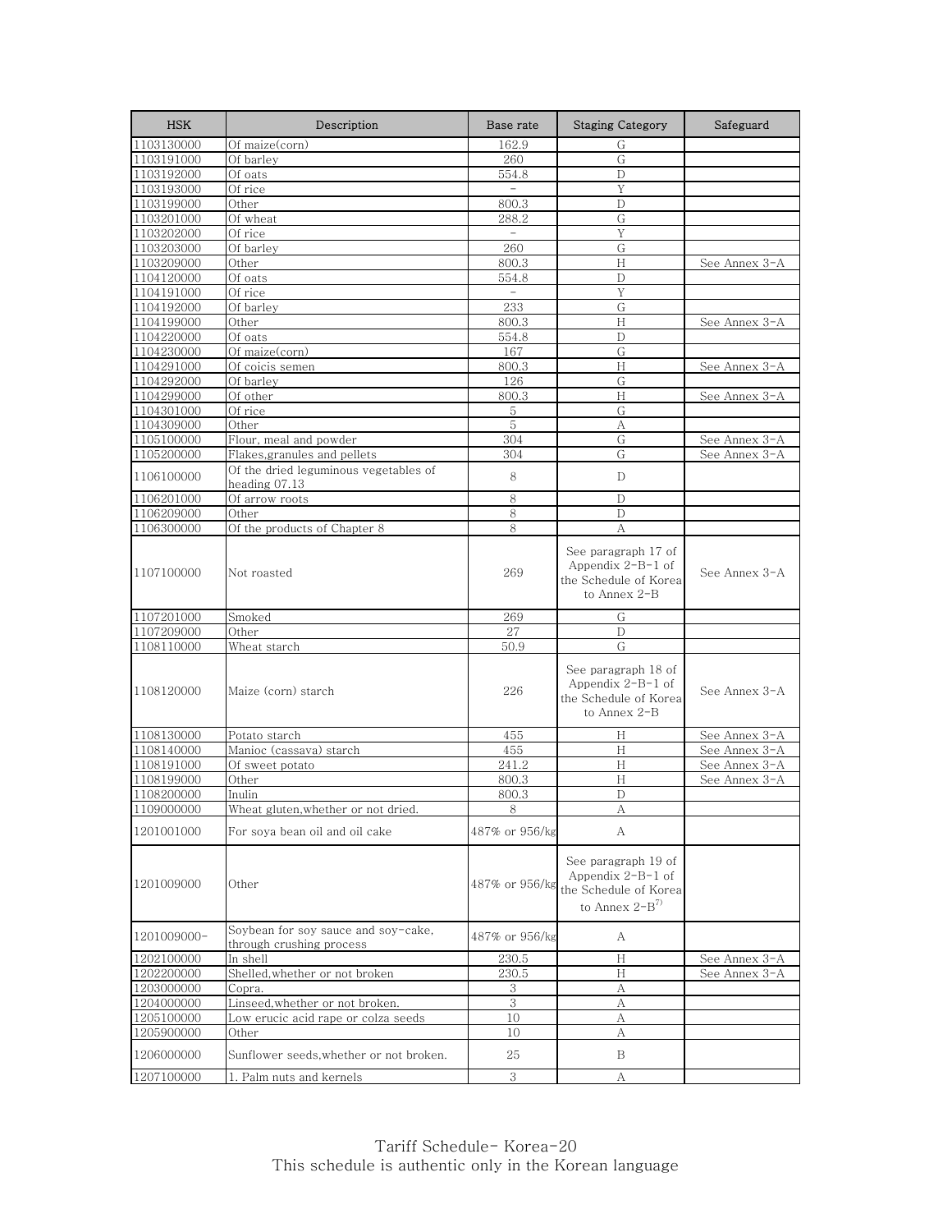| HSK | Description | Base rate | Staging Category | Safeguard |
|---|---|---|---|---|
| 1103130000 | Of maize(corn) | 162.9 | G | |
| 1103191000 | Of barley | 260 | G | |
| 1103192000 | Of oats | 554.8 | D | |
| 1103193000 | Of rice | – | Y | |
| 1103199000 | Other | 800.3 | D | |
| 1103201000 | Of wheat | 288.2 | G | |
| 1103202000 | Of rice | – | Y | |
| 1103203000 | Of barley | 260 | G | |
| 1103209000 | Other | 800.3 | H | See Annex 3-A |
| 1104120000 | Of oats | 554.8 | D | |
| 1104191000 | Of rice | – | Y | |
| 1104192000 | Of barley | 233 | G | |
| 1104199000 | Other | 800.3 | H | See Annex 3-A |
| 1104220000 | Of oats | 554.8 | D | |
| 1104230000 | Of maize(corn) | 167 | G | |
| 1104291000 | Of coicis semen | 800.3 | H | See Annex 3-A |
| 1104292000 | Of barley | 126 | G | |
| 1104299000 | Of other | 800.3 | H | See Annex 3-A |
| 1104301000 | Of rice | 5 | G | |
| 1104309000 | Other | 5 | A | |
| 1105100000 | Flour, meal and powder | 304 | G | See Annex 3-A |
| 1105200000 | Flakes,granules and pellets | 304 | G | See Annex 3-A |
| 1106100000 | Of the dried leguminous vegetables of heading 07.13 | 8 | D | |
| 1106201000 | Of arrow roots | 8 | D | |
| 1106209000 | Other | 8 | D | |
| 1106300000 | Of the products of Chapter 8 | 8 | A | |
| 1107100000 | Not roasted | 269 | See paragraph 17 of Appendix 2-B-1 of the Schedule of Korea to Annex 2-B | See Annex 3-A |
| 1107201000 | Smoked | 269 | G | |
| 1107209000 | Other | 27 | D | |
| 1108110000 | Wheat starch | 50.9 | G | |
| 1108120000 | Maize (corn) starch | 226 | See paragraph 18 of Appendix 2-B-1 of the Schedule of Korea to Annex 2-B | See Annex 3-A |
| 1108130000 | Potato starch | 455 | H | See Annex 3-A |
| 1108140000 | Manioc (cassava) starch | 455 | H | See Annex 3-A |
| 1108191000 | Of sweet potato | 241.2 | H | See Annex 3-A |
| 1108199000 | Other | 800.3 | H | See Annex 3-A |
| 1108200000 | Inulin | 800.3 | D | |
| 1109000000 | Wheat gluten,whether or not dried. | 8 | A | |
| 1201001000 | For soya bean oil and oil cake | 487% or 956/kg | A | |
| 1201009000 | Other | 487% or 956/kg | See paragraph 19 of Appendix 2-B-1 of the Schedule of Korea to Annex 2-B[7) ] | |
| 1201009000- | Soybean for soy sauce and soy-cake, through crushing process | 487% or 956/kg | A | |
| 1202100000 | In shell | 230.5 | H | See Annex 3-A |
| 1202200000 | Shelled,whether or not broken | 230.5 | H | See Annex 3-A |
| 1203000000 | Copra. | 3 | A | |
| 1204000000 | Linseed,whether or not broken. | 3 | A | |
| 1205100000 | Low erucic acid rape or colza seeds | 10 | A | |
| 1205900000 | Other | 10 | A | |
| 1206000000 | Sunflower seeds,whether or not broken. | 25 | B | |
| 1207100000 | 1. Palm nuts and kernels | 3 | A | |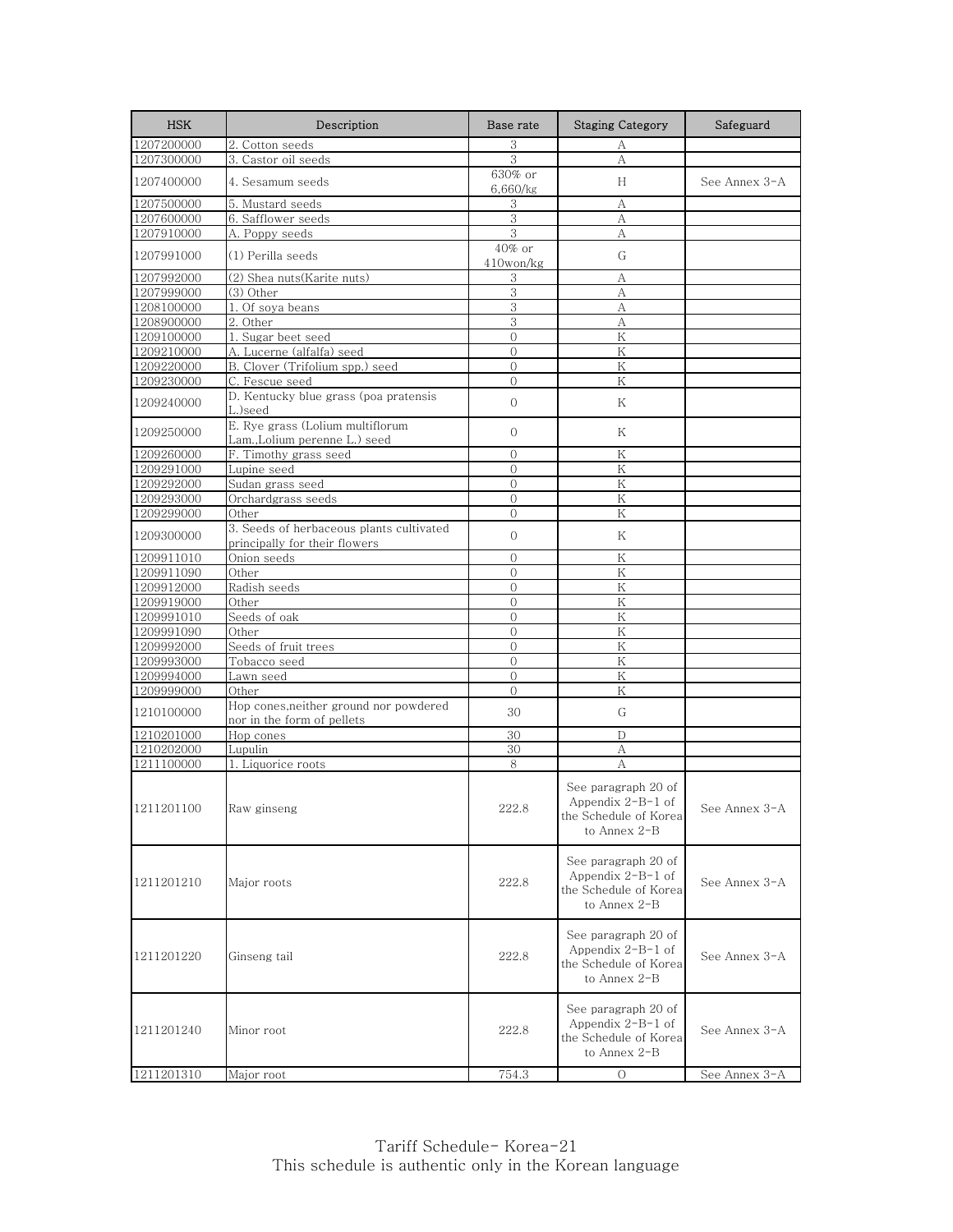| HSK | Description | Base rate | Staging Category | Safeguard |
|---|---|---|---|---|
| 1207200000 | 2. Cotton seeds | 3 | A | |
| 1207300000 | 3. Castor oil seeds | 3 | A | |
| 1207400000 | 4. Sesamum seeds | 630% or 6,660/kg | H | See Annex 3-A |
| 1207500000 | 5. Mustard seeds | 3 | A | |
| 1207600000 | 6. Safflower seeds | 3 | A | |
| 1207910000 | A. Poppy seeds | 3 | A | |
| 1207991000 | (1) Perilla seeds | 40% or 410won/kg | G | |
| 1207992000 | (2) Shea nuts(Karite nuts) | 3 | A | |
| 1207999000 | (3) Other | 3 | A | |
| 1208100000 | 1. Of soya beans | 3 | A | |
| 1208900000 | 2. Other | 3 | A | |
| 1209100000 | 1. Sugar beet seed | 0 | K | |
| 1209210000 | A. Lucerne (alfalfa) seed | 0 | K | |
| 1209220000 | B. Clover (Trifolium spp.) seed | 0 | K | |
| 1209230000 | C. Fescue seed | 0 | K | |
| 1209240000 | D. Kentucky blue grass (poa pratensis L.)seed | 0 | K | |
| 1209250000 | E. Rye grass (Lolium multiflorum Lam.,Lolium perenne L.) seed | 0 | K | |
| 1209260000 | F. Timothy grass seed | 0 | K | |
| 1209291000 | Lupine seed | 0 | K | |
| 1209292000 | Sudan grass seed | 0 | K | |
| 1209293000 | Orchardgrass seeds | 0 | K | |
| 1209299000 | Other | 0 | K | |
| 1209300000 | 3. Seeds of herbaceous plants cultivated principally for their flowers | 0 | K | |
| 1209911010 | Onion seeds | 0 | K | |
| 1209911090 | Other | 0 | K | |
| 1209912000 | Radish seeds | 0 | K | |
| 1209919000 | Other | 0 | K | |
| 1209991010 | Seeds of oak | 0 | K | |
| 1209991090 | Other | 0 | K | |
| 1209992000 | Seeds of fruit trees | 0 | K | |
| 1209993000 | Tobacco seed | 0 | K | |
| 1209994000 | Lawn seed | 0 | K | |
| 1209999000 | Other | 0 | K | |
| 1210100000 | Hop cones,neither ground nor powdered nor in the form of pellets | 30 | G | |
| 1210201000 | Hop cones | 30 | D | |
| 1210202000 | Lupulin | 30 | A | |
| 1211100000 | 1. Liquorice roots | 8 | A | |
| 1211201100 | Raw ginseng | 222.8 | See paragraph 20 of Appendix 2-B-1 of the Schedule of Korea to Annex 2-B | See Annex 3-A |
| 1211201210 | Major roots | 222.8 | See paragraph 20 of Appendix 2-B-1 of the Schedule of Korea to Annex 2-B | See Annex 3-A |
| 1211201220 | Ginseng tail | 222.8 | See paragraph 20 of Appendix 2-B-1 of the Schedule of Korea to Annex 2-B | See Annex 3-A |
| 1211201240 | Minor root | 222.8 | See paragraph 20 of Appendix 2-B-1 of the Schedule of Korea to Annex 2-B | See Annex 3-A |
| 1211201310 | Major root | 754.3 | O | See Annex 3-A |

This schedule is authentic only in the Korean language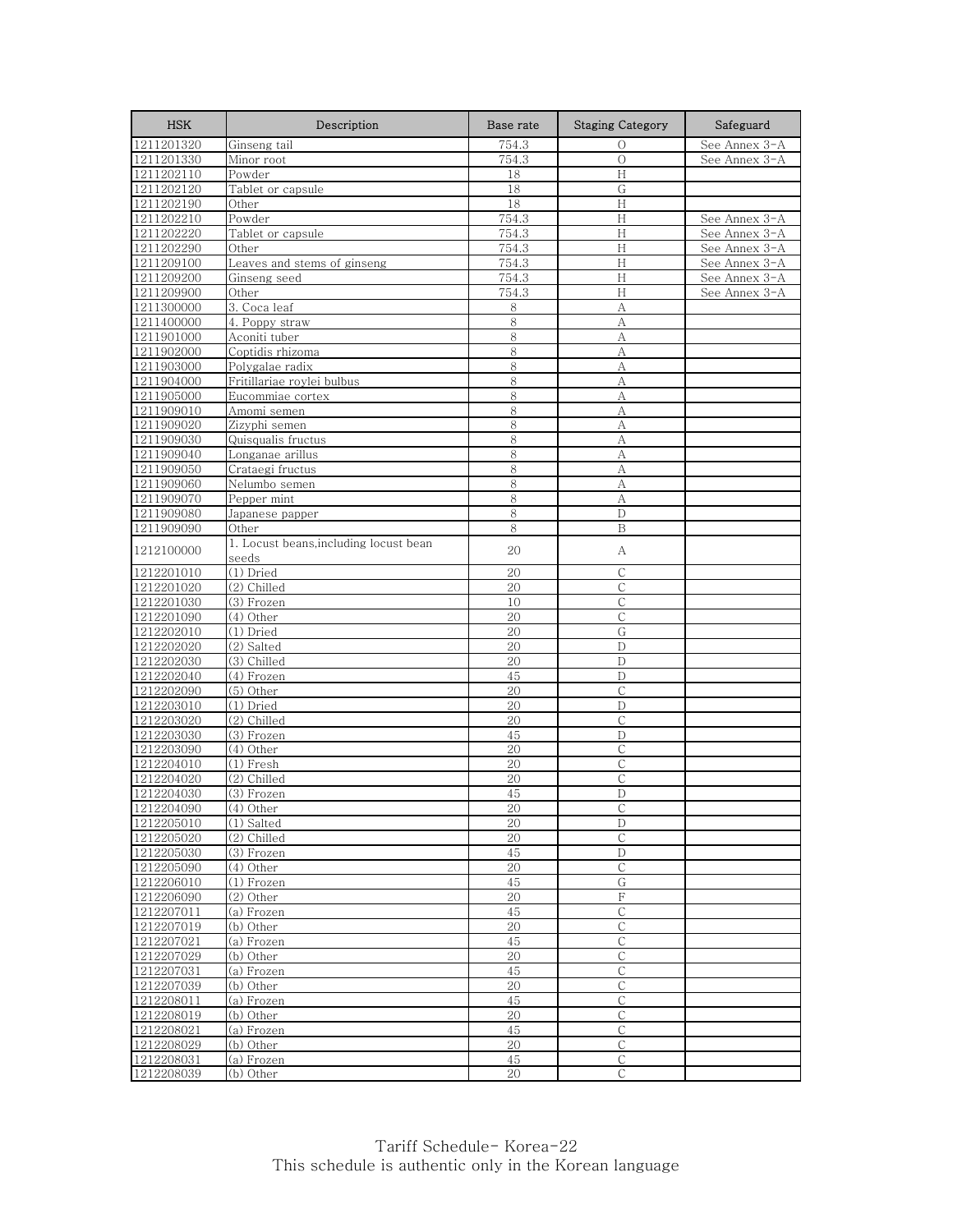| HSK | Description | Base rate | Staging Category | Safeguard |
|---|---|---|---|---|
| 1211201320 | Ginseng tail | 754.3 | O | See Annex 3-A |
| 1211201330 | Minor root | 754.3 | O | See Annex 3-A |
| 1211202110 | Powder | 18 | H | |
| 1211202120 | Tablet or capsule | 18 | G | |
| 1211202190 | Other | 18 | H | |
| 1211202210 | Powder | 754.3 | H | See Annex 3-A |
| 1211202220 | Tablet or capsule | 754.3 | H | See Annex 3-A |
| 1211202290 | Other | 754.3 | H | See Annex 3-A |
| 1211209100 | Leaves and stems of ginseng | 754.3 | H | See Annex 3-A |
| 1211209200 | Ginseng seed | 754.3 | H | See Annex 3-A |
| 1211209900 | Other | 754.3 | H | See Annex 3-A |
| 1211300000 | 3. Coca leaf | 8 | A | |
| 1211400000 | 4. Poppy straw | 8 | A | |
| 1211901000 | Aconiti tuber | 8 | A | |
| 1211902000 | Coptidis rhizoma | 8 | A | |
| 1211903000 | Polygalae radix | 8 | A | |
| 1211904000 | Fritillariae roylei bulbus | 8 | A | |
| 1211905000 | Eucommiae cortex | 8 | A | |
| 1211909010 | Amomi semen | 8 | A | |
| 1211909020 | Zizyphi semen | 8 | A | |
| 1211909030 | Quisqualis fructus | 8 | A | |
| 1211909040 | Longanae arillus | 8 | A | |
| 1211909050 | Crataegi fructus | 8 | A | |
| 1211909060 | Nelumbo semen | 8 | A | |
| 1211909070 | Pepper mint | 8 | A | |
| 1211909080 | Japanese papper | 8 | D | |
| 1211909090 | Other | 8 | B | |
| 1212100000 | 1. Locust beans,including locust bean seeds | 20 | A | |
| 1212201010 | (1) Dried | 20 | C | |
| 1212201020 | (2) Chilled | 20 | C | |
| 1212201030 | (3) Frozen | 10 | C | |
| 1212201090 | (4) Other | 20 | C | |
| 1212202010 | (1) Dried | 20 | G | |
| 1212202020 | (2) Salted | 20 | D | |
| 1212202030 | (3) Chilled | 20 | D | |
| 1212202040 | (4) Frozen | 45 | D | |
| 1212202090 | (5) Other | 20 | C | |
| 1212203010 | (1) Dried | 20 | D | |
| 1212203020 | (2) Chilled | 20 | C | |
| 1212203030 | (3) Frozen | 45 | D | |
| 1212203090 | (4) Other | 20 | C | |
| 1212204010 | (1) Fresh | 20 | C | |
| 1212204020 | (2) Chilled | 20 | C | |
| 1212204030 | (3) Frozen | 45 | D | |
| 1212204090 | (4) Other | 20 | C | |
| 1212205010 | (1) Salted | 20 | D | |
| 1212205020 | (2) Chilled | 20 | C | |
| 1212205030 | (3) Frozen | 45 | D | |
| 1212205090 | (4) Other | 20 | C | |
| 1212206010 | (1) Frozen | 45 | G | |
| 1212206090 | (2) Other | 20 | F | |
| 1212207011 | (a) Frozen | 45 | C | |
| 1212207019 | (b) Other | 20 | C | |
| 1212207021 | (a) Frozen | 45 | C | |
| 1212207029 | (b) Other | 20 | C | |
| 1212207031 | (a) Frozen | 45 | C | |
| 1212207039 | (b) Other | 20 | C | |
| 1212208011 | (a) Frozen | 45 | C | |
| 1212208019 | (b) Other | 20 | C | |
| 1212208021 | (a) Frozen | 45 | C | |
| 1212208029 | (b) Other | 20 | C | |
| 1212208031 | (a) Frozen | 45 | C | |
| 1212208039 | (b) Other | 20 | C | |

Tariff Schedule- Korea-22
This schedule is authentic only in the Korean language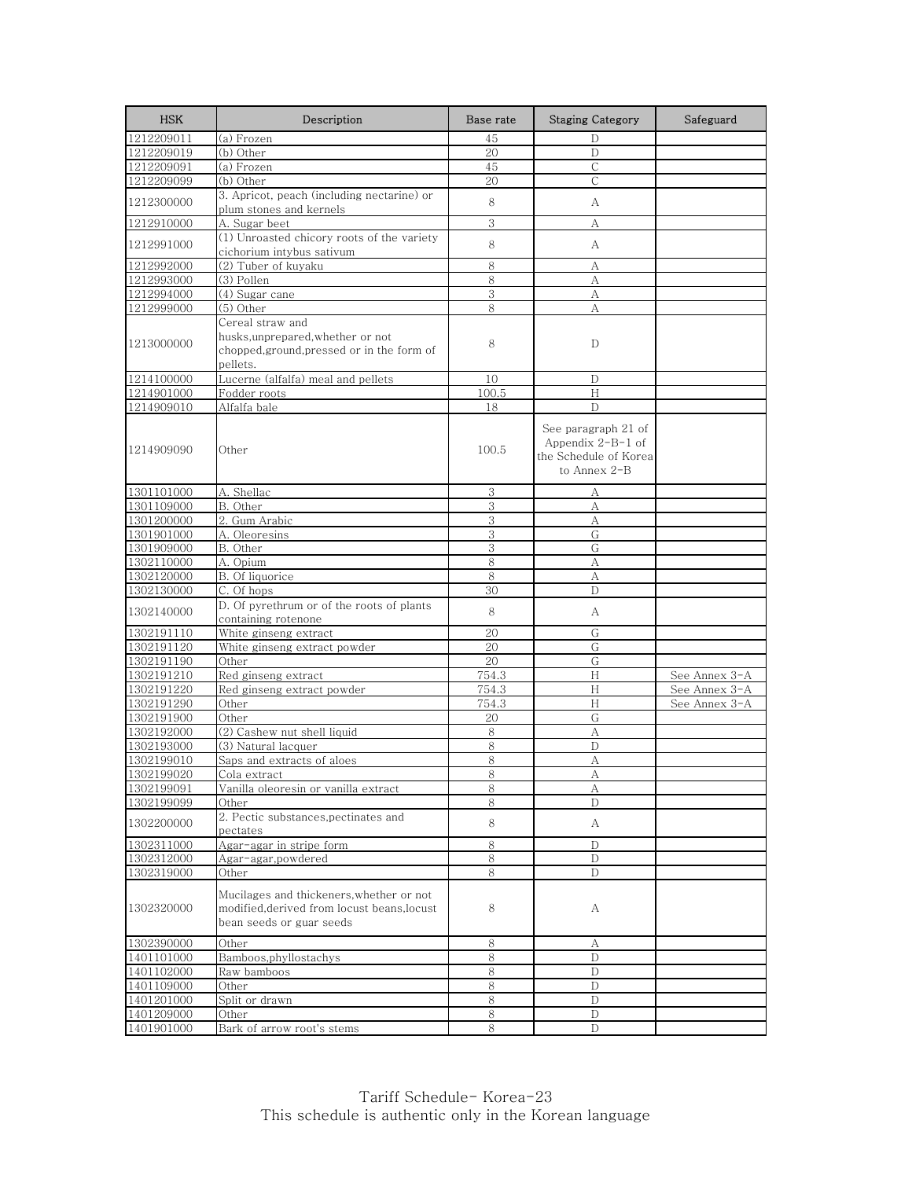| HSK | Description | Base rate | Staging Category | Safeguard |
|---|---|---|---|---|
| 1212209011 | (a) Frozen | 45 | D | |
| 1212209019 | (b) Other | 20 | D | |
| 1212209091 | (a) Frozen | 45 | C | |
| 1212209099 | (b) Other | 20 | C | |
| 1212300000 | 3. Apricot, peach (including nectarine) or plum stones and kernels | 8 | A | |
| 1212910000 | A. Sugar beet | 3 | A | |
| 1212991000 | (1) Unroasted chicory roots of the variety cichorium intybus sativum | 8 | A | |
| 1212992000 | (2) Tuber of kuyaku | 8 | A | |
| 1212993000 | (3) Pollen | 8 | A | |
| 1212994000 | (4) Sugar cane | 3 | A | |
| 1212999000 | (5) Other | 8 | A | |
| 1213000000 | Cereal straw and husks,unprepared,whether or not chopped,ground,pressed or in the form of pellets. | 8 | D | |
| 1214100000 | Lucerne (alfalfa) meal and pellets | 10 | D | |
| 1214901000 | Fodder roots | 100.5 | H | |
| 1214909010 | Alfalfa bale | 18 | D | |
| 1214909090 | Other | 100.5 | See paragraph 21 of Appendix 2-B-1 of the Schedule of Korea to Annex 2-B | |
| 1301101000 | A. Shellac | 3 | A | |
| 1301109000 | B. Other | 3 | A | |
| 1301200000 | 2. Gum Arabic | 3 | A | |
| 1301901000 | A. Oleoresins | 3 | G | |
| 1301909000 | B. Other | 3 | G | |
| 1302110000 | A. Opium | 8 | A | |
| 1302120000 | B. Of liquorice | 8 | A | |
| 1302130000 | C. Of hops | 30 | D | |
| 1302140000 | D. Of pyrethrum or of the roots of plants containing rotenone | 8 | A | |
| 1302191110 | White ginseng extract | 20 | G | |
| 1302191120 | White ginseng extract powder | 20 | G | |
| 1302191190 | Other | 20 | G | |
| 1302191210 | Red ginseng extract | 754.3 | H | See Annex 3-A |
| 1302191220 | Red ginseng extract powder | 754.3 | H | See Annex 3-A |
| 1302191290 | Other | 754.3 | H | See Annex 3-A |
| 1302191900 | Other | 20 | G | |
| 1302192000 | (2) Cashew nut shell liquid | 8 | A | |
| 1302193000 | (3) Natural lacquer | 8 | D | |
| 1302199010 | Saps and extracts of aloes | 8 | A | |
| 1302199020 | Cola extract | 8 | A | |
| 1302199091 | Vanilla oleoresin or vanilla extract | 8 | A | |
| 1302199099 | Other | 8 | D | |
| 1302200000 | 2. Pectic substances,pectinates and pectates | 8 | A | |
| 1302311000 | Agar-agar in stripe form | 8 | D | |
| 1302312000 | Agar-agar,powdered | 8 | D | |
| 1302319000 | Other | 8 | D | |
| 1302320000 | Mucilages and thickeners,whether or not modified,derived from locust beans,locust bean seeds or guar seeds | 8 | A | |
| 1302390000 | Other | 8 | A | |
| 1401101000 | Bamboos,phyllostachys | 8 | D | |
| 1401102000 | Raw bamboos | 8 | D | |
| 1401109000 | Other | 8 | D | |
| 1401201000 | Split or drawn | 8 | D | |
| 1401209000 | Other | 8 | D | |
| 1401901000 | Bark of arrow root's stems | 8 | D | |

Tariff Schedule- Korea-23
This schedule is authentic only in the Korean language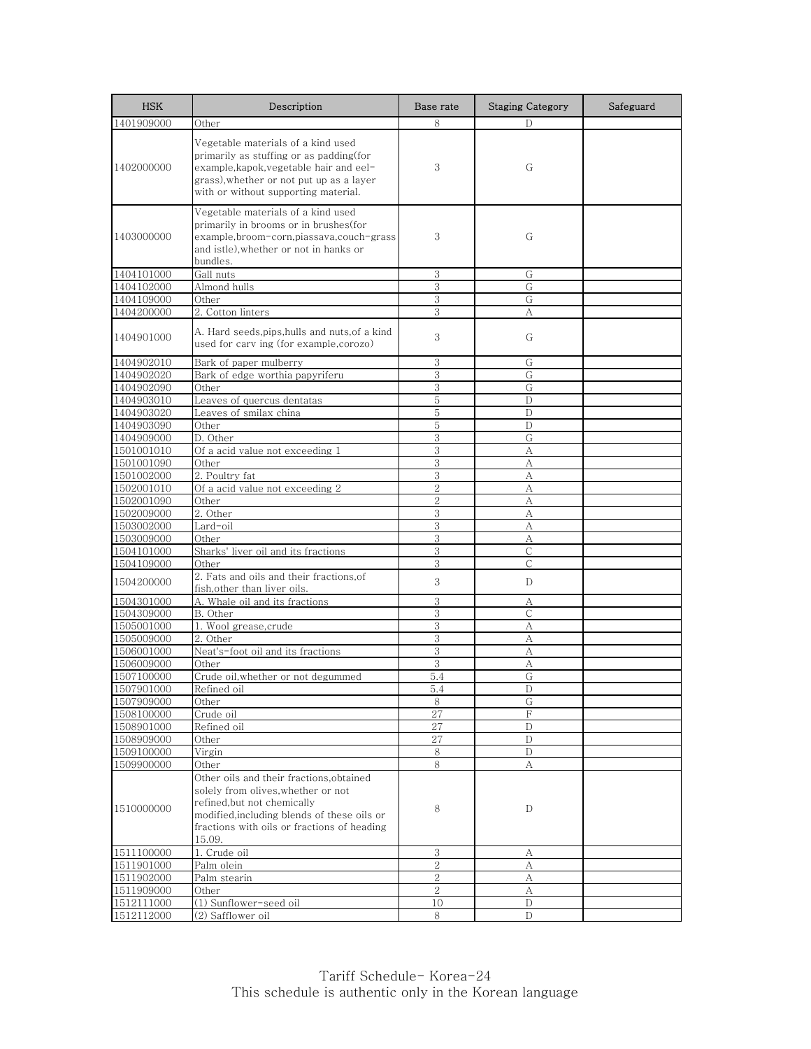| HSK | Description | Base rate | Staging Category | Safeguard |
|---|---|---|---|---|
| 1401909000 | Other | 8 | D | |
| 1402000000 | Vegetable materials of a kind used primarily as stuffing or as padding(for example,kapok,vegetable hair and eel-grass),whether or not put up as a layer with or without supporting material. | 3 | G | |
| 1403000000 | Vegetable materials of a kind used primarily in brooms or in brushes(for example,broom-corn,piassava,couch-grass and istle),whether or not in hanks or bundles. | 3 | G | |
| 1404101000 | Gall nuts | 3 | G | |
| 1404102000 | Almond hulls | 3 | G | |
| 1404109000 | Other | 3 | G | |
| 1404200000 | 2. Cotton linters | 3 | A | |
| 1404901000 | A. Hard seeds,pips,hulls and nuts,of a kind used for carv ing (for example,corozo) | 3 | G | |
| 1404902010 | Bark of paper mulberry | 3 | G | |
| 1404902020 | Bark of edge worthia papyriferu | 3 | G | |
| 1404902090 | Other | 3 | G | |
| 1404903010 | Leaves of quercus dentatas | 5 | D | |
| 1404903020 | Leaves of smilax china | 5 | D | |
| 1404903090 | Other | 5 | D | |
| 1404909000 | D. Other | 3 | G | |
| 1501001010 | Of a acid value not exceeding 1 | 3 | A | |
| 1501001090 | Other | 3 | A | |
| 1501002000 | 2. Poultry fat | 3 | A | |
| 1502001010 | Of a acid value not exceeding 2 | 2 | A | |
| 1502001090 | Other | 2 | A | |
| 1502009000 | 2. Other | 3 | A | |
| 1503002000 | Lard-oil | 3 | A | |
| 1503009000 | Other | 3 | A | |
| 1504101000 | Sharks' liver oil and its fractions | 3 | C | |
| 1504109000 | Other | 3 | C | |
| 1504200000 | 2. Fats and oils and their fractions,of fish,other than liver oils. | 3 | D | |
| 1504301000 | A. Whale oil and its fractions | 3 | A | |
| 1504309000 | B. Other | 3 | C | |
| 1505001000 | 1. Wool grease,crude | 3 | A | |
| 1505009000 | 2. Other | 3 | A | |
| 1506001000 | Neat's-foot oil and its fractions | 3 | A | |
| 1506009000 | Other | 3 | A | |
| 1507100000 | Crude oil,whether or not degummed | 5.4 | G | |
| 1507901000 | Refined oil | 5.4 | D | |
| 1507909000 | Other | 8 | G | |
| 1508100000 | Crude oil | 27 | F | |
| 1508901000 | Refined oil | 27 | D | |
| 1508909000 | Other | 27 | D | |
| 1509100000 | Virgin | 8 | D | |
| 1509900000 | Other | 8 | A | |
| 1510000000 | Other oils and their fractions,obtained solely from olives,whether or not refined,but not chemically modified,including blends of these oils or fractions with oils or fractions of heading 15.09. | 8 | D | |
| 1511100000 | 1. Crude oil | 3 | A | |
| 1511901000 | Palm olein | 2 | A | |
| 1511902000 | Palm stearin | 2 | A | |
| 1511909000 | Other | 2 | A | |
| 1512111000 | (1) Sunflower-seed oil | 10 | D | |
| 1512112000 | (2) Safflower oil | 8 | D | |

Tariff Schedule- Korea-24
This schedule is authentic only in the Korean language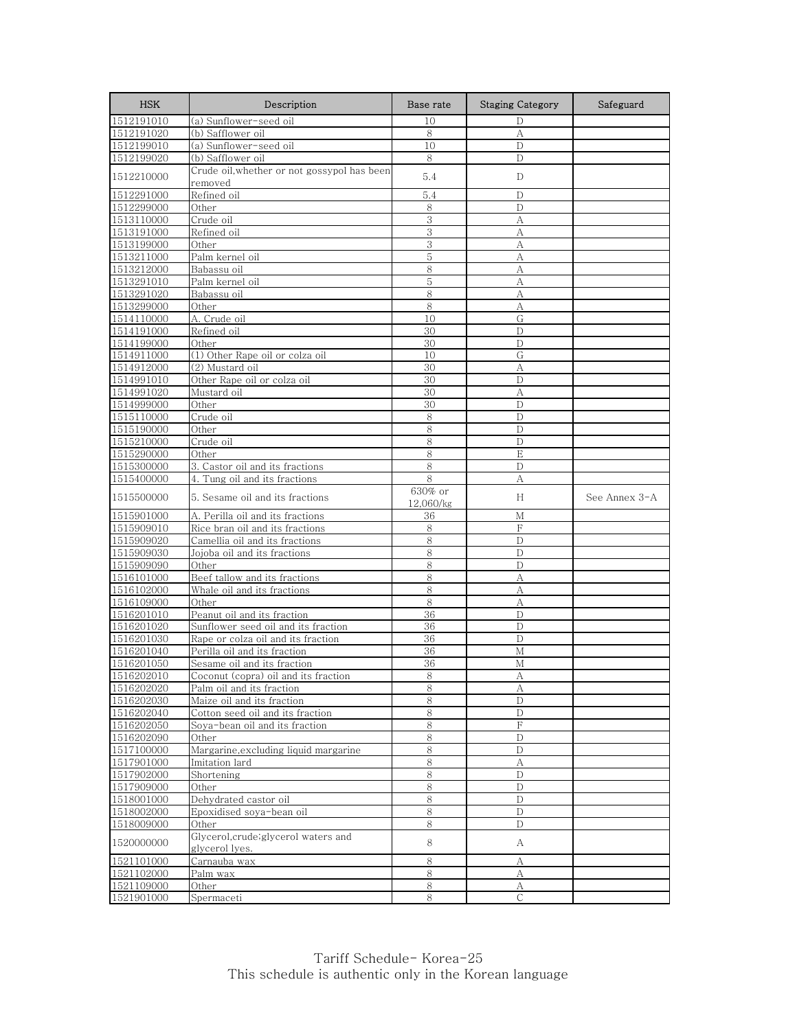| HSK | Description | Base rate | Staging Category | Safeguard |
|---|---|---|---|---|
| 1512191010 | (a) Sunflower-seed oil | 10 | D | |
| 1512191020 | (b) Safflower oil | 8 | A | |
| 1512199010 | (a) Sunflower-seed oil | 10 | D | |
| 1512199020 | (b) Safflower oil | 8 | D | |
| 1512210000 | Crude oil,whether or not gossypol has been removed | 5.4 | D | |
| 1512291000 | Refined oil | 5.4 | D | |
| 1512299000 | Other | 8 | D | |
| 1513110000 | Crude oil | 3 | A | |
| 1513191000 | Refined oil | 3 | A | |
| 1513199000 | Other | 3 | A | |
| 1513211000 | Palm kernel oil | 5 | A | |
| 1513212000 | Babassu oil | 8 | A | |
| 1513291010 | Palm kernel oil | 5 | A | |
| 1513291020 | Babassu oil | 8 | A | |
| 1513299000 | Other | 8 | A | |
| 1514110000 | A. Crude oil | 10 | G | |
| 1514191000 | Refined oil | 30 | D | |
| 1514199000 | Other | 30 | D | |
| 1514911000 | (1) Other Rape oil or colza oil | 10 | G | |
| 1514912000 | (2) Mustard oil | 30 | A | |
| 1514991010 | Other Rape oil or colza oil | 30 | D | |
| 1514991020 | Mustard oil | 30 | A | |
| 1514999000 | Other | 30 | D | |
| 1515110000 | Crude oil | 8 | D | |
| 1515190000 | Other | 8 | D | |
| 1515210000 | Crude oil | 8 | D | |
| 1515290000 | Other | 8 | E | |
| 1515300000 | 3. Castor oil and its fractions | 8 | D | |
| 1515400000 | 4. Tung oil and its fractions | 8 | A | |
| 1515500000 | 5. Sesame oil and its fractions | 630% or 12,060/kg | H | See Annex 3-A |
| 1515901000 | A. Perilla oil and its fractions | 36 | M | |
| 1515909010 | Rice bran oil and its fractions | 8 | F | |
| 1515909020 | Camellia oil and its fractions | 8 | D | |
| 1515909030 | Jojoba oil and its fractions | 8 | D | |
| 1515909090 | Other | 8 | D | |
| 1516101000 | Beef tallow and its fractions | 8 | A | |
| 1516102000 | Whale oil and its fractions | 8 | A | |
| 1516109000 | Other | 8 | A | |
| 1516201010 | Peanut oil and its fraction | 36 | D | |
| 1516201020 | Sunflower seed oil and its fraction | 36 | D | |
| 1516201030 | Rape or colza oil and its fraction | 36 | D | |
| 1516201040 | Perilla oil and its fraction | 36 | M | |
| 1516201050 | Sesame oil and its fraction | 36 | M | |
| 1516202010 | Coconut (copra) oil and its fraction | 8 | A | |
| 1516202020 | Palm oil and its fraction | 8 | A | |
| 1516202030 | Maize oil and its fraction | 8 | D | |
| 1516202040 | Cotton seed oil and its fraction | 8 | D | |
| 1516202050 | Soya-bean oil and its fraction | 8 | F | |
| 1516202090 | Other | 8 | D | |
| 1517100000 | Margarine,excluding liquid margarine | 8 | D | |
| 1517901000 | Imitation lard | 8 | A | |
| 1517902000 | Shortening | 8 | D | |
| 1517909000 | Other | 8 | D | |
| 1518001000 | Dehydrated castor oil | 8 | D | |
| 1518002000 | Epoxidised soya-bean oil | 8 | D | |
| 1518009000 | Other | 8 | D | |
| 1520000000 | Glycerol,crude;glycerol waters and glycerol lyes. | 8 | A | |
| 1521101000 | Carnauba wax | 8 | A | |
| 1521102000 | Palm wax | 8 | A | |
| 1521109000 | Other | 8 | A | |
| 1521901000 | Spermaceti | 8 | C | |

This schedule is authentic only in the Korean language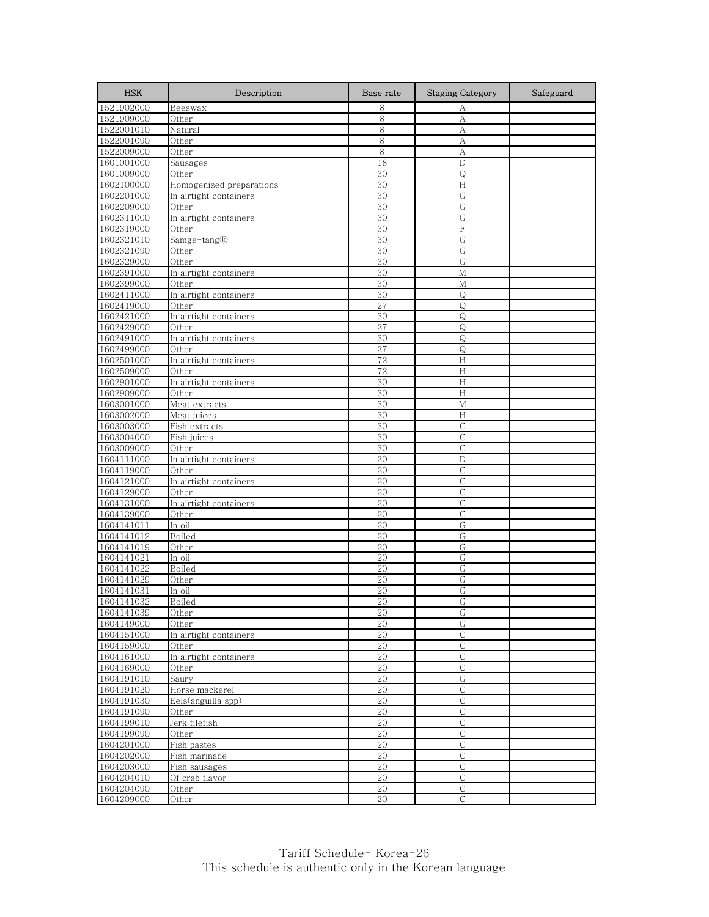| HSK | Description | Base rate | Staging Category | Safeguard |
|---|---|---|---|---|
| 1521902000 | Beeswax | 8 | A | |
| 1521909000 | Other | 8 | A | |
| 1522001010 | Natural | 8 | A | |
| 1522001090 | Other | 8 | A | |
| 1522009000 | Other | 8 | A | |
| 1601001000 | Sausages | 18 | D | |
| 1601009000 | Other | 30 | Q | |
| 1602100000 | Homogenised preparations | 30 | H | |
| 1602201000 | In airtight containers | 30 | G | |
| 1602209000 | Other | 30 | G | |
| 1602311000 | In airtight containers | 30 | G | |
| 1602319000 | Other | 30 | F | |
| 1602321010 | Samge-tang㉿ | 30 | G | |
| 1602321090 | Other | 30 | G | |
| 1602329000 | Other | 30 | G | |
| 1602391000 | In airtight containers | 30 | M | |
| 1602399000 | Other | 30 | M | |
| 1602411000 | In airtight containers | 30 | Q | |
| 1602419000 | Other | 27 | Q | |
| 1602421000 | In airtight containers | 30 | Q | |
| 1602429000 | Other | 27 | Q | |
| 1602491000 | In airtight containers | 30 | Q | |
| 1602499000 | Other | 27 | Q | |
| 1602501000 | In airtight containers | 72 | H | |
| 1602509000 | Other | 72 | H | |
| 1602901000 | In airtight containers | 30 | H | |
| 1602909000 | Other | 30 | H | |
| 1603001000 | Meat extracts | 30 | M | |
| 1603002000 | Meat juices | 30 | H | |
| 1603003000 | Fish extracts | 30 | C | |
| 1603004000 | Fish juices | 30 | C | |
| 1603009000 | Other | 30 | C | |
| 1604111000 | In airtight containers | 20 | D | |
| 1604119000 | Other | 20 | C | |
| 1604121000 | In airtight containers | 20 | C | |
| 1604129000 | Other | 20 | C | |
| 1604131000 | In airtight containers | 20 | C | |
| 1604139000 | Other | 20 | C | |
| 1604141011 | In oil | 20 | G | |
| 1604141012 | Boiled | 20 | G | |
| 1604141019 | Other | 20 | G | |
| 1604141021 | In oil | 20 | G | |
| 1604141022 | Boiled | 20 | G | |
| 1604141029 | Other | 20 | G | |
| 1604141031 | In oil | 20 | G | |
| 1604141032 | Boiled | 20 | G | |
| 1604141039 | Other | 20 | G | |
| 1604149000 | Other | 20 | G | |
| 1604151000 | In airtight containers | 20 | C | |
| 1604159000 | Other | 20 | C | |
| 1604161000 | In airtight containers | 20 | C | |
| 1604169000 | Other | 20 | C | |
| 1604191010 | Saury | 20 | G | |
| 1604191020 | Horse mackerel | 20 | C | |
| 1604191030 | Eels(anguilla spp) | 20 | C | |
| 1604191090 | Other | 20 | C | |
| 1604199010 | Jerk filefish | 20 | C | |
| 1604199090 | Other | 20 | C | |
| 1604201000 | Fish pastes | 20 | C | |
| 1604202000 | Fish marinade | 20 | C | |
| 1604203000 | Fish sausages | 20 | C | |
| 1604204010 | Of crab flavor | 20 | C | |
| 1604204090 | Other | 20 | C | |
| 1604209000 | Other | 20 | C | |

Tariff Schedule- Korea-26
This schedule is authentic only in the Korean language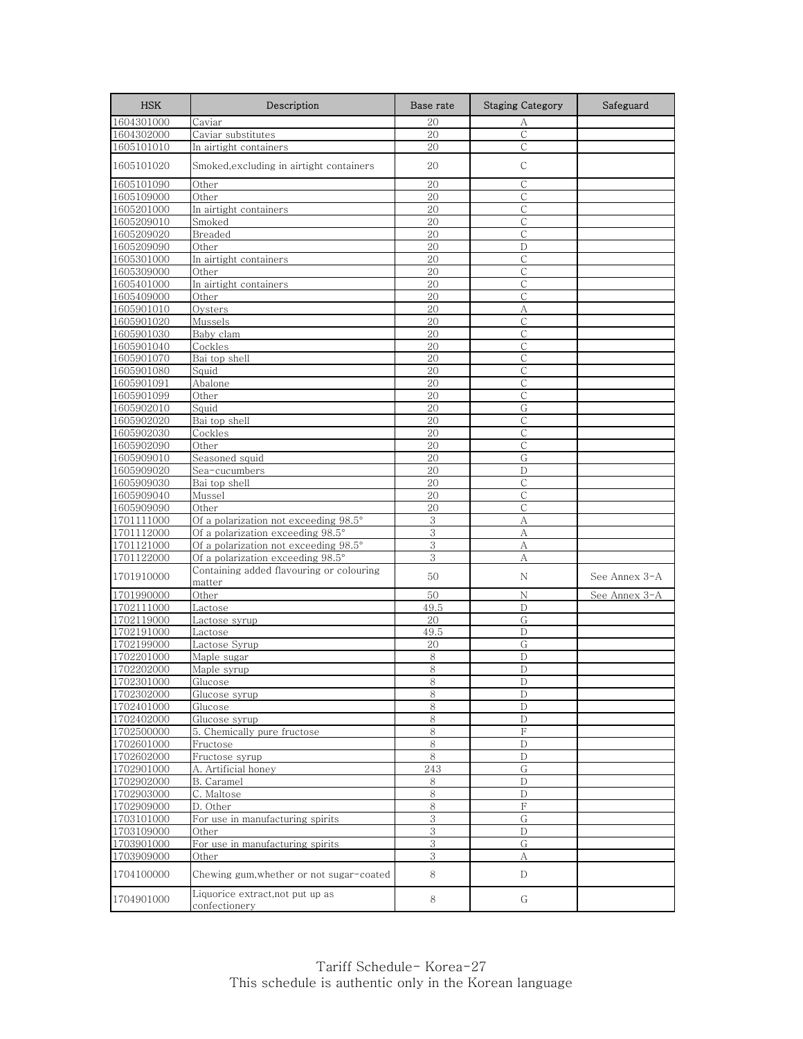| HSK | Description | Base rate | Staging Category | Safeguard |
|---|---|---|---|---|
| 1604301000 | Caviar | 20 | A | |
| 1604302000 | Caviar substitutes | 20 | C | |
| 1605101010 | In airtight containers | 20 | C | |
| 1605101020 | Smoked,excluding in airtight containers | 20 | C | |
| 1605101090 | Other | 20 | C | |
| 1605109000 | Other | 20 | C | |
| 1605201000 | In airtight containers | 20 | C | |
| 1605209010 | Smoked | 20 | C | |
| 1605209020 | Breaded | 20 | C | |
| 1605209090 | Other | 20 | D | |
| 1605301000 | In airtight containers | 20 | C | |
| 1605309000 | Other | 20 | C | |
| 1605401000 | In airtight containers | 20 | C | |
| 1605409000 | Other | 20 | C | |
| 1605901010 | Oysters | 20 | A | |
| 1605901020 | Mussels | 20 | C | |
| 1605901030 | Baby clam | 20 | C | |
| 1605901040 | Cockles | 20 | C | |
| 1605901070 | Bai top shell | 20 | C | |
| 1605901080 | Squid | 20 | C | |
| 1605901091 | Abalone | 20 | C | |
| 1605901099 | Other | 20 | C | |
| 1605902010 | Squid | 20 | G | |
| 1605902020 | Bai top shell | 20 | C | |
| 1605902030 | Cockles | 20 | C | |
| 1605902090 | Other | 20 | C | |
| 1605909010 | Seasoned squid | 20 | G | |
| 1605909020 | Sea-cucumbers | 20 | D | |
| 1605909030 | Bai top shell | 20 | C | |
| 1605909040 | Mussel | 20 | C | |
| 1605909090 | Other | 20 | C | |
| 1701111000 | Of a polarization not exceeding 98.5° | 3 | A | |
| 1701112000 | Of a polarization exceeding 98.5° | 3 | A | |
| 1701121000 | Of a polarization not exceeding 98.5° | 3 | A | |
| 1701122000 | Of a polarization exceeding 98.5° | 3 | A | |
| 1701910000 | Containing added flavouring or colouring matter | 50 | N | See Annex 3-A |
| 1701990000 | Other | 50 | N | See Annex 3-A |
| 1702111000 | Lactose | 49.5 | D | |
| 1702119000 | Lactose syrup | 20 | G | |
| 1702191000 | Lactose | 49.5 | D | |
| 1702199000 | Lactose Syrup | 20 | G | |
| 1702201000 | Maple sugar | 8 | D | |
| 1702202000 | Maple syrup | 8 | D | |
| 1702301000 | Glucose | 8 | D | |
| 1702302000 | Glucose syrup | 8 | D | |
| 1702401000 | Glucose | 8 | D | |
| 1702402000 | Glucose syrup | 8 | D | |
| 1702500000 | 5. Chemically pure fructose | 8 | F | |
| 1702601000 | Fructose | 8 | D | |
| 1702602000 | Fructose syrup | 8 | D | |
| 1702901000 | A. Artificial honey | 243 | G | |
| 1702902000 | B. Caramel | 8 | D | |
| 1702903000 | C. Maltose | 8 | D | |
| 1702909000 | D. Other | 8 | F | |
| 1703101000 | For use in manufacturing spirits | 3 | G | |
| 1703109000 | Other | 3 | D | |
| 1703901000 | For use in manufacturing spirits | 3 | G | |
| 1703909000 | Other | 3 | A | |
| 1704100000 | Chewing gum,whether or not sugar-coated | 8 | D | |
| 1704901000 | Liquorice extract,not put up as confectionery | 8 | G | |

Tariff Schedule- Korea-27
This schedule is authentic only in the Korean language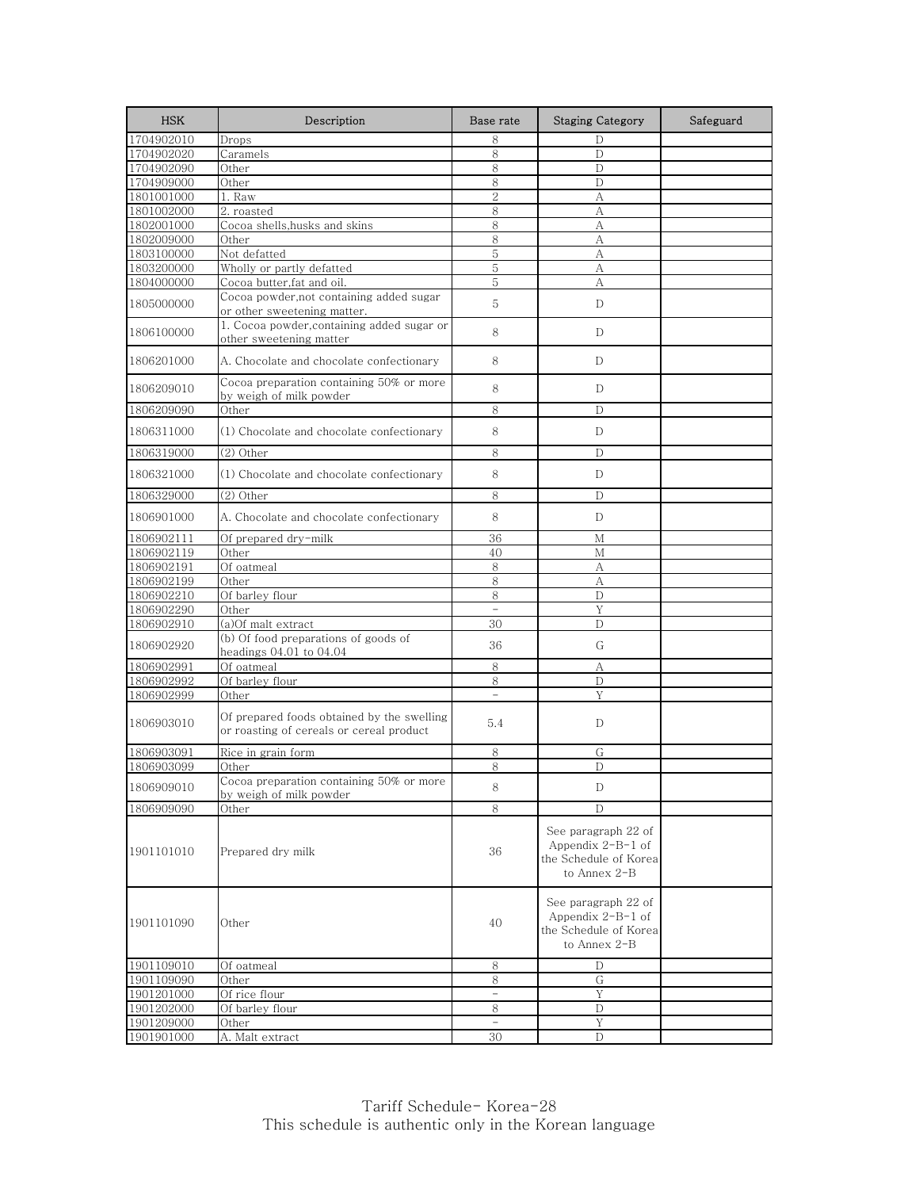| HSK | Description | Base rate | Staging Category | Safeguard |
| --- | --- | --- | --- | --- |
| 1704902010 | Drops | 8 | D | |
| 1704902020 | Caramels | 8 | D | |
| 1704902090 | Other | 8 | D | |
| 1704909000 | Other | 8 | D | |
| 1801001000 | 1. Raw | 2 | A | |
| 1801002000 | 2. roasted | 8 | A | |
| 1802001000 | Cocoa shells,husks and skins | 8 | A | |
| 1802009000 | Other | 8 | A | |
| 1803100000 | Not defatted | 5 | A | |
| 1803200000 | Wholly or partly defatted | 5 | A | |
| 1804000000 | Cocoa butter,fat and oil. | 5 | A | |
| 1805000000 | Cocoa powder,not containing added sugar or other sweetening matter. | 5 | D | |
| 1806100000 | 1. Cocoa powder,containing added sugar or other sweetening matter | 8 | D | |
| 1806201000 | A. Chocolate and chocolate confectionary | 8 | D | |
| 1806209010 | Cocoa preparation containing 50% or more by weigh of milk powder | 8 | D | |
| 1806209090 | Other | 8 | D | |
| 1806311000 | (1) Chocolate and chocolate confectionary | 8 | D | |
| 1806319000 | (2) Other | 8 | D | |
| 1806321000 | (1) Chocolate and chocolate confectionary | 8 | D | |
| 1806329000 | (2) Other | 8 | D | |
| 1806901000 | A. Chocolate and chocolate confectionary | 8 | D | |
| 1806902111 | Of prepared dry-milk | 36 | M | |
| 1806902119 | Other | 40 | M | |
| 1806902191 | Of oatmeal | 8 | A | |
| 1806902199 | Other | 8 | A | |
| 1806902210 | Of barley flour | 8 | D | |
| 1806902290 | Other | - | Y | |
| 1806902910 | (a)Of malt extract | 30 | D | |
| 1806902920 | (b) Of food preparations of goods of headings 04.01 to 04.04 | 36 | G | |
| 1806902991 | Of oatmeal | 8 | A | |
| 1806902992 | Of barley flour | 8 | D | |
| 1806902999 | Other | - | Y | |
| 1806903010 | Of prepared foods obtained by the swelling or roasting of cereals or cereal product | 5.4 | D | |
| 1806903091 | Rice in grain form | 8 | G | |
| 1806903099 | Other | 8 | D | |
| 1806909010 | Cocoa preparation containing 50% or more by weigh of milk powder | 8 | D | |
| 1806909090 | Other | 8 | D | |
| 1901101010 | Prepared dry milk | 36 | See paragraph 22 of Appendix 2-B-1 of the Schedule of Korea to Annex 2-B | |
| 1901101090 | Other | 40 | See paragraph 22 of Appendix 2-B-1 of the Schedule of Korea to Annex 2-B | |
| 1901109010 | Of oatmeal | 8 | D | |
| 1901109090 | Other | 8 | G | |
| 1901201000 | Of rice flour | - | Y | |
| 1901202000 | Of barley flour | 8 | D | |
| 1901209000 | Other | - | Y | |
| 1901901000 | A. Malt extract | 30 | D | |

Tariff Schedule- Korea-28
This schedule is authentic only in the Korean language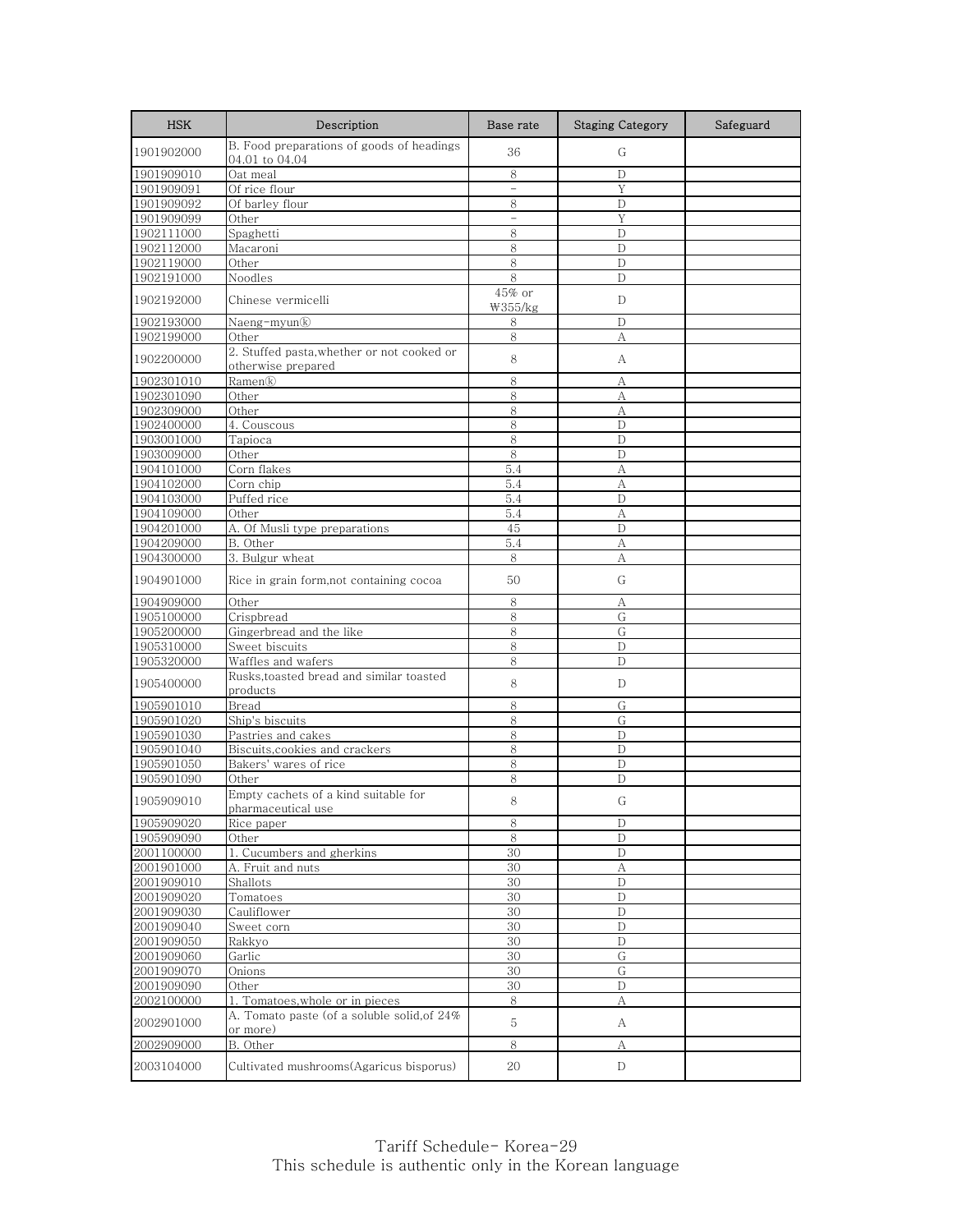| HSK | Description | Base rate | Staging Category | Safeguard |
| --- | --- | --- | --- | --- |
| 1901902000 | B. Food preparations of goods of headings 04.01 to 04.04 | 36 | G | |
| 1901909010 | Oat meal | 8 | D | |
| 1901909091 | Of rice flour | – | Y | |
| 1901909092 | Of barley flour | 8 | D | |
| 1901909099 | Other | – | Y | |
| 1902111000 | Spaghetti | 8 | D | |
| 1902112000 | Macaroni | 8 | D | |
| 1902119000 | Other | 8 | D | |
| 1902191000 | Noodles | 8 | D | |
| 1902192000 | Chinese vermicelli | 45% or ₩355/kg | D | |
| 1902193000 | Naeng-myun® | 8 | D | |
| 1902199000 | Other | 8 | A | |
| 1902200000 | 2. Stuffed pasta,whether or not cooked or otherwise prepared | 8 | A | |
| 1902301010 | Ramen® | 8 | A | |
| 1902301090 | Other | 8 | A | |
| 1902309000 | Other | 8 | A | |
| 1902400000 | 4. Couscous | 8 | D | |
| 1903001000 | Tapioca | 8 | D | |
| 1903009000 | Other | 8 | D | |
| 1904101000 | Corn flakes | 5.4 | A | |
| 1904102000 | Corn chip | 5.4 | A | |
| 1904103000 | Puffed rice | 5.4 | D | |
| 1904109000 | Other | 5.4 | A | |
| 1904201000 | A. Of Musli type preparations | 45 | D | |
| 1904209000 | B. Other | 5.4 | A | |
| 1904300000 | 3. Bulgur wheat | 8 | A | |
| 1904901000 | Rice in grain form,not containing cocoa | 50 | G | |
| 1904909000 | Other | 8 | A | |
| 1905100000 | Crispbread | 8 | G | |
| 1905200000 | Gingerbread and the like | 8 | G | |
| 1905310000 | Sweet biscuits | 8 | D | |
| 1905320000 | Waffles and wafers | 8 | D | |
| 1905400000 | Rusks,toasted bread and similar toasted products | 8 | D | |
| 1905901010 | Bread | 8 | G | |
| 1905901020 | Ship's biscuits | 8 | G | |
| 1905901030 | Pastries and cakes | 8 | D | |
| 1905901040 | Biscuits,cookies and crackers | 8 | D | |
| 1905901050 | Bakers' wares of rice | 8 | D | |
| 1905901090 | Other | 8 | D | |
| 1905909010 | Empty cachets of a kind suitable for pharmaceutical use | 8 | G | |
| 1905909020 | Rice paper | 8 | D | |
| 1905909090 | Other | 8 | D | |
| 2001100000 | 1. Cucumbers and gherkins | 30 | D | |
| 2001901000 | A. Fruit and nuts | 30 | A | |
| 2001909010 | Shallots | 30 | D | |
| 2001909020 | Tomatoes | 30 | D | |
| 2001909030 | Cauliflower | 30 | D | |
| 2001909040 | Sweet corn | 30 | D | |
| 2001909050 | Rakkyo | 30 | D | |
| 2001909060 | Garlic | 30 | G | |
| 2001909070 | Onions | 30 | G | |
| 2001909090 | Other | 30 | D | |
| 2002100000 | 1. Tomatoes,whole or in pieces | 8 | A | |
| 2002901000 | A. Tomato paste (of a soluble solid,of 24% or more) | 5 | A | |
| 2002909000 | B. Other | 8 | A | |
| 2003104000 | Cultivated mushrooms(Agaricus bisporus) | 20 | D | |

Tariff Schedule- Korea-29
This schedule is authentic only in the Korean language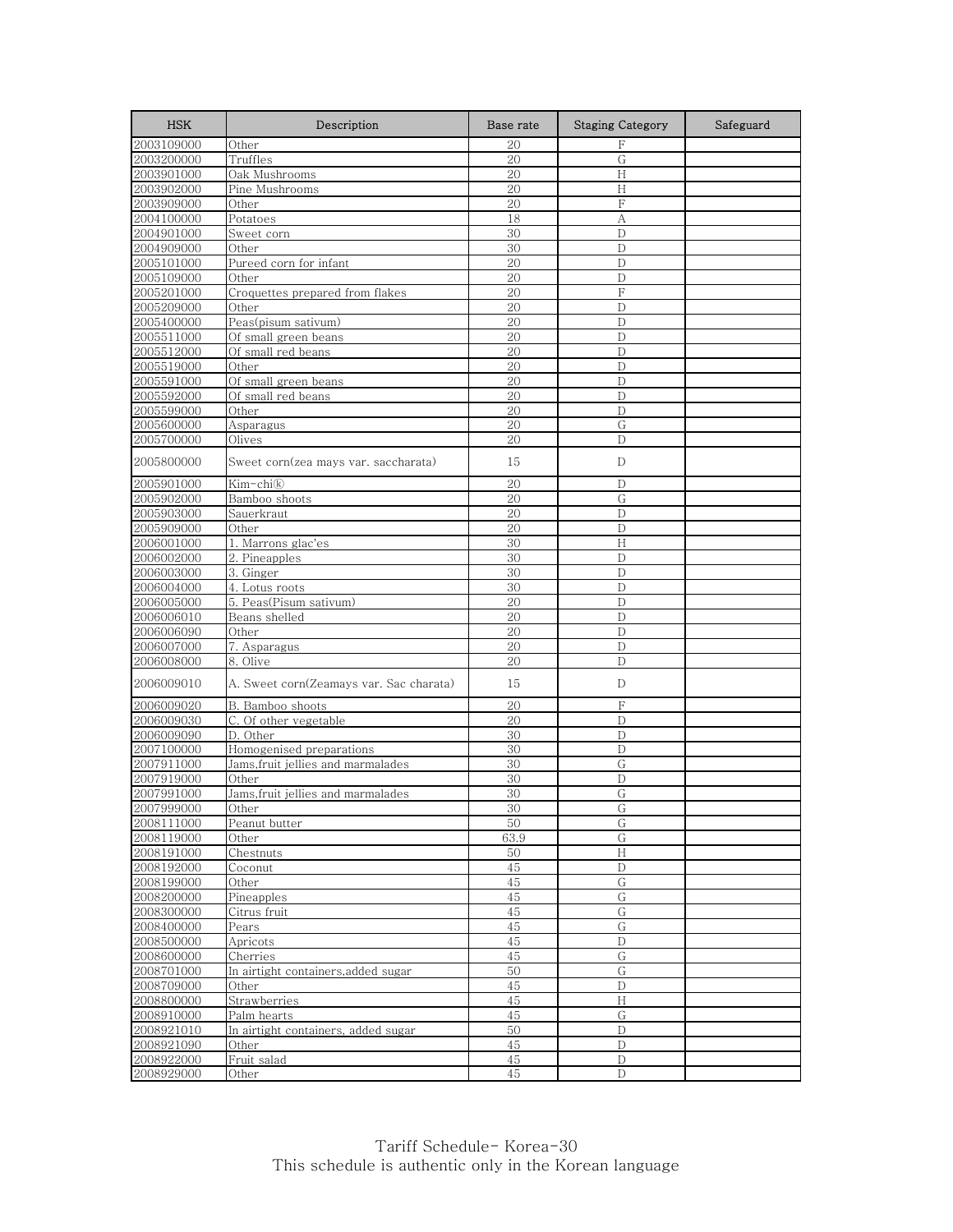| HSK | Description | Base rate | Staging Category | Safeguard |
| --- | --- | --- | --- | --- |
| 2003109000 | Other | 20 | F | |
| 2003200000 | Truffles | 20 | G | |
| 2003901000 | Oak Mushrooms | 20 | H | |
| 2003902000 | Pine Mushrooms | 20 | H | |
| 2003909000 | Other | 20 | F | |
| 2004100000 | Potatoes | 18 | A | |
| 2004901000 | Sweet corn | 30 | D | |
| 2004909000 | Other | 30 | D | |
| 2005101000 | Pureed corn for infant | 20 | D | |
| 2005109000 | Other | 20 | D | |
| 2005201000 | Croquettes prepared from flakes | 20 | F | |
| 2005209000 | Other | 20 | D | |
| 2005400000 | Peas(pisum sativum) | 20 | D | |
| 2005511000 | Of small green beans | 20 | D | |
| 2005512000 | Of small red beans | 20 | D | |
| 2005519000 | Other | 20 | D | |
| 2005591000 | Of small green beans | 20 | D | |
| 2005592000 | Of small red beans | 20 | D | |
| 2005599000 | Other | 20 | D | |
| 2005600000 | Asparagus | 20 | G | |
| 2005700000 | Olives | 20 | D | |
| 2005800000 | Sweet corn(zea mays var. saccharata) | 15 | D | |
| 2005901000 | Kim-chiⓚ | 20 | D | |
| 2005902000 | Bamboo shoots | 20 | G | |
| 2005903000 | Sauerkraut | 20 | D | |
| 2005909000 | Other | 20 | D | |
| 2006001000 | 1. Marrons glac'es | 30 | H | |
| 2006002000 | 2. Pineapples | 30 | D | |
| 2006003000 | 3. Ginger | 30 | D | |
| 2006004000 | 4. Lotus roots | 30 | D | |
| 2006005000 | 5. Peas(Pisum sativum) | 20 | D | |
| 2006006010 | Beans shelled | 20 | D | |
| 2006006090 | Other | 20 | D | |
| 2006007000 | 7. Asparagus | 20 | D | |
| 2006008000 | 8. Olive | 20 | D | |
| 2006009010 | A. Sweet corn(Zeamays var. Sac charata) | 15 | D | |
| 2006009020 | B. Bamboo shoots | 20 | F | |
| 2006009030 | C. Of other vegetable | 20 | D | |
| 2006009090 | D. Other | 30 | D | |
| 2007100000 | Homogenised preparations | 30 | D | |
| 2007911000 | Jams,fruit jellies and marmalades | 30 | G | |
| 2007919000 | Other | 30 | D | |
| 2007991000 | Jams,fruit jellies and marmalades | 30 | G | |
| 2007999000 | Other | 30 | G | |
| 2008111000 | Peanut butter | 50 | G | |
| 2008119000 | Other | 63.9 | G | |
| 2008191000 | Chestnuts | 50 | H | |
| 2008192000 | Coconut | 45 | D | |
| 2008199000 | Other | 45 | G | |
| 2008200000 | Pineapples | 45 | G | |
| 2008300000 | Citrus fruit | 45 | G | |
| 2008400000 | Pears | 45 | G | |
| 2008500000 | Apricots | 45 | D | |
| 2008600000 | Cherries | 45 | G | |
| 2008701000 | In airtight containers,added sugar | 50 | G | |
| 2008709000 | Other | 45 | D | |
| 2008800000 | Strawberries | 45 | H | |
| 2008910000 | Palm hearts | 45 | G | |
| 2008921010 | In airtight containers, added sugar | 50 | D | |
| 2008921090 | Other | 45 | D | |
| 2008922000 | Fruit salad | 45 | D | |
| 2008929000 | Other | 45 | D | |

Tariff Schedule- Korea-30
This schedule is authentic only in the Korean language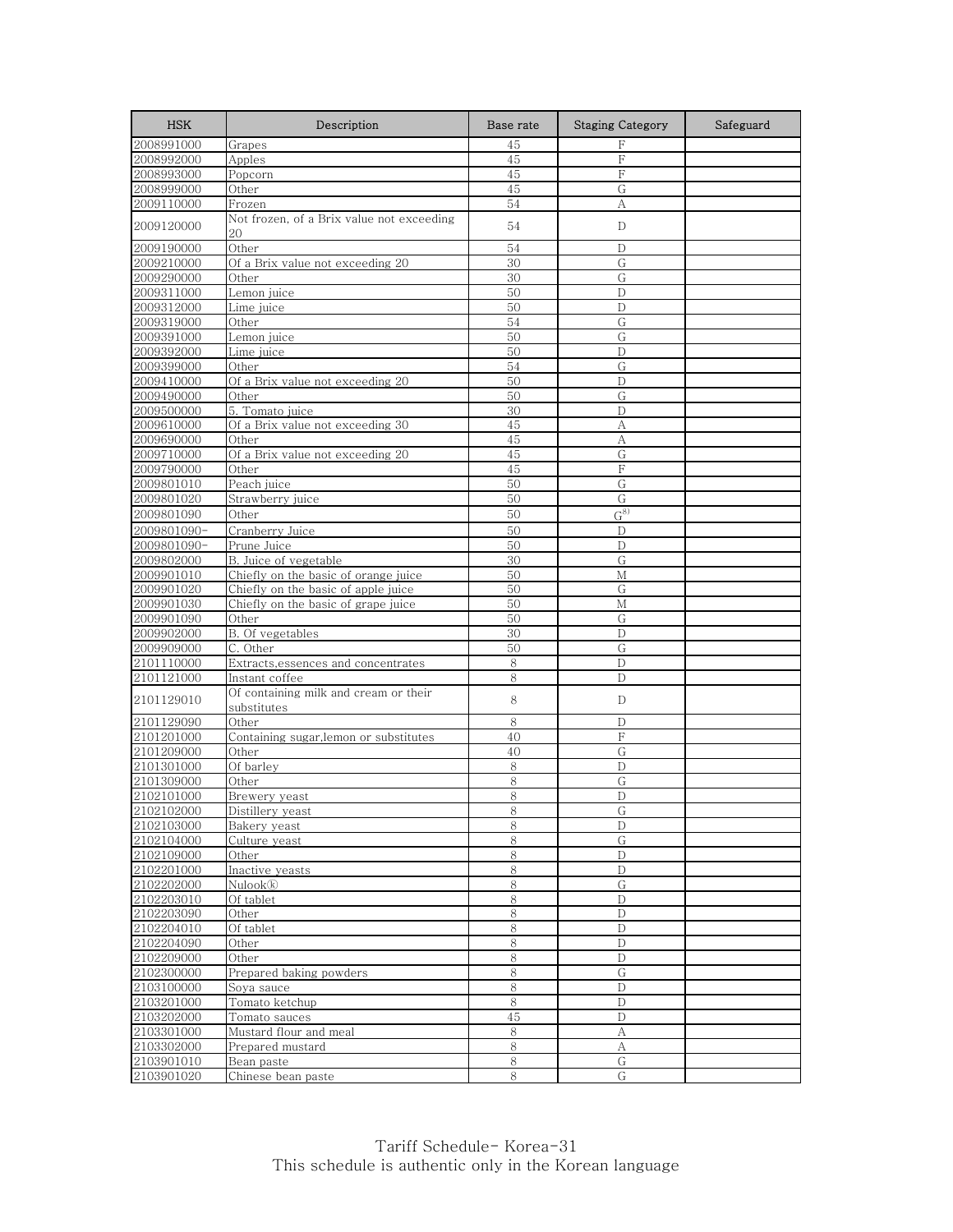| HSK | Description | Base rate | Staging Category | Safeguard |
|---|---|---|---|---|
| 2008991000 | Grapes | 45 | F | |
| 2008992000 | Apples | 45 | F | |
| 2008993000 | Popcorn | 45 | F | |
| 2008999000 | Other | 45 | G | |
| 2009110000 | Frozen | 54 | A | |
| 2009120000 | Not frozen, of a Brix value not exceeding 20 | 54 | D | |
| 2009190000 | Other | 54 | D | |
| 2009210000 | Of a Brix value not exceeding 20 | 30 | G | |
| 2009290000 | Other | 30 | G | |
| 2009311000 | Lemon juice | 50 | D | |
| 2009312000 | Lime juice | 50 | D | |
| 2009319000 | Other | 54 | G | |
| 2009391000 | Lemon juice | 50 | G | |
| 2009392000 | Lime juice | 50 | D | |
| 2009399000 | Other | 54 | G | |
| 2009410000 | Of a Brix value not exceeding 20 | 50 | D | |
| 2009490000 | Other | 50 | G | |
| 2009500000 | 5. Tomato juice | 30 | D | |
| 2009610000 | Of a Brix value not exceeding 30 | 45 | A | |
| 2009690000 | Other | 45 | A | |
| 2009710000 | Of a Brix value not exceeding 20 | 45 | G | |
| 2009790000 | Other | 45 | F | |
| 2009801010 | Peach juice | 50 | G | |
| 2009801020 | Strawberry juice | 50 | G | |
| 2009801090 | Other | 50 | G[8] | |
| 2009801090- | Cranberry Juice | 50 | D | |
| 2009801090- | Prune Juice | 50 | D | |
| 2009802000 | B. Juice of vegetable | 30 | G | |
| 2009901010 | Chiefly on the basic of orange juice | 50 | M | |
| 2009901020 | Chiefly on the basic of apple juice | 50 | G | |
| 2009901030 | Chiefly on the basic of grape juice | 50 | M | |
| 2009901090 | Other | 50 | G | |
| 2009902000 | B. Of vegetables | 30 | D | |
| 2009909000 | C. Other | 50 | G | |
| 2101110000 | Extracts,essences and concentrates | 8 | D | |
| 2101121000 | Instant coffee | 8 | D | |
| 2101129010 | Of containing milk and cream or their substitutes | 8 | D | |
| 2101129090 | Other | 8 | D | |
| 2101201000 | Containing sugar,lemon or substitutes | 40 | F | |
| 2101209000 | Other | 40 | G | |
| 2101301000 | Of barley | 8 | D | |
| 2101309000 | Other | 8 | G | |
| 2102101000 | Brewery yeast | 8 | D | |
| 2102102000 | Distillery yeast | 8 | G | |
| 2102103000 | Bakery yeast | 8 | D | |
| 2102104000 | Culture yeast | 8 | G | |
| 2102109000 | Other | 8 | D | |
| 2102201000 | Inactive yeasts | 8 | D | |
| 2102202000 | Nulook® | 8 | G | |
| 2102203010 | Of tablet | 8 | D | |
| 2102203090 | Other | 8 | D | |
| 2102204010 | Of tablet | 8 | D | |
| 2102204090 | Other | 8 | D | |
| 2102209000 | Other | 8 | D | |
| 2102300000 | Prepared baking powders | 8 | G | |
| 2103100000 | Soya sauce | 8 | D | |
| 2103201000 | Tomato ketchup | 8 | D | |
| 2103202000 | Tomato sauces | 45 | D | |
| 2103301000 | Mustard flour and meal | 8 | A | |
| 2103302000 | Prepared mustard | 8 | A | |
| 2103901010 | Bean paste | 8 | G | |
| 2103901020 | Chinese bean paste | 8 | G | |

Tariff Schedule- Korea-31
This schedule is authentic only in the Korean language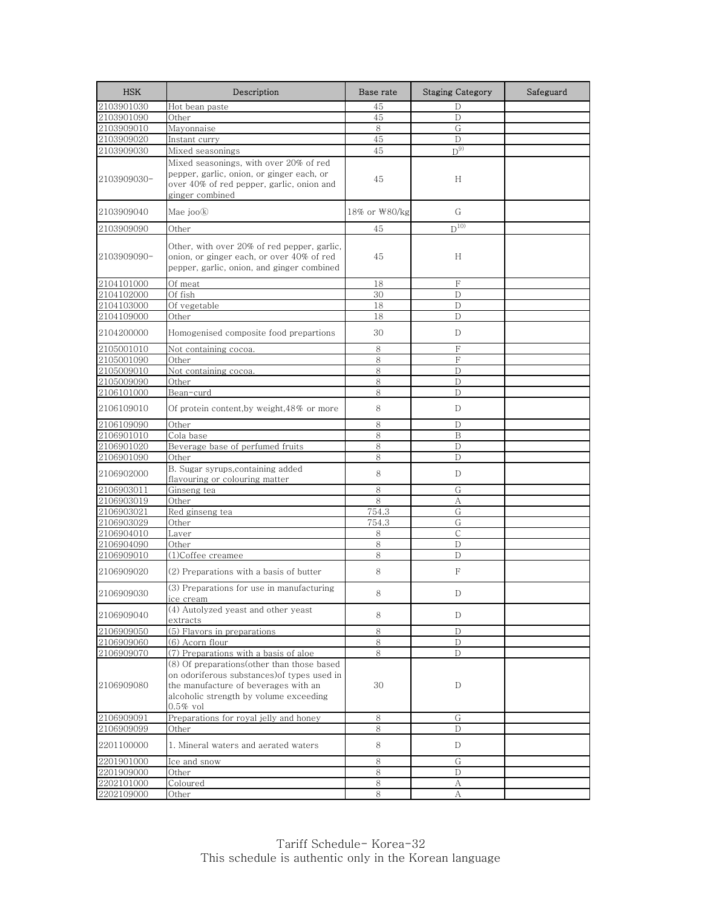| HSK | Description | Base rate | Staging Category | Safeguard |
|---|---|---|---|---|
| 2103901030 | Hot bean paste | 45 | D | |
| 2103901090 | Other | 45 | D | |
| 2103909010 | Mayonnaise | 8 | G | |
| 2103909020 | Instant curry | 45 | D | |
| 2103909030 | Mixed seasonings | 45 | D[9)] | |
| 2103909030- | Mixed seasonings, with over 20% of red pepper, garlic, onion, or ginger each, or over 40% of red pepper, garlic, onion and ginger combined | 45 | H | |
| 2103909040 | Mae joo㉿ | 18% or ₩80/kg | G | |
| 2103909090 | Other | 45 | D[10)] | |
| 2103909090- | Other, with over 20% of red pepper, garlic, onion, or ginger each, or over 40% of red pepper, garlic, onion, and ginger combined | 45 | H | |
| 2104101000 | Of meat | 18 | F | |
| 2104102000 | Of fish | 30 | D | |
| 2104103000 | Of vegetable | 18 | D | |
| 2104109000 | Other | 18 | D | |
| 2104200000 | Homogenised composite food prepartions | 30 | D | |
| 2105001010 | Not containing cocoa. | 8 | F | |
| 2105001090 | Other | 8 | F | |
| 2105009010 | Not containing cocoa. | 8 | D | |
| 2105009090 | Other | 8 | D | |
| 2106101000 | Bean-curd | 8 | D | |
| 2106109010 | Of protein content,by weight,48% or more | 8 | D | |
| 2106109090 | Other | 8 | D | |
| 2106901010 | Cola base | 8 | B | |
| 2106901020 | Beverage base of perfumed fruits | 8 | D | |
| 2106901090 | Other | 8 | D | |
| 2106902000 | B. Sugar syrups,containing added flavouring or colouring matter | 8 | D | |
| 2106903011 | Ginseng tea | 8 | G | |
| 2106903019 | Other | 8 | A | |
| 2106903021 | Red ginseng tea | 754.3 | G | |
| 2106903029 | Other | 754.3 | G | |
| 2106904010 | Laver | 8 | C | |
| 2106904090 | Other | 8 | D | |
| 2106909010 | (1)Coffee creamee | 8 | D | |
| 2106909020 | (2) Preparations with a basis of butter | 8 | F | |
| 2106909030 | (3) Preparations for use in manufacturing ice cream | 8 | D | |
| 2106909040 | (4) Autolyzed yeast and other yeast extracts | 8 | D | |
| 2106909050 | (5) Flavors in preparations | 8 | D | |
| 2106909060 | (6) Acorn flour | 8 | D | |
| 2106909070 | (7) Preparations with a basis of aloe | 8 | D | |
| 2106909080 | (8) Of preparations(other than those based on odoriferous substances)of types used in the manufacture of beverages with an alcoholic strength by volume exceeding 0.5% vol | 30 | D | |
| 2106909091 | Preparations for royal jelly and honey | 8 | G | |
| 2106909099 | Other | 8 | D | |
| 2201100000 | 1. Mineral waters and aerated waters | 8 | D | |
| 2201901000 | Ice and snow | 8 | G | |
| 2201909000 | Other | 8 | D | |
| 2202101000 | Coloured | 8 | A | |
| 2202109000 | Other | 8 | A | |

Tariff Schedule- Korea-32
This schedule is authentic only in the Korean language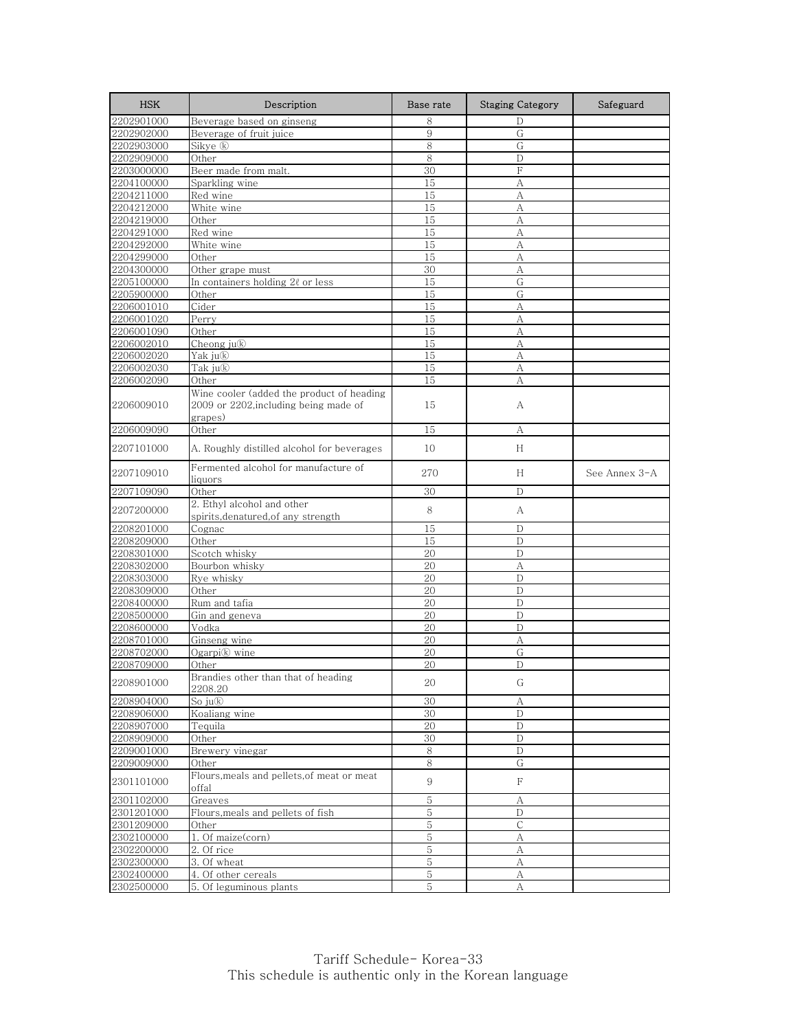| HSK | Description | Base rate | Staging Category | Safeguard |
|---|---|---|---|---|
| 2202901000 | Beverage based on ginseng | 8 | D | |
| 2202902000 | Beverage of fruit juice | 9 | G | |
| 2202903000 | Sikye ⓚ | 8 | G | |
| 2202909000 | Other | 8 | D | |
| 2203000000 | Beer made from malt. | 30 | F | |
| 2204100000 | Sparkling wine | 15 | A | |
| 2204211000 | Red wine | 15 | A | |
| 2204212000 | White wine | 15 | A | |
| 2204219000 | Other | 15 | A | |
| 2204291000 | Red wine | 15 | A | |
| 2204292000 | White wine | 15 | A | |
| 2204299000 | Other | 15 | A | |
| 2204300000 | Other grape must | 30 | A | |
| 2205100000 | In containers holding 2ℓ or less | 15 | G | |
| 2205900000 | Other | 15 | G | |
| 2206001010 | Cider | 15 | A | |
| 2206001020 | Perry | 15 | A | |
| 2206001090 | Other | 15 | A | |
| 2206002010 | Cheong juⓚ | 15 | A | |
| 2206002020 | Yak juⓚ | 15 | A | |
| 2206002030 | Tak juⓚ | 15 | A | |
| 2206002090 | Other | 15 | A | |
| 2206009010 | Wine cooler (added the product of heading 2009 or 2202,including being made of grapes) | 15 | A | |
| 2206009090 | Other | 15 | A | |
| 2207101000 | A. Roughly distilled alcohol for beverages | 10 | H | |
| 2207109010 | Fermented alcohol for manufacture of liquors | 270 | H | See Annex 3-A |
| 2207109090 | Other | 30 | D | |
| 2207200000 | 2. Ethyl alcohol and other spirits,denatured,of any strength | 8 | A | |
| 2208201000 | Cognac | 15 | D | |
| 2208209000 | Other | 15 | D | |
| 2208301000 | Scotch whisky | 20 | D | |
| 2208302000 | Bourbon whisky | 20 | A | |
| 2208303000 | Rye whisky | 20 | D | |
| 2208309000 | Other | 20 | D | |
| 2208400000 | Rum and tafia | 20 | D | |
| 2208500000 | Gin and geneva | 20 | D | |
| 2208600000 | Vodka | 20 | D | |
| 2208701000 | Ginseng wine | 20 | A | |
| 2208702000 | Ogarpiⓚ wine | 20 | G | |
| 2208709000 | Other | 20 | D | |
| 2208901000 | Brandies other than that of heading 2208.20 | 20 | G | |
| 2208904000 | So juⓚ | 30 | A | |
| 2208906000 | Koaliang wine | 30 | D | |
| 2208907000 | Tequila | 20 | D | |
| 2208909000 | Other | 30 | D | |
| 2209001000 | Brewery vinegar | 8 | D | |
| 2209009000 | Other | 8 | G | |
| 2301101000 | Flours,meals and pellets,of meat or meat offal | 9 | F | |
| 2301102000 | Greaves | 5 | A | |
| 2301201000 | Flours,meals and pellets of fish | 5 | D | |
| 2301209000 | Other | 5 | C | |
| 2302100000 | 1. Of maize(corn) | 5 | A | |
| 2302200000 | 2. Of rice | 5 | A | |
| 2302300000 | 3. Of wheat | 5 | A | |
| 2302400000 | 4. Of other cereals | 5 | A | |
| 2302500000 | 5. Of leguminous plants | 5 | A | |

Tariff Schedule- Korea-33
This schedule is authentic only in the Korean language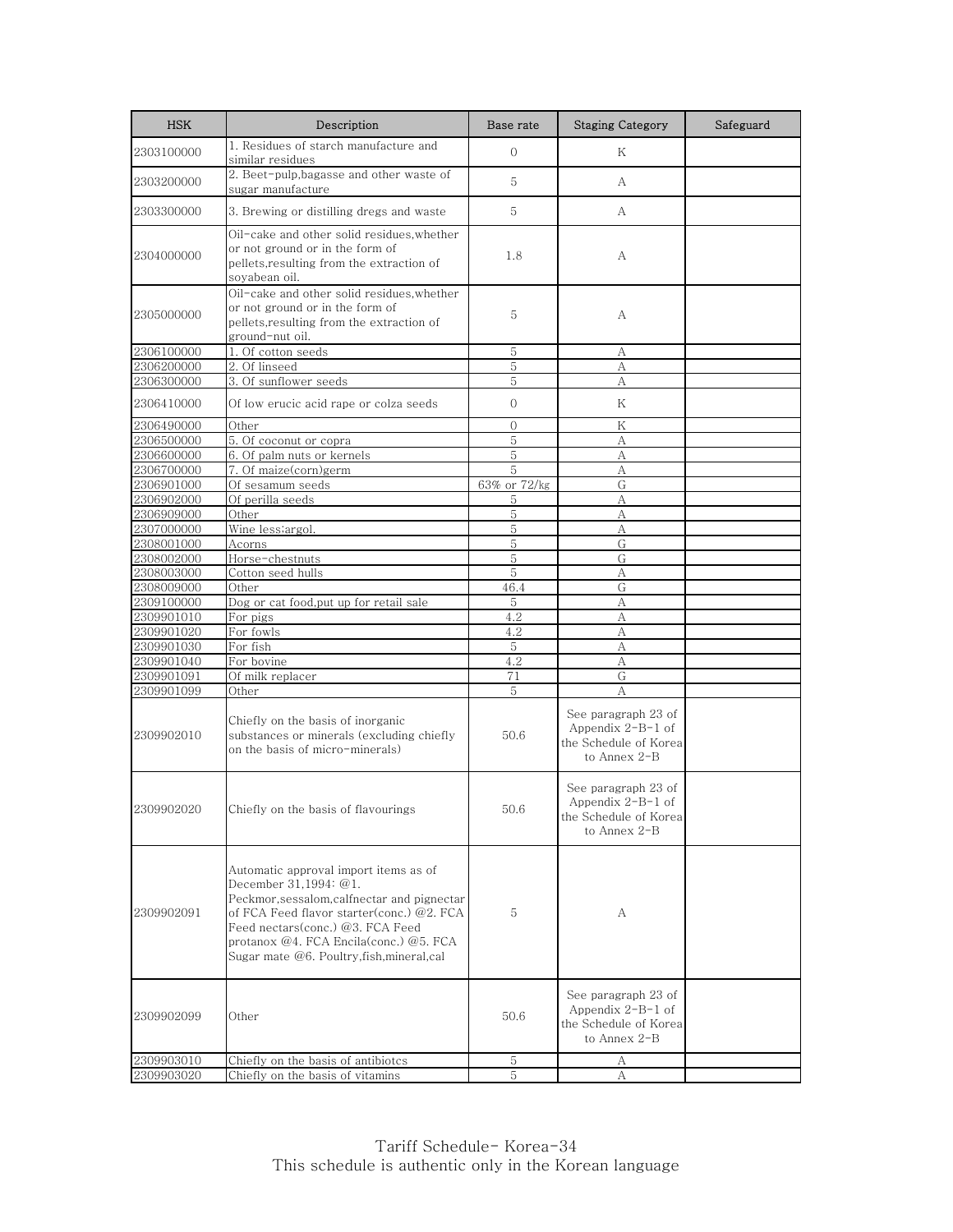| HSK | Description | Base rate | Staging Category | Safeguard |
|---|---|---|---|---|
| 2303100000 | 1. Residues of starch manufacture and similar residues | 0 | K | |
| 2303200000 | 2. Beet-pulp,bagasse and other waste of sugar manufacture | 5 | A | |
| 2303300000 | 3. Brewing or distilling dregs and waste | 5 | A | |
| 2304000000 | Oil-cake and other solid residues,whether or not ground or in the form of pellets,resulting from the extraction of soyabean oil. | 1.8 | A | |
| 2305000000 | Oil-cake and other solid residues,whether or not ground or in the form of pellets,resulting from the extraction of ground-nut oil. | 5 | A | |
| 2306100000 | 1. Of cotton seeds | 5 | A | |
| 2306200000 | 2. Of linseed | 5 | A | |
| 2306300000 | 3. Of sunflower seeds | 5 | A | |
| 2306410000 | Of low erucic acid rape or colza seeds | 0 | K | |
| 2306490000 | Other | 0 | K | |
| 2306500000 | 5. Of coconut or copra | 5 | A | |
| 2306600000 | 6. Of palm nuts or kernels | 5 | A | |
| 2306700000 | 7. Of maize(corn)germ | 5 | A | |
| 2306901000 | Of sesamum seeds | 63% or 72/kg | G | |
| 2306902000 | Of perilla seeds | 5 | A | |
| 2306909000 | Other | 5 | A | |
| 2307000000 | Wine less;argol. | 5 | A | |
| 2308001000 | Acorns | 5 | G | |
| 2308002000 | Horse-chestnuts | 5 | G | |
| 2308003000 | Cotton seed hulls | 5 | A | |
| 2308009000 | Other | 46.4 | G | |
| 2309100000 | Dog or cat food,put up for retail sale | 5 | A | |
| 2309901010 | For pigs | 4.2 | A | |
| 2309901020 | For fowls | 4.2 | A | |
| 2309901030 | For fish | 5 | A | |
| 2309901040 | For bovine | 4.2 | A | |
| 2309901091 | Of milk replacer | 71 | G | |
| 2309901099 | Other | 5 | A | |
| 2309902010 | Chiefly on the basis of inorganic substances or minerals (excluding chiefly on the basis of micro-minerals) | 50.6 | See paragraph 23 of Appendix 2-B-1 of the Schedule of Korea to Annex 2-B | |
| 2309902020 | Chiefly on the basis of flavourings | 50.6 | See paragraph 23 of Appendix 2-B-1 of the Schedule of Korea to Annex 2-B | |
| 2309902091 | Automatic approval import items as of December 31,1994: @1. Peckmor,sessalom,calfnectar and pignectar of FCA Feed flavor starter(conc.) @2. FCA Feed nectars(conc.) @3. FCA Feed protanox @4. FCA Encila(conc.) @5. FCA Sugar mate @6. Poultry,fish,mineral,cal | 5 | A | |
| 2309902099 | Other | 50.6 | See paragraph 23 of Appendix 2-B-1 of the Schedule of Korea to Annex 2-B | |
| 2309903010 | Chiefly on the basis of antibiotcs | 5 | A | |
| 2309903020 | Chiefly on the basis of vitamins | 5 | A | |

This schedule is authentic only in the Korean language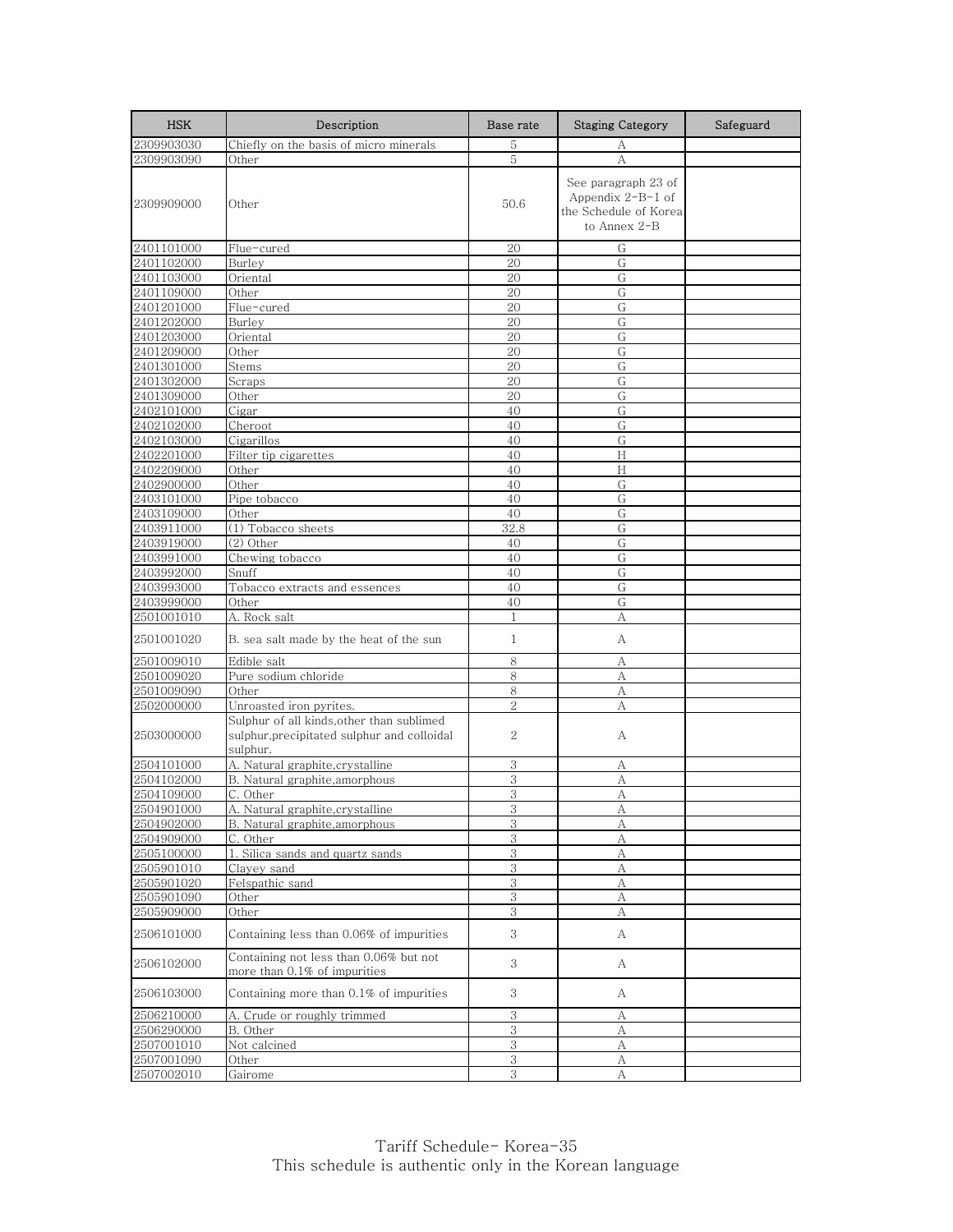| HSK | Description | Base rate | Staging Category | Safeguard |
|---|---|---|---|---|
| 2309903030 | Chiefly on the basis of micro minerals | 5 | A | |
| 2309903090 | Other | 5 | A | |
| 2309909000 | Other | 50.6 | See paragraph 23 of Appendix 2-B-1 of the Schedule of Korea to Annex 2-B | |
| 2401101000 | Flue-cured | 20 | G | |
| 2401102000 | Burley | 20 | G | |
| 2401103000 | Oriental | 20 | G | |
| 2401109000 | Other | 20 | G | |
| 2401201000 | Flue-cured | 20 | G | |
| 2401202000 | Burley | 20 | G | |
| 2401203000 | Oriental | 20 | G | |
| 2401209000 | Other | 20 | G | |
| 2401301000 | Stems | 20 | G | |
| 2401302000 | Scraps | 20 | G | |
| 2401309000 | Other | 20 | G | |
| 2402101000 | Cigar | 40 | G | |
| 2402102000 | Cheroot | 40 | G | |
| 2402103000 | Cigarillos | 40 | G | |
| 2402201000 | Filter tip cigarettes | 40 | H | |
| 2402209000 | Other | 40 | H | |
| 2402900000 | Other | 40 | G | |
| 2403101000 | Pipe tobacco | 40 | G | |
| 2403109000 | Other | 40 | G | |
| 2403911000 | (1) Tobacco sheets | 32.8 | G | |
| 2403919000 | (2) Other | 40 | G | |
| 2403991000 | Chewing tobacco | 40 | G | |
| 2403992000 | Snuff | 40 | G | |
| 2403993000 | Tobacco extracts and essences | 40 | G | |
| 2403999000 | Other | 40 | G | |
| 2501001010 | A. Rock salt | 1 | A | |
| 2501001020 | B. sea salt made by the heat of the sun | 1 | A | |
| 2501009010 | Edible salt | 8 | A | |
| 2501009020 | Pure sodium chloride | 8 | A | |
| 2501009090 | Other | 8 | A | |
| 2502000000 | Unroasted iron pyrites. | 2 | A | |
| 2503000000 | Sulphur of all kinds,other than sublimed sulphur,precipitated sulphur and colloidal sulphur. | 2 | A | |
| 2504101000 | A. Natural graphite,crystalline | 3 | A | |
| 2504102000 | B. Natural graphite,amorphous | 3 | A | |
| 2504109000 | C. Other | 3 | A | |
| 2504901000 | A. Natural graphite,crystalline | 3 | A | |
| 2504902000 | B. Natural graphite,amorphous | 3 | A | |
| 2504909000 | C. Other | 3 | A | |
| 2505100000 | 1. Silica sands and quartz sands | 3 | A | |
| 2505901010 | Clayey sand | 3 | A | |
| 2505901020 | Felspathic sand | 3 | A | |
| 2505901090 | Other | 3 | A | |
| 2505909000 | Other | 3 | A | |
| 2506101000 | Containing less than 0.06% of impurities | 3 | A | |
| 2506102000 | Containing not less than 0.06% but not more than 0.1% of impurities | 3 | A | |
| 2506103000 | Containing more than 0.1% of impurities | 3 | A | |
| 2506210000 | A. Crude or roughly trimmed | 3 | A | |
| 2506290000 | B. Other | 3 | A | |
| 2507001010 | Not calcined | 3 | A | |
| 2507001090 | Other | 3 | A | |
| 2507002010 | Gairome | 3 | A | |

Tariff Schedule- Korea-35
This schedule is authentic only in the Korean language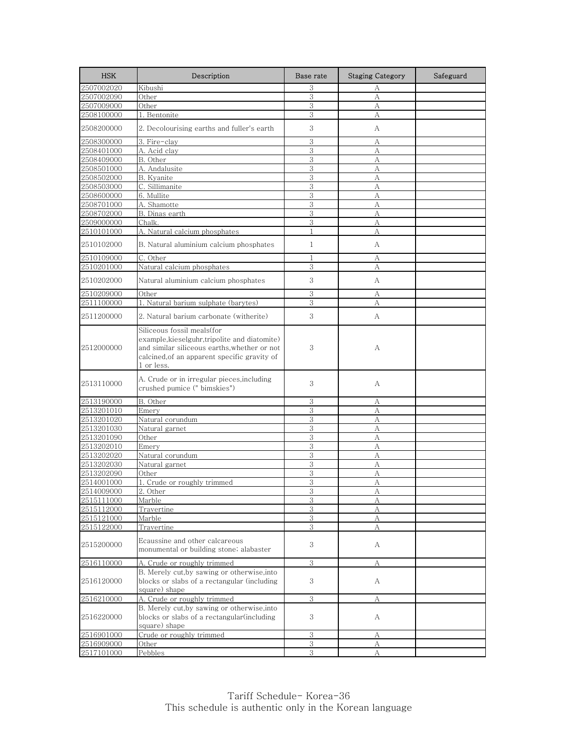| HSK | Description | Base rate | Staging Category | Safeguard |
|---|---|---|---|---|
| 2507002020 | Kibushi | 3 | A | |
| 2507002090 | Other | 3 | A | |
| 2507009000 | Other | 3 | A | |
| 2508100000 | 1. Bentonite | 3 | A | |
| 2508200000 | 2. Decolourising earths and fuller's earth | 3 | A | |
| 2508300000 | 3. Fire-clay | 3 | A | |
| 2508401000 | A. Acid clay | 3 | A | |
| 2508409000 | B. Other | 3 | A | |
| 2508501000 | A. Andalusite | 3 | A | |
| 2508502000 | B. Kyanite | 3 | A | |
| 2508503000 | C. Sillimanite | 3 | A | |
| 2508600000 | 6. Mullite | 3 | A | |
| 2508701000 | A. Shamotte | 3 | A | |
| 2508702000 | B. Dinas earth | 3 | A | |
| 2509000000 | Chalk. | 3 | A | |
| 2510101000 | A. Natural calcium phosphates | 1 | A | |
| 2510102000 | B. Natural aluminium calcium phosphates | 1 | A | |
| 2510109000 | C. Other | 1 | A | |
| 2510201000 | Natural calcium phosphates | 3 | A | |
| 2510202000 | Natural aluminium calcium phosphates | 3 | A | |
| 2510209000 | Other | 3 | A | |
| 2511100000 | 1. Natural barium sulphate (barytes) | 3 | A | |
| 2511200000 | 2. Natural barium carbonate (witherite) | 3 | A | |
| 2512000000 | Siliceous fossil meals(for example,kieselguhr,tripolite and diatomite) and similar siliceous earths,whether or not calcined,of an apparent specific gravity of 1 or less. | 3 | A | |
| 2513110000 | A. Crude or in irregular pieces,including crushed pumice (" bimskies") | 3 | A | |
| 2513190000 | B. Other | 3 | A | |
| 2513201010 | Emery | 3 | A | |
| 2513201020 | Natural corundum | 3 | A | |
| 2513201030 | Natural garnet | 3 | A | |
| 2513201090 | Other | 3 | A | |
| 2513202010 | Emery | 3 | A | |
| 2513202020 | Natural corundum | 3 | A | |
| 2513202030 | Natural garnet | 3 | A | |
| 2513202090 | Other | 3 | A | |
| 2514001000 | 1. Crude or roughly trimmed | 3 | A | |
| 2514009000 | 2. Other | 3 | A | |
| 2515111000 | Marble | 3 | A | |
| 2515112000 | Travertine | 3 | A | |
| 2515121000 | Marble | 3 | A | |
| 2515122000 | Travertine | 3 | A | |
| 2515200000 | Ecaussine and other calcareous monumental or building stone; alabaster | 3 | A | |
| 2516110000 | A. Crude or roughly trimmed | 3 | A | |
| 2516120000 | B. Merely cut,by sawing or otherwise,into blocks or slabs of a rectangular (including square) shape | 3 | A | |
| 2516210000 | A. Crude or roughly trimmed | 3 | A | |
| 2516220000 | B. Merely cut,by sawing or otherwise,into blocks or slabs of a rectangular(including square) shape | 3 | A | |
| 2516901000 | Crude or roughly trimmed | 3 | A | |
| 2516909000 | Other | 3 | A | |
| 2517101000 | Pebbles | 3 | A | |

Tariff Schedule- Korea-36
This schedule is authentic only in the Korean language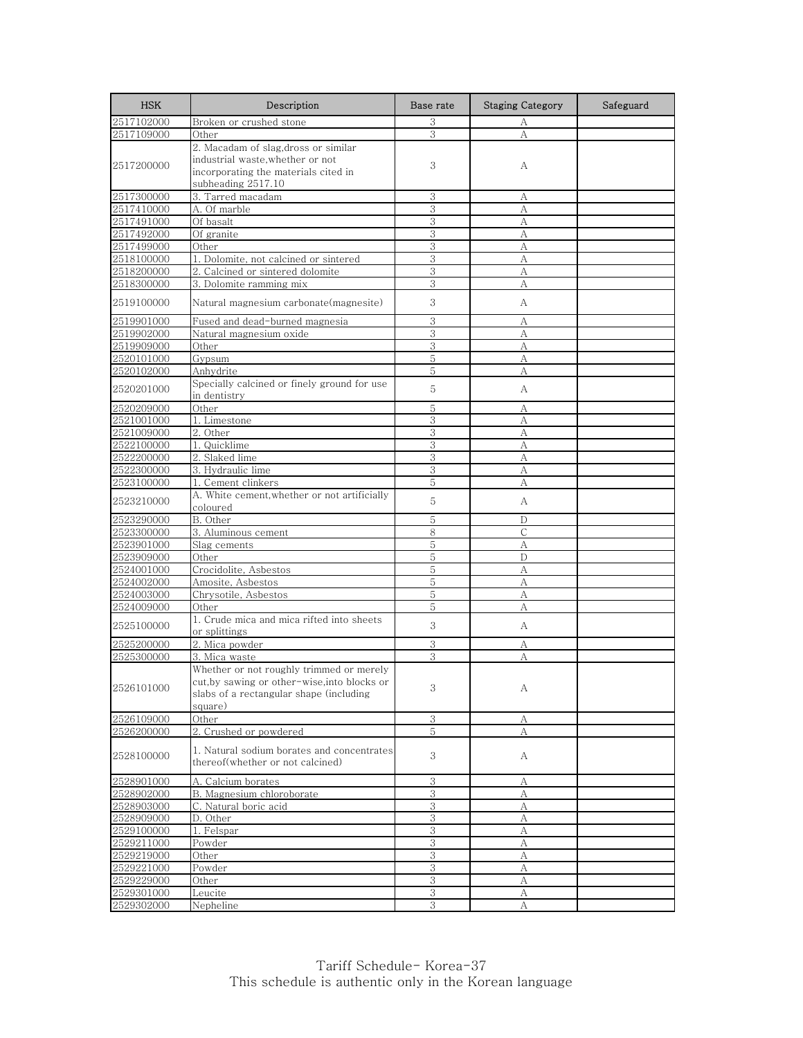| HSK | Description | Base rate | Staging Category | Safeguard |
| --- | --- | --- | --- | --- |
| 2517102000 | Broken or crushed stone | 3 | A | |
| 2517109000 | Other | 3 | A | |
| 2517200000 | 2. Macadam of slag,dross or similar industrial waste,whether or not incorporating the materials cited in subheading 2517.10 | 3 | A | |
| 2517300000 | 3. Tarred macadam | 3 | A | |
| 2517410000 | A. Of marble | 3 | A | |
| 2517491000 | Of basalt | 3 | A | |
| 2517492000 | Of granite | 3 | A | |
| 2517499000 | Other | 3 | A | |
| 2518100000 | 1. Dolomite, not calcined or sintered | 3 | A | |
| 2518200000 | 2. Calcined or sintered dolomite | 3 | A | |
| 2518300000 | 3. Dolomite ramming mix | 3 | A | |
| 2519100000 | Natural magnesium carbonate(magnesite) | 3 | A | |
| 2519901000 | Fused and dead-burned magnesia | 3 | A | |
| 2519902000 | Natural magnesium oxide | 3 | A | |
| 2519909000 | Other | 3 | A | |
| 2520101000 | Gypsum | 5 | A | |
| 2520102000 | Anhydrite | 5 | A | |
| 2520201000 | Specially calcined or finely ground for use in dentistry | 5 | A | |
| 2520209000 | Other | 5 | A | |
| 2521001000 | 1. Limestone | 3 | A | |
| 2521009000 | 2. Other | 3 | A | |
| 2522100000 | 1. Quicklime | 3 | A | |
| 2522200000 | 2. Slaked lime | 3 | A | |
| 2522300000 | 3. Hydraulic lime | 3 | A | |
| 2523100000 | 1. Cement clinkers | 5 | A | |
| 2523210000 | A. White cement,whether or not artificially coloured | 5 | A | |
| 2523290000 | B. Other | 5 | D | |
| 2523300000 | 3. Aluminous cement | 8 | C | |
| 2523901000 | Slag cements | 5 | A | |
| 2523909000 | Other | 5 | D | |
| 2524001000 | Crocidolite, Asbestos | 5 | A | |
| 2524002000 | Amosite, Asbestos | 5 | A | |
| 2524003000 | Chrysotile, Asbestos | 5 | A | |
| 2524009000 | Other | 5 | A | |
| 2525100000 | 1. Crude mica and mica rifted into sheets or splittings | 3 | A | |
| 2525200000 | 2. Mica powder | 3 | A | |
| 2525300000 | 3. Mica waste | 3 | A | |
| 2526101000 | Whether or not roughly trimmed or merely cut,by sawing or other-wise,into blocks or slabs of a rectangular shape (including square) | 3 | A | |
| 2526109000 | Other | 3 | A | |
| 2526200000 | 2. Crushed or powdered | 5 | A | |
| 2528100000 | 1. Natural sodium borates and concentrates thereof(whether or not calcined) | 3 | A | |
| 2528901000 | A. Calcium borates | 3 | A | |
| 2528902000 | B. Magnesium chloroborate | 3 | A | |
| 2528903000 | C. Natural boric acid | 3 | A | |
| 2528909000 | D. Other | 3 | A | |
| 2529100000 | 1. Felspar | 3 | A | |
| 2529211000 | Powder | 3 | A | |
| 2529219000 | Other | 3 | A | |
| 2529221000 | Powder | 3 | A | |
| 2529229000 | Other | 3 | A | |
| 2529301000 | Leucite | 3 | A | |
| 2529302000 | Nepheline | 3 | A | |

Tariff Schedule- Korea-37
This schedule is authentic only in the Korean language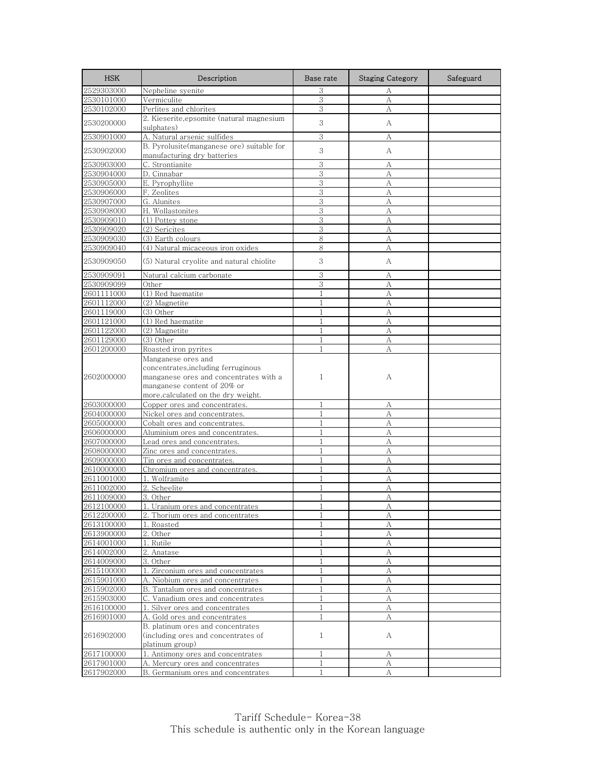| HSK | Description | Base rate | Staging Category | Safeguard |
| --- | --- | --- | --- | --- |
| 2529303000 | Nepheline syenite | 3 | A | |
| 2530101000 | Vermiculite | 3 | A | |
| 2530102000 | Perlites and chlorites | 3 | A | |
| 2530200000 | 2. Kieserite,epsomite (natural magnesium sulphates) | 3 | A | |
| 2530901000 | A. Natural arsenic sulfides | 3 | A | |
| 2530902000 | B. Pyrolusite(manganese ore) suitable for manufacturing dry batteries | 3 | A | |
| 2530903000 | C. Strontianite | 3 | A | |
| 2530904000 | D. Cinnabar | 3 | A | |
| 2530905000 | E. Pyrophyllite | 3 | A | |
| 2530906000 | F. Zeolites | 3 | A | |
| 2530907000 | G. Alunites | 3 | A | |
| 2530908000 | H. Wollastonites | 3 | A | |
| 2530909010 | (1) Pottey stone | 3 | A | |
| 2530909020 | (2) Sericites | 3 | A | |
| 2530909030 | (3) Earth colours | 8 | A | |
| 2530909040 | (4) Natural micaceous iron oxides | 8 | A | |
| 2530909050 | (5) Natural cryolite and natural chiolite | 3 | A | |
| 2530909091 | Natural calcium carbonate | 3 | A | |
| 2530909099 | Other | 3 | A | |
| 2601111000 | (1) Red haematite | 1 | A | |
| 2601112000 | (2) Magnetite | 1 | A | |
| 2601119000 | (3) Other | 1 | A | |
| 2601121000 | (1) Red haematite | 1 | A | |
| 2601122000 | (2) Magnetite | 1 | A | |
| 2601129000 | (3) Other | 1 | A | |
| 2601200000 | Roasted iron pyrites | 1 | A | |
| 2602000000 | Manganese ores and concentrates,including ferruginous manganese ores and concentrates with a manganese content of 20% or more,calculated on the dry weight. | 1 | A | |
| 2603000000 | Copper ores and concentrates. | 1 | A | |
| 2604000000 | Nickel ores and concentrates. | 1 | A | |
| 2605000000 | Cobalt ores and concentrates. | 1 | A | |
| 2606000000 | Aluminium ores and concentrates. | 1 | A | |
| 2607000000 | Lead ores and concentrates. | 1 | A | |
| 2608000000 | Zinc ores and concentrates. | 1 | A | |
| 2609000000 | Tin ores and concentrates. | 1 | A | |
| 2610000000 | Chromium ores and concentrates. | 1 | A | |
| 2611001000 | 1. Wolframite | 1 | A | |
| 2611002000 | 2. Scheelite | 1 | A | |
| 2611009000 | 3. Other | 1 | A | |
| 2612100000 | 1. Uranium ores and concentrates | 1 | A | |
| 2612200000 | 2. Thorium ores and concentrates | 1 | A | |
| 2613100000 | 1. Roasted | 1 | A | |
| 2613900000 | 2. Other | 1 | A | |
| 2614001000 | 1. Rutile | 1 | A | |
| 2614002000 | 2. Anatase | 1 | A | |
| 2614009000 | 3. Other | 1 | A | |
| 2615100000 | 1. Zirconium ores and concentrates | 1 | A | |
| 2615901000 | A. Niobium ores and concentrates | 1 | A | |
| 2615902000 | B. Tantalum ores and concentrates | 1 | A | |
| 2615903000 | C. Vanadium ores and concentrates | 1 | A | |
| 2616100000 | 1. Silver ores and concentrates | 1 | A | |
| 2616901000 | A. Gold ores and concentrates | 1 | A | |
| 2616902000 | B. platinum ores and concentrates (including ores and concentrates of platinum group) | 1 | A | |
| 2617100000 | 1. Antimony ores and concentrates | 1 | A | |
| 2617901000 | A. Mercury ores and concentrates | 1 | A | |
| 2617902000 | B. Germanium ores and concentrates | 1 | A | |

Tariff Schedule- Korea-38
This schedule is authentic only in the Korean language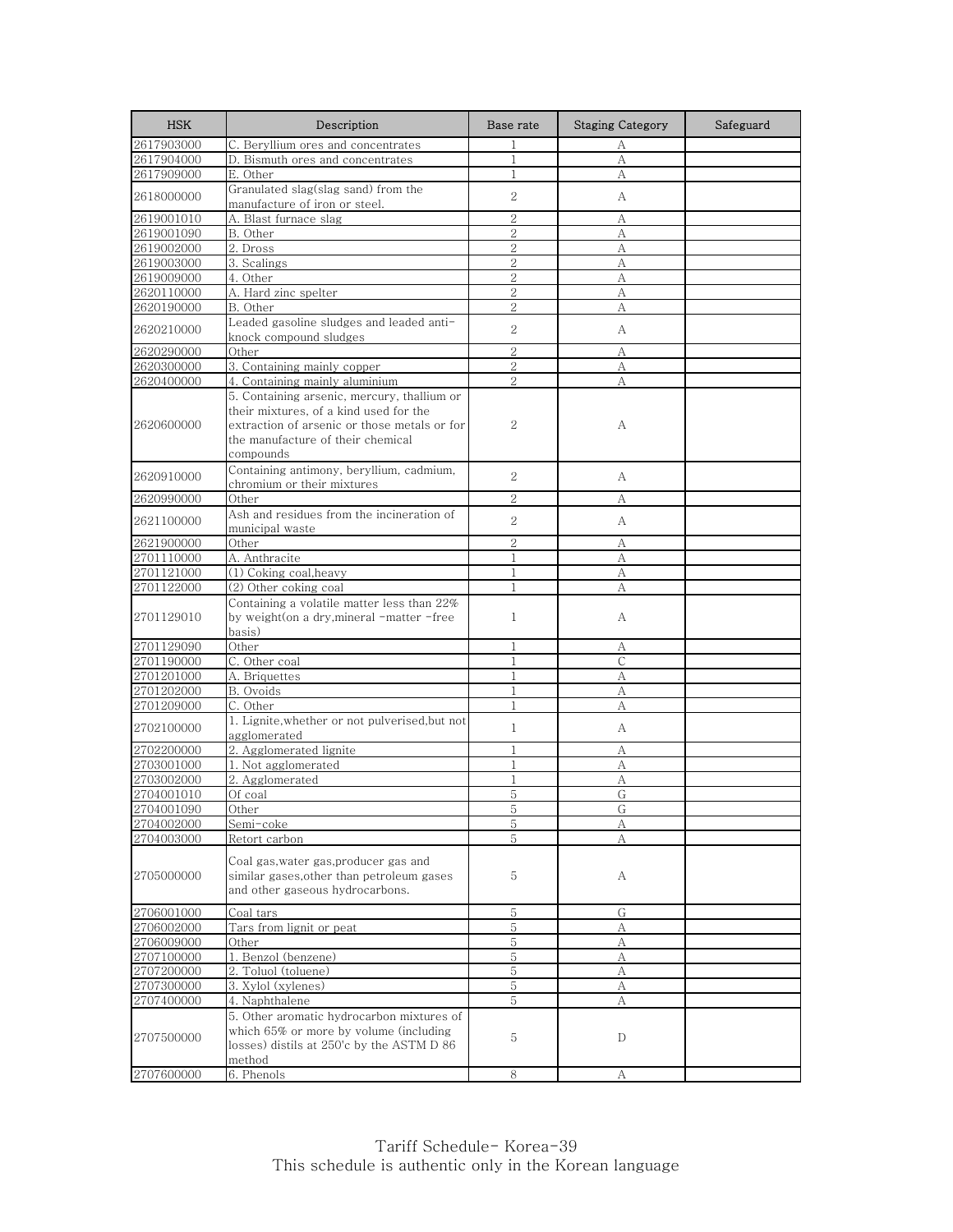| HSK | Description | Base rate | Staging Category | Safeguard |
| --- | --- | --- | --- | --- |
| 2617903000 | C. Beryllium ores and concentrates | 1 | A | |
| 2617904000 | D. Bismuth ores and concentrates | 1 | A | |
| 2617909000 | E. Other | 1 | A | |
| 2618000000 | Granulated slag(slag sand) from the manufacture of iron or steel. | 2 | A | |
| 2619001010 | A. Blast furnace slag | 2 | A | |
| 2619001090 | B. Other | 2 | A | |
| 2619002000 | 2. Dross | 2 | A | |
| 2619003000 | 3. Scalings | 2 | A | |
| 2619009000 | 4. Other | 2 | A | |
| 2620110000 | A. Hard zinc spelter | 2 | A | |
| 2620190000 | B. Other | 2 | A | |
| 2620210000 | Leaded gasoline sludges and leaded anti-knock compound sludges | 2 | A | |
| 2620290000 | Other | 2 | A | |
| 2620300000 | 3. Containing mainly copper | 2 | A | |
| 2620400000 | 4. Containing mainly aluminium | 2 | A | |
| 2620600000 | 5. Containing arsenic, mercury, thallium or their mixtures, of a kind used for the extraction of arsenic or those metals or for the manufacture of their chemical compounds | 2 | A | |
| 2620910000 | Containing antimony, beryllium, cadmium, chromium or their mixtures | 2 | A | |
| 2620990000 | Other | 2 | A | |
| 2621100000 | Ash and residues from the incineration of municipal waste | 2 | A | |
| 2621900000 | Other | 2 | A | |
| 2701110000 | A. Anthracite | 1 | A | |
| 2701121000 | (1) Coking coal,heavy | 1 | A | |
| 2701122000 | (2) Other coking coal | 1 | A | |
| 2701129010 | Containing a volatile matter less than 22% by weight(on a dry,mineral -matter -free basis) | 1 | A | |
| 2701129090 | Other | 1 | A | |
| 2701190000 | C. Other coal | 1 | C | |
| 2701201000 | A. Briquettes | 1 | A | |
| 2701202000 | B. Ovoids | 1 | A | |
| 2701209000 | C. Other | 1 | A | |
| 2702100000 | 1. Lignite,whether or not pulverised,but not agglomerated | 1 | A | |
| 2702200000 | 2. Agglomerated lignite | 1 | A | |
| 2703001000 | 1. Not agglomerated | 1 | A | |
| 2703002000 | 2. Agglomerated | 1 | A | |
| 2704001010 | Of coal | 5 | G | |
| 2704001090 | Other | 5 | G | |
| 2704002000 | Semi-coke | 5 | A | |
| 2704003000 | Retort carbon | 5 | A | |
| 2705000000 | Coal gas,water gas,producer gas and similar gases,other than petroleum gases and other gaseous hydrocarbons. | 5 | A | |
| 2706001000 | Coal tars | 5 | G | |
| 2706002000 | Tars from lignit or peat | 5 | A | |
| 2706009000 | Other | 5 | A | |
| 2707100000 | 1. Benzol (benzene) | 5 | A | |
| 2707200000 | 2. Toluol (toluene) | 5 | A | |
| 2707300000 | 3. Xylol (xylenes) | 5 | A | |
| 2707400000 | 4. Naphthalene | 5 | A | |
| 2707500000 | 5. Other aromatic hydrocarbon mixtures of which 65% or more by volume (including losses) distils at 250'c by the ASTM D 86 method | 5 | D | |
| 2707600000 | 6. Phenols | 8 | A | |

Tariff Schedule- Korea-39
This schedule is authentic only in the Korean language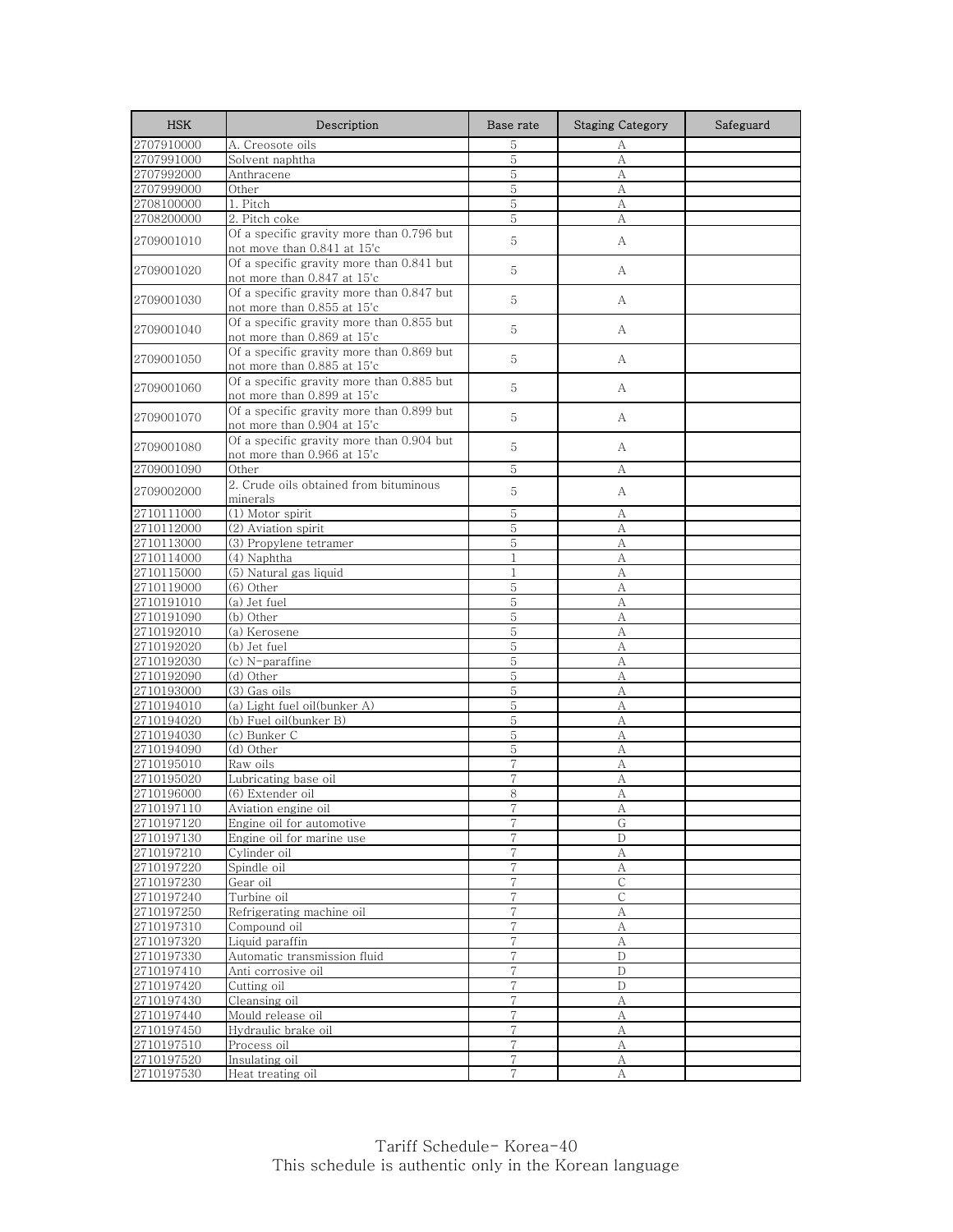| HSK | Description | Base rate | Staging Category | Safeguard |
|---|---|---|---|---|
| 2707910000 | A. Creosote oils | 5 | A | |
| 2707991000 | Solvent naphtha | 5 | A | |
| 2707992000 | Anthracene | 5 | A | |
| 2707999000 | Other | 5 | A | |
| 2708100000 | 1. Pitch | 5 | A | |
| 2708200000 | 2. Pitch coke | 5 | A | |
| 2709001010 | Of a specific gravity more than 0.796 but not move than 0.841 at 15'c | 5 | A | |
| 2709001020 | Of a specific gravity more than 0.841 but not more than 0.847 at 15'c | 5 | A | |
| 2709001030 | Of a specific gravity more than 0.847 but not more than 0.855 at 15'c | 5 | A | |
| 2709001040 | Of a specific gravity more than 0.855 but not more than 0.869 at 15'c | 5 | A | |
| 2709001050 | Of a specific gravity more than 0.869 but not more than 0.885 at 15'c | 5 | A | |
| 2709001060 | Of a specific gravity more than 0.885 but not more than 0.899 at 15'c | 5 | A | |
| 2709001070 | Of a specific gravity more than 0.899 but not more than 0.904 at 15'c | 5 | A | |
| 2709001080 | Of a specific gravity more than 0.904 but not more than 0.966 at 15'c | 5 | A | |
| 2709001090 | Other | 5 | A | |
| 2709002000 | 2. Crude oils obtained from bituminous minerals | 5 | A | |
| 2710111000 | (1) Motor spirit | 5 | A | |
| 2710112000 | (2) Aviation spirit | 5 | A | |
| 2710113000 | (3) Propylene tetramer | 5 | A | |
| 2710114000 | (4) Naphtha | 1 | A | |
| 2710115000 | (5) Natural gas liquid | 1 | A | |
| 2710119000 | (6) Other | 5 | A | |
| 2710191010 | (a) Jet fuel | 5 | A | |
| 2710191090 | (b) Other | 5 | A | |
| 2710192010 | (a) Kerosene | 5 | A | |
| 2710192020 | (b) Jet fuel | 5 | A | |
| 2710192030 | (c) N-paraffine | 5 | A | |
| 2710192090 | (d) Other | 5 | A | |
| 2710193000 | (3) Gas oils | 5 | A | |
| 2710194010 | (a) Light fuel oil(bunker A) | 5 | A | |
| 2710194020 | (b) Fuel oil(bunker B) | 5 | A | |
| 2710194030 | (c) Bunker C | 5 | A | |
| 2710194090 | (d) Other | 5 | A | |
| 2710195010 | Raw oils | 7 | A | |
| 2710195020 | Lubricating base oil | 7 | A | |
| 2710196000 | (6) Extender oil | 8 | A | |
| 2710197110 | Aviation engine oil | 7 | A | |
| 2710197120 | Engine oil for automotive | 7 | G | |
| 2710197130 | Engine oil for marine use | 7 | D | |
| 2710197210 | Cylinder oil | 7 | A | |
| 2710197220 | Spindle oil | 7 | A | |
| 2710197230 | Gear oil | 7 | C | |
| 2710197240 | Turbine oil | 7 | C | |
| 2710197250 | Refrigerating machine oil | 7 | A | |
| 2710197310 | Compound oil | 7 | A | |
| 2710197320 | Liquid paraffin | 7 | A | |
| 2710197330 | Automatic transmission fluid | 7 | D | |
| 2710197410 | Anti corrosive oil | 7 | D | |
| 2710197420 | Cutting oil | 7 | D | |
| 2710197430 | Cleansing oil | 7 | A | |
| 2710197440 | Mould release oil | 7 | A | |
| 2710197450 | Hydraulic brake oil | 7 | A | |
| 2710197510 | Process oil | 7 | A | |
| 2710197520 | Insulating oil | 7 | A | |
| 2710197530 | Heat treating oil | 7 | A | |

Tariff Schedule- Korea-40
This schedule is authentic only in the Korean language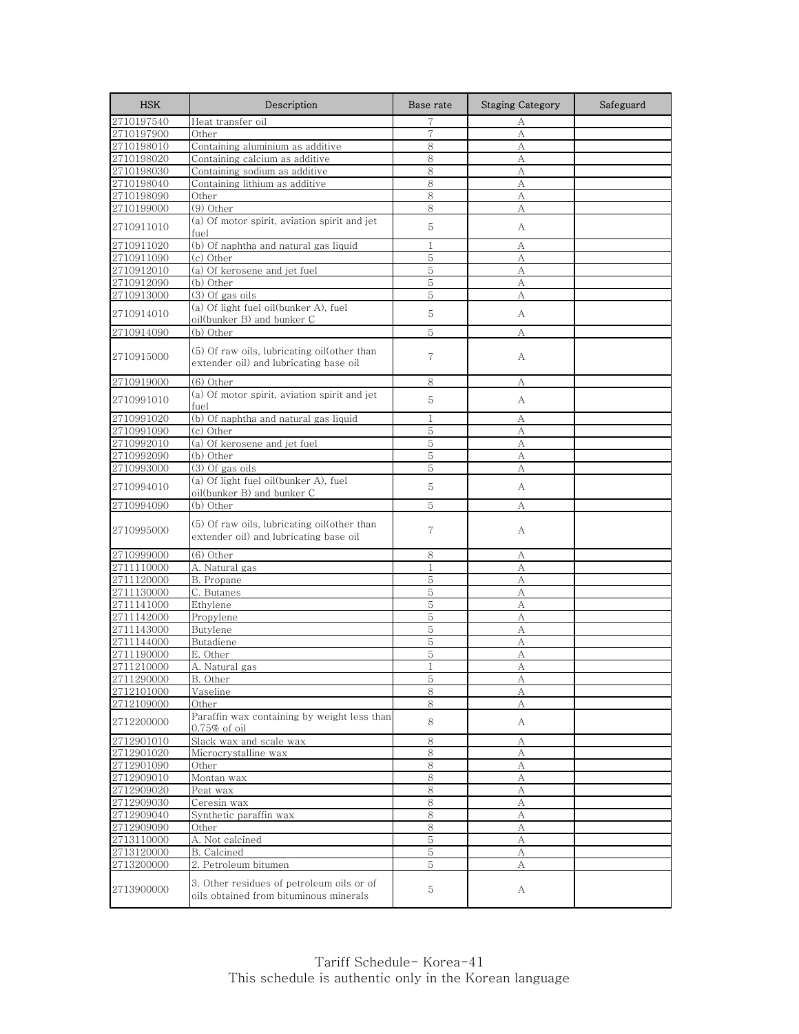| HSK | Description | Base rate | Staging Category | Safeguard |
|---|---|---|---|---|
| 2710197540 | Heat transfer oil | 7 | A | |
| 2710197900 | Other | 7 | A | |
| 2710198010 | Containing aluminium as additive | 8 | A | |
| 2710198020 | Containing calcium as additive | 8 | A | |
| 2710198030 | Containing sodium as additive | 8 | A | |
| 2710198040 | Containing lithium as additive | 8 | A | |
| 2710198090 | Other | 8 | A | |
| 2710199000 | (9) Other | 8 | A | |
| 2710911010 | (a) Of motor spirit, aviation spirit and jet fuel | 5 | A | |
| 2710911020 | (b) Of naphtha and natural gas liquid | 1 | A | |
| 2710911090 | (c) Other | 5 | A | |
| 2710912010 | (a) Of kerosene and jet fuel | 5 | A | |
| 2710912090 | (b) Other | 5 | A | |
| 2710913000 | (3) Of gas oils | 5 | A | |
| 2710914010 | (a) Of light fuel oil(bunker A), fuel oil(bunker B) and bunker C | 5 | A | |
| 2710914090 | (b) Other | 5 | A | |
| 2710915000 | (5) Of raw oils, lubricating oil(other than extender oil) and lubricating base oil | 7 | A | |
| 2710919000 | (6) Other | 8 | A | |
| 2710991010 | (a) Of motor spirit, aviation spirit and jet fuel | 5 | A | |
| 2710991020 | (b) Of naphtha and natural gas liquid | 1 | A | |
| 2710991090 | (c) Other | 5 | A | |
| 2710992010 | (a) Of kerosene and jet fuel | 5 | A | |
| 2710992090 | (b) Other | 5 | A | |
| 2710993000 | (3) Of gas oils | 5 | A | |
| 2710994010 | (a) Of light fuel oil(bunker A), fuel oil(bunker B) and bunker C | 5 | A | |
| 2710994090 | (b) Other | 5 | A | |
| 2710995000 | (5) Of raw oils, lubricating oil(other than extender oil) and lubricating base oil | 7 | A | |
| 2710999000 | (6) Other | 8 | A | |
| 2711110000 | A. Natural gas | 1 | A | |
| 2711120000 | B. Propane | 5 | A | |
| 2711130000 | C. Butanes | 5 | A | |
| 2711141000 | Ethylene | 5 | A | |
| 2711142000 | Propylene | 5 | A | |
| 2711143000 | Butylene | 5 | A | |
| 2711144000 | Butadiene | 5 | A | |
| 2711190000 | E. Other | 5 | A | |
| 2711210000 | A. Natural gas | 1 | A | |
| 2711290000 | B. Other | 5 | A | |
| 2712101000 | Vaseline | 8 | A | |
| 2712109000 | Other | 8 | A | |
| 2712200000 | Paraffin wax containing by weight less than 0.75% of oil | 8 | A | |
| 2712901010 | Slack wax and scale wax | 8 | A | |
| 2712901020 | Microcrystalline wax | 8 | A | |
| 2712901090 | Other | 8 | A | |
| 2712909010 | Montan wax | 8 | A | |
| 2712909020 | Peat wax | 8 | A | |
| 2712909030 | Ceresin wax | 8 | A | |
| 2712909040 | Synthetic paraffin wax | 8 | A | |
| 2712909090 | Other | 8 | A | |
| 2713110000 | A. Not calcined | 5 | A | |
| 2713120000 | B. Calcined | 5 | A | |
| 2713200000 | 2. Petroleum bitumen | 5 | A | |
| 2713900000 | 3. Other residues of petroleum oils or of oils obtained from bituminous minerals | 5 | A | |

Tariff Schedule- Korea-41
This schedule is authentic only in the Korean language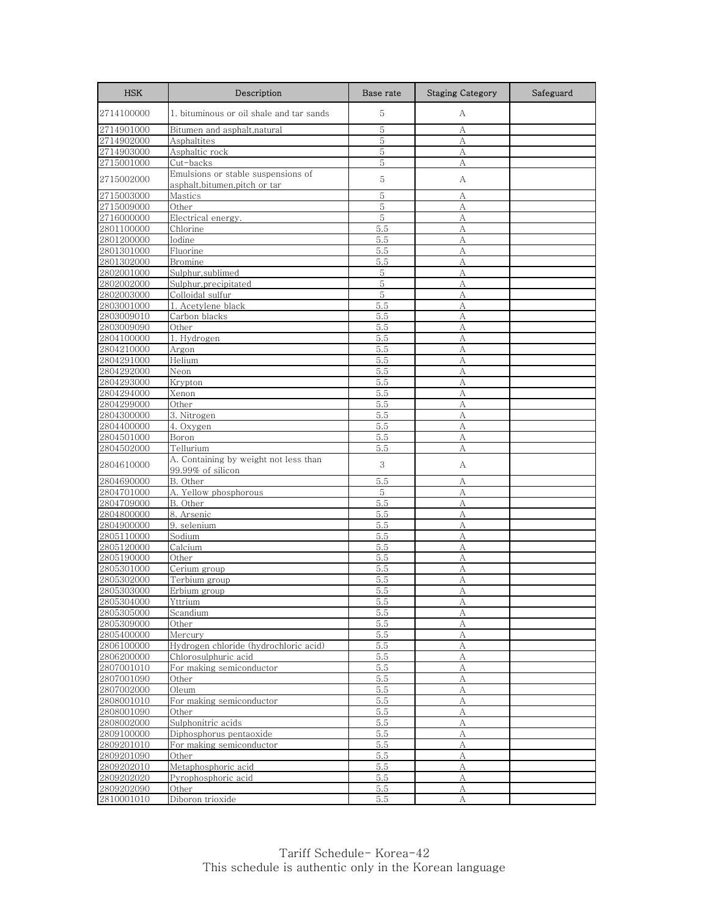| HSK | Description | Base rate | Staging Category | Safeguard |
|---|---|---|---|---|
| 2714100000 | 1. bituminous or oil shale and tar sands | 5 | A | |
| 2714901000 | Bitumen and asphalt,natural | 5 | A | |
| 2714902000 | Asphaltites | 5 | A | |
| 2714903000 | Asphaltic rock | 5 | A | |
| 2715001000 | Cut-backs | 5 | A | |
| 2715002000 | Emulsions or stable suspensions of asphalt,bitumen,pitch or tar | 5 | A | |
| 2715003000 | Mastics | 5 | A | |
| 2715009000 | Other | 5 | A | |
| 2716000000 | Electrical energy. | 5 | A | |
| 2801100000 | Chlorine | 5.5 | A | |
| 2801200000 | Iodine | 5.5 | A | |
| 2801301000 | Fluorine | 5.5 | A | |
| 2801302000 | Bromine | 5.5 | A | |
| 2802001000 | Sulphur,sublimed | 5 | A | |
| 2802002000 | Sulphur,precipitated | 5 | A | |
| 2802003000 | Colloidal sulfur | 5 | A | |
| 2803001000 | 1. Acetylene black | 5.5 | A | |
| 2803009010 | Carbon blacks | 5.5 | A | |
| 2803009090 | Other | 5.5 | A | |
| 2804100000 | 1. Hydrogen | 5.5 | A | |
| 2804210000 | Argon | 5.5 | A | |
| 2804291000 | Helium | 5.5 | A | |
| 2804292000 | Neon | 5.5 | A | |
| 2804293000 | Krypton | 5.5 | A | |
| 2804294000 | Xenon | 5.5 | A | |
| 2804299000 | Other | 5.5 | A | |
| 2804300000 | 3. Nitrogen | 5.5 | A | |
| 2804400000 | 4. Oxygen | 5.5 | A | |
| 2804501000 | Boron | 5.5 | A | |
| 2804502000 | Tellurium | 5.5 | A | |
| 2804610000 | A. Containing by weight not less than 99.99% of silicon | 3 | A | |
| 2804690000 | B. Other | 5.5 | A | |
| 2804701000 | A. Yellow phosphorous | 5 | A | |
| 2804709000 | B. Other | 5.5 | A | |
| 2804800000 | 8. Arsenic | 5.5 | A | |
| 2804900000 | 9. selenium | 5.5 | A | |
| 2805110000 | Sodium | 5.5 | A | |
| 2805120000 | Calcium | 5.5 | A | |
| 2805190000 | Other | 5.5 | A | |
| 2805301000 | Cerium group | 5.5 | A | |
| 2805302000 | Terbium group | 5.5 | A | |
| 2805303000 | Erbium group | 5.5 | A | |
| 2805304000 | Yttrium | 5.5 | A | |
| 2805305000 | Scandium | 5.5 | A | |
| 2805309000 | Other | 5.5 | A | |
| 2805400000 | Mercury | 5.5 | A | |
| 2806100000 | Hydrogen chloride (hydrochloric acid) | 5.5 | A | |
| 2806200000 | Chlorosulphuric acid | 5.5 | A | |
| 2807001010 | For making semiconductor | 5.5 | A | |
| 2807001090 | Other | 5.5 | A | |
| 2807002000 | Oleum | 5.5 | A | |
| 2808001010 | For making semiconductor | 5.5 | A | |
| 2808001090 | Other | 5.5 | A | |
| 2808002000 | Sulphonitric acids | 5.5 | A | |
| 2809100000 | Diphosphorus pentaoxide | 5.5 | A | |
| 2809201010 | For making semiconductor | 5.5 | A | |
| 2809201090 | Other | 5.5 | A | |
| 2809202010 | Metaphosphoric acid | 5.5 | A | |
| 2809202020 | Pyrophosphoric acid | 5.5 | A | |
| 2809202090 | Other | 5.5 | A | |
| 2810001010 | Diboron trioxide | 5.5 | A | |

Tariff Schedule- Korea-42
This schedule is authentic only in the Korean language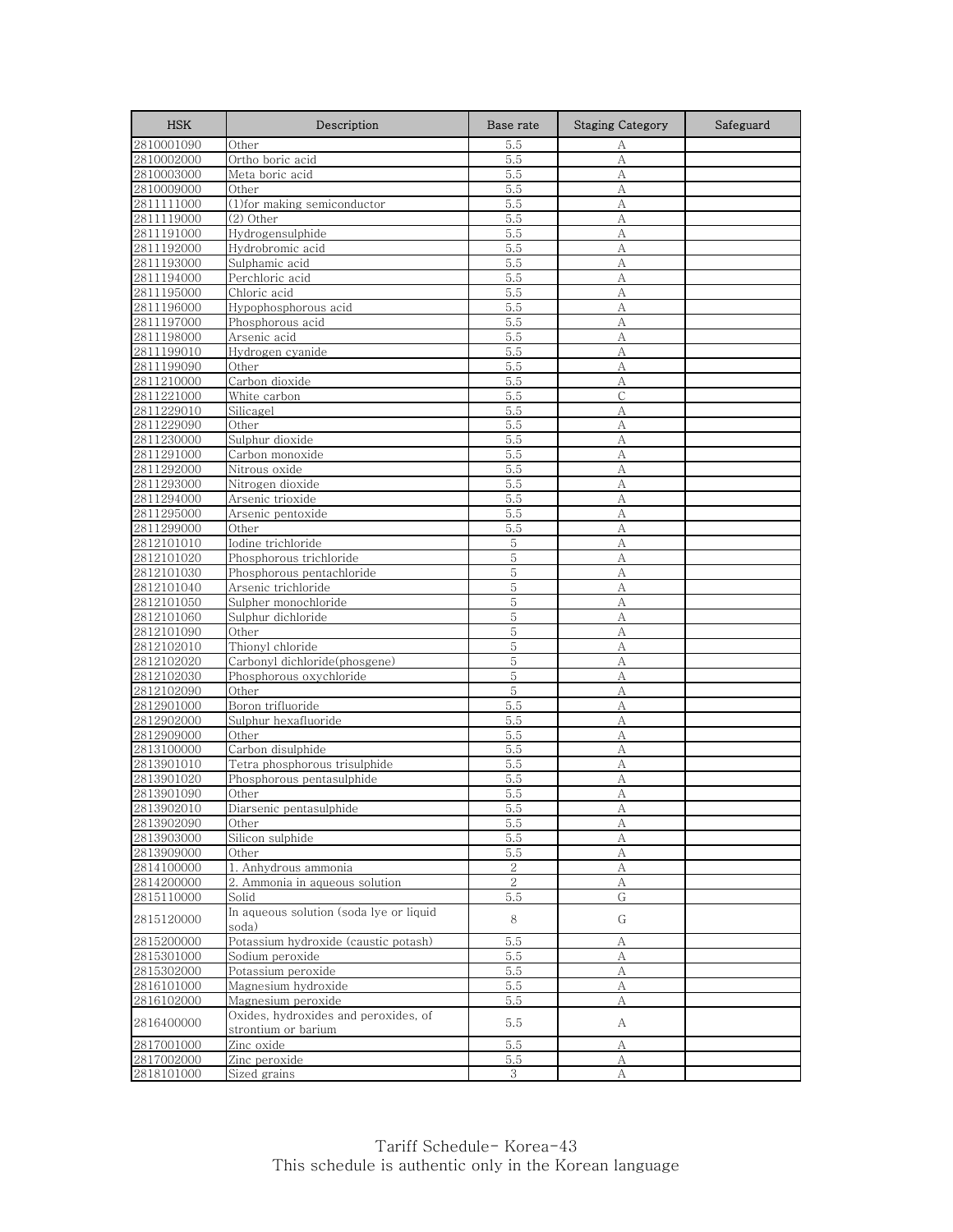| HSK | Description | Base rate | Staging Category | Safeguard |
|---|---|---|---|---|
| 2810001090 | Other | 5.5 | A | |
| 2810002000 | Ortho boric acid | 5.5 | A | |
| 2810003000 | Meta boric acid | 5.5 | A | |
| 2810009000 | Other | 5.5 | A | |
| 2811111000 | (1)for making semiconductor | 5.5 | A | |
| 2811119000 | (2) Other | 5.5 | A | |
| 2811191000 | Hydrogensulphide | 5.5 | A | |
| 2811192000 | Hydrobromic acid | 5.5 | A | |
| 2811193000 | Sulphamic acid | 5.5 | A | |
| 2811194000 | Perchloric acid | 5.5 | A | |
| 2811195000 | Chloric acid | 5.5 | A | |
| 2811196000 | Hypophosphorous acid | 5.5 | A | |
| 2811197000 | Phosphorous acid | 5.5 | A | |
| 2811198000 | Arsenic acid | 5.5 | A | |
| 2811199010 | Hydrogen cyanide | 5.5 | A | |
| 2811199090 | Other | 5.5 | A | |
| 2811210000 | Carbon dioxide | 5.5 | A | |
| 2811221000 | White carbon | 5.5 | C | |
| 2811229010 | Silicagel | 5.5 | A | |
| 2811229090 | Other | 5.5 | A | |
| 2811230000 | Sulphur dioxide | 5.5 | A | |
| 2811291000 | Carbon monoxide | 5.5 | A | |
| 2811292000 | Nitrous oxide | 5.5 | A | |
| 2811293000 | Nitrogen dioxide | 5.5 | A | |
| 2811294000 | Arsenic trioxide | 5.5 | A | |
| 2811295000 | Arsenic pentoxide | 5.5 | A | |
| 2811299000 | Other | 5.5 | A | |
| 2812101010 | Iodine trichloride | 5 | A | |
| 2812101020 | Phosphorous trichloride | 5 | A | |
| 2812101030 | Phosphorous pentachloride | 5 | A | |
| 2812101040 | Arsenic trichloride | 5 | A | |
| 2812101050 | Sulpher monochloride | 5 | A | |
| 2812101060 | Sulphur dichloride | 5 | A | |
| 2812101090 | Other | 5 | A | |
| 2812102010 | Thionyl chloride | 5 | A | |
| 2812102020 | Carbonyl dichloride(phosgene) | 5 | A | |
| 2812102030 | Phosphorous oxychloride | 5 | A | |
| 2812102090 | Other | 5 | A | |
| 2812901000 | Boron trifluoride | 5.5 | A | |
| 2812902000 | Sulphur hexafluoride | 5.5 | A | |
| 2812909000 | Other | 5.5 | A | |
| 2813100000 | Carbon disulphide | 5.5 | A | |
| 2813901010 | Tetra phosphorous trisulphide | 5.5 | A | |
| 2813901020 | Phosphorous pentasulphide | 5.5 | A | |
| 2813901090 | Other | 5.5 | A | |
| 2813902010 | Diarsenic pentasulphide | 5.5 | A | |
| 2813902090 | Other | 5.5 | A | |
| 2813903000 | Silicon sulphide | 5.5 | A | |
| 2813909000 | Other | 5.5 | A | |
| 2814100000 | 1. Anhydrous ammonia | 2 | A | |
| 2814200000 | 2. Ammonia in aqueous solution | 2 | A | |
| 2815110000 | Solid | 5.5 | G | |
| 2815120000 | In aqueous solution (soda lye or liquid soda) | 8 | G | |
| 2815200000 | Potassium hydroxide (caustic potash) | 5.5 | A | |
| 2815301000 | Sodium peroxide | 5.5 | A | |
| 2815302000 | Potassium peroxide | 5.5 | A | |
| 2816101000 | Magnesium hydroxide | 5.5 | A | |
| 2816102000 | Magnesium peroxide | 5.5 | A | |
| 2816400000 | Oxides, hydroxides and peroxides, of strontium or barium | 5.5 | A | |
| 2817001000 | Zinc oxide | 5.5 | A | |
| 2817002000 | Zinc peroxide | 5.5 | A | |
| 2818101000 | Sized grains | 3 | A | |

Tariff Schedule- Korea-43
This schedule is authentic only in the Korean language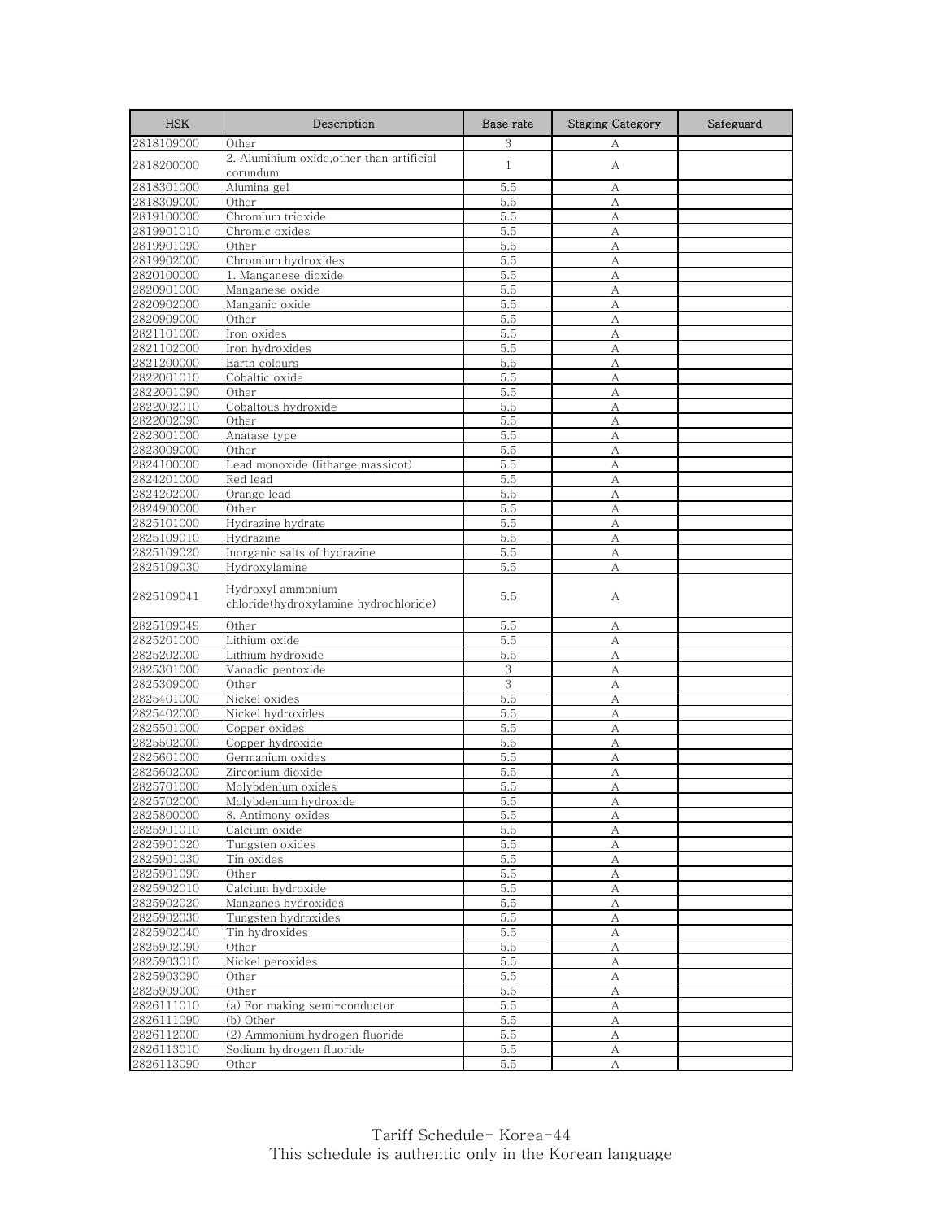| HSK | Description | Base rate | Staging Category | Safeguard |
|---|---|---|---|---|
| 2818109000 | Other | 3 | A | |
| 2818200000 | 2. Aluminium oxide,other than artificial corundum | 1 | A | |
| 2818301000 | Alumina gel | 5.5 | A | |
| 2818309000 | Other | 5.5 | A | |
| 2819100000 | Chromium trioxide | 5.5 | A | |
| 2819901010 | Chromic oxides | 5.5 | A | |
| 2819901090 | Other | 5.5 | A | |
| 2819902000 | Chromium hydroxides | 5.5 | A | |
| 2820100000 | 1. Manganese dioxide | 5.5 | A | |
| 2820901000 | Manganese oxide | 5.5 | A | |
| 2820902000 | Manganic oxide | 5.5 | A | |
| 2820909000 | Other | 5.5 | A | |
| 2821101000 | Iron oxides | 5.5 | A | |
| 2821102000 | Iron hydroxides | 5.5 | A | |
| 2821200000 | Earth colours | 5.5 | A | |
| 2822001010 | Cobaltic oxide | 5.5 | A | |
| 2822001090 | Other | 5.5 | A | |
| 2822002010 | Cobaltous hydroxide | 5.5 | A | |
| 2822002090 | Other | 5.5 | A | |
| 2823001000 | Anatase type | 5.5 | A | |
| 2823009000 | Other | 5.5 | A | |
| 2824100000 | Lead monoxide (litharge,massicot) | 5.5 | A | |
| 2824201000 | Red lead | 5.5 | A | |
| 2824202000 | Orange lead | 5.5 | A | |
| 2824900000 | Other | 5.5 | A | |
| 2825101000 | Hydrazine hydrate | 5.5 | A | |
| 2825109010 | Hydrazine | 5.5 | A | |
| 2825109020 | Inorganic salts of hydrazine | 5.5 | A | |
| 2825109030 | Hydroxylamine | 5.5 | A | |
| 2825109041 | Hydroxyl ammonium chloride(hydroxylamine hydrochloride) | 5.5 | A | |
| 2825109049 | Other | 5.5 | A | |
| 2825201000 | Lithium oxide | 5.5 | A | |
| 2825202000 | Lithium hydroxide | 5.5 | A | |
| 2825301000 | Vanadic pentoxide | 3 | A | |
| 2825309000 | Other | 3 | A | |
| 2825401000 | Nickel oxides | 5.5 | A | |
| 2825402000 | Nickel hydroxides | 5.5 | A | |
| 2825501000 | Copper oxides | 5.5 | A | |
| 2825502000 | Copper hydroxide | 5.5 | A | |
| 2825601000 | Germanium oxides | 5.5 | A | |
| 2825602000 | Zirconium dioxide | 5.5 | A | |
| 2825701000 | Molybdenium oxides | 5.5 | A | |
| 2825702000 | Molybdenium hydroxide | 5.5 | A | |
| 2825800000 | 8. Antimony oxides | 5.5 | A | |
| 2825901010 | Calcium oxide | 5.5 | A | |
| 2825901020 | Tungsten oxides | 5.5 | A | |
| 2825901030 | Tin oxides | 5.5 | A | |
| 2825901090 | Other | 5.5 | A | |
| 2825902010 | Calcium hydroxide | 5.5 | A | |
| 2825902020 | Manganes hydroxides | 5.5 | A | |
| 2825902030 | Tungsten hydroxides | 5.5 | A | |
| 2825902040 | Tin hydroxides | 5.5 | A | |
| 2825902090 | Other | 5.5 | A | |
| 2825903010 | Nickel peroxides | 5.5 | A | |
| 2825903090 | Other | 5.5 | A | |
| 2825909000 | Other | 5.5 | A | |
| 2826111010 | (a) For making semi-conductor | 5.5 | A | |
| 2826111090 | (b) Other | 5.5 | A | |
| 2826112000 | (2) Ammonium hydrogen fluoride | 5.5 | A | |
| 2826113010 | Sodium hydrogen fluoride | 5.5 | A | |
| 2826113090 | Other | 5.5 | A | |

Tariff Schedule- Korea-44
This schedule is authentic only in the Korean language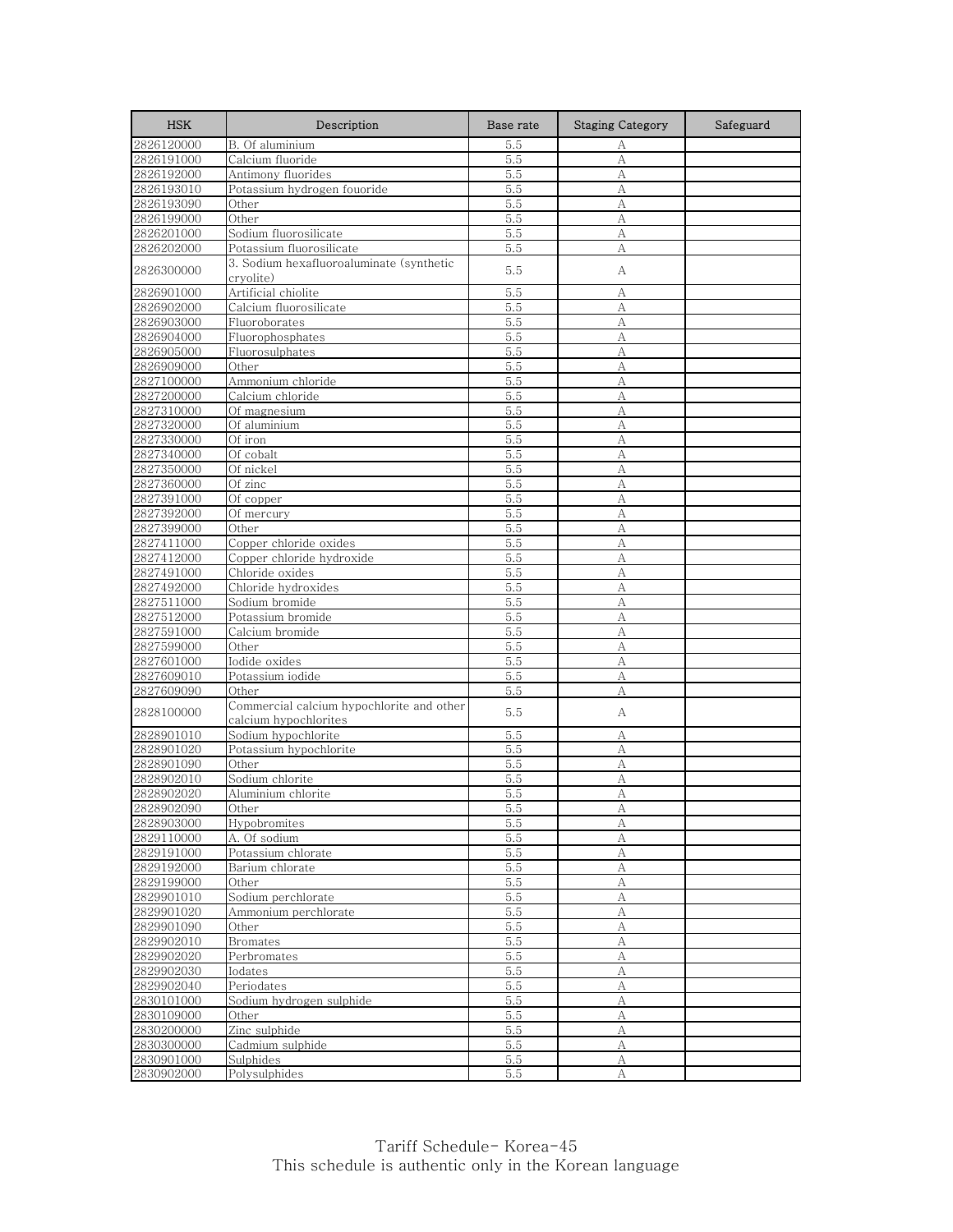| HSK | Description | Base rate | Staging Category | Safeguard |
|---|---|---|---|---|
| 2826120000 | B. Of aluminium | 5.5 | A | |
| 2826191000 | Calcium fluoride | 5.5 | A | |
| 2826192000 | Antimony fluorides | 5.5 | A | |
| 2826193010 | Potassium hydrogen fouoride | 5.5 | A | |
| 2826193090 | Other | 5.5 | A | |
| 2826199000 | Other | 5.5 | A | |
| 2826201000 | Sodium fluorosilicate | 5.5 | A | |
| 2826202000 | Potassium fluorosilicate | 5.5 | A | |
| 2826300000 | 3. Sodium hexafluoroaluminate (synthetic cryolite) | 5.5 | A | |
| 2826901000 | Artificial chiolite | 5.5 | A | |
| 2826902000 | Calcium fluorosilicate | 5.5 | A | |
| 2826903000 | Fluoroborates | 5.5 | A | |
| 2826904000 | Fluorophosphates | 5.5 | A | |
| 2826905000 | Fluorosulphates | 5.5 | A | |
| 2826909000 | Other | 5.5 | A | |
| 2827100000 | Ammonium chloride | 5.5 | A | |
| 2827200000 | Calcium chloride | 5.5 | A | |
| 2827310000 | Of magnesium | 5.5 | A | |
| 2827320000 | Of aluminium | 5.5 | A | |
| 2827330000 | Of iron | 5.5 | A | |
| 2827340000 | Of cobalt | 5.5 | A | |
| 2827350000 | Of nickel | 5.5 | A | |
| 2827360000 | Of zinc | 5.5 | A | |
| 2827391000 | Of copper | 5.5 | A | |
| 2827392000 | Of mercury | 5.5 | A | |
| 2827399000 | Other | 5.5 | A | |
| 2827411000 | Copper chloride oxides | 5.5 | A | |
| 2827412000 | Copper chloride hydroxide | 5.5 | A | |
| 2827491000 | Chloride oxides | 5.5 | A | |
| 2827492000 | Chloride hydroxides | 5.5 | A | |
| 2827511000 | Sodium bromide | 5.5 | A | |
| 2827512000 | Potassium bromide | 5.5 | A | |
| 2827591000 | Calcium bromide | 5.5 | A | |
| 2827599000 | Other | 5.5 | A | |
| 2827601000 | Iodide oxides | 5.5 | A | |
| 2827609010 | Potassium iodide | 5.5 | A | |
| 2827609090 | Other | 5.5 | A | |
| 2828100000 | Commercial calcium hypochlorite and other calcium hypochlorites | 5.5 | A | |
| 2828901010 | Sodium hypochlorite | 5.5 | A | |
| 2828901020 | Potassium hypochlorite | 5.5 | A | |
| 2828901090 | Other | 5.5 | A | |
| 2828902010 | Sodium chlorite | 5.5 | A | |
| 2828902020 | Aluminium chlorite | 5.5 | A | |
| 2828902090 | Other | 5.5 | A | |
| 2828903000 | Hypobromites | 5.5 | A | |
| 2829110000 | A. Of sodium | 5.5 | A | |
| 2829191000 | Potassium chlorate | 5.5 | A | |
| 2829192000 | Barium chlorate | 5.5 | A | |
| 2829199000 | Other | 5.5 | A | |
| 2829901010 | Sodium perchlorate | 5.5 | A | |
| 2829901020 | Ammonium perchlorate | 5.5 | A | |
| 2829901090 | Other | 5.5 | A | |
| 2829902010 | Bromates | 5.5 | A | |
| 2829902020 | Perbromates | 5.5 | A | |
| 2829902030 | Iodates | 5.5 | A | |
| 2829902040 | Periodates | 5.5 | A | |
| 2830101000 | Sodium hydrogen sulphide | 5.5 | A | |
| 2830109000 | Other | 5.5 | A | |
| 2830200000 | Zinc sulphide | 5.5 | A | |
| 2830300000 | Cadmium sulphide | 5.5 | A | |
| 2830901000 | Sulphides | 5.5 | A | |
| 2830902000 | Polysulphides | 5.5 | A | |

Tariff Schedule- Korea-45
This schedule is authentic only in the Korean language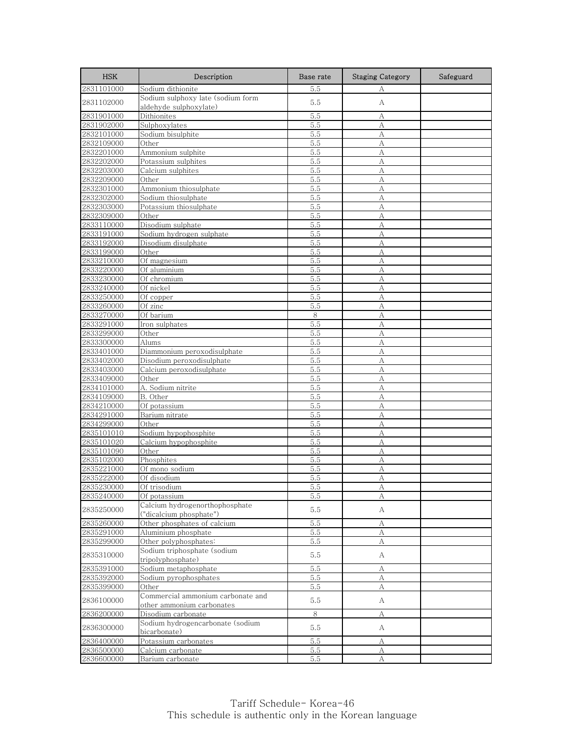| HSK | Description | Base rate | Staging Category | Safeguard |
|---|---|---|---|---|
| 2831101000 | Sodium dithionite | 5.5 | A | |
| 2831102000 | Sodium sulphoxy late (sodium form aldehyde sulphoxylate) | 5.5 | A | |
| 2831901000 | Dithionites | 5.5 | A | |
| 2831902000 | Sulphoxylates | 5.5 | A | |
| 2832101000 | Sodium bisulphite | 5.5 | A | |
| 2832109000 | Other | 5.5 | A | |
| 2832201000 | Ammonium sulphite | 5.5 | A | |
| 2832202000 | Potassium sulphites | 5.5 | A | |
| 2832203000 | Calcium sulphites | 5.5 | A | |
| 2832209000 | Other | 5.5 | A | |
| 2832301000 | Ammonium thiosulphate | 5.5 | A | |
| 2832302000 | Sodium thiosulphate | 5.5 | A | |
| 2832303000 | Potassium thiosulphate | 5.5 | A | |
| 2832309000 | Other | 5.5 | A | |
| 2833110000 | Disodium sulphate | 5.5 | A | |
| 2833191000 | Sodium hydrogen sulphate | 5.5 | A | |
| 2833192000 | Disodium disulphate | 5.5 | A | |
| 2833199000 | Other | 5.5 | A | |
| 2833210000 | Of magnesium | 5.5 | A | |
| 2833220000 | Of aluminium | 5.5 | A | |
| 2833230000 | Of chromium | 5.5 | A | |
| 2833240000 | Of nickel | 5.5 | A | |
| 2833250000 | Of copper | 5.5 | A | |
| 2833260000 | Of zinc | 5.5 | A | |
| 2833270000 | Of barium | 8 | A | |
| 2833291000 | Iron sulphates | 5.5 | A | |
| 2833299000 | Other | 5.5 | A | |
| 2833300000 | Alums | 5.5 | A | |
| 2833401000 | Diammonium peroxodisulphate | 5.5 | A | |
| 2833402000 | Disodium peroxodisulphate | 5.5 | A | |
| 2833403000 | Calcium peroxodisulphate | 5.5 | A | |
| 2833409000 | Other | 5.5 | A | |
| 2834101000 | A. Sodium nitrite | 5.5 | A | |
| 2834109000 | B. Other | 5.5 | A | |
| 2834210000 | Of potassium | 5.5 | A | |
| 2834291000 | Barium nitrate | 5.5 | A | |
| 2834299000 | Other | 5.5 | A | |
| 2835101010 | Sodium hypophosphite | 5.5 | A | |
| 2835101020 | Calcium hypophosphite | 5.5 | A | |
| 2835101090 | Other | 5.5 | A | |
| 2835102000 | Phosphites | 5.5 | A | |
| 2835221000 | Of mono sodium | 5.5 | A | |
| 2835222000 | Of disodium | 5.5 | A | |
| 2835230000 | Of trisodium | 5.5 | A | |
| 2835240000 | Of potassium | 5.5 | A | |
| 2835250000 | Calcium hydrogenorthophosphate ("dicalcium phosphate") | 5.5 | A | |
| 2835260000 | Other phosphates of calcium | 5.5 | A | |
| 2835291000 | Aluminium phosphate | 5.5 | A | |
| 2835299000 | Other polyphosphates: | 5.5 | A | |
| 2835310000 | Sodium triphosphate (sodium tripolyphosphate) | 5.5 | A | |
| 2835391000 | Sodium metaphosphate | 5.5 | A | |
| 2835392000 | Sodium pyrophosphates | 5.5 | A | |
| 2835399000 | Other | 5.5 | A | |
| 2836100000 | Commercial ammonium carbonate and other ammonium carbonates | 5.5 | A | |
| 2836200000 | Disodium carbonate | 8 | A | |
| 2836300000 | Sodium hydrogencarbonate (sodium bicarbonate) | 5.5 | A | |
| 2836400000 | Potassium carbonates | 5.5 | A | |
| 2836500000 | Calcium carbonate | 5.5 | A | |
| 2836600000 | Barium carbonate | 5.5 | A | |

Tariff Schedule- Korea-46
This schedule is authentic only in the Korean language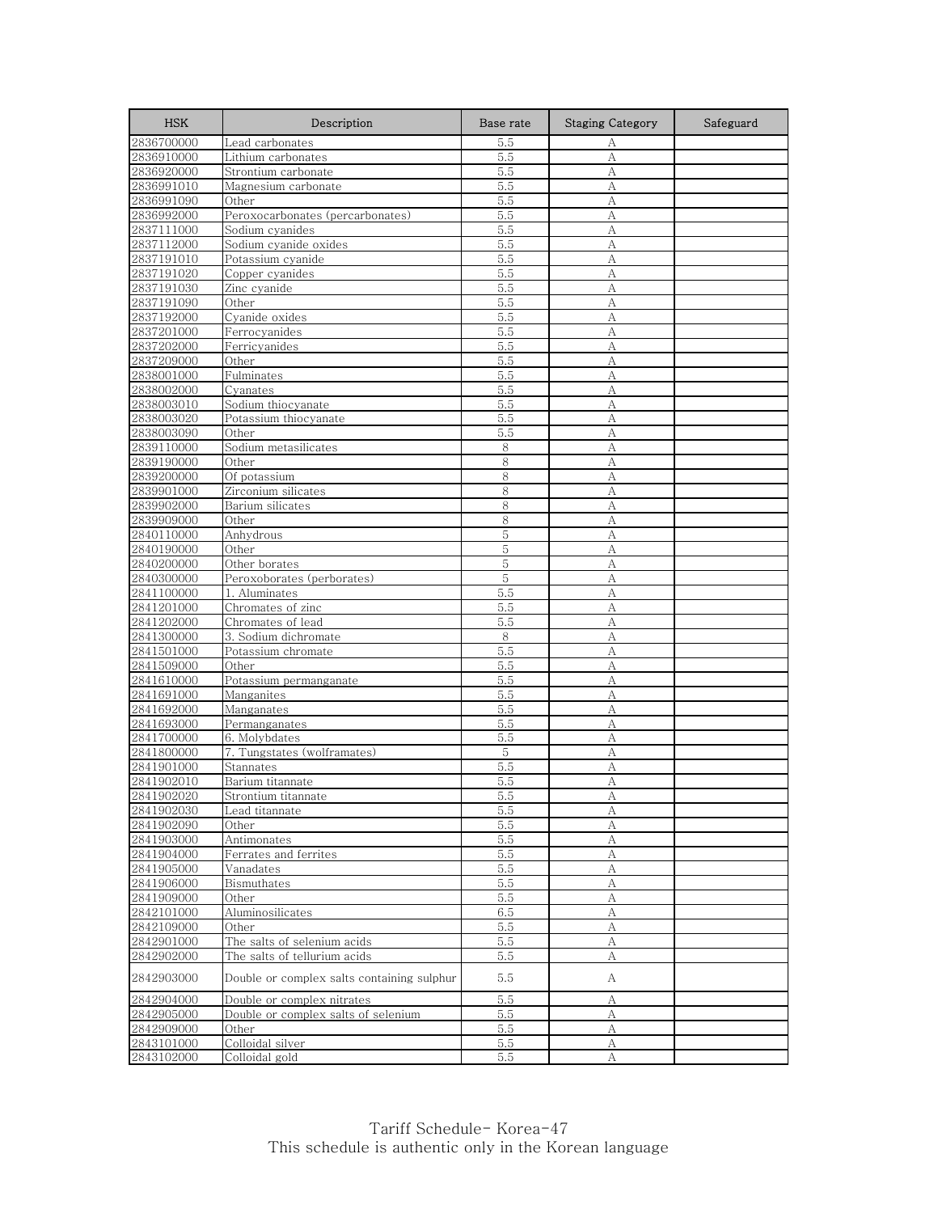| HSK | Description | Base rate | Staging Category | Safeguard |
|---|---|---|---|---|
| 2836700000 | Lead carbonates | 5.5 | A | |
| 2836910000 | Lithium carbonates | 5.5 | A | |
| 2836920000 | Strontium carbonate | 5.5 | A | |
| 2836991010 | Magnesium carbonate | 5.5 | A | |
| 2836991090 | Other | 5.5 | A | |
| 2836992000 | Peroxocarbonates (percarbonates) | 5.5 | A | |
| 2837111000 | Sodium cyanides | 5.5 | A | |
| 2837112000 | Sodium cyanide oxides | 5.5 | A | |
| 2837191010 | Potassium cyanide | 5.5 | A | |
| 2837191020 | Copper cyanides | 5.5 | A | |
| 2837191030 | Zinc cyanide | 5.5 | A | |
| 2837191090 | Other | 5.5 | A | |
| 2837192000 | Cyanide oxides | 5.5 | A | |
| 2837201000 | Ferrocyanides | 5.5 | A | |
| 2837202000 | Ferricyanides | 5.5 | A | |
| 2837209000 | Other | 5.5 | A | |
| 2838001000 | Fulminates | 5.5 | A | |
| 2838002000 | Cyanates | 5.5 | A | |
| 2838003010 | Sodium thiocyanate | 5.5 | A | |
| 2838003020 | Potassium thiocyanate | 5.5 | A | |
| 2838003090 | Other | 5.5 | A | |
| 2839110000 | Sodium metasilicates | 8 | A | |
| 2839190000 | Other | 8 | A | |
| 2839200000 | Of potassium | 8 | A | |
| 2839901000 | Zirconium silicates | 8 | A | |
| 2839902000 | Barium silicates | 8 | A | |
| 2839909000 | Other | 8 | A | |
| 2840110000 | Anhydrous | 5 | A | |
| 2840190000 | Other | 5 | A | |
| 2840200000 | Other borates | 5 | A | |
| 2840300000 | Peroxoborates (perborates) | 5 | A | |
| 2841100000 | 1. Aluminates | 5.5 | A | |
| 2841201000 | Chromates of zinc | 5.5 | A | |
| 2841202000 | Chromates of lead | 5.5 | A | |
| 2841300000 | 3. Sodium dichromate | 8 | A | |
| 2841501000 | Potassium chromate | 5.5 | A | |
| 2841509000 | Other | 5.5 | A | |
| 2841610000 | Potassium permanganate | 5.5 | A | |
| 2841691000 | Manganites | 5.5 | A | |
| 2841692000 | Manganates | 5.5 | A | |
| 2841693000 | Permanganates | 5.5 | A | |
| 2841700000 | 6. Molybdates | 5.5 | A | |
| 2841800000 | 7. Tungstates (wolframates) | 5 | A | |
| 2841901000 | Stannates | 5.5 | A | |
| 2841902010 | Barium titannate | 5.5 | A | |
| 2841902020 | Strontium titannate | 5.5 | A | |
| 2841902030 | Lead titannate | 5.5 | A | |
| 2841902090 | Other | 5.5 | A | |
| 2841903000 | Antimonates | 5.5 | A | |
| 2841904000 | Ferrates and ferrites | 5.5 | A | |
| 2841905000 | Vanadates | 5.5 | A | |
| 2841906000 | Bismuthates | 5.5 | A | |
| 2841909000 | Other | 5.5 | A | |
| 2842101000 | Aluminosilicates | 6.5 | A | |
| 2842109000 | Other | 5.5 | A | |
| 2842901000 | The salts of selenium acids | 5.5 | A | |
| 2842902000 | The salts of tellurium acids | 5.5 | A | |
| 2842903000 | Double or complex salts containing sulphur | 5.5 | A | |
| 2842904000 | Double or complex nitrates | 5.5 | A | |
| 2842905000 | Double or complex salts of selenium | 5.5 | A | |
| 2842909000 | Other | 5.5 | A | |
| 2843101000 | Colloidal silver | 5.5 | A | |
| 2843102000 | Colloidal gold | 5.5 | A | |

Tariff Schedule- Korea-47
This schedule is authentic only in the Korean language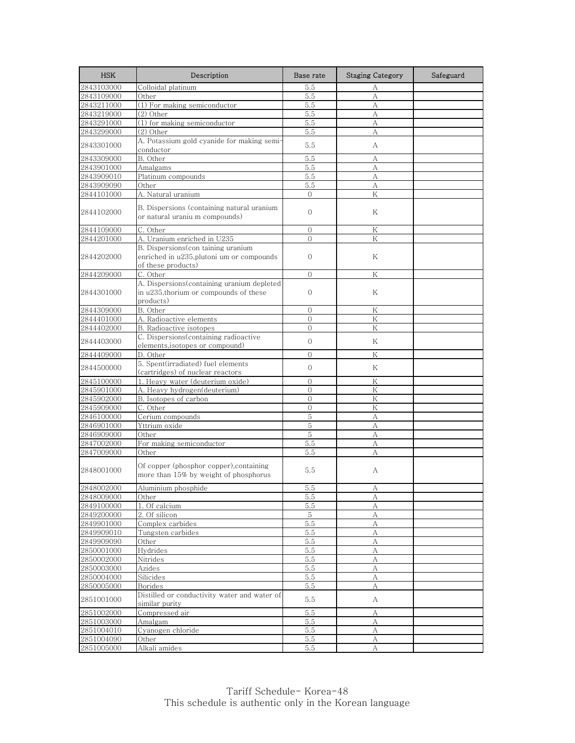| HSK | Description | Base rate | Staging Category | Safeguard |
|---|---|---|---|---|
| 2843103000 | Colloidal platinum | 5.5 | A | |
| 2843109000 | Other | 5.5 | A | |
| 2843211000 | (1) For making semiconductor | 5.5 | A | |
| 2843219000 | (2) Other | 5.5 | A | |
| 2843291000 | (1) for making semiconductor | 5.5 | A | |
| 2843299000 | (2) Other | 5.5 | A | |
| 2843301000 | A. Potassium gold cyanide for making semi-conductor | 5.5 | A | |
| 2843309000 | B. Other | 5.5 | A | |
| 2843901000 | Amalgams | 5.5 | A | |
| 2843909010 | Platinum compounds | 5.5 | A | |
| 2843909090 | Other | 5.5 | A | |
| 2844101000 | A. Natural uranium | 0 | K | |
| 2844102000 | B. Dispersions (containing natural uranium or natural uraniu m compounds) | 0 | K | |
| 2844109000 | C. Other | 0 | K | |
| 2844201000 | A. Uranium enriched in U235 | 0 | K | |
| 2844202000 | B. Dispersions(con taining uranium enriched in u235,plutoni um or compounds of these products) | 0 | K | |
| 2844209000 | C. Other | 0 | K | |
| 2844301000 | A. Dispersions(containing uranium depleted in u235,thorium or compounds of these products) | 0 | K | |
| 2844309000 | B. Other | 0 | K | |
| 2844401000 | A. Radioactive elements | 0 | K | |
| 2844402000 | B. Radioactive isotopes | 0 | K | |
| 2844403000 | C. Dispersions(containing radioactive elements,isotopes or compound) | 0 | K | |
| 2844409000 | D. Other | 0 | K | |
| 2844500000 | 5. Spent(irradiated) fuel elements (cartridges) of nuclear reactors | 0 | K | |
| 2845100000 | 1. Heavy water (deuterium oxide) | 0 | K | |
| 2845901000 | A. Heavy hydrogen(deuterium) | 0 | K | |
| 2845902000 | B. Isotopes of carbon | 0 | K | |
| 2845909000 | C. Other | 0 | K | |
| 2846100000 | Cerium compounds | 5 | A | |
| 2846901000 | Yttrium oxide | 5 | A | |
| 2846909000 | Other | 5 | A | |
| 2847002000 | For making semiconductor | 5.5 | A | |
| 2847009000 | Other | 5.5 | A | |
| 2848001000 | Of copper (phosphor copper),containing more than 15% by weight of phosphorus | 5.5 | A | |
| 2848002000 | Aluminium phosphide | 5.5 | A | |
| 2848009000 | Other | 5.5 | A | |
| 2849100000 | 1. Of calcium | 5.5 | A | |
| 2849200000 | 2. Of silicon | 5 | A | |
| 2849901000 | Complex carbides | 5.5 | A | |
| 2849909010 | Tungsten carbides | 5.5 | A | |
| 2849909090 | Other | 5.5 | A | |
| 2850001000 | Hydrides | 5.5 | A | |
| 2850002000 | Nitrides | 5.5 | A | |
| 2850003000 | Azides | 5.5 | A | |
| 2850004000 | Silicides | 5.5 | A | |
| 2850005000 | Borides | 5.5 | A | |
| 2851001000 | Distilled or conductivity water and water of similar purity | 5.5 | A | |
| 2851002000 | Compressed air | 5.5 | A | |
| 2851003000 | Amalgam | 5.5 | A | |
| 2851004010 | Cyanogen chloride | 5.5 | A | |
| 2851004090 | Other | 5.5 | A | |
| 2851005000 | Alkali amides | 5.5 | A | |

Tariff Schedule- Korea-48
This schedule is authentic only in the Korean language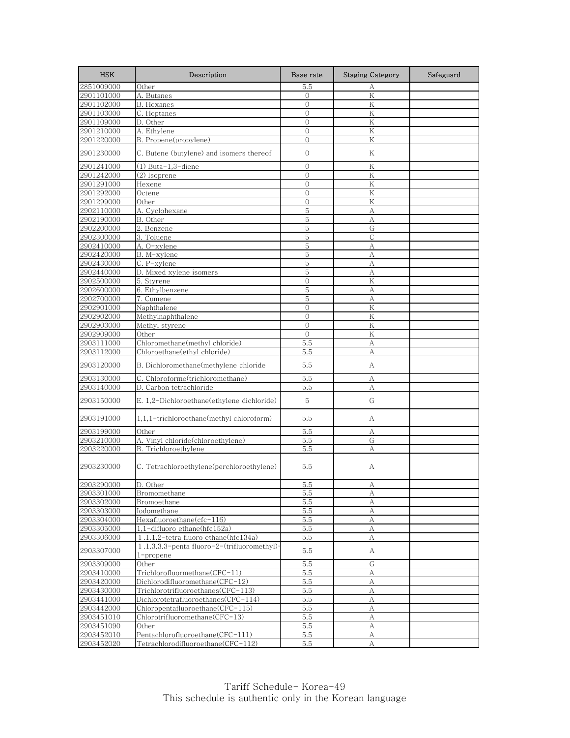| HSK | Description | Base rate | Staging Category | Safeguard |
| --- | --- | --- | --- | --- |
| 2851009000 | Other | 5.5 | A | |
| 2901101000 | A. Butanes | 0 | K | |
| 2901102000 | B. Hexanes | 0 | K | |
| 2901103000 | C. Heptanes | 0 | K | |
| 2901109000 | D. Other | 0 | K | |
| 2901210000 | A. Ethylene | 0 | K | |
| 2901220000 | B. Propene(propylene) | 0 | K | |
| 2901230000 | C. Butene (butylene) and isomers thereof | 0 | K | |
| 2901241000 | (1) Buta-1,3-diene | 0 | K | |
| 2901242000 | (2) Isoprene | 0 | K | |
| 2901291000 | Hexene | 0 | K | |
| 2901292000 | Octene | 0 | K | |
| 2901299000 | Other | 0 | K | |
| 2902110000 | A. Cyclohexane | 5 | A | |
| 2902190000 | B. Other | 5 | A | |
| 2902200000 | 2. Benzene | 5 | G | |
| 2902300000 | 3. Toluene | 5 | C | |
| 2902410000 | A. O-xylene | 5 | A | |
| 2902420000 | B. M-xylene | 5 | A | |
| 2902430000 | C. P-xylene | 5 | A | |
| 2902440000 | D. Mixed xylene isomers | 5 | A | |
| 2902500000 | 5. Styrene | 0 | K | |
| 2902600000 | 6. Ethylbenzene | 5 | A | |
| 2902700000 | 7. Cumene | 5 | A | |
| 2902901000 | Naphthalene | 0 | K | |
| 2902902000 | Methylnaphthalene | 0 | K | |
| 2902903000 | Methyl styrene | 0 | K | |
| 2902909000 | Other | 0 | K | |
| 2903111000 | Chloromethane(methyl chloride) | 5.5 | A | |
| 2903112000 | Chloroethane(ethyl chloride) | 5.5 | A | |
| 2903120000 | B. Dichloromethane(methylene chloride | 5.5 | A | |
| 2903130000 | C. Chloroforme(trichloromethane) | 5.5 | A | |
| 2903140000 | D. Carbon tetrachloride | 5.5 | A | |
| 2903150000 | E. 1,2-Dichloroethane(ethylene dichloride) | 5 | G | |
| 2903191000 | 1,1,1-trichloroethane(methyl chloroform) | 5.5 | A | |
| 2903199000 | Other | 5.5 | A | |
| 2903210000 | A. Vinyl chloride(chloroethylene) | 5.5 | G | |
| 2903220000 | B. Trichloroethylene | 5.5 | A | |
| 2903230000 | C. Tetrachloroethylene(perchloroethylene) | 5.5 | A | |
| 2903290000 | D. Other | 5.5 | A | |
| 2903301000 | Bromomethane | 5.5 | A | |
| 2903302000 | Bromoethane | 5.5 | A | |
| 2903303000 | Iodomethane | 5.5 | A | |
| 2903304000 | Hexafluoroethane(cfc-116) | 5.5 | A | |
| 2903305000 | 1,1-difluoro ethane(hfc152a) | 5.5 | A | |
| 2903306000 | 1.1.1.2-tetra fluoro ethane(hfc134a) | 5.5 | A | |
| 2903307000 | 1.1.3.3.3-penta fluoro-2-(trifluoromethyl)-1-propene | 5.5 | A | |
| 2903309000 | Other | 5.5 | G | |
| 2903410000 | Trichlorofluormethane(CFC-11) | 5.5 | A | |
| 2903420000 | Dichlorodifluoromethane(CFC-12) | 5.5 | A | |
| 2903430000 | Trichlorotrifluoroethanes(CFC-113) | 5.5 | A | |
| 2903441000 | Dichlorotetrafluoroethanes(CFC-114) | 5.5 | A | |
| 2903442000 | Chloropentafluoroethane(CFC-115) | 5.5 | A | |
| 2903451010 | Chlorotrifluoromethane(CFC-13) | 5.5 | A | |
| 2903451090 | Other | 5.5 | A | |
| 2903452010 | Pentachlorofluoroethane(CFC-111) | 5.5 | A | |
| 2903452020 | Tetrachlorodifluoroethane(CFC-112) | 5.5 | A | |

Tariff Schedule- Korea-49
This schedule is authentic only in the Korean language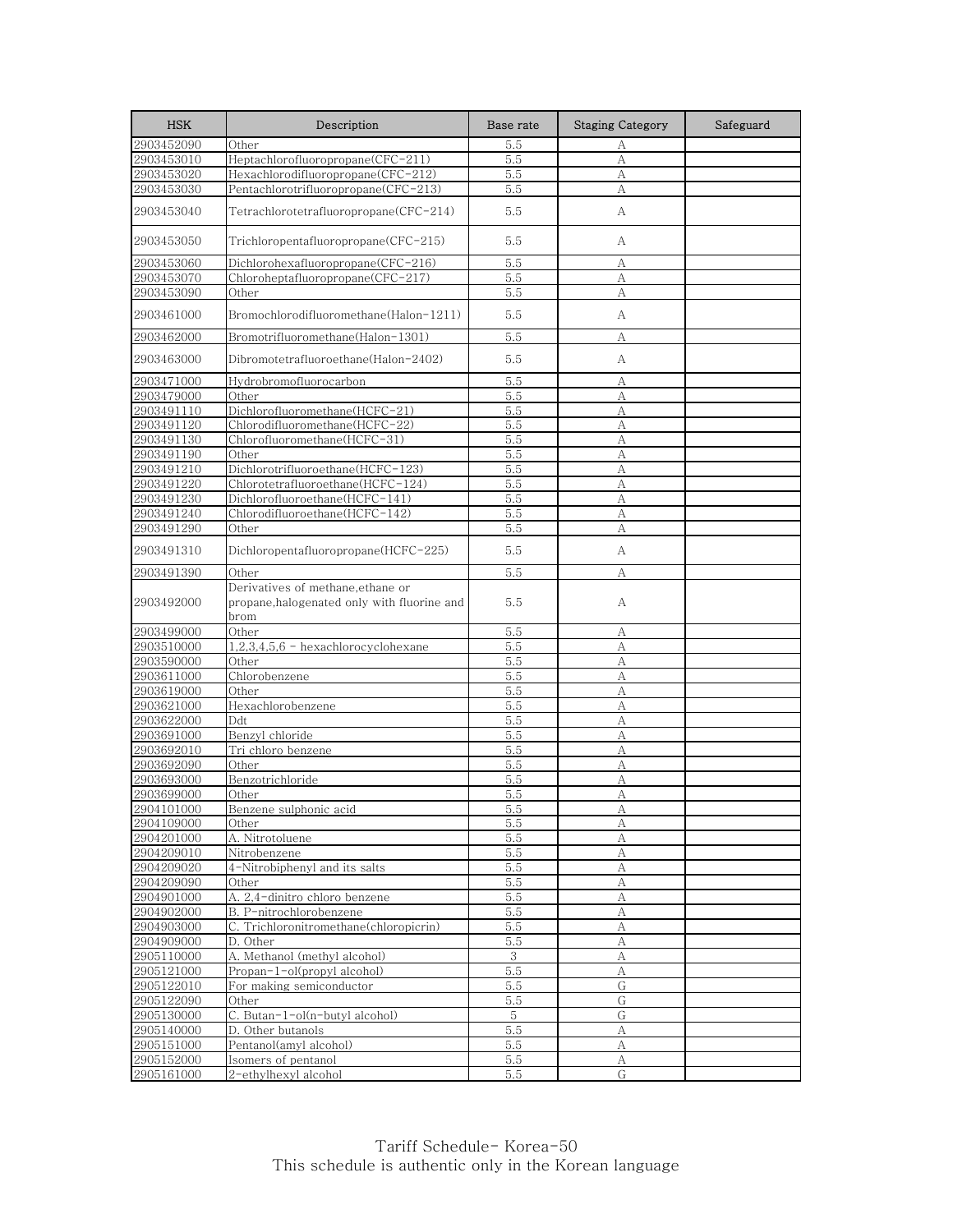| HSK | Description | Base rate | Staging Category | Safeguard |
| --- | --- | --- | --- | --- |
| 2903452090 | Other | 5.5 | A | |
| 2903453010 | Heptachlorofluoropropane(CFC-211) | 5.5 | A | |
| 2903453020 | Hexachlorodifluoropropane(CFC-212) | 5.5 | A | |
| 2903453030 | Pentachlorotrifluoropropane(CFC-213) | 5.5 | A | |
| 2903453040 | Tetrachlorotetrafluoropropane(CFC-214) | 5.5 | A | |
| 2903453050 | Trichloropentafluoropropane(CFC-215) | 5.5 | A | |
| 2903453060 | Dichlorohexafluoropropane(CFC-216) | 5.5 | A | |
| 2903453070 | Chloroheptafluoropropane(CFC-217) | 5.5 | A | |
| 2903453090 | Other | 5.5 | A | |
| 2903461000 | Bromochlorodifluoromethane(Halon-1211) | 5.5 | A | |
| 2903462000 | Bromotrifluoromethane(Halon-1301) | 5.5 | A | |
| 2903463000 | Dibromotetrafluoroethane(Halon-2402) | 5.5 | A | |
| 2903471000 | Hydrobromofluorocarbon | 5.5 | A | |
| 2903479000 | Other | 5.5 | A | |
| 2903491110 | Dichlorofluoromethane(HCFC-21) | 5.5 | A | |
| 2903491120 | Chlorodifluoromethane(HCFC-22) | 5.5 | A | |
| 2903491130 | Chlorofluoromethane(HCFC-31) | 5.5 | A | |
| 2903491190 | Other | 5.5 | A | |
| 2903491210 | Dichlorotrifluoroethane(HCFC-123) | 5.5 | A | |
| 2903491220 | Chlorotetrafluoroethane(HCFC-124) | 5.5 | A | |
| 2903491230 | Dichlorofluoroethane(HCFC-141) | 5.5 | A | |
| 2903491240 | Chlorodifluoroethane(HCFC-142) | 5.5 | A | |
| 2903491290 | Other | 5.5 | A | |
| 2903491310 | Dichloropentafluoropropane(HCFC-225) | 5.5 | A | |
| 2903491390 | Other | 5.5 | A | |
| 2903492000 | Derivatives of methane,ethane or propane,halogenated only with fluorine and brom | 5.5 | A | |
| 2903499000 | Other | 5.5 | A | |
| 2903510000 | 1,2,3,4,5,6 - hexachlorocyclohexane | 5.5 | A | |
| 2903590000 | Other | 5.5 | A | |
| 2903611000 | Chlorobenzene | 5.5 | A | |
| 2903619000 | Other | 5.5 | A | |
| 2903621000 | Hexachlorobenzene | 5.5 | A | |
| 2903622000 | Ddt | 5.5 | A | |
| 2903691000 | Benzyl chloride | 5.5 | A | |
| 2903692010 | Tri chloro benzene | 5.5 | A | |
| 2903692090 | Other | 5.5 | A | |
| 2903693000 | Benzotrichloride | 5.5 | A | |
| 2903699000 | Other | 5.5 | A | |
| 2904101000 | Benzene sulphonic acid | 5.5 | A | |
| 2904109000 | Other | 5.5 | A | |
| 2904201000 | A. Nitrotoluene | 5.5 | A | |
| 2904209010 | Nitrobenzene | 5.5 | A | |
| 2904209020 | 4-Nitrobiphenyl and its salts | 5.5 | A | |
| 2904209090 | Other | 5.5 | A | |
| 2904901000 | A. 2,4-dinitro chloro benzene | 5.5 | A | |
| 2904902000 | B. P-nitrochlorobenzene | 5.5 | A | |
| 2904903000 | C. Trichloronitromethane(chloropicrin) | 5.5 | A | |
| 2904909000 | D. Other | 5.5 | A | |
| 2905110000 | A. Methanol (methyl alcohol) | 3 | A | |
| 2905121000 | Propan-1-ol(propyl alcohol) | 5.5 | A | |
| 2905122010 | For making semiconductor | 5.5 | G | |
| 2905122090 | Other | 5.5 | G | |
| 2905130000 | C. Butan-1-ol(n-butyl alcohol) | 5 | G | |
| 2905140000 | D. Other butanols | 5.5 | A | |
| 2905151000 | Pentanol(amyl alcohol) | 5.5 | A | |
| 2905152000 | Isomers of pentanol | 5.5 | A | |
| 2905161000 | 2-ethylhexyl alcohol | 5.5 | G | |

Tariff Schedule- Korea-50
This schedule is authentic only in the Korean language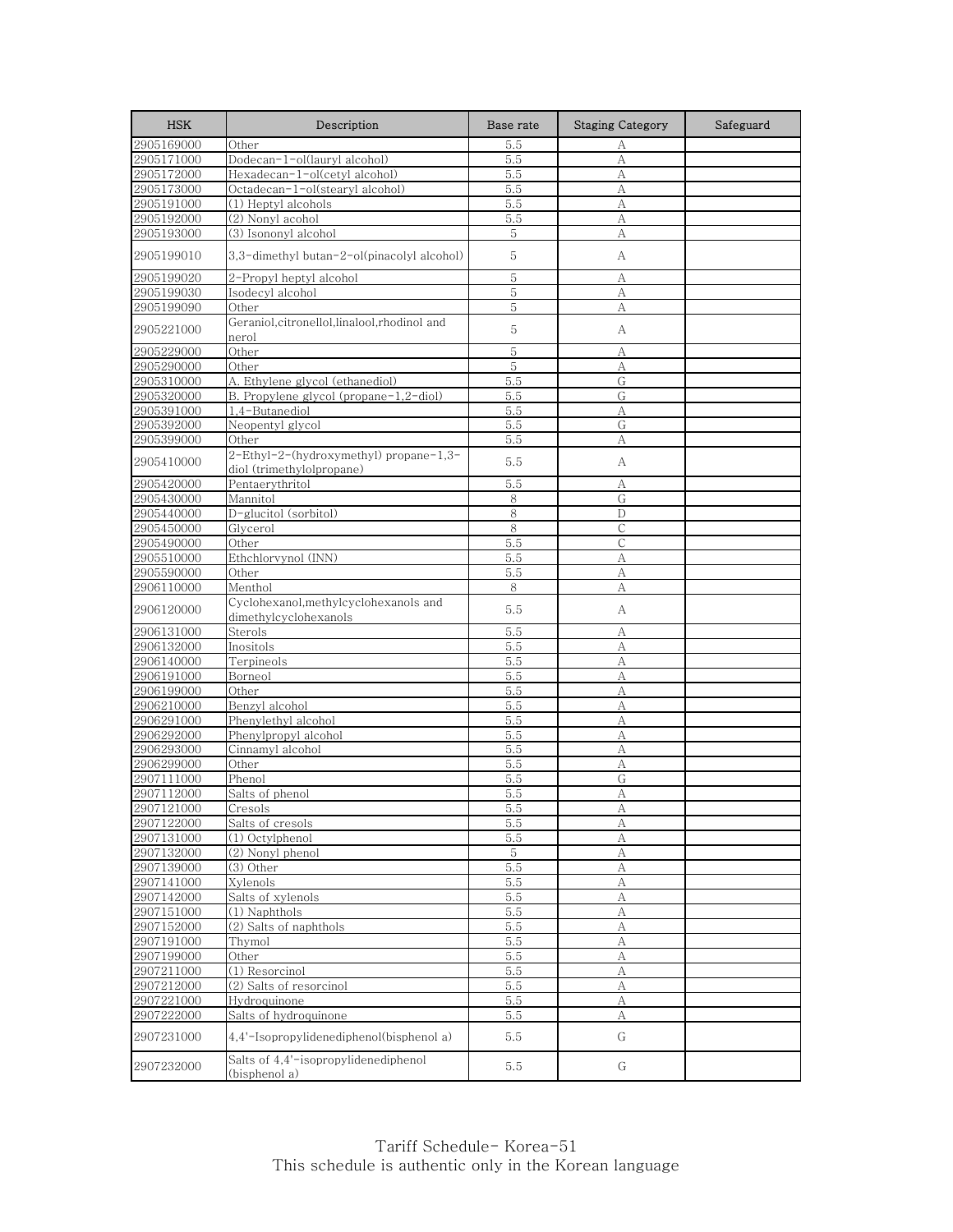| HSK | Description | Base rate | Staging Category | Safeguard |
|---|---|---|---|---|
| 2905169000 | Other | 5.5 | A | |
| 2905171000 | Dodecan-1-ol(lauryl alcohol) | 5.5 | A | |
| 2905172000 | Hexadecan-1-ol(cetyl alcohol) | 5.5 | A | |
| 2905173000 | Octadecan-1-ol(stearyl alcohol) | 5.5 | A | |
| 2905191000 | (1) Heptyl alcohols | 5.5 | A | |
| 2905192000 | (2) Nonyl acohol | 5.5 | A | |
| 2905193000 | (3) Isononyl alcohol | 5 | A | |
| 2905199010 | 3,3-dimethyl butan-2-ol(pinacolyl alcohol) | 5 | A | |
| 2905199020 | 2-Propyl heptyl alcohol | 5 | A | |
| 2905199030 | Isodecyl alcohol | 5 | A | |
| 2905199090 | Other | 5 | A | |
| 2905221000 | Geraniol,citronellol,linalool,rhodinol and nerol | 5 | A | |
| 2905229000 | Other | 5 | A | |
| 2905290000 | Other | 5 | A | |
| 2905310000 | A. Ethylene glycol (ethanediol) | 5.5 | G | |
| 2905320000 | B. Propylene glycol (propane-1,2-diol) | 5.5 | G | |
| 2905391000 | 1,4-Butanediol | 5.5 | A | |
| 2905392000 | Neopentyl glycol | 5.5 | G | |
| 2905399000 | Other | 5.5 | A | |
| 2905410000 | 2-Ethyl-2-(hydroxymethyl) propane-1,3-diol (trimethylolpropane) | 5.5 | A | |
| 2905420000 | Pentaerythritol | 5.5 | A | |
| 2905430000 | Mannitol | 8 | G | |
| 2905440000 | D-glucitol (sorbitol) | 8 | D | |
| 2905450000 | Glycerol | 8 | C | |
| 2905490000 | Other | 5.5 | C | |
| 2905510000 | Ethchlorvynol (INN) | 5.5 | A | |
| 2905590000 | Other | 5.5 | A | |
| 2906110000 | Menthol | 8 | A | |
| 2906120000 | Cyclohexanol,methylcyclohexanols and dimethylcyclohexanols | 5.5 | A | |
| 2906131000 | Sterols | 5.5 | A | |
| 2906132000 | Inositols | 5.5 | A | |
| 2906140000 | Terpineols | 5.5 | A | |
| 2906191000 | Borneol | 5.5 | A | |
| 2906199000 | Other | 5.5 | A | |
| 2906210000 | Benzyl alcohol | 5.5 | A | |
| 2906291000 | Phenylethyl alcohol | 5.5 | A | |
| 2906292000 | Phenylpropyl alcohol | 5.5 | A | |
| 2906293000 | Cinnamyl alcohol | 5.5 | A | |
| 2906299000 | Other | 5.5 | A | |
| 2907111000 | Phenol | 5.5 | G | |
| 2907112000 | Salts of phenol | 5.5 | A | |
| 2907121000 | Cresols | 5.5 | A | |
| 2907122000 | Salts of cresols | 5.5 | A | |
| 2907131000 | (1) Octylphenol | 5.5 | A | |
| 2907132000 | (2) Nonyl phenol | 5 | A | |
| 2907139000 | (3) Other | 5.5 | A | |
| 2907141000 | Xylenols | 5.5 | A | |
| 2907142000 | Salts of xylenols | 5.5 | A | |
| 2907151000 | (1) Naphthols | 5.5 | A | |
| 2907152000 | (2) Salts of naphthols | 5.5 | A | |
| 2907191000 | Thymol | 5.5 | A | |
| 2907199000 | Other | 5.5 | A | |
| 2907211000 | (1) Resorcinol | 5.5 | A | |
| 2907212000 | (2) Salts of resorcinol | 5.5 | A | |
| 2907221000 | Hydroquinone | 5.5 | A | |
| 2907222000 | Salts of hydroquinone | 5.5 | A | |
| 2907231000 | 4,4'-Isopropylidenediphenol(bisphenol a) | 5.5 | G | |
| 2907232000 | Salts of 4,4'-isopropylidenediphenol (bisphenol a) | 5.5 | G | |

Tariff Schedule- Korea-51
This schedule is authentic only in the Korean language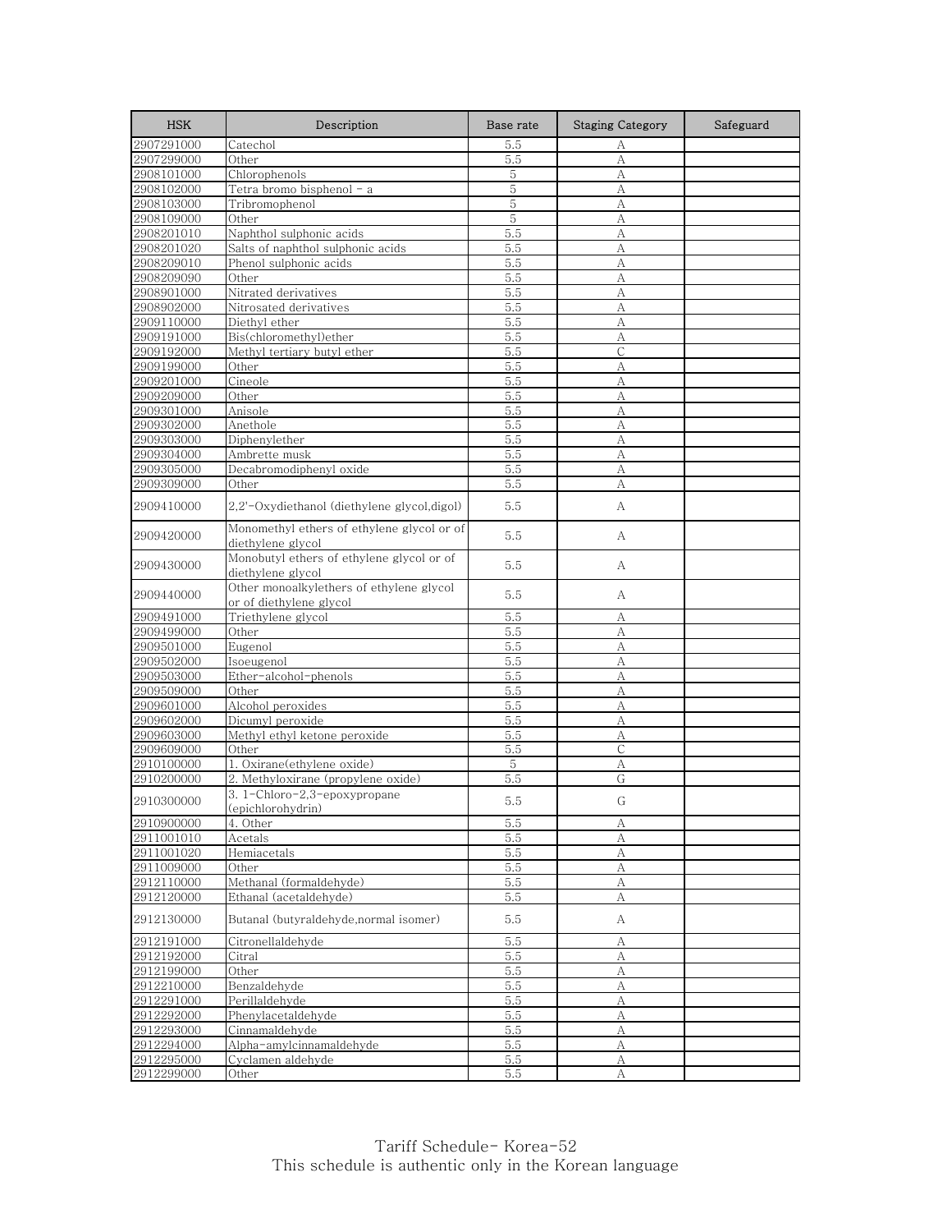| HSK | Description | Base rate | Staging Category | Safeguard |
| --- | --- | --- | --- | --- |
| 2907291000 | Catechol | 5.5 | A | |
| 2907299000 | Other | 5.5 | A | |
| 2908101000 | Chlorophenols | 5 | A | |
| 2908102000 | Tetra bromo bisphenol - a | 5 | A | |
| 2908103000 | Tribromophenol | 5 | A | |
| 2908109000 | Other | 5 | A | |
| 2908201010 | Naphthol sulphonic acids | 5.5 | A | |
| 2908201020 | Salts of naphthol sulphonic acids | 5.5 | A | |
| 2908209010 | Phenol sulphonic acids | 5.5 | A | |
| 2908209090 | Other | 5.5 | A | |
| 2908901000 | Nitrated derivatives | 5.5 | A | |
| 2908902000 | Nitrosated derivatives | 5.5 | A | |
| 2909110000 | Diethyl ether | 5.5 | A | |
| 2909191000 | Bis(chloromethyl)ether | 5.5 | A | |
| 2909192000 | Methyl tertiary butyl ether | 5.5 | C | |
| 2909199000 | Other | 5.5 | A | |
| 2909201000 | Cineole | 5.5 | A | |
| 2909209000 | Other | 5.5 | A | |
| 2909301000 | Anisole | 5.5 | A | |
| 2909302000 | Anethole | 5.5 | A | |
| 2909303000 | Diphenylether | 5.5 | A | |
| 2909304000 | Ambrette musk | 5.5 | A | |
| 2909305000 | Decabromodiphenyl oxide | 5.5 | A | |
| 2909309000 | Other | 5.5 | A | |
| 2909410000 | 2,2'-Oxydiethanol (diethylene glycol,digol) | 5.5 | A | |
| 2909420000 | Monomethyl ethers of ethylene glycol or of diethylene glycol | 5.5 | A | |
| 2909430000 | Monobutyl ethers of ethylene glycol or of diethylene glycol | 5.5 | A | |
| 2909440000 | Other monoalkylethers of ethylene glycol or of diethylene glycol | 5.5 | A | |
| 2909491000 | Triethylene glycol | 5.5 | A | |
| 2909499000 | Other | 5.5 | A | |
| 2909501000 | Eugenol | 5.5 | A | |
| 2909502000 | Isoeugenol | 5.5 | A | |
| 2909503000 | Ether-alcohol-phenols | 5.5 | A | |
| 2909509000 | Other | 5.5 | A | |
| 2909601000 | Alcohol peroxides | 5.5 | A | |
| 2909602000 | Dicumyl peroxide | 5.5 | A | |
| 2909603000 | Methyl ethyl ketone peroxide | 5.5 | A | |
| 2909609000 | Other | 5.5 | C | |
| 2910100000 | 1. Oxirane(ethylene oxide) | 5 | A | |
| 2910200000 | 2. Methyloxirane (propylene oxide) | 5.5 | G | |
| 2910300000 | 3. 1-Chloro-2,3-epoxypropane (epichlorohydrin) | 5.5 | G | |
| 2910900000 | 4. Other | 5.5 | A | |
| 2911001010 | Acetals | 5.5 | A | |
| 2911001020 | Hemiacetals | 5.5 | A | |
| 2911009000 | Other | 5.5 | A | |
| 2912110000 | Methanal (formaldehyde) | 5.5 | A | |
| 2912120000 | Ethanal (acetaldehyde) | 5.5 | A | |
| 2912130000 | Butanal (butyraldehyde,normal isomer) | 5.5 | A | |
| 2912191000 | Citronellaldehyde | 5.5 | A | |
| 2912192000 | Citral | 5.5 | A | |
| 2912199000 | Other | 5.5 | A | |
| 2912210000 | Benzaldehyde | 5.5 | A | |
| 2912291000 | Perillaldehyde | 5.5 | A | |
| 2912292000 | Phenylacetaldehyde | 5.5 | A | |
| 2912293000 | Cinnamaldehyde | 5.5 | A | |
| 2912294000 | Alpha-amylcinnamaldehyde | 5.5 | A | |
| 2912295000 | Cyclamen aldehyde | 5.5 | A | |
| 2912299000 | Other | 5.5 | A | |

Tariff Schedule- Korea-52
This schedule is authentic only in the Korean language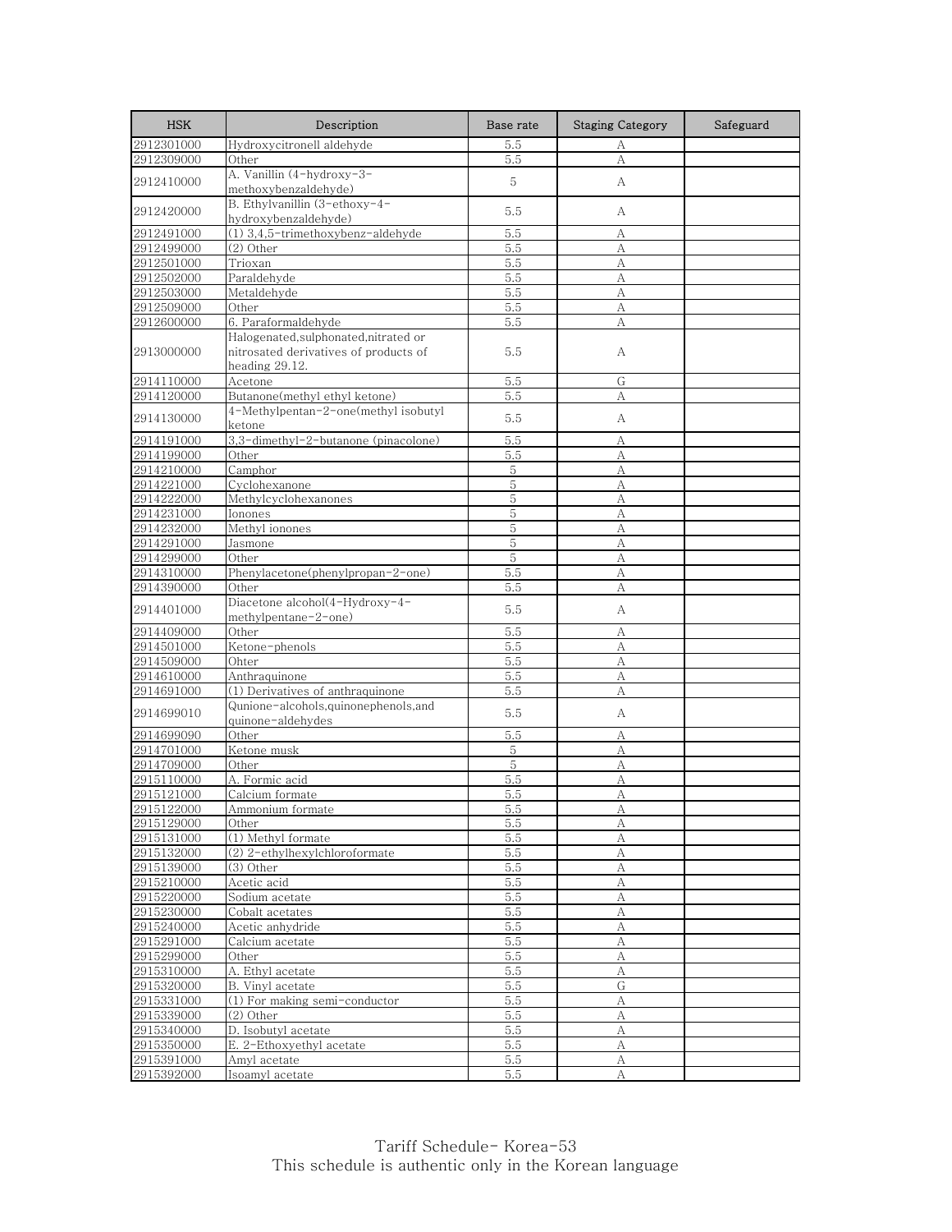| HSK | Description | Base rate | Staging Category | Safeguard |
|---|---|---|---|---|
| 2912301000 | Hydroxycitronell aldehyde | 5.5 | A | |
| 2912309000 | Other | 5.5 | A | |
| 2912410000 | A. Vanillin (4-hydroxy-3-methoxybenzaldehyde) | 5 | A | |
| 2912420000 | B. Ethylvanillin (3-ethoxy-4-hydroxybenzaldehyde) | 5.5 | A | |
| 2912491000 | (1) 3,4,5-trimethoxybenz-aldehyde | 5.5 | A | |
| 2912499000 | (2) Other | 5.5 | A | |
| 2912501000 | Trioxan | 5.5 | A | |
| 2912502000 | Paraldehyde | 5.5 | A | |
| 2912503000 | Metaldehyde | 5.5 | A | |
| 2912509000 | Other | 5.5 | A | |
| 2912600000 | 6. Paraformaldehyde | 5.5 | A | |
| 2913000000 | Halogenated,sulphonated,nitrated or nitrosated derivatives of products of heading 29.12. | 5.5 | A | |
| 2914110000 | Acetone | 5.5 | G | |
| 2914120000 | Butanone(methyl ethyl ketone) | 5.5 | A | |
| 2914130000 | 4-Methylpentan-2-one(methyl isobutyl ketone | 5.5 | A | |
| 2914191000 | 3,3-dimethyl-2-butanone (pinacolone) | 5.5 | A | |
| 2914199000 | Other | 5.5 | A | |
| 2914210000 | Camphor | 5 | A | |
| 2914221000 | Cyclohexanone | 5 | A | |
| 2914222000 | Methylcyclohexanones | 5 | A | |
| 2914231000 | Ionones | 5 | A | |
| 2914232000 | Methyl ionones | 5 | A | |
| 2914291000 | Jasmone | 5 | A | |
| 2914299000 | Other | 5 | A | |
| 2914310000 | Phenylacetone(phenylpropan-2-one) | 5.5 | A | |
| 2914390000 | Other | 5.5 | A | |
| 2914401000 | Diacetone alcohol(4-Hydroxy-4-methylpentane-2-one) | 5.5 | A | |
| 2914409000 | Other | 5.5 | A | |
| 2914501000 | Ketone-phenols | 5.5 | A | |
| 2914509000 | Ohter | 5.5 | A | |
| 2914610000 | Anthraquinone | 5.5 | A | |
| 2914691000 | (1) Derivatives of anthraquinone | 5.5 | A | |
| 2914699010 | Qunione-alcohols,quinonephenols,and quinone-aldehydes | 5.5 | A | |
| 2914699090 | Other | 5.5 | A | |
| 2914701000 | Ketone musk | 5 | A | |
| 2914709000 | Other | 5 | A | |
| 2915110000 | A. Formic acid | 5.5 | A | |
| 2915121000 | Calcium formate | 5.5 | A | |
| 2915122000 | Ammonium formate | 5.5 | A | |
| 2915129000 | Other | 5.5 | A | |
| 2915131000 | (1) Methyl formate | 5.5 | A | |
| 2915132000 | (2) 2-ethylhexylchloroformate | 5.5 | A | |
| 2915139000 | (3) Other | 5.5 | A | |
| 2915210000 | Acetic acid | 5.5 | A | |
| 2915220000 | Sodium acetate | 5.5 | A | |
| 2915230000 | Cobalt acetates | 5.5 | A | |
| 2915240000 | Acetic anhydride | 5.5 | A | |
| 2915291000 | Calcium acetate | 5.5 | A | |
| 2915299000 | Other | 5.5 | A | |
| 2915310000 | A. Ethyl acetate | 5.5 | A | |
| 2915320000 | B. Vinyl acetate | 5.5 | G | |
| 2915331000 | (1) For making semi-conductor | 5.5 | A | |
| 2915339000 | (2) Other | 5.5 | A | |
| 2915340000 | D. Isobutyl acetate | 5.5 | A | |
| 2915350000 | E. 2-Ethoxyethyl acetate | 5.5 | A | |
| 2915391000 | Amyl acetate | 5.5 | A | |
| 2915392000 | Isoamyl acetate | 5.5 | A | |

Tariff Schedule- Korea-53
This schedule is authentic only in the Korean language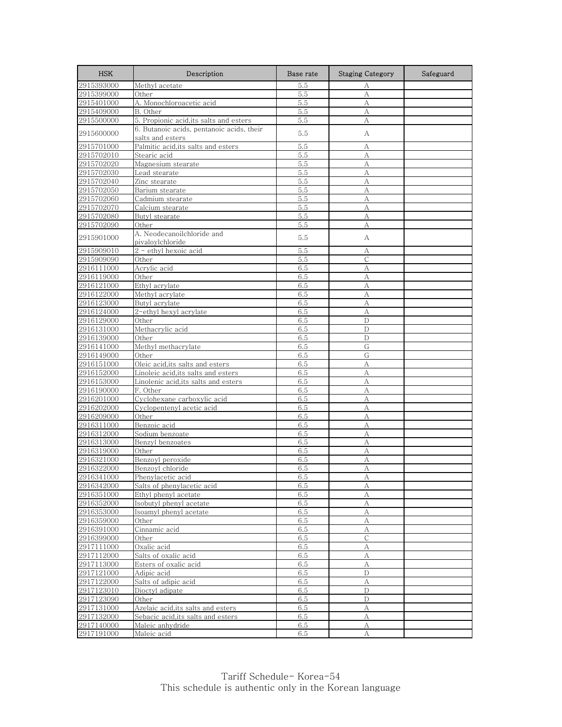| HSK | Description | Base rate | Staging Category | Safeguard |
|---|---|---|---|---|
| 2915393000 | Methyl acetate | 5.5 | A | |
| 2915399000 | Other | 5.5 | A | |
| 2915401000 | A. Monochloroacetic acid | 5.5 | A | |
| 2915409000 | B. Other | 5.5 | A | |
| 2915500000 | 5. Propionic acid,its salts and esters | 5.5 | A | |
| 2915600000 | 6. Butanoic acids, pentanoic acids, their salts and esters | 5.5 | A | |
| 2915701000 | Palmitic acid,its salts and esters | 5.5 | A | |
| 2915702010 | Stearic acid | 5.5 | A | |
| 2915702020 | Magnesium stearate | 5.5 | A | |
| 2915702030 | Lead stearate | 5.5 | A | |
| 2915702040 | Zinc stearate | 5.5 | A | |
| 2915702050 | Barium stearate | 5.5 | A | |
| 2915702060 | Cadmium stearate | 5.5 | A | |
| 2915702070 | Calcium stearate | 5.5 | A | |
| 2915702080 | Butyl stearate | 5.5 | A | |
| 2915702090 | Other | 5.5 | A | |
| 2915901000 | A. Neodecanoilchloride and pivaloylchloride | 5.5 | A | |
| 2915909010 | 2 - ethyl hexoic acid | 5.5 | A | |
| 2915909090 | Other | 5.5 | C | |
| 2916111000 | Acrylic acid | 6.5 | A | |
| 2916119000 | Other | 6.5 | A | |
| 2916121000 | Ethyl acrylate | 6.5 | A | |
| 2916122000 | Methyl acrylate | 6.5 | A | |
| 2916123000 | Butyl acrylate | 6.5 | A | |
| 2916124000 | 2-ethyl hexyl acrylate | 6.5 | A | |
| 2916129000 | Other | 6.5 | D | |
| 2916131000 | Methacrylic acid | 6.5 | D | |
| 2916139000 | Other | 6.5 | D | |
| 2916141000 | Methyl methacrylate | 6.5 | G | |
| 2916149000 | Other | 6.5 | G | |
| 2916151000 | Oleic acid,its salts and esters | 6.5 | A | |
| 2916152000 | Linoleic acid,its salts and esters | 6.5 | A | |
| 2916153000 | Linolenic acid,its salts and esters | 6.5 | A | |
| 2916190000 | F. Other | 6.5 | A | |
| 2916201000 | Cyclohexane carboxylic acid | 6.5 | A | |
| 2916202000 | Cyclopentenyl acetic acid | 6.5 | A | |
| 2916209000 | Other | 6.5 | A | |
| 2916311000 | Benzoic acid | 6.5 | A | |
| 2916312000 | Sodium benzoate | 6.5 | A | |
| 2916313000 | Benzyl benzoates | 6.5 | A | |
| 2916319000 | Other | 6.5 | A | |
| 2916321000 | Benzoyl peroxide | 6.5 | A | |
| 2916322000 | Benzoyl chloride | 6.5 | A | |
| 2916341000 | Phenylacetic acid | 6.5 | A | |
| 2916342000 | Salts of phenylacetic acid | 6.5 | A | |
| 2916351000 | Ethyl phenyl acetate | 6.5 | A | |
| 2916352000 | Isobutyl phenyl acetate | 6.5 | A | |
| 2916353000 | Isoamyl phenyl acetate | 6.5 | A | |
| 2916359000 | Other | 6.5 | A | |
| 2916391000 | Cinnamic acid | 6.5 | A | |
| 2916399000 | Other | 6.5 | C | |
| 2917111000 | Oxalic acid | 6.5 | A | |
| 2917112000 | Salts of oxalic acid | 6.5 | A | |
| 2917113000 | Esters of oxalic acid | 6.5 | A | |
| 2917121000 | Adipic acid | 6.5 | D | |
| 2917122000 | Salts of adipic acid | 6.5 | A | |
| 2917123010 | Dioctyl adipate | 6.5 | D | |
| 2917123090 | Other | 6.5 | D | |
| 2917131000 | Azelaic acid,its salts and esters | 6.5 | A | |
| 2917132000 | Sebacic acid,its salts and esters | 6.5 | A | |
| 2917140000 | Maleic anhydride | 6.5 | A | |
| 2917191000 | Maleic acid | 6.5 | A | |

Tariff Schedule- Korea-54
This schedule is authentic only in the Korean language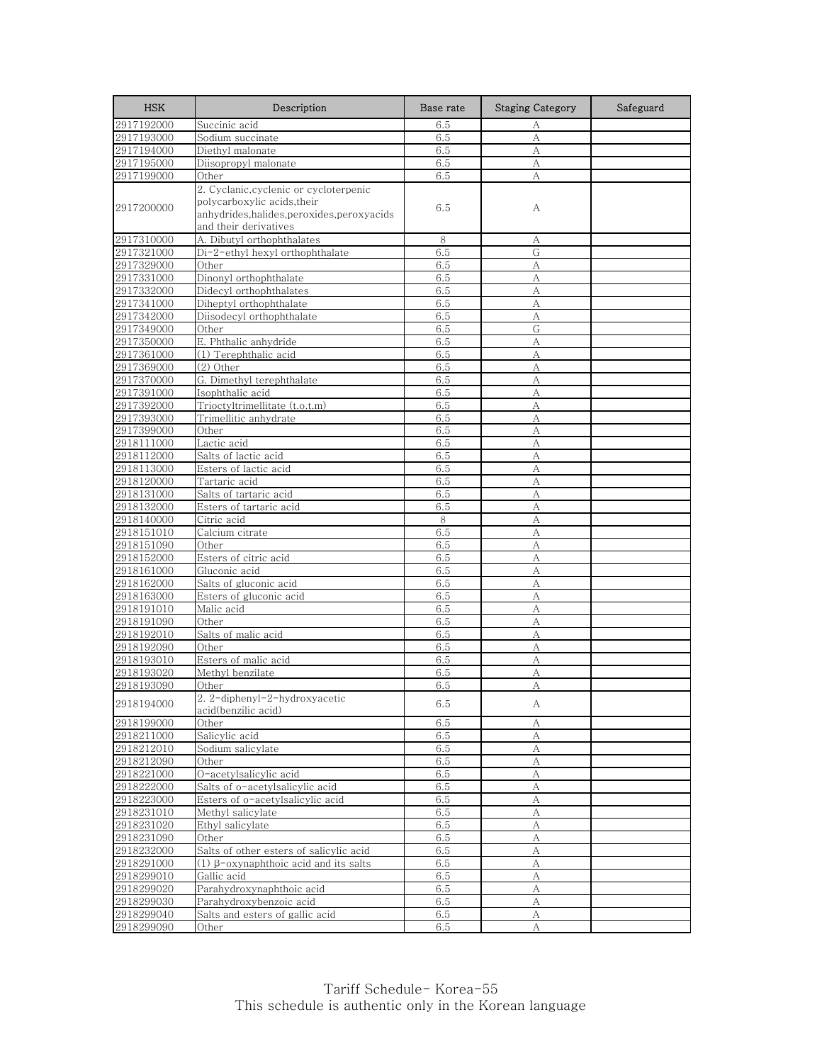| HSK | Description | Base rate | Staging Category | Safeguard |
| --- | --- | --- | --- | --- |
| 2917192000 | Succinic acid | 6.5 | A | |
| 2917193000 | Sodium succinate | 6.5 | A | |
| 2917194000 | Diethyl malonate | 6.5 | A | |
| 2917195000 | Diisopropyl malonate | 6.5 | A | |
| 2917199000 | Other | 6.5 | A | |
| 2917200000 | 2. Cyclanic,cyclenic or cycloterpenic polycarboxylic acids,their anhydrides,halides,peroxides,peroxyacids and their derivatives | 6.5 | A | |
| 2917310000 | A. Dibutyl orthophthalates | 8 | A | |
| 2917321000 | Di-2-ethyl hexyl orthophthalate | 6.5 | G | |
| 2917329000 | Other | 6.5 | A | |
| 2917331000 | Dinonyl orthophthalate | 6.5 | A | |
| 2917332000 | Didecyl orthophthalates | 6.5 | A | |
| 2917341000 | Diheptyl orthophthalate | 6.5 | A | |
| 2917342000 | Diisodecyl orthophthalate | 6.5 | A | |
| 2917349000 | Other | 6.5 | G | |
| 2917350000 | E. Phthalic anhydride | 6.5 | A | |
| 2917361000 | (1) Terephthalic acid | 6.5 | A | |
| 2917369000 | (2) Other | 6.5 | A | |
| 2917370000 | G. Dimethyl terephthalate | 6.5 | A | |
| 2917391000 | Isophthalic acid | 6.5 | A | |
| 2917392000 | Trioctyltrimellitate (t.o.t.m) | 6.5 | A | |
| 2917393000 | Trimellitic anhydrate | 6.5 | A | |
| 2917399000 | Other | 6.5 | A | |
| 2918111000 | Lactic acid | 6.5 | A | |
| 2918112000 | Salts of lactic acid | 6.5 | A | |
| 2918113000 | Esters of lactic acid | 6.5 | A | |
| 2918120000 | Tartaric acid | 6.5 | A | |
| 2918131000 | Salts of tartaric acid | 6.5 | A | |
| 2918132000 | Esters of tartaric acid | 6.5 | A | |
| 2918140000 | Citric acid | 8 | A | |
| 2918151010 | Calcium citrate | 6.5 | A | |
| 2918151090 | Other | 6.5 | A | |
| 2918152000 | Esters of citric acid | 6.5 | A | |
| 2918161000 | Gluconic acid | 6.5 | A | |
| 2918162000 | Salts of gluconic acid | 6.5 | A | |
| 2918163000 | Esters of gluconic acid | 6.5 | A | |
| 2918191010 | Malic acid | 6.5 | A | |
| 2918191090 | Other | 6.5 | A | |
| 2918192010 | Salts of malic acid | 6.5 | A | |
| 2918192090 | Other | 6.5 | A | |
| 2918193010 | Esters of malic acid | 6.5 | A | |
| 2918193020 | Methyl benzilate | 6.5 | A | |
| 2918193090 | Other | 6.5 | A | |
| 2918194000 | 2. 2-diphenyl-2-hydroxyacetic acid(benzilic acid) | 6.5 | A | |
| 2918199000 | Other | 6.5 | A | |
| 2918211000 | Salicylic acid | 6.5 | A | |
| 2918212010 | Sodium salicylate | 6.5 | A | |
| 2918212090 | Other | 6.5 | A | |
| 2918221000 | O-acetylsalicylic acid | 6.5 | A | |
| 2918222000 | Salts of o-acetylsalicylic acid | 6.5 | A | |
| 2918223000 | Esters of o-acetylsalicylic acid | 6.5 | A | |
| 2918231010 | Methyl salicylate | 6.5 | A | |
| 2918231020 | Ethyl salicylate | 6.5 | A | |
| 2918231090 | Other | 6.5 | A | |
| 2918232000 | Salts of other esters of salicylic acid | 6.5 | A | |
| 2918291000 | (1) β-oxynaphthoic acid and its salts | 6.5 | A | |
| 2918299010 | Gallic acid | 6.5 | A | |
| 2918299020 | Parahydroxynaphthoic acid | 6.5 | A | |
| 2918299030 | Parahydroxybenzoic acid | 6.5 | A | |
| 2918299040 | Salts and esters of gallic acid | 6.5 | A | |
| 2918299090 | Other | 6.5 | A | |

Tariff Schedule- Korea-55
This schedule is authentic only in the Korean language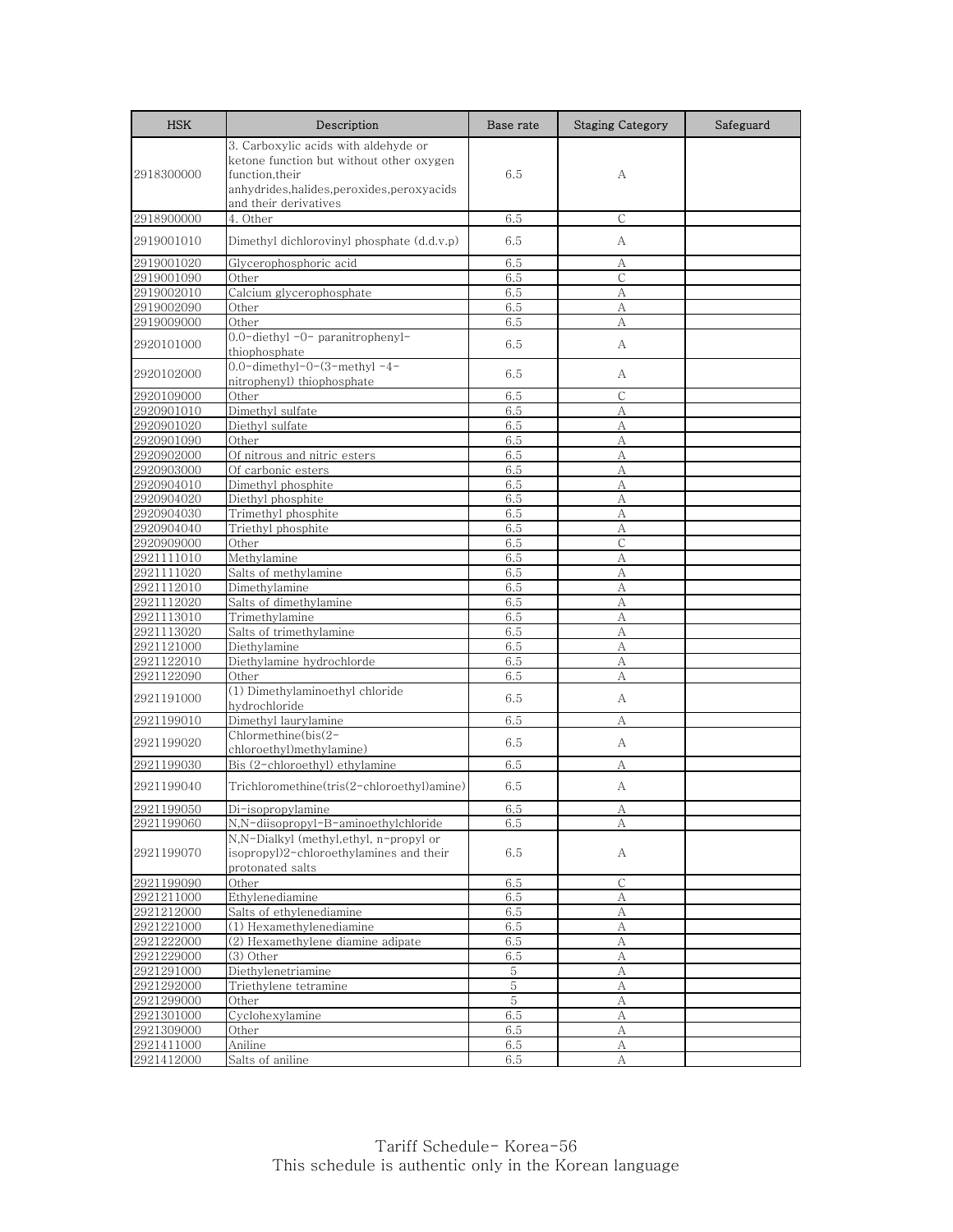| HSK | Description | Base rate | Staging Category | Safeguard |
|---|---|---|---|---|
| 2918300000 | 3. Carboxylic acids with aldehyde or ketone function but without other oxygen function,their anhydrides,halides,peroxides,peroxyacids and their derivatives | 6.5 | A | |
| 2918900000 | 4. Other | 6.5 | C | |
| 2919001010 | Dimethyl dichlorovinyl phosphate (d.d.v.p) | 6.5 | A | |
| 2919001020 | Glycerophosphoric acid | 6.5 | A | |
| 2919001090 | Other | 6.5 | C | |
| 2919002010 | Calcium glycerophosphate | 6.5 | A | |
| 2919002090 | Other | 6.5 | A | |
| 2919009000 | Other | 6.5 | A | |
| 2920101000 | 0.0-diethyl -0- paranitrophenyl-thiophosphate | 6.5 | A | |
| 2920102000 | 0.0-dimethyl-0-(3-methyl -4-nitrophenyl) thiophosphate | 6.5 | A | |
| 2920109000 | Other | 6.5 | C | |
| 2920901010 | Dimethyl sulfate | 6.5 | A | |
| 2920901020 | Diethyl sulfate | 6.5 | A | |
| 2920901090 | Other | 6.5 | A | |
| 2920902000 | Of nitrous and nitric esters | 6.5 | A | |
| 2920903000 | Of carbonic esters | 6.5 | A | |
| 2920904010 | Dimethyl phosphite | 6.5 | A | |
| 2920904020 | Diethyl phosphite | 6.5 | A | |
| 2920904030 | Trimethyl phosphite | 6.5 | A | |
| 2920904040 | Triethyl phosphite | 6.5 | A | |
| 2920909000 | Other | 6.5 | C | |
| 2921111010 | Methylamine | 6.5 | A | |
| 2921111020 | Salts of methylamine | 6.5 | A | |
| 2921112010 | Dimethylamine | 6.5 | A | |
| 2921112020 | Salts of dimethylamine | 6.5 | A | |
| 2921113010 | Trimethylamine | 6.5 | A | |
| 2921113020 | Salts of trimethylamine | 6.5 | A | |
| 2921121000 | Diethylamine | 6.5 | A | |
| 2921122010 | Diethylamine hydrochlorde | 6.5 | A | |
| 2921122090 | Other | 6.5 | A | |
| 2921191000 | (1) Dimethylaminoethyl chloride hydrochloride | 6.5 | A | |
| 2921199010 | Dimethyl laurylamine | 6.5 | A | |
| 2921199020 | Chlormethine(bis(2-chloroethyl)methylamine) | 6.5 | A | |
| 2921199030 | Bis (2-chloroethyl) ethylamine | 6.5 | A | |
| 2921199040 | Trichloromethine(tris(2-chloroethyl)amine) | 6.5 | A | |
| 2921199050 | Di-isopropylamine | 6.5 | A | |
| 2921199060 | N,N-diisopropyl-B-aminoethylchloride | 6.5 | A | |
| 2921199070 | N,N-Dialkyl (methyl,ethyl, n-propyl or isopropyl)2-chloroethylamines and their protonated salts | 6.5 | A | |
| 2921199090 | Other | 6.5 | C | |
| 2921211000 | Ethylenediamine | 6.5 | A | |
| 2921212000 | Salts of ethylenediamine | 6.5 | A | |
| 2921221000 | (1) Hexamethylenediamine | 6.5 | A | |
| 2921222000 | (2) Hexamethylene diamine adipate | 6.5 | A | |
| 2921229000 | (3) Other | 6.5 | A | |
| 2921291000 | Diethylenetriamine | 5 | A | |
| 2921292000 | Triethylene tetramine | 5 | A | |
| 2921299000 | Other | 5 | A | |
| 2921301000 | Cyclohexylamine | 6.5 | A | |
| 2921309000 | Other | 6.5 | A | |
| 2921411000 | Aniline | 6.5 | A | |
| 2921412000 | Salts of aniline | 6.5 | A | |

Tariff Schedule- Korea-56
This schedule is authentic only in the Korean language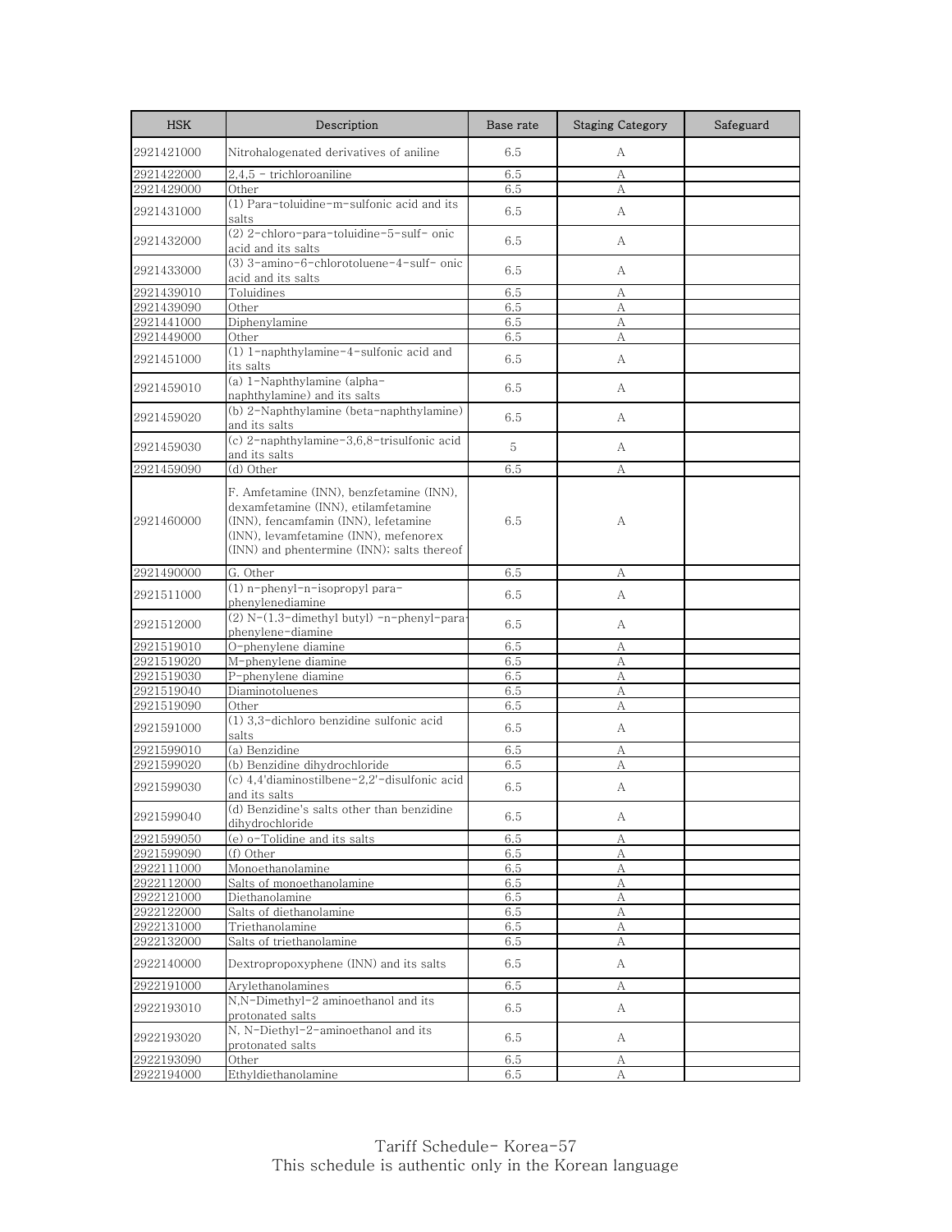| HSK | Description | Base rate | Staging Category | Safeguard |
|---|---|---|---|---|
| 2921421000 | Nitrohalogenated derivatives of aniline | 6.5 | A | |
| 2921422000 | 2,4,5 - trichloroaniline | 6.5 | A | |
| 2921429000 | Other | 6.5 | A | |
| 2921431000 | (1) Para-toluidine-m-sulfonic acid and its salts | 6.5 | A | |
| 2921432000 | (2) 2-chloro-para-toluidine-5-sulf- onic acid and its salts | 6.5 | A | |
| 2921433000 | (3) 3-amino-6-chlorotoluene-4-sulf- onic acid and its salts | 6.5 | A | |
| 2921439010 | Toluidines | 6.5 | A | |
| 2921439090 | Other | 6.5 | A | |
| 2921441000 | Diphenylamine | 6.5 | A | |
| 2921449000 | Other | 6.5 | A | |
| 2921451000 | (1) 1-naphthylamine-4-sulfonic acid and its salts | 6.5 | A | |
| 2921459010 | (a) 1-Naphthylamine (alpha-naphthylamine) and its salts | 6.5 | A | |
| 2921459020 | (b) 2-Naphthylamine (beta-naphthylamine) and its salts | 6.5 | A | |
| 2921459030 | (c) 2-naphthylamine-3,6,8-trisulfonic acid and its salts | 5 | A | |
| 2921459090 | (d) Other | 6.5 | A | |
| 2921460000 | F. Amfetamine (INN), benzfetamine (INN), dexamfetamine (INN), etilamfetamine (INN), fencamfamin (INN), lefetamine (INN), levamfetamine (INN), mefenorex (INN) and phentermine (INN); salts thereof | 6.5 | A | |
| 2921490000 | G. Other | 6.5 | A | |
| 2921511000 | (1) n-phenyl-n-isopropyl para-phenylenediamine | 6.5 | A | |
| 2921512000 | (2) N-(1.3-dimethyl butyl) -n-phenyl-para-phenylene-diamine | 6.5 | A | |
| 2921519010 | O-phenylene diamine | 6.5 | A | |
| 2921519020 | M-phenylene diamine | 6.5 | A | |
| 2921519030 | P-phenylene diamine | 6.5 | A | |
| 2921519040 | Diaminotoluenes | 6.5 | A | |
| 2921519090 | Other | 6.5 | A | |
| 2921591000 | (1) 3,3-dichloro benzidine sulfonic acid salts | 6.5 | A | |
| 2921599010 | (a) Benzidine | 6.5 | A | |
| 2921599020 | (b) Benzidine dihydrochloride | 6.5 | A | |
| 2921599030 | (c) 4,4'diaminostilbene-2,2'-disulfonic acid and its salts | 6.5 | A | |
| 2921599040 | (d) Benzidine's salts other than benzidine dihydrochloride | 6.5 | A | |
| 2921599050 | (e) o-Tolidine and its salts | 6.5 | A | |
| 2921599090 | (f) Other | 6.5 | A | |
| 2922111000 | Monoethanolamine | 6.5 | A | |
| 2922112000 | Salts of monoethanolamine | 6.5 | A | |
| 2922121000 | Diethanolamine | 6.5 | A | |
| 2922122000 | Salts of diethanolamine | 6.5 | A | |
| 2922131000 | Triethanolamine | 6.5 | A | |
| 2922132000 | Salts of triethanolamine | 6.5 | A | |
| 2922140000 | Dextropropoxyphene (INN) and its salts | 6.5 | A | |
| 2922191000 | Arylethanolamines | 6.5 | A | |
| 2922193010 | N,N-Dimethyl-2 aminoethanol and its protonated salts | 6.5 | A | |
| 2922193020 | N, N-Diethyl-2-aminoethanol and its protonated salts | 6.5 | A | |
| 2922193090 | Other | 6.5 | A | |
| 2922194000 | Ethyldiethanolamine | 6.5 | A | |

Tariff Schedule- Korea-57
This schedule is authentic only in the Korean language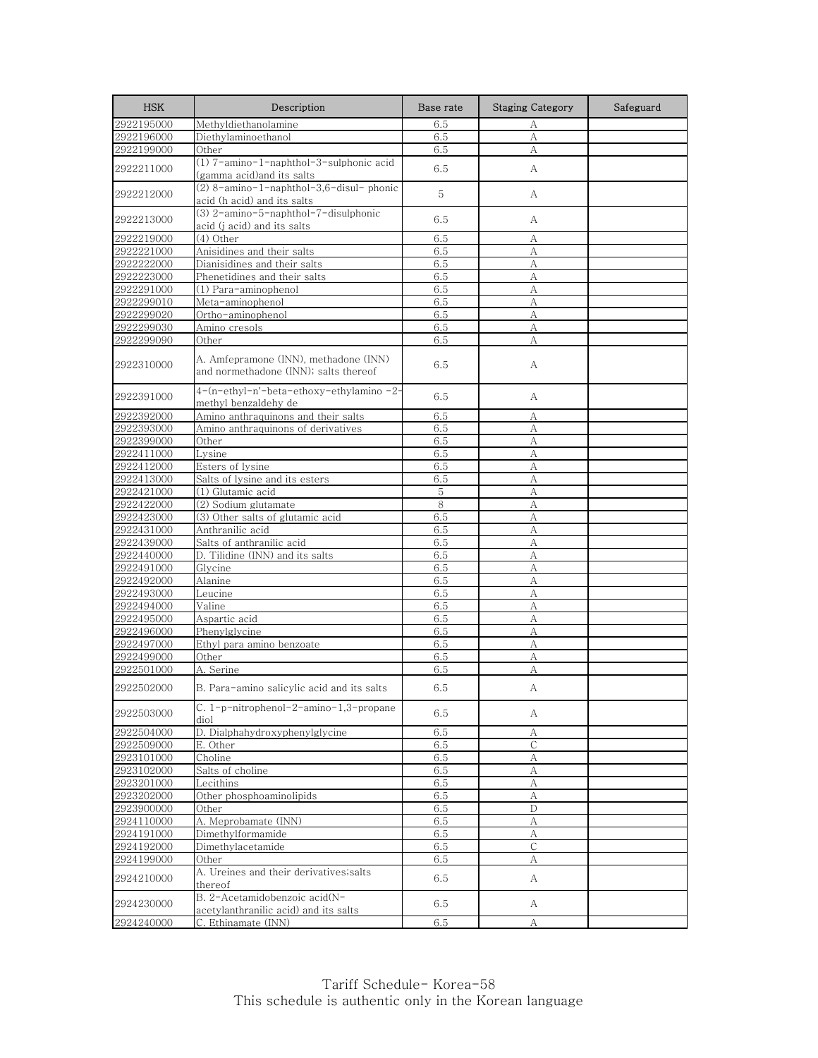| HSK | Description | Base rate | Staging Category | Safeguard |
|---|---|---|---|---|
| 2922195000 | Methyldiethanolamine | 6.5 | A | |
| 2922196000 | Diethylaminoethanol | 6.5 | A | |
| 2922199000 | Other | 6.5 | A | |
| 2922211000 | (1) 7-amino-1-naphthol-3-sulphonic acid (gamma acid)and its salts | 6.5 | A | |
| 2922212000 | (2) 8-amino-1-naphthol-3,6-disul- phonic acid (h acid) and its salts | 5 | A | |
| 2922213000 | (3) 2-amino-5-naphthol-7-disulphonic acid (j acid) and its salts | 6.5 | A | |
| 2922219000 | (4) Other | 6.5 | A | |
| 2922221000 | Anisidines and their salts | 6.5 | A | |
| 2922222000 | Dianisidines and their salts | 6.5 | A | |
| 2922223000 | Phenetidines and their salts | 6.5 | A | |
| 2922291000 | (1) Para-aminophenol | 6.5 | A | |
| 2922299010 | Meta-aminophenol | 6.5 | A | |
| 2922299020 | Ortho-aminophenol | 6.5 | A | |
| 2922299030 | Amino cresols | 6.5 | A | |
| 2922299090 | Other | 6.5 | A | |
| 2922310000 | A. Amfepramone (INN), methadone (INN) and normethadone (INN); salts thereof | 6.5 | A | |
| 2922391000 | 4-(n-ethyl-n'-beta-ethoxy-ethylamino -2-methyl benzaldehy de | 6.5 | A | |
| 2922392000 | Amino anthraquinons and their salts | 6.5 | A | |
| 2922393000 | Amino anthraquinons of derivatives | 6.5 | A | |
| 2922399000 | Other | 6.5 | A | |
| 2922411000 | Lysine | 6.5 | A | |
| 2922412000 | Esters of lysine | 6.5 | A | |
| 2922413000 | Salts of lysine and its esters | 6.5 | A | |
| 2922421000 | (1) Glutamic acid | 5 | A | |
| 2922422000 | (2) Sodium glutamate | 8 | A | |
| 2922423000 | (3) Other salts of glutamic acid | 6.5 | A | |
| 2922431000 | Anthranilic acid | 6.5 | A | |
| 2922439000 | Salts of anthranilic acid | 6.5 | A | |
| 2922440000 | D. Tilidine (INN) and its salts | 6.5 | A | |
| 2922491000 | Glycine | 6.5 | A | |
| 2922492000 | Alanine | 6.5 | A | |
| 2922493000 | Leucine | 6.5 | A | |
| 2922494000 | Valine | 6.5 | A | |
| 2922495000 | Aspartic acid | 6.5 | A | |
| 2922496000 | Phenylglycine | 6.5 | A | |
| 2922497000 | Ethyl para amino benzoate | 6.5 | A | |
| 2922499000 | Other | 6.5 | A | |
| 2922501000 | A. Serine | 6.5 | A | |
| 2922502000 | B. Para-amino salicylic acid and its salts | 6.5 | A | |
| 2922503000 | C. 1-p-nitrophenol-2-amino-1,3-propane diol | 6.5 | A | |
| 2922504000 | D. Dialphahydroxyphenylglycine | 6.5 | A | |
| 2922509000 | E. Other | 6.5 | C | |
| 2923101000 | Choline | 6.5 | A | |
| 2923102000 | Salts of choline | 6.5 | A | |
| 2923201000 | Lecithins | 6.5 | A | |
| 2923202000 | Other phosphoaminolipids | 6.5 | A | |
| 2923900000 | Other | 6.5 | D | |
| 2924110000 | A. Meprobamate (INN) | 6.5 | A | |
| 2924191000 | Dimethylformamide | 6.5 | A | |
| 2924192000 | Dimethylacetamide | 6.5 | C | |
| 2924199000 | Other | 6.5 | A | |
| 2924210000 | A. Ureines and their derivatives;salts thereof | 6.5 | A | |
| 2924230000 | B. 2-Acetamidobenzoic acid(N-acetylanthranilic acid) and its salts | 6.5 | A | |
| 2924240000 | C. Ethinamate (INN) | 6.5 | A | |

Tariff Schedule- Korea-58
This schedule is authentic only in the Korean language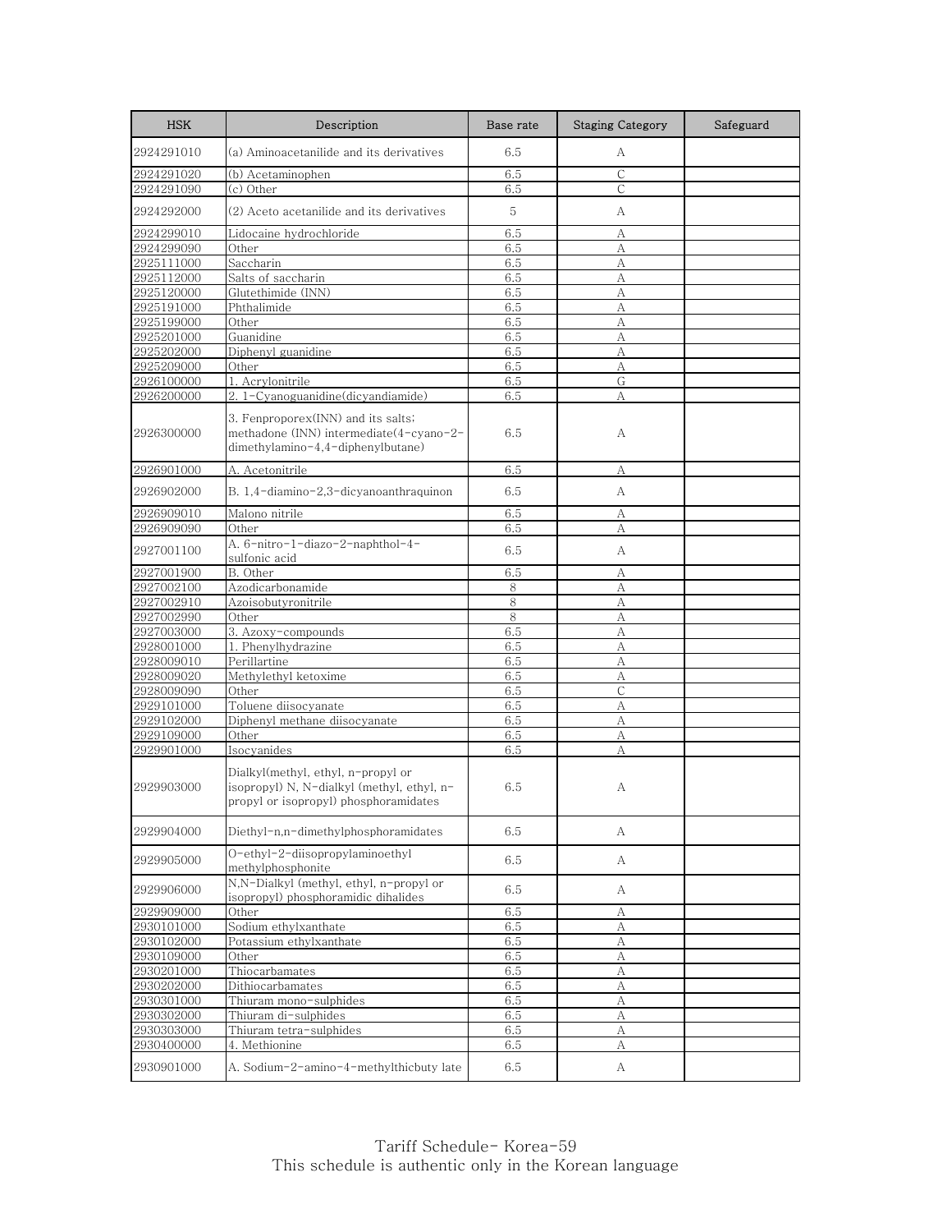| HSK | Description | Base rate | Staging Category | Safeguard |
|---|---|---|---|---|
| 2924291010 | (a) Aminoacetanilide and its derivatives | 6.5 | A | |
| 2924291020 | (b) Acetaminophen | 6.5 | C | |
| 2924291090 | (c) Other | 6.5 | C | |
| 2924292000 | (2) Aceto acetanilide and its derivatives | 5 | A | |
| 2924299010 | Lidocaine hydrochloride | 6.5 | A | |
| 2924299090 | Other | 6.5 | A | |
| 2925111000 | Saccharin | 6.5 | A | |
| 2925112000 | Salts of saccharin | 6.5 | A | |
| 2925120000 | Glutethimide (INN) | 6.5 | A | |
| 2925191000 | Phthalimide | 6.5 | A | |
| 2925199000 | Other | 6.5 | A | |
| 2925201000 | Guanidine | 6.5 | A | |
| 2925202000 | Diphenyl guanidine | 6.5 | A | |
| 2925209000 | Other | 6.5 | A | |
| 2926100000 | 1. Acrylonitrile | 6.5 | G | |
| 2926200000 | 2. 1-Cyanoguanidine(dicyandiamide) | 6.5 | A | |
| 2926300000 | 3. Fenproporex(INN) and its salts; methadone (INN) intermediate(4-cyano-2-dimethylamino-4,4-diphenylbutane) | 6.5 | A | |
| 2926901000 | A. Acetonitrile | 6.5 | A | |
| 2926902000 | B. 1,4-diamino-2,3-dicyanoanthraquinon | 6.5 | A | |
| 2926909010 | Malono nitrile | 6.5 | A | |
| 2926909090 | Other | 6.5 | A | |
| 2927001100 | A. 6-nitro-1-diazo-2-naphthol-4-sulfonic acid | 6.5 | A | |
| 2927001900 | B. Other | 6.5 | A | |
| 2927002100 | Azodicarbonamide | 8 | A | |
| 2927002910 | Azoisobutyronitrile | 8 | A | |
| 2927002990 | Other | 8 | A | |
| 2927003000 | 3. Azoxy-compounds | 6.5 | A | |
| 2928001000 | 1. Phenylhydrazine | 6.5 | A | |
| 2928009010 | Perillartine | 6.5 | A | |
| 2928009020 | Methylethyl ketoxime | 6.5 | A | |
| 2928009090 | Other | 6.5 | C | |
| 2929101000 | Toluene diisocyanate | 6.5 | A | |
| 2929102000 | Diphenyl methane diisocyanate | 6.5 | A | |
| 2929109000 | Other | 6.5 | A | |
| 2929901000 | Isocyanides | 6.5 | A | |
| 2929903000 | Dialkyl(methyl, ethyl, n-propyl or isopropyl) N, N-dialkyl (methyl, ethyl, n-propyl or isopropyl) phosphoramidates | 6.5 | A | |
| 2929904000 | Diethyl-n,n-dimethylphosphoramidates | 6.5 | A | |
| 2929905000 | O-ethyl-2-diisopropylaminoethyl methylphosphonite | 6.5 | A | |
| 2929906000 | N,N-Dialkyl (methyl, ethyl, n-propyl or isopropyl) phosphoramidic dihalides | 6.5 | A | |
| 2929909000 | Other | 6.5 | A | |
| 2930101000 | Sodium ethylxanthate | 6.5 | A | |
| 2930102000 | Potassium ethylxanthate | 6.5 | A | |
| 2930109000 | Other | 6.5 | A | |
| 2930201000 | Thiocarbamates | 6.5 | A | |
| 2930202000 | Dithiocarbamates | 6.5 | A | |
| 2930301000 | Thiuram mono-sulphides | 6.5 | A | |
| 2930302000 | Thiuram di-sulphides | 6.5 | A | |
| 2930303000 | Thiuram tetra-sulphides | 6.5 | A | |
| 2930400000 | 4. Methionine | 6.5 | A | |
| 2930901000 | A. Sodium-2-amino-4-methylthicbuty late | 6.5 | A | |

Tariff Schedule- Korea-59
This schedule is authentic only in the Korean language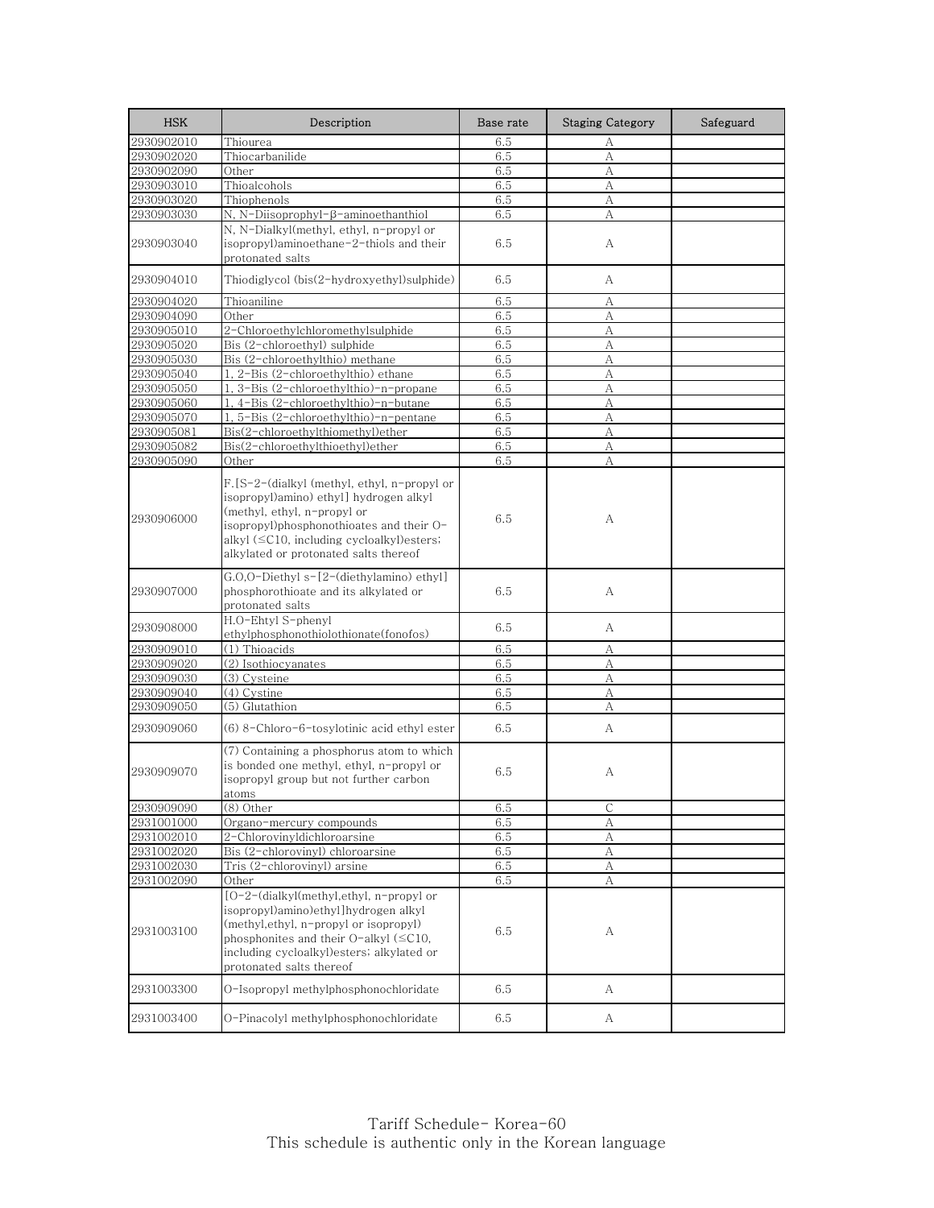| HSK | Description | Base rate | Staging Category | Safeguard |
|---|---|---|---|---|
| 2930902010 | Thiourea | 6.5 | A | |
| 2930902020 | Thiocarbanilide | 6.5 | A | |
| 2930902090 | Other | 6.5 | A | |
| 2930903010 | Thioalcohols | 6.5 | A | |
| 2930903020 | Thiophenols | 6.5 | A | |
| 2930903030 | N, N-Diisoprophyl-β-aminoethanthiol | 6.5 | A | |
| 2930903040 | N, N-Dialkyl(methyl, ethyl, n-propyl or isopropyl)aminoethane-2-thiols and their protonated salts | 6.5 | A | |
| 2930904010 | Thiodiglycol (bis(2-hydroxyethyl)sulphide) | 6.5 | A | |
| 2930904020 | Thioaniline | 6.5 | A | |
| 2930904090 | Other | 6.5 | A | |
| 2930905010 | 2-Chloroethylchloromethylsulphide | 6.5 | A | |
| 2930905020 | Bis (2-chloroethyl) sulphide | 6.5 | A | |
| 2930905030 | Bis (2-chloroethylthio) methane | 6.5 | A | |
| 2930905040 | 1, 2-Bis (2-chloroethylthio) ethane | 6.5 | A | |
| 2930905050 | 1, 3-Bis (2-chloroethylthio)-n-propane | 6.5 | A | |
| 2930905060 | 1, 4-Bis (2-chloroethylthio)-n-butane | 6.5 | A | |
| 2930905070 | 1, 5-Bis (2-chloroethylthio)-n-pentane | 6.5 | A | |
| 2930905081 | Bis(2-chloroethylthiomethyl)ether | 6.5 | A | |
| 2930905082 | Bis(2-chloroethylthioethyl)ether | 6.5 | A | |
| 2930905090 | Other | 6.5 | A | |
| 2930906000 | F.[S-2-(dialkyl (methyl, ethyl, n-propyl or isopropyl)amino) ethyl] hydrogen alkyl (methyl, ethyl, n-propyl or isopropyl)phosphonothioates and their O-alkyl (≤C10, including cycloalkyl)esters; alkylated or protonated salts thereof | 6.5 | A | |
| 2930907000 | G.O,O-Diethyl s-[2-(diethylamino) ethyl] phosphorothioate and its alkylated or protonated salts | 6.5 | A | |
| 2930908000 | H.O-Ehtyl S-phenyl ethylphosphonothiolothionate(fonofos) | 6.5 | A | |
| 2930909010 | (1) Thioacids | 6.5 | A | |
| 2930909020 | (2) Isothiocyanates | 6.5 | A | |
| 2930909030 | (3) Cysteine | 6.5 | A | |
| 2930909040 | (4) Cystine | 6.5 | A | |
| 2930909050 | (5) Glutathion | 6.5 | A | |
| 2930909060 | (6) 8-Chloro-6-tosylotinic acid ethyl ester | 6.5 | A | |
| 2930909070 | (7) Containing a phosphorus atom to which is bonded one methyl, ethyl, n-propyl or isopropyl group but not further carbon atoms | 6.5 | A | |
| 2930909090 | (8) Other | 6.5 | C | |
| 2931001000 | Organo-mercury compounds | 6.5 | A | |
| 2931002010 | 2-Chlorovinyldichloroarsine | 6.5 | A | |
| 2931002020 | Bis (2-chlorovinyl) chloroarsine | 6.5 | A | |
| 2931002030 | Tris (2-chlorovinyl) arsine | 6.5 | A | |
| 2931002090 | Other | 6.5 | A | |
| 2931003100 | [O-2-(dialkyl(methyl,ethyl, n-propyl or isopropyl)amino)ethyl]hydrogen alkyl (methyl,ethyl, n-propyl or isopropyl) phosphonites and their O-alkyl (≤C10, including cycloalkyl)esters; alkylated or protonated salts thereof | 6.5 | A | |
| 2931003300 | O-Isopropyl methylphosphonochloridate | 6.5 | A | |
| 2931003400 | O-Pinacolyl methylphosphonochloridate | 6.5 | A | |

Tariff Schedule- Korea-60
This schedule is authentic only in the Korean language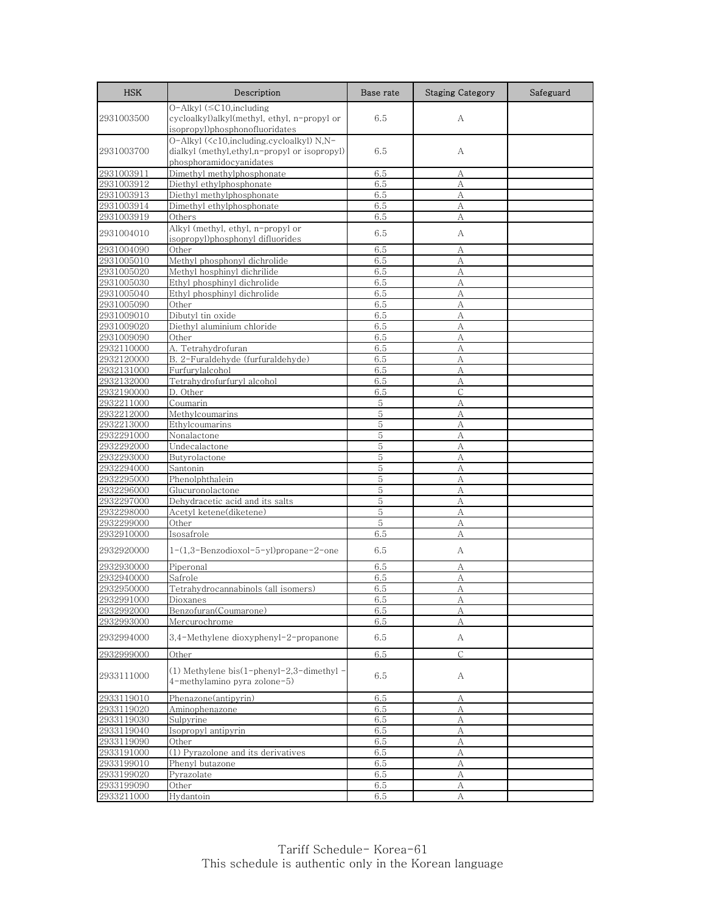| HSK | Description | Base rate | Staging Category | Safeguard |
|---|---|---|---|---|
| 2931003500 | O-Alkyl (≤C10,including cycloalkyl)alkyl(methyl, ethyl, n-propyl or isopropyl)phosphonofluoridates | 6.5 | A | |
| 2931003700 | O-Alkyl (<c10,including.cycloalkyl) N,N-dialkyl (methyl,ethyl,n-propyl or isopropyl) phosphoramidocyanidates | 6.5 | A | |
| 2931003911 | Dimethyl methylphosphonate | 6.5 | A | |
| 2931003912 | Diethyl ethylphosphonate | 6.5 | A | |
| 2931003913 | Diethyl methylphosphonate | 6.5 | A | |
| 2931003914 | Dimethyl ethylphosphonate | 6.5 | A | |
| 2931003919 | Others | 6.5 | A | |
| 2931004010 | Alkyl (methyl, ethyl, n-propyl or isopropyl)phosphonyl difluorides | 6.5 | A | |
| 2931004090 | Other | 6.5 | A | |
| 2931005010 | Methyl phosphonyl dichrolide | 6.5 | A | |
| 2931005020 | Methyl hosphinyl dichrilide | 6.5 | A | |
| 2931005030 | Ethyl phosphinyl dichrolide | 6.5 | A | |
| 2931005040 | Ethyl phosphinyl dichrolide | 6.5 | A | |
| 2931005090 | Other | 6.5 | A | |
| 2931009010 | Dibutyl tin oxide | 6.5 | A | |
| 2931009020 | Diethyl aluminium chloride | 6.5 | A | |
| 2931009090 | Other | 6.5 | A | |
| 2932110000 | A. Tetrahydrofuran | 6.5 | A | |
| 2932120000 | B. 2-Furaldehyde (furfuraldehyde) | 6.5 | A | |
| 2932131000 | Furfurylalcohol | 6.5 | A | |
| 2932132000 | Tetrahydrofurfuryl alcohol | 6.5 | A | |
| 2932190000 | D. Other | 6.5 | C | |
| 2932211000 | Coumarin | 5 | A | |
| 2932212000 | Methylcoumarins | 5 | A | |
| 2932213000 | Ethylcoumarins | 5 | A | |
| 2932291000 | Nonalactone | 5 | A | |
| 2932292000 | Undecalactone | 5 | A | |
| 2932293000 | Butyrolactone | 5 | A | |
| 2932294000 | Santonin | 5 | A | |
| 2932295000 | Phenolphthalein | 5 | A | |
| 2932296000 | Glucuronolactone | 5 | A | |
| 2932297000 | Dehydracetic acid and its salts | 5 | A | |
| 2932298000 | Acetyl ketene(diketene) | 5 | A | |
| 2932299000 | Other | 5 | A | |
| 2932910000 | Isosafrole | 6.5 | A | |
| 2932920000 | 1-(1,3-Benzodioxol-5-yl)propane-2-one | 6.5 | A | |
| 2932930000 | Piperonal | 6.5 | A | |
| 2932940000 | Safrole | 6.5 | A | |
| 2932950000 | Tetrahydrocannabinols (all isomers) | 6.5 | A | |
| 2932991000 | Dioxanes | 6.5 | A | |
| 2932992000 | Benzofuran(Coumarone) | 6.5 | A | |
| 2932993000 | Mercurochrome | 6.5 | A | |
| 2932994000 | 3,4-Methylene dioxyphenyl-2-propanone | 6.5 | A | |
| 2932999000 | Other | 6.5 | C | |
| 2933111000 | (1) Methylene bis(1-phenyl-2,3-dimethyl -4-methylamino pyra zolone-5) | 6.5 | A | |
| 2933119010 | Phenazone(antipyrin) | 6.5 | A | |
| 2933119020 | Aminophenazone | 6.5 | A | |
| 2933119030 | Sulpyrine | 6.5 | A | |
| 2933119040 | Isopropyl antipyrin | 6.5 | A | |
| 2933119090 | Other | 6.5 | A | |
| 2933191000 | (1) Pyrazolone and its derivatives | 6.5 | A | |
| 2933199010 | Phenyl butazone | 6.5 | A | |
| 2933199020 | Pyrazolate | 6.5 | A | |
| 2933199090 | Other | 6.5 | A | |
| 2933211000 | Hydantoin | 6.5 | A | |

Tariff Schedule- Korea-61
This schedule is authentic only in the Korean language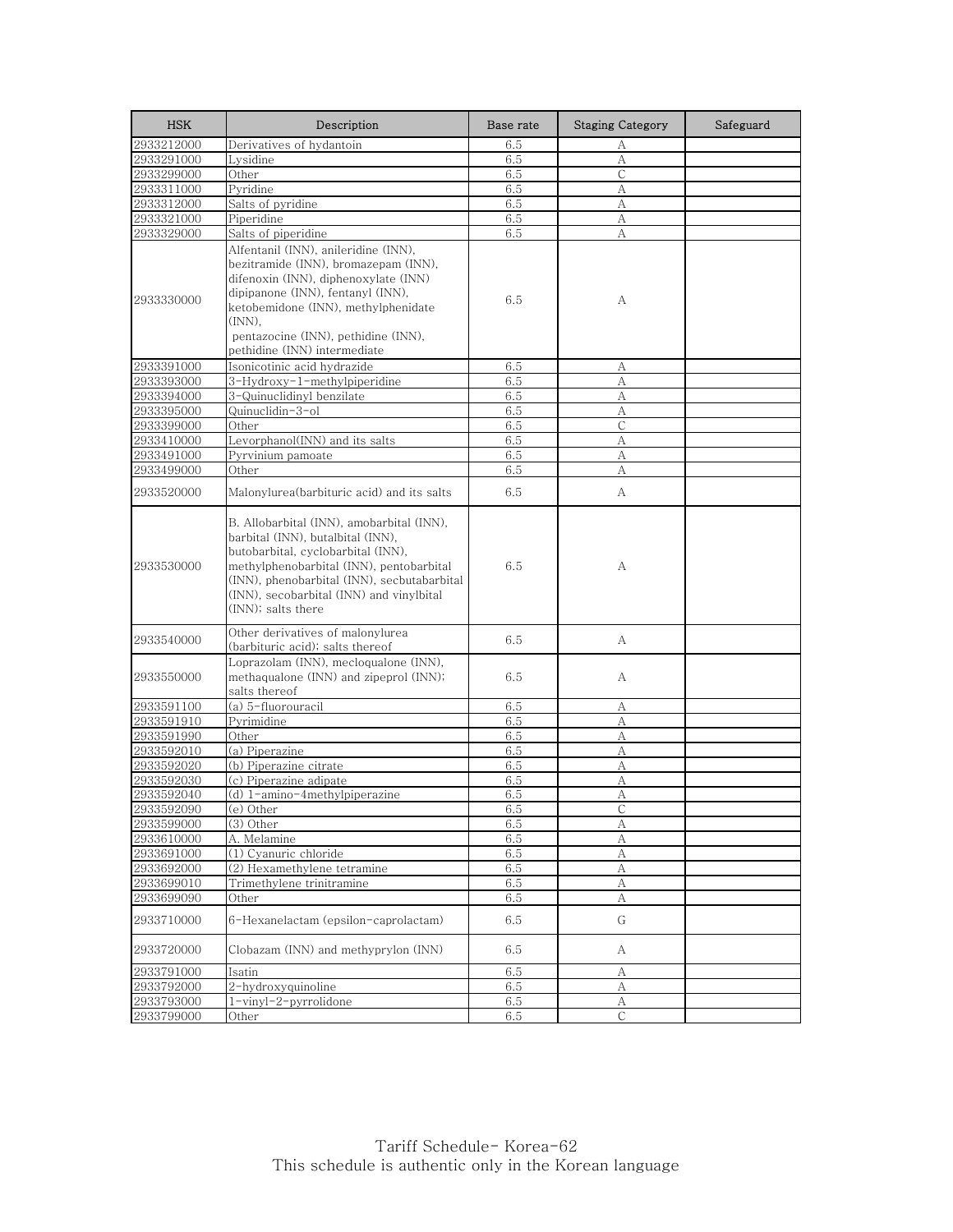| HSK | Description | Base rate | Staging Category | Safeguard |
|---|---|---|---|---|
| 2933212000 | Derivatives of hydantoin | 6.5 | A | |
| 2933291000 | Lysidine | 6.5 | A | |
| 2933299000 | Other | 6.5 | C | |
| 2933311000 | Pyridine | 6.5 | A | |
| 2933312000 | Salts of pyridine | 6.5 | A | |
| 2933321000 | Piperidine | 6.5 | A | |
| 2933329000 | Salts of piperidine | 6.5 | A | |
| 2933330000 | Alfentanil (INN), anileridine (INN), bezitramide (INN), bromazepam (INN), difenoxin (INN), diphenoxylate (INN) dipipanone (INN), fentanyl (INN), ketobemidone (INN), methylphenidate (INN), pentazocine (INN), pethidine (INN), pethidine (INN) intermediate | 6.5 | A | |
| 2933391000 | Isonicotinic acid hydrazide | 6.5 | A | |
| 2933393000 | 3-Hydroxy-1-methylpiperidine | 6.5 | A | |
| 2933394000 | 3-Quinuclidinyl benzilate | 6.5 | A | |
| 2933395000 | Quinuclidin-3-ol | 6.5 | A | |
| 2933399000 | Other | 6.5 | C | |
| 2933410000 | Levorphanol(INN) and its salts | 6.5 | A | |
| 2933491000 | Pyrvinium pamoate | 6.5 | A | |
| 2933499000 | Other | 6.5 | A | |
| 2933520000 | Malonylurea(barbituric acid) and its salts | 6.5 | A | |
| 2933530000 | B. Allobarbital (INN), amobarbital (INN), barbital (INN), butalbital (INN), butobarbital, cyclobarbital (INN), methylphenobarbital (INN), pentobarbital (INN), phenobarbital (INN), secbutabarbital (INN), secobarbital (INN) and vinylbital (INN); salts there | 6.5 | A | |
| 2933540000 | Other derivatives of malonylurea (barbituric acid); salts thereof | 6.5 | A | |
| 2933550000 | Loprazolam (INN), mecloqualone (INN), methaqualone (INN) and zipeprol (INN); salts thereof | 6.5 | A | |
| 2933591100 | (a) 5-fluorouracil | 6.5 | A | |
| 2933591910 | Pyrimidine | 6.5 | A | |
| 2933591990 | Other | 6.5 | A | |
| 2933592010 | (a) Piperazine | 6.5 | A | |
| 2933592020 | (b) Piperazine citrate | 6.5 | A | |
| 2933592030 | (c) Piperazine adipate | 6.5 | A | |
| 2933592040 | (d) 1-amino-4methylpiperazine | 6.5 | A | |
| 2933592090 | (e) Other | 6.5 | C | |
| 2933599000 | (3) Other | 6.5 | A | |
| 2933610000 | A. Melamine | 6.5 | A | |
| 2933691000 | (1) Cyanuric chloride | 6.5 | A | |
| 2933692000 | (2) Hexamethylene tetramine | 6.5 | A | |
| 2933699010 | Trimethylene trinitramine | 6.5 | A | |
| 2933699090 | Other | 6.5 | A | |
| 2933710000 | 6-Hexanelactam (epsilon-caprolactam) | 6.5 | G | |
| 2933720000 | Clobazam (INN) and methyprylon (INN) | 6.5 | A | |
| 2933791000 | Isatin | 6.5 | A | |
| 2933792000 | 2-hydroxyquinoline | 6.5 | A | |
| 2933793000 | 1-vinyl-2-pyrrolidone | 6.5 | A | |
| 2933799000 | Other | 6.5 | C | |

Tariff Schedule- Korea-62
This schedule is authentic only in the Korean language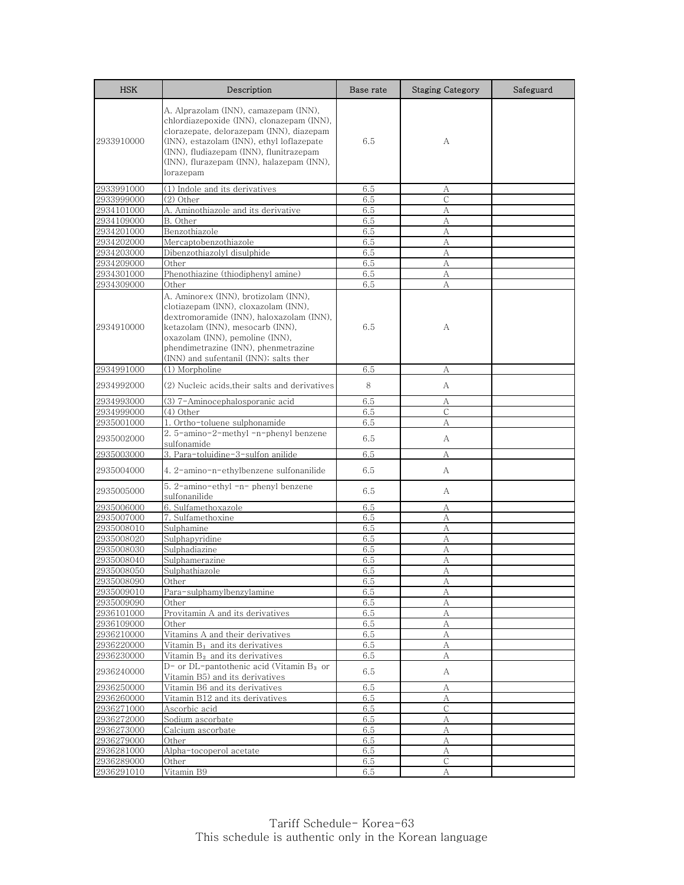| HSK | Description | Base rate | Staging Category | Safeguard |
|---|---|---|---|---|
| 2933910000 | A. Alprazolam (INN), camazepam (INN), chlordiazepoxide (INN), clonazepam (INN), clorazepate, delorazepam (INN), diazepam (INN), estazolam (INN), ethyl loflazepate (INN), fludiazepam (INN), flunitrazepam (INN), flurazepam (INN), halazepam (INN), lorazepam | 6.5 | A | |
| 2933991000 | (1) Indole and its derivatives | 6.5 | A | |
| 2933999000 | (2) Other | 6.5 | C | |
| 2934101000 | A. Aminothiazole and its derivative | 6.5 | A | |
| 2934109000 | B. Other | 6.5 | A | |
| 2934201000 | Benzothiazole | 6.5 | A | |
| 2934202000 | Mercaptobenzothiazole | 6.5 | A | |
| 2934203000 | Dibenzothiazolyl disulphide | 6.5 | A | |
| 2934209000 | Other | 6.5 | A | |
| 2934301000 | Phenothiazine (thiodiphenyl amine) | 6.5 | A | |
| 2934309000 | Other | 6.5 | A | |
| 2934910000 | A. Aminorex (INN), brotizolam (INN), clotiazepam (INN), cloxazolam (INN), dextromoramide (INN), haloxazolam (INN), ketazolam (INN), mesocarb (INN), oxazolam (INN), pemoline (INN), phendimetrazine (INN), phenmetrazine (INN) and sufentanil (INN); salts ther | 6.5 | A | |
| 2934991000 | (1) Morpholine | 6.5 | A | |
| 2934992000 | (2) Nucleic acids,their salts and derivatives | 8 | A | |
| 2934993000 | (3) 7-Aminocephalosporanic acid | 6.5 | A | |
| 2934999000 | (4) Other | 6.5 | C | |
| 2935001000 | 1. Ortho-toluene sulphonamide | 6.5 | A | |
| 2935002000 | 2. 5-amino-2-methyl -n-phenyl benzene sulfonamide | 6.5 | A | |
| 2935003000 | 3. Para-toluidine-3-sulfon anilide | 6.5 | A | |
| 2935004000 | 4. 2-amino-n-ethylbenzene sulfonanilide | 6.5 | A | |
| 2935005000 | 5. 2-amino-ethyl -n- phenyl benzene sulfonanilide | 6.5 | A | |
| 2935006000 | 6. Sulfamethoxazole | 6.5 | A | |
| 2935007000 | 7. Sulfamethoxine | 6.5 | A | |
| 2935008010 | Sulphamine | 6.5 | A | |
| 2935008020 | Sulphapyridine | 6.5 | A | |
| 2935008030 | Sulphadiazine | 6.5 | A | |
| 2935008040 | Sulphamerazine | 6.5 | A | |
| 2935008050 | Sulphathiazole | 6.5 | A | |
| 2935008090 | Other | 6.5 | A | |
| 2935009010 | Para-sulphamylbenzylamine | 6.5 | A | |
| 2935009090 | Other | 6.5 | A | |
| 2936101000 | Provitamin A and its derivatives | 6.5 | A | |
| 2936109000 | Other | 6.5 | A | |
| 2936210000 | Vitamins A and their derivatives | 6.5 | A | |
| 2936220000 | Vitamin $B_1$ and its derivatives | 6.5 | A | |
| 2936230000 | Vitamin $B_2$ and its derivatives | 6.5 | A | |
| 2936240000 | D- or DL-pantothenic acid (Vitamin $B_3$ or Vitamin B5) and its derivatives | 6.5 | A | |
| 2936250000 | Vitamin B6 and its derivatives | 6.5 | A | |
| 2936260000 | Vitamin B12 and its derivatives | 6.5 | A | |
| 2936271000 | Ascorbic acid | 6.5 | C | |
| 2936272000 | Sodium ascorbate | 6.5 | A | |
| 2936273000 | Calcium ascorbate | 6.5 | A | |
| 2936279000 | Other | 6.5 | A | |
| 2936281000 | Alpha-tocoperol acetate | 6.5 | A | |
| 2936289000 | Other | 6.5 | C | |
| 2936291010 | Vitamin B9 | 6.5 | A | |

Tariff Schedule- Korea-63
This schedule is authentic only in the Korean language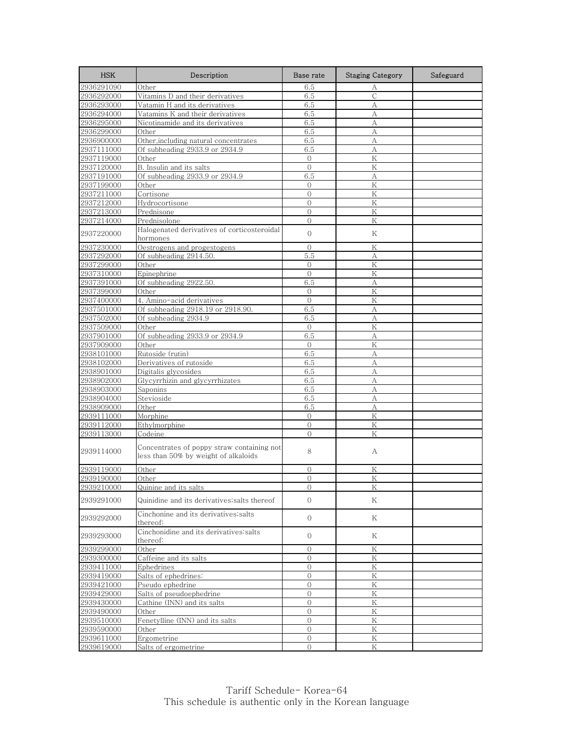| HSK | Description | Base rate | Staging Category | Safeguard |
|---|---|---|---|---|
| 2936291090 | Other | 6.5 | A | |
| 2936292000 | Vitamins D and their derivatives | 6.5 | C | |
| 2936293000 | Vatamin H and its derivatives | 6.5 | A | |
| 2936294000 | Vatamins K and their derivatives | 6.5 | A | |
| 2936295000 | Nicotinamide and its derivatives | 6.5 | A | |
| 2936299000 | Other | 6.5 | A | |
| 2936900000 | Other,including natural concentrates | 6.5 | A | |
| 2937111000 | Of subheading 2933.9 or 2934.9 | 6.5 | A | |
| 2937119000 | Other | 0 | K | |
| 2937120000 | B. Insulin and its salts | 0 | K | |
| 2937191000 | Of subheading 2933.9 or 2934.9 | 6.5 | A | |
| 2937199000 | Other | 0 | K | |
| 2937211000 | Cortisone | 0 | K | |
| 2937212000 | Hydrocortisone | 0 | K | |
| 2937213000 | Prednisone | 0 | K | |
| 2937214000 | Prednisolone | 0 | K | |
| 2937220000 | Halogenated derivatives of corticosteroidal hormones | 0 | K | |
| 2937230000 | Oestrogens and progestogens | 0 | K | |
| 2937292000 | Of subheading 2914.50. | 5.5 | A | |
| 2937299000 | Other | 0 | K | |
| 2937310000 | Epinephrine | 0 | K | |
| 2937391000 | Of subheading 2922.50. | 6.5 | A | |
| 2937399000 | Other | 0 | K | |
| 2937400000 | 4. Amino-acid derivatives | 0 | K | |
| 2937501000 | Of subheading 2918.19 or 2918.90. | 6.5 | A | |
| 2937502000 | Of subheading 2934.9 | 6.5 | A | |
| 2937509000 | Other | 0 | K | |
| 2937901000 | Of subheading 2933.9 or 2934.9 | 6.5 | A | |
| 2937909000 | Other | 0 | K | |
| 2938101000 | Rutoside (rutin) | 6.5 | A | |
| 2938102000 | Derivatives of rutoside | 6.5 | A | |
| 2938901000 | Digitalis glycosides | 6.5 | A | |
| 2938902000 | Glycyrrhizin and glycyrrhizates | 6.5 | A | |
| 2938903000 | Saponins | 6.5 | A | |
| 2938904000 | Stevioside | 6.5 | A | |
| 2938909000 | Other | 6.5 | A | |
| 2939111000 | Morphine | 0 | K | |
| 2939112000 | Ethylmorphine | 0 | K | |
| 2939113000 | Codeine | 0 | K | |
| 2939114000 | Concentrates of poppy straw containing not less than 50% by weight of alkaloids | 8 | A | |
| 2939119000 | Other | 0 | K | |
| 2939190000 | Other | 0 | K | |
| 2939210000 | Quinine and its salts | 0 | K | |
| 2939291000 | Quinidine and its derivatives;salts thereof | 0 | K | |
| 2939292000 | Cinchonine and its derivatives;salts thereof: | 0 | K | |
| 2939293000 | Cinchonidine and its derivatives:salts thereof: | 0 | K | |
| 2939299000 | Other | 0 | K | |
| 2939300000 | Caffeine and its salts | 0 | K | |
| 2939411000 | Ephedrines | 0 | K | |
| 2939419000 | Salts of ephedrines: | 0 | K | |
| 2939421000 | Pseudo ephedrine | 0 | K | |
| 2939429000 | Salts of pseudoephedrine | 0 | K | |
| 2939430000 | Cathine (INN) and its salts | 0 | K | |
| 2939490000 | Other | 0 | K | |
| 2939510000 | Fenetylline (INN) and its salts | 0 | K | |
| 2939590000 | Other | 0 | K | |
| 2939611000 | Ergometrine | 0 | K | |
| 2939619000 | Salts of ergometrine | 0 | K | |

Tariff Schedule- Korea-64
This schedule is authentic only in the Korean language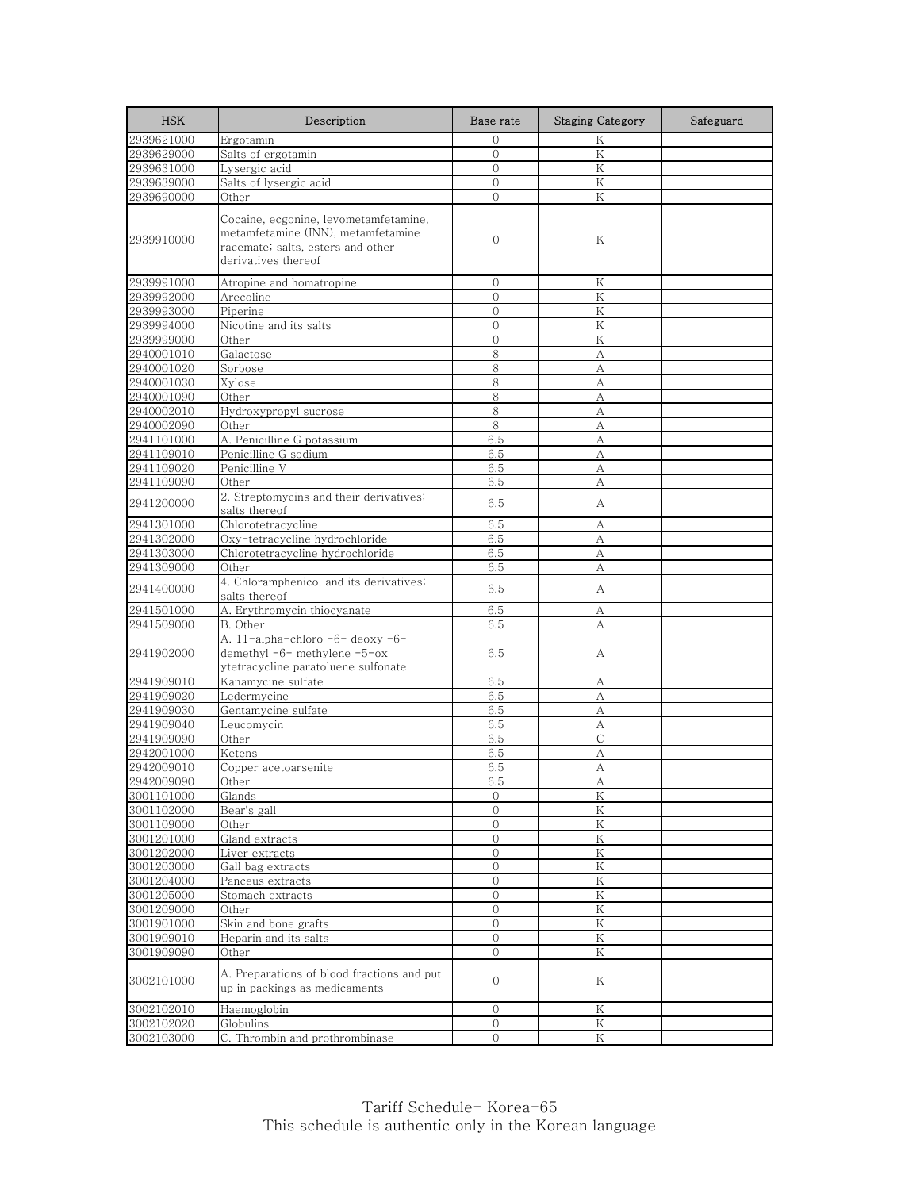| HSK | Description | Base rate | Staging Category | Safeguard |
|---|---|---|---|---|
| 2939621000 | Ergotamin | 0 | K | |
| 2939629000 | Salts of ergotamin | 0 | K | |
| 2939631000 | Lysergic acid | 0 | K | |
| 2939639000 | Salts of lysergic acid | 0 | K | |
| 2939690000 | Other | 0 | K | |
| 2939910000 | Cocaine, ecgonine, levometamfetamine, metamfetamine (INN), metamfetamine racemate; salts, esters and other derivatives thereof | 0 | K | |
| 2939991000 | Atropine and homatropine | 0 | K | |
| 2939992000 | Arecoline | 0 | K | |
| 2939993000 | Piperine | 0 | K | |
| 2939994000 | Nicotine and its salts | 0 | K | |
| 2939999000 | Other | 0 | K | |
| 2940001010 | Galactose | 8 | A | |
| 2940001020 | Sorbose | 8 | A | |
| 2940001030 | Xylose | 8 | A | |
| 2940001090 | Other | 8 | A | |
| 2940002010 | Hydroxypropyl sucrose | 8 | A | |
| 2940002090 | Other | 8 | A | |
| 2941101000 | A. Penicilline G potassium | 6.5 | A | |
| 2941109010 | Penicilline G sodium | 6.5 | A | |
| 2941109020 | Penicilline V | 6.5 | A | |
| 2941109090 | Other | 6.5 | A | |
| 2941200000 | 2. Streptomycins and their derivatives; salts thereof | 6.5 | A | |
| 2941301000 | Chlorotetracycline | 6.5 | A | |
| 2941302000 | Oxy-tetracycline hydrochloride | 6.5 | A | |
| 2941303000 | Chlorotetracycline hydrochloride | 6.5 | A | |
| 2941309000 | Other | 6.5 | A | |
| 2941400000 | 4. Chloramphenicol and its derivatives; salts thereof | 6.5 | A | |
| 2941501000 | A. Erythromycin thiocyanate | 6.5 | A | |
| 2941509000 | B. Other | 6.5 | A | |
| 2941902000 | A. 11-alpha-chloro -6- deoxy -6- demethyl -6- methylene -5-ox ytetracycline paratoluene sulfonate | 6.5 | A | |
| 2941909010 | Kanamycine sulfate | 6.5 | A | |
| 2941909020 | Ledermycine | 6.5 | A | |
| 2941909030 | Gentamycine sulfate | 6.5 | A | |
| 2941909040 | Leucomycin | 6.5 | A | |
| 2941909090 | Other | 6.5 | C | |
| 2942001000 | Ketens | 6.5 | A | |
| 2942009010 | Copper acetoarsenite | 6.5 | A | |
| 2942009090 | Other | 6.5 | A | |
| 3001101000 | Glands | 0 | K | |
| 3001102000 | Bear's gall | 0 | K | |
| 3001109000 | Other | 0 | K | |
| 3001201000 | Gland extracts | 0 | K | |
| 3001202000 | Liver extracts | 0 | K | |
| 3001203000 | Gall bag extracts | 0 | K | |
| 3001204000 | Panceus extracts | 0 | K | |
| 3001205000 | Stomach extracts | 0 | K | |
| 3001209000 | Other | 0 | K | |
| 3001901000 | Skin and bone grafts | 0 | K | |
| 3001909010 | Heparin and its salts | 0 | K | |
| 3001909090 | Other | 0 | K | |
| 3002101000 | A. Preparations of blood fractions and put up in packings as medicaments | 0 | K | |
| 3002102010 | Haemoglobin | 0 | K | |
| 3002102020 | Globulins | 0 | K | |
| 3002103000 | C. Thrombin and prothrombinase | 0 | K | |

Tariff Schedule- Korea-65
This schedule is authentic only in the Korean language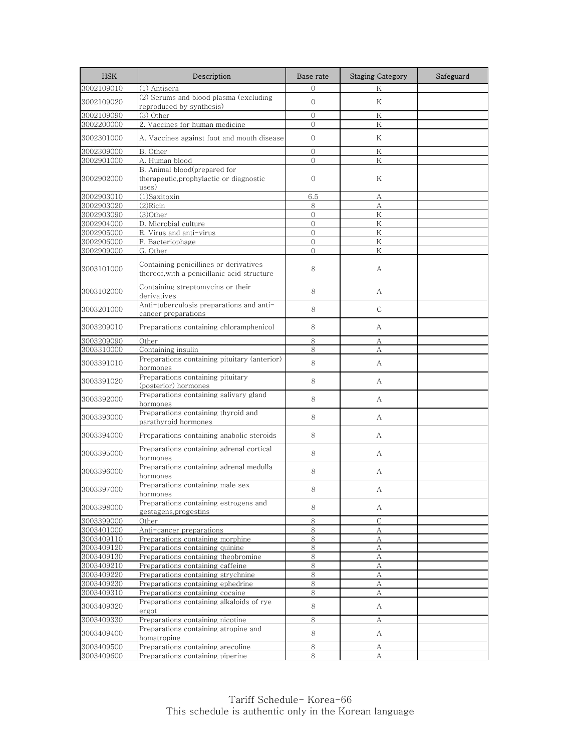| HSK | Description | Base rate | Staging Category | Safeguard |
|---|---|---|---|---|
| 3002109010 | (1) Antisera | 0 | K | |
| 3002109020 | (2) Serums and blood plasma (excluding reproduced by synthesis) | 0 | K | |
| 3002109090 | (3) Other | 0 | K | |
| 3002200000 | 2. Vaccines for human medicine | 0 | K | |
| 3002301000 | A. Vaccines against foot and mouth disease | 0 | K | |
| 3002309000 | B. Other | 0 | K | |
| 3002901000 | A. Human blood | 0 | K | |
| 3002902000 | B. Animal blood(prepared for therapeutic,prophylactic or diagnostic uses) | 0 | K | |
| 3002903010 | (1)Saxitoxin | 6.5 | A | |
| 3002903020 | (2)Ricin | 8 | A | |
| 3002903090 | (3)Other | 0 | K | |
| 3002904000 | D. Microbial culture | 0 | K | |
| 3002905000 | E. Virus and anti-virus | 0 | K | |
| 3002906000 | F. Bacteriophage | 0 | K | |
| 3002909000 | G. Other | 0 | K | |
| 3003101000 | Containing penicillines or derivatives thereof,with a penicillanic acid structure | 8 | A | |
| 3003102000 | Containing streptomycins or their derivatives | 8 | A | |
| 3003201000 | Anti-tuberculosis preparations and anti-cancer preparations | 8 | C | |
| 3003209010 | Preparations containing chloramphenicol | 8 | A | |
| 3003209090 | Other | 8 | A | |
| 3003310000 | Containing insulin | 8 | A | |
| 3003391010 | Preparations containing pituitary (anterior) hormones | 8 | A | |
| 3003391020 | Preparations containing pituitary (posterior) hormones | 8 | A | |
| 3003392000 | Preparations containing salivary gland hormones | 8 | A | |
| 3003393000 | Preparations containing thyroid and parathyroid hormones | 8 | A | |
| 3003394000 | Preparations containing anabolic steroids | 8 | A | |
| 3003395000 | Preparations containing adrenal cortical hormones | 8 | A | |
| 3003396000 | Preparations containing adrenal medulla hormones | 8 | A | |
| 3003397000 | Preparations containing male sex hormones | 8 | A | |
| 3003398000 | Preparations containing estrogens and gestagens,progestins | 8 | A | |
| 3003399000 | Other | 8 | C | |
| 3003401000 | Anti-cancer preparations | 8 | A | |
| 3003409110 | Preparations containing morphine | 8 | A | |
| 3003409120 | Preparations containing quinine | 8 | A | |
| 3003409130 | Preparations containing theobromine | 8 | A | |
| 3003409210 | Preparations containing caffeine | 8 | A | |
| 3003409220 | Preparations containing strychnine | 8 | A | |
| 3003409230 | Preparations containing ephedrine | 8 | A | |
| 3003409310 | Preparations containing cocaine | 8 | A | |
| 3003409320 | Preparations containing alkaloids of rye ergot | 8 | A | |
| 3003409330 | Preparations containing nicotine | 8 | A | |
| 3003409400 | Preparations containing atropine and homatropine | 8 | A | |
| 3003409500 | Preparations containing arecoline | 8 | A | |
| 3003409600 | Preparations containing piperine | 8 | A | |

Tariff Schedule- Korea-66
This schedule is authentic only in the Korean language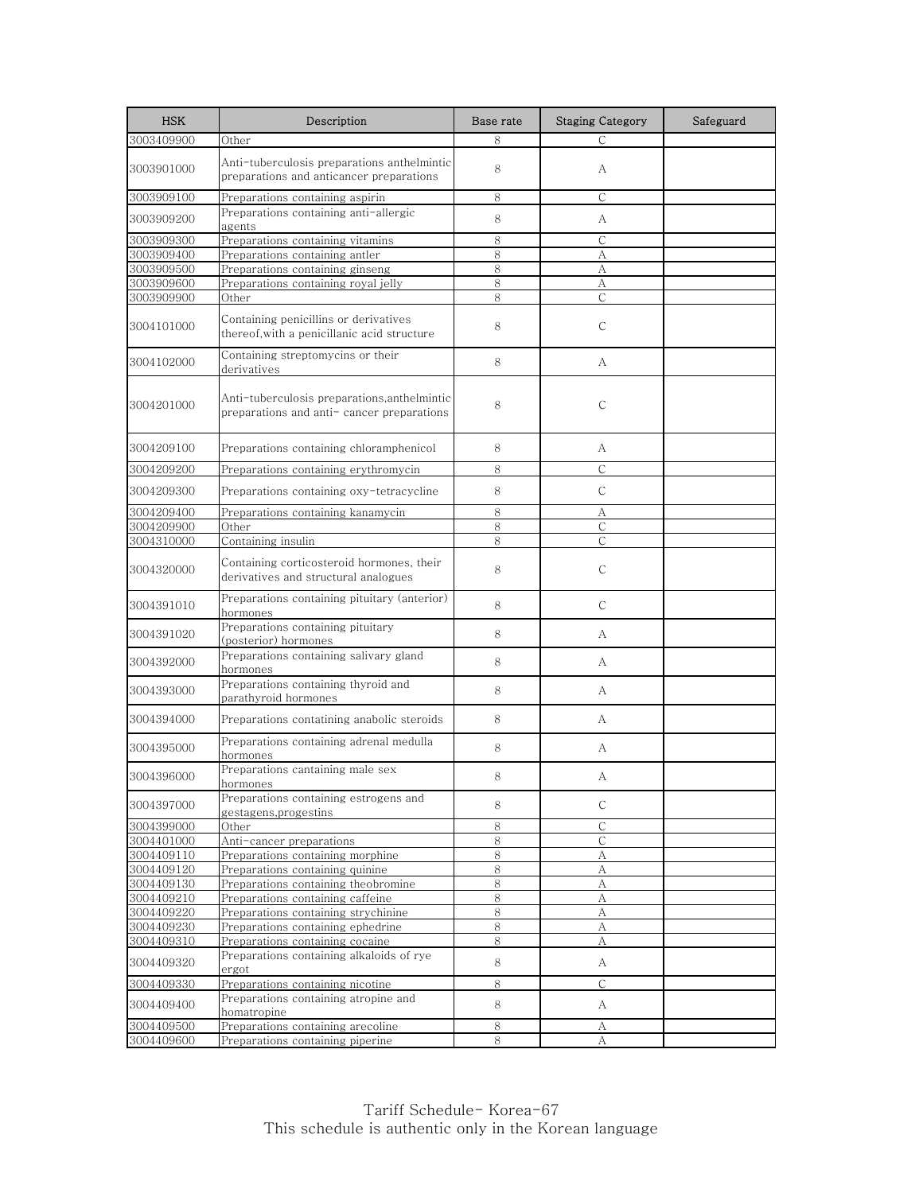| HSK | Description | Base rate | Staging Category | Safeguard |
|---|---|---|---|---|
| 3003409900 | Other | 8 | C | |
| 3003901000 | Anti-tuberculosis preparations anthelmintic preparations and anticancer preparations | 8 | A | |
| 3003909100 | Preparations containing aspirin | 8 | C | |
| 3003909200 | Preparations containing anti-allergic agents | 8 | A | |
| 3003909300 | Preparations containing vitamins | 8 | C | |
| 3003909400 | Preparations containing antler | 8 | A | |
| 3003909500 | Preparations containing ginseng | 8 | A | |
| 3003909600 | Preparations containing royal jelly | 8 | A | |
| 3003909900 | Other | 8 | C | |
| 3004101000 | Containing penicillins or derivatives thereof,with a penicillanic acid structure | 8 | C | |
| 3004102000 | Containing streptomycins or their derivatives | 8 | A | |
| 3004201000 | Anti-tuberculosis preparations,anthelmintic preparations and anti- cancer preparations | 8 | C | |
| 3004209100 | Preparations containing chloramphenicol | 8 | A | |
| 3004209200 | Preparations containing erythromycin | 8 | C | |
| 3004209300 | Preparations containing oxy-tetracycline | 8 | C | |
| 3004209400 | Preparations containing kanamycin | 8 | A | |
| 3004209900 | Other | 8 | C | |
| 3004310000 | Containing insulin | 8 | C | |
| 3004320000 | Containing corticosteroid hormones, their derivatives and structural analogues | 8 | C | |
| 3004391010 | Preparations containing pituitary (anterior) hormones | 8 | C | |
| 3004391020 | Preparations containing pituitary (posterior) hormones | 8 | A | |
| 3004392000 | Preparations containing salivary gland hormones | 8 | A | |
| 3004393000 | Preparations containing thyroid and parathyroid hormones | 8 | A | |
| 3004394000 | Preparations contatining anabolic steroids | 8 | A | |
| 3004395000 | Preparations containing adrenal medulla hormones | 8 | A | |
| 3004396000 | Preparations cantaining male sex hormones | 8 | A | |
| 3004397000 | Preparations containing estrogens and gestagens,progestins | 8 | C | |
| 3004399000 | Other | 8 | C | |
| 3004401000 | Anti-cancer preparations | 8 | C | |
| 3004409110 | Preparations containing morphine | 8 | A | |
| 3004409120 | Preparations containing quinine | 8 | A | |
| 3004409130 | Preparations containing theobromine | 8 | A | |
| 3004409210 | Preparations containing caffeine | 8 | A | |
| 3004409220 | Preparations containing strychinine | 8 | A | |
| 3004409230 | Preparations containing ephedrine | 8 | A | |
| 3004409310 | Preparations containing cocaine | 8 | A | |
| 3004409320 | Preparations containing alkaloids of rye ergot | 8 | A | |
| 3004409330 | Preparations containing nicotine | 8 | C | |
| 3004409400 | Preparations containing atropine and homatropine | 8 | A | |
| 3004409500 | Preparations containing arecoline | 8 | A | |
| 3004409600 | Preparations containing piperine | 8 | A | |

Tariff Schedule- Korea-67
This schedule is authentic only in the Korean language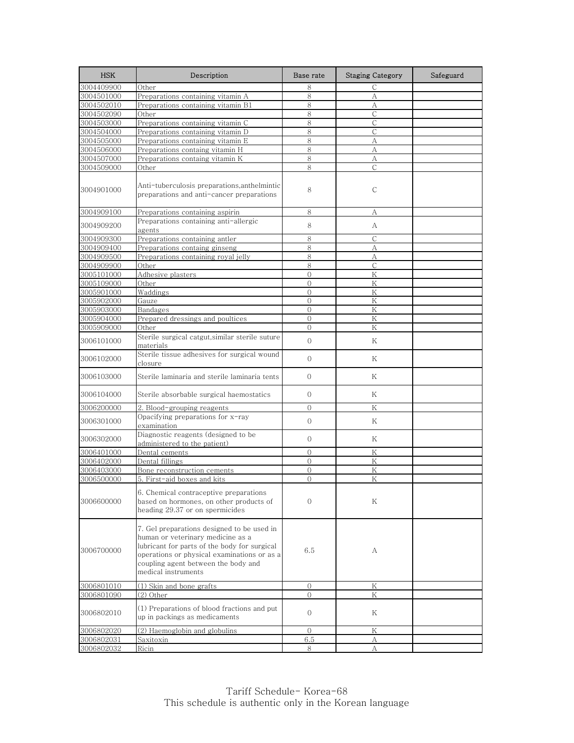| HSK | Description | Base rate | Staging Category | Safeguard |
|---|---|---|---|---|
| 3004409900 | Other | 8 | C | |
| 3004501000 | Preparations containing vitamin A | 8 | A | |
| 3004502010 | Preparations containing vitamin B1 | 8 | A | |
| 3004502090 | Other | 8 | C | |
| 3004503000 | Preparations containing vitamin C | 8 | C | |
| 3004504000 | Preparations containing vitamin D | 8 | C | |
| 3004505000 | Preparations containing vitamin E | 8 | A | |
| 3004506000 | Preparations containg vitamin H | 8 | A | |
| 3004507000 | Preparations containg vitamin K | 8 | A | |
| 3004509000 | Other | 8 | C | |
| 3004901000 | Anti-tuberculosis preparations,anthelmintic preparations and anti-cancer preparations | 8 | C | |
| 3004909100 | Preparations containing aspirin | 8 | A | |
| 3004909200 | Preparations containing anti-allergic agents | 8 | A | |
| 3004909300 | Preparations containing antler | 8 | C | |
| 3004909400 | Preparations containg ginseng | 8 | A | |
| 3004909500 | Preparations containing royal jelly | 8 | A | |
| 3004909900 | Other | 8 | C | |
| 3005101000 | Adhesive plasters | 0 | K | |
| 3005109000 | Other | 0 | K | |
| 3005901000 | Waddings | 0 | K | |
| 3005902000 | Gauze | 0 | K | |
| 3005903000 | Bandages | 0 | K | |
| 3005904000 | Prepared dressings and poultices | 0 | K | |
| 3005909000 | Other | 0 | K | |
| 3006101000 | Sterile surgical catgut,similar sterile suture materials | 0 | K | |
| 3006102000 | Sterile tissue adhesives for surgical wound closure | 0 | K | |
| 3006103000 | Sterile laminaria and sterile laminaria tents | 0 | K | |
| 3006104000 | Sterile absorbable surgical haemostatics | 0 | K | |
| 3006200000 | 2. Blood-grouping reagents | 0 | K | |
| 3006301000 | Opacifying preparations for x-ray examination | 0 | K | |
| 3006302000 | Diagnostic reagents (designed to be administered to the patient) | 0 | K | |
| 3006401000 | Dental cements | 0 | K | |
| 3006402000 | Dental fillings | 0 | K | |
| 3006403000 | Bone reconstruction cements | 0 | K | |
| 3006500000 | 5. First-aid boxes and kits | 0 | K | |
| 3006600000 | 6. Chemical contraceptive preparations based on hormones, on other products of heading 29.37 or on spermicides | 0 | K | |
| 3006700000 | 7. Gel preparations designed to be used in human or veterinary medicine as a lubricant for parts of the body for surgical operations or physical examinations or as a coupling agent between the body and medical instruments | 6.5 | A | |
| 3006801010 | (1) Skin and bone grafts | 0 | K | |
| 3006801090 | (2) Other | 0 | K | |
| 3006802010 | (1) Preparations of blood fractions and put up in packings as medicaments | 0 | K | |
| 3006802020 | (2) Haemoglobin and globulins | 0 | K | |
| 3006802031 | Saxitoxin | 6.5 | A | |
| 3006802032 | Ricin | 8 | A | |

Tariff Schedule- Korea-68
This schedule is authentic only in the Korean language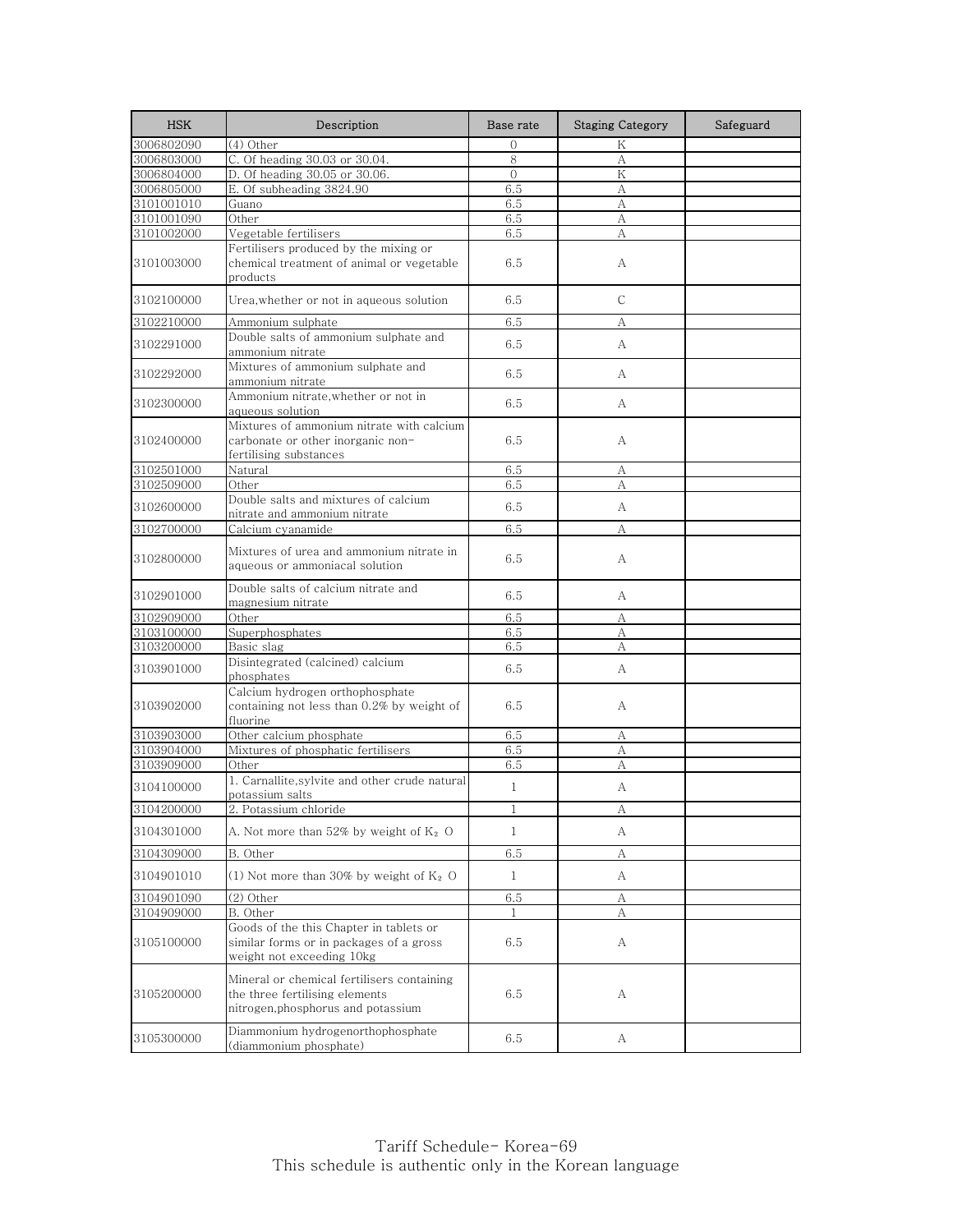| HSK | Description | Base rate | Staging Category | Safeguard |
| --- | --- | --- | --- | --- |
| 3006802090 | (4) Other | 0 | K | |
| 3006803000 | C. Of heading 30.03 or 30.04. | 8 | A | |
| 3006804000 | D. Of heading 30.05 or 30.06. | 0 | K | |
| 3006805000 | E. Of subheading 3824.90 | 6.5 | A | |
| 3101001010 | Guano | 6.5 | A | |
| 3101001090 | Other | 6.5 | A | |
| 3101002000 | Vegetable fertilisers | 6.5 | A | |
| 3101003000 | Fertilisers produced by the mixing or chemical treatment of animal or vegetable products | 6.5 | A | |
| 3102100000 | Urea,whether or not in aqueous solution | 6.5 | C | |
| 3102210000 | Ammonium sulphate | 6.5 | A | |
| 3102291000 | Double salts of ammonium sulphate and ammonium nitrate | 6.5 | A | |
| 3102292000 | Mixtures of ammonium sulphate and ammonium nitrate | 6.5 | A | |
| 3102300000 | Ammonium nitrate,whether or not in aqueous solution | 6.5 | A | |
| 3102400000 | Mixtures of ammonium nitrate with calcium carbonate or other inorganic non-fertilising substances | 6.5 | A | |
| 3102501000 | Natural | 6.5 | A | |
| 3102509000 | Other | 6.5 | A | |
| 3102600000 | Double salts and mixtures of calcium nitrate and ammonium nitrate | 6.5 | A | |
| 3102700000 | Calcium cyanamide | 6.5 | A | |
| 3102800000 | Mixtures of urea and ammonium nitrate in aqueous or ammoniacal solution | 6.5 | A | |
| 3102901000 | Double salts of calcium nitrate and magnesium nitrate | 6.5 | A | |
| 3102909000 | Other | 6.5 | A | |
| 3103100000 | Superphosphates | 6.5 | A | |
| 3103200000 | Basic slag | 6.5 | A | |
| 3103901000 | Disintegrated (calcined) calcium phosphates | 6.5 | A | |
| 3103902000 | Calcium hydrogen orthophosphate containing not less than 0.2% by weight of fluorine | 6.5 | A | |
| 3103903000 | Other calcium phosphate | 6.5 | A | |
| 3103904000 | Mixtures of phosphatic fertilisers | 6.5 | A | |
| 3103909000 | Other | 6.5 | A | |
| 3104100000 | 1. Carnallite,sylvite and other crude natural potassium salts | 1 | A | |
| 3104200000 | 2. Potassium chloride | 1 | A | |
| 3104301000 | A. Not more than 52% by weight of $K_2O$ | 1 | A | |
| 3104309000 | B. Other | 6.5 | A | |
| 3104901010 | (1) Not more than 30% by weight of $K_2O$ | 1 | A | |
| 3104901090 | (2) Other | 6.5 | A | |
| 3104909000 | B. Other | 1 | A | |
| 3105100000 | Goods of the this Chapter in tablets or similar forms or in packages of a gross weight not exceeding 10kg | 6.5 | A | |
| 3105200000 | Mineral or chemical fertilisers containing the three fertilising elements nitrogen,phosphorus and potassium | 6.5 | A | |
| 3105300000 | Diammonium hydrogenorthophosphate (diammonium phosphate) | 6.5 | A | |

Tariff Schedule- Korea-69
This schedule is authentic only in the Korean language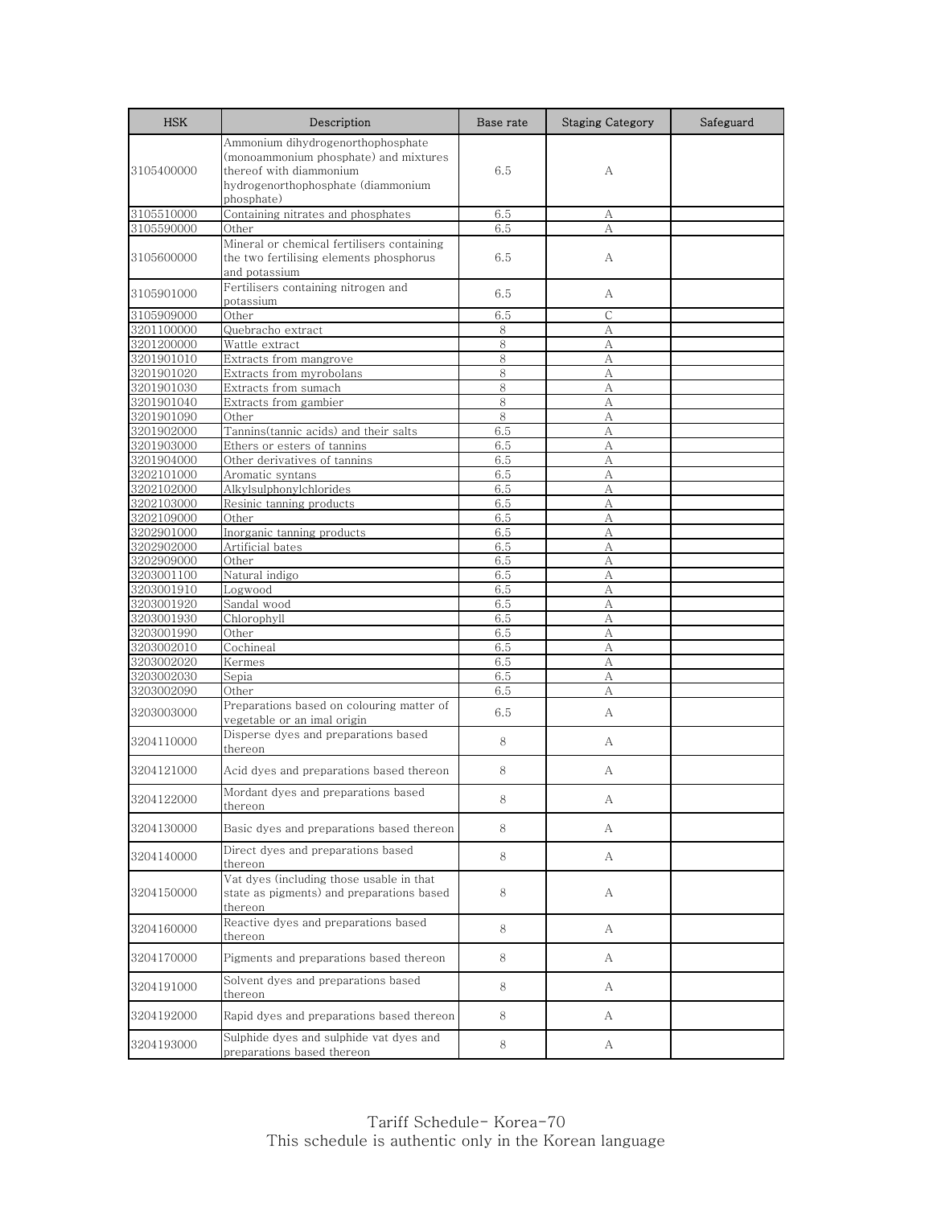| HSK | Description | Base rate | Staging Category | Safeguard |
|---|---|---|---|---|
| 3105400000 | Ammonium dihydrogenorthophosphate (monoammonium phosphate) and mixtures thereof with diammonium hydrogenorthophosphate (diammonium phosphate) | 6.5 | A | |
| 3105510000 | Containing nitrates and phosphates | 6.5 | A | |
| 3105590000 | Other | 6.5 | A | |
| 3105600000 | Mineral or chemical fertilisers containing the two fertilising elements phosphorus and potassium | 6.5 | A | |
| 3105901000 | Fertilisers containing nitrogen and potassium | 6.5 | A | |
| 3105909000 | Other | 6.5 | C | |
| 3201100000 | Quebracho extract | 8 | A | |
| 3201200000 | Wattle extract | 8 | A | |
| 3201901010 | Extracts from mangrove | 8 | A | |
| 3201901020 | Extracts from myrobolans | 8 | A | |
| 3201901030 | Extracts from sumach | 8 | A | |
| 3201901040 | Extracts from gambier | 8 | A | |
| 3201901090 | Other | 8 | A | |
| 3201902000 | Tannins(tannic acids) and their salts | 6.5 | A | |
| 3201903000 | Ethers or esters of tannins | 6.5 | A | |
| 3201904000 | Other derivatives of tannins | 6.5 | A | |
| 3202101000 | Aromatic syntans | 6.5 | A | |
| 3202102000 | Alkylsulphonylchlorides | 6.5 | A | |
| 3202103000 | Resinic tanning products | 6.5 | A | |
| 3202109000 | Other | 6.5 | A | |
| 3202901000 | Inorganic tanning products | 6.5 | A | |
| 3202902000 | Artificial bates | 6.5 | A | |
| 3202909000 | Other | 6.5 | A | |
| 3203001100 | Natural indigo | 6.5 | A | |
| 3203001910 | Logwood | 6.5 | A | |
| 3203001920 | Sandal wood | 6.5 | A | |
| 3203001930 | Chlorophyll | 6.5 | A | |
| 3203001990 | Other | 6.5 | A | |
| 3203002010 | Cochineal | 6.5 | A | |
| 3203002020 | Kermes | 6.5 | A | |
| 3203002030 | Sepia | 6.5 | A | |
| 3203002090 | Other | 6.5 | A | |
| 3203003000 | Preparations based on colouring matter of vegetable or an imal origin | 6.5 | A | |
| 3204110000 | Disperse dyes and preparations based thereon | 8 | A | |
| 3204121000 | Acid dyes and preparations based thereon | 8 | A | |
| 3204122000 | Mordant dyes and preparations based thereon | 8 | A | |
| 3204130000 | Basic dyes and preparations based thereon | 8 | A | |
| 3204140000 | Direct dyes and preparations based thereon | 8 | A | |
| 3204150000 | Vat dyes (including those usable in that state as pigments) and preparations based thereon | 8 | A | |
| 3204160000 | Reactive dyes and preparations based thereon | 8 | A | |
| 3204170000 | Pigments and preparations based thereon | 8 | A | |
| 3204191000 | Solvent dyes and preparations based thereon | 8 | A | |
| 3204192000 | Rapid dyes and preparations based thereon | 8 | A | |
| 3204193000 | Sulphide dyes and sulphide vat dyes and preparations based thereon | 8 | A | |

Tariff Schedule- Korea-70
This schedule is authentic only in the Korean language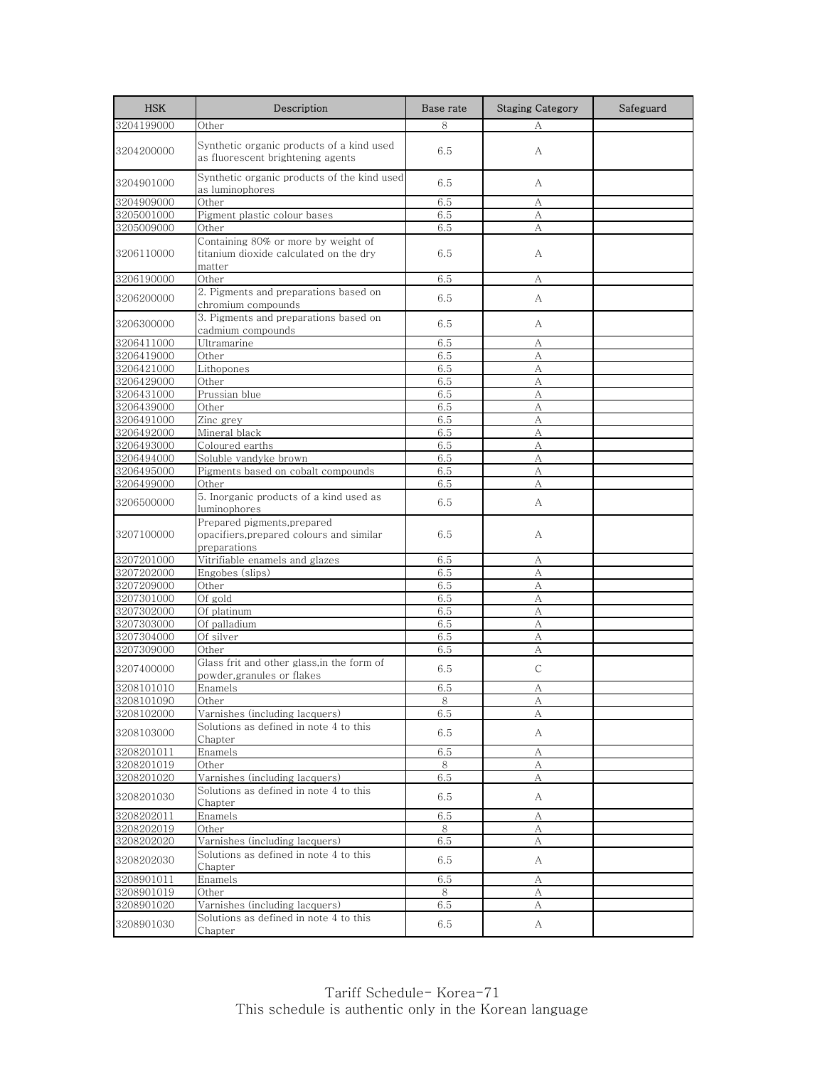| HSK | Description | Base rate | Staging Category | Safeguard |
|---|---|---|---|---|
| 3204199000 | Other | 8 | A | |
| 3204200000 | Synthetic organic products of a kind used as fluorescent brightening agents | 6.5 | A | |
| 3204901000 | Synthetic organic products of the kind used as luminophores | 6.5 | A | |
| 3204909000 | Other | 6.5 | A | |
| 3205001000 | Pigment plastic colour bases | 6.5 | A | |
| 3205009000 | Other | 6.5 | A | |
| 3206110000 | Containing 80% or more by weight of titanium dioxide calculated on the dry matter | 6.5 | A | |
| 3206190000 | Other | 6.5 | A | |
| 3206200000 | 2. Pigments and preparations based on chromium compounds | 6.5 | A | |
| 3206300000 | 3. Pigments and preparations based on cadmium compounds | 6.5 | A | |
| 3206411000 | Ultramarine | 6.5 | A | |
| 3206419000 | Other | 6.5 | A | |
| 3206421000 | Lithopones | 6.5 | A | |
| 3206429000 | Other | 6.5 | A | |
| 3206431000 | Prussian blue | 6.5 | A | |
| 3206439000 | Other | 6.5 | A | |
| 3206491000 | Zinc grey | 6.5 | A | |
| 3206492000 | Mineral black | 6.5 | A | |
| 3206493000 | Coloured earths | 6.5 | A | |
| 3206494000 | Soluble vandyke brown | 6.5 | A | |
| 3206495000 | Pigments based on cobalt compounds | 6.5 | A | |
| 3206499000 | Other | 6.5 | A | |
| 3206500000 | 5. Inorganic products of a kind used as luminophores | 6.5 | A | |
| 3207100000 | Prepared pigments,prepared opacifiers,prepared colours and similar preparations | 6.5 | A | |
| 3207201000 | Vitrifiable enamels and glazes | 6.5 | A | |
| 3207202000 | Engobes (slips) | 6.5 | A | |
| 3207209000 | Other | 6.5 | A | |
| 3207301000 | Of gold | 6.5 | A | |
| 3207302000 | Of platinum | 6.5 | A | |
| 3207303000 | Of palladium | 6.5 | A | |
| 3207304000 | Of silver | 6.5 | A | |
| 3207309000 | Other | 6.5 | A | |
| 3207400000 | Glass frit and other glass,in the form of powder,granules or flakes | 6.5 | C | |
| 3208101010 | Enamels | 6.5 | A | |
| 3208101090 | Other | 8 | A | |
| 3208102000 | Varnishes (including lacquers) | 6.5 | A | |
| 3208103000 | Solutions as defined in note 4 to this Chapter | 6.5 | A | |
| 3208201011 | Enamels | 6.5 | A | |
| 3208201019 | Other | 8 | A | |
| 3208201020 | Varnishes (including lacquers) | 6.5 | A | |
| 3208201030 | Solutions as defined in note 4 to this Chapter | 6.5 | A | |
| 3208202011 | Enamels | 6.5 | A | |
| 3208202019 | Other | 8 | A | |
| 3208202020 | Varnishes (including lacquers) | 6.5 | A | |
| 3208202030 | Solutions as defined in note 4 to this Chapter | 6.5 | A | |
| 3208901011 | Enamels | 6.5 | A | |
| 3208901019 | Other | 8 | A | |
| 3208901020 | Varnishes (including lacquers) | 6.5 | A | |
| 3208901030 | Solutions as defined in note 4 to this Chapter | 6.5 | A | |

Tariff Schedule- Korea-71
This schedule is authentic only in the Korean language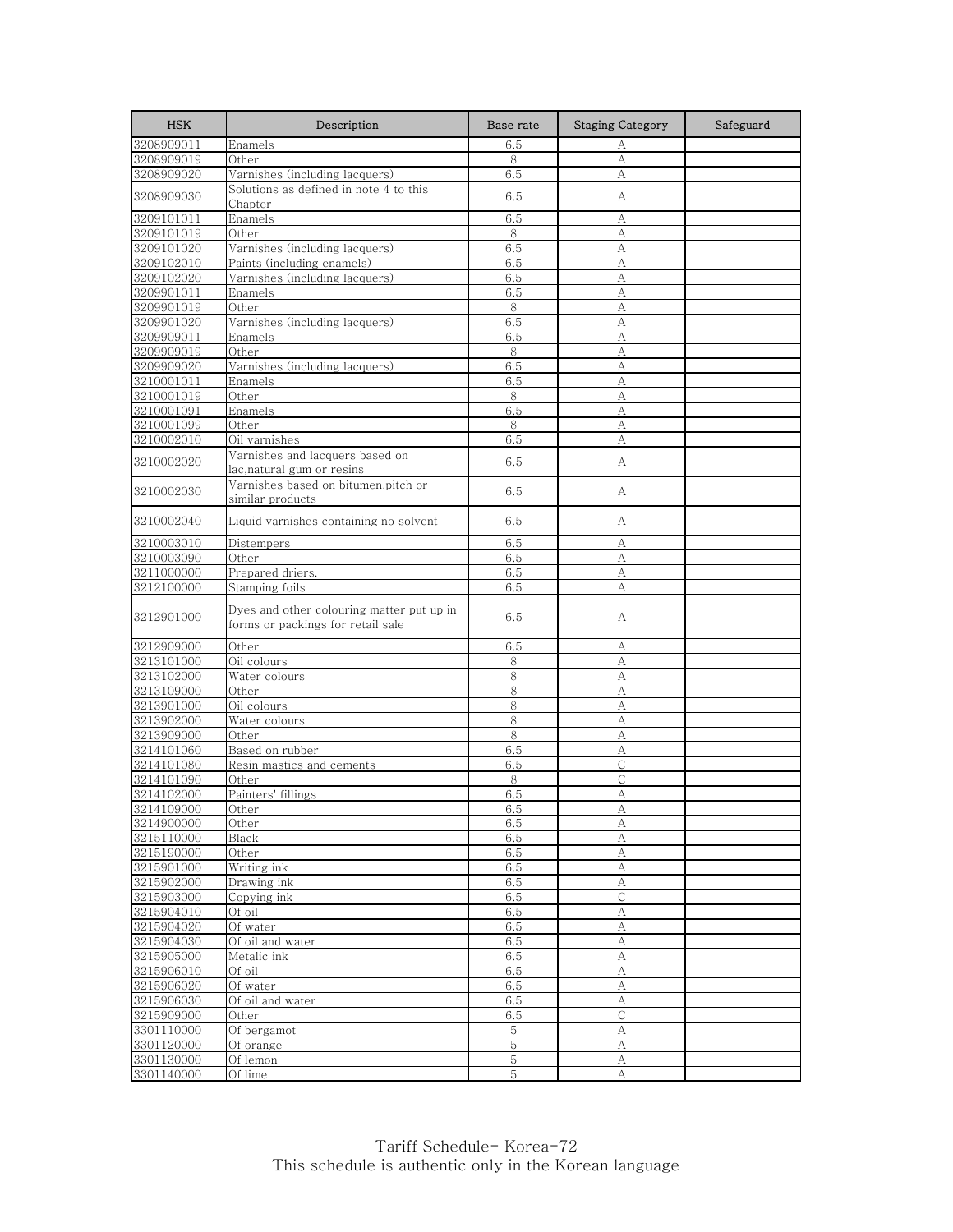| HSK | Description | Base rate | Staging Category | Safeguard |
|---|---|---|---|---|
| 3208909011 | Enamels | 6.5 | A | |
| 3208909019 | Other | 8 | A | |
| 3208909020 | Varnishes (including lacquers) | 6.5 | A | |
| 3208909030 | Solutions as defined in note 4 to this Chapter | 6.5 | A | |
| 3209101011 | Enamels | 6.5 | A | |
| 3209101019 | Other | 8 | A | |
| 3209101020 | Varnishes (including lacquers) | 6.5 | A | |
| 3209102010 | Paints (including enamels) | 6.5 | A | |
| 3209102020 | Varnishes (including lacquers) | 6.5 | A | |
| 3209901011 | Enamels | 6.5 | A | |
| 3209901019 | Other | 8 | A | |
| 3209901020 | Varnishes (including lacquers) | 6.5 | A | |
| 3209909011 | Enamels | 6.5 | A | |
| 3209909019 | Other | 8 | A | |
| 3209909020 | Varnishes (including lacquers) | 6.5 | A | |
| 3210001011 | Enamels | 6.5 | A | |
| 3210001019 | Other | 8 | A | |
| 3210001091 | Enamels | 6.5 | A | |
| 3210001099 | Other | 8 | A | |
| 3210002010 | Oil varnishes | 6.5 | A | |
| 3210002020 | Varnishes and lacquers based on lac,natural gum or resins | 6.5 | A | |
| 3210002030 | Varnishes based on bitumen,pitch or similar products | 6.5 | A | |
| 3210002040 | Liquid varnishes containing no solvent | 6.5 | A | |
| 3210003010 | Distempers | 6.5 | A | |
| 3210003090 | Other | 6.5 | A | |
| 3211000000 | Prepared driers. | 6.5 | A | |
| 3212100000 | Stamping foils | 6.5 | A | |
| 3212901000 | Dyes and other colouring matter put up in forms or packings for retail sale | 6.5 | A | |
| 3212909000 | Other | 6.5 | A | |
| 3213101000 | Oil colours | 8 | A | |
| 3213102000 | Water colours | 8 | A | |
| 3213109000 | Other | 8 | A | |
| 3213901000 | Oil colours | 8 | A | |
| 3213902000 | Water colours | 8 | A | |
| 3213909000 | Other | 8 | A | |
| 3214101060 | Based on rubber | 6.5 | A | |
| 3214101080 | Resin mastics and cements | 6.5 | C | |
| 3214101090 | Other | 8 | C | |
| 3214102000 | Painters' fillings | 6.5 | A | |
| 3214109000 | Other | 6.5 | A | |
| 3214900000 | Other | 6.5 | A | |
| 3215110000 | Black | 6.5 | A | |
| 3215190000 | Other | 6.5 | A | |
| 3215901000 | Writing ink | 6.5 | A | |
| 3215902000 | Drawing ink | 6.5 | A | |
| 3215903000 | Copying ink | 6.5 | C | |
| 3215904010 | Of oil | 6.5 | A | |
| 3215904020 | Of water | 6.5 | A | |
| 3215904030 | Of oil and water | 6.5 | A | |
| 3215905000 | Metalic ink | 6.5 | A | |
| 3215906010 | Of oil | 6.5 | A | |
| 3215906020 | Of water | 6.5 | A | |
| 3215906030 | Of oil and water | 6.5 | A | |
| 3215909000 | Other | 6.5 | C | |
| 3301110000 | Of bergamot | 5 | A | |
| 3301120000 | Of orange | 5 | A | |
| 3301130000 | Of lemon | 5 | A | |
| 3301140000 | Of lime | 5 | A | |

Tariff Schedule- Korea-72
This schedule is authentic only in the Korean language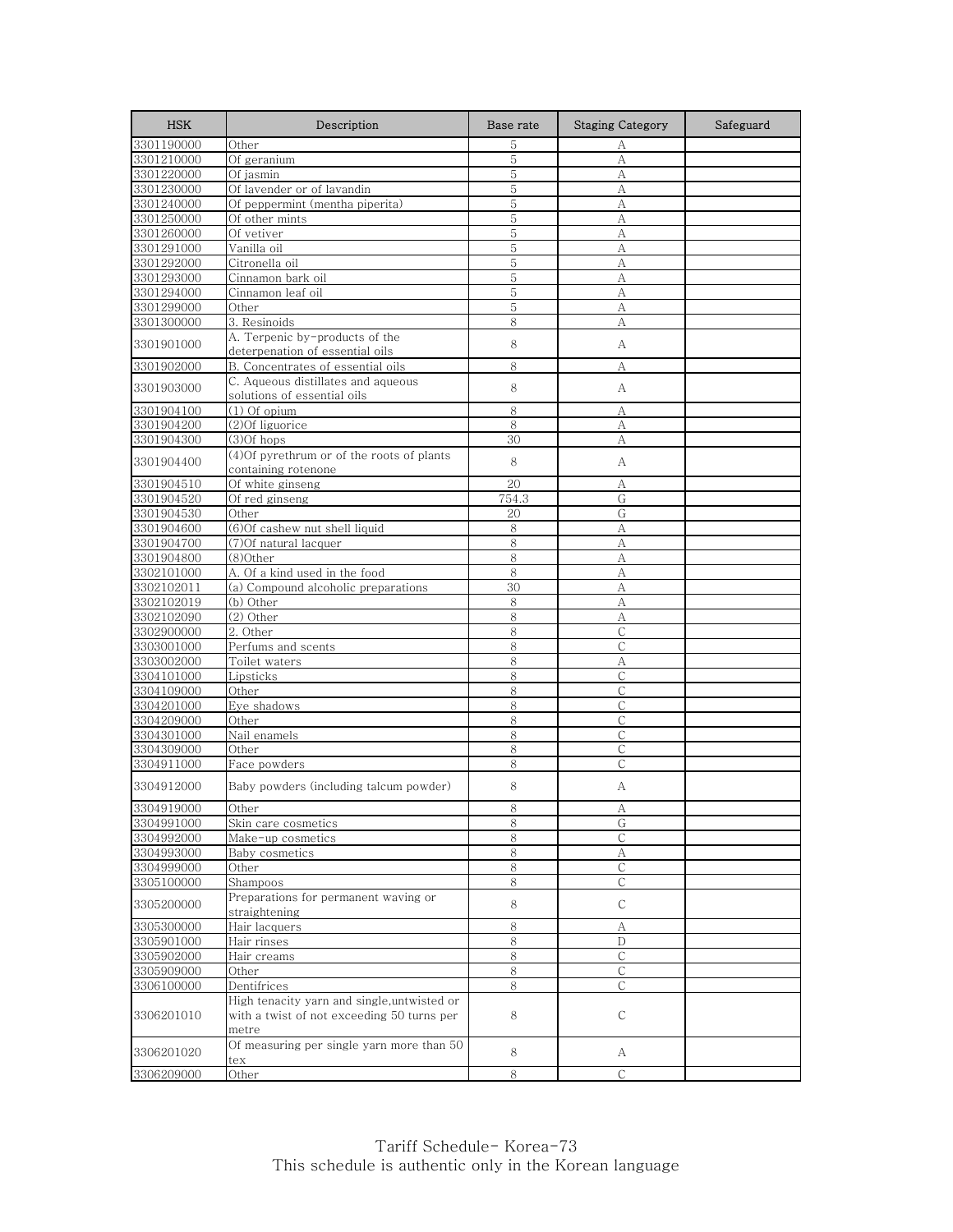| HSK | Description | Base rate | Staging Category | Safeguard |
|---|---|---|---|---|
| 3301190000 | Other | 5 | A | |
| 3301210000 | Of geranium | 5 | A | |
| 3301220000 | Of jasmin | 5 | A | |
| 3301230000 | Of lavender or of lavandin | 5 | A | |
| 3301240000 | Of peppermint (mentha piperita) | 5 | A | |
| 3301250000 | Of other mints | 5 | A | |
| 3301260000 | Of vetiver | 5 | A | |
| 3301291000 | Vanilla oil | 5 | A | |
| 3301292000 | Citronella oil | 5 | A | |
| 3301293000 | Cinnamon bark oil | 5 | A | |
| 3301294000 | Cinnamon leaf oil | 5 | A | |
| 3301299000 | Other | 5 | A | |
| 3301300000 | 3. Resinoids | 8 | A | |
| 3301901000 | A. Terpenic by-products of the deterpenation of essential oils | 8 | A | |
| 3301902000 | B. Concentrates of essential oils | 8 | A | |
| 3301903000 | C. Aqueous distillates and aqueous solutions of essential oils | 8 | A | |
| 3301904100 | (1) Of opium | 8 | A | |
| 3301904200 | (2)Of liguorice | 8 | A | |
| 3301904300 | (3)Of hops | 30 | A | |
| 3301904400 | (4)Of pyrethrum or of the roots of plants containing rotenone | 8 | A | |
| 3301904510 | Of white ginseng | 20 | A | |
| 3301904520 | Of red ginseng | 754.3 | G | |
| 3301904530 | Other | 20 | G | |
| 3301904600 | (6)Of cashew nut shell liquid | 8 | A | |
| 3301904700 | (7)Of natural lacquer | 8 | A | |
| 3301904800 | (8)Other | 8 | A | |
| 3302101000 | A. Of a kind used in the food | 8 | A | |
| 3302102011 | (a) Compound alcoholic preparations | 30 | A | |
| 3302102019 | (b) Other | 8 | A | |
| 3302102090 | (2) Other | 8 | A | |
| 3302900000 | 2. Other | 8 | C | |
| 3303001000 | Perfums and scents | 8 | C | |
| 3303002000 | Toilet waters | 8 | A | |
| 3304101000 | Lipsticks | 8 | C | |
| 3304109000 | Other | 8 | C | |
| 3304201000 | Eye shadows | 8 | C | |
| 3304209000 | Other | 8 | C | |
| 3304301000 | Nail enamels | 8 | C | |
| 3304309000 | Other | 8 | C | |
| 3304911000 | Face powders | 8 | C | |
| 3304912000 | Baby powders (including talcum powder) | 8 | A | |
| 3304919000 | Other | 8 | A | |
| 3304991000 | Skin care cosmetics | 8 | G | |
| 3304992000 | Make-up cosmetics | 8 | C | |
| 3304993000 | Baby cosmetics | 8 | A | |
| 3304999000 | Other | 8 | C | |
| 3305100000 | Shampoos | 8 | C | |
| 3305200000 | Preparations for permanent waving or straightening | 8 | C | |
| 3305300000 | Hair lacquers | 8 | A | |
| 3305901000 | Hair rinses | 8 | D | |
| 3305902000 | Hair creams | 8 | C | |
| 3305909000 | Other | 8 | C | |
| 3306100000 | Dentifrices | 8 | C | |
| 3306201010 | High tenacity yarn and single,untwisted or with a twist of not exceeding 50 turns per metre | 8 | C | |
| 3306201020 | Of measuring per single yarn more than 50 tex | 8 | A | |
| 3306209000 | Other | 8 | C | |

Tariff Schedule- Korea-73
This schedule is authentic only in the Korean language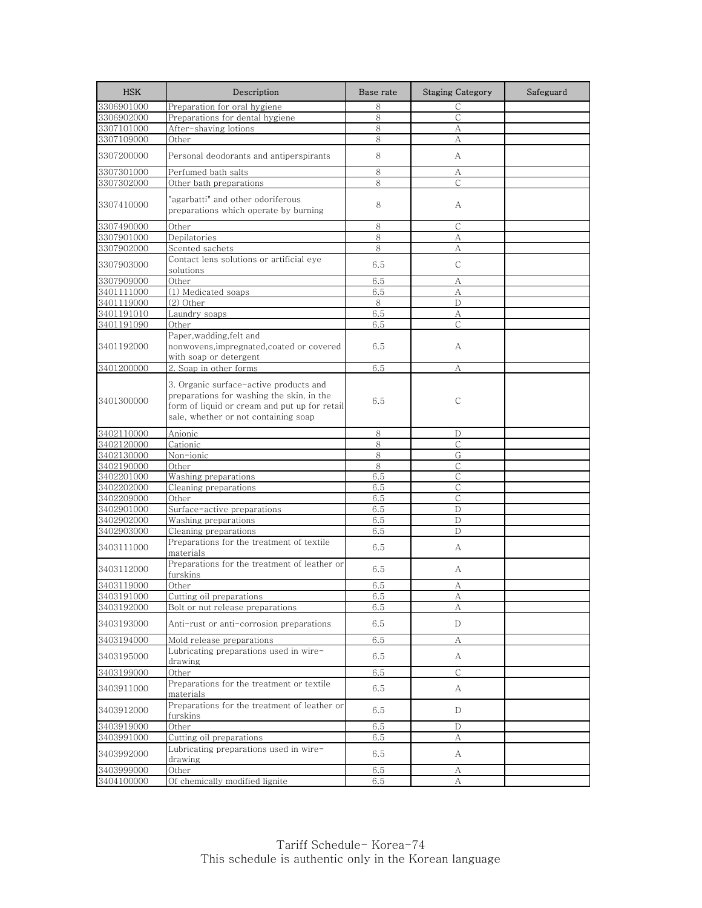| HSK | Description | Base rate | Staging Category | Safeguard |
|---|---|---|---|---|
| 3306901000 | Preparation for oral hygiene | 8 | C | |
| 3306902000 | Preparations for dental hygiene | 8 | C | |
| 3307101000 | After-shaving lotions | 8 | A | |
| 3307109000 | Other | 8 | A | |
| 3307200000 | Personal deodorants and antiperspirants | 8 | A | |
| 3307301000 | Perfumed bath salts | 8 | A | |
| 3307302000 | Other bath preparations | 8 | C | |
| 3307410000 | "agarbatti" and other odoriferous preparations which operate by burning | 8 | A | |
| 3307490000 | Other | 8 | C | |
| 3307901000 | Depilatories | 8 | A | |
| 3307902000 | Scented sachets | 8 | A | |
| 3307903000 | Contact lens solutions or artificial eye solutions | 6.5 | C | |
| 3307909000 | Other | 6.5 | A | |
| 3401111000 | (1) Medicated soaps | 6.5 | A | |
| 3401119000 | (2) Other | 8 | D | |
| 3401191010 | Laundry soaps | 6.5 | A | |
| 3401191090 | Other | 6.5 | C | |
| 3401192000 | Paper,wadding,felt and nonwovens,impregnated,coated or covered with soap or detergent | 6.5 | A | |
| 3401200000 | 2. Soap in other forms | 6.5 | A | |
| 3401300000 | 3. Organic surface-active products and preparations for washing the skin, in the form of liquid or cream and put up for retail sale, whether or not containing soap | 6.5 | C | |
| 3402110000 | Anionic | 8 | D | |
| 3402120000 | Cationic | 8 | C | |
| 3402130000 | Non-ionic | 8 | G | |
| 3402190000 | Other | 8 | C | |
| 3402201000 | Washing preparations | 6.5 | C | |
| 3402202000 | Cleaning preparations | 6.5 | C | |
| 3402209000 | Other | 6.5 | C | |
| 3402901000 | Surface-active preparations | 6.5 | D | |
| 3402902000 | Washing preparations | 6.5 | D | |
| 3402903000 | Cleaning preparations | 6.5 | D | |
| 3403111000 | Preparations for the treatment of textile materials | 6.5 | A | |
| 3403112000 | Preparations for the treatment of leather or furskins | 6.5 | A | |
| 3403119000 | Other | 6.5 | A | |
| 3403191000 | Cutting oil preparations | 6.5 | A | |
| 3403192000 | Bolt or nut release preparations | 6.5 | A | |
| 3403193000 | Anti-rust or anti-corrosion preparations | 6.5 | D | |
| 3403194000 | Mold release preparations | 6.5 | A | |
| 3403195000 | Lubricating preparations used in wire-drawing | 6.5 | A | |
| 3403199000 | Other | 6.5 | C | |
| 3403911000 | Preparations for the treatment or textile materials | 6.5 | A | |
| 3403912000 | Preparations for the treatment of leather or furskins | 6.5 | D | |
| 3403919000 | Other | 6.5 | D | |
| 3403991000 | Cutting oil preparations | 6.5 | A | |
| 3403992000 | Lubricating preparations used in wire-drawing | 6.5 | A | |
| 3403999000 | Other | 6.5 | A | |
| 3404100000 | Of chemically modified lignite | 6.5 | A | |

Tariff Schedule- Korea-74
This schedule is authentic only in the Korean language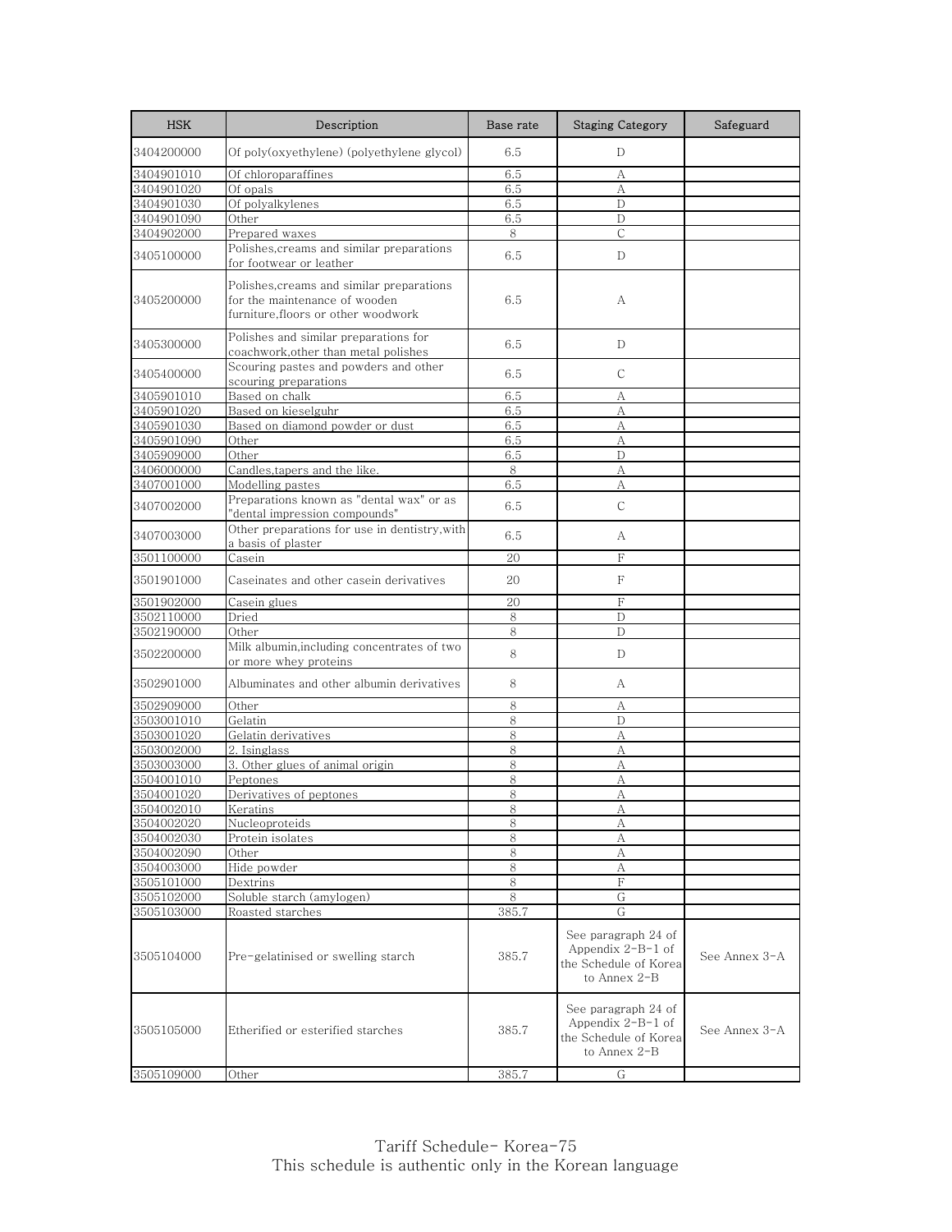| HSK | Description | Base rate | Staging Category | Safeguard |
|---|---|---|---|---|
| 3404200000 | Of poly(oxyethylene) (polyethylene glycol) | 6.5 | D | |
| 3404901010 | Of chloroparaffines | 6.5 | A | |
| 3404901020 | Of opals | 6.5 | A | |
| 3404901030 | Of polyalkylenes | 6.5 | D | |
| 3404901090 | Other | 6.5 | D | |
| 3404902000 | Prepared waxes | 8 | C | |
| 3405100000 | Polishes,creams and similar preparations for footwear or leather | 6.5 | D | |
| 3405200000 | Polishes,creams and similar preparations for the maintenance of wooden furniture,floors or other woodwork | 6.5 | A | |
| 3405300000 | Polishes and similar preparations for coachwork,other than metal polishes | 6.5 | D | |
| 3405400000 | Scouring pastes and powders and other scouring preparations | 6.5 | C | |
| 3405901010 | Based on chalk | 6.5 | A | |
| 3405901020 | Based on kieselguhr | 6.5 | A | |
| 3405901030 | Based on diamond powder or dust | 6.5 | A | |
| 3405901090 | Other | 6.5 | A | |
| 3405909000 | Other | 6.5 | D | |
| 3406000000 | Candles,tapers and the like. | 8 | A | |
| 3407001000 | Modelling pastes | 6.5 | A | |
| 3407002000 | Preparations known as "dental wax" or as "dental impression compounds" | 6.5 | C | |
| 3407003000 | Other preparations for use in dentistry,with a basis of plaster | 6.5 | A | |
| 3501100000 | Casein | 20 | F | |
| 3501901000 | Caseinates and other casein derivatives | 20 | F | |
| 3501902000 | Casein glues | 20 | F | |
| 3502110000 | Dried | 8 | D | |
| 3502190000 | Other | 8 | D | |
| 3502200000 | Milk albumin,including concentrates of two or more whey proteins | 8 | D | |
| 3502901000 | Albuminates and other albumin derivatives | 8 | A | |
| 3502909000 | Other | 8 | A | |
| 3503001010 | Gelatin | 8 | D | |
| 3503001020 | Gelatin derivatives | 8 | A | |
| 3503002000 | 2. Isinglass | 8 | A | |
| 3503003000 | 3. Other glues of animal origin | 8 | A | |
| 3504001010 | Peptones | 8 | A | |
| 3504001020 | Derivatives of peptones | 8 | A | |
| 3504002010 | Keratins | 8 | A | |
| 3504002020 | Nucleoproteids | 8 | A | |
| 3504002030 | Protein isolates | 8 | A | |
| 3504002090 | Other | 8 | A | |
| 3504003000 | Hide powder | 8 | A | |
| 3505101000 | Dextrins | 8 | F | |
| 3505102000 | Soluble starch (amylogen) | 8 | G | |
| 3505103000 | Roasted starches | 385.7 | G | |
| 3505104000 | Pre-gelatinised or swelling starch | 385.7 | See paragraph 24 of Appendix 2-B-1 of the Schedule of Korea to Annex 2-B | See Annex 3-A |
| 3505105000 | Etherified or esterified starches | 385.7 | See paragraph 24 of Appendix 2-B-1 of the Schedule of Korea to Annex 2-B | See Annex 3-A |
| 3505109000 | Other | 385.7 | G | |

Tariff Schedule- Korea-75
This schedule is authentic only in the Korean language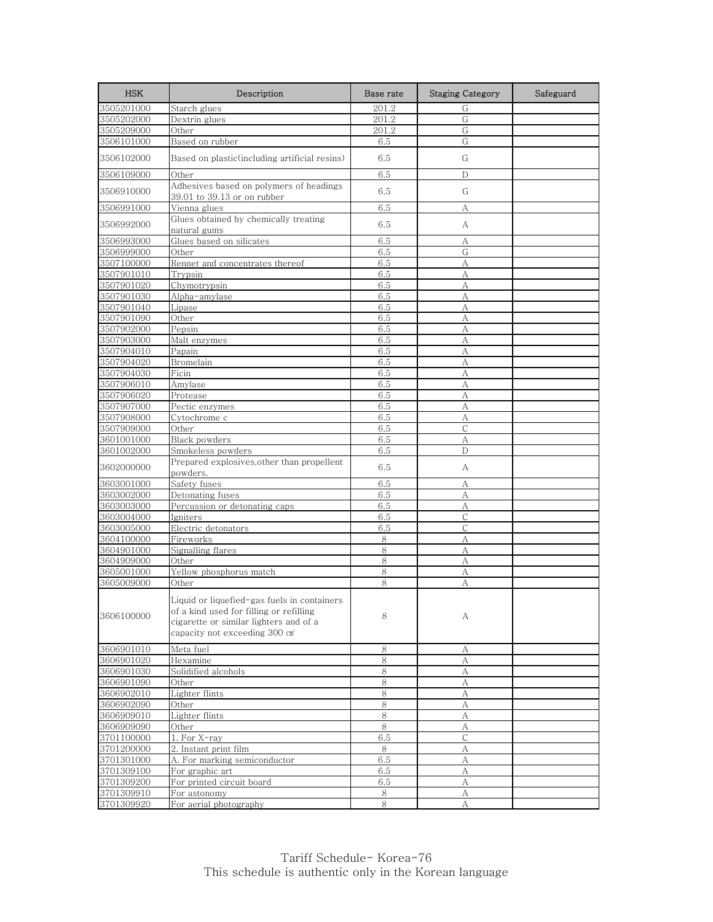| HSK | Description | Base rate | Staging Category | Safeguard |
|---|---|---|---|---|
| 3505201000 | Starch glues | 201.2 | G | |
| 3505202000 | Dextrin glues | 201.2 | G | |
| 3505209000 | Other | 201.2 | G | |
| 3506101000 | Based on rubber | 6.5 | G | |
| 3506102000 | Based on plastic(including artificial resins) | 6.5 | G | |
| 3506109000 | Other | 6.5 | D | |
| 3506910000 | Adhesives based on polymers of headings 39.01 to 39.13 or on rubber | 6.5 | G | |
| 3506991000 | Vienna glues | 6.5 | A | |
| 3506992000 | Glues obtained by chemically treating natural gums | 6.5 | A | |
| 3506993000 | Glues based on silicates | 6.5 | A | |
| 3506999000 | Other | 6.5 | G | |
| 3507100000 | Rennet and concentrates thereof | 6.5 | A | |
| 3507901010 | Trypsin | 6.5 | A | |
| 3507901020 | Chymotrypsin | 6.5 | A | |
| 3507901030 | Alpha-amylase | 6.5 | A | |
| 3507901040 | Lipase | 6.5 | A | |
| 3507901090 | Other | 6.5 | A | |
| 3507902000 | Pepsin | 6.5 | A | |
| 3507903000 | Malt enzymes | 6.5 | A | |
| 3507904010 | Papain | 6.5 | A | |
| 3507904020 | Bromelain | 6.5 | A | |
| 3507904030 | Ficin | 6.5 | A | |
| 3507906010 | Amylase | 6.5 | A | |
| 3507906020 | Protease | 6.5 | A | |
| 3507907000 | Pectic enzymes | 6.5 | A | |
| 3507908000 | Cytochrome c | 6.5 | A | |
| 3507909000 | Other | 6.5 | C | |
| 3601001000 | Black powders | 6.5 | A | |
| 3601002000 | Smokeless powders | 6.5 | D | |
| 3602000000 | Prepared explosives,other than propellent powders. | 6.5 | A | |
| 3603001000 | Safety fuses | 6.5 | A | |
| 3603002000 | Detonating fuses | 6.5 | A | |
| 3603003000 | Percussion or detonating caps | 6.5 | A | |
| 3603004000 | Igniters | 6.5 | C | |
| 3603005000 | Electric detonators | 6.5 | C | |
| 3604100000 | Fireworks | 8 | A | |
| 3604901000 | Signalling flares | 8 | A | |
| 3604909000 | Other | 8 | A | |
| 3605001000 | Yellow phosphorus match | 8 | A | |
| 3605009000 | Other | 8 | A | |
| 3606100000 | Liquid or liquefied-gas fuels in containers of a kind used for filling or refilling cigarette or similar lighters and of a capacity not exceeding 300 ㎤ | 8 | A | |
| 3606901010 | Meta fuel | 8 | A | |
| 3606901020 | Hexamine | 8 | A | |
| 3606901030 | Solidified alcohols | 8 | A | |
| 3606901090 | Other | 8 | A | |
| 3606902010 | Lighter flints | 8 | A | |
| 3606902090 | Other | 8 | A | |
| 3606909010 | Lighter flints | 8 | A | |
| 3606909090 | Other | 8 | A | |
| 3701100000 | 1. For X-ray | 6.5 | C | |
| 3701200000 | 2. Instant print film | 8 | A | |
| 3701301000 | A. For marking semiconductor | 6.5 | A | |
| 3701309100 | For graphic art | 6.5 | A | |
| 3701309200 | For printed circuit board | 6.5 | A | |
| 3701309910 | For astonomy | 8 | A | |
| 3701309920 | For aerial photography | 8 | A | |

Tariff Schedule- Korea-76
This schedule is authentic only in the Korean language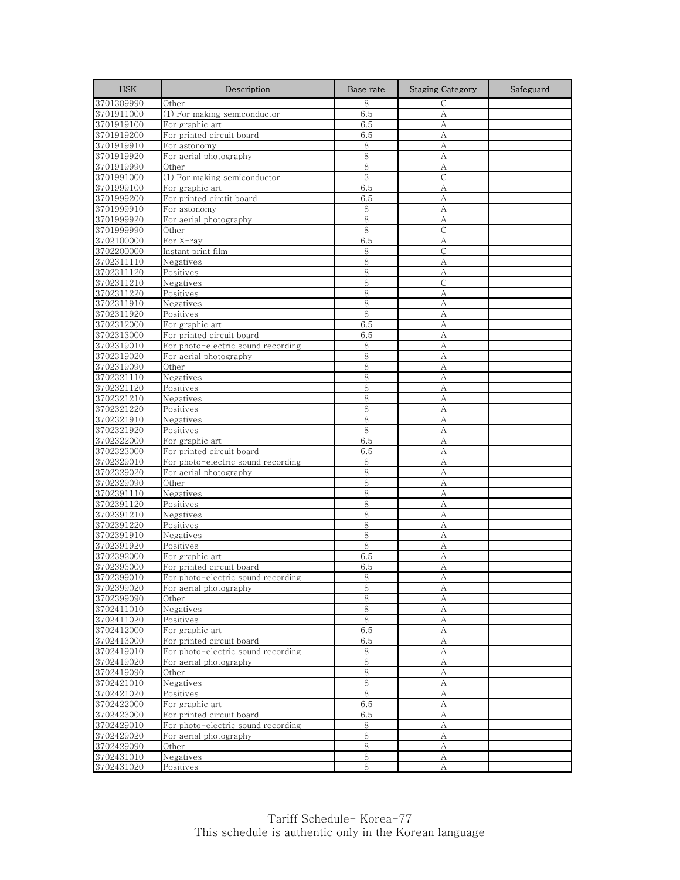| HSK | Description | Base rate | Staging Category | Safeguard |
|---|---|---|---|---|
| 3701309990 | Other | 8 | C | |
| 3701911000 | (1) For making semiconductor | 6.5 | A | |
| 3701919100 | For graphic art | 6.5 | A | |
| 3701919200 | For printed circuit board | 6.5 | A | |
| 3701919910 | For astonomy | 8 | A | |
| 3701919920 | For aerial photography | 8 | A | |
| 3701919990 | Other | 8 | A | |
| 3701991000 | (1) For making semiconductor | 3 | C | |
| 3701999100 | For graphic art | 6.5 | A | |
| 3701999200 | For printed circtit board | 6.5 | A | |
| 3701999910 | For astonomy | 8 | A | |
| 3701999920 | For aerial photography | 8 | A | |
| 3701999990 | Other | 8 | C | |
| 3702100000 | For X-ray | 6.5 | A | |
| 3702200000 | Instant print film | 8 | C | |
| 3702311110 | Negatives | 8 | A | |
| 3702311120 | Positives | 8 | A | |
| 3702311210 | Negatives | 8 | C | |
| 3702311220 | Positives | 8 | A | |
| 3702311910 | Negatives | 8 | A | |
| 3702311920 | Positives | 8 | A | |
| 3702312000 | For graphic art | 6.5 | A | |
| 3702313000 | For printed circuit board | 6.5 | A | |
| 3702319010 | For photo-electric sound recording | 8 | A | |
| 3702319020 | For aerial photography | 8 | A | |
| 3702319090 | Other | 8 | A | |
| 3702321110 | Negatives | 8 | A | |
| 3702321120 | Positives | 8 | A | |
| 3702321210 | Negatives | 8 | A | |
| 3702321220 | Positives | 8 | A | |
| 3702321910 | Negatives | 8 | A | |
| 3702321920 | Positives | 8 | A | |
| 3702322000 | For graphic art | 6.5 | A | |
| 3702323000 | For printed circuit board | 6.5 | A | |
| 3702329010 | For photo-electric sound recording | 8 | A | |
| 3702329020 | For aerial photography | 8 | A | |
| 3702329090 | Other | 8 | A | |
| 3702391110 | Negatives | 8 | A | |
| 3702391120 | Positives | 8 | A | |
| 3702391210 | Negatives | 8 | A | |
| 3702391220 | Positives | 8 | A | |
| 3702391910 | Negatives | 8 | A | |
| 3702391920 | Positives | 8 | A | |
| 3702392000 | For graphic art | 6.5 | A | |
| 3702393000 | For printed circuit board | 6.5 | A | |
| 3702399010 | For photo-electric sound recording | 8 | A | |
| 3702399020 | For aerial photography | 8 | A | |
| 3702399090 | Other | 8 | A | |
| 3702411010 | Negatives | 8 | A | |
| 3702411020 | Positives | 8 | A | |
| 3702412000 | For graphic art | 6.5 | A | |
| 3702413000 | For printed circuit board | 6.5 | A | |
| 3702419010 | For photo-electric sound recording | 8 | A | |
| 3702419020 | For aerial photography | 8 | A | |
| 3702419090 | Other | 8 | A | |
| 3702421010 | Negatives | 8 | A | |
| 3702421020 | Positives | 8 | A | |
| 3702422000 | For graphic art | 6.5 | A | |
| 3702423000 | For printed circuit board | 6.5 | A | |
| 3702429010 | For photo-electric sound recording | 8 | A | |
| 3702429020 | For aerial photography | 8 | A | |
| 3702429090 | Other | 8 | A | |
| 3702431010 | Negatives | 8 | A | |
| 3702431020 | Positives | 8 | A | |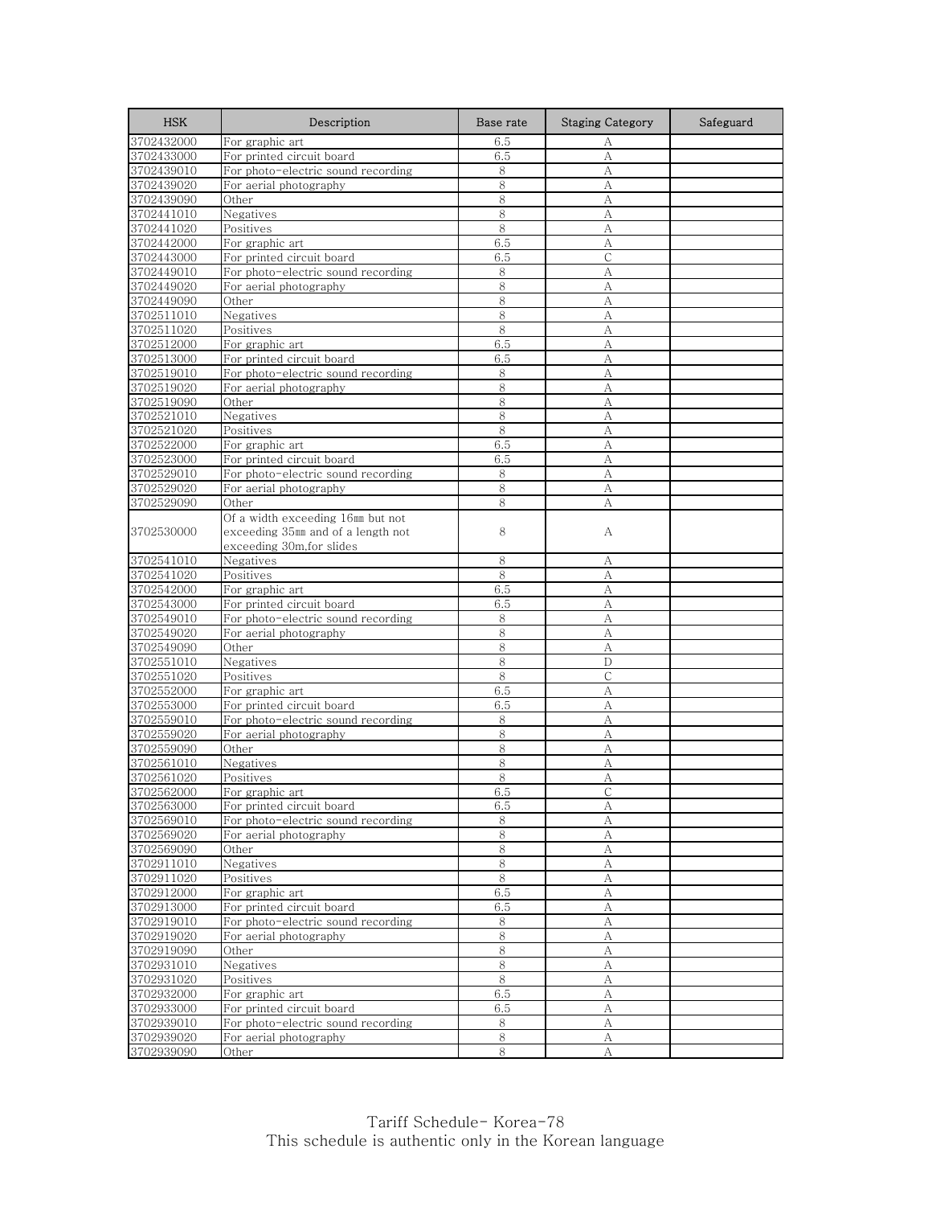| HSK | Description | Base rate | Staging Category | Safeguard |
|---|---|---|---|---|
| 3702432000 | For graphic art | 6.5 | A | |
| 3702433000 | For printed circuit board | 6.5 | A | |
| 3702439010 | For photo-electric sound recording | 8 | A | |
| 3702439020 | For aerial photography | 8 | A | |
| 3702439090 | Other | 8 | A | |
| 3702441010 | Negatives | 8 | A | |
| 3702441020 | Positives | 8 | A | |
| 3702442000 | For graphic art | 6.5 | A | |
| 3702443000 | For printed circuit board | 6.5 | C | |
| 3702449010 | For photo-electric sound recording | 8 | A | |
| 3702449020 | For aerial photography | 8 | A | |
| 3702449090 | Other | 8 | A | |
| 3702511010 | Negatives | 8 | A | |
| 3702511020 | Positives | 8 | A | |
| 3702512000 | For graphic art | 6.5 | A | |
| 3702513000 | For printed circuit board | 6.5 | A | |
| 3702519010 | For photo-electric sound recording | 8 | A | |
| 3702519020 | For aerial photography | 8 | A | |
| 3702519090 | Other | 8 | A | |
| 3702521010 | Negatives | 8 | A | |
| 3702521020 | Positives | 8 | A | |
| 3702522000 | For graphic art | 6.5 | A | |
| 3702523000 | For printed circuit board | 6.5 | A | |
| 3702529010 | For photo-electric sound recording | 8 | A | |
| 3702529020 | For aerial photography | 8 | A | |
| 3702529090 | Other | 8 | A | |
| 3702530000 | Of a width exceeding 16㎜ but not exceeding 35㎜ and of a length not exceeding 30m,for slides | 8 | A | |
| 3702541010 | Negatives | 8 | A | |
| 3702541020 | Positives | 8 | A | |
| 3702542000 | For graphic art | 6.5 | A | |
| 3702543000 | For printed circuit board | 6.5 | A | |
| 3702549010 | For photo-electric sound recording | 8 | A | |
| 3702549020 | For aerial photography | 8 | A | |
| 3702549090 | Other | 8 | A | |
| 3702551010 | Negatives | 8 | D | |
| 3702551020 | Positives | 8 | C | |
| 3702552000 | For graphic art | 6.5 | A | |
| 3702553000 | For printed circuit board | 6.5 | A | |
| 3702559010 | For photo-electric sound recording | 8 | A | |
| 3702559020 | For aerial photography | 8 | A | |
| 3702559090 | Other | 8 | A | |
| 3702561010 | Negatives | 8 | A | |
| 3702561020 | Positives | 8 | A | |
| 3702562000 | For graphic art | 6.5 | C | |
| 3702563000 | For printed circuit board | 6.5 | A | |
| 3702569010 | For photo-electric sound recording | 8 | A | |
| 3702569020 | For aerial photography | 8 | A | |
| 3702569090 | Other | 8 | A | |
| 3702911010 | Negatives | 8 | A | |
| 3702911020 | Positives | 8 | A | |
| 3702912000 | For graphic art | 6.5 | A | |
| 3702913000 | For printed circuit board | 6.5 | A | |
| 3702919010 | For photo-electric sound recording | 8 | A | |
| 3702919020 | For aerial photography | 8 | A | |
| 3702919090 | Other | 8 | A | |
| 3702931010 | Negatives | 8 | A | |
| 3702931020 | Positives | 8 | A | |
| 3702932000 | For graphic art | 6.5 | A | |
| 3702933000 | For printed circuit board | 6.5 | A | |
| 3702939010 | For photo-electric sound recording | 8 | A | |
| 3702939020 | For aerial photography | 8 | A | |
| 3702939090 | Other | 8 | A | |

Tariff Schedule- Korea-78
This schedule is authentic only in the Korean language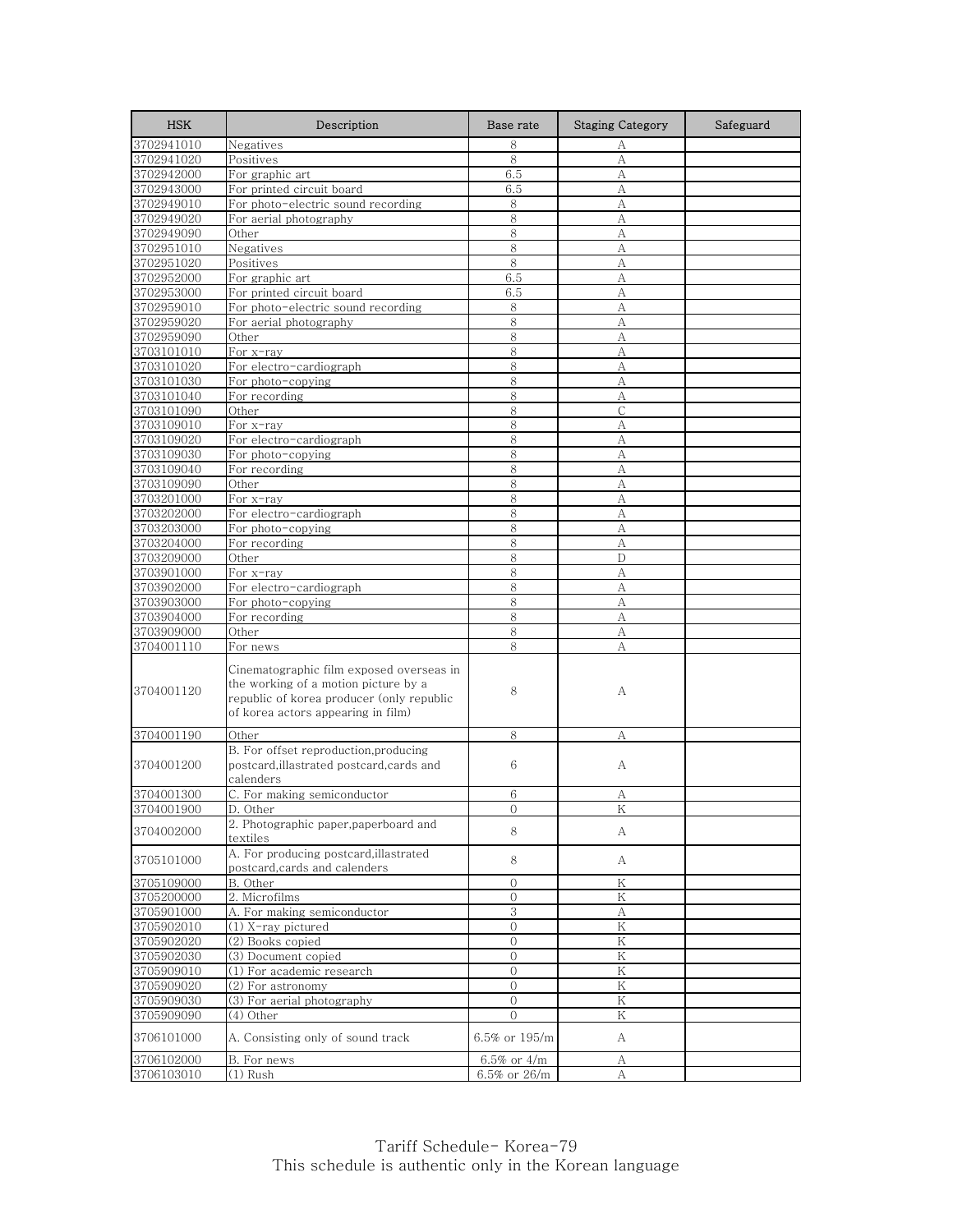| HSK | Description | Base rate | Staging Category | Safeguard |
|---|---|---|---|---|
| 3702941010 | Negatives | 8 | A | |
| 3702941020 | Positives | 8 | A | |
| 3702942000 | For graphic art | 6.5 | A | |
| 3702943000 | For printed circuit board | 6.5 | A | |
| 3702949010 | For photo-electric sound recording | 8 | A | |
| 3702949020 | For aerial photography | 8 | A | |
| 3702949090 | Other | 8 | A | |
| 3702951010 | Negatives | 8 | A | |
| 3702951020 | Positives | 8 | A | |
| 3702952000 | For graphic art | 6.5 | A | |
| 3702953000 | For printed circuit board | 6.5 | A | |
| 3702959010 | For photo-electric sound recording | 8 | A | |
| 3702959020 | For aerial photography | 8 | A | |
| 3702959090 | Other | 8 | A | |
| 3703101010 | For x-ray | 8 | A | |
| 3703101020 | For electro-cardiograph | 8 | A | |
| 3703101030 | For photo-copying | 8 | A | |
| 3703101040 | For recording | 8 | A | |
| 3703101090 | Other | 8 | C | |
| 3703109010 | For x-ray | 8 | A | |
| 3703109020 | For electro-cardiograph | 8 | A | |
| 3703109030 | For photo-copying | 8 | A | |
| 3703109040 | For recording | 8 | A | |
| 3703109090 | Other | 8 | A | |
| 3703201000 | For x-ray | 8 | A | |
| 3703202000 | For electro-cardiograph | 8 | A | |
| 3703203000 | For photo-copying | 8 | A | |
| 3703204000 | For recording | 8 | A | |
| 3703209000 | Other | 8 | D | |
| 3703901000 | For x-ray | 8 | A | |
| 3703902000 | For electro-cardiograph | 8 | A | |
| 3703903000 | For photo-copying | 8 | A | |
| 3703904000 | For recording | 8 | A | |
| 3703909000 | Other | 8 | A | |
| 3704001110 | For news | 8 | A | |
| 3704001120 | Cinematographic film exposed overseas in the working of a motion picture by a republic of korea producer (only republic of korea actors appearing in film) | 8 | A | |
| 3704001190 | Other | 8 | A | |
| 3704001200 | B. For offset reproduction,producing postcard,illastrated postcard,cards and calenders | 6 | A | |
| 3704001300 | C. For making semiconductor | 6 | A | |
| 3704001900 | D. Other | 0 | K | |
| 3704002000 | 2. Photographic paper,paperboard and textiles | 8 | A | |
| 3705101000 | A. For producing postcard,illastrated postcard,cards and calenders | 8 | A | |
| 3705109000 | B. Other | 0 | K | |
| 3705200000 | 2. Microfilms | 0 | K | |
| 3705901000 | A. For making semiconductor | 3 | A | |
| 3705902010 | (1) X-ray pictured | 0 | K | |
| 3705902020 | (2) Books copied | 0 | K | |
| 3705902030 | (3) Document copied | 0 | K | |
| 3705909010 | (1) For academic research | 0 | K | |
| 3705909020 | (2) For astronomy | 0 | K | |
| 3705909030 | (3) For aerial photography | 0 | K | |
| 3705909090 | (4) Other | 0 | K | |
| 3706101000 | A. Consisting only of sound track | 6.5% or 195/m | A | |
| 3706102000 | B. For news | 6.5% or 4/m | A | |
| 3706103010 | (1) Rush | 6.5% or 26/m | A | |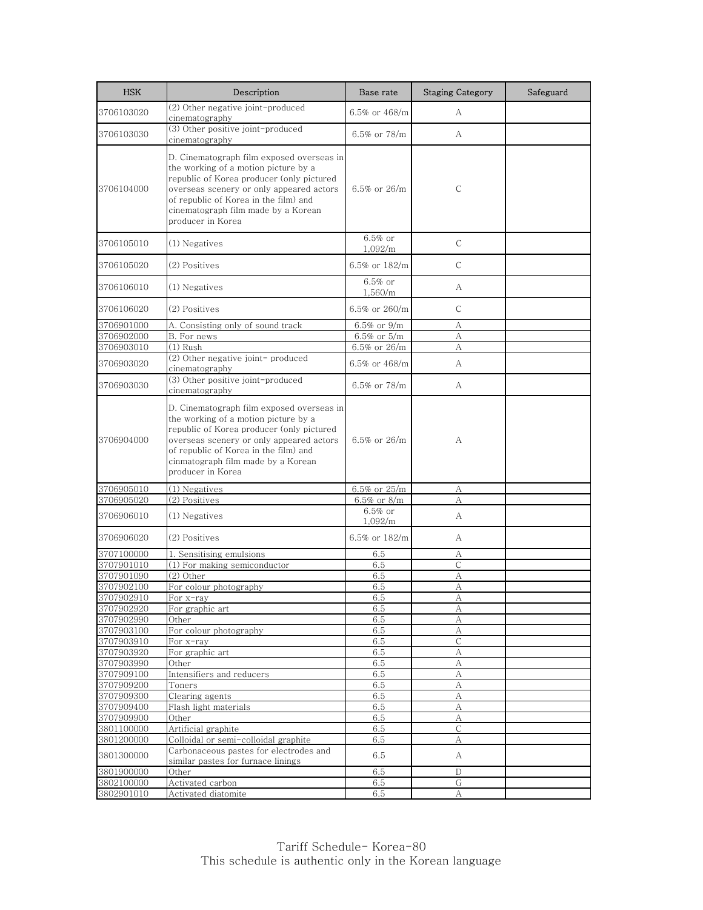| HSK | Description | Base rate | Staging Category | Safeguard |
| --- | --- | --- | --- | --- |
| 3706103020 | (2) Other negative joint-produced cinematography | 6.5% or 468/m | A | |
| 3706103030 | (3) Other positive joint-produced cinematography | 6.5% or 78/m | A | |
| 3706104000 | D. Cinematograph film exposed overseas in the working of a motion picture by a republic of Korea producer (only pictured overseas scenery or only appeared actors of republic of Korea in the film) and cinematograph film made by a Korean producer in Korea | 6.5% or 26/m | C | |
| 3706105010 | (1) Negatives | 6.5% or 1,092/m | C | |
| 3706105020 | (2) Positives | 6.5% or 182/m | C | |
| 3706106010 | (1) Negatives | 6.5% or 1,560/m | A | |
| 3706106020 | (2) Positives | 6.5% or 260/m | C | |
| 3706901000 | A. Consisting only of sound track | 6.5% or 9/m | A | |
| 3706902000 | B. For news | 6.5% or 5/m | A | |
| 3706903010 | (1) Rush | 6.5% or 26/m | A | |
| 3706903020 | (2) Other negative joint- produced cinematography | 6.5% or 468/m | A | |
| 3706903030 | (3) Other positive joint-produced cinematography | 6.5% or 78/m | A | |
| 3706904000 | D. Cinematograph film exposed overseas in the working of a motion picture by a republic of Korea producer (only pictured overseas scenery or only appeared actors of republic of Korea in the film) and cinmatograph film made by a Korean producer in Korea | 6.5% or 26/m | A | |
| 3706905010 | (1) Negatives | 6.5% or 25/m | A | |
| 3706905020 | (2) Positives | 6.5% or 8/m | A | |
| 3706906010 | (1) Negatives | 6.5% or 1,092/m | A | |
| 3706906020 | (2) Positives | 6.5% or 182/m | A | |
| 3707100000 | 1. Sensitising emulsions | 6.5 | A | |
| 3707901010 | (1) For making semiconductor | 6.5 | C | |
| 3707901090 | (2) Other | 6.5 | A | |
| 3707902100 | For colour photography | 6.5 | A | |
| 3707902910 | For x-ray | 6.5 | A | |
| 3707902920 | For graphic art | 6.5 | A | |
| 3707902990 | Other | 6.5 | A | |
| 3707903100 | For colour photography | 6.5 | A | |
| 3707903910 | For x-ray | 6.5 | C | |
| 3707903920 | For graphic art | 6.5 | A | |
| 3707903990 | Other | 6.5 | A | |
| 3707909100 | Intensifiers and reducers | 6.5 | A | |
| 3707909200 | Toners | 6.5 | A | |
| 3707909300 | Clearing agents | 6.5 | A | |
| 3707909400 | Flash light materials | 6.5 | A | |
| 3707909900 | Other | 6.5 | A | |
| 3801100000 | Artificial graphite | 6.5 | C | |
| 3801200000 | Colloidal or semi-colloidal graphite | 6.5 | A | |
| 3801300000 | Carbonaceous pastes for electrodes and similar pastes for furnace linings | 6.5 | A | |
| 3801900000 | Other | 6.5 | D | |
| 3802100000 | Activated carbon | 6.5 | G | |
| 3802901010 | Activated diatomite | 6.5 | A | |

Tariff Schedule- Korea-80
This schedule is authentic only in the Korean language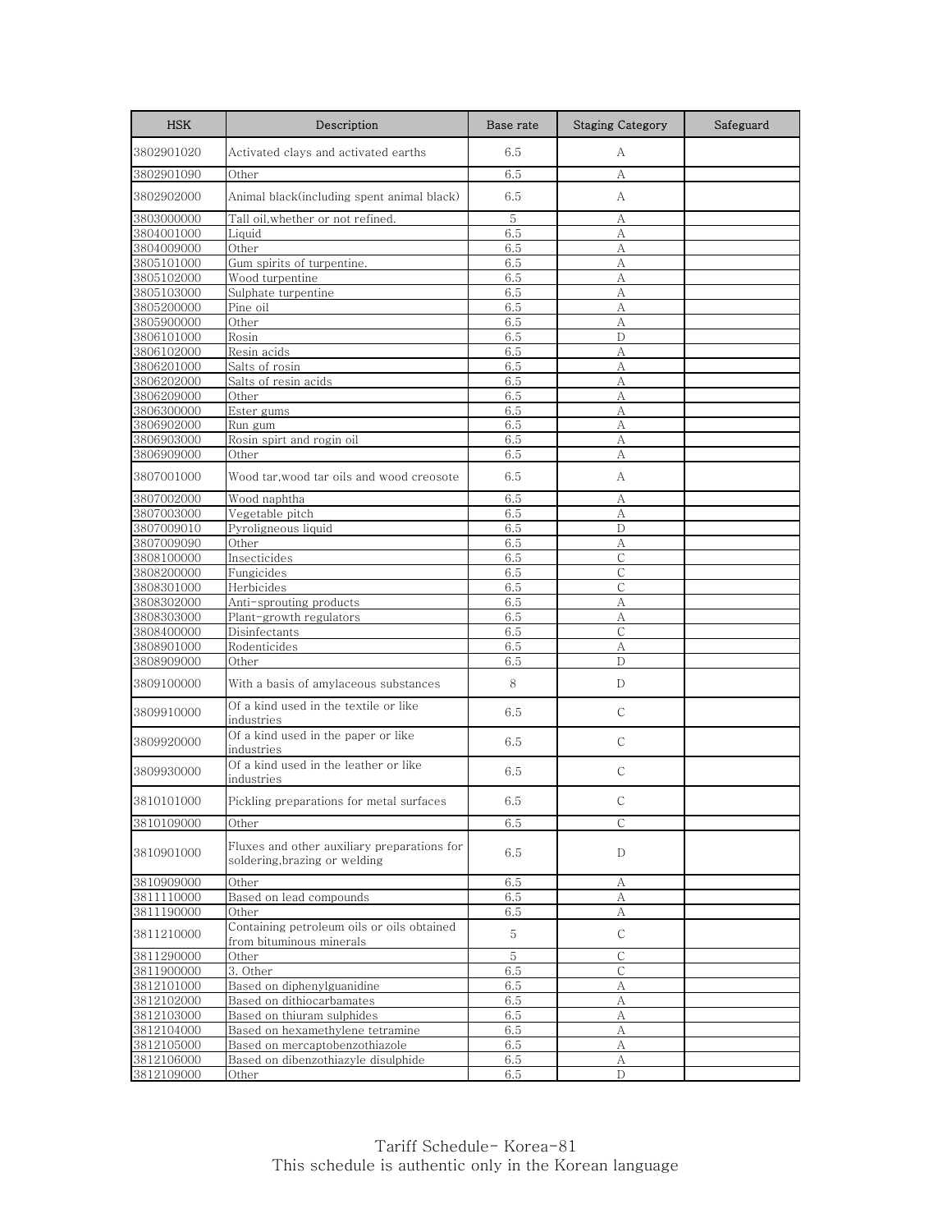| HSK | Description | Base rate | Staging Category | Safeguard |
|---|---|---|---|---|
| 3802901020 | Activated clays and activated earths | 6.5 | A | |
| 3802901090 | Other | 6.5 | A | |
| 3802902000 | Animal black(including spent animal black) | 6.5 | A | |
| 3803000000 | Tall oil,whether or not refined. | 5 | A | |
| 3804001000 | Liquid | 6.5 | A | |
| 3804009000 | Other | 6.5 | A | |
| 3805101000 | Gum spirits of turpentine. | 6.5 | A | |
| 3805102000 | Wood turpentine | 6.5 | A | |
| 3805103000 | Sulphate turpentine | 6.5 | A | |
| 3805200000 | Pine oil | 6.5 | A | |
| 3805900000 | Other | 6.5 | A | |
| 3806101000 | Rosin | 6.5 | D | |
| 3806102000 | Resin acids | 6.5 | A | |
| 3806201000 | Salts of rosin | 6.5 | A | |
| 3806202000 | Salts of resin acids | 6.5 | A | |
| 3806209000 | Other | 6.5 | A | |
| 3806300000 | Ester gums | 6.5 | A | |
| 3806902000 | Run gum | 6.5 | A | |
| 3806903000 | Rosin spirt and rogin oil | 6.5 | A | |
| 3806909000 | Other | 6.5 | A | |
| 3807001000 | Wood tar,wood tar oils and wood creosote | 6.5 | A | |
| 3807002000 | Wood naphtha | 6.5 | A | |
| 3807003000 | Vegetable pitch | 6.5 | A | |
| 3807009010 | Pyroligneous liquid | 6.5 | D | |
| 3807009090 | Other | 6.5 | A | |
| 3808100000 | Insecticides | 6.5 | C | |
| 3808200000 | Fungicides | 6.5 | C | |
| 3808301000 | Herbicides | 6.5 | C | |
| 3808302000 | Anti-sprouting products | 6.5 | A | |
| 3808303000 | Plant-growth regulators | 6.5 | A | |
| 3808400000 | Disinfectants | 6.5 | C | |
| 3808901000 | Rodenticides | 6.5 | A | |
| 3808909000 | Other | 6.5 | D | |
| 3809100000 | With a basis of amylaceous substances | 8 | D | |
| 3809910000 | Of a kind used in the textile or like industries | 6.5 | C | |
| 3809920000 | Of a kind used in the paper or like industries | 6.5 | C | |
| 3809930000 | Of a kind used in the leather or like industries | 6.5 | C | |
| 3810101000 | Pickling preparations for metal surfaces | 6.5 | C | |
| 3810109000 | Other | 6.5 | C | |
| 3810901000 | Fluxes and other auxiliary preparations for soldering,brazing or welding | 6.5 | D | |
| 3810909000 | Other | 6.5 | A | |
| 3811110000 | Based on lead compounds | 6.5 | A | |
| 3811190000 | Other | 6.5 | A | |
| 3811210000 | Containing petroleum oils or oils obtained from bituminous minerals | 5 | C | |
| 3811290000 | Other | 5 | C | |
| 3811900000 | 3. Other | 6.5 | C | |
| 3812101000 | Based on diphenylguanidine | 6.5 | A | |
| 3812102000 | Based on dithiocarbamates | 6.5 | A | |
| 3812103000 | Based on thiuram sulphides | 6.5 | A | |
| 3812104000 | Based on hexamethylene tetramine | 6.5 | A | |
| 3812105000 | Based on mercaptobenzothiazole | 6.5 | A | |
| 3812106000 | Based on dibenzothiazyle disulphide | 6.5 | A | |
| 3812109000 | Other | 6.5 | D | |

Tariff Schedule- Korea-81
This schedule is authentic only in the Korean language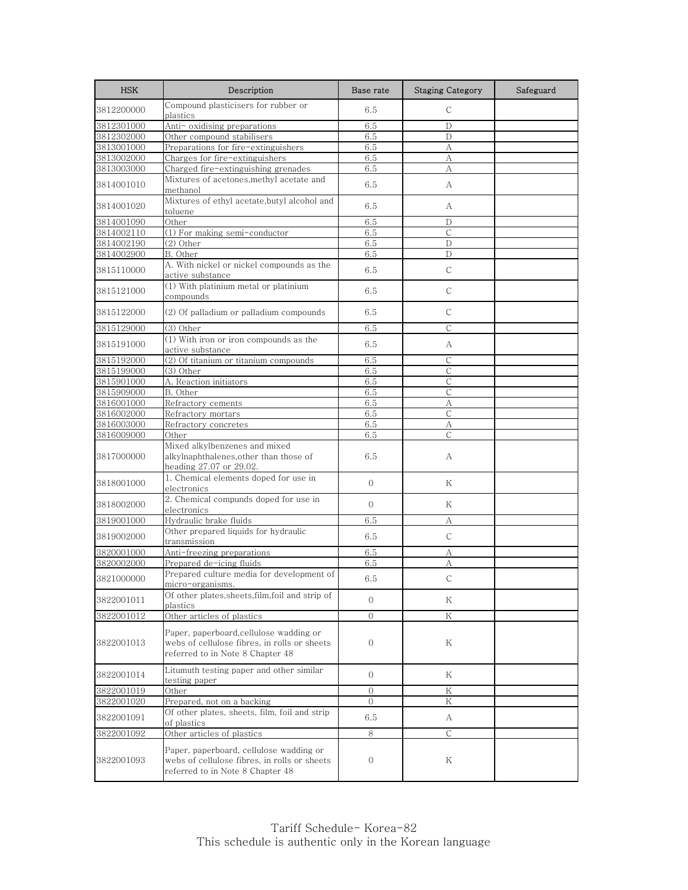| HSK | Description | Base rate | Staging Category | Safeguard |
| --- | --- | --- | --- | --- |
| 3812200000 | Compound plasticisers for rubber or plastics | 6.5 | C | |
| 3812301000 | Anti- oxidising preparations | 6.5 | D | |
| 3812302000 | Other compound stabilisers | 6.5 | D | |
| 3813001000 | Preparations for fire-extinguishers | 6.5 | A | |
| 3813002000 | Charges for fire-extinguishers | 6.5 | A | |
| 3813003000 | Charged fire-extinguishing grenades | 6.5 | A | |
| 3814001010 | Mixtures of acetones,methyl acetate and methanol | 6.5 | A | |
| 3814001020 | Mixtures of ethyl acetate,butyl alcohol and toluene | 6.5 | A | |
| 3814001090 | Other | 6.5 | D | |
| 3814002110 | (1) For making semi-conductor | 6.5 | C | |
| 3814002190 | (2) Other | 6.5 | D | |
| 3814002900 | B. Other | 6.5 | D | |
| 3815110000 | A. With nickel or nickel compounds as the active substance | 6.5 | C | |
| 3815121000 | (1) With platinium metal or platinium compounds | 6.5 | C | |
| 3815122000 | (2) Of palladium or palladium compounds | 6.5 | C | |
| 3815129000 | (3) Other | 6.5 | C | |
| 3815191000 | (1) With iron or iron compounds as the active substance | 6.5 | A | |
| 3815192000 | (2) Of titanium or titanium compounds | 6.5 | C | |
| 3815199000 | (3) Other | 6.5 | C | |
| 3815901000 | A. Reaction initiators | 6.5 | C | |
| 3815909000 | B. Other | 6.5 | C | |
| 3816001000 | Refractory cements | 6.5 | A | |
| 3816002000 | Refractory mortars | 6.5 | C | |
| 3816003000 | Refractory concretes | 6.5 | A | |
| 3816009000 | Other | 6.5 | C | |
| 3817000000 | Mixed alkylbenzenes and mixed alkylnaphthalenes,other than those of heading 27.07 or 29.02. | 6.5 | A | |
| 3818001000 | 1. Chemical elements doped for use in electronics | 0 | K | |
| 3818002000 | 2. Chemical compunds doped for use in electronics | 0 | K | |
| 3819001000 | Hydraulic brake fluids | 6.5 | A | |
| 3819002000 | Other prepared liquids for hydraulic transmission | 6.5 | C | |
| 3820001000 | Anti-freezing preparations | 6.5 | A | |
| 3820002000 | Prepared de-icing fluids | 6.5 | A | |
| 3821000000 | Prepared culture media for development of micro-organisms. | 6.5 | C | |
| 3822001011 | Of other plates,sheets,film,foil and strip of plastics | 0 | K | |
| 3822001012 | Other articles of plastics | 0 | K | |
| 3822001013 | Paper, paperboard,cellulose wadding or webs of cellulose fibres, in rolls or sheets referred to in Note 8 Chapter 48 | 0 | K | |
| 3822001014 | Litumuth testing paper and other similar testing paper | 0 | K | |
| 3822001019 | Other | 0 | K | |
| 3822001020 | Prepared, not on a backing | 0 | K | |
| 3822001091 | Of other plates, sheets, film, foil and strip of plastics | 6.5 | A | |
| 3822001092 | Other articles of plastics | 8 | C | |
| 3822001093 | Paper, paperboard, cellulose wadding or webs of cellulose fibres, in rolls or sheets referred to in Note 8 Chapter 48 | 0 | K | |

Tariff Schedule- Korea-82
This schedule is authentic only in the Korean language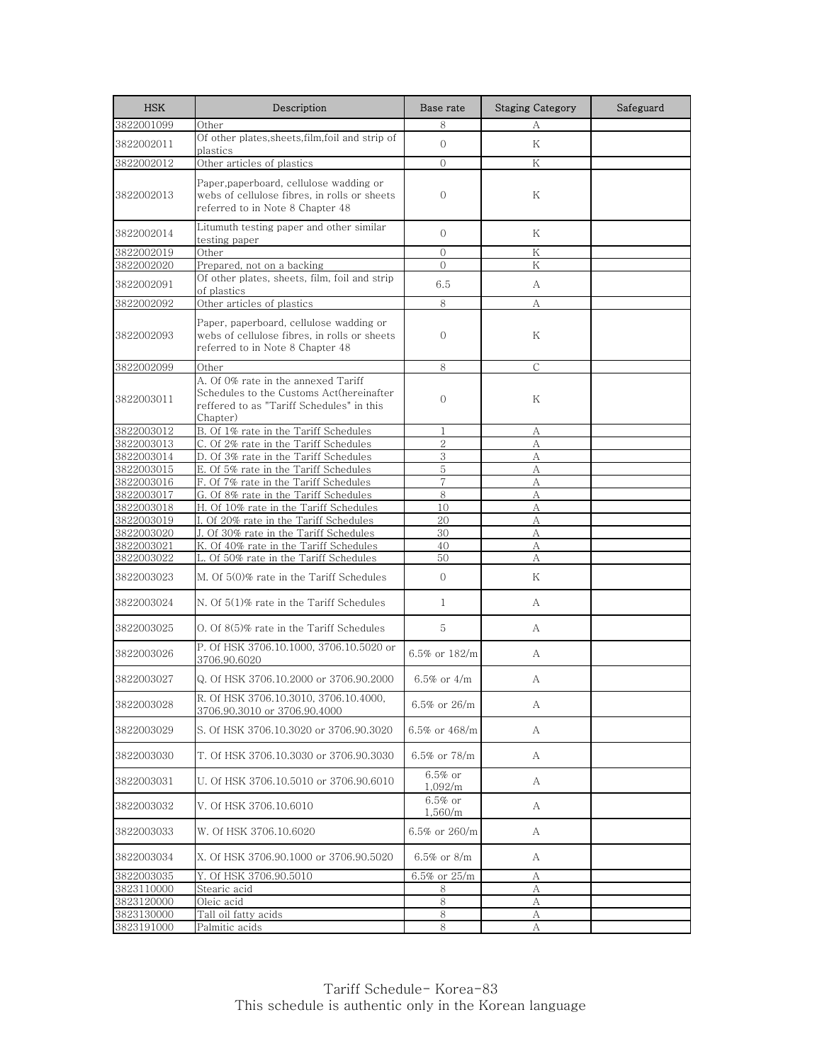| HSK | Description | Base rate | Staging Category | Safeguard |
|---|---|---|---|---|
| 3822001099 | Other | 8 | A | |
| 3822002011 | Of other plates,sheets,film,foil and strip of plastics | 0 | K | |
| 3822002012 | Other articles of plastics | 0 | K | |
| 3822002013 | Paper,paperboard, cellulose wadding or webs of cellulose fibres, in rolls or sheets referred to in Note 8 Chapter 48 | 0 | K | |
| 3822002014 | Litumuth testing paper and other similar testing paper | 0 | K | |
| 3822002019 | Other | 0 | K | |
| 3822002020 | Prepared, not on a backing | 0 | K | |
| 3822002091 | Of other plates, sheets, film, foil and strip of plastics | 6.5 | A | |
| 3822002092 | Other articles of plastics | 8 | A | |
| 3822002093 | Paper, paperboard, cellulose wadding or webs of cellulose fibres, in rolls or sheets referred to in Note 8 Chapter 48 | 0 | K | |
| 3822002099 | Other | 8 | C | |
| 3822003011 | A. Of 0% rate in the annexed Tariff Schedules to the Customs Act(hereinafter reffered to as "Tariff Schedules" in this Chapter) | 0 | K | |
| 3822003012 | B. Of 1% rate in the Tariff Schedules | 1 | A | |
| 3822003013 | C. Of 2% rate in the Tariff Schedules | 2 | A | |
| 3822003014 | D. Of 3% rate in the Tariff Schedules | 3 | A | |
| 3822003015 | E. Of 5% rate in the Tariff Schedules | 5 | A | |
| 3822003016 | F. Of 7% rate in the Tariff Schedules | 7 | A | |
| 3822003017 | G. Of 8% rate in the Tariff Schedules | 8 | A | |
| 3822003018 | H. Of 10% rate in the Tariff Schedules | 10 | A | |
| 3822003019 | I. Of 20% rate in the Tariff Schedules | 20 | A | |
| 3822003020 | J. Of 30% rate in the Tariff Schedules | 30 | A | |
| 3822003021 | K. Of 40% rate in the Tariff Schedules | 40 | A | |
| 3822003022 | L. Of 50% rate in the Tariff Schedules | 50 | A | |
| 3822003023 | M. Of 5(0)% rate in the Tariff Schedules | 0 | K | |
| 3822003024 | N. Of 5(1)% rate in the Tariff Schedules | 1 | A | |
| 3822003025 | O. Of 8(5)% rate in the Tariff Schedules | 5 | A | |
| 3822003026 | P. Of HSK 3706.10.1000, 3706.10.5020 or 3706.90.6020 | 6.5% or 182/m | A | |
| 3822003027 | Q. Of HSK 3706.10.2000 or 3706.90.2000 | 6.5% or 4/m | A | |
| 3822003028 | R. Of HSK 3706.10.3010, 3706.10.4000, 3706.90.3010 or 3706.90.4000 | 6.5% or 26/m | A | |
| 3822003029 | S. Of HSK 3706.10.3020 or 3706.90.3020 | 6.5% or 468/m | A | |
| 3822003030 | T. Of HSK 3706.10.3030 or 3706.90.3030 | 6.5% or 78/m | A | |
| 3822003031 | U. Of HSK 3706.10.5010 or 3706.90.6010 | 6.5% or 1,092/m | A | |
| 3822003032 | V. Of HSK 3706.10.6010 | 6.5% or 1,560/m | A | |
| 3822003033 | W. Of HSK 3706.10.6020 | 6.5% or 260/m | A | |
| 3822003034 | X. Of HSK 3706.90.1000 or 3706.90.5020 | 6.5% or 8/m | A | |
| 3822003035 | Y. Of HSK 3706.90.5010 | 6.5% or 25/m | A | |
| 3823110000 | Stearic acid | 8 | A | |
| 3823120000 | Oleic acid | 8 | A | |
| 3823130000 | Tall oil fatty acids | 8 | A | |
| 3823191000 | Palmitic acids | 8 | A | |

Tariff Schedule- Korea-83
This schedule is authentic only in the Korean language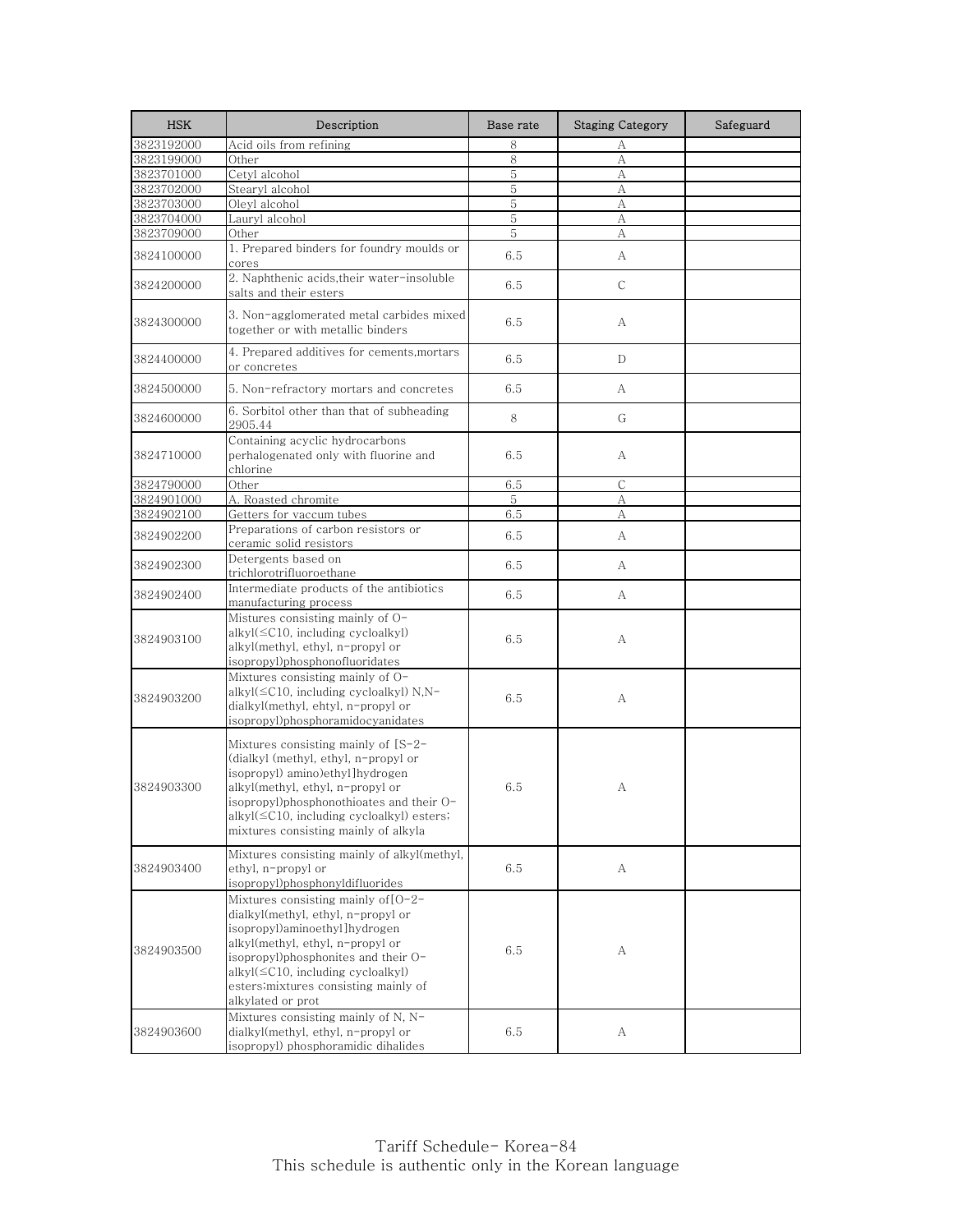| HSK | Description | Base rate | Staging Category | Safeguard |
|---|---|---|---|---|
| 3823192000 | Acid oils from refining | 8 | A | |
| 3823199000 | Other | 8 | A | |
| 3823701000 | Cetyl alcohol | 5 | A | |
| 3823702000 | Stearyl alcohol | 5 | A | |
| 3823703000 | Oleyl alcohol | 5 | A | |
| 3823704000 | Lauryl alcohol | 5 | A | |
| 3823709000 | Other | 5 | A | |
| 3824100000 | 1. Prepared binders for foundry moulds or cores | 6.5 | A | |
| 3824200000 | 2. Naphthenic acids,their water-insoluble salts and their esters | 6.5 | C | |
| 3824300000 | 3. Non-agglomerated metal carbides mixed together or with metallic binders | 6.5 | A | |
| 3824400000 | 4. Prepared additives for cements,mortars or concretes | 6.5 | D | |
| 3824500000 | 5. Non-refractory mortars and concretes | 6.5 | A | |
| 3824600000 | 6. Sorbitol other than that of subheading 2905.44 | 8 | G | |
| 3824710000 | Containing acyclic hydrocarbons perhalogenated only with fluorine and chlorine | 6.5 | A | |
| 3824790000 | Other | 6.5 | C | |
| 3824901000 | A. Roasted chromite | 5 | A | |
| 3824902100 | Getters for vaccum tubes | 6.5 | A | |
| 3824902200 | Preparations of carbon resistors or ceramic solid resistors | 6.5 | A | |
| 3824902300 | Detergents based on trichlorotrifluoroethane | 6.5 | A | |
| 3824902400 | Intermediate products of the antibiotics manufacturing process | 6.5 | A | |
| 3824903100 | Mixtures consisting mainly of O-alkyl(≤C10, including cycloalkyl) alkyl(methyl, ethyl, n-propyl or isopropyl)phosphonofluoridates | 6.5 | A | |
| 3824903200 | Mixtures consisting mainly of O-alkyl(≤C10, including cycloalkyl) N,N-dialkyl(methyl, ehtyl, n-propyl or isopropyl)phosphoramidocyanidates | 6.5 | A | |
| 3824903300 | Mixtures consisting mainly of [S-2-(dialkyl (methyl, ethyl, n-propyl or isopropyl) amino)ethyl]hydrogen alkyl(methyl, ethyl, n-propyl or isopropyl)phosphonothioates and their O-alkyl(≤C10, including cycloalkyl) esters; mixtures consisting mainly of alkyla | 6.5 | A | |
| 3824903400 | Mixtures consisting mainly of alkyl(methyl, ethyl, n-propyl or isopropyl)phosphonyldifluorides | 6.5 | A | |
| 3824903500 | Mixtures consisting mainly of[O-2-dialkyl(methyl, ethyl, n-propyl or isopropyl)aminoethyl]hydrogen alkyl(methyl, ethyl, n-propyl or isopropyl)phosphonites and their O-alkyl(≤C10, including cycloalkyl) esters;mixtures consisting mainly of alkylated or prot | 6.5 | A | |
| 3824903600 | Mixtures consisting mainly of N, N-dialkyl(methyl, ethyl, n-propyl or isopropyl) phosphoramidic dihalides | 6.5 | A | |

Tariff Schedule- Korea-84
This schedule is authentic only in the Korean language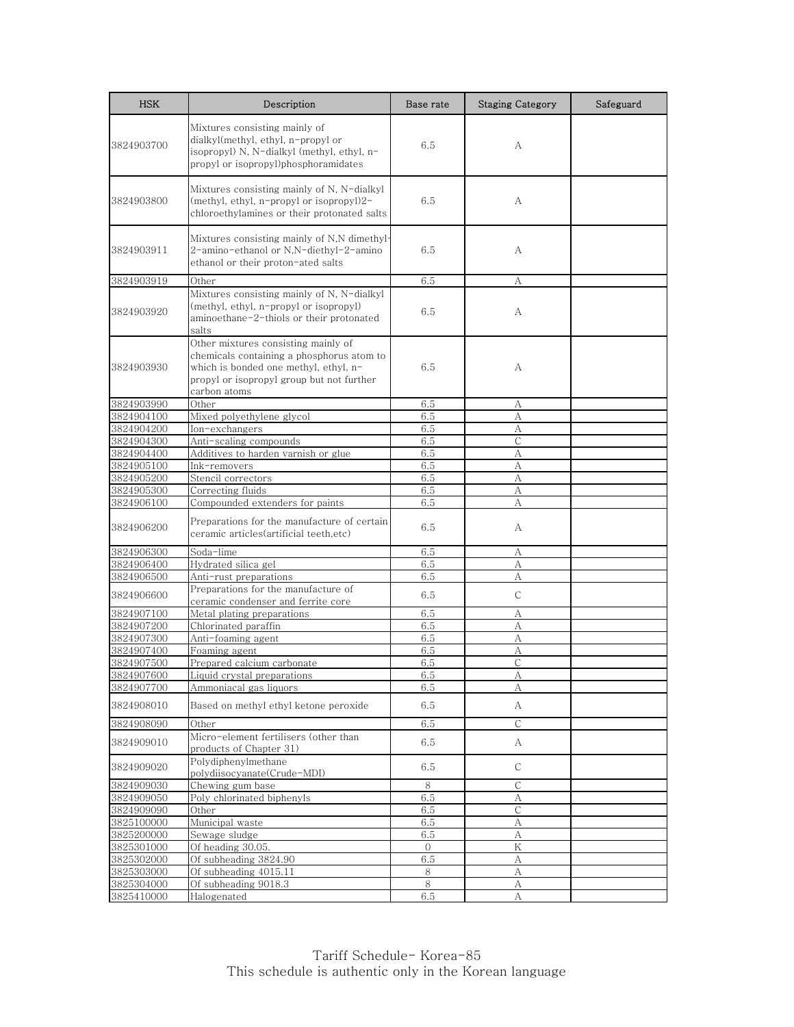| HSK | Description | Base rate | Staging Category | Safeguard |
| --- | --- | --- | --- | --- |
| 3824903700 | Mixtures consisting mainly of dialkyl(methyl, ethyl, n-propyl or isopropyl) N, N-dialkyl (methyl, ethyl, n-propyl or isopropyl)phosphoramidates | 6.5 | A | |
| 3824903800 | Mixtures consisting mainly of N, N-dialkyl (methyl, ethyl, n-propyl or isopropyl)2-chloroethylamines or their protonated salts | 6.5 | A | |
| 3824903911 | Mixtures consisting mainly of N,N dimethyl-2-amino-ethanol or N,N-diethyl-2-amino ethanol or their proton-ated salts | 6.5 | A | |
| 3824903919 | Other | 6.5 | A | |
| 3824903920 | Mixtures consisting mainly of N, N-dialkyl (methyl, ethyl, n-propyl or isopropyl) aminoethane-2-thiols or their protonated salts | 6.5 | A | |
| 3824903930 | Other mixtures consisting mainly of chemicals containing a phosphorus atom to which is bonded one methyl, ethyl, n-propyl or isopropyl group but not further carbon atoms | 6.5 | A | |
| 3824903990 | Other | 6.5 | A | |
| 3824904100 | Mixed polyethylene glycol | 6.5 | A | |
| 3824904200 | Ion-exchangers | 6.5 | A | |
| 3824904300 | Anti-scaling compounds | 6.5 | C | |
| 3824904400 | Additives to harden varnish or glue | 6.5 | A | |
| 3824905100 | Ink-removers | 6.5 | A | |
| 3824905200 | Stencil correctors | 6.5 | A | |
| 3824905300 | Correcting fluids | 6.5 | A | |
| 3824906100 | Compounded extenders for paints | 6.5 | A | |
| 3824906200 | Preparations for the manufacture of certain ceramic articles(artificial teeth,etc) | 6.5 | A | |
| 3824906300 | Soda-lime | 6.5 | A | |
| 3824906400 | Hydrated silica gel | 6.5 | A | |
| 3824906500 | Anti-rust preparations | 6.5 | A | |
| 3824906600 | Preparations for the manufacture of ceramic condenser and ferrite core | 6.5 | C | |
| 3824907100 | Metal plating preparations | 6.5 | A | |
| 3824907200 | Chlorinated paraffin | 6.5 | A | |
| 3824907300 | Anti-foaming agent | 6.5 | A | |
| 3824907400 | Foaming agent | 6.5 | A | |
| 3824907500 | Prepared calcium carbonate | 6.5 | C | |
| 3824907600 | Liquid crystal preparations | 6.5 | A | |
| 3824907700 | Ammoniacal gas liquors | 6.5 | A | |
| 3824908010 | Based on methyl ethyl ketone peroxide | 6.5 | A | |
| 3824908090 | Other | 6.5 | C | |
| 3824909010 | Micro-element fertilisers (other than products of Chapter 31) | 6.5 | A | |
| 3824909020 | Polydiphenylmethane polydiisocyanate(Crude-MDI) | 6.5 | C | |
| 3824909030 | Chewing gum base | 8 | C | |
| 3824909050 | Poly chlorinated biphenyls | 6.5 | A | |
| 3824909090 | Other | 6.5 | C | |
| 3825100000 | Municipal waste | 6.5 | A | |
| 3825200000 | Sewage sludge | 6.5 | A | |
| 3825301000 | Of heading 30.05. | 0 | K | |
| 3825302000 | Of subheading 3824.90 | 6.5 | A | |
| 3825303000 | Of subheading 4015.11 | 8 | A | |
| 3825304000 | Of subheading 9018.3 | 8 | A | |
| 3825410000 | Halogenated | 6.5 | A | |

Tariff Schedule- Korea-85
This schedule is authentic only in the Korean language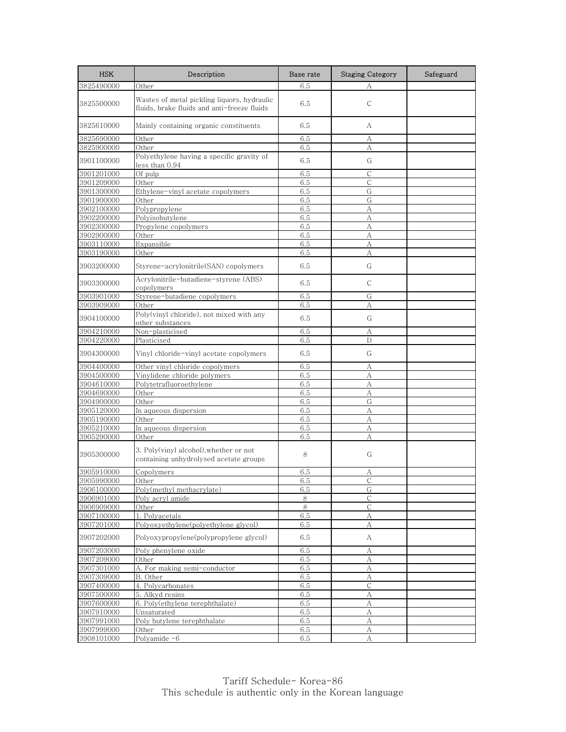| HSK | Description | Base rate | Staging Category | Safeguard |
|---|---|---|---|---|
| 3825490000 | Other | 6.5 | A | |
| 3825500000 | Wastes of metal pickling liquors, hydraulic fluids, brake fluids and anti-freeze fluids | 6.5 | C | |
| 3825610000 | Mainly containing organic constituents | 6.5 | A | |
| 3825690000 | Other | 6.5 | A | |
| 3825900000 | Other | 6.5 | A | |
| 3901100000 | Polyethylene having a specific gravity of less than 0.94 | 6.5 | G | |
| 3901201000 | Of pulp | 6.5 | C | |
| 3901209000 | Other | 6.5 | C | |
| 3901300000 | Ethylene-vinyl acetate copolymers | 6.5 | G | |
| 3901900000 | Other | 6.5 | G | |
| 3902100000 | Polypropylene | 6.5 | A | |
| 3902200000 | Polyisobutylene | 6.5 | A | |
| 3902300000 | Propylene copolymers | 6.5 | A | |
| 3902900000 | Other | 6.5 | A | |
| 3903110000 | Expansible | 6.5 | A | |
| 3903190000 | Other | 6.5 | A | |
| 3903200000 | Styrene-acrylonitrile(SAN) copolymers | 6.5 | G | |
| 3903300000 | Acrylonitrile-butadiene-styrene (ABS) copolymers | 6.5 | C | |
| 3903901000 | Styrene-butadiene copolymers | 6.5 | G | |
| 3903909000 | Other | 6.5 | A | |
| 3904100000 | Poly(vinyl chloride), not mixed with any other substances | 6.5 | G | |
| 3904210000 | Non-plasticised | 6.5 | A | |
| 3904220000 | Plasticised | 6.5 | D | |
| 3904300000 | Vinyl chloride-vinyl acetate copolymers | 6.5 | G | |
| 3904400000 | Other vinyl chloride copolymers | 6.5 | A | |
| 3904500000 | Vinylidene chloride polymers | 6.5 | A | |
| 3904610000 | Polytetrafluoroethylene | 6.5 | A | |
| 3904690000 | Other | 6.5 | A | |
| 3904900000 | Other | 6.5 | G | |
| 3905120000 | In aqueous dispersion | 6.5 | A | |
| 3905190000 | Other | 6.5 | A | |
| 3905210000 | In aqueous dispersion | 6.5 | A | |
| 3905290000 | Other | 6.5 | A | |
| 3905300000 | 3. Poly(vinyl alcohol),whether or not containing unhydrolysed acetate groups | 8 | G | |
| 3905910000 | Copolymers | 6.5 | A | |
| 3905990000 | Other | 6.5 | C | |
| 3906100000 | Poly(methyl methacrylate) | 6.5 | G | |
| 3906901000 | Poly acryl amide | 8 | C | |
| 3906909000 | Other | 8 | C | |
| 3907100000 | 1. Polyacetals | 6.5 | A | |
| 3907201000 | Polyoxyethylene(polyethylene glycol) | 6.5 | A | |
| 3907202000 | Polyoxypropylene(polypropylene glycol) | 6.5 | A | |
| 3907203000 | Poly phenylene oxide | 6.5 | A | |
| 3907209000 | Other | 6.5 | A | |
| 3907301000 | A. For making semi-conductor | 6.5 | A | |
| 3907309000 | B. Other | 6.5 | A | |
| 3907400000 | 4. Polycarbonates | 6.5 | C | |
| 3907500000 | 5. Alkyd resins | 6.5 | A | |
| 3907600000 | 6. Poly(ethylene terephthalate) | 6.5 | A | |
| 3907910000 | Unsaturated | 6.5 | A | |
| 3907991000 | Poly butylene terephthalate | 6.5 | A | |
| 3907999000 | Other | 6.5 | A | |
| 3908101000 | Polyamide -6 | 6.5 | A | |

Tariff Schedule- Korea-86
This schedule is authentic only in the Korean language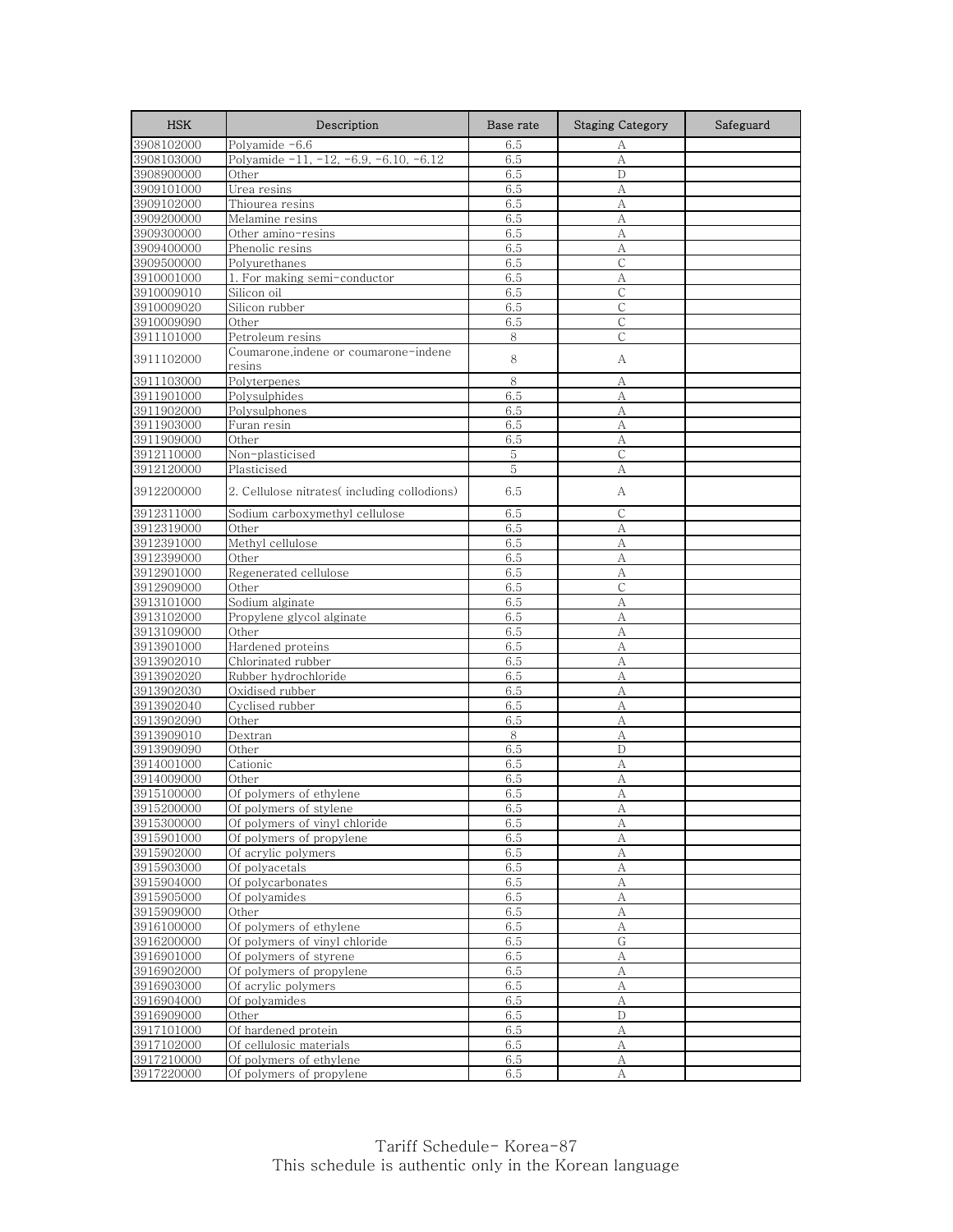| HSK | Description | Base rate | Staging Category | Safeguard |
|---|---|---|---|---|
| 3908102000 | Polyamide -6.6 | 6.5 | A | |
| 3908103000 | Polyamide -11, -12, -6.9, -6.10, -6.12 | 6.5 | A | |
| 3908900000 | Other | 6.5 | D | |
| 3909101000 | Urea resins | 6.5 | A | |
| 3909102000 | Thiourea resins | 6.5 | A | |
| 3909200000 | Melamine resins | 6.5 | A | |
| 3909300000 | Other amino-resins | 6.5 | A | |
| 3909400000 | Phenolic resins | 6.5 | A | |
| 3909500000 | Polyurethanes | 6.5 | C | |
| 3910001000 | 1. For making semi-conductor | 6.5 | A | |
| 3910009010 | Silicon oil | 6.5 | C | |
| 3910009020 | Silicon rubber | 6.5 | C | |
| 3910009090 | Other | 6.5 | C | |
| 3911101000 | Petroleum resins | 8 | C | |
| 3911102000 | Coumarone,indene or coumarone-indene resins | 8 | A | |
| 3911103000 | Polyterpenes | 8 | A | |
| 3911901000 | Polysulphides | 6.5 | A | |
| 3911902000 | Polysulphones | 6.5 | A | |
| 3911903000 | Furan resin | 6.5 | A | |
| 3911909000 | Other | 6.5 | A | |
| 3912110000 | Non-plasticised | 5 | C | |
| 3912120000 | Plasticised | 5 | A | |
| 3912200000 | 2. Cellulose nitrates( including collodions) | 6.5 | A | |
| 3912311000 | Sodium carboxymethyl cellulose | 6.5 | C | |
| 3912319000 | Other | 6.5 | A | |
| 3912391000 | Methyl cellulose | 6.5 | A | |
| 3912399000 | Other | 6.5 | A | |
| 3912901000 | Regenerated cellulose | 6.5 | A | |
| 3912909000 | Other | 6.5 | C | |
| 3913101000 | Sodium alginate | 6.5 | A | |
| 3913102000 | Propylene glycol alginate | 6.5 | A | |
| 3913109000 | Other | 6.5 | A | |
| 3913901000 | Hardened proteins | 6.5 | A | |
| 3913902010 | Chlorinated rubber | 6.5 | A | |
| 3913902020 | Rubber hydrochloride | 6.5 | A | |
| 3913902030 | Oxidised rubber | 6.5 | A | |
| 3913902040 | Cyclised rubber | 6.5 | A | |
| 3913902090 | Other | 6.5 | A | |
| 3913909010 | Dextran | 8 | A | |
| 3913909090 | Other | 6.5 | D | |
| 3914001000 | Cationic | 6.5 | A | |
| 3914009000 | Other | 6.5 | A | |
| 3915100000 | Of polymers of ethylene | 6.5 | A | |
| 3915200000 | Of polymers of stylene | 6.5 | A | |
| 3915300000 | Of polymers of vinyl chloride | 6.5 | A | |
| 3915901000 | Of polymers of propylene | 6.5 | A | |
| 3915902000 | Of acrylic polymers | 6.5 | A | |
| 3915903000 | Of polyacetals | 6.5 | A | |
| 3915904000 | Of polycarbonates | 6.5 | A | |
| 3915905000 | Of polyamides | 6.5 | A | |
| 3915909000 | Other | 6.5 | A | |
| 3916100000 | Of polymers of ethylene | 6.5 | A | |
| 3916200000 | Of polymers of vinyl chloride | 6.5 | G | |
| 3916901000 | Of polymers of styrene | 6.5 | A | |
| 3916902000 | Of polymers of propylene | 6.5 | A | |
| 3916903000 | Of acrylic polymers | 6.5 | A | |
| 3916904000 | Of polyamides | 6.5 | A | |
| 3916909000 | Other | 6.5 | D | |
| 3917101000 | Of hardened protein | 6.5 | A | |
| 3917102000 | Of cellulosic materials | 6.5 | A | |
| 3917210000 | Of polymers of ethylene | 6.5 | A | |
| 3917220000 | Of polymers of propylene | 6.5 | A | |

Tariff Schedule- Korea-87
This schedule is authentic only in the Korean language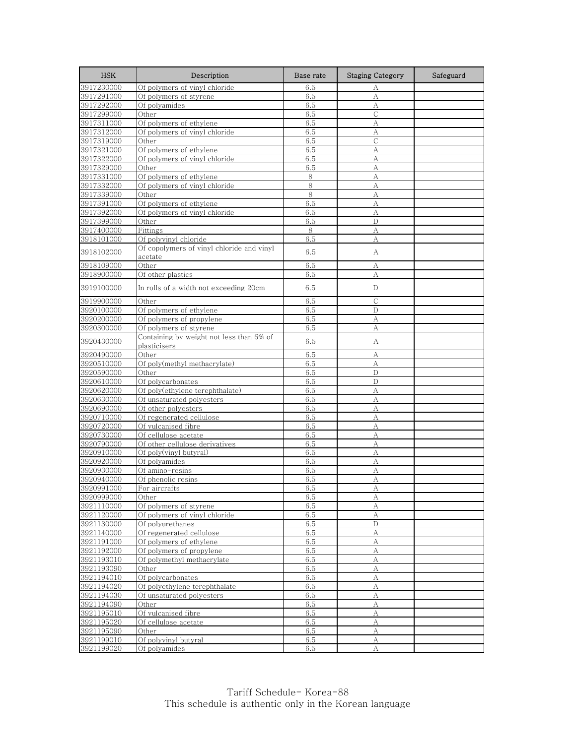| HSK | Description | Base rate | Staging Category | Safeguard |
|---|---|---|---|---|
| 3917230000 | Of polymers of vinyl chloride | 6.5 | A | |
| 3917291000 | Of polymers of styrene | 6.5 | A | |
| 3917292000 | Of polyamides | 6.5 | A | |
| 3917299000 | Other | 6.5 | C | |
| 3917311000 | Of polymers of ethylene | 6.5 | A | |
| 3917312000 | Of polymers of vinyl chloride | 6.5 | A | |
| 3917319000 | Other | 6.5 | C | |
| 3917321000 | Of polymers of ethylene | 6.5 | A | |
| 3917322000 | Of polymers of vinyl chloride | 6.5 | A | |
| 3917329000 | Other | 6.5 | A | |
| 3917331000 | Of polymers of ethylene | 8 | A | |
| 3917332000 | Of polymers of vinyl chloride | 8 | A | |
| 3917339000 | Other | 8 | A | |
| 3917391000 | Of polymers of ethylene | 6.5 | A | |
| 3917392000 | Of polymers of vinyl chloride | 6.5 | A | |
| 3917399000 | Other | 6.5 | D | |
| 3917400000 | Fittings | 8 | A | |
| 3918101000 | Of polyvinyl chloride | 6.5 | A | |
| 3918102000 | Of copolymers of vinyl chloride and vinyl acetate | 6.5 | A | |
| 3918109000 | Other | 6.5 | A | |
| 3918900000 | Of other plastics | 6.5 | A | |
| 3919100000 | In rolls of a width not exceeding 20cm | 6.5 | D | |
| 3919900000 | Other | 6.5 | C | |
| 3920100000 | Of polymers of ethylene | 6.5 | D | |
| 3920200000 | Of polymers of propylene | 6.5 | A | |
| 3920300000 | Of polymers of styrene | 6.5 | A | |
| 3920430000 | Containing by weight not less than 6% of plasticisers | 6.5 | A | |
| 3920490000 | Other | 6.5 | A | |
| 3920510000 | Of poly(methyl methacrylate) | 6.5 | A | |
| 3920590000 | Other | 6.5 | D | |
| 3920610000 | Of polycarbonates | 6.5 | D | |
| 3920620000 | Of poly(ethylene terephthalate) | 6.5 | A | |
| 3920630000 | Of unsaturated polyesters | 6.5 | A | |
| 3920690000 | Of other polyesters | 6.5 | A | |
| 3920710000 | Of regenerated cellulose | 6.5 | A | |
| 3920720000 | Of vulcanised fibre | 6.5 | A | |
| 3920730000 | Of cellulose acetate | 6.5 | A | |
| 3920790000 | Of other cellulose derivatives | 6.5 | A | |
| 3920910000 | Of poly(vinyl butyral) | 6.5 | A | |
| 3920920000 | Of polyamides | 6.5 | A | |
| 3920930000 | Of amino-resins | 6.5 | A | |
| 3920940000 | Of phenolic resins | 6.5 | A | |
| 3920991000 | For aircrafts | 6.5 | A | |
| 3920999000 | Other | 6.5 | A | |
| 3921110000 | Of polymers of styrene | 6.5 | A | |
| 3921120000 | Of polymers of vinyl chloride | 6.5 | A | |
| 3921130000 | Of polyurethanes | 6.5 | D | |
| 3921140000 | Of regenerated cellulose | 6.5 | A | |
| 3921191000 | Of polymers of ethylene | 6.5 | A | |
| 3921192000 | Of polymers of propylene | 6.5 | A | |
| 3921193010 | Of polymethyl methacrylate | 6.5 | A | |
| 3921193090 | Other | 6.5 | A | |
| 3921194010 | Of polycarbonates | 6.5 | A | |
| 3921194020 | Of polyethylene terephthalate | 6.5 | A | |
| 3921194030 | Of unsaturated polyesters | 6.5 | A | |
| 3921194090 | Other | 6.5 | A | |
| 3921195010 | Of vulcanised fibre | 6.5 | A | |
| 3921195020 | Of cellulose acetate | 6.5 | A | |
| 3921195090 | Other | 6.5 | A | |
| 3921199010 | Of polyvinyl butyral | 6.5 | A | |
| 3921199020 | Of polyamides | 6.5 | A | |

Tariff Schedule- Korea-88
This schedule is authentic only in the Korean language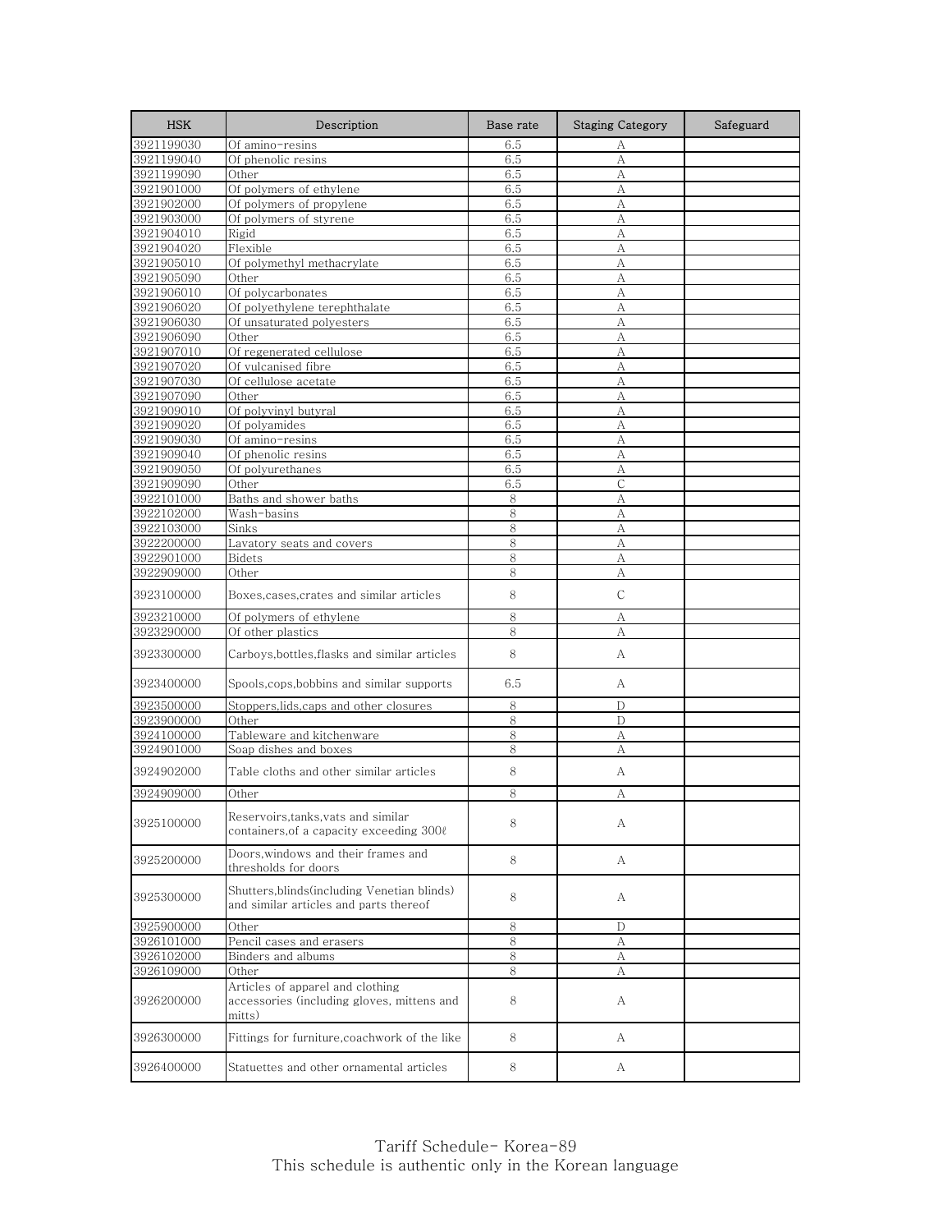| HSK | Description | Base rate | Staging Category | Safeguard |
|---|---|---|---|---|
| 3921199030 | Of amino-resins | 6.5 | A | |
| 3921199040 | Of phenolic resins | 6.5 | A | |
| 3921199090 | Other | 6.5 | A | |
| 3921901000 | Of polymers of ethylene | 6.5 | A | |
| 3921902000 | Of polymers of propylene | 6.5 | A | |
| 3921903000 | Of polymers of styrene | 6.5 | A | |
| 3921904010 | Rigid | 6.5 | A | |
| 3921904020 | Flexible | 6.5 | A | |
| 3921905010 | Of polymethyl methacrylate | 6.5 | A | |
| 3921905090 | Other | 6.5 | A | |
| 3921906010 | Of polycarbonates | 6.5 | A | |
| 3921906020 | Of polyethylene terephthalate | 6.5 | A | |
| 3921906030 | Of unsaturated polyesters | 6.5 | A | |
| 3921906090 | Other | 6.5 | A | |
| 3921907010 | Of regenerated cellulose | 6.5 | A | |
| 3921907020 | Of vulcanised fibre | 6.5 | A | |
| 3921907030 | Of cellulose acetate | 6.5 | A | |
| 3921907090 | Other | 6.5 | A | |
| 3921909010 | Of polyvinyl butyral | 6.5 | A | |
| 3921909020 | Of polyamides | 6.5 | A | |
| 3921909030 | Of amino-resins | 6.5 | A | |
| 3921909040 | Of phenolic resins | 6.5 | A | |
| 3921909050 | Of polyurethanes | 6.5 | A | |
| 3921909090 | Other | 6.5 | C | |
| 3922101000 | Baths and shower baths | 8 | A | |
| 3922102000 | Wash-basins | 8 | A | |
| 3922103000 | Sinks | 8 | A | |
| 3922200000 | Lavatory seats and covers | 8 | A | |
| 3922901000 | Bidets | 8 | A | |
| 3922909000 | Other | 8 | A | |
| 3923100000 | Boxes,cases,crates and similar articles | 8 | C | |
| 3923210000 | Of polymers of ethylene | 8 | A | |
| 3923290000 | Of other plastics | 8 | A | |
| 3923300000 | Carboys,bottles,flasks and similar articles | 8 | A | |
| 3923400000 | Spools,cops,bobbins and similar supports | 6.5 | A | |
| 3923500000 | Stoppers,lids,caps and other closures | 8 | D | |
| 3923900000 | Other | 8 | D | |
| 3924100000 | Tableware and kitchenware | 8 | A | |
| 3924901000 | Soap dishes and boxes | 8 | A | |
| 3924902000 | Table cloths and other similar articles | 8 | A | |
| 3924909000 | Other | 8 | A | |
| 3925100000 | Reservoirs,tanks,vats and similar containers,of a capacity exceeding 300ℓ | 8 | A | |
| 3925200000 | Doors,windows and their frames and thresholds for doors | 8 | A | |
| 3925300000 | Shutters,blinds(including Venetian blinds) and similar articles and parts thereof | 8 | A | |
| 3925900000 | Other | 8 | D | |
| 3926101000 | Pencil cases and erasers | 8 | A | |
| 3926102000 | Binders and albums | 8 | A | |
| 3926109000 | Other | 8 | A | |
| 3926200000 | Articles of apparel and clothing accessories (including gloves, mittens and mitts) | 8 | A | |
| 3926300000 | Fittings for furniture,coachwork of the like | 8 | A | |
| 3926400000 | Statuettes and other ornamental articles | 8 | A | |

Tariff Schedule- Korea-89
This schedule is authentic only in the Korean language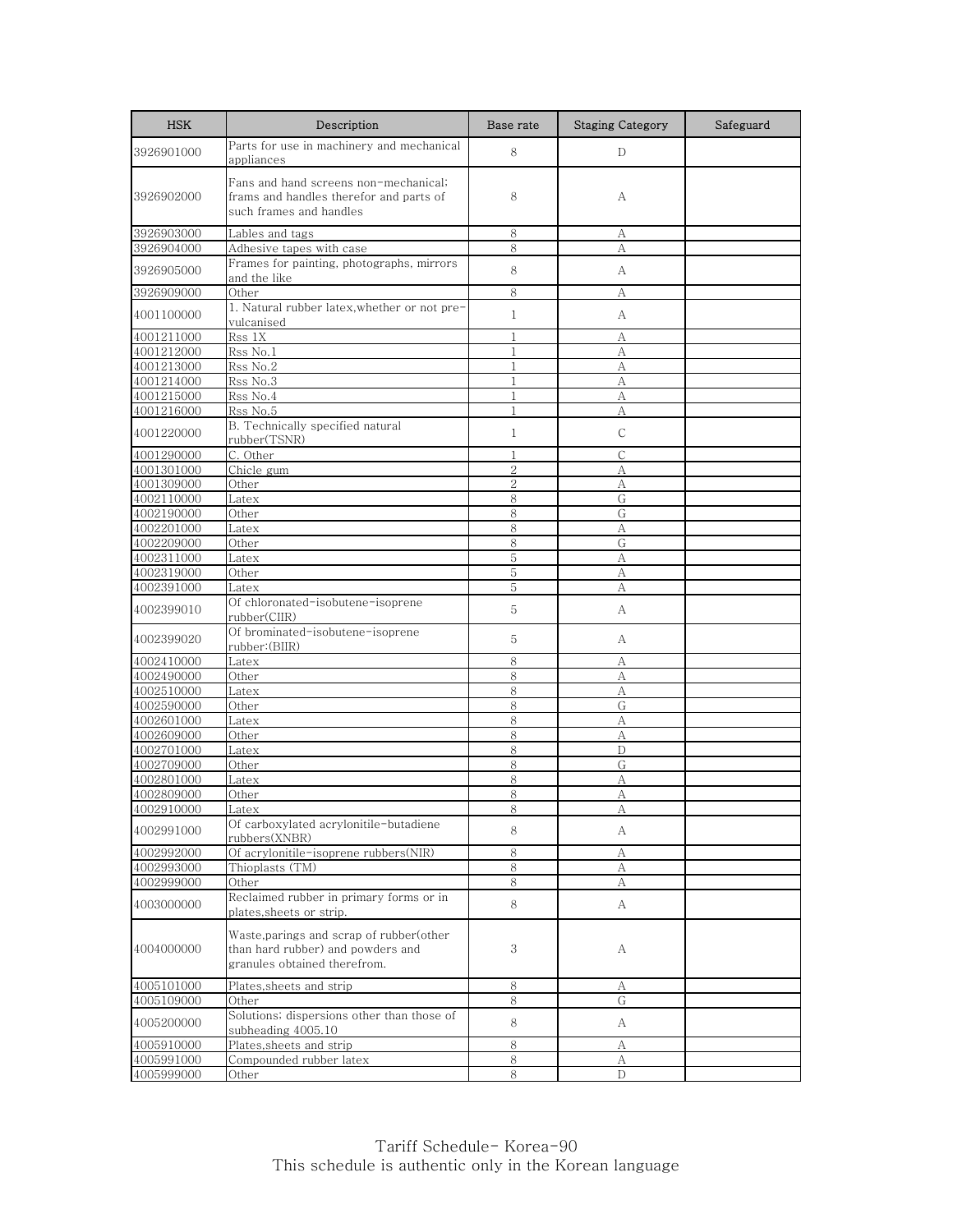| HSK | Description | Base rate | Staging Category | Safeguard |
| --- | --- | --- | --- | --- |
| 3926901000 | Parts for use in machinery and mechanical appliances | 8 | D | |
| 3926902000 | Fans and hand screens non-mechanical; frams and handles therefor and parts of such frames and handles | 8 | A | |
| 3926903000 | Lables and tags | 8 | A | |
| 3926904000 | Adhesive tapes with case | 8 | A | |
| 3926905000 | Frames for painting, photographs, mirrors and the like | 8 | A | |
| 3926909000 | Other | 8 | A | |
| 4001100000 | 1. Natural rubber latex,whether or not pre-vulcanised | 1 | A | |
| 4001211000 | Rss 1X | 1 | A | |
| 4001212000 | Rss No.1 | 1 | A | |
| 4001213000 | Rss No.2 | 1 | A | |
| 4001214000 | Rss No.3 | 1 | A | |
| 4001215000 | Rss No.4 | 1 | A | |
| 4001216000 | Rss No.5 | 1 | A | |
| 4001220000 | B. Technically specified natural rubber(TSNR) | 1 | C | |
| 4001290000 | C. Other | 1 | C | |
| 4001301000 | Chicle gum | 2 | A | |
| 4001309000 | Other | 2 | A | |
| 4002110000 | Latex | 8 | G | |
| 4002190000 | Other | 8 | G | |
| 4002201000 | Latex | 8 | A | |
| 4002209000 | Other | 8 | G | |
| 4002311000 | Latex | 5 | A | |
| 4002319000 | Other | 5 | A | |
| 4002391000 | Latex | 5 | A | |
| 4002399010 | Of chloronated-isobutene-isoprene rubber(CIIR) | 5 | A | |
| 4002399020 | Of brominated-isobutene-isoprene rubber:(BIIR) | 5 | A | |
| 4002410000 | Latex | 8 | A | |
| 4002490000 | Other | 8 | A | |
| 4002510000 | Latex | 8 | A | |
| 4002590000 | Other | 8 | G | |
| 4002601000 | Latex | 8 | A | |
| 4002609000 | Other | 8 | A | |
| 4002701000 | Latex | 8 | D | |
| 4002709000 | Other | 8 | G | |
| 4002801000 | Latex | 8 | A | |
| 4002809000 | Other | 8 | A | |
| 4002910000 | Latex | 8 | A | |
| 4002991000 | Of carboxylated acrylonitile-butadiene rubbers(XNBR) | 8 | A | |
| 4002992000 | Of acrylonitile-isoprene rubbers(NIR) | 8 | A | |
| 4002993000 | Thioplasts (TM) | 8 | A | |
| 4002999000 | Other | 8 | A | |
| 4003000000 | Reclaimed rubber in primary forms or in plates,sheets or strip. | 8 | A | |
| 4004000000 | Waste,parings and scrap of rubber(other than hard rubber) and powders and granules obtained therefrom. | 3 | A | |
| 4005101000 | Plates,sheets and strip | 8 | A | |
| 4005109000 | Other | 8 | G | |
| 4005200000 | Solutions; dispersions other than those of subheading 4005.10 | 8 | A | |
| 4005910000 | Plates,sheets and strip | 8 | A | |
| 4005991000 | Compounded rubber latex | 8 | A | |
| 4005999000 | Other | 8 | D | |

Tariff Schedule- Korea-90
This schedule is authentic only in the Korean language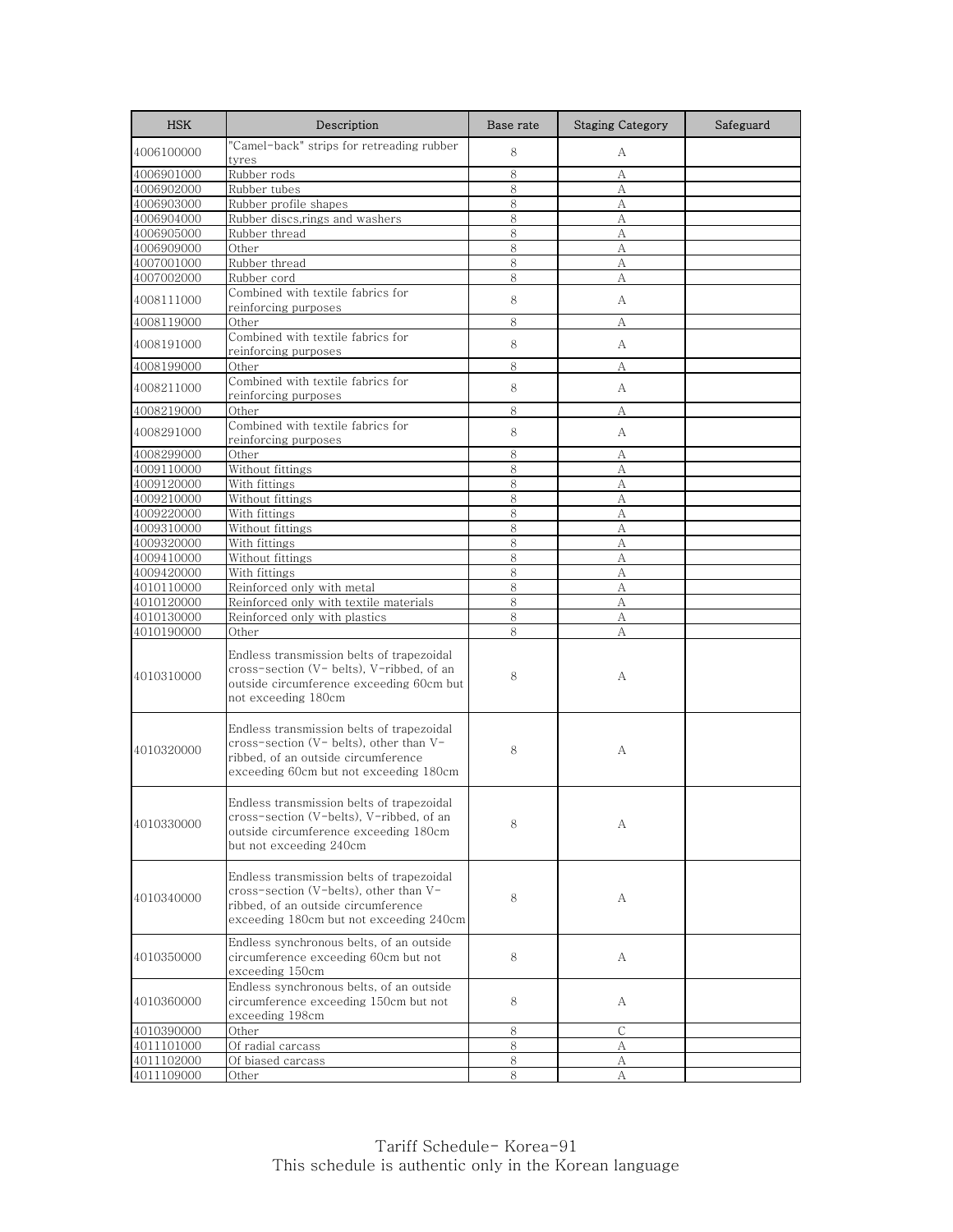| HSK | Description | Base rate | Staging Category | Safeguard |
| --- | --- | --- | --- | --- |
| 4006100000 | "Camel-back" strips for retreading rubber tyres | 8 | A | |
| 4006901000 | Rubber rods | 8 | A | |
| 4006902000 | Rubber tubes | 8 | A | |
| 4006903000 | Rubber profile shapes | 8 | A | |
| 4006904000 | Rubber discs,rings and washers | 8 | A | |
| 4006905000 | Rubber thread | 8 | A | |
| 4006909000 | Other | 8 | A | |
| 4007001000 | Rubber thread | 8 | A | |
| 4007002000 | Rubber cord | 8 | A | |
| 4008111000 | Combined with textile fabrics for reinforcing purposes | 8 | A | |
| 4008119000 | Other | 8 | A | |
| 4008191000 | Combined with textile fabrics for reinforcing purposes | 8 | A | |
| 4008199000 | Other | 8 | A | |
| 4008211000 | Combined with textile fabrics for reinforcing purposes | 8 | A | |
| 4008219000 | Other | 8 | A | |
| 4008291000 | Combined with textile fabrics for reinforcing purposes | 8 | A | |
| 4008299000 | Other | 8 | A | |
| 4009110000 | Without fittings | 8 | A | |
| 4009120000 | With fittings | 8 | A | |
| 4009210000 | Without fittings | 8 | A | |
| 4009220000 | With fittings | 8 | A | |
| 4009310000 | Without fittings | 8 | A | |
| 4009320000 | With fittings | 8 | A | |
| 4009410000 | Without fittings | 8 | A | |
| 4009420000 | With fittings | 8 | A | |
| 4010110000 | Reinforced only with metal | 8 | A | |
| 4010120000 | Reinforced only with textile materials | 8 | A | |
| 4010130000 | Reinforced only with plastics | 8 | A | |
| 4010190000 | Other | 8 | A | |
| 4010310000 | Endless transmission belts of trapezoidal cross-section (V- belts), V-ribbed, of an outside circumference exceeding 60cm but not exceeding 180cm | 8 | A | |
| 4010320000 | Endless transmission belts of trapezoidal cross-section (V- belts), other than V-ribbed, of an outside circumference exceeding 60cm but not exceeding 180cm | 8 | A | |
| 4010330000 | Endless transmission belts of trapezoidal cross-section (V-belts), V-ribbed, of an outside circumference exceeding 180cm but not exceeding 240cm | 8 | A | |
| 4010340000 | Endless transmission belts of trapezoidal cross-section (V-belts), other than V-ribbed, of an outside circumference exceeding 180cm but not exceeding 240cm | 8 | A | |
| 4010350000 | Endless synchronous belts, of an outside circumference exceeding 60cm but not exceeding 150cm | 8 | A | |
| 4010360000 | Endless synchronous belts, of an outside circumference exceeding 150cm but not exceeding 198cm | 8 | A | |
| 4010390000 | Other | 8 | C | |
| 4011101000 | Of radial carcass | 8 | A | |
| 4011102000 | Of biased carcass | 8 | A | |
| 4011109000 | Other | 8 | A | |

Tariff Schedule- Korea-91
This schedule is authentic only in the Korean language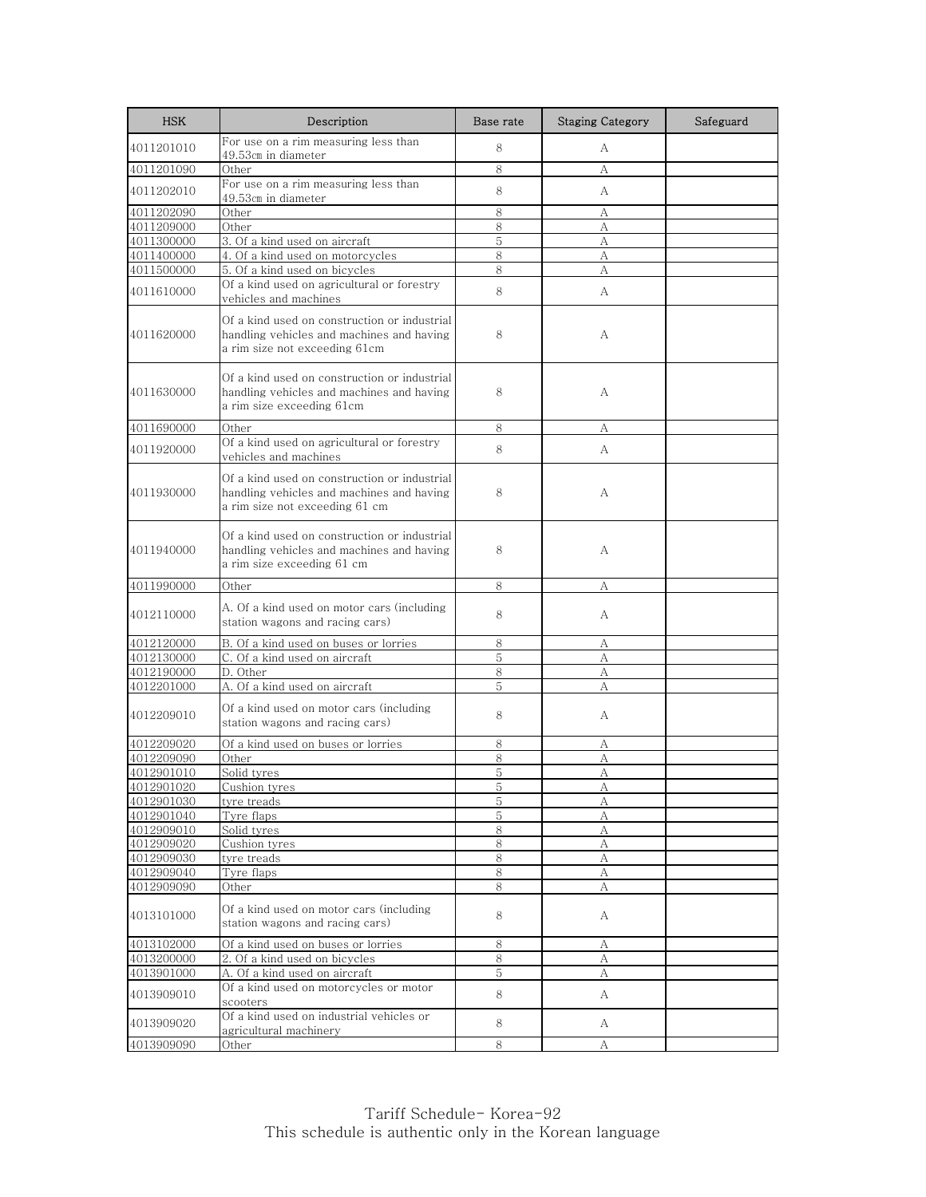| HSK | Description | Base rate | Staging Category | Safeguard |
|---|---|---|---|---|
| 4011201010 | For use on a rim measuring less than 49.53㎝ in diameter | 8 | A | |
| 4011201090 | Other | 8 | A | |
| 4011202010 | For use on a rim measuring less than 49.53㎝ in diameter | 8 | A | |
| 4011202090 | Other | 8 | A | |
| 4011209000 | Other | 8 | A | |
| 4011300000 | 3. Of a kind used on aircraft | 5 | A | |
| 4011400000 | 4. Of a kind used on motorcycles | 8 | A | |
| 4011500000 | 5. Of a kind used on bicycles | 8 | A | |
| 4011610000 | Of a kind used on agricultural or forestry vehicles and machines | 8 | A | |
| 4011620000 | Of a kind used on construction or industrial handling vehicles and machines and having a rim size not exceeding 61cm | 8 | A | |
| 4011630000 | Of a kind used on construction or industrial handling vehicles and machines and having a rim size exceeding 61cm | 8 | A | |
| 4011690000 | Other | 8 | A | |
| 4011920000 | Of a kind used on agricultural or forestry vehicles and machines | 8 | A | |
| 4011930000 | Of a kind used on construction or industrial handling vehicles and machines and having a rim size not exceeding 61 cm | 8 | A | |
| 4011940000 | Of a kind used on construction or industrial handling vehicles and machines and having a rim size exceeding 61 cm | 8 | A | |
| 4011990000 | Other | 8 | A | |
| 4012110000 | A. Of a kind used on motor cars (including station wagons and racing cars) | 8 | A | |
| 4012120000 | B. Of a kind used on buses or lorries | 8 | A | |
| 4012130000 | C. Of a kind used on aircraft | 5 | A | |
| 4012190000 | D. Other | 8 | A | |
| 4012201000 | A. Of a kind used on aircraft | 5 | A | |
| 4012209010 | Of a kind used on motor cars (including station wagons and racing cars) | 8 | A | |
| 4012209020 | Of a kind used on buses or lorries | 8 | A | |
| 4012209090 | Other | 8 | A | |
| 4012901010 | Solid tyres | 5 | A | |
| 4012901020 | Cushion tyres | 5 | A | |
| 4012901030 | tyre treads | 5 | A | |
| 4012901040 | Tyre flaps | 5 | A | |
| 4012909010 | Solid tyres | 8 | A | |
| 4012909020 | Cushion tyres | 8 | A | |
| 4012909030 | tyre treads | 8 | A | |
| 4012909040 | Tyre flaps | 8 | A | |
| 4012909090 | Other | 8 | A | |
| 4013101000 | Of a kind used on motor cars (including station wagons and racing cars) | 8 | A | |
| 4013102000 | Of a kind used on buses or lorries | 8 | A | |
| 4013200000 | 2. Of a kind used on bicycles | 8 | A | |
| 4013901000 | A. Of a kind used on aircraft | 5 | A | |
| 4013909010 | Of a kind used on motorcycles or motor scooters | 8 | A | |
| 4013909020 | Of a kind used on industrial vehicles or agricultural machinery | 8 | A | |
| 4013909090 | Other | 8 | A | |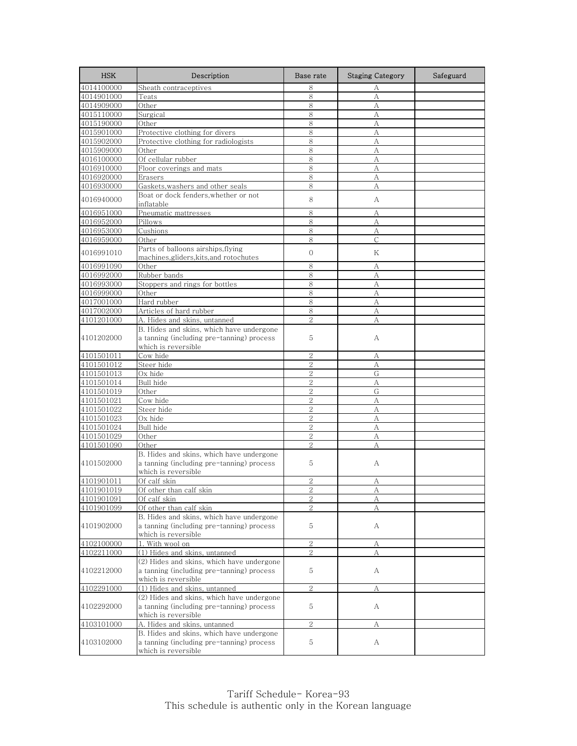| HSK | Description | Base rate | Staging Category | Safeguard |
|---|---|---|---|---|
| 4014100000 | Sheath contraceptives | 8 | A | |
| 4014901000 | Teats | 8 | A | |
| 4014909000 | Other | 8 | A | |
| 4015110000 | Surgical | 8 | A | |
| 4015190000 | Other | 8 | A | |
| 4015901000 | Protective clothing for divers | 8 | A | |
| 4015902000 | Protective clothing for radiologists | 8 | A | |
| 4015909000 | Other | 8 | A | |
| 4016100000 | Of cellular rubber | 8 | A | |
| 4016910000 | Floor coverings and mats | 8 | A | |
| 4016920000 | Erasers | 8 | A | |
| 4016930000 | Gaskets,washers and other seals | 8 | A | |
| 4016940000 | Boat or dock fenders,whether or not inflatable | 8 | A | |
| 4016951000 | Pneumatic mattresses | 8 | A | |
| 4016952000 | Pillows | 8 | A | |
| 4016953000 | Cushions | 8 | A | |
| 4016959000 | Other | 8 | C | |
| 4016991010 | Parts of balloons airships,flying machines,gliders,kits,and rotochutes | 0 | K | |
| 4016991090 | Other | 8 | A | |
| 4016992000 | Rubber bands | 8 | A | |
| 4016993000 | Stoppers and rings for bottles | 8 | A | |
| 4016999000 | Other | 8 | A | |
| 4017001000 | Hard rubber | 8 | A | |
| 4017002000 | Articles of hard rubber | 8 | A | |
| 4101201000 | A. Hides and skins, untanned | 2 | A | |
| 4101202000 | B. Hides and skins, which have undergone a tanning (including pre-tanning) process which is reversible | 5 | A | |
| 4101501011 | Cow hide | 2 | A | |
| 4101501012 | Steer hide | 2 | A | |
| 4101501013 | Ox hide | 2 | G | |
| 4101501014 | Bull hide | 2 | A | |
| 4101501019 | Other | 2 | G | |
| 4101501021 | Cow hide | 2 | A | |
| 4101501022 | Steer hide | 2 | A | |
| 4101501023 | Ox hide | 2 | A | |
| 4101501024 | Bull hide | 2 | A | |
| 4101501029 | Other | 2 | A | |
| 4101501090 | Other | 2 | A | |
| 4101502000 | B. Hides and skins, which have undergone a tanning (including pre-tanning) process which is reversible | 5 | A | |
| 4101901011 | Of calf skin | 2 | A | |
| 4101901019 | Of other than calf skin | 2 | A | |
| 4101901091 | Of calf skin | 2 | A | |
| 4101901099 | Of other than calf skin | 2 | A | |
| 4101902000 | B. Hides and skins, which have undergone a tanning (including pre-tanning) process which is reversible | 5 | A | |
| 4102100000 | 1. With wool on | 2 | A | |
| 4102211000 | (1) Hides and skins, untanned | 2 | A | |
| 4102212000 | (2) Hides and skins, which have undergone a tanning (including pre-tanning) process which is reversible | 5 | A | |
| 4102291000 | (1) Hides and skins, untanned | 2 | A | |
| 4102292000 | (2) Hides and skins, which have undergone a tanning (including pre-tanning) process which is reversible | 5 | A | |
| 4103101000 | A. Hides and skins, untanned | 2 | A | |
| 4103102000 | B. Hides and skins, which have undergone a tanning (including pre-tanning) process which is reversible | 5 | A | |

Tariff Schedule- Korea-93
This schedule is authentic only in the Korean language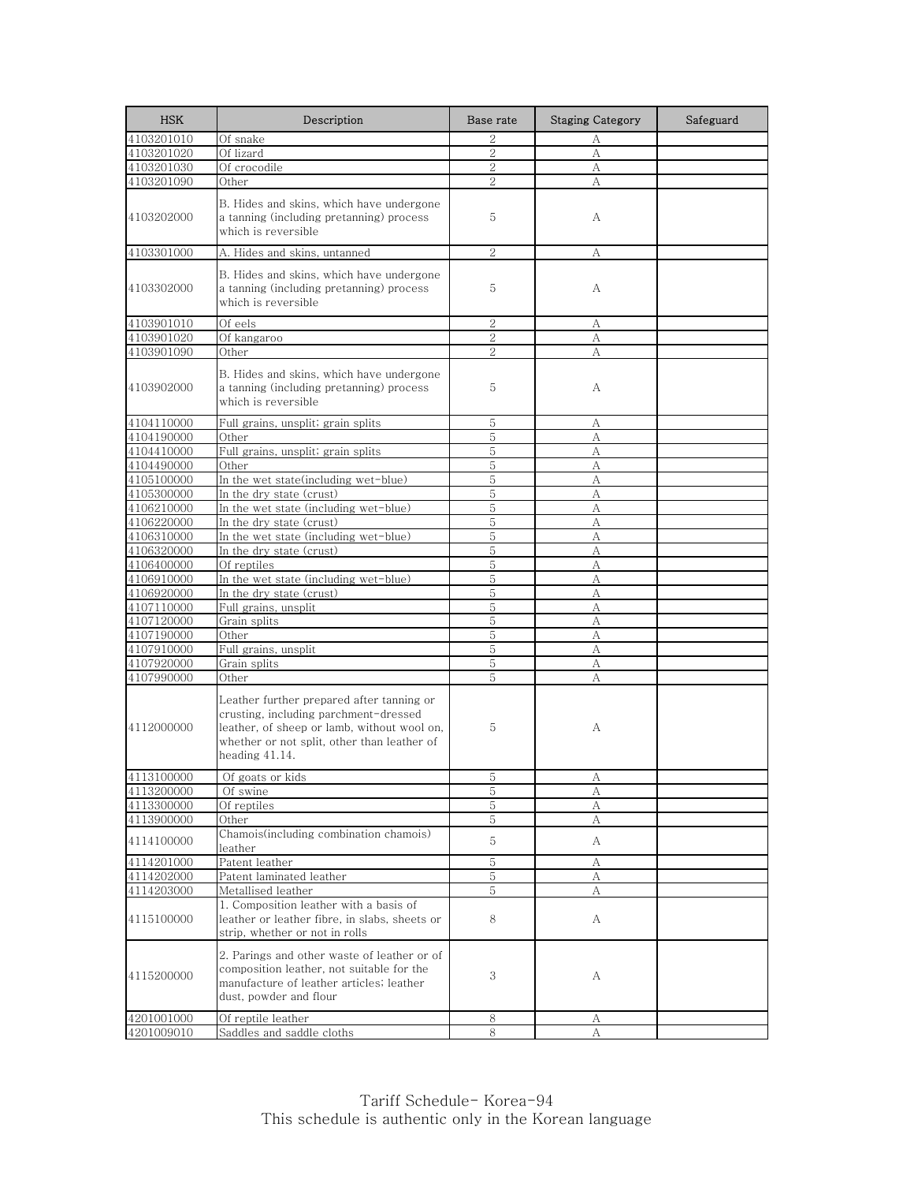| HSK | Description | Base rate | Staging Category | Safeguard |
| --- | --- | --- | --- | --- |
| 4103201010 | Of snake | 2 | A | |
| 4103201020 | Of lizard | 2 | A | |
| 4103201030 | Of crocodile | 2 | A | |
| 4103201090 | Other | 2 | A | |
| 4103202000 | B. Hides and skins, which have undergone a tanning (including pretanning) process which is reversible | 5 | A | |
| 4103301000 | A. Hides and skins, untanned | 2 | A | |
| 4103302000 | B. Hides and skins, which have undergone a tanning (including pretanning) process which is reversible | 5 | A | |
| 4103901010 | Of eels | 2 | A | |
| 4103901020 | Of kangaroo | 2 | A | |
| 4103901090 | Other | 2 | A | |
| 4103902000 | B. Hides and skins, which have undergone a tanning (including pretanning) process which is reversible | 5 | A | |
| 4104110000 | Full grains, unsplit; grain splits | 5 | A | |
| 4104190000 | Other | 5 | A | |
| 4104410000 | Full grains, unsplit; grain splits | 5 | A | |
| 4104490000 | Other | 5 | A | |
| 4105100000 | In the wet state(including wet-blue) | 5 | A | |
| 4105300000 | In the dry state (crust) | 5 | A | |
| 4106210000 | In the wet state (including wet-blue) | 5 | A | |
| 4106220000 | In the dry state (crust) | 5 | A | |
| 4106310000 | In the wet state (including wet-blue) | 5 | A | |
| 4106320000 | In the dry state (crust) | 5 | A | |
| 4106400000 | Of reptiles | 5 | A | |
| 4106910000 | In the wet state (including wet-blue) | 5 | A | |
| 4106920000 | In the dry state (crust) | 5 | A | |
| 4107110000 | Full grains, unsplit | 5 | A | |
| 4107120000 | Grain splits | 5 | A | |
| 4107190000 | Other | 5 | A | |
| 4107910000 | Full grains, unsplit | 5 | A | |
| 4107920000 | Grain splits | 5 | A | |
| 4107990000 | Other | 5 | A | |
| 4112000000 | Leather further prepared after tanning or crusting, including parchment-dressed leather, of sheep or lamb, without wool on, whether or not split, other than leather of heading 41.14. | 5 | A | |
| 4113100000 | Of goats or kids | 5 | A | |
| 4113200000 | Of swine | 5 | A | |
| 4113300000 | Of reptiles | 5 | A | |
| 4113900000 | Other | 5 | A | |
| 4114100000 | Chamois(including combination chamois) leather | 5 | A | |
| 4114201000 | Patent leather | 5 | A | |
| 4114202000 | Patent laminated leather | 5 | A | |
| 4114203000 | Metallised leather | 5 | A | |
| 4115100000 | 1. Composition leather with a basis of leather or leather fibre, in slabs, sheets or strip, whether or not in rolls | 8 | A | |
| 4115200000 | 2. Parings and other waste of leather or of composition leather, not suitable for the manufacture of leather articles; leather dust, powder and flour | 3 | A | |
| 4201001000 | Of reptile leather | 8 | A | |
| 4201009010 | Saddles and saddle cloths | 8 | A | |

Tariff Schedule- Korea-94
This schedule is authentic only in the Korean language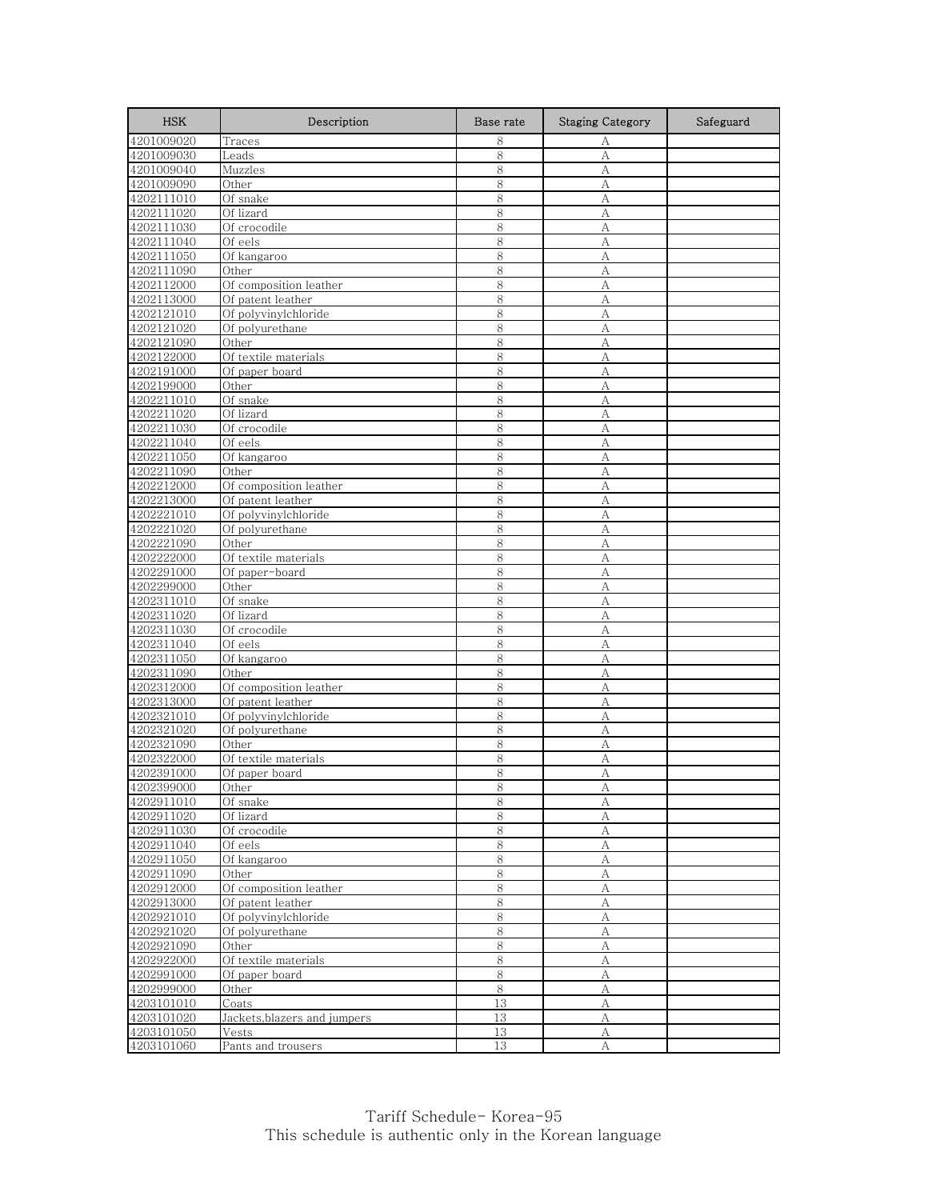| HSK | Description | Base rate | Staging Category | Safeguard |
|---|---|---|---|---|
| 4201009020 | Traces | 8 | A | |
| 4201009030 | Leads | 8 | A | |
| 4201009040 | Muzzles | 8 | A | |
| 4201009090 | Other | 8 | A | |
| 4202111010 | Of snake | 8 | A | |
| 4202111020 | Of lizard | 8 | A | |
| 4202111030 | Of crocodile | 8 | A | |
| 4202111040 | Of eels | 8 | A | |
| 4202111050 | Of kangaroo | 8 | A | |
| 4202111090 | Other | 8 | A | |
| 4202112000 | Of composition leather | 8 | A | |
| 4202113000 | Of patent leather | 8 | A | |
| 4202121010 | Of polyvinylchloride | 8 | A | |
| 4202121020 | Of polyurethane | 8 | A | |
| 4202121090 | Other | 8 | A | |
| 4202122000 | Of textile materials | 8 | A | |
| 4202191000 | Of paper board | 8 | A | |
| 4202199000 | Other | 8 | A | |
| 4202211010 | Of snake | 8 | A | |
| 4202211020 | Of lizard | 8 | A | |
| 4202211030 | Of crocodile | 8 | A | |
| 4202211040 | Of eels | 8 | A | |
| 4202211050 | Of kangaroo | 8 | A | |
| 4202211090 | Other | 8 | A | |
| 4202212000 | Of composition leather | 8 | A | |
| 4202213000 | Of patent leather | 8 | A | |
| 4202221010 | Of polyvinylchloride | 8 | A | |
| 4202221020 | Of polyurethane | 8 | A | |
| 4202221090 | Other | 8 | A | |
| 4202222000 | Of textile materials | 8 | A | |
| 4202291000 | Of paper-board | 8 | A | |
| 4202299000 | Other | 8 | A | |
| 4202311010 | Of snake | 8 | A | |
| 4202311020 | Of lizard | 8 | A | |
| 4202311030 | Of crocodile | 8 | A | |
| 4202311040 | Of eels | 8 | A | |
| 4202311050 | Of kangaroo | 8 | A | |
| 4202311090 | Other | 8 | A | |
| 4202312000 | Of composition leather | 8 | A | |
| 4202313000 | Of patent leather | 8 | A | |
| 4202321010 | Of polyvinylchloride | 8 | A | |
| 4202321020 | Of polyurethane | 8 | A | |
| 4202321090 | Other | 8 | A | |
| 4202322000 | Of textile materials | 8 | A | |
| 4202391000 | Of paper board | 8 | A | |
| 4202399000 | Other | 8 | A | |
| 4202911010 | Of snake | 8 | A | |
| 4202911020 | Of lizard | 8 | A | |
| 4202911030 | Of crocodile | 8 | A | |
| 4202911040 | Of eels | 8 | A | |
| 4202911050 | Of kangaroo | 8 | A | |
| 4202911090 | Other | 8 | A | |
| 4202912000 | Of composition leather | 8 | A | |
| 4202913000 | Of patent leather | 8 | A | |
| 4202921010 | Of polyvinylchloride | 8 | A | |
| 4202921020 | Of polyurethane | 8 | A | |
| 4202921090 | Other | 8 | A | |
| 4202922000 | Of textile materials | 8 | A | |
| 4202991000 | Of paper board | 8 | A | |
| 4202999000 | Other | 8 | A | |
| 4203101010 | Coats | 13 | A | |
| 4203101020 | Jackets,blazers and jumpers | 13 | A | |
| 4203101050 | Vests | 13 | A | |
| 4203101060 | Pants and trousers | 13 | A | |

Tariff Schedule- Korea-95
This schedule is authentic only in the Korean language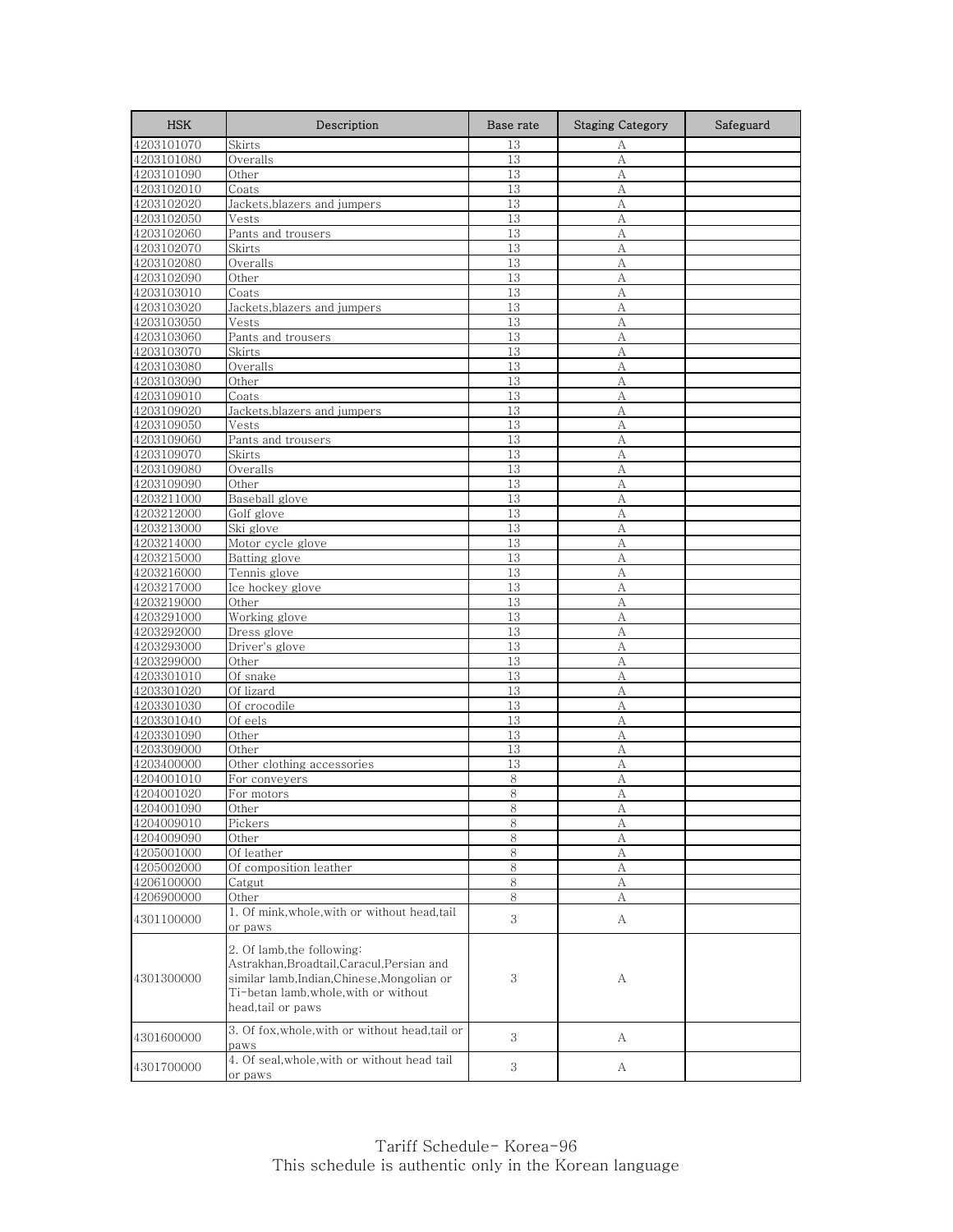| HSK | Description | Base rate | Staging Category | Safeguard |
|---|---|---|---|---|
| 4203101070 | Skirts | 13 | A | |
| 4203101080 | Overalls | 13 | A | |
| 4203101090 | Other | 13 | A | |
| 4203102010 | Coats | 13 | A | |
| 4203102020 | Jackets,blazers and jumpers | 13 | A | |
| 4203102050 | Vests | 13 | A | |
| 4203102060 | Pants and trousers | 13 | A | |
| 4203102070 | Skirts | 13 | A | |
| 4203102080 | Overalls | 13 | A | |
| 4203102090 | Other | 13 | A | |
| 4203103010 | Coats | 13 | A | |
| 4203103020 | Jackets,blazers and jumpers | 13 | A | |
| 4203103050 | Vests | 13 | A | |
| 4203103060 | Pants and trousers | 13 | A | |
| 4203103070 | Skirts | 13 | A | |
| 4203103080 | Overalls | 13 | A | |
| 4203103090 | Other | 13 | A | |
| 4203109010 | Coats | 13 | A | |
| 4203109020 | Jackets,blazers and jumpers | 13 | A | |
| 4203109050 | Vests | 13 | A | |
| 4203109060 | Pants and trousers | 13 | A | |
| 4203109070 | Skirts | 13 | A | |
| 4203109080 | Overalls | 13 | A | |
| 4203109090 | Other | 13 | A | |
| 4203211000 | Baseball glove | 13 | A | |
| 4203212000 | Golf glove | 13 | A | |
| 4203213000 | Ski glove | 13 | A | |
| 4203214000 | Motor cycle glove | 13 | A | |
| 4203215000 | Batting glove | 13 | A | |
| 4203216000 | Tennis glove | 13 | A | |
| 4203217000 | Ice hockey glove | 13 | A | |
| 4203219000 | Other | 13 | A | |
| 4203291000 | Working glove | 13 | A | |
| 4203292000 | Dress glove | 13 | A | |
| 4203293000 | Driver's glove | 13 | A | |
| 4203299000 | Other | 13 | A | |
| 4203301010 | Of snake | 13 | A | |
| 4203301020 | Of lizard | 13 | A | |
| 4203301030 | Of crocodile | 13 | A | |
| 4203301040 | Of eels | 13 | A | |
| 4203301090 | Other | 13 | A | |
| 4203309000 | Other | 13 | A | |
| 4203400000 | Other clothing accessories | 13 | A | |
| 4204001010 | For conveyers | 8 | A | |
| 4204001020 | For motors | 8 | A | |
| 4204001090 | Other | 8 | A | |
| 4204009010 | Pickers | 8 | A | |
| 4204009090 | Other | 8 | A | |
| 4205001000 | Of leather | 8 | A | |
| 4205002000 | Of composition leather | 8 | A | |
| 4206100000 | Catgut | 8 | A | |
| 4206900000 | Other | 8 | A | |
| 4301100000 | 1. Of mink,whole,with or without head,tail or paws | 3 | A | |
| 4301300000 | 2. Of lamb,the following: Astrakhan,Broadtail,Caracul,Persian and similar lamb,Indian,Chinese,Mongolian or Ti-betan lamb,whole,with or without head,tail or paws | 3 | A | |
| 4301600000 | 3. Of fox,whole,with or without head,tail or paws | 3 | A | |
| 4301700000 | 4. Of seal,whole,with or without head tail or paws | 3 | A | |

Tariff Schedule- Korea-96
This schedule is authentic only in the Korean language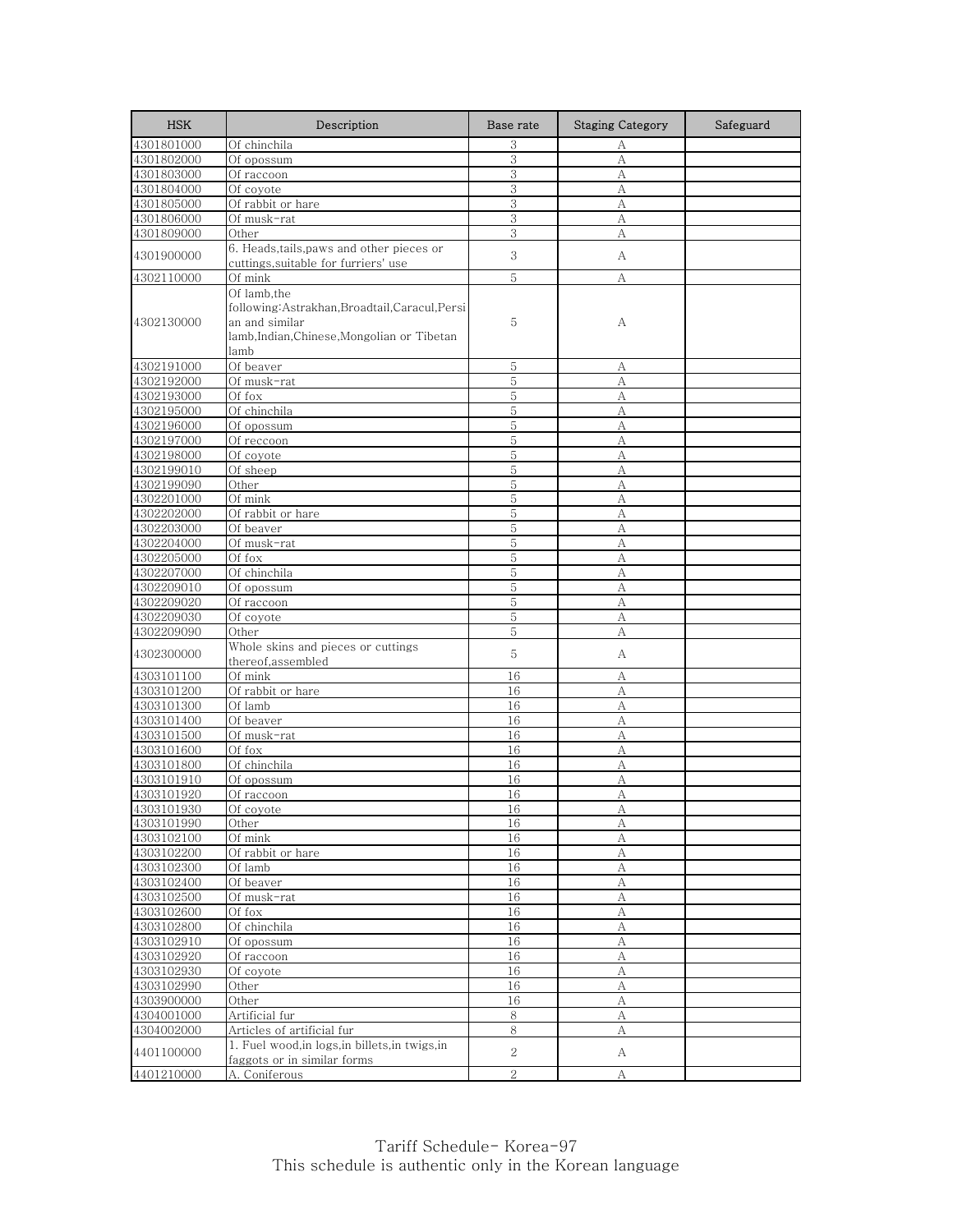| HSK | Description | Base rate | Staging Category | Safeguard |
| --- | --- | --- | --- | --- |
| 4301801000 | Of chinchila | 3 | A | |
| 4301802000 | Of opossum | 3 | A | |
| 4301803000 | Of raccoon | 3 | A | |
| 4301804000 | Of coyote | 3 | A | |
| 4301805000 | Of rabbit or hare | 3 | A | |
| 4301806000 | Of musk-rat | 3 | A | |
| 4301809000 | Other | 3 | A | |
| 4301900000 | 6. Heads,tails,paws and other pieces or cuttings,suitable for furriers' use | 3 | A | |
| 4302110000 | Of mink | 5 | A | |
| 4302130000 | Of lamb,the following:Astrakhan,Broadtail,Caracul,Persian and similar lamb,Indian,Chinese,Mongolian or Tibetan lamb | 5 | A | |
| 4302191000 | Of beaver | 5 | A | |
| 4302192000 | Of musk-rat | 5 | A | |
| 4302193000 | Of fox | 5 | A | |
| 4302195000 | Of chinchila | 5 | A | |
| 4302196000 | Of opossum | 5 | A | |
| 4302197000 | Of reccoon | 5 | A | |
| 4302198000 | Of coyote | 5 | A | |
| 4302199010 | Of sheep | 5 | A | |
| 4302199090 | Other | 5 | A | |
| 4302201000 | Of mink | 5 | A | |
| 4302202000 | Of rabbit or hare | 5 | A | |
| 4302203000 | Of beaver | 5 | A | |
| 4302204000 | Of musk-rat | 5 | A | |
| 4302205000 | Of fox | 5 | A | |
| 4302207000 | Of chinchila | 5 | A | |
| 4302209010 | Of opossum | 5 | A | |
| 4302209020 | Of raccoon | 5 | A | |
| 4302209030 | Of coyote | 5 | A | |
| 4302209090 | Other | 5 | A | |
| 4302300000 | Whole skins and pieces or cuttings thereof,assembled | 5 | A | |
| 4303101100 | Of mink | 16 | A | |
| 4303101200 | Of rabbit or hare | 16 | A | |
| 4303101300 | Of lamb | 16 | A | |
| 4303101400 | Of beaver | 16 | A | |
| 4303101500 | Of musk-rat | 16 | A | |
| 4303101600 | Of fox | 16 | A | |
| 4303101800 | Of chinchila | 16 | A | |
| 4303101910 | Of opossum | 16 | A | |
| 4303101920 | Of raccoon | 16 | A | |
| 4303101930 | Of coyote | 16 | A | |
| 4303101990 | Other | 16 | A | |
| 4303102100 | Of mink | 16 | A | |
| 4303102200 | Of rabbit or hare | 16 | A | |
| 4303102300 | Of lamb | 16 | A | |
| 4303102400 | Of beaver | 16 | A | |
| 4303102500 | Of musk-rat | 16 | A | |
| 4303102600 | Of fox | 16 | A | |
| 4303102800 | Of chinchila | 16 | A | |
| 4303102910 | Of opossum | 16 | A | |
| 4303102920 | Of raccoon | 16 | A | |
| 4303102930 | Of coyote | 16 | A | |
| 4303102990 | Other | 16 | A | |
| 4303900000 | Other | 16 | A | |
| 4304001000 | Artificial fur | 8 | A | |
| 4304002000 | Articles of artificial fur | 8 | A | |
| 4401100000 | 1. Fuel wood,in logs,in billets,in twigs,in faggots or in similar forms | 2 | A | |
| 4401210000 | A. Coniferous | 2 | A | |

Tariff Schedule- Korea-97
This schedule is authentic only in the Korean language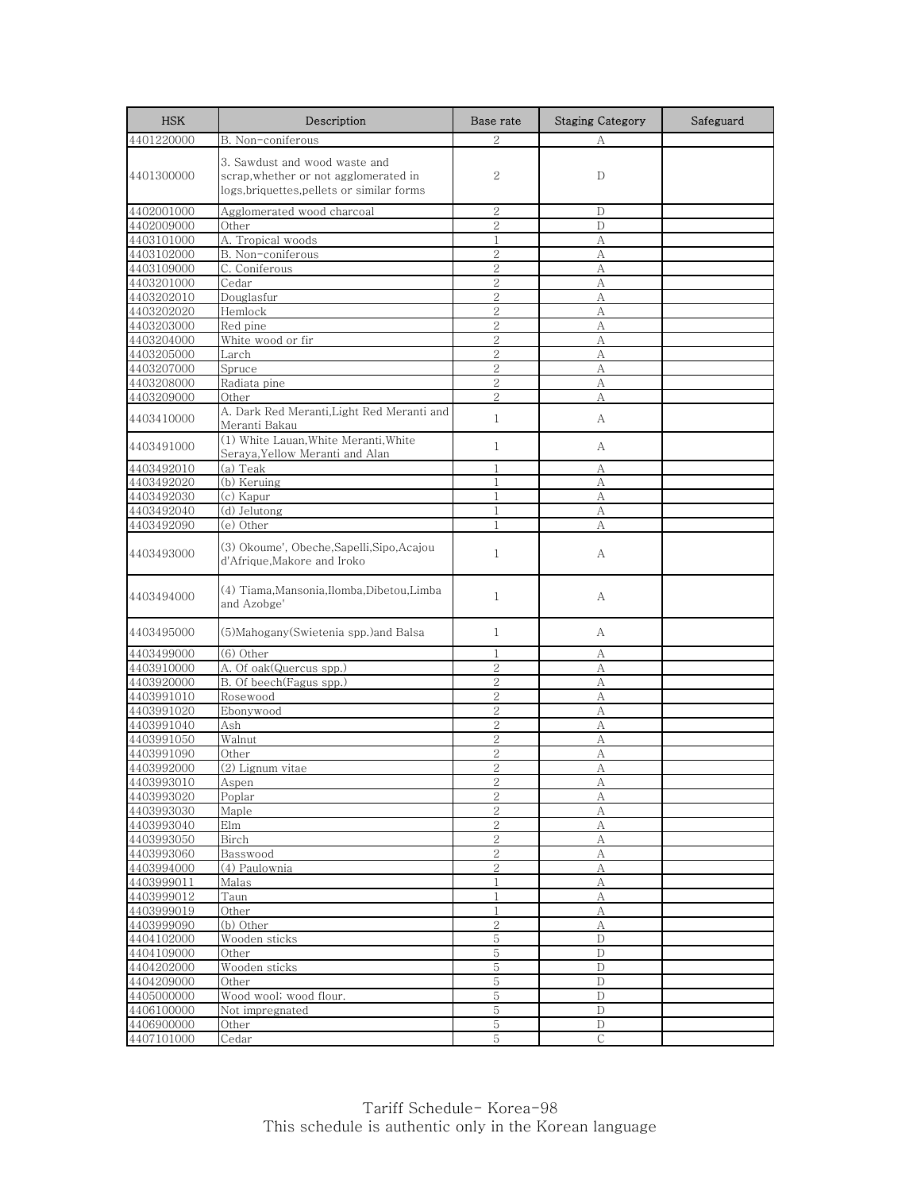| HSK | Description | Base rate | Staging Category | Safeguard |
|---|---|---|---|---|
| 4401220000 | B. Non-coniferous | 2 | A | |
| 4401300000 | 3. Sawdust and wood waste and scrap,whether or not agglomerated in logs,briquettes,pellets or similar forms | 2 | D | |
| 4402001000 | Agglomerated wood charcoal | 2 | D | |
| 4402009000 | Other | 2 | D | |
| 4403101000 | A. Tropical woods | 1 | A | |
| 4403102000 | B. Non-coniferous | 2 | A | |
| 4403109000 | C. Coniferous | 2 | A | |
| 4403201000 | Cedar | 2 | A | |
| 4403202010 | Douglasfur | 2 | A | |
| 4403202020 | Hemlock | 2 | A | |
| 4403203000 | Red pine | 2 | A | |
| 4403204000 | White wood or fir | 2 | A | |
| 4403205000 | Larch | 2 | A | |
| 4403207000 | Spruce | 2 | A | |
| 4403208000 | Radiata pine | 2 | A | |
| 4403209000 | Other | 2 | A | |
| 4403410000 | A. Dark Red Meranti,Light Red Meranti and Meranti Bakau | 1 | A | |
| 4403491000 | (1) White Lauan,White Meranti,White Seraya,Yellow Meranti and Alan | 1 | A | |
| 4403492010 | (a) Teak | 1 | A | |
| 4403492020 | (b) Keruing | 1 | A | |
| 4403492030 | (c) Kapur | 1 | A | |
| 4403492040 | (d) Jelutong | 1 | A | |
| 4403492090 | (e) Other | 1 | A | |
| 4403493000 | (3) Okoume', Obeche,Sapelli,Sipo,Acajou d'Afrique,Makore and Iroko | 1 | A | |
| 4403494000 | (4) Tiama,Mansonia,Ilomba,Dibetou,Limba and Azobge' | 1 | A | |
| 4403495000 | (5)Mahogany(Swietenia spp.)and Balsa | 1 | A | |
| 4403499000 | (6) Other | 1 | A | |
| 4403910000 | A. Of oak(Quercus spp.) | 2 | A | |
| 4403920000 | B. Of beech(Fagus spp.) | 2 | A | |
| 4403991010 | Rosewood | 2 | A | |
| 4403991020 | Ebonywood | 2 | A | |
| 4403991040 | Ash | 2 | A | |
| 4403991050 | Walnut | 2 | A | |
| 4403991090 | Other | 2 | A | |
| 4403992000 | (2) Lignum vitae | 2 | A | |
| 4403993010 | Aspen | 2 | A | |
| 4403993020 | Poplar | 2 | A | |
| 4403993030 | Maple | 2 | A | |
| 4403993040 | Elm | 2 | A | |
| 4403993050 | Birch | 2 | A | |
| 4403993060 | Basswood | 2 | A | |
| 4403994000 | (4) Paulownia | 2 | A | |
| 4403999011 | Malas | 1 | A | |
| 4403999012 | Taun | 1 | A | |
| 4403999019 | Other | 1 | A | |
| 4403999090 | (b) Other | 2 | A | |
| 4404102000 | Wooden sticks | 5 | D | |
| 4404109000 | Other | 5 | D | |
| 4404202000 | Wooden sticks | 5 | D | |
| 4404209000 | Other | 5 | D | |
| 4405000000 | Wood wool; wood flour. | 5 | D | |
| 4406100000 | Not impregnated | 5 | D | |
| 4406900000 | Other | 5 | D | |
| 4407101000 | Cedar | 5 | C | |

Tariff Schedule- Korea-98
This schedule is authentic only in the Korean language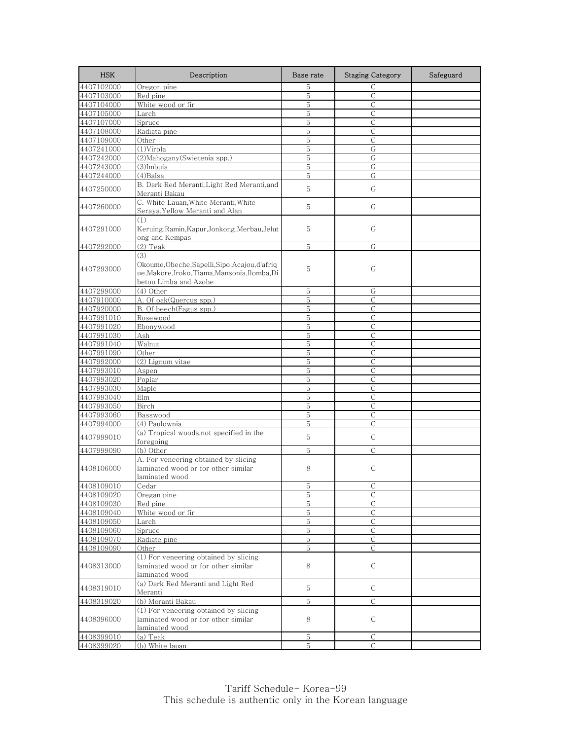| HSK | Description | Base rate | Staging Category | Safeguard |
| --- | --- | --- | --- | --- |
| 4407102000 | Oregon pine | 5 | C | |
| 4407103000 | Red pine | 5 | C | |
| 4407104000 | White wood or fir | 5 | C | |
| 4407105000 | Larch | 5 | C | |
| 4407107000 | Spruce | 5 | C | |
| 4407108000 | Radiata pine | 5 | C | |
| 4407109000 | Other | 5 | C | |
| 4407241000 | (1)Virola | 5 | G | |
| 4407242000 | (2)Mahogany(Swietenia spp.) | 5 | G | |
| 4407243000 | (3)Imbuia | 5 | G | |
| 4407244000 | (4)Balsa | 5 | G | |
| 4407250000 | B. Dark Red Meranti,Light Red Meranti,and Meranti Bakau | 5 | G | |
| 4407260000 | C. White Lauan,White Meranti,White Seraya,Yellow Meranti and Alan | 5 | G | |
| 4407291000 | (1) Keruing,Ramin,Kapur,Jonkong,Merbau,Jelutong and Kempas | 5 | G | |
| 4407292000 | (2) Teak | 5 | G | |
| 4407293000 | (3) Okoume,Obeche,Sapelli,Sipo,Acajou,d'afrique,Makore,Iroko,Tiama,Mansonia,Ilomba,Dibetou Limba and Azobe | 5 | G | |
| 4407299000 | (4) Other | 5 | G | |
| 4407910000 | A. Of oak(Quercus spp.) | 5 | C | |
| 4407920000 | B. Of beech(Fagus spp.) | 5 | C | |
| 4407991010 | Rosewood | 5 | C | |
| 4407991020 | Ebonywood | 5 | C | |
| 4407991030 | Ash | 5 | C | |
| 4407991040 | Walnut | 5 | C | |
| 4407991090 | Other | 5 | C | |
| 4407992000 | (2) Lignum vitae | 5 | C | |
| 4407993010 | Aspen | 5 | C | |
| 4407993020 | Poplar | 5 | C | |
| 4407993030 | Maple | 5 | C | |
| 4407993040 | Elm | 5 | C | |
| 4407993050 | Birch | 5 | C | |
| 4407993060 | Basswood | 5 | C | |
| 4407994000 | (4) Paulownia | 5 | C | |
| 4407999010 | (a) Tropical woods,not specified in the foregoing | 5 | C | |
| 4407999090 | (b) Other | 5 | C | |
| 4408106000 | A. For veneering obtained by slicing laminated wood or for other similar laminated wood | 8 | C | |
| 4408109010 | Cedar | 5 | C | |
| 4408109020 | Oregan pine | 5 | C | |
| 4408109030 | Red pine | 5 | C | |
| 4408109040 | White wood or fir | 5 | C | |
| 4408109050 | Larch | 5 | C | |
| 4408109060 | Spruce | 5 | C | |
| 4408109070 | Radiate pine | 5 | C | |
| 4408109090 | Other | 5 | C | |
| 4408313000 | (1) For veneering obtained by slicing laminated wood or for other similar laminated wood | 8 | C | |
| 4408319010 | (a) Dark Red Meranti and Light Red Meranti | 5 | C | |
| 4408319020 | (b) Meranti Bakau | 5 | C | |
| 4408396000 | (1) For veneering obtained by slicing laminated wood or for other similar laminated wood | 8 | C | |
| 4408399010 | (a) Teak | 5 | C | |
| 4408399020 | (b) White lauan | 5 | C | |

Tariff Schedule- Korea-99
This schedule is authentic only in the Korean language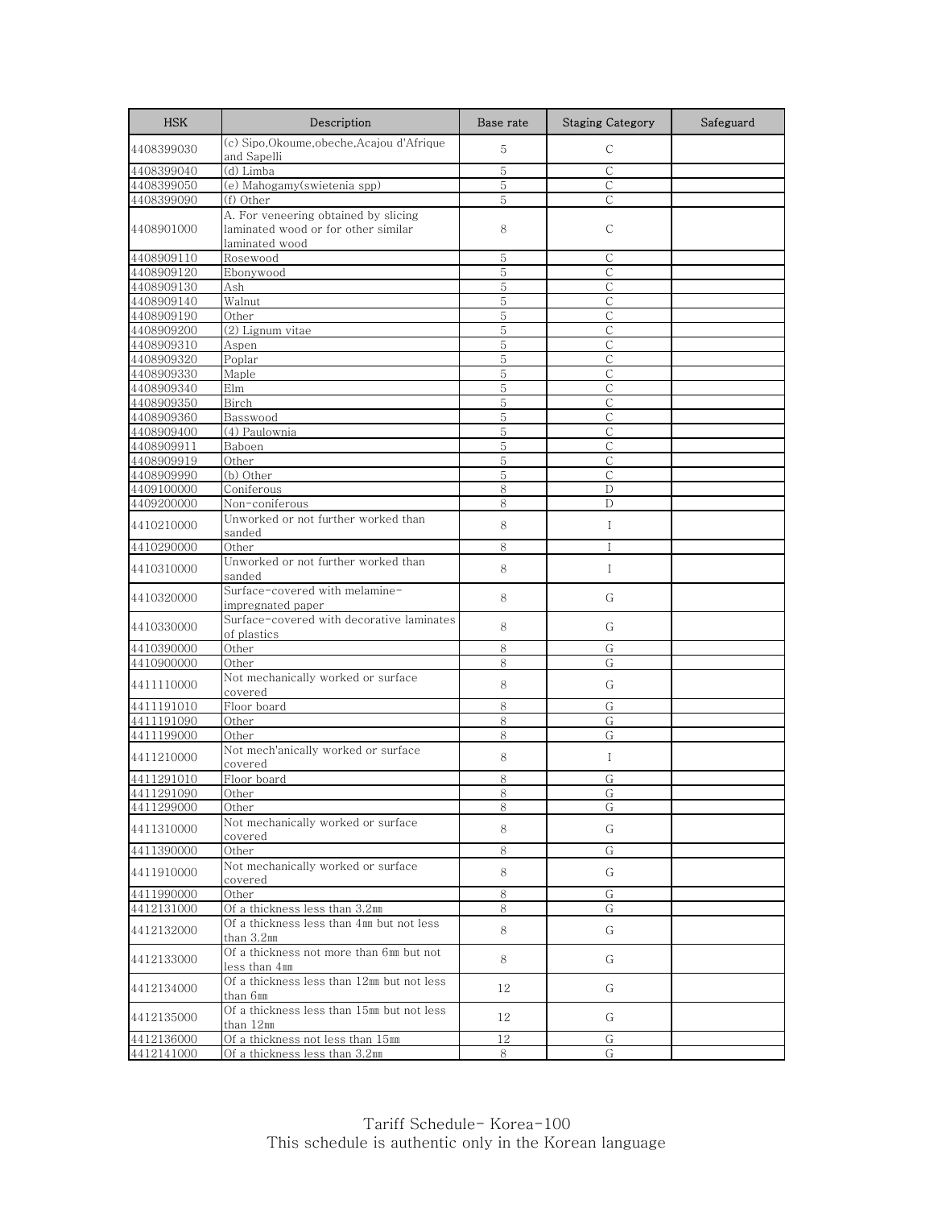| HSK | Description | Base rate | Staging Category | Safeguard |
|---|---|---|---|---|
| 4408399030 | (c) Sipo,Okoume,obeche,Acajou d'Afrique and Sapelli | 5 | C | |
| 4408399040 | (d) Limba | 5 | C | |
| 4408399050 | (e) Mahogamy(swietenia spp) | 5 | C | |
| 4408399090 | (f) Other | 5 | C | |
| 4408901000 | A. For veneering obtained by slicing laminated wood or for other similar laminated wood | 8 | C | |
| 4408909110 | Rosewood | 5 | C | |
| 4408909120 | Ebonywood | 5 | C | |
| 4408909130 | Ash | 5 | C | |
| 4408909140 | Walnut | 5 | C | |
| 4408909190 | Other | 5 | C | |
| 4408909200 | (2) Lignum vitae | 5 | C | |
| 4408909310 | Aspen | 5 | C | |
| 4408909320 | Poplar | 5 | C | |
| 4408909330 | Maple | 5 | C | |
| 4408909340 | Elm | 5 | C | |
| 4408909350 | Birch | 5 | C | |
| 4408909360 | Basswood | 5 | C | |
| 4408909400 | (4) Paulownia | 5 | C | |
| 4408909911 | Baboen | 5 | C | |
| 4408909919 | Other | 5 | C | |
| 4408909990 | (b) Other | 5 | C | |
| 4409100000 | Coniferous | 8 | D | |
| 4409200000 | Non-coniferous | 8 | D | |
| 4410210000 | Unworked or not further worked than sanded | 8 | I | |
| 4410290000 | Other | 8 | I | |
| 4410310000 | Unworked or not further worked than sanded | 8 | I | |
| 4410320000 | Surface-covered with melamine-impregnated paper | 8 | G | |
| 4410330000 | Surface-covered with decorative laminates of plastics | 8 | G | |
| 4410390000 | Other | 8 | G | |
| 4410900000 | Other | 8 | G | |
| 4411110000 | Not mechanically worked or surface covered | 8 | G | |
| 4411191010 | Floor board | 8 | G | |
| 4411191090 | Other | 8 | G | |
| 4411199000 | Other | 8 | G | |
| 4411210000 | Not mech'anically worked or surface covered | 8 | I | |
| 4411291010 | Floor board | 8 | G | |
| 4411291090 | Other | 8 | G | |
| 4411299000 | Other | 8 | G | |
| 4411310000 | Not mechanically worked or surface covered | 8 | G | |
| 4411390000 | Other | 8 | G | |
| 4411910000 | Not mechanically worked or surface covered | 8 | G | |
| 4411990000 | Other | 8 | G | |
| 4412131000 | Of a thickness less than 3.2㎜ | 8 | G | |
| 4412132000 | Of a thickness less than 4㎜ but not less than 3.2㎜ | 8 | G | |
| 4412133000 | Of a thickness not more than 6㎜ but not less than 4㎜ | 8 | G | |
| 4412134000 | Of a thickness less than 12㎜ but not less than 6㎜ | 12 | G | |
| 4412135000 | Of a thickness less than 15㎜ but not less than 12㎜ | 12 | G | |
| 4412136000 | Of a thickness not less than 15㎜ | 12 | G | |
| 4412141000 | Of a thickness less than 3.2㎜ | 8 | G | |

Tariff Schedule- Korea-100
This schedule is authentic only in the Korean language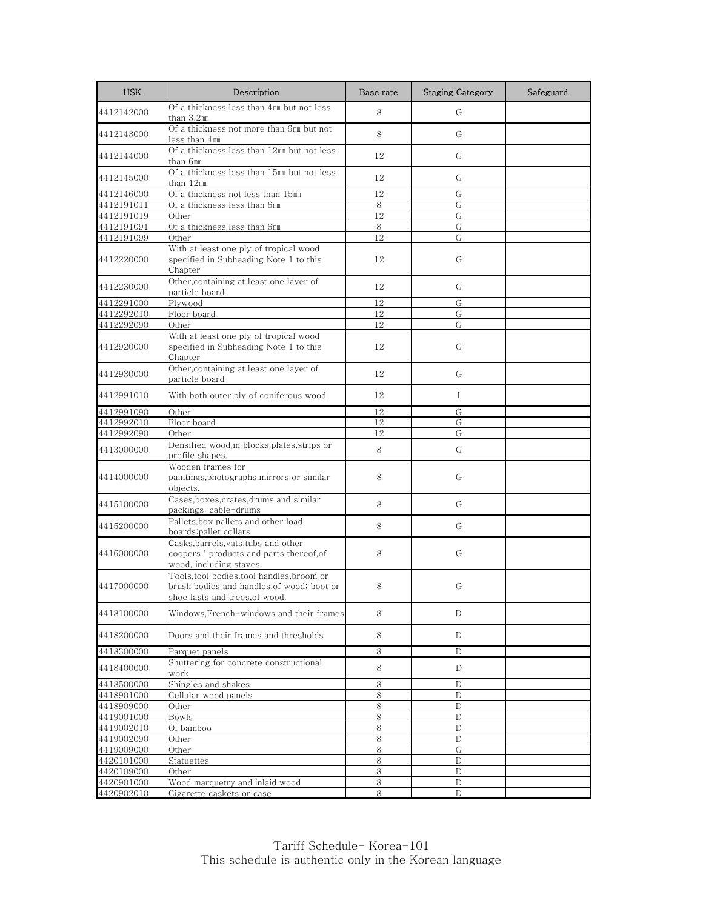| HSK | Description | Base rate | Staging Category | Safeguard |
| --- | --- | --- | --- | --- |
| 4412142000 | Of a thickness less than 4㎜ but not less than 3.2㎜ | 8 | G | |
| 4412143000 | Of a thickness not more than 6㎜ but not less than 4㎜ | 8 | G | |
| 4412144000 | Of a thickness less than 12㎜ but not less than 6㎜ | 12 | G | |
| 4412145000 | Of a thickness less than 15㎜ but not less than 12㎜ | 12 | G | |
| 4412146000 | Of a thickness not less than 15㎜ | 12 | G | |
| 4412191011 | Of a thickness less than 6㎜ | 8 | G | |
| 4412191019 | Other | 12 | G | |
| 4412191091 | Of a thickness less than 6㎜ | 8 | G | |
| 4412191099 | Other | 12 | G | |
| 4412220000 | With at least one ply of tropical wood specified in Subheading Note 1 to this Chapter | 12 | G | |
| 4412230000 | Other,containing at least one layer of particle board | 12 | G | |
| 4412291000 | Plywood | 12 | G | |
| 4412292010 | Floor board | 12 | G | |
| 4412292090 | Other | 12 | G | |
| 4412920000 | With at least one ply of tropical wood specified in Subheading Note 1 to this Chapter | 12 | G | |
| 4412930000 | Other,containing at least one layer of particle board | 12 | G | |
| 4412991010 | With both outer ply of coniferous wood | 12 | I | |
| 4412991090 | Other | 12 | G | |
| 4412992010 | Floor board | 12 | G | |
| 4412992090 | Other | 12 | G | |
| 4413000000 | Densified wood,in blocks,plates,strips or profile shapes. | 8 | G | |
| 4414000000 | Wooden frames for paintings,photographs,mirrors or similar objects. | 8 | G | |
| 4415100000 | Cases,boxes,crates,drums and similar packings; cable-drums | 8 | G | |
| 4415200000 | Pallets,box pallets and other load boards;pallet collars | 8 | G | |
| 4416000000 | Casks,barrels,vats,tubs and other coopers ' products and parts thereof,of wood, including staves. | 8 | G | |
| 4417000000 | Tools,tool bodies,tool handles,broom or brush bodies and handles,of wood; boot or shoe lasts and trees,of wood. | 8 | G | |
| 4418100000 | Windows,French-windows and their frames | 8 | D | |
| 4418200000 | Doors and their frames and thresholds | 8 | D | |
| 4418300000 | Parquet panels | 8 | D | |
| 4418400000 | Shuttering for concrete constructional work | 8 | D | |
| 4418500000 | Shingles and shakes | 8 | D | |
| 4418901000 | Cellular wood panels | 8 | D | |
| 4418909000 | Other | 8 | D | |
| 4419001000 | Bowls | 8 | D | |
| 4419002010 | Of bamboo | 8 | D | |
| 4419002090 | Other | 8 | D | |
| 4419009000 | Other | 8 | G | |
| 4420101000 | Statuettes | 8 | D | |
| 4420109000 | Other | 8 | D | |
| 4420901000 | Wood marquetry and inlaid wood | 8 | D | |
| 4420902010 | Cigarette caskets or case | 8 | D | |

Tariff Schedule- Korea-101
This schedule is authentic only in the Korean language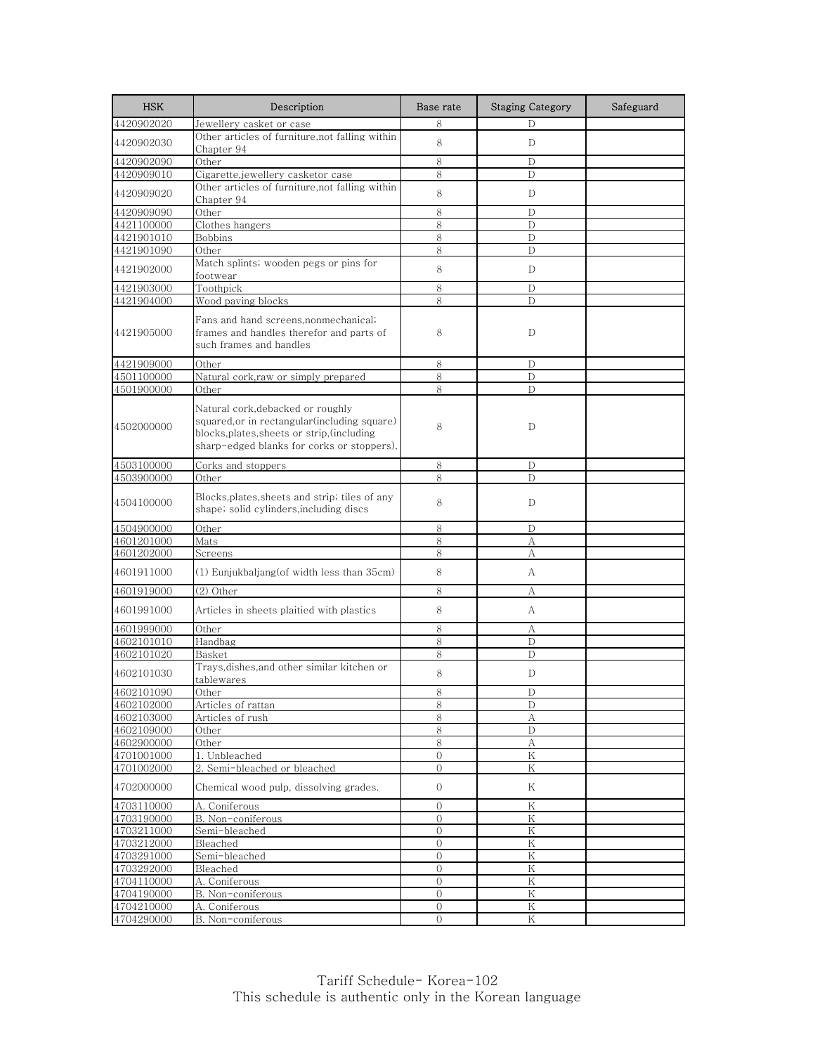| HSK | Description | Base rate | Staging Category | Safeguard |
|---|---|---|---|---|
| 4420902020 | Jewellery casket or case | 8 | D | |
| 4420902030 | Other articles of furniture,not falling within Chapter 94 | 8 | D | |
| 4420902090 | Other | 8 | D | |
| 4420909010 | Cigarette,jewellery casketor case | 8 | D | |
| 4420909020 | Other articles of furniture,not falling within Chapter 94 | 8 | D | |
| 4420909090 | Other | 8 | D | |
| 4421100000 | Clothes hangers | 8 | D | |
| 4421901010 | Bobbins | 8 | D | |
| 4421901090 | Other | 8 | D | |
| 4421902000 | Match splints; wooden pegs or pins for footwear | 8 | D | |
| 4421903000 | Toothpick | 8 | D | |
| 4421904000 | Wood paving blocks | 8 | D | |
| 4421905000 | Fans and hand screens,nonmechanical; frames and handles therefor and parts of such frames and handles | 8 | D | |
| 4421909000 | Other | 8 | D | |
| 4501100000 | Natural cork,raw or simply prepared | 8 | D | |
| 4501900000 | Other | 8 | D | |
| 4502000000 | Natural cork,debacked or roughly squared,or in rectangular(including square) blocks,plates,sheets or strip,(including sharp-edged blanks for corks or stoppers). | 8 | D | |
| 4503100000 | Corks and stoppers | 8 | D | |
| 4503900000 | Other | 8 | D | |
| 4504100000 | Blocks,plates,sheets and strip; tiles of any shape; solid cylinders,including discs | 8 | D | |
| 4504900000 | Other | 8 | D | |
| 4601201000 | Mats | 8 | A | |
| 4601202000 | Screens | 8 | A | |
| 4601911000 | (1) Eunjukbaljang(of width less than 35cm) | 8 | A | |
| 4601919000 | (2) Other | 8 | A | |
| 4601991000 | Articles in sheets plaitied with plastics | 8 | A | |
| 4601999000 | Other | 8 | A | |
| 4602101010 | Handbag | 8 | D | |
| 4602101020 | Basket | 8 | D | |
| 4602101030 | Trays,dishes,and other similar kitchen or tablewares | 8 | D | |
| 4602101090 | Other | 8 | D | |
| 4602102000 | Articles of rattan | 8 | D | |
| 4602103000 | Articles of rush | 8 | A | |
| 4602109000 | Other | 8 | D | |
| 4602900000 | Other | 8 | A | |
| 4701001000 | 1. Unbleached | 0 | K | |
| 4701002000 | 2. Semi-bleached or bleached | 0 | K | |
| 4702000000 | Chemical wood pulp, dissolving grades. | 0 | K | |
| 4703110000 | A. Coniferous | 0 | K | |
| 4703190000 | B. Non-coniferous | 0 | K | |
| 4703211000 | Semi-bleached | 0 | K | |
| 4703212000 | Bleached | 0 | K | |
| 4703291000 | Semi-bleached | 0 | K | |
| 4703292000 | Bleached | 0 | K | |
| 4704110000 | A. Coniferous | 0 | K | |
| 4704190000 | B. Non-coniferous | 0 | K | |
| 4704210000 | A. Coniferous | 0 | K | |
| 4704290000 | B. Non-coniferous | 0 | K | |

Tariff Schedule- Korea-102
This schedule is authentic only in the Korean language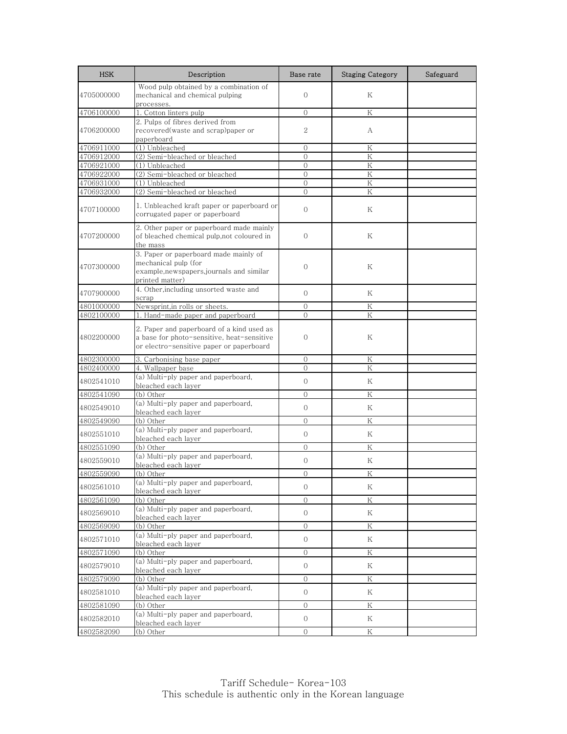| HSK | Description | Base rate | Staging Category | Safeguard |
| --- | --- | --- | --- | --- |
| 4705000000 | Wood pulp obtained by a combination of mechanical and chemical pulping processes. | 0 | K | |
| 4706100000 | 1. Cotton linters pulp | 0 | K | |
| 4706200000 | 2. Pulps of fibres derived from recovered(waste and scrap)paper or paperboard | 2 | A | |
| 4706911000 | (1) Unbleached | 0 | K | |
| 4706912000 | (2) Semi-bleached or bleached | 0 | K | |
| 4706921000 | (1) Unbleached | 0 | K | |
| 4706922000 | (2) Semi-bleached or bleached | 0 | K | |
| 4706931000 | (1) Unbleached | 0 | K | |
| 4706932000 | (2) Semi-bleached or bleached | 0 | K | |
| 4707100000 | 1. Unbleached kraft paper or paperboard or corrugated paper or paperboard | 0 | K | |
| 4707200000 | 2. Other paper or paperboard made mainly of bleached chemical pulp,not coloured in the mass | 0 | K | |
| 4707300000 | 3. Paper or paperboard made mainly of mechanical pulp (for example,newspapers,journals and similar printed matter) | 0 | K | |
| 4707900000 | 4. Other,including unsorted waste and scrap | 0 | K | |
| 4801000000 | Newsprint,in rolls or sheets. | 0 | K | |
| 4802100000 | 1. Hand-made paper and paperboard | 0 | K | |
| 4802200000 | 2. Paper and paperboard of a kind used as a base for photo-sensitive, heat-sensitive or electro-sensitive paper or paperboard | 0 | K | |
| 4802300000 | 3. Carbonising base paper | 0 | K | |
| 4802400000 | 4. Wallpaper base | 0 | K | |
| 4802541010 | (a) Multi-ply paper and paperboard, bleached each layer | 0 | K | |
| 4802541090 | (b) Other | 0 | K | |
| 4802549010 | (a) Multi-ply paper and paperboard, bleached each layer | 0 | K | |
| 4802549090 | (b) Other | 0 | K | |
| 4802551010 | (a) Multi-ply paper and paperboard, bleached each layer | 0 | K | |
| 4802551090 | (b) Other | 0 | K | |
| 4802559010 | (a) Multi-ply paper and paperboard, bleached each layer | 0 | K | |
| 4802559090 | (b) Other | 0 | K | |
| 4802561010 | (a) Multi-ply paper and paperboard, bleached each layer | 0 | K | |
| 4802561090 | (b) Other | 0 | K | |
| 4802569010 | (a) Multi-ply paper and paperboard, bleached each layer | 0 | K | |
| 4802569090 | (b) Other | 0 | K | |
| 4802571010 | (a) Multi-ply paper and paperboard, bleached each layer | 0 | K | |
| 4802571090 | (b) Other | 0 | K | |
| 4802579010 | (a) Multi-ply paper and paperboard, bleached each layer | 0 | K | |
| 4802579090 | (b) Other | 0 | K | |
| 4802581010 | (a) Multi-ply paper and paperboard, bleached each layer | 0 | K | |
| 4802581090 | (b) Other | 0 | K | |
| 4802582010 | (a) Multi-ply paper and paperboard, bleached each layer | 0 | K | |
| 4802582090 | (b) Other | 0 | K | |

Tariff Schedule- Korea-103
This schedule is authentic only in the Korean language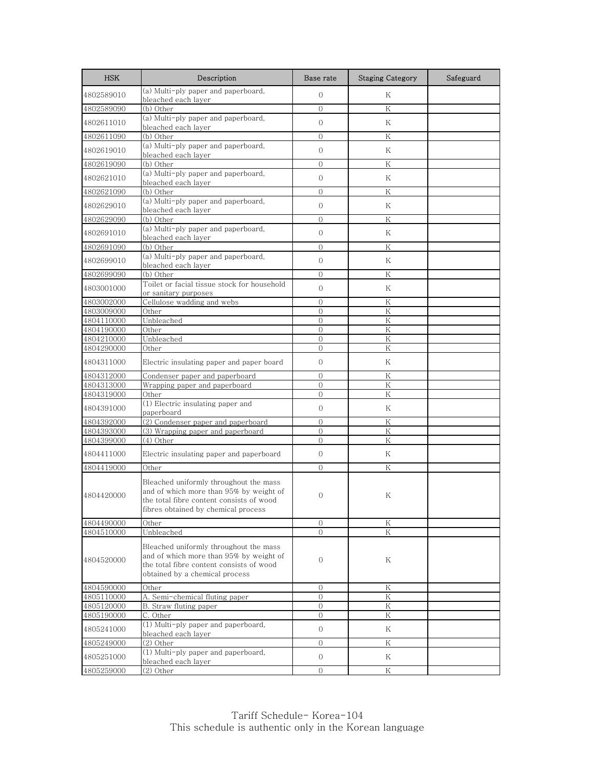| HSK | Description | Base rate | Staging Category | Safeguard |
|---|---|---|---|---|
| 4802589010 | (a) Multi-ply paper and paperboard, bleached each layer | 0 | K | |
| 4802589090 | (b) Other | 0 | K | |
| 4802611010 | (a) Multi-ply paper and paperboard, bleached each layer | 0 | K | |
| 4802611090 | (b) Other | 0 | K | |
| 4802619010 | (a) Multi-ply paper and paperboard, bleached each layer | 0 | K | |
| 4802619090 | (b) Other | 0 | K | |
| 4802621010 | (a) Multi-ply paper and paperboard, bleached each layer | 0 | K | |
| 4802621090 | (b) Other | 0 | K | |
| 4802629010 | (a) Multi-ply paper and paperboard, bleached each layer | 0 | K | |
| 4802629090 | (b) Other | 0 | K | |
| 4802691010 | (a) Multi-ply paper and paperboard, bleached each layer | 0 | K | |
| 4802691090 | (b) Other | 0 | K | |
| 4802699010 | (a) Multi-ply paper and paperboard, bleached each layer | 0 | K | |
| 4802699090 | (b) Other | 0 | K | |
| 4803001000 | Toilet or facial tissue stock for household or sanitary purposes | 0 | K | |
| 4803002000 | Cellulose wadding and webs | 0 | K | |
| 4803009000 | Other | 0 | K | |
| 4804110000 | Unbleached | 0 | K | |
| 4804190000 | Other | 0 | K | |
| 4804210000 | Unbleached | 0 | K | |
| 4804290000 | Other | 0 | K | |
| 4804311000 | Electric insulating paper and paper board | 0 | K | |
| 4804312000 | Condenser paper and paperboard | 0 | K | |
| 4804313000 | Wrapping paper and paperboard | 0 | K | |
| 4804319000 | Other | 0 | K | |
| 4804391000 | (1) Electric insulating paper and paperboard | 0 | K | |
| 4804392000 | (2) Condenser paper and paperboard | 0 | K | |
| 4804393000 | (3) Wrapping paper and paperboard | 0 | K | |
| 4804399000 | (4) Other | 0 | K | |
| 4804411000 | Electric insulating paper and paperboard | 0 | K | |
| 4804419000 | Other | 0 | K | |
| 4804420000 | Bleached uniformly throughout the mass and of which more than 95% by weight of the total fibre content consists of wood fibres obtained by chemical process | 0 | K | |
| 4804490000 | Other | 0 | K | |
| 4804510000 | Unbleached | 0 | K | |
| 4804520000 | Bleached uniformly throughout the mass and of which more than 95% by weight of the total fibre content consists of wood obtained by a chemical process | 0 | K | |
| 4804590000 | Other | 0 | K | |
| 4805110000 | A. Semi-chemical fluting paper | 0 | K | |
| 4805120000 | B. Straw fluting paper | 0 | K | |
| 4805190000 | C. Other | 0 | K | |
| 4805241000 | (1) Multi-ply paper and paperboard, bleached each layer | 0 | K | |
| 4805249000 | (2) Other | 0 | K | |
| 4805251000 | (1) Multi-ply paper and paperboard, bleached each layer | 0 | K | |
| 4805259000 | (2) Other | 0 | K | |

Tariff Schedule- Korea-104
This schedule is authentic only in the Korean language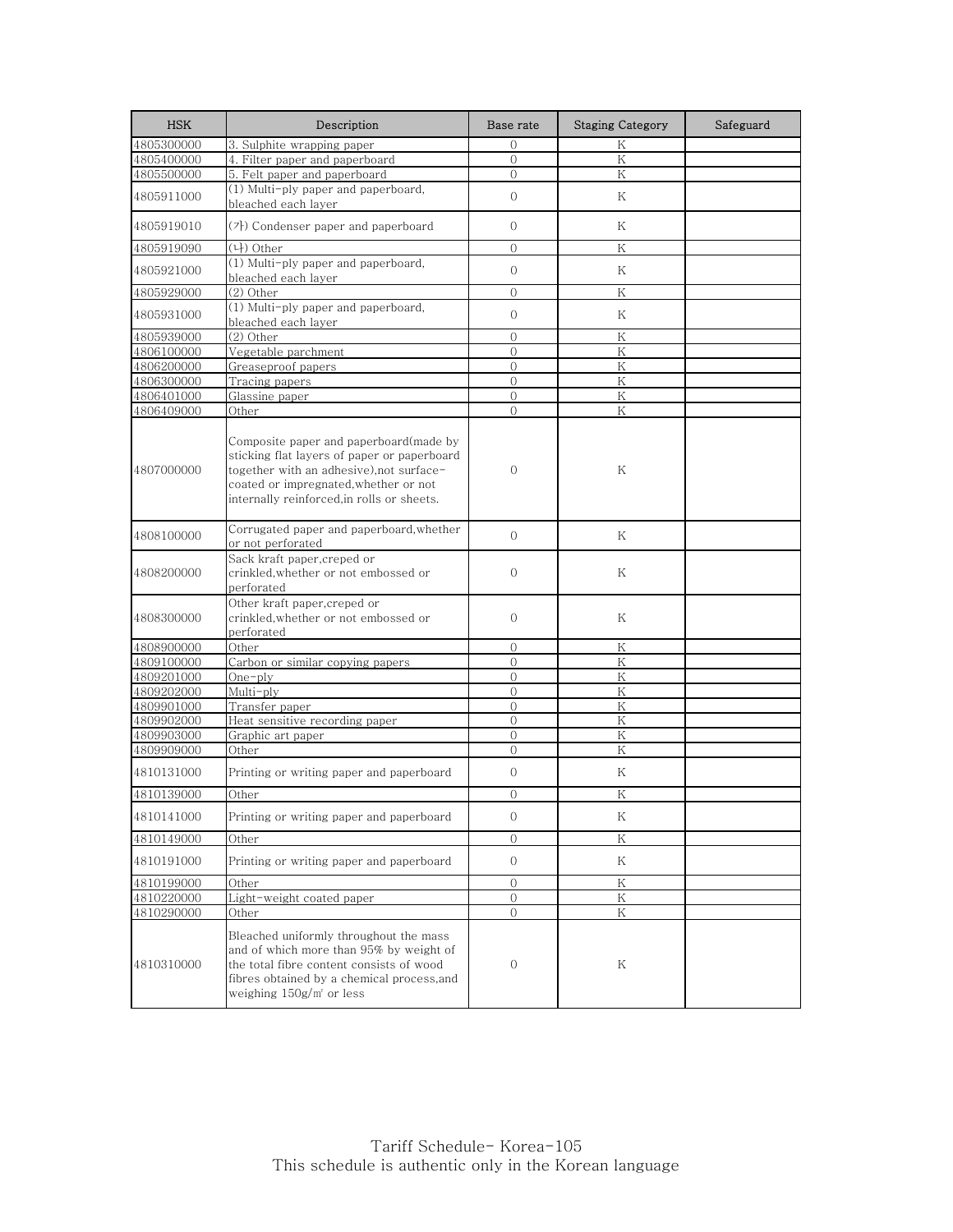| HSK | Description | Base rate | Staging Category | Safeguard |
|---|---|---|---|---|
| 4805300000 | 3. Sulphite wrapping paper | 0 | K | |
| 4805400000 | 4. Filter paper and paperboard | 0 | K | |
| 4805500000 | 5. Felt paper and paperboard | 0 | K | |
| 4805911000 | (1) Multi-ply paper and paperboard, bleached each layer | 0 | K | |
| 4805919010 | (가) Condenser paper and paperboard | 0 | K | |
| 4805919090 | (나) Other | 0 | K | |
| 4805921000 | (1) Multi-ply paper and paperboard, bleached each layer | 0 | K | |
| 4805929000 | (2) Other | 0 | K | |
| 4805931000 | (1) Multi-ply paper and paperboard, bleached each layer | 0 | K | |
| 4805939000 | (2) Other | 0 | K | |
| 4806100000 | Vegetable parchment | 0 | K | |
| 4806200000 | Greaseproof papers | 0 | K | |
| 4806300000 | Tracing papers | 0 | K | |
| 4806401000 | Glassine paper | 0 | K | |
| 4806409000 | Other | 0 | K | |
| 4807000000 | Composite paper and paperboard(made by sticking flat layers of paper or paperboard together with an adhesive),not surface-coated or impregnated,whether or not internally reinforced,in rolls or sheets. | 0 | K | |
| 4808100000 | Corrugated paper and paperboard,whether or not perforated | 0 | K | |
| 4808200000 | Sack kraft paper,creped or crinkled,whether or not embossed or perforated | 0 | K | |
| 4808300000 | Other kraft paper,creped or crinkled,whether or not embossed or perforated | 0 | K | |
| 4808900000 | Other | 0 | K | |
| 4809100000 | Carbon or similar copying papers | 0 | K | |
| 4809201000 | One-ply | 0 | K | |
| 4809202000 | Multi-ply | 0 | K | |
| 4809901000 | Transfer paper | 0 | K | |
| 4809902000 | Heat sensitive recording paper | 0 | K | |
| 4809903000 | Graphic art paper | 0 | K | |
| 4809909000 | Other | 0 | K | |
| 4810131000 | Printing or writing paper and paperboard | 0 | K | |
| 4810139000 | Other | 0 | K | |
| 4810141000 | Printing or writing paper and paperboard | 0 | K | |
| 4810149000 | Other | 0 | K | |
| 4810191000 | Printing or writing paper and paperboard | 0 | K | |
| 4810199000 | Other | 0 | K | |
| 4810220000 | Light-weight coated paper | 0 | K | |
| 4810290000 | Other | 0 | K | |
| 4810310000 | Bleached uniformly throughout the mass and of which more than 95% by weight of the total fibre content consists of wood fibres obtained by a chemical process,and weighing 150g/㎡ or less | 0 | K | |

Tariff Schedule- Korea-105
This schedule is authentic only in the Korean language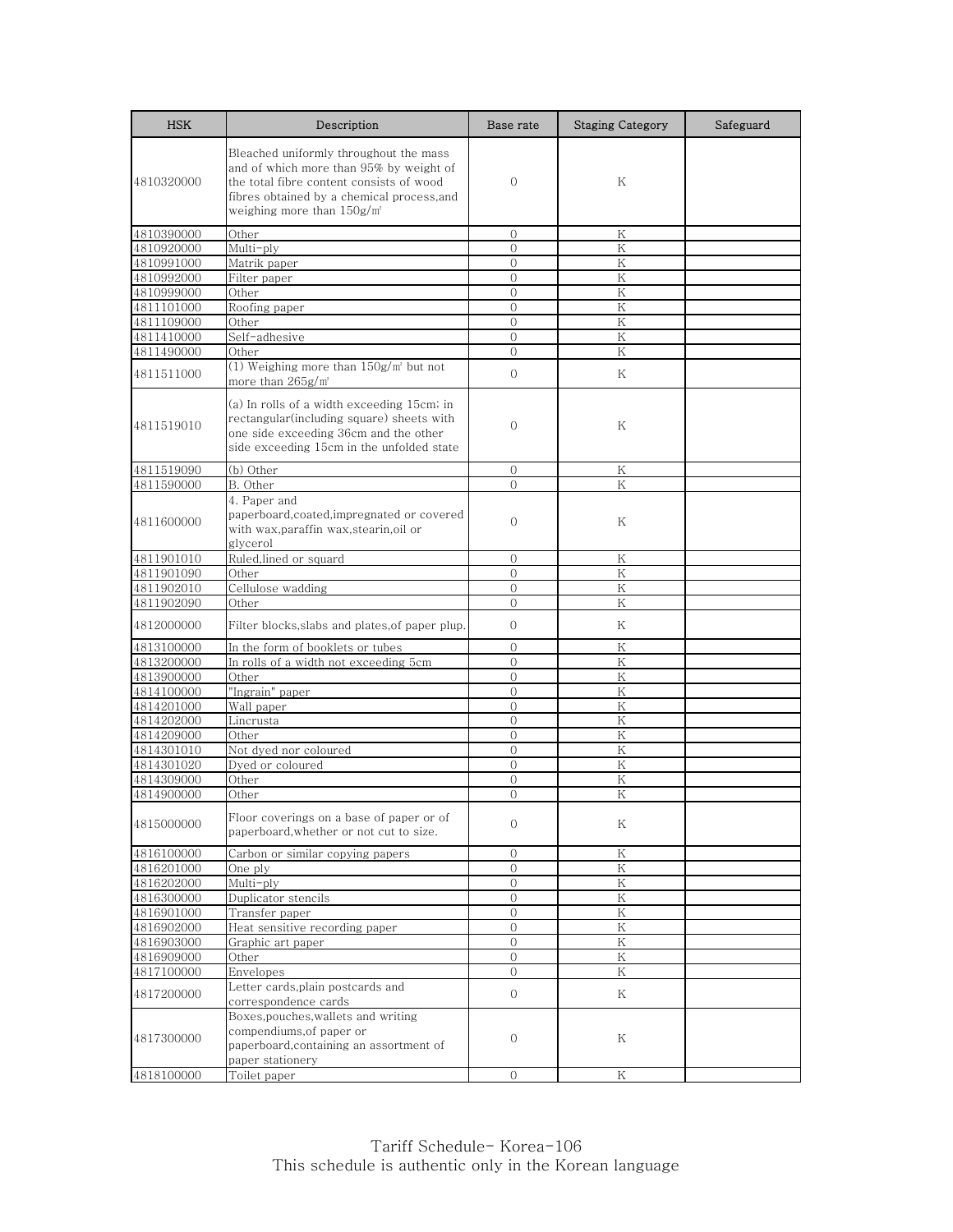| HSK | Description | Base rate | Staging Category | Safeguard |
|---|---|---|---|---|
| 4810320000 | Bleached uniformly throughout the mass and of which more than 95% by weight of the total fibre content consists of wood fibres obtained by a chemical process,and weighing more than 150g/㎡ | 0 | K | |
| 4810390000 | Other | 0 | K | |
| 4810920000 | Multi-ply | 0 | K | |
| 4810991000 | Matrik paper | 0 | K | |
| 4810992000 | Filter paper | 0 | K | |
| 4810999000 | Other | 0 | K | |
| 4811101000 | Roofing paper | 0 | K | |
| 4811109000 | Other | 0 | K | |
| 4811410000 | Self-adhesive | 0 | K | |
| 4811490000 | Other | 0 | K | |
| 4811511000 | (1) Weighing more than 150g/㎡ but not more than 265g/㎡ | 0 | K | |
| 4811519010 | (a) In rolls of a width exceeding 15cm; in rectangular(including square) sheets with one side exceeding 36cm and the other side exceeding 15cm in the unfolded state | 0 | K | |
| 4811519090 | (b) Other | 0 | K | |
| 4811590000 | B. Other | 0 | K | |
| 4811600000 | 4. Paper and paperboard,coated,impregnated or covered with wax,paraffin wax,stearin,oil or glycerol | 0 | K | |
| 4811901010 | Ruled,lined or squard | 0 | K | |
| 4811901090 | Other | 0 | K | |
| 4811902010 | Cellulose wadding | 0 | K | |
| 4811902090 | Other | 0 | K | |
| 4812000000 | Filter blocks,slabs and plates,of paper plup. | 0 | K | |
| 4813100000 | In the form of booklets or tubes | 0 | K | |
| 4813200000 | In rolls of a width not exceeding 5cm | 0 | K | |
| 4813900000 | Other | 0 | K | |
| 4814100000 | "Ingrain" paper | 0 | K | |
| 4814201000 | Wall paper | 0 | K | |
| 4814202000 | Lincrusta | 0 | K | |
| 4814209000 | Other | 0 | K | |
| 4814301010 | Not dyed nor coloured | 0 | K | |
| 4814301020 | Dyed or coloured | 0 | K | |
| 4814309000 | Other | 0 | K | |
| 4814900000 | Other | 0 | K | |
| 4815000000 | Floor coverings on a base of paper or of paperboard,whether or not cut to size. | 0 | K | |
| 4816100000 | Carbon or similar copying papers | 0 | K | |
| 4816201000 | One ply | 0 | K | |
| 4816202000 | Multi-ply | 0 | K | |
| 4816300000 | Duplicator stencils | 0 | K | |
| 4816901000 | Transfer paper | 0 | K | |
| 4816902000 | Heat sensitive recording paper | 0 | K | |
| 4816903000 | Graphic art paper | 0 | K | |
| 4816909000 | Other | 0 | K | |
| 4817100000 | Envelopes | 0 | K | |
| 4817200000 | Letter cards,plain postcards and correspondence cards | 0 | K | |
| 4817300000 | Boxes,pouches,wallets and writing compendiums,of paper or paperboard,containing an assortment of paper stationery | 0 | K | |
| 4818100000 | Toilet paper | 0 | K | |

Tariff Schedule- Korea-106
This schedule is authentic only in the Korean language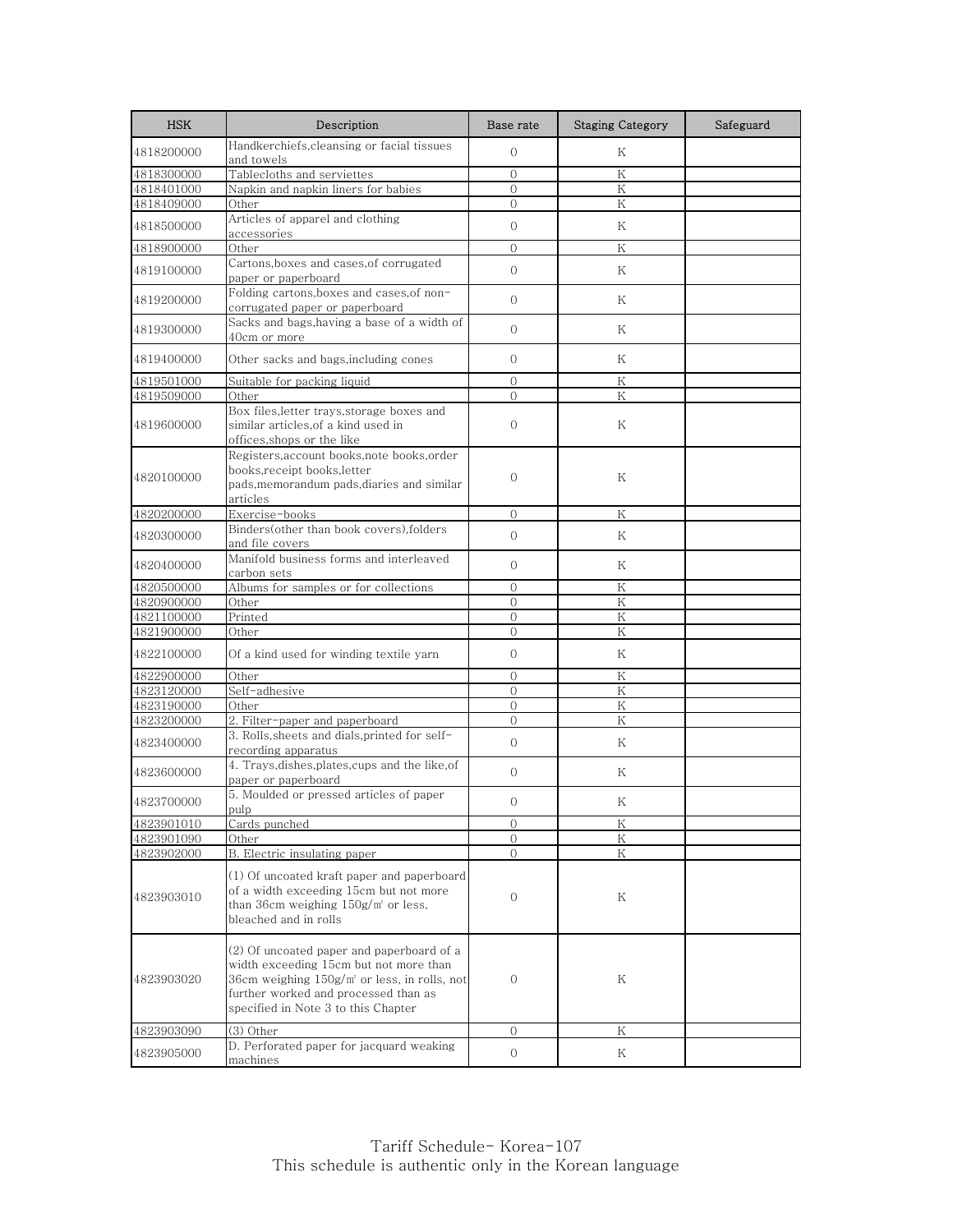| HSK | Description | Base rate | Staging Category | Safeguard |
|---|---|---|---|---|
| 4818200000 | Handkerchiefs,cleansing or facial tissues and towels | 0 | K | |
| 4818300000 | Tablecloths and serviettes | 0 | K | |
| 4818401000 | Napkin and napkin liners for babies | 0 | K | |
| 4818409000 | Other | 0 | K | |
| 4818500000 | Articles of apparel and clothing accessories | 0 | K | |
| 4818900000 | Other | 0 | K | |
| 4819100000 | Cartons,boxes and cases,of corrugated paper or paperboard | 0 | K | |
| 4819200000 | Folding cartons,boxes and cases,of non-corrugated paper or paperboard | 0 | K | |
| 4819300000 | Sacks and bags,having a base of a width of 40cm or more | 0 | K | |
| 4819400000 | Other sacks and bags,including cones | 0 | K | |
| 4819501000 | Suitable for packing liquid | 0 | K | |
| 4819509000 | Other | 0 | K | |
| 4819600000 | Box files,letter trays,storage boxes and similar articles,of a kind used in offices,shops or the like | 0 | K | |
| 4820100000 | Registers,account books,note books,order books,receipt books,letter pads,memorandum pads,diaries and similar articles | 0 | K | |
| 4820200000 | Exercise-books | 0 | K | |
| 4820300000 | Binders(other than book covers),folders and file covers | 0 | K | |
| 4820400000 | Manifold business forms and interleaved carbon sets | 0 | K | |
| 4820500000 | Albums for samples or for collections | 0 | K | |
| 4820900000 | Other | 0 | K | |
| 4821100000 | Printed | 0 | K | |
| 4821900000 | Other | 0 | K | |
| 4822100000 | Of a kind used for winding textile yarn | 0 | K | |
| 4822900000 | Other | 0 | K | |
| 4823120000 | Self-adhesive | 0 | K | |
| 4823190000 | Other | 0 | K | |
| 4823200000 | 2. Filter-paper and paperboard | 0 | K | |
| 4823400000 | 3. Rolls,sheets and dials,printed for self-recording apparatus | 0 | K | |
| 4823600000 | 4. Trays,dishes,plates,cups and the like,of paper or paperboard | 0 | K | |
| 4823700000 | 5. Moulded or pressed articles of paper pulp | 0 | K | |
| 4823901010 | Cards punched | 0 | K | |
| 4823901090 | Other | 0 | K | |
| 4823902000 | B. Electric insulating paper | 0 | K | |
| 4823903010 | (1) Of uncoated kraft paper and paperboard of a width exceeding 15cm but not more than 36cm weighing 150g/㎡ or less, bleached and in rolls | 0 | K | |
| 4823903020 | (2) Of uncoated paper and paperboard of a width exceeding 15cm but not more than 36cm weighing 150g/㎡ or less, in rolls, not further worked and processed than as specified in Note 3 to this Chapter | 0 | K | |
| 4823903090 | (3) Other | 0 | K | |
| 4823905000 | D. Perforated paper for jacquard weaking machines | 0 | K | |

Tariff Schedule- Korea-107
This schedule is authentic only in the Korean language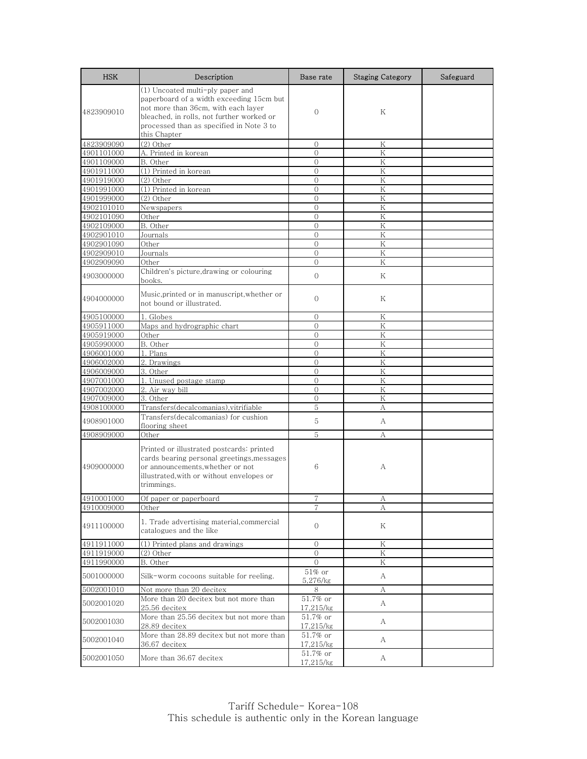| HSK | Description | Base rate | Staging Category | Safeguard |
|---|---|---|---|---|
| 4823909010 | (1) Uncoated multi-ply paper and paperboard of a width exceeding 15cm but not more than 36cm, with each layer bleached, in rolls, not further worked or processed than as specified in Note 3 to this Chapter | 0 | K | |
| 4823909090 | (2) Other | 0 | K | |
| 4901101000 | A. Printed in korean | 0 | K | |
| 4901109000 | B. Other | 0 | K | |
| 4901911000 | (1) Printed in korean | 0 | K | |
| 4901919000 | (2) Other | 0 | K | |
| 4901991000 | (1) Printed in korean | 0 | K | |
| 4901999000 | (2) Other | 0 | K | |
| 4902101010 | Newspapers | 0 | K | |
| 4902101090 | Other | 0 | K | |
| 4902109000 | B. Other | 0 | K | |
| 4902901010 | Journals | 0 | K | |
| 4902901090 | Other | 0 | K | |
| 4902909010 | Journals | 0 | K | |
| 4902909090 | Other | 0 | K | |
| 4903000000 | Children's picture,drawing or colouring books. | 0 | K | |
| 4904000000 | Music,printed or in manuscript,whether or not bound or illustrated. | 0 | K | |
| 4905100000 | 1. Globes | 0 | K | |
| 4905911000 | Maps and hydrographic chart | 0 | K | |
| 4905919000 | Other | 0 | K | |
| 4905990000 | B. Other | 0 | K | |
| 4906001000 | 1. Plans | 0 | K | |
| 4906002000 | 2. Drawings | 0 | K | |
| 4906009000 | 3. Other | 0 | K | |
| 4907001000 | 1. Unused postage stamp | 0 | K | |
| 4907002000 | 2. Air way bill | 0 | K | |
| 4907009000 | 3. Other | 0 | K | |
| 4908100000 | Transfers(decalcomanias),vitrifiable | 5 | A | |
| 4908901000 | Transfers(decalcomanias) for cushion flooring sheet | 5 | A | |
| 4908909000 | Other | 5 | A | |
| 4909000000 | Printed or illustrated postcards: printed cards bearing personal greetings,messages or announcements,whether or not illustrated,with or without envelopes or trimmings. | 6 | A | |
| 4910001000 | Of paper or paperboard | 7 | A | |
| 4910009000 | Other | 7 | A | |
| 4911100000 | 1. Trade advertising material,commercial catalogues and the like | 0 | K | |
| 4911911000 | (1) Printed plans and drawings | 0 | K | |
| 4911919000 | (2) Other | 0 | K | |
| 4911990000 | B. Other | 0 | K | |
| 5001000000 | Silk-worm cocoons suitable for reeling. | 51% or 5,276/kg | A | |
| 5002001010 | Not more than 20 decitex | 8 | A | |
| 5002001020 | More than 20 decitex but not more than 25.56 decitex | 51.7% or 17,215/kg | A | |
| 5002001030 | More than 25.56 decitex but not more than 28.89 decitex | 51.7% or 17,215/kg | A | |
| 5002001040 | More than 28.89 decitex but not more than 36.67 decitex | 51.7% or 17,215/kg | A | |
| 5002001050 | More than 36.67 decitex | 51.7% or 17,215/kg | A | |

Tariff Schedule- Korea-108
This schedule is authentic only in the Korean language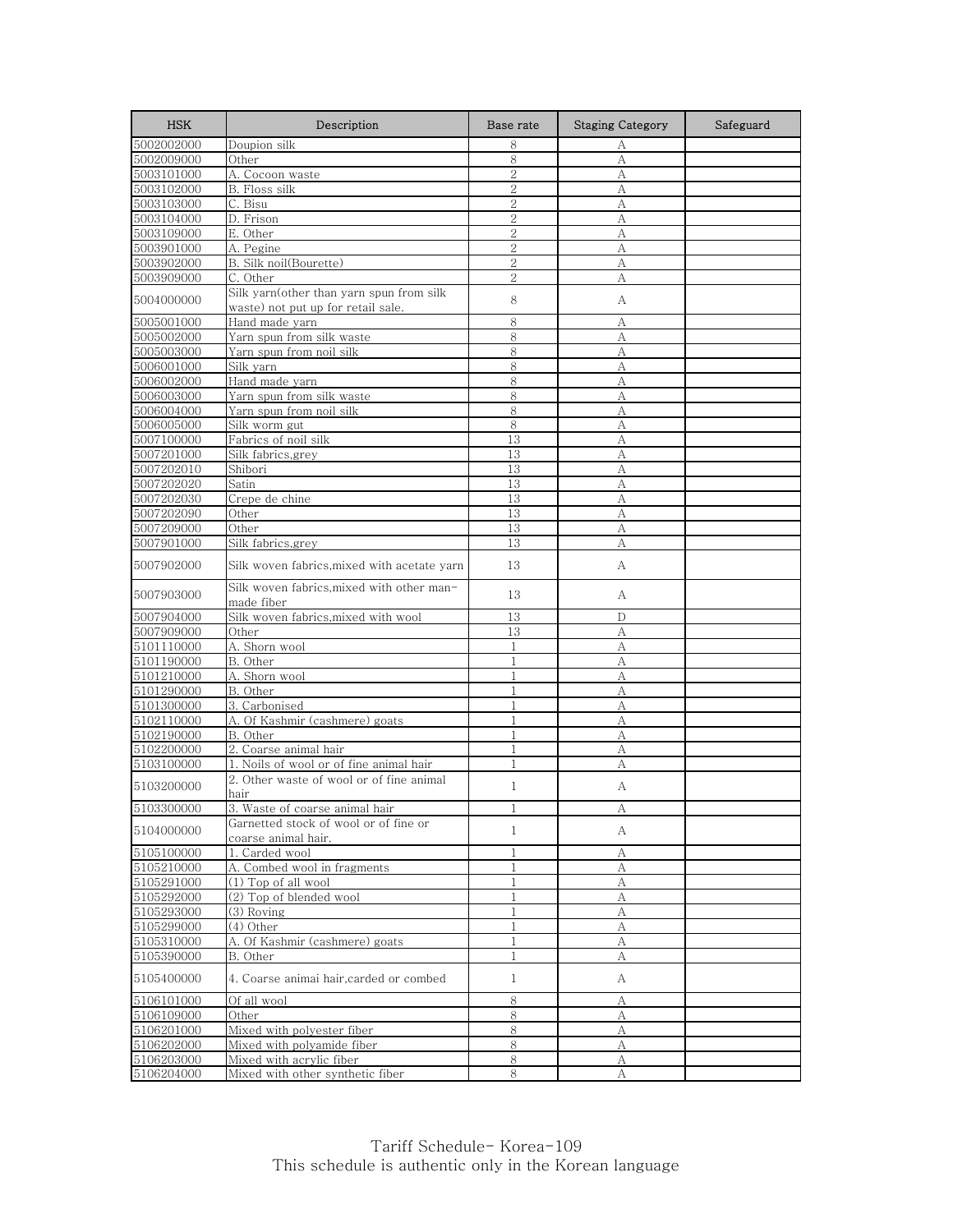| HSK | Description | Base rate | Staging Category | Safeguard |
|---|---|---|---|---|
| 5002002000 | Doupion silk | 8 | A | |
| 5002009000 | Other | 8 | A | |
| 5003101000 | A. Cocoon waste | 2 | A | |
| 5003102000 | B. Floss silk | 2 | A | |
| 5003103000 | C. Bisu | 2 | A | |
| 5003104000 | D. Frison | 2 | A | |
| 5003109000 | E. Other | 2 | A | |
| 5003901000 | A. Pegine | 2 | A | |
| 5003902000 | B. Silk noil(Bourette) | 2 | A | |
| 5003909000 | C. Other | 2 | A | |
| 5004000000 | Silk yarn(other than yarn spun from silk waste) not put up for retail sale. | 8 | A | |
| 5005001000 | Hand made yarn | 8 | A | |
| 5005002000 | Yarn spun from silk waste | 8 | A | |
| 5005003000 | Yarn spun from noil silk | 8 | A | |
| 5006001000 | Silk yarn | 8 | A | |
| 5006002000 | Hand made yarn | 8 | A | |
| 5006003000 | Yarn spun from silk waste | 8 | A | |
| 5006004000 | Yarn spun from noil silk | 8 | A | |
| 5006005000 | Silk worm gut | 8 | A | |
| 5007100000 | Fabrics of noil silk | 13 | A | |
| 5007201000 | Silk fabrics,grey | 13 | A | |
| 5007202010 | Shibori | 13 | A | |
| 5007202020 | Satin | 13 | A | |
| 5007202030 | Crepe de chine | 13 | A | |
| 5007202090 | Other | 13 | A | |
| 5007209000 | Other | 13 | A | |
| 5007901000 | Silk fabrics,grey | 13 | A | |
| 5007902000 | Silk woven fabrics,mixed with acetate yarn | 13 | A | |
| 5007903000 | Silk woven fabrics,mixed with other man-made fiber | 13 | A | |
| 5007904000 | Silk woven fabrics,mixed with wool | 13 | D | |
| 5007909000 | Other | 13 | A | |
| 5101110000 | A. Shorn wool | 1 | A | |
| 5101190000 | B. Other | 1 | A | |
| 5101210000 | A. Shorn wool | 1 | A | |
| 5101290000 | B. Other | 1 | A | |
| 5101300000 | 3. Carbonised | 1 | A | |
| 5102110000 | A. Of Kashmir (cashmere) goats | 1 | A | |
| 5102190000 | B. Other | 1 | A | |
| 5102200000 | 2. Coarse animal hair | 1 | A | |
| 5103100000 | 1. Noils of wool or of fine animal hair | 1 | A | |
| 5103200000 | 2. Other waste of wool or of fine animal hair | 1 | A | |
| 5103300000 | 3. Waste of coarse animal hair | 1 | A | |
| 5104000000 | Garnetted stock of wool or of fine or coarse animal hair. | 1 | A | |
| 5105100000 | 1. Carded wool | 1 | A | |
| 5105210000 | A. Combed wool in fragments | 1 | A | |
| 5105291000 | (1) Top of all wool | 1 | A | |
| 5105292000 | (2) Top of blended wool | 1 | A | |
| 5105293000 | (3) Roving | 1 | A | |
| 5105299000 | (4) Other | 1 | A | |
| 5105310000 | A. Of Kashmir (cashmere) goats | 1 | A | |
| 5105390000 | B. Other | 1 | A | |
| 5105400000 | 4. Coarse animai hair,carded or combed | 1 | A | |
| 5106101000 | Of all wool | 8 | A | |
| 5106109000 | Other | 8 | A | |
| 5106201000 | Mixed with polyester fiber | 8 | A | |
| 5106202000 | Mixed with polyamide fiber | 8 | A | |
| 5106203000 | Mixed with acrylic fiber | 8 | A | |
| 5106204000 | Mixed with other synthetic fiber | 8 | A | |

Tariff Schedule- Korea-109
This schedule is authentic only in the Korean language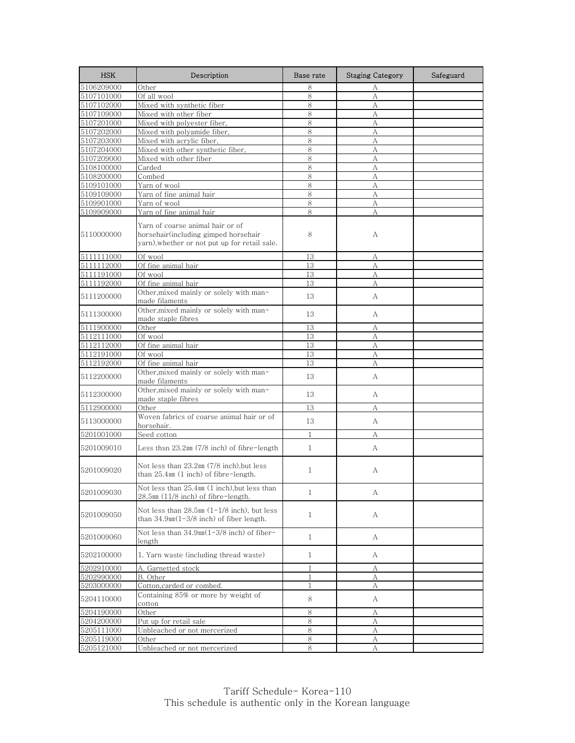| HSK | Description | Base rate | Staging Category | Safeguard |
|---|---|---|---|---|
| 5106209000 | Other | 8 | A | |
| 5107101000 | Of all wool | 8 | A | |
| 5107102000 | Mixed with synthetic fiber | 8 | A | |
| 5107109000 | Mixed with other fiber | 8 | A | |
| 5107201000 | Mixed with polyester fiber, | 8 | A | |
| 5107202000 | Mixed with polyamide fiber, | 8 | A | |
| 5107203000 | Mixed with acrylic fiber, | 8 | A | |
| 5107204000 | Mixed with other synthetic fiber, | 8 | A | |
| 5107209000 | Mixed with other fiber | 8 | A | |
| 5108100000 | Carded | 8 | A | |
| 5108200000 | Combed | 8 | A | |
| 5109101000 | Yarn of wool | 8 | A | |
| 5109109000 | Yarn of fine animal hair | 8 | A | |
| 5109901000 | Yarn of wool | 8 | A | |
| 5109909000 | Yarn of fine animal hair | 8 | A | |
| 5110000000 | Yarn of coarse animal hair or of horsehair(including gimped horsehair yarn),whether or not put up for retail sale. | 8 | A | |
| 5111111000 | Of wool | 13 | A | |
| 5111112000 | Of fine animal hair | 13 | A | |
| 5111191000 | Of wool | 13 | A | |
| 5111192000 | Of fine animal hair | 13 | A | |
| 5111200000 | Other,mixed mainly or solely with man-made filaments | 13 | A | |
| 5111300000 | Other,mixed mainly or solely with man-made staple fibres | 13 | A | |
| 5111900000 | Other | 13 | A | |
| 5112111000 | Of wool | 13 | A | |
| 5112112000 | Of fine animal hair | 13 | A | |
| 5112191000 | Of wool | 13 | A | |
| 5112192000 | Of fine animal hair | 13 | A | |
| 5112200000 | Other,mixed mainly or solely with man-made filaments | 13 | A | |
| 5112300000 | Other,mixed mainly or solely with man-made staple fibres | 13 | A | |
| 5112900000 | Other | 13 | A | |
| 5113000000 | Woven fabrics of coarse animal hair or of horsehair. | 13 | A | |
| 5201001000 | Seed cotton | 1 | A | |
| 5201009010 | Less thsn 23.2㎜ (7/8 inch) of fibre-length | 1 | A | |
| 5201009020 | Not less than 23.2㎜ (7/8 inch),but less than 25.4㎜ (1 inch) of fibre-length. | 1 | A | |
| 5201009030 | Not less than 25.4㎜ (1 inch),but less than 28.5㎜ (11/8 inch) of fibre-length. | 1 | A | |
| 5201009050 | Not less than 28.5㎜ (1-1/8 inch), but less than 34.9㎜(1-3/8 inch) of fiber length. | 1 | A | |
| 5201009060 | Not less than 34.9㎜(1-3/8 inch) of fiber-length | 1 | A | |
| 5202100000 | 1. Yarn waste (including thread waste) | 1 | A | |
| 5202910000 | A. Garnetted stock | 1 | A | |
| 5202990000 | B. Other | 1 | A | |
| 5203000000 | Cotton,carded or combed. | 1 | A | |
| 5204110000 | Containing 85% or more by weight of cotton | 8 | A | |
| 5204190000 | Other | 8 | A | |
| 5204200000 | Put up for retail sale | 8 | A | |
| 5205111000 | Unbleached or not mercerized | 8 | A | |
| 5205119000 | Other | 8 | A | |
| 5205121000 | Unbleached or not mercerized | 8 | A | |

Tariff Schedule- Korea-110
This schedule is authentic only in the Korean language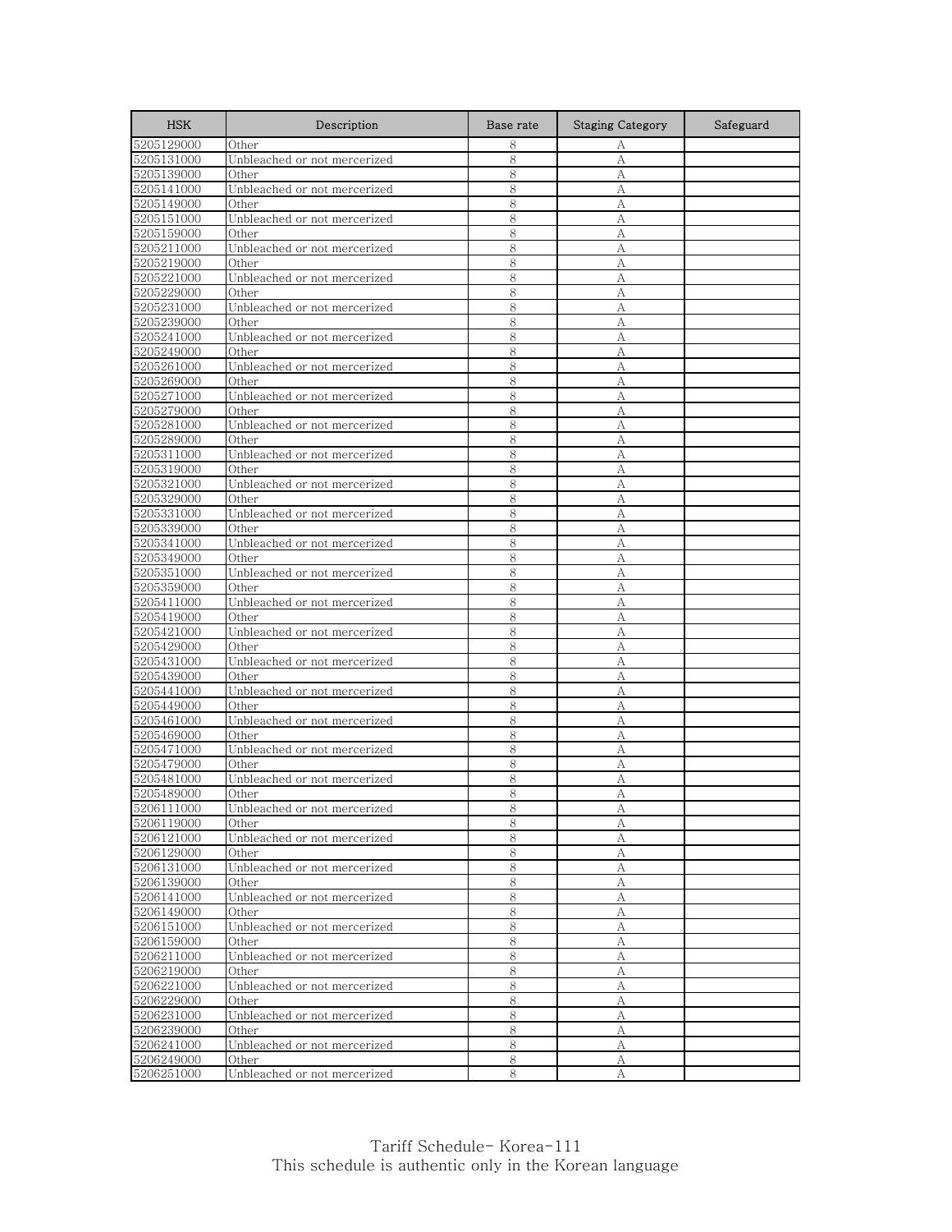| HSK | Description | Base rate | Staging Category | Safeguard |
| --- | --- | --- | --- | --- |
| 5205129000 | Other | 8 | A | |
| 5205131000 | Unbleached or not mercerized | 8 | A | |
| 5205139000 | Other | 8 | A | |
| 5205141000 | Unbleached or not mercerized | 8 | A | |
| 5205149000 | Other | 8 | A | |
| 5205151000 | Unbleached or not mercerized | 8 | A | |
| 5205159000 | Other | 8 | A | |
| 5205211000 | Unbleached or not mercerized | 8 | A | |
| 5205219000 | Other | 8 | A | |
| 5205221000 | Unbleached or not mercerized | 8 | A | |
| 5205229000 | Other | 8 | A | |
| 5205231000 | Unbleached or not mercerized | 8 | A | |
| 5205239000 | Other | 8 | A | |
| 5205241000 | Unbleached or not mercerized | 8 | A | |
| 5205249000 | Other | 8 | A | |
| 5205261000 | Unbleached or not mercerized | 8 | A | |
| 5205269000 | Other | 8 | A | |
| 5205271000 | Unbleached or not mercerized | 8 | A | |
| 5205279000 | Other | 8 | A | |
| 5205281000 | Unbleached or not mercerized | 8 | A | |
| 5205289000 | Other | 8 | A | |
| 5205311000 | Unbleached or not mercerized | 8 | A | |
| 5205319000 | Other | 8 | A | |
| 5205321000 | Unbleached or not mercerized | 8 | A | |
| 5205329000 | Other | 8 | A | |
| 5205331000 | Unbleached or not mercerized | 8 | A | |
| 5205339000 | Other | 8 | A | |
| 5205341000 | Unbleached or not mercerized | 8 | A | |
| 5205349000 | Other | 8 | A | |
| 5205351000 | Unbleached or not mercerized | 8 | A | |
| 5205359000 | Other | 8 | A | |
| 5205411000 | Unbleached or not mercerized | 8 | A | |
| 5205419000 | Other | 8 | A | |
| 5205421000 | Unbleached or not mercerized | 8 | A | |
| 5205429000 | Other | 8 | A | |
| 5205431000 | Unbleached or not mercerized | 8 | A | |
| 5205439000 | Other | 8 | A | |
| 5205441000 | Unbleached or not mercerized | 8 | A | |
| 5205449000 | Other | 8 | A | |
| 5205461000 | Unbleached or not mercerized | 8 | A | |
| 5205469000 | Other | 8 | A | |
| 5205471000 | Unbleached or not mercerized | 8 | A | |
| 5205479000 | Other | 8 | A | |
| 5205481000 | Unbleached or not mercerized | 8 | A | |
| 5205489000 | Other | 8 | A | |
| 5206111000 | Unbleached or not mercerized | 8 | A | |
| 5206119000 | Other | 8 | A | |
| 5206121000 | Unbleached or not mercerized | 8 | A | |
| 5206129000 | Other | 8 | A | |
| 5206131000 | Unbleached or not mercerized | 8 | A | |
| 5206139000 | Other | 8 | A | |
| 5206141000 | Unbleached or not mercerized | 8 | A | |
| 5206149000 | Other | 8 | A | |
| 5206151000 | Unbleached or not mercerized | 8 | A | |
| 5206159000 | Other | 8 | A | |
| 5206211000 | Unbleached or not mercerized | 8 | A | |
| 5206219000 | Other | 8 | A | |
| 5206221000 | Unbleached or not mercerized | 8 | A | |
| 5206229000 | Other | 8 | A | |
| 5206231000 | Unbleached or not mercerized | 8 | A | |
| 5206239000 | Other | 8 | A | |
| 5206241000 | Unbleached or not mercerized | 8 | A | |
| 5206249000 | Other | 8 | A | |
| 5206251000 | Unbleached or not mercerized | 8 | A | |

Tariff Schedule- Korea-111
This schedule is authentic only in the Korean language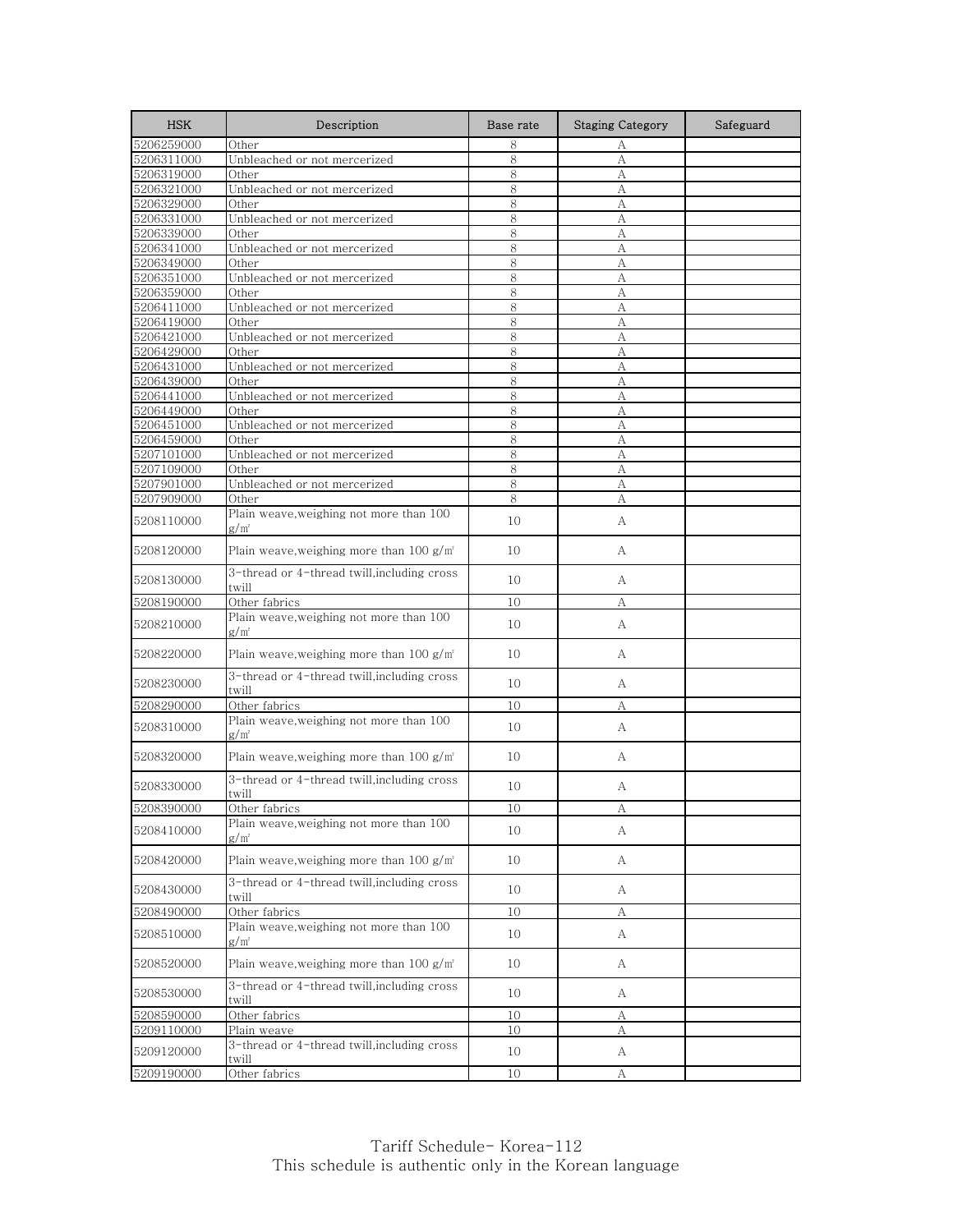| HSK | Description | Base rate | Staging Category | Safeguard |
| --- | --- | --- | --- | --- |
| 5206259000 | Other | 8 | A | |
| 5206311000 | Unbleached or not mercerized | 8 | A | |
| 5206319000 | Other | 8 | A | |
| 5206321000 | Unbleached or not mercerized | 8 | A | |
| 5206329000 | Other | 8 | A | |
| 5206331000 | Unbleached or not mercerized | 8 | A | |
| 5206339000 | Other | 8 | A | |
| 5206341000 | Unbleached or not mercerized | 8 | A | |
| 5206349000 | Other | 8 | A | |
| 5206351000 | Unbleached or not mercerized | 8 | A | |
| 5206359000 | Other | 8 | A | |
| 5206411000 | Unbleached or not mercerized | 8 | A | |
| 5206419000 | Other | 8 | A | |
| 5206421000 | Unbleached or not mercerized | 8 | A | |
| 5206429000 | Other | 8 | A | |
| 5206431000 | Unbleached or not mercerized | 8 | A | |
| 5206439000 | Other | 8 | A | |
| 5206441000 | Unbleached or not mercerized | 8 | A | |
| 5206449000 | Other | 8 | A | |
| 5206451000 | Unbleached or not mercerized | 8 | A | |
| 5206459000 | Other | 8 | A | |
| 5207101000 | Unbleached or not mercerized | 8 | A | |
| 5207109000 | Other | 8 | A | |
| 5207901000 | Unbleached or not mercerized | 8 | A | |
| 5207909000 | Other | 8 | A | |
| 5208110000 | Plain weave,weighing not more than 100 g/㎡ | 10 | A | |
| 5208120000 | Plain weave,weighing more than 100 g/㎡ | 10 | A | |
| 5208130000 | 3-thread or 4-thread twill,including cross twill | 10 | A | |
| 5208190000 | Other fabrics | 10 | A | |
| 5208210000 | Plain weave,weighing not more than 100 g/㎡ | 10 | A | |
| 5208220000 | Plain weave,weighing more than 100 g/㎡ | 10 | A | |
| 5208230000 | 3-thread or 4-thread twill,including cross twill | 10 | A | |
| 5208290000 | Other fabrics | 10 | A | |
| 5208310000 | Plain weave,weighing not more than 100 g/㎡ | 10 | A | |
| 5208320000 | Plain weave,weighing more than 100 g/㎡ | 10 | A | |
| 5208330000 | 3-thread or 4-thread twill,including cross twill | 10 | A | |
| 5208390000 | Other fabrics | 10 | A | |
| 5208410000 | Plain weave,weighing not more than 100 g/㎡ | 10 | A | |
| 5208420000 | Plain weave,weighing more than 100 g/㎡ | 10 | A | |
| 5208430000 | 3-thread or 4-thread twill,including cross twill | 10 | A | |
| 5208490000 | Other fabrics | 10 | A | |
| 5208510000 | Plain weave,weighing not more than 100 g/㎡ | 10 | A | |
| 5208520000 | Plain weave,weighing more than 100 g/㎡ | 10 | A | |
| 5208530000 | 3-thread or 4-thread twill,including cross twill | 10 | A | |
| 5208590000 | Other fabrics | 10 | A | |
| 5209110000 | Plain weave | 10 | A | |
| 5209120000 | 3-thread or 4-thread twill,including cross twill | 10 | A | |
| 5209190000 | Other fabrics | 10 | A | |

Tariff Schedule- Korea-112
This schedule is authentic only in the Korean language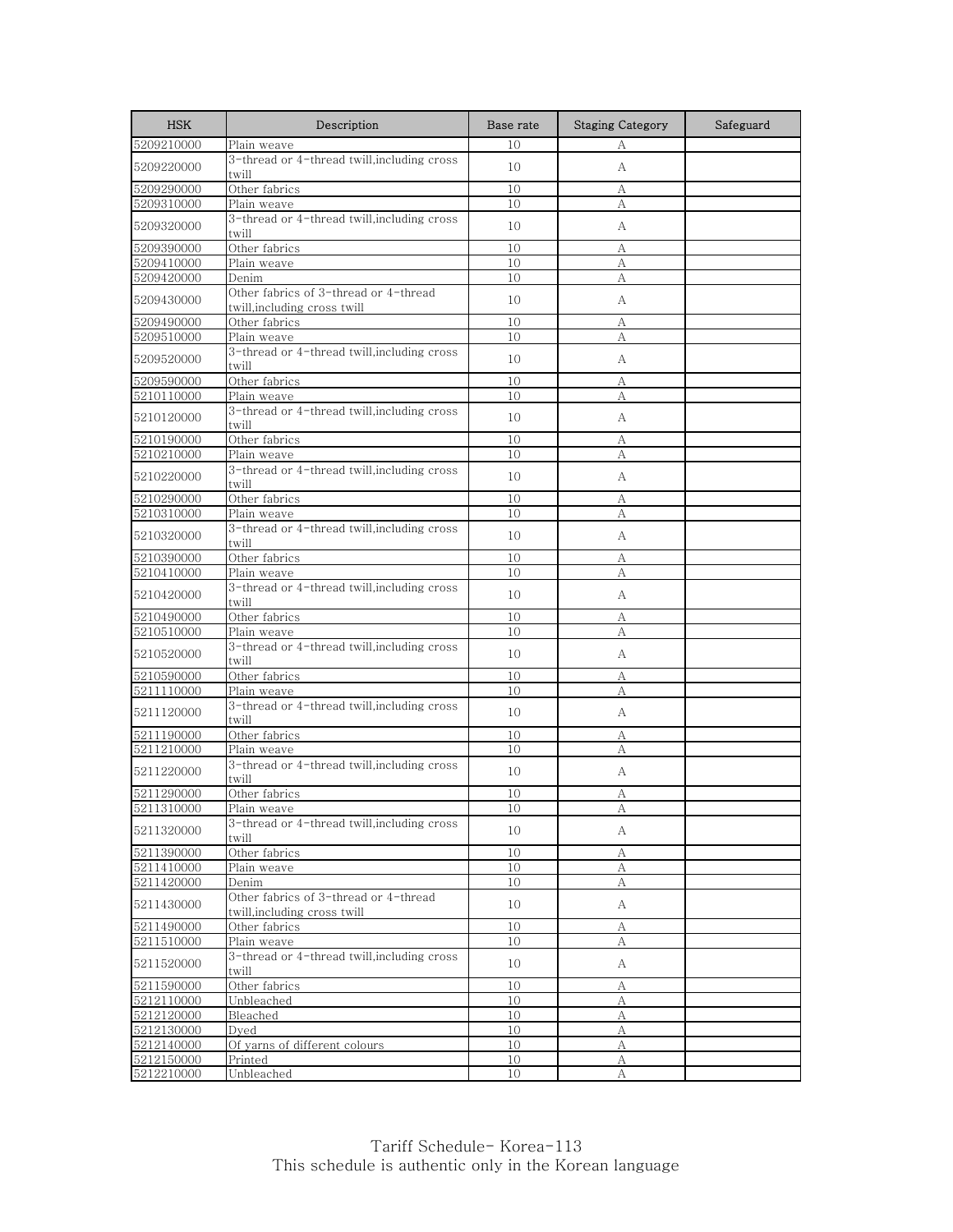| HSK | Description | Base rate | Staging Category | Safeguard |
|---|---|---|---|---|
| 5209210000 | Plain weave | 10 | A | |
| 5209220000 | 3-thread or 4-thread twill,including cross twill | 10 | A | |
| 5209290000 | Other fabrics | 10 | A | |
| 5209310000 | Plain weave | 10 | A | |
| 5209320000 | 3-thread or 4-thread twill,including cross twill | 10 | A | |
| 5209390000 | Other fabrics | 10 | A | |
| 5209410000 | Plain weave | 10 | A | |
| 5209420000 | Denim | 10 | A | |
| 5209430000 | Other fabrics of 3-thread or 4-thread twill,including cross twill | 10 | A | |
| 5209490000 | Other fabrics | 10 | A | |
| 5209510000 | Plain weave | 10 | A | |
| 5209520000 | 3-thread or 4-thread twill,including cross twill | 10 | A | |
| 5209590000 | Other fabrics | 10 | A | |
| 5210110000 | Plain weave | 10 | A | |
| 5210120000 | 3-thread or 4-thread twill,including cross twill | 10 | A | |
| 5210190000 | Other fabrics | 10 | A | |
| 5210210000 | Plain weave | 10 | A | |
| 5210220000 | 3-thread or 4-thread twill,including cross twill | 10 | A | |
| 5210290000 | Other fabrics | 10 | A | |
| 5210310000 | Plain weave | 10 | A | |
| 5210320000 | 3-thread or 4-thread twill,including cross twill | 10 | A | |
| 5210390000 | Other fabrics | 10 | A | |
| 5210410000 | Plain weave | 10 | A | |
| 5210420000 | 3-thread or 4-thread twill,including cross twill | 10 | A | |
| 5210490000 | Other fabrics | 10 | A | |
| 5210510000 | Plain weave | 10 | A | |
| 5210520000 | 3-thread or 4-thread twill,including cross twill | 10 | A | |
| 5210590000 | Other fabrics | 10 | A | |
| 5211110000 | Plain weave | 10 | A | |
| 5211120000 | 3-thread or 4-thread twill,including cross twill | 10 | A | |
| 5211190000 | Other fabrics | 10 | A | |
| 5211210000 | Plain weave | 10 | A | |
| 5211220000 | 3-thread or 4-thread twill,including cross twill | 10 | A | |
| 5211290000 | Other fabrics | 10 | A | |
| 5211310000 | Plain weave | 10 | A | |
| 5211320000 | 3-thread or 4-thread twill,including cross twill | 10 | A | |
| 5211390000 | Other fabrics | 10 | A | |
| 5211410000 | Plain weave | 10 | A | |
| 5211420000 | Denim | 10 | A | |
| 5211430000 | Other fabrics of 3-thread or 4-thread twill,including cross twill | 10 | A | |
| 5211490000 | Other fabrics | 10 | A | |
| 5211510000 | Plain weave | 10 | A | |
| 5211520000 | 3-thread or 4-thread twill,including cross twill | 10 | A | |
| 5211590000 | Other fabrics | 10 | A | |
| 5212110000 | Unbleached | 10 | A | |
| 5212120000 | Bleached | 10 | A | |
| 5212130000 | Dyed | 10 | A | |
| 5212140000 | Of yarns of different colours | 10 | A | |
| 5212150000 | Printed | 10 | A | |
| 5212210000 | Unbleached | 10 | A | |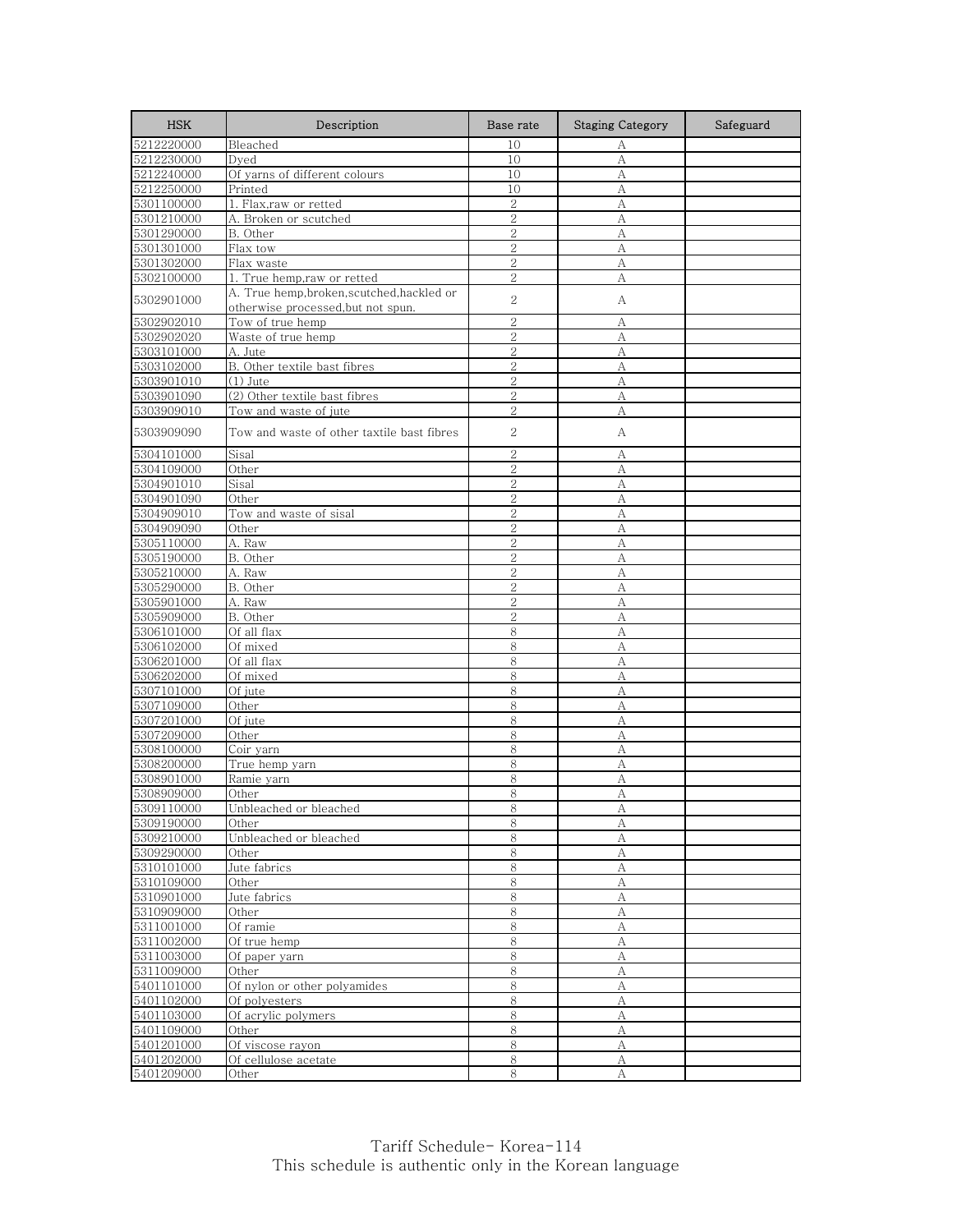| HSK | Description | Base rate | Staging Category | Safeguard |
|---|---|---|---|---|
| 5212220000 | Bleached | 10 | A | |
| 5212230000 | Dyed | 10 | A | |
| 5212240000 | Of yarns of different colours | 10 | A | |
| 5212250000 | Printed | 10 | A | |
| 5301100000 | 1. Flax,raw or retted | 2 | A | |
| 5301210000 | A. Broken or scutched | 2 | A | |
| 5301290000 | B. Other | 2 | A | |
| 5301301000 | Flax tow | 2 | A | |
| 5301302000 | Flax waste | 2 | A | |
| 5302100000 | 1. True hemp,raw or retted | 2 | A | |
| 5302901000 | A. True hemp,broken,scutched,hackled or otherwise processed,but not spun. | 2 | A | |
| 5302902010 | Tow of true hemp | 2 | A | |
| 5302902020 | Waste of true hemp | 2 | A | |
| 5303101000 | A. Jute | 2 | A | |
| 5303102000 | B. Other textile bast fibres | 2 | A | |
| 5303901010 | (1) Jute | 2 | A | |
| 5303901090 | (2) Other textile bast fibres | 2 | A | |
| 5303909010 | Tow and waste of jute | 2 | A | |
| 5303909090 | Tow and waste of other taxtile bast fibres | 2 | A | |
| 5304101000 | Sisal | 2 | A | |
| 5304109000 | Other | 2 | A | |
| 5304901010 | Sisal | 2 | A | |
| 5304901090 | Other | 2 | A | |
| 5304909010 | Tow and waste of sisal | 2 | A | |
| 5304909090 | Other | 2 | A | |
| 5305110000 | A. Raw | 2 | A | |
| 5305190000 | B. Other | 2 | A | |
| 5305210000 | A. Raw | 2 | A | |
| 5305290000 | B. Other | 2 | A | |
| 5305901000 | A. Raw | 2 | A | |
| 5305909000 | B. Other | 2 | A | |
| 5306101000 | Of all flax | 8 | A | |
| 5306102000 | Of mixed | 8 | A | |
| 5306201000 | Of all flax | 8 | A | |
| 5306202000 | Of mixed | 8 | A | |
| 5307101000 | Of jute | 8 | A | |
| 5307109000 | Other | 8 | A | |
| 5307201000 | Of jute | 8 | A | |
| 5307209000 | Other | 8 | A | |
| 5308100000 | Coir yarn | 8 | A | |
| 5308200000 | True hemp yarn | 8 | A | |
| 5308901000 | Ramie yarn | 8 | A | |
| 5308909000 | Other | 8 | A | |
| 5309110000 | Unbleached or bleached | 8 | A | |
| 5309190000 | Other | 8 | A | |
| 5309210000 | Unbleached or bleached | 8 | A | |
| 5309290000 | Other | 8 | A | |
| 5310101000 | Jute fabrics | 8 | A | |
| 5310109000 | Other | 8 | A | |
| 5310901000 | Jute fabrics | 8 | A | |
| 5310909000 | Other | 8 | A | |
| 5311001000 | Of ramie | 8 | A | |
| 5311002000 | Of true hemp | 8 | A | |
| 5311003000 | Of paper yarn | 8 | A | |
| 5311009000 | Other | 8 | A | |
| 5401101000 | Of nylon or other polyamides | 8 | A | |
| 5401102000 | Of polyesters | 8 | A | |
| 5401103000 | Of acrylic polymers | 8 | A | |
| 5401109000 | Other | 8 | A | |
| 5401201000 | Of viscose rayon | 8 | A | |
| 5401202000 | Of cellulose acetate | 8 | A | |
| 5401209000 | Other | 8 | A | |

Tariff Schedule- Korea-114
This schedule is authentic only in the Korean language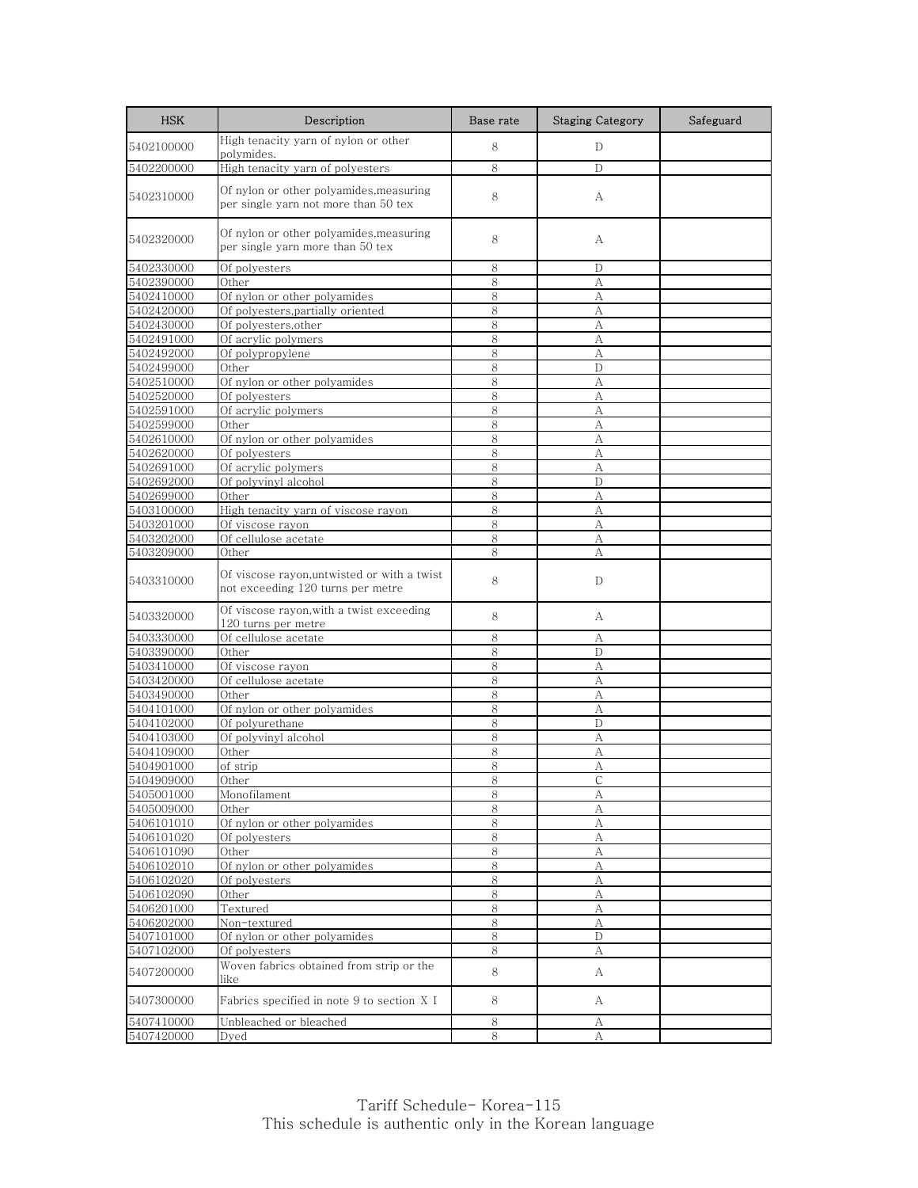| HSK | Description | Base rate | Staging Category | Safeguard |
| --- | --- | --- | --- | --- |
| 5402100000 | High tenacity yarn of nylon or other polymides. | 8 | D | |
| 5402200000 | High tenacity yarn of polyesters | 8 | D | |
| 5402310000 | Of nylon or other polyamides,measuring per single yarn not more than 50 tex | 8 | A | |
| 5402320000 | Of nylon or other polyamides,measuring per single yarn more than 50 tex | 8 | A | |
| 5402330000 | Of polyesters | 8 | D | |
| 5402390000 | Other | 8 | A | |
| 5402410000 | Of nylon or other polyamides | 8 | A | |
| 5402420000 | Of polyesters,partially oriented | 8 | A | |
| 5402430000 | Of polyesters,other | 8 | A | |
| 5402491000 | Of acrylic polymers | 8 | A | |
| 5402492000 | Of polypropylene | 8 | A | |
| 5402499000 | Other | 8 | D | |
| 5402510000 | Of nylon or other polyamides | 8 | A | |
| 5402520000 | Of polyesters | 8 | A | |
| 5402591000 | Of acrylic polymers | 8 | A | |
| 5402599000 | Other | 8 | A | |
| 5402610000 | Of nylon or other polyamides | 8 | A | |
| 5402620000 | Of polyesters | 8 | A | |
| 5402691000 | Of acrylic polymers | 8 | A | |
| 5402692000 | Of polyvinyl alcohol | 8 | D | |
| 5402699000 | Other | 8 | A | |
| 5403100000 | High tenacity yarn of viscose rayon | 8 | A | |
| 5403201000 | Of viscose rayon | 8 | A | |
| 5403202000 | Of cellulose acetate | 8 | A | |
| 5403209000 | Other | 8 | A | |
| 5403310000 | Of viscose rayon,untwisted or with a twist not exceeding 120 turns per metre | 8 | D | |
| 5403320000 | Of viscose rayon,with a twist exceeding 120 turns per metre | 8 | A | |
| 5403330000 | Of cellulose acetate | 8 | A | |
| 5403390000 | Other | 8 | D | |
| 5403410000 | Of viscose rayon | 8 | A | |
| 5403420000 | Of cellulose acetate | 8 | A | |
| 5403490000 | Other | 8 | A | |
| 5404101000 | Of nylon or other polyamides | 8 | A | |
| 5404102000 | Of polyurethane | 8 | D | |
| 5404103000 | Of polyvinyl alcohol | 8 | A | |
| 5404109000 | Other | 8 | A | |
| 5404901000 | of strip | 8 | A | |
| 5404909000 | Other | 8 | C | |
| 5405001000 | Monofilament | 8 | A | |
| 5405009000 | Other | 8 | A | |
| 5406101010 | Of nylon or other polyamides | 8 | A | |
| 5406101020 | Of polyesters | 8 | A | |
| 5406101090 | Other | 8 | A | |
| 5406102010 | Of nylon or other polyamides | 8 | A | |
| 5406102020 | Of polyesters | 8 | A | |
| 5406102090 | Other | 8 | A | |
| 5406201000 | Textured | 8 | A | |
| 5406202000 | Non-textured | 8 | A | |
| 5407101000 | Of nylon or other polyamides | 8 | D | |
| 5407102000 | Of polyesters | 8 | A | |
| 5407200000 | Woven fabrics obtained from strip or the like | 8 | A | |
| 5407300000 | Fabrics specified in note 9 to section X I | 8 | A | |
| 5407410000 | Unbleached or bleached | 8 | A | |
| 5407420000 | Dyed | 8 | A | |

Tariff Schedule- Korea-115
This schedule is authentic only in the Korean language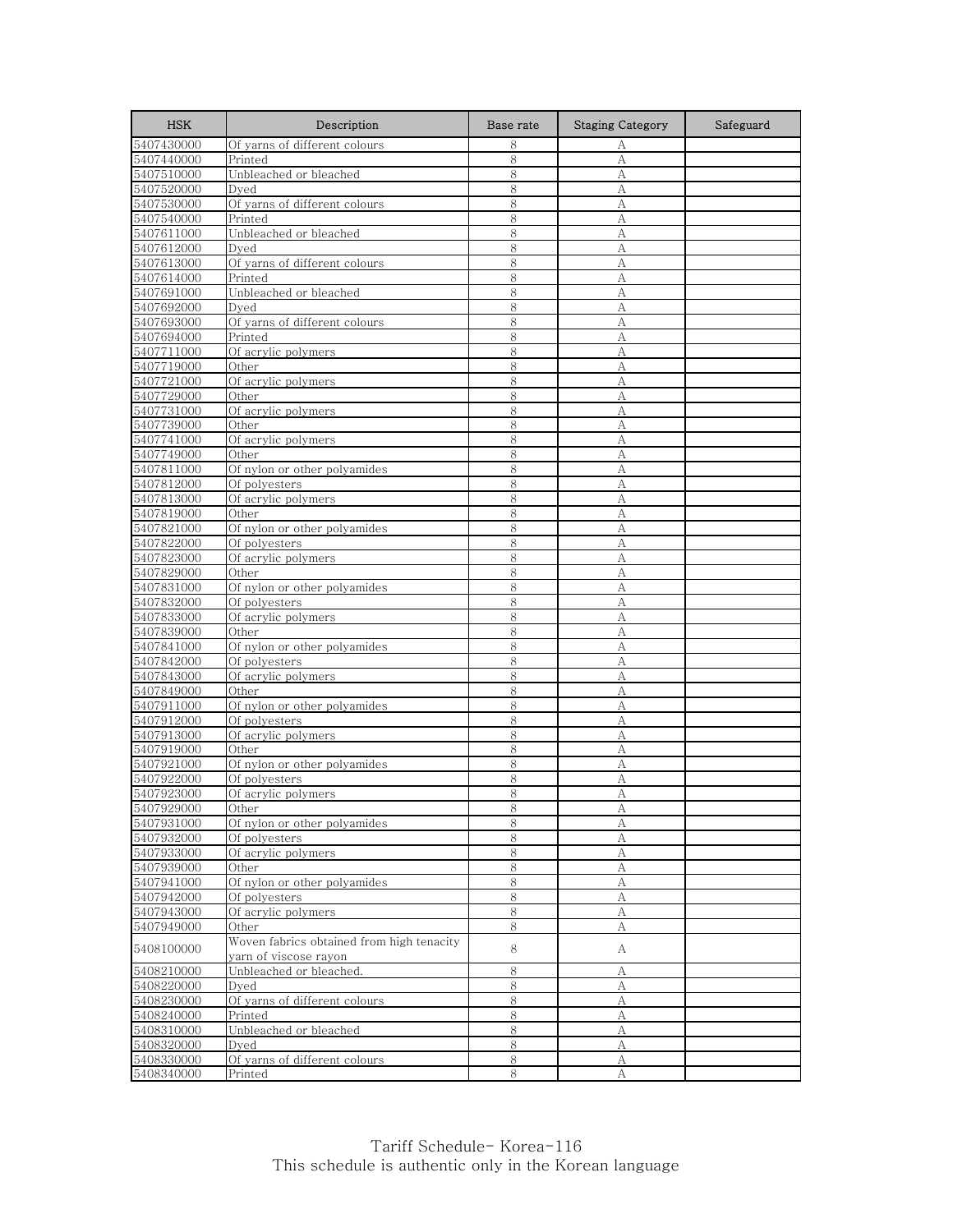| HSK | Description | Base rate | Staging Category | Safeguard |
|---|---|---|---|---|
| 5407430000 | Of yarns of different colours | 8 | A | |
| 5407440000 | Printed | 8 | A | |
| 5407510000 | Unbleached or bleached | 8 | A | |
| 5407520000 | Dyed | 8 | A | |
| 5407530000 | Of yarns of different colours | 8 | A | |
| 5407540000 | Printed | 8 | A | |
| 5407611000 | Unbleached or bleached | 8 | A | |
| 5407612000 | Dyed | 8 | A | |
| 5407613000 | Of yarns of different colours | 8 | A | |
| 5407614000 | Printed | 8 | A | |
| 5407691000 | Unbleached or bleached | 8 | A | |
| 5407692000 | Dyed | 8 | A | |
| 5407693000 | Of yarns of different colours | 8 | A | |
| 5407694000 | Printed | 8 | A | |
| 5407711000 | Of acrylic polymers | 8 | A | |
| 5407719000 | Other | 8 | A | |
| 5407721000 | Of acrylic polymers | 8 | A | |
| 5407729000 | Other | 8 | A | |
| 5407731000 | Of acrylic polymers | 8 | A | |
| 5407739000 | Other | 8 | A | |
| 5407741000 | Of acrylic polymers | 8 | A | |
| 5407749000 | Other | 8 | A | |
| 5407811000 | Of nylon or other polyamides | 8 | A | |
| 5407812000 | Of polyesters | 8 | A | |
| 5407813000 | Of acrylic polymers | 8 | A | |
| 5407819000 | Other | 8 | A | |
| 5407821000 | Of nylon or other polyamides | 8 | A | |
| 5407822000 | Of polyesters | 8 | A | |
| 5407823000 | Of acrylic polymers | 8 | A | |
| 5407829000 | Other | 8 | A | |
| 5407831000 | Of nylon or other polyamides | 8 | A | |
| 5407832000 | Of polyesters | 8 | A | |
| 5407833000 | Of acrylic polymers | 8 | A | |
| 5407839000 | Other | 8 | A | |
| 5407841000 | Of nylon or other polyamides | 8 | A | |
| 5407842000 | Of polyesters | 8 | A | |
| 5407843000 | Of acrylic polymers | 8 | A | |
| 5407849000 | Other | 8 | A | |
| 5407911000 | Of nylon or other polyamides | 8 | A | |
| 5407912000 | Of polyesters | 8 | A | |
| 5407913000 | Of acrylic polymers | 8 | A | |
| 5407919000 | Other | 8 | A | |
| 5407921000 | Of nylon or other polyamides | 8 | A | |
| 5407922000 | Of polyesters | 8 | A | |
| 5407923000 | Of acrylic polymers | 8 | A | |
| 5407929000 | Other | 8 | A | |
| 5407931000 | Of nylon or other polyamides | 8 | A | |
| 5407932000 | Of polyesters | 8 | A | |
| 5407933000 | Of acrylic polymers | 8 | A | |
| 5407939000 | Other | 8 | A | |
| 5407941000 | Of nylon or other polyamides | 8 | A | |
| 5407942000 | Of polyesters | 8 | A | |
| 5407943000 | Of acrylic polymers | 8 | A | |
| 5407949000 | Other | 8 | A | |
| 5408100000 | Woven fabrics obtained from high tenacity yarn of viscose rayon | 8 | A | |
| 5408210000 | Unbleached or bleached. | 8 | A | |
| 5408220000 | Dyed | 8 | A | |
| 5408230000 | Of yarns of different colours | 8 | A | |
| 5408240000 | Printed | 8 | A | |
| 5408310000 | Unbleached or bleached | 8 | A | |
| 5408320000 | Dyed | 8 | A | |
| 5408330000 | Of yarns of different colours | 8 | A | |
| 5408340000 | Printed | 8 | A | |

Tariff Schedule- Korea-116
This schedule is authentic only in the Korean language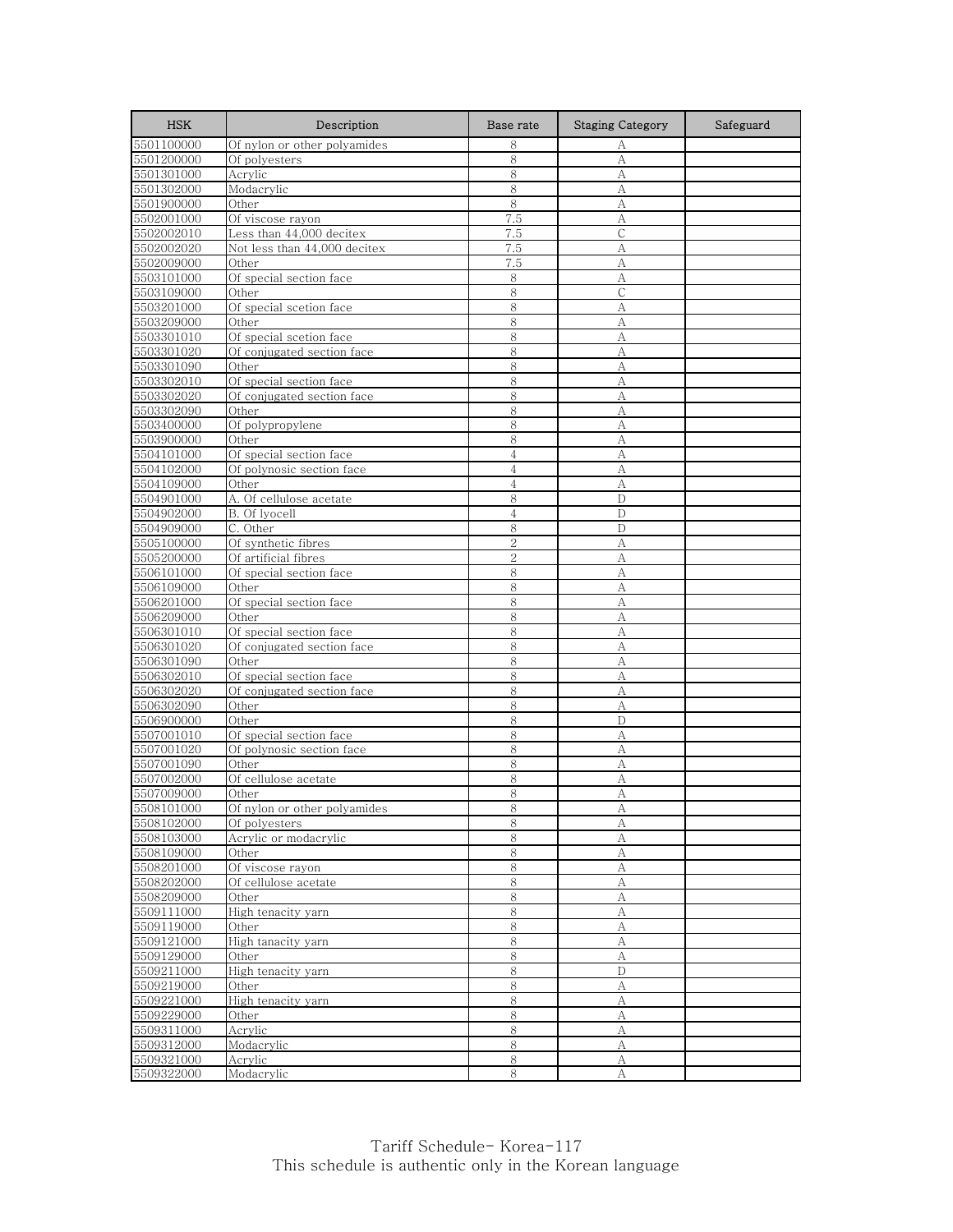| HSK | Description | Base rate | Staging Category | Safeguard |
|---|---|---|---|---|
| 5501100000 | Of nylon or other polyamides | 8 | A | |
| 5501200000 | Of polyesters | 8 | A | |
| 5501301000 | Acrylic | 8 | A | |
| 5501302000 | Modacrylic | 8 | A | |
| 5501900000 | Other | 8 | A | |
| 5502001000 | Of viscose rayon | 7.5 | A | |
| 5502002010 | Less than 44,000 decitex | 7.5 | C | |
| 5502002020 | Not less than 44,000 decitex | 7.5 | A | |
| 5502009000 | Other | 7.5 | A | |
| 5503101000 | Of special section face | 8 | A | |
| 5503109000 | Other | 8 | C | |
| 5503201000 | Of special scetion face | 8 | A | |
| 5503209000 | Other | 8 | A | |
| 5503301010 | Of special scetion face | 8 | A | |
| 5503301020 | Of conjugated section face | 8 | A | |
| 5503301090 | Other | 8 | A | |
| 5503302010 | Of special section face | 8 | A | |
| 5503302020 | Of conjugated section face | 8 | A | |
| 5503302090 | Other | 8 | A | |
| 5503400000 | Of polypropylene | 8 | A | |
| 5503900000 | Other | 8 | A | |
| 5504101000 | Of special section face | 4 | A | |
| 5504102000 | Of polynosic section face | 4 | A | |
| 5504109000 | Other | 4 | A | |
| 5504901000 | A. Of cellulose acetate | 8 | D | |
| 5504902000 | B. Of lyocell | 4 | D | |
| 5504909000 | C. Other | 8 | D | |
| 5505100000 | Of synthetic fibres | 2 | A | |
| 5505200000 | Of artificial fibres | 2 | A | |
| 5506101000 | Of special section face | 8 | A | |
| 5506109000 | Other | 8 | A | |
| 5506201000 | Of special section face | 8 | A | |
| 5506209000 | Other | 8 | A | |
| 5506301010 | Of special section face | 8 | A | |
| 5506301020 | Of conjugated section face | 8 | A | |
| 5506301090 | Other | 8 | A | |
| 5506302010 | Of special section face | 8 | A | |
| 5506302020 | Of conjugated section face | 8 | A | |
| 5506302090 | Other | 8 | A | |
| 5506900000 | Other | 8 | D | |
| 5507001010 | Of special section face | 8 | A | |
| 5507001020 | Of polynosic section face | 8 | A | |
| 5507001090 | Other | 8 | A | |
| 5507002000 | Of cellulose acetate | 8 | A | |
| 5507009000 | Other | 8 | A | |
| 5508101000 | Of nylon or other polyamides | 8 | A | |
| 5508102000 | Of polyesters | 8 | A | |
| 5508103000 | Acrylic or modacrylic | 8 | A | |
| 5508109000 | Other | 8 | A | |
| 5508201000 | Of viscose rayon | 8 | A | |
| 5508202000 | Of cellulose acetate | 8 | A | |
| 5508209000 | Other | 8 | A | |
| 5509111000 | High tenacity yarn | 8 | A | |
| 5509119000 | Other | 8 | A | |
| 5509121000 | High tanacity yarn | 8 | A | |
| 5509129000 | Other | 8 | A | |
| 5509211000 | High tenacity yarn | 8 | D | |
| 5509219000 | Other | 8 | A | |
| 5509221000 | High tenacity yarn | 8 | A | |
| 5509229000 | Other | 8 | A | |
| 5509311000 | Acrylic | 8 | A | |
| 5509312000 | Modacrylic | 8 | A | |
| 5509321000 | Acrylic | 8 | A | |
| 5509322000 | Modacrylic | 8 | A | |

Tariff Schedule- Korea-117
This schedule is authentic only in the Korean language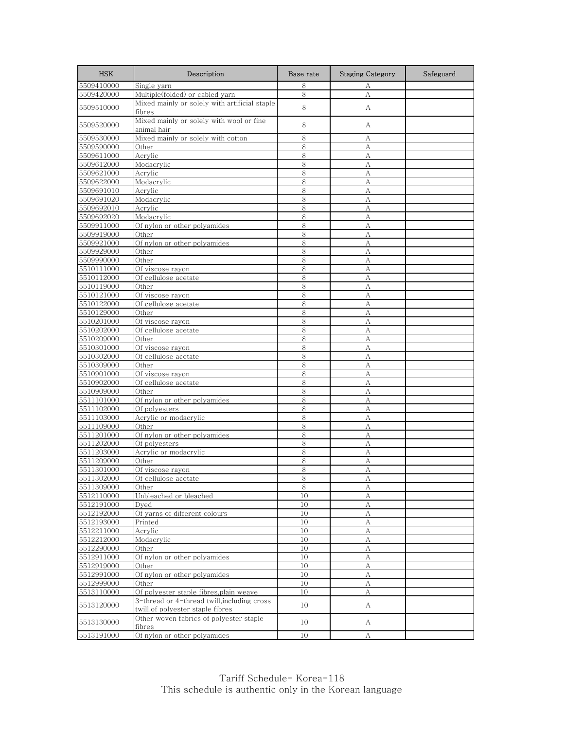| HSK | Description | Base rate | Staging Category | Safeguard |
|---|---|---|---|---|
| 5509410000 | Single yarn | 8 | A | |
| 5509420000 | Multiple(folded) or cabled yarn | 8 | A | |
| 5509510000 | Mixed mainly or solely with artificial staple fibres | 8 | A | |
| 5509520000 | Mixed mainly or solely with wool or fine animal hair | 8 | A | |
| 5509530000 | Mixed mainly or solely with cotton | 8 | A | |
| 5509590000 | Other | 8 | A | |
| 5509611000 | Acrylic | 8 | A | |
| 5509612000 | Modacrylic | 8 | A | |
| 5509621000 | Acrylic | 8 | A | |
| 5509622000 | Modacrylic | 8 | A | |
| 5509691010 | Acrylic | 8 | A | |
| 5509691020 | Modacrylic | 8 | A | |
| 5509692010 | Acrylic | 8 | A | |
| 5509692020 | Modacrylic | 8 | A | |
| 5509911000 | Of nylon or other polyamides | 8 | A | |
| 5509919000 | Other | 8 | A | |
| 5509921000 | Of nylon or other polyamides | 8 | A | |
| 5509929000 | Other | 8 | A | |
| 5509990000 | Other | 8 | A | |
| 5510111000 | Of viscose rayon | 8 | A | |
| 5510112000 | Of cellulose acetate | 8 | A | |
| 5510119000 | Other | 8 | A | |
| 5510121000 | Of viscose rayon | 8 | A | |
| 5510122000 | Of cellulose acetate | 8 | A | |
| 5510129000 | Other | 8 | A | |
| 5510201000 | Of viscose rayon | 8 | A | |
| 5510202000 | Of cellulose acetate | 8 | A | |
| 5510209000 | Other | 8 | A | |
| 5510301000 | Of viscose rayon | 8 | A | |
| 5510302000 | Of cellulose acetate | 8 | A | |
| 5510309000 | Other | 8 | A | |
| 5510901000 | Of viscose rayon | 8 | A | |
| 5510902000 | Of cellulose acetate | 8 | A | |
| 5510909000 | Other | 8 | A | |
| 5511101000 | Of nylon or other polyamides | 8 | A | |
| 5511102000 | Of polyesters | 8 | A | |
| 5511103000 | Acrylic or modacrylic | 8 | A | |
| 5511109000 | Other | 8 | A | |
| 5511201000 | Of nylon or other polyamides | 8 | A | |
| 5511202000 | Of polyesters | 8 | A | |
| 5511203000 | Acrylic or modacrylic | 8 | A | |
| 5511209000 | Other | 8 | A | |
| 5511301000 | Of viscose rayon | 8 | A | |
| 5511302000 | Of cellulose acetate | 8 | A | |
| 5511309000 | Other | 8 | A | |
| 5512110000 | Unbleached or bleached | 10 | A | |
| 5512191000 | Dyed | 10 | A | |
| 5512192000 | Of yarns of different colours | 10 | A | |
| 5512193000 | Printed | 10 | A | |
| 5512211000 | Acrylic | 10 | A | |
| 5512212000 | Modacrylic | 10 | A | |
| 5512290000 | Other | 10 | A | |
| 5512911000 | Of nylon or other polyamides | 10 | A | |
| 5512919000 | Other | 10 | A | |
| 5512991000 | Of nylon or other polyamides | 10 | A | |
| 5512999000 | Other | 10 | A | |
| 5513110000 | Of polyester staple fibres,plain weave | 10 | A | |
| 5513120000 | 3-thread or 4-thread twill,including cross twill,of polyester staple fibres | 10 | A | |
| 5513130000 | Other woven fabrics of polyester staple fibres | 10 | A | |
| 5513191000 | Of nylon or other polyamides | 10 | A | |

Tariff Schedule- Korea-118
This schedule is authentic only in the Korean language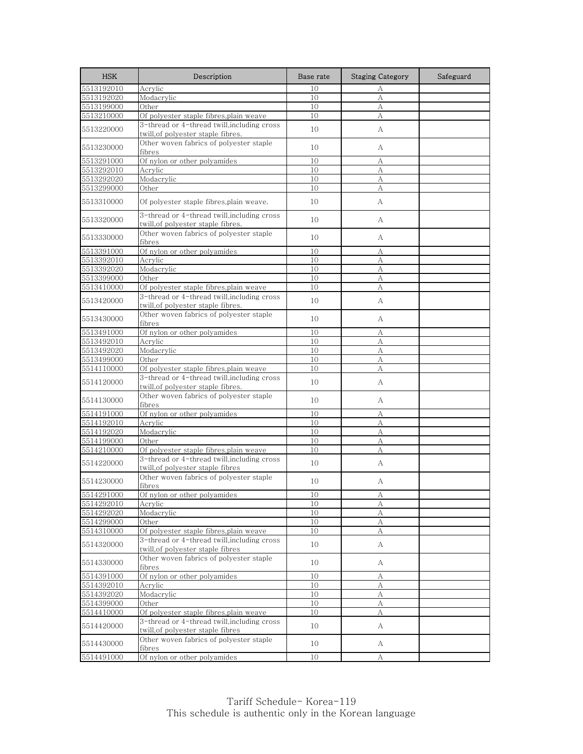| HSK | Description | Base rate | Staging Category | Safeguard |
|---|---|---|---|---|
| 5513192010 | Acrylic | 10 | A | |
| 5513192020 | Modacrylic | 10 | A | |
| 5513199000 | Other | 10 | A | |
| 5513210000 | Of polyester staple fibres,plain weave | 10 | A | |
| 5513220000 | 3-thread or 4-thread twill,including cross twill,of polyester staple fibres. | 10 | A | |
| 5513230000 | Other woven fabrics of polyester staple fibres | 10 | A | |
| 5513291000 | Of nylon or other polyamides | 10 | A | |
| 5513292010 | Acrylic | 10 | A | |
| 5513292020 | Modacrylic | 10 | A | |
| 5513299000 | Other | 10 | A | |
| 5513310000 | Of polyester staple fibres,plain weave. | 10 | A | |
| 5513320000 | 3-thread or 4-thread twill,including cross twill,of polyester staple fibres. | 10 | A | |
| 5513330000 | Other woven fabrics of polyester staple fibres | 10 | A | |
| 5513391000 | Of nylon or other polyamides | 10 | A | |
| 5513392010 | Acrylic | 10 | A | |
| 5513392020 | Modacrylic | 10 | A | |
| 5513399000 | Other | 10 | A | |
| 5513410000 | Of polyester staple fibres,plain weave | 10 | A | |
| 5513420000 | 3-thread or 4-thread twill,including cross twill,of polyester staple fibres. | 10 | A | |
| 5513430000 | Other woven fabrics of polyester staple fibres | 10 | A | |
| 5513491000 | Of nylon or other polyamides | 10 | A | |
| 5513492010 | Acrylic | 10 | A | |
| 5513492020 | Modacrylic | 10 | A | |
| 5513499000 | Other | 10 | A | |
| 5514110000 | Of polyester staple fibres,plain weave | 10 | A | |
| 5514120000 | 3-thread or 4-thread twill,including cross twill,of polyester staple fibres. | 10 | A | |
| 5514130000 | Other woven fabrics of polyester staple fibres | 10 | A | |
| 5514191000 | Of nylon or other polyamides | 10 | A | |
| 5514192010 | Acrylic | 10 | A | |
| 5514192020 | Modacrylic | 10 | A | |
| 5514199000 | Other | 10 | A | |
| 5514210000 | Of polyester staple fibres,plain weave | 10 | A | |
| 5514220000 | 3-thread or 4-thread twill,including cross twill,of polyester staple fibres | 10 | A | |
| 5514230000 | Other woven fabrics of polyester staple fibres | 10 | A | |
| 5514291000 | Of nylon or other polyamides | 10 | A | |
| 5514292010 | Acrylic | 10 | A | |
| 5514292020 | Modacrylic | 10 | A | |
| 5514299000 | Other | 10 | A | |
| 5514310000 | Of polyester staple fibres,plain weave | 10 | A | |
| 5514320000 | 3-thread or 4-thread twill,including cross twill,of polyester staple fibres | 10 | A | |
| 5514330000 | Other woven fabrics of polyester staple fibres | 10 | A | |
| 5514391000 | Of nylon or other polyamides | 10 | A | |
| 5514392010 | Acrylic | 10 | A | |
| 5514392020 | Modacrylic | 10 | A | |
| 5514399000 | Other | 10 | A | |
| 5514410000 | Of polyester staple fibres,plain weave | 10 | A | |
| 5514420000 | 3-thread or 4-thread twill,including cross twill,of polyester staple fibres | 10 | A | |
| 5514430000 | Other woven fabrics of polyester staple fibres | 10 | A | |
| 5514491000 | Of nylon or other polyamides | 10 | A | |

Tariff Schedule- Korea-119
This schedule is authentic only in the Korean language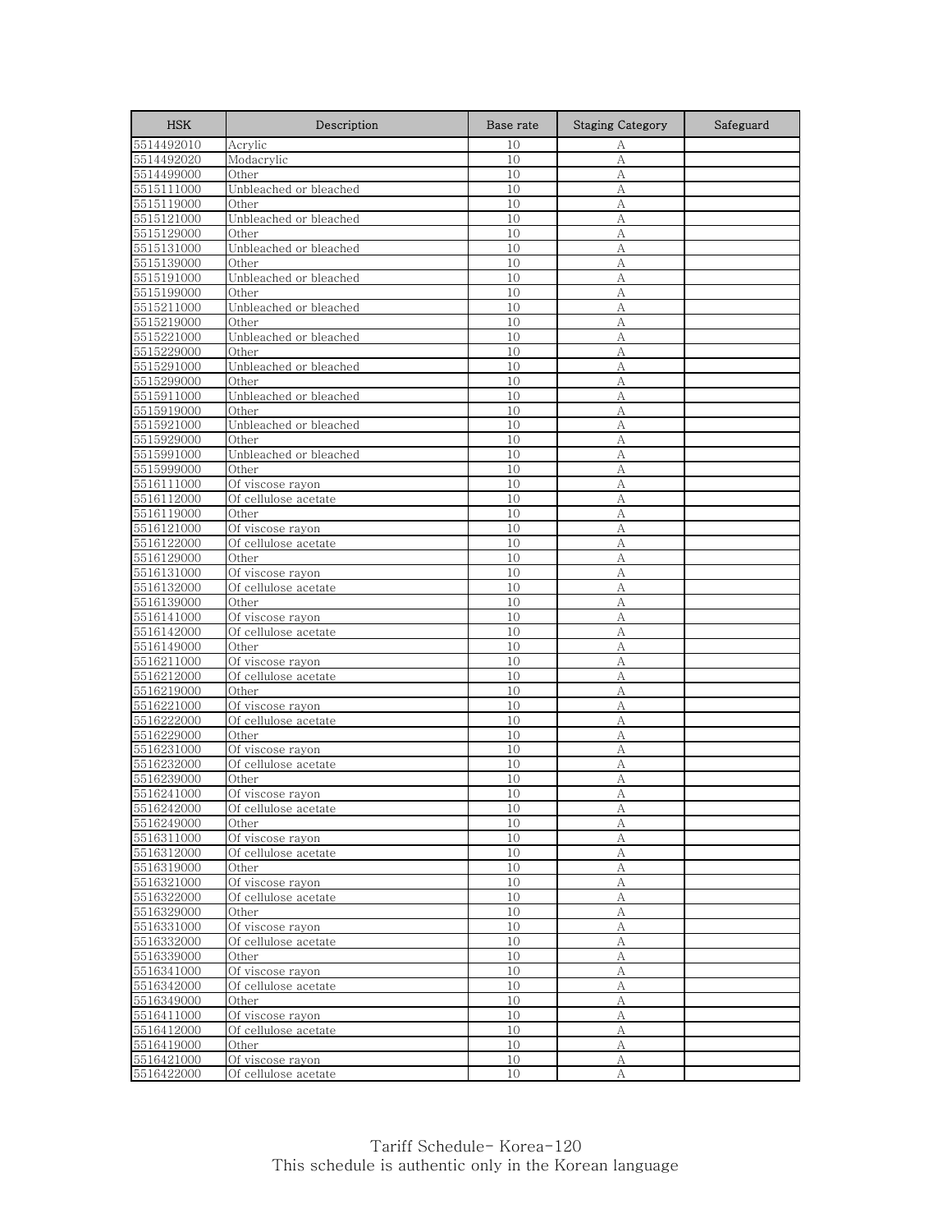| HSK | Description | Base rate | Staging Category | Safeguard |
| --- | --- | --- | --- | --- |
| 5514492010 | Acrylic | 10 | A | |
| 5514492020 | Modacrylic | 10 | A | |
| 5514499000 | Other | 10 | A | |
| 5515111000 | Unbleached or bleached | 10 | A | |
| 5515119000 | Other | 10 | A | |
| 5515121000 | Unbleached or bleached | 10 | A | |
| 5515129000 | Other | 10 | A | |
| 5515131000 | Unbleached or bleached | 10 | A | |
| 5515139000 | Other | 10 | A | |
| 5515191000 | Unbleached or bleached | 10 | A | |
| 5515199000 | Other | 10 | A | |
| 5515211000 | Unbleached or bleached | 10 | A | |
| 5515219000 | Other | 10 | A | |
| 5515221000 | Unbleached or bleached | 10 | A | |
| 5515229000 | Other | 10 | A | |
| 5515291000 | Unbleached or bleached | 10 | A | |
| 5515299000 | Other | 10 | A | |
| 5515911000 | Unbleached or bleached | 10 | A | |
| 5515919000 | Other | 10 | A | |
| 5515921000 | Unbleached or bleached | 10 | A | |
| 5515929000 | Other | 10 | A | |
| 5515991000 | Unbleached or bleached | 10 | A | |
| 5515999000 | Other | 10 | A | |
| 5516111000 | Of viscose rayon | 10 | A | |
| 5516112000 | Of cellulose acetate | 10 | A | |
| 5516119000 | Other | 10 | A | |
| 5516121000 | Of viscose rayon | 10 | A | |
| 5516122000 | Of cellulose acetate | 10 | A | |
| 5516129000 | Other | 10 | A | |
| 5516131000 | Of viscose rayon | 10 | A | |
| 5516132000 | Of cellulose acetate | 10 | A | |
| 5516139000 | Other | 10 | A | |
| 5516141000 | Of viscose rayon | 10 | A | |
| 5516142000 | Of cellulose acetate | 10 | A | |
| 5516149000 | Other | 10 | A | |
| 5516211000 | Of viscose rayon | 10 | A | |
| 5516212000 | Of cellulose acetate | 10 | A | |
| 5516219000 | Other | 10 | A | |
| 5516221000 | Of viscose rayon | 10 | A | |
| 5516222000 | Of cellulose acetate | 10 | A | |
| 5516229000 | Other | 10 | A | |
| 5516231000 | Of viscose rayon | 10 | A | |
| 5516232000 | Of cellulose acetate | 10 | A | |
| 5516239000 | Other | 10 | A | |
| 5516241000 | Of viscose rayon | 10 | A | |
| 5516242000 | Of cellulose acetate | 10 | A | |
| 5516249000 | Other | 10 | A | |
| 5516311000 | Of viscose rayon | 10 | A | |
| 5516312000 | Of cellulose acetate | 10 | A | |
| 5516319000 | Other | 10 | A | |
| 5516321000 | Of viscose rayon | 10 | A | |
| 5516322000 | Of cellulose acetate | 10 | A | |
| 5516329000 | Other | 10 | A | |
| 5516331000 | Of viscose rayon | 10 | A | |
| 5516332000 | Of cellulose acetate | 10 | A | |
| 5516339000 | Other | 10 | A | |
| 5516341000 | Of viscose rayon | 10 | A | |
| 5516342000 | Of cellulose acetate | 10 | A | |
| 5516349000 | Other | 10 | A | |
| 5516411000 | Of viscose rayon | 10 | A | |
| 5516412000 | Of cellulose acetate | 10 | A | |
| 5516419000 | Other | 10 | A | |
| 5516421000 | Of viscose rayon | 10 | A | |
| 5516422000 | Of cellulose acetate | 10 | A | |

Tariff Schedule- Korea-120
This schedule is authentic only in the Korean language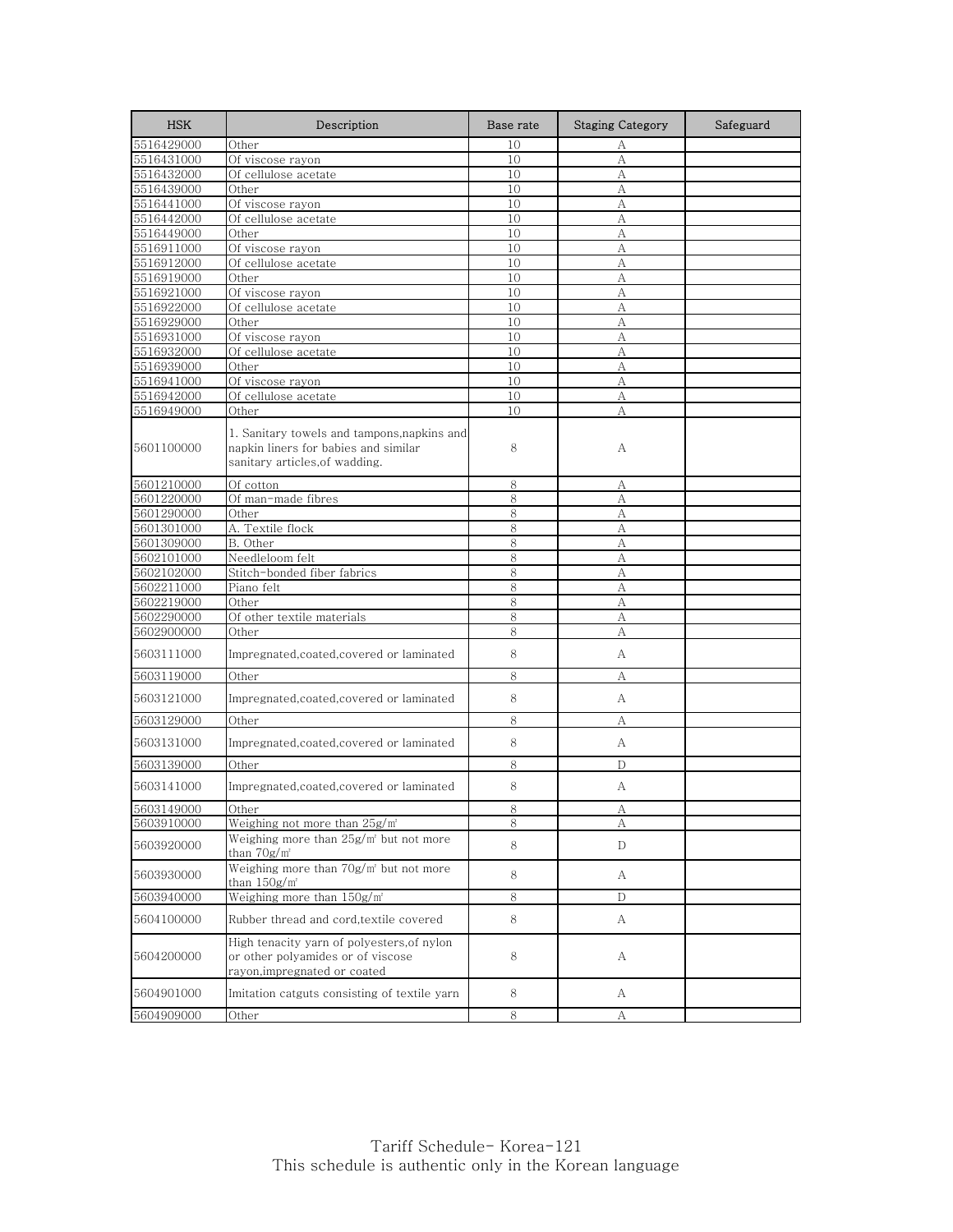| HSK | Description | Base rate | Staging Category | Safeguard |
|---|---|---|---|---|
| 5516429000 | Other | 10 | A | |
| 5516431000 | Of viscose rayon | 10 | A | |
| 5516432000 | Of cellulose acetate | 10 | A | |
| 5516439000 | Other | 10 | A | |
| 5516441000 | Of viscose rayon | 10 | A | |
| 5516442000 | Of cellulose acetate | 10 | A | |
| 5516449000 | Other | 10 | A | |
| 5516911000 | Of viscose rayon | 10 | A | |
| 5516912000 | Of cellulose acetate | 10 | A | |
| 5516919000 | Other | 10 | A | |
| 5516921000 | Of viscose rayon | 10 | A | |
| 5516922000 | Of cellulose acetate | 10 | A | |
| 5516929000 | Other | 10 | A | |
| 5516931000 | Of viscose rayon | 10 | A | |
| 5516932000 | Of cellulose acetate | 10 | A | |
| 5516939000 | Other | 10 | A | |
| 5516941000 | Of viscose rayon | 10 | A | |
| 5516942000 | Of cellulose acetate | 10 | A | |
| 5516949000 | Other | 10 | A | |
| 5601100000 | 1. Sanitary towels and tampons,napkins and napkin liners for babies and similar sanitary articles,of wadding. | 8 | A | |
| 5601210000 | Of cotton | 8 | A | |
| 5601220000 | Of man-made fibres | 8 | A | |
| 5601290000 | Other | 8 | A | |
| 5601301000 | A. Textile flock | 8 | A | |
| 5601309000 | B. Other | 8 | A | |
| 5602101000 | Needleloom felt | 8 | A | |
| 5602102000 | Stitch-bonded fiber fabrics | 8 | A | |
| 5602211000 | Piano felt | 8 | A | |
| 5602219000 | Other | 8 | A | |
| 5602290000 | Of other textile materials | 8 | A | |
| 5602900000 | Other | 8 | A | |
| 5603111000 | Impregnated,coated,covered or laminated | 8 | A | |
| 5603119000 | Other | 8 | A | |
| 5603121000 | Impregnated,coated,covered or laminated | 8 | A | |
| 5603129000 | Other | 8 | A | |
| 5603131000 | Impregnated,coated,covered or laminated | 8 | A | |
| 5603139000 | Other | 8 | D | |
| 5603141000 | Impregnated,coated,covered or laminated | 8 | A | |
| 5603149000 | Other | 8 | A | |
| 5603910000 | Weighing not more than 25g/㎡ | 8 | A | |
| 5603920000 | Weighing more than 25g/㎡ but not more than 70g/㎡ | 8 | D | |
| 5603930000 | Weighing more than 70g/㎡ but not more than 150g/㎡ | 8 | A | |
| 5603940000 | Weighing more than 150g/㎡ | 8 | D | |
| 5604100000 | Rubber thread and cord,textile covered | 8 | A | |
| 5604200000 | High tenacity yarn of polyesters,of nylon or other polyamides or of viscose rayon,impregnated or coated | 8 | A | |
| 5604901000 | Imitation catguts consisting of textile yarn | 8 | A | |
| 5604909000 | Other | 8 | A | |

Tariff Schedule- Korea-121
This schedule is authentic only in the Korean language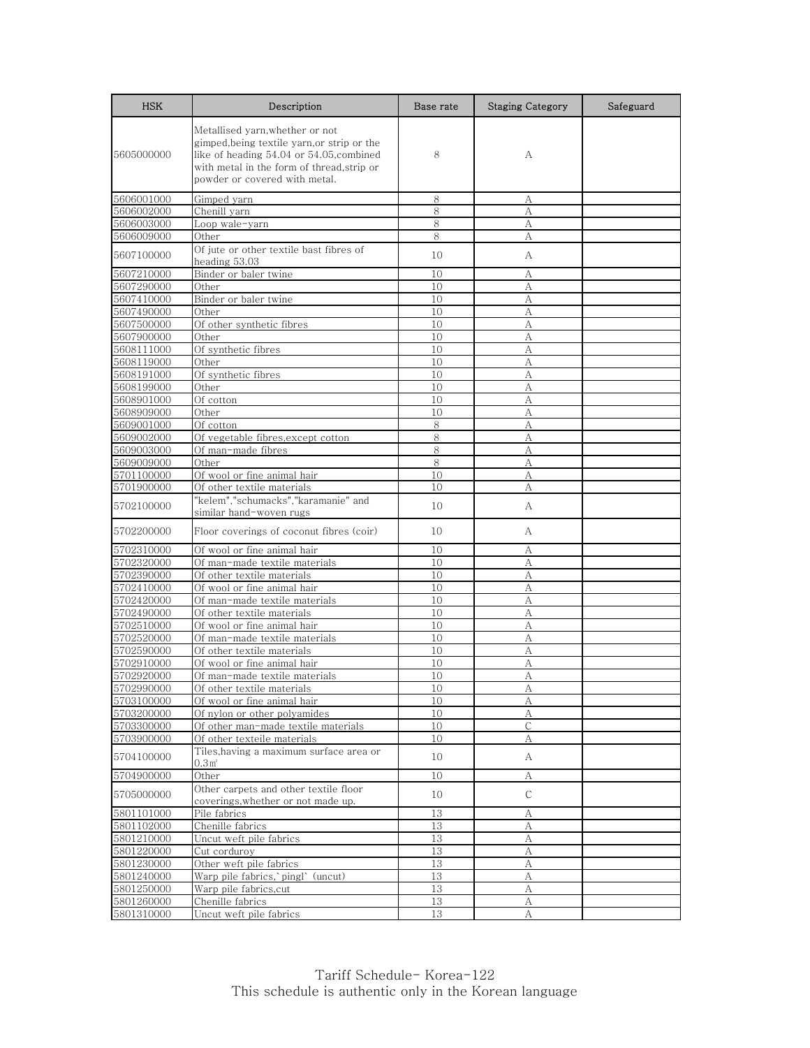| HSK | Description | Base rate | Staging Category | Safeguard |
| --- | --- | --- | --- | --- |
| 5605000000 | Metallised yarn,whether or not gimped,being textile yarn,or strip or the like of heading 54.04 or 54.05,combined with metal in the form of thread,strip or powder or covered with metal. | 8 | A | |
| 5606001000 | Gimped yarn | 8 | A | |
| 5606002000 | Chenill yarn | 8 | A | |
| 5606003000 | Loop wale-yarn | 8 | A | |
| 5606009000 | Other | 8 | A | |
| 5607100000 | Of jute or other textile bast fibres of heading 53.03 | 10 | A | |
| 5607210000 | Binder or baler twine | 10 | A | |
| 5607290000 | Other | 10 | A | |
| 5607410000 | Binder or baler twine | 10 | A | |
| 5607490000 | Other | 10 | A | |
| 5607500000 | Of other synthetic fibres | 10 | A | |
| 5607900000 | Other | 10 | A | |
| 5608111000 | Of synthetic fibres | 10 | A | |
| 5608119000 | Other | 10 | A | |
| 5608191000 | Of synthetic fibres | 10 | A | |
| 5608199000 | Other | 10 | A | |
| 5608901000 | Of cotton | 10 | A | |
| 5608909000 | Other | 10 | A | |
| 5609001000 | Of cotton | 8 | A | |
| 5609002000 | Of vegetable fibres,except cotton | 8 | A | |
| 5609003000 | Of man-made fibres | 8 | A | |
| 5609009000 | Other | 8 | A | |
| 5701100000 | Of wool or fine animal hair | 10 | A | |
| 5701900000 | Of other textile materials | 10 | A | |
| 5702100000 | "kelem","schumacks","karamanie" and similar hand-woven rugs | 10 | A | |
| 5702200000 | Floor coverings of coconut fibres (coir) | 10 | A | |
| 5702310000 | Of wool or fine animal hair | 10 | A | |
| 5702320000 | Of man-made textile materials | 10 | A | |
| 5702390000 | Of other textile materials | 10 | A | |
| 5702410000 | Of wool or fine animal hair | 10 | A | |
| 5702420000 | Of man-made textile materials | 10 | A | |
| 5702490000 | Of other textile materials | 10 | A | |
| 5702510000 | Of wool or fine animal hair | 10 | A | |
| 5702520000 | Of man-made textile materials | 10 | A | |
| 5702590000 | Of other textile materials | 10 | A | |
| 5702910000 | Of wool or fine animal hair | 10 | A | |
| 5702920000 | Of man-made textile materials | 10 | A | |
| 5702990000 | Of other textile materials | 10 | A | |
| 5703100000 | Of wool or fine animal hair | 10 | A | |
| 5703200000 | Of nylon or other polyamides | 10 | A | |
| 5703300000 | Of other man-made textile materials | 10 | C | |
| 5703900000 | Of other texteile materials | 10 | A | |
| 5704100000 | Tiles,having a maximum surface area or 0.3㎡ | 10 | A | |
| 5704900000 | Other | 10 | A | |
| 5705000000 | Other carpets and other textile floor coverings,whether or not made up. | 10 | C | |
| 5801101000 | Pile fabrics | 13 | A | |
| 5801102000 | Chenille fabrics | 13 | A | |
| 5801210000 | Uncut weft pile fabrics | 13 | A | |
| 5801220000 | Cut corduroy | 13 | A | |
| 5801230000 | Other weft pile fabrics | 13 | A | |
| 5801240000 | Warp pile fabrics,`pingl` (uncut) | 13 | A | |
| 5801250000 | Warp pile fabrics,cut | 13 | A | |
| 5801260000 | Chenille fabrics | 13 | A | |
| 5801310000 | Uncut weft pile fabrics | 13 | A | |

Tariff Schedule- Korea-122
This schedule is authentic only in the Korean language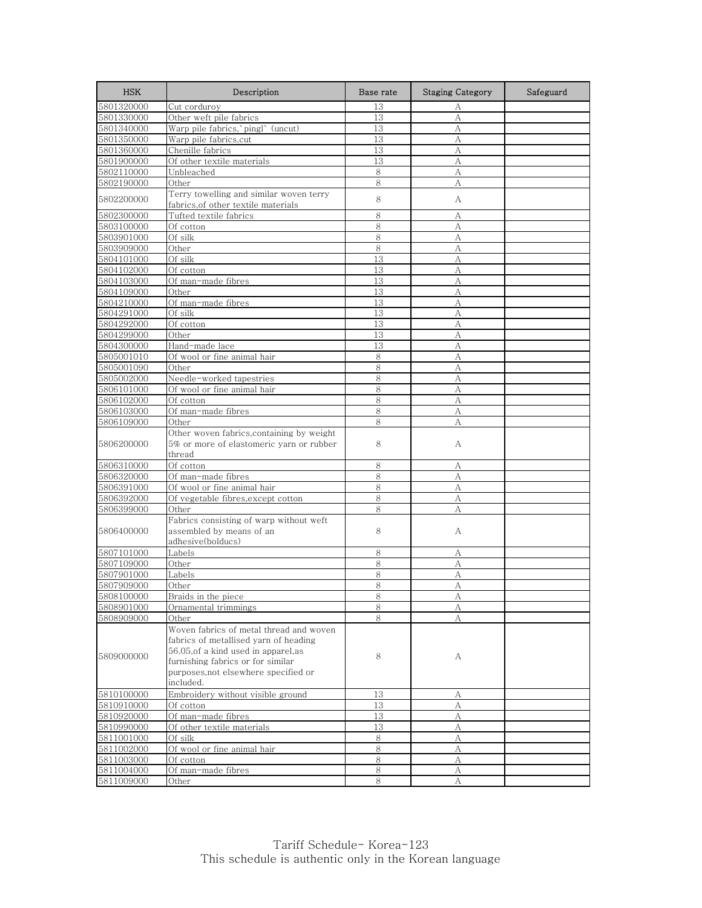| HSK | Description | Base rate | Staging Category | Safeguard |
|---|---|---|---|---|
| 5801320000 | Cut corduroy | 13 | A | |
| 5801330000 | Other weft pile fabrics | 13 | A | |
| 5801340000 | Warp pile fabrics,`pingl` (uncut) | 13 | A | |
| 5801350000 | Warp pile fabrics,cut | 13 | A | |
| 5801360000 | Chenille fabrics | 13 | A | |
| 5801900000 | Of other textile materials | 13 | A | |
| 5802110000 | Unbleached | 8 | A | |
| 5802190000 | Other | 8 | A | |
| 5802200000 | Terry towelling and similar woven terry fabrics,of other textile materials | 8 | A | |
| 5802300000 | Tufted textile fabrics | 8 | A | |
| 5803100000 | Of cotton | 8 | A | |
| 5803901000 | Of silk | 8 | A | |
| 5803909000 | Other | 8 | A | |
| 5804101000 | Of silk | 13 | A | |
| 5804102000 | Of cotton | 13 | A | |
| 5804103000 | Of man-made fibres | 13 | A | |
| 5804109000 | Other | 13 | A | |
| 5804210000 | Of man-made fibres | 13 | A | |
| 5804291000 | Of silk | 13 | A | |
| 5804292000 | Of cotton | 13 | A | |
| 5804299000 | Other | 13 | A | |
| 5804300000 | Hand-made lace | 13 | A | |
| 5805001010 | Of wool or fine animal hair | 8 | A | |
| 5805001090 | Other | 8 | A | |
| 5805002000 | Needle-worked tapestries | 8 | A | |
| 5806101000 | Of wool or fine animal hair | 8 | A | |
| 5806102000 | Of cotton | 8 | A | |
| 5806103000 | Of man-made fibres | 8 | A | |
| 5806109000 | Other | 8 | A | |
| 5806200000 | Other woven fabrics,containing by weight 5% or more of elastomeric yarn or rubber thread | 8 | A | |
| 5806310000 | Of cotton | 8 | A | |
| 5806320000 | Of man-made fibres | 8 | A | |
| 5806391000 | Of wool or fine animal hair | 8 | A | |
| 5806392000 | Of vegetable fibres,except cotton | 8 | A | |
| 5806399000 | Other | 8 | A | |
| 5806400000 | Fabrics consisting of warp without weft assembled by means of an adhesive(bolducs) | 8 | A | |
| 5807101000 | Labels | 8 | A | |
| 5807109000 | Other | 8 | A | |
| 5807901000 | Labels | 8 | A | |
| 5807909000 | Other | 8 | A | |
| 5808100000 | Braids in the piece | 8 | A | |
| 5808901000 | Ornamental trimmings | 8 | A | |
| 5808909000 | Other | 8 | A | |
| 5809000000 | Woven fabrics of metal thread and woven fabrics of metallised yarn of heading 56.05,of a kind used in apparel,as furnishing fabrics or for similar purposes,not elsewhere specified or included. | 8 | A | |
| 5810100000 | Embroidery without visible ground | 13 | A | |
| 5810910000 | Of cotton | 13 | A | |
| 5810920000 | Of man-made fibres | 13 | A | |
| 5810990000 | Of other textile materials | 13 | A | |
| 5811001000 | Of silk | 8 | A | |
| 5811002000 | Of wool or fine animal hair | 8 | A | |
| 5811003000 | Of cotton | 8 | A | |
| 5811004000 | Of man-made fibres | 8 | A | |
| 5811009000 | Other | 8 | A | |

Tariff Schedule- Korea-123
This schedule is authentic only in the Korean language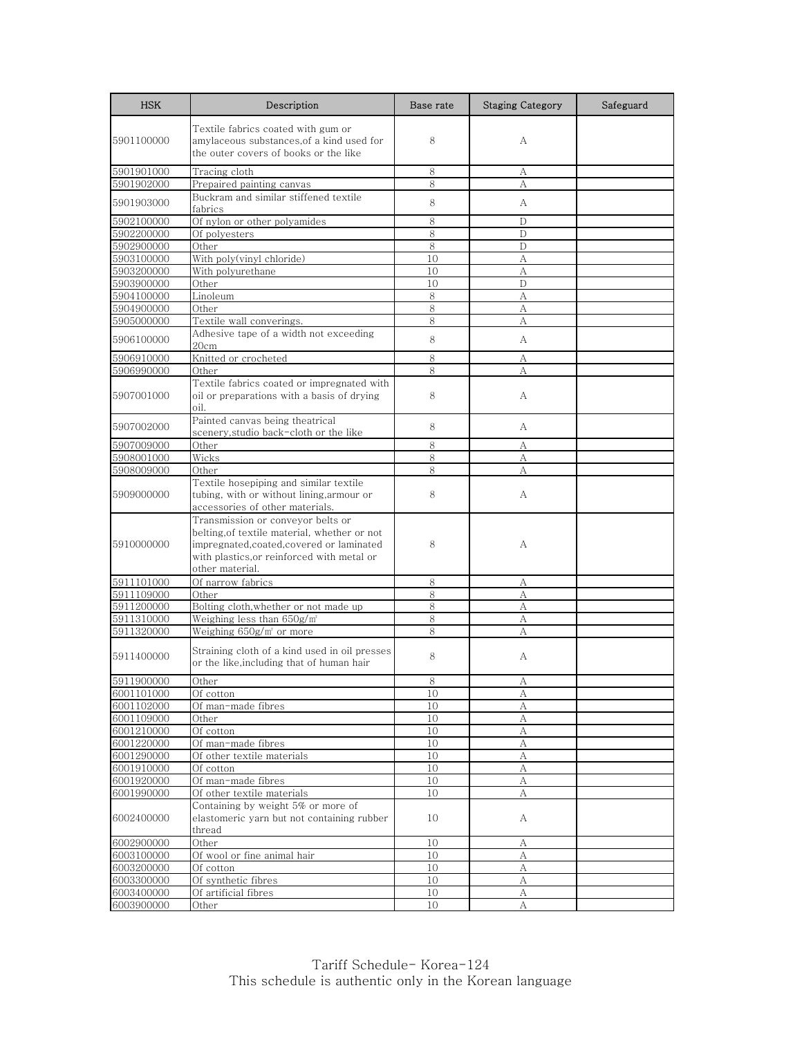| HSK | Description | Base rate | Staging Category | Safeguard |
|---|---|---|---|---|
| 5901100000 | Textile fabrics coated with gum or amylaceous substances,of a kind used for the outer covers of books or the like | 8 | A | |
| 5901901000 | Tracing cloth | 8 | A | |
| 5901902000 | Prepaired painting canvas | 8 | A | |
| 5901903000 | Buckram and similar stiffened textile fabrics | 8 | A | |
| 5902100000 | Of nylon or other polyamides | 8 | D | |
| 5902200000 | Of polyesters | 8 | D | |
| 5902900000 | Other | 8 | D | |
| 5903100000 | With poly(vinyl chloride) | 10 | A | |
| 5903200000 | With polyurethane | 10 | A | |
| 5903900000 | Other | 10 | D | |
| 5904100000 | Linoleum | 8 | A | |
| 5904900000 | Other | 8 | A | |
| 5905000000 | Textile wall converings. | 8 | A | |
| 5906100000 | Adhesive tape of a width not exceeding 20cm | 8 | A | |
| 5906910000 | Knitted or crocheted | 8 | A | |
| 5906990000 | Other | 8 | A | |
| 5907001000 | Textile fabrics coated or impregnated with oil or preparations with a basis of drying oil. | 8 | A | |
| 5907002000 | Painted canvas being theatrical scenery,studio back-cloth or the like | 8 | A | |
| 5907009000 | Other | 8 | A | |
| 5908001000 | Wicks | 8 | A | |
| 5908009000 | Other | 8 | A | |
| 5909000000 | Textile hosepiping and similar textile tubing, with or without lining,armour or accessories of other materials. | 8 | A | |
| 5910000000 | Transmission or conveyor belts or belting,of textile material, whether or not impregnated,coated,covered or laminated with plastics,or reinforced with metal or other material. | 8 | A | |
| 5911101000 | Of narrow fabrics | 8 | A | |
| 5911109000 | Other | 8 | A | |
| 5911200000 | Bolting cloth,whether or not made up | 8 | A | |
| 5911310000 | Weighing less than 650g/㎡ | 8 | A | |
| 5911320000 | Weighing 650g/㎡ or more | 8 | A | |
| 5911400000 | Straining cloth of a kind used in oil presses or the like,including that of human hair | 8 | A | |
| 5911900000 | Other | 8 | A | |
| 6001101000 | Of cotton | 10 | A | |
| 6001102000 | Of man-made fibres | 10 | A | |
| 6001109000 | Other | 10 | A | |
| 6001210000 | Of cotton | 10 | A | |
| 6001220000 | Of man-made fibres | 10 | A | |
| 6001290000 | Of other textile materials | 10 | A | |
| 6001910000 | Of cotton | 10 | A | |
| 6001920000 | Of man-made fibres | 10 | A | |
| 6001990000 | Of other textile materials | 10 | A | |
| 6002400000 | Containing by weight 5% or more of elastomeric yarn but not containing rubber thread | 10 | A | |
| 6002900000 | Other | 10 | A | |
| 6003100000 | Of wool or fine animal hair | 10 | A | |
| 6003200000 | Of cotton | 10 | A | |
| 6003300000 | Of synthetic fibres | 10 | A | |
| 6003400000 | Of artificial fibres | 10 | A | |
| 6003900000 | Other | 10 | A | |

Tariff Schedule- Korea-124
This schedule is authentic only in the Korean language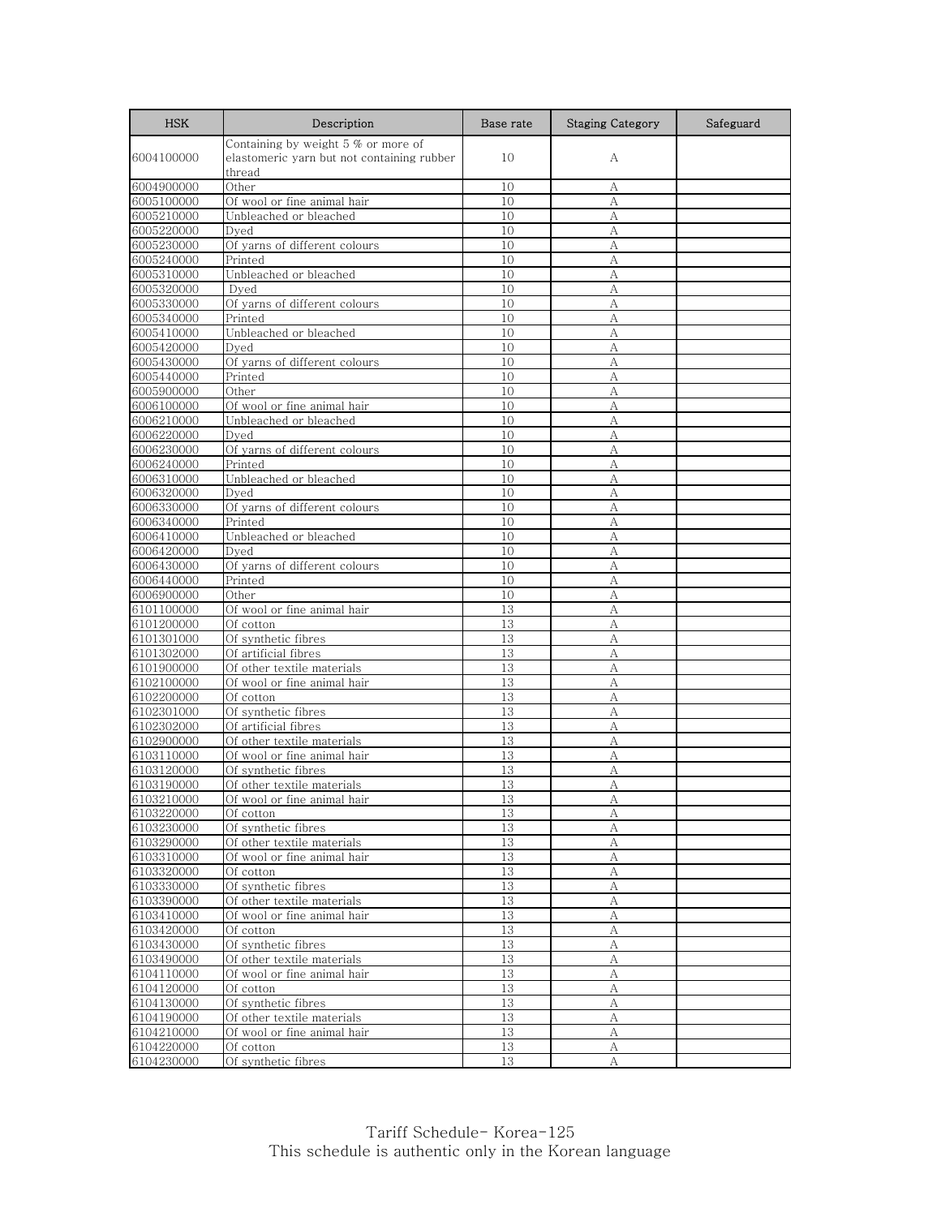| HSK | Description | Base rate | Staging Category | Safeguard |
|---|---|---|---|---|
| 6004100000 | Containing by weight 5 % or more of elastomeric yarn but not containing rubber thread | 10 | A | |
| 6004900000 | Other | 10 | A | |
| 6005100000 | Of wool or fine animal hair | 10 | A | |
| 6005210000 | Unbleached or bleached | 10 | A | |
| 6005220000 | Dyed | 10 | A | |
| 6005230000 | Of yarns of different colours | 10 | A | |
| 6005240000 | Printed | 10 | A | |
| 6005310000 | Unbleached or bleached | 10 | A | |
| 6005320000 | Dyed | 10 | A | |
| 6005330000 | Of yarns of different colours | 10 | A | |
| 6005340000 | Printed | 10 | A | |
| 6005410000 | Unbleached or bleached | 10 | A | |
| 6005420000 | Dyed | 10 | A | |
| 6005430000 | Of yarns of different colours | 10 | A | |
| 6005440000 | Printed | 10 | A | |
| 6005900000 | Other | 10 | A | |
| 6006100000 | Of wool or fine animal hair | 10 | A | |
| 6006210000 | Unbleached or bleached | 10 | A | |
| 6006220000 | Dyed | 10 | A | |
| 6006230000 | Of yarns of different colours | 10 | A | |
| 6006240000 | Printed | 10 | A | |
| 6006310000 | Unbleached or bleached | 10 | A | |
| 6006320000 | Dyed | 10 | A | |
| 6006330000 | Of yarns of different colours | 10 | A | |
| 6006340000 | Printed | 10 | A | |
| 6006410000 | Unbleached or bleached | 10 | A | |
| 6006420000 | Dyed | 10 | A | |
| 6006430000 | Of yarns of different colours | 10 | A | |
| 6006440000 | Printed | 10 | A | |
| 6006900000 | Other | 10 | A | |
| 6101100000 | Of wool or fine animal hair | 13 | A | |
| 6101200000 | Of cotton | 13 | A | |
| 6101301000 | Of synthetic fibres | 13 | A | |
| 6101302000 | Of artificial fibres | 13 | A | |
| 6101900000 | Of other textile materials | 13 | A | |
| 6102100000 | Of wool or fine animal hair | 13 | A | |
| 6102200000 | Of cotton | 13 | A | |
| 6102301000 | Of synthetic fibres | 13 | A | |
| 6102302000 | Of artificial fibres | 13 | A | |
| 6102900000 | Of other textile materials | 13 | A | |
| 6103110000 | Of wool or fine animal hair | 13 | A | |
| 6103120000 | Of synthetic fibres | 13 | A | |
| 6103190000 | Of other textile materials | 13 | A | |
| 6103210000 | Of wool or fine animal hair | 13 | A | |
| 6103220000 | Of cotton | 13 | A | |
| 6103230000 | Of synthetic fibres | 13 | A | |
| 6103290000 | Of other textile materials | 13 | A | |
| 6103310000 | Of wool or fine animal hair | 13 | A | |
| 6103320000 | Of cotton | 13 | A | |
| 6103330000 | Of synthetic fibres | 13 | A | |
| 6103390000 | Of other textile materials | 13 | A | |
| 6103410000 | Of wool or fine animal hair | 13 | A | |
| 6103420000 | Of cotton | 13 | A | |
| 6103430000 | Of synthetic fibres | 13 | A | |
| 6103490000 | Of other textile materials | 13 | A | |
| 6104110000 | Of wool or fine animal hair | 13 | A | |
| 6104120000 | Of cotton | 13 | A | |
| 6104130000 | Of synthetic fibres | 13 | A | |
| 6104190000 | Of other textile materials | 13 | A | |
| 6104210000 | Of wool or fine animal hair | 13 | A | |
| 6104220000 | Of cotton | 13 | A | |
| 6104230000 | Of synthetic fibres | 13 | A | |

Tariff Schedule- Korea-125
This schedule is authentic only in the Korean language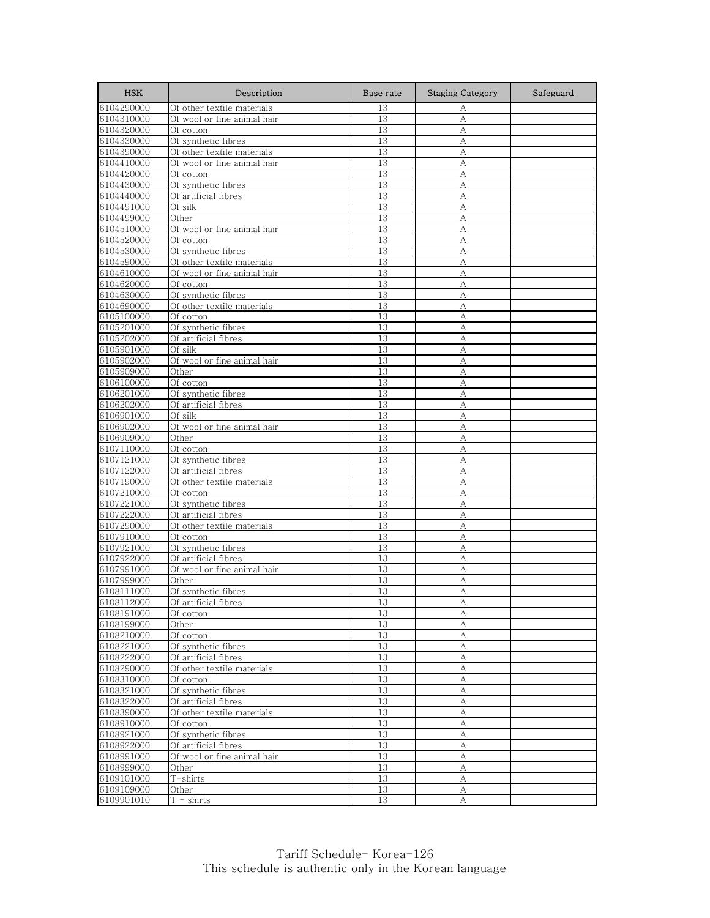| HSK | Description | Base rate | Staging Category | Safeguard |
|---|---|---|---|---|
| 6104290000 | Of other textile materials | 13 | A | |
| 6104310000 | Of wool or fine animal hair | 13 | A | |
| 6104320000 | Of cotton | 13 | A | |
| 6104330000 | Of synthetic fibres | 13 | A | |
| 6104390000 | Of other textile materials | 13 | A | |
| 6104410000 | Of wool or fine animal hair | 13 | A | |
| 6104420000 | Of cotton | 13 | A | |
| 6104430000 | Of synthetic fibres | 13 | A | |
| 6104440000 | Of artificial fibres | 13 | A | |
| 6104491000 | Of silk | 13 | A | |
| 6104499000 | Other | 13 | A | |
| 6104510000 | Of wool or fine animal hair | 13 | A | |
| 6104520000 | Of cotton | 13 | A | |
| 6104530000 | Of synthetic fibres | 13 | A | |
| 6104590000 | Of other textile materials | 13 | A | |
| 6104610000 | Of wool or fine animal hair | 13 | A | |
| 6104620000 | Of cotton | 13 | A | |
| 6104630000 | Of synthetic fibres | 13 | A | |
| 6104690000 | Of other textile materials | 13 | A | |
| 6105100000 | Of cotton | 13 | A | |
| 6105201000 | Of synthetic fibres | 13 | A | |
| 6105202000 | Of artificial fibres | 13 | A | |
| 6105901000 | Of silk | 13 | A | |
| 6105902000 | Of wool or fine animal hair | 13 | A | |
| 6105909000 | Other | 13 | A | |
| 6106100000 | Of cotton | 13 | A | |
| 6106201000 | Of synthetic fibres | 13 | A | |
| 6106202000 | Of artificial fibres | 13 | A | |
| 6106901000 | Of silk | 13 | A | |
| 6106902000 | Of wool or fine animal hair | 13 | A | |
| 6106909000 | Other | 13 | A | |
| 6107110000 | Of cotton | 13 | A | |
| 6107121000 | Of synthetic fibres | 13 | A | |
| 6107122000 | Of artificial fibres | 13 | A | |
| 6107190000 | Of other textile materials | 13 | A | |
| 6107210000 | Of cotton | 13 | A | |
| 6107221000 | Of synthetic fibres | 13 | A | |
| 6107222000 | Of artificial fibres | 13 | A | |
| 6107290000 | Of other textile materials | 13 | A | |
| 6107910000 | Of cotton | 13 | A | |
| 6107921000 | Of synthetic fibres | 13 | A | |
| 6107922000 | Of artificial fibres | 13 | A | |
| 6107991000 | Of wool or fine animal hair | 13 | A | |
| 6107999000 | Other | 13 | A | |
| 6108111000 | Of synthetic fibres | 13 | A | |
| 6108112000 | Of artificial fibres | 13 | A | |
| 6108191000 | Of cotton | 13 | A | |
| 6108199000 | Other | 13 | A | |
| 6108210000 | Of cotton | 13 | A | |
| 6108221000 | Of synthetic fibres | 13 | A | |
| 6108222000 | Of artificial fibres | 13 | A | |
| 6108290000 | Of other textile materials | 13 | A | |
| 6108310000 | Of cotton | 13 | A | |
| 6108321000 | Of synthetic fibres | 13 | A | |
| 6108322000 | Of artificial fibres | 13 | A | |
| 6108390000 | Of other textile materials | 13 | A | |
| 6108910000 | Of cotton | 13 | A | |
| 6108921000 | Of synthetic fibres | 13 | A | |
| 6108922000 | Of artificial fibres | 13 | A | |
| 6108991000 | Of wool or fine animal hair | 13 | A | |
| 6108999000 | Other | 13 | A | |
| 6109101000 | T-shirts | 13 | A | |
| 6109109000 | Other | 13 | A | |
| 6109901010 | T - shirts | 13 | A | |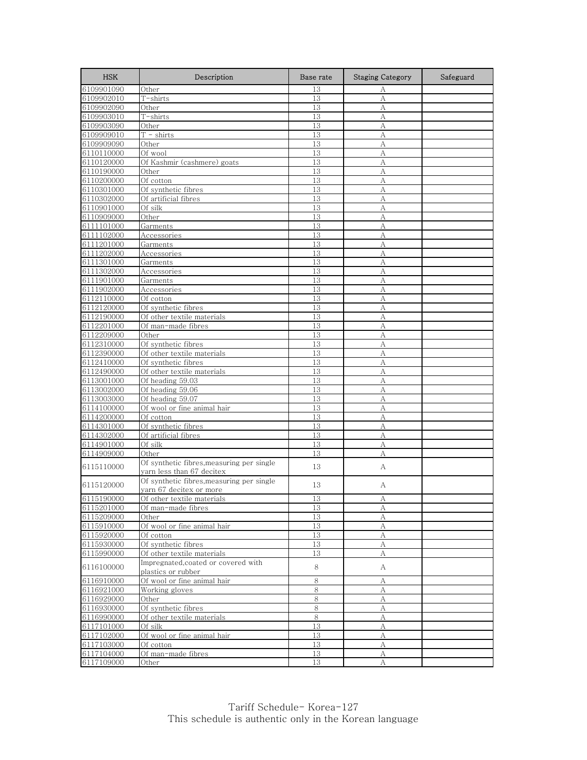| HSK | Description | Base rate | Staging Category | Safeguard |
|---|---|---|---|---|
| 6109901090 | Other | 13 | A | |
| 6109902010 | T-shirts | 13 | A | |
| 6109902090 | Other | 13 | A | |
| 6109903010 | T-shirts | 13 | A | |
| 6109903090 | Other | 13 | A | |
| 6109909010 | T - shirts | 13 | A | |
| 6109909090 | Other | 13 | A | |
| 6110110000 | Of wool | 13 | A | |
| 6110120000 | Of Kashmir (cashmere) goats | 13 | A | |
| 6110190000 | Other | 13 | A | |
| 6110200000 | Of cotton | 13 | A | |
| 6110301000 | Of synthetic fibres | 13 | A | |
| 6110302000 | Of artificial fibres | 13 | A | |
| 6110901000 | Of silk | 13 | A | |
| 6110909000 | Other | 13 | A | |
| 6111101000 | Garments | 13 | A | |
| 6111102000 | Accessories | 13 | A | |
| 6111201000 | Garments | 13 | A | |
| 6111202000 | Accessories | 13 | A | |
| 6111301000 | Garments | 13 | A | |
| 6111302000 | Accessories | 13 | A | |
| 6111901000 | Garments | 13 | A | |
| 6111902000 | Accessories | 13 | A | |
| 6112110000 | Of cotton | 13 | A | |
| 6112120000 | Of synthetic fibres | 13 | A | |
| 6112190000 | Of other textile materials | 13 | A | |
| 6112201000 | Of man-made fibres | 13 | A | |
| 6112209000 | Other | 13 | A | |
| 6112310000 | Of synthetic fibres | 13 | A | |
| 6112390000 | Of other textile materials | 13 | A | |
| 6112410000 | Of synthetic fibres | 13 | A | |
| 6112490000 | Of other textile materials | 13 | A | |
| 6113001000 | Of heading 59.03 | 13 | A | |
| 6113002000 | Of heading 59.06 | 13 | A | |
| 6113003000 | Of heading 59.07 | 13 | A | |
| 6114100000 | Of wool or fine animal hair | 13 | A | |
| 6114200000 | Of cotton | 13 | A | |
| 6114301000 | Of synthetic fibres | 13 | A | |
| 6114302000 | Of artificial fibres | 13 | A | |
| 6114901000 | Of silk | 13 | A | |
| 6114909000 | Other | 13 | A | |
| 6115110000 | Of synthetic fibres,measuring per single yarn less than 67 decitex | 13 | A | |
| 6115120000 | Of synthetic fibres,measuring per single yarn 67 decitex or more | 13 | A | |
| 6115190000 | Of other textile materials | 13 | A | |
| 6115201000 | Of man-made fibres | 13 | A | |
| 6115209000 | Other | 13 | A | |
| 6115910000 | Of wool or fine animal hair | 13 | A | |
| 6115920000 | Of cotton | 13 | A | |
| 6115930000 | Of synthetic fibres | 13 | A | |
| 6115990000 | Of other textile materials | 13 | A | |
| 6116100000 | Impregnated,coated or covered with plastics or rubber | 8 | A | |
| 6116910000 | Of wool or fine animal hair | 8 | A | |
| 6116921000 | Working gloves | 8 | A | |
| 6116929000 | Other | 8 | A | |
| 6116930000 | Of synthetic fibres | 8 | A | |
| 6116990000 | Of other textile materials | 8 | A | |
| 6117101000 | Of silk | 13 | A | |
| 6117102000 | Of wool or fine animal hair | 13 | A | |
| 6117103000 | Of cotton | 13 | A | |
| 6117104000 | Of man-made fibres | 13 | A | |
| 6117109000 | Other | 13 | A | |

Tariff Schedule- Korea-127
This schedule is authentic only in the Korean language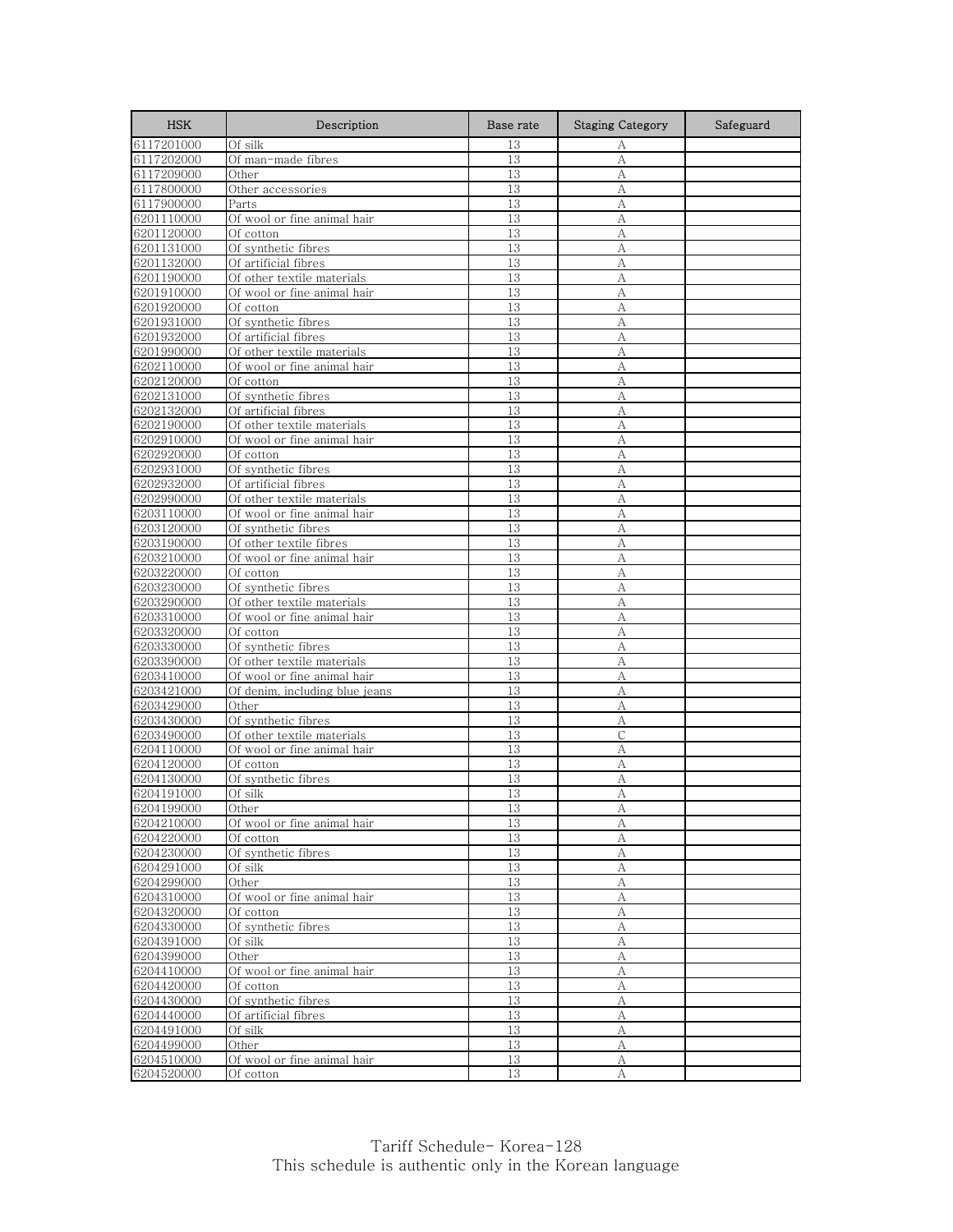| HSK | Description | Base rate | Staging Category | Safeguard |
|---|---|---|---|---|
| 6117201000 | Of silk | 13 | A | |
| 6117202000 | Of man-made fibres | 13 | A | |
| 6117209000 | Other | 13 | A | |
| 6117800000 | Other accessories | 13 | A | |
| 6117900000 | Parts | 13 | A | |
| 6201110000 | Of wool or fine animal hair | 13 | A | |
| 6201120000 | Of cotton | 13 | A | |
| 6201131000 | Of synthetic fibres | 13 | A | |
| 6201132000 | Of artificial fibres | 13 | A | |
| 6201190000 | Of other textile materials | 13 | A | |
| 6201910000 | Of wool or fine animal hair | 13 | A | |
| 6201920000 | Of cotton | 13 | A | |
| 6201931000 | Of synthetic fibres | 13 | A | |
| 6201932000 | Of artificial fibres | 13 | A | |
| 6201990000 | Of other textile materials | 13 | A | |
| 6202110000 | Of wool or fine animal hair | 13 | A | |
| 6202120000 | Of cotton | 13 | A | |
| 6202131000 | Of synthetic fibres | 13 | A | |
| 6202132000 | Of artificial fibres | 13 | A | |
| 6202190000 | Of other textile materials | 13 | A | |
| 6202910000 | Of wool or fine animal hair | 13 | A | |
| 6202920000 | Of cotton | 13 | A | |
| 6202931000 | Of synthetic fibres | 13 | A | |
| 6202932000 | Of artificial fibres | 13 | A | |
| 6202990000 | Of other textile materials | 13 | A | |
| 6203110000 | Of wool or fine animal hair | 13 | A | |
| 6203120000 | Of synthetic fibres | 13 | A | |
| 6203190000 | Of other textile fibres | 13 | A | |
| 6203210000 | Of wool or fine animal hair | 13 | A | |
| 6203220000 | Of cotton | 13 | A | |
| 6203230000 | Of synthetic fibres | 13 | A | |
| 6203290000 | Of other textile materials | 13 | A | |
| 6203310000 | Of wool or fine animal hair | 13 | A | |
| 6203320000 | Of cotton | 13 | A | |
| 6203330000 | Of synthetic fibres | 13 | A | |
| 6203390000 | Of other textile materials | 13 | A | |
| 6203410000 | Of wool or fine animal hair | 13 | A | |
| 6203421000 | Of denim, including blue jeans | 13 | A | |
| 6203429000 | Other | 13 | A | |
| 6203430000 | Of synthetic fibres | 13 | A | |
| 6203490000 | Of other textile materials | 13 | C | |
| 6204110000 | Of wool or fine animal hair | 13 | A | |
| 6204120000 | Of cotton | 13 | A | |
| 6204130000 | Of synthetic fibres | 13 | A | |
| 6204191000 | Of silk | 13 | A | |
| 6204199000 | Other | 13 | A | |
| 6204210000 | Of wool or fine animal hair | 13 | A | |
| 6204220000 | Of cotton | 13 | A | |
| 6204230000 | Of synthetic fibres | 13 | A | |
| 6204291000 | Of silk | 13 | A | |
| 6204299000 | Other | 13 | A | |
| 6204310000 | Of wool or fine animal hair | 13 | A | |
| 6204320000 | Of cotton | 13 | A | |
| 6204330000 | Of synthetic fibres | 13 | A | |
| 6204391000 | Of silk | 13 | A | |
| 6204399000 | Other | 13 | A | |
| 6204410000 | Of wool or fine animal hair | 13 | A | |
| 6204420000 | Of cotton | 13 | A | |
| 6204430000 | Of synthetic fibres | 13 | A | |
| 6204440000 | Of artificial fibres | 13 | A | |
| 6204491000 | Of silk | 13 | A | |
| 6204499000 | Other | 13 | A | |
| 6204510000 | Of wool or fine animal hair | 13 | A | |
| 6204520000 | Of cotton | 13 | A | |

Tariff Schedule- Korea-128
This schedule is authentic only in the Korean language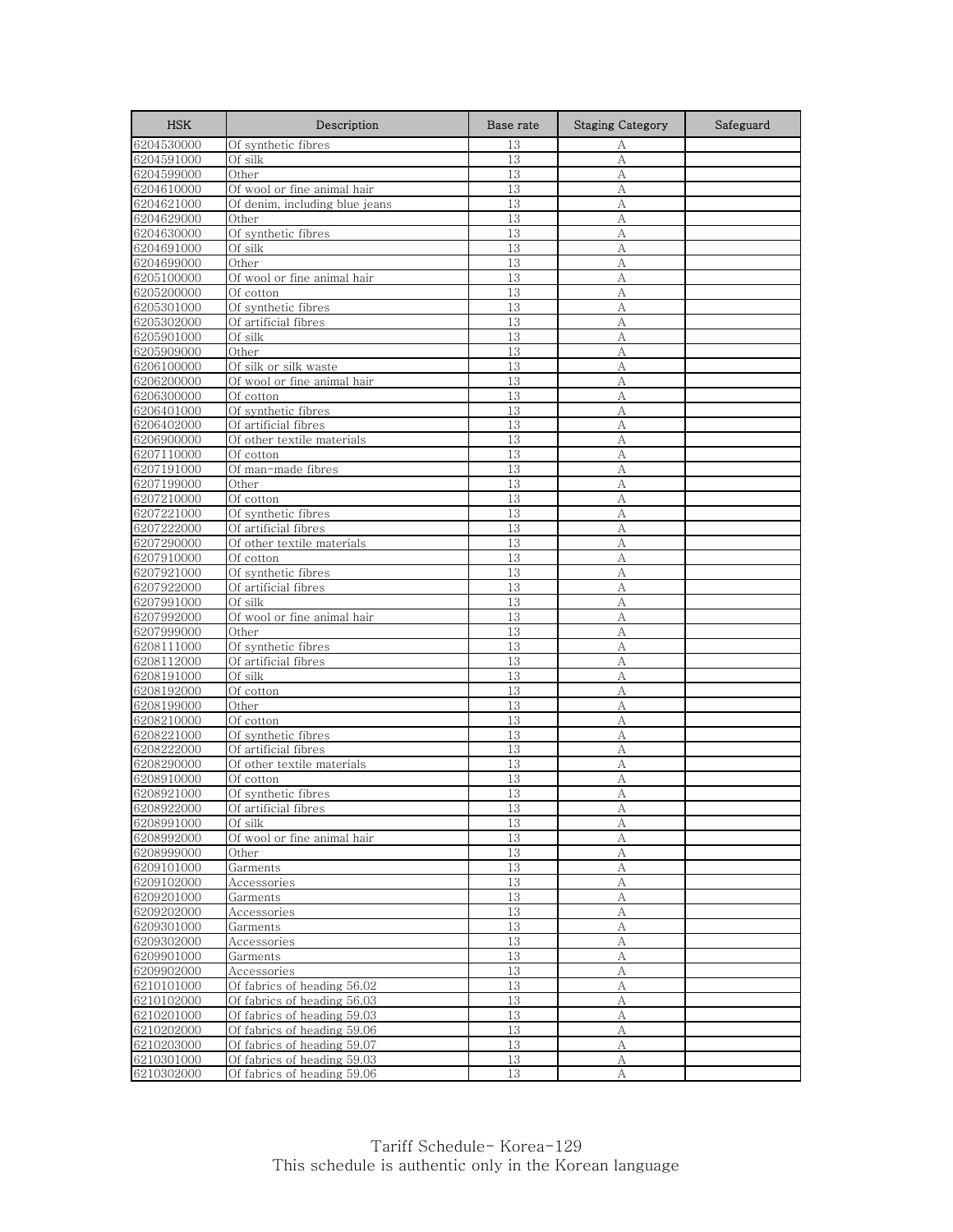| HSK | Description | Base rate | Staging Category | Safeguard |
| --- | --- | --- | --- | --- |
| 6204530000 | Of synthetic fibres | 13 | A | |
| 6204591000 | Of silk | 13 | A | |
| 6204599000 | Other | 13 | A | |
| 6204610000 | Of wool or fine animal hair | 13 | A | |
| 6204621000 | Of denim, including blue jeans | 13 | A | |
| 6204629000 | Other | 13 | A | |
| 6204630000 | Of synthetic fibres | 13 | A | |
| 6204691000 | Of silk | 13 | A | |
| 6204699000 | Other | 13 | A | |
| 6205100000 | Of wool or fine animal hair | 13 | A | |
| 6205200000 | Of cotton | 13 | A | |
| 6205301000 | Of synthetic fibres | 13 | A | |
| 6205302000 | Of artificial fibres | 13 | A | |
| 6205901000 | Of silk | 13 | A | |
| 6205909000 | Other | 13 | A | |
| 6206100000 | Of silk or silk waste | 13 | A | |
| 6206200000 | Of wool or fine animal hair | 13 | A | |
| 6206300000 | Of cotton | 13 | A | |
| 6206401000 | Of synthetic fibres | 13 | A | |
| 6206402000 | Of artificial fibres | 13 | A | |
| 6206900000 | Of other textile materials | 13 | A | |
| 6207110000 | Of cotton | 13 | A | |
| 6207191000 | Of man-made fibres | 13 | A | |
| 6207199000 | Other | 13 | A | |
| 6207210000 | Of cotton | 13 | A | |
| 6207221000 | Of synthetic fibres | 13 | A | |
| 6207222000 | Of artificial fibres | 13 | A | |
| 6207290000 | Of other textile materials | 13 | A | |
| 6207910000 | Of cotton | 13 | A | |
| 6207921000 | Of synthetic fibres | 13 | A | |
| 6207922000 | Of artificial fibres | 13 | A | |
| 6207991000 | Of silk | 13 | A | |
| 6207992000 | Of wool or fine animal hair | 13 | A | |
| 6207999000 | Other | 13 | A | |
| 6208111000 | Of synthetic fibres | 13 | A | |
| 6208112000 | Of artificial fibres | 13 | A | |
| 6208191000 | Of silk | 13 | A | |
| 6208192000 | Of cotton | 13 | A | |
| 6208199000 | Other | 13 | A | |
| 6208210000 | Of cotton | 13 | A | |
| 6208221000 | Of synthetic fibres | 13 | A | |
| 6208222000 | Of artificial fibres | 13 | A | |
| 6208290000 | Of other textile materials | 13 | A | |
| 6208910000 | Of cotton | 13 | A | |
| 6208921000 | Of synthetic fibres | 13 | A | |
| 6208922000 | Of artificial fibres | 13 | A | |
| 6208991000 | Of silk | 13 | A | |
| 6208992000 | Of wool or fine animal hair | 13 | A | |
| 6208999000 | Other | 13 | A | |
| 6209101000 | Garments | 13 | A | |
| 6209102000 | Accessories | 13 | A | |
| 6209201000 | Garments | 13 | A | |
| 6209202000 | Accessories | 13 | A | |
| 6209301000 | Garments | 13 | A | |
| 6209302000 | Accessories | 13 | A | |
| 6209901000 | Garments | 13 | A | |
| 6209902000 | Accessories | 13 | A | |
| 6210101000 | Of fabrics of heading 56.02 | 13 | A | |
| 6210102000 | Of fabrics of heading 56.03 | 13 | A | |
| 6210201000 | Of fabrics of heading 59.03 | 13 | A | |
| 6210202000 | Of fabrics of heading 59.06 | 13 | A | |
| 6210203000 | Of fabrics of heading 59.07 | 13 | A | |
| 6210301000 | Of fabrics of heading 59.03 | 13 | A | |
| 6210302000 | Of fabrics of heading 59.06 | 13 | A | |

Tariff Schedule- Korea-129
This schedule is authentic only in the Korean language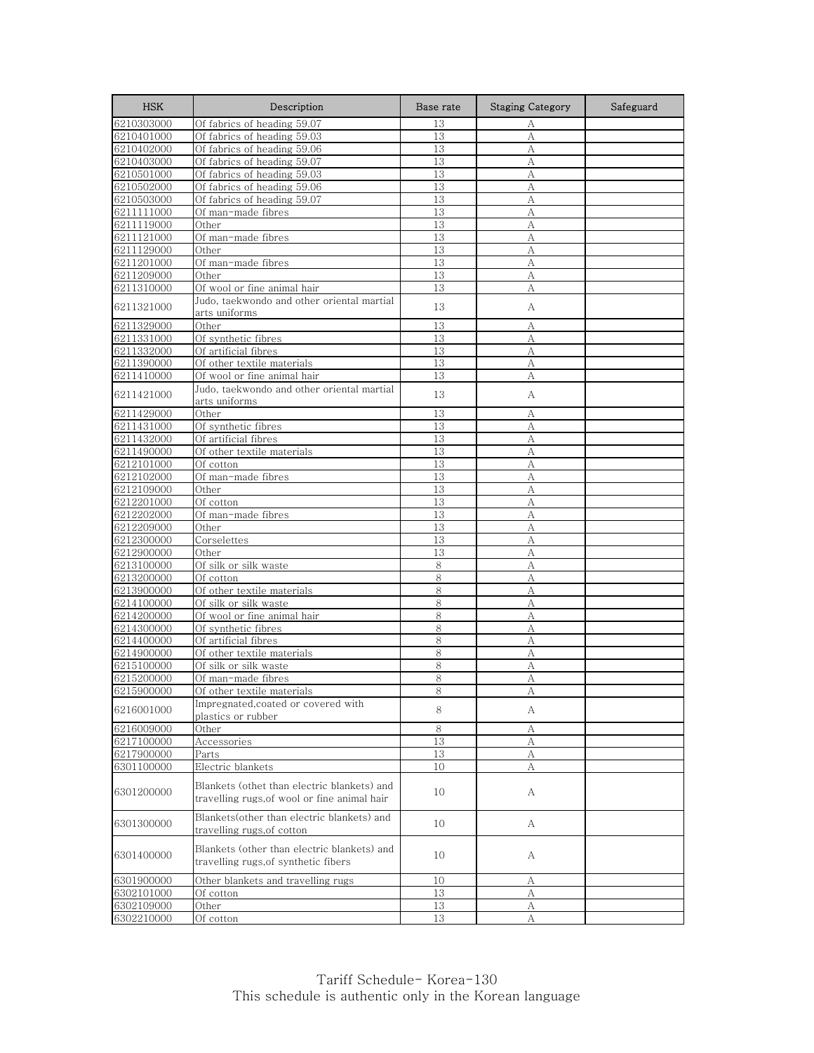| HSK | Description | Base rate | Staging Category | Safeguard |
|---|---|---|---|---|
| 6210303000 | Of fabrics of heading 59.07 | 13 | A | |
| 6210401000 | Of fabrics of heading 59.03 | 13 | A | |
| 6210402000 | Of fabrics of heading 59.06 | 13 | A | |
| 6210403000 | Of fabrics of heading 59.07 | 13 | A | |
| 6210501000 | Of fabrics of heading 59.03 | 13 | A | |
| 6210502000 | Of fabrics of heading 59.06 | 13 | A | |
| 6210503000 | Of fabrics of heading 59.07 | 13 | A | |
| 6211111000 | Of man-made fibres | 13 | A | |
| 6211119000 | Other | 13 | A | |
| 6211121000 | Of man-made fibres | 13 | A | |
| 6211129000 | Other | 13 | A | |
| 6211201000 | Of man-made fibres | 13 | A | |
| 6211209000 | Other | 13 | A | |
| 6211310000 | Of wool or fine animal hair | 13 | A | |
| 6211321000 | Judo, taekwondo and other oriental martial arts uniforms | 13 | A | |
| 6211329000 | Other | 13 | A | |
| 6211331000 | Of synthetic fibres | 13 | A | |
| 6211332000 | Of artificial fibres | 13 | A | |
| 6211390000 | Of other textile materials | 13 | A | |
| 6211410000 | Of wool or fine animal hair | 13 | A | |
| 6211421000 | Judo, taekwondo and other oriental martial arts uniforms | 13 | A | |
| 6211429000 | Other | 13 | A | |
| 6211431000 | Of synthetic fibres | 13 | A | |
| 6211432000 | Of artificial fibres | 13 | A | |
| 6211490000 | Of other textile materials | 13 | A | |
| 6212101000 | Of cotton | 13 | A | |
| 6212102000 | Of man-made fibres | 13 | A | |
| 6212109000 | Other | 13 | A | |
| 6212201000 | Of cotton | 13 | A | |
| 6212202000 | Of man-made fibres | 13 | A | |
| 6212209000 | Other | 13 | A | |
| 6212300000 | Corselettes | 13 | A | |
| 6212900000 | Other | 13 | A | |
| 6213100000 | Of silk or silk waste | 8 | A | |
| 6213200000 | Of cotton | 8 | A | |
| 6213900000 | Of other textile materials | 8 | A | |
| 6214100000 | Of silk or silk waste | 8 | A | |
| 6214200000 | Of wool or fine animal hair | 8 | A | |
| 6214300000 | Of synthetic fibres | 8 | A | |
| 6214400000 | Of artificial fibres | 8 | A | |
| 6214900000 | Of other textile materials | 8 | A | |
| 6215100000 | Of silk or silk waste | 8 | A | |
| 6215200000 | Of man-made fibres | 8 | A | |
| 6215900000 | Of other textile materials | 8 | A | |
| 6216001000 | Impregnated,coated or covered with plastics or rubber | 8 | A | |
| 6216009000 | Other | 8 | A | |
| 6217100000 | Accessories | 13 | A | |
| 6217900000 | Parts | 13 | A | |
| 6301100000 | Electric blankets | 10 | A | |
| 6301200000 | Blankets (othet than electric blankets) and travelling rugs,of wool or fine animal hair | 10 | A | |
| 6301300000 | Blankets(other than electric blankets) and travelling rugs,of cotton | 10 | A | |
| 6301400000 | Blankets (other than electric blankets) and travelling rugs,of synthetic fibers | 10 | A | |
| 6301900000 | Other blankets and travelling rugs | 10 | A | |
| 6302101000 | Of cotton | 13 | A | |
| 6302109000 | Other | 13 | A | |
| 6302210000 | Of cotton | 13 | A | |

Tariff Schedule- Korea-130
This schedule is authentic only in the Korean language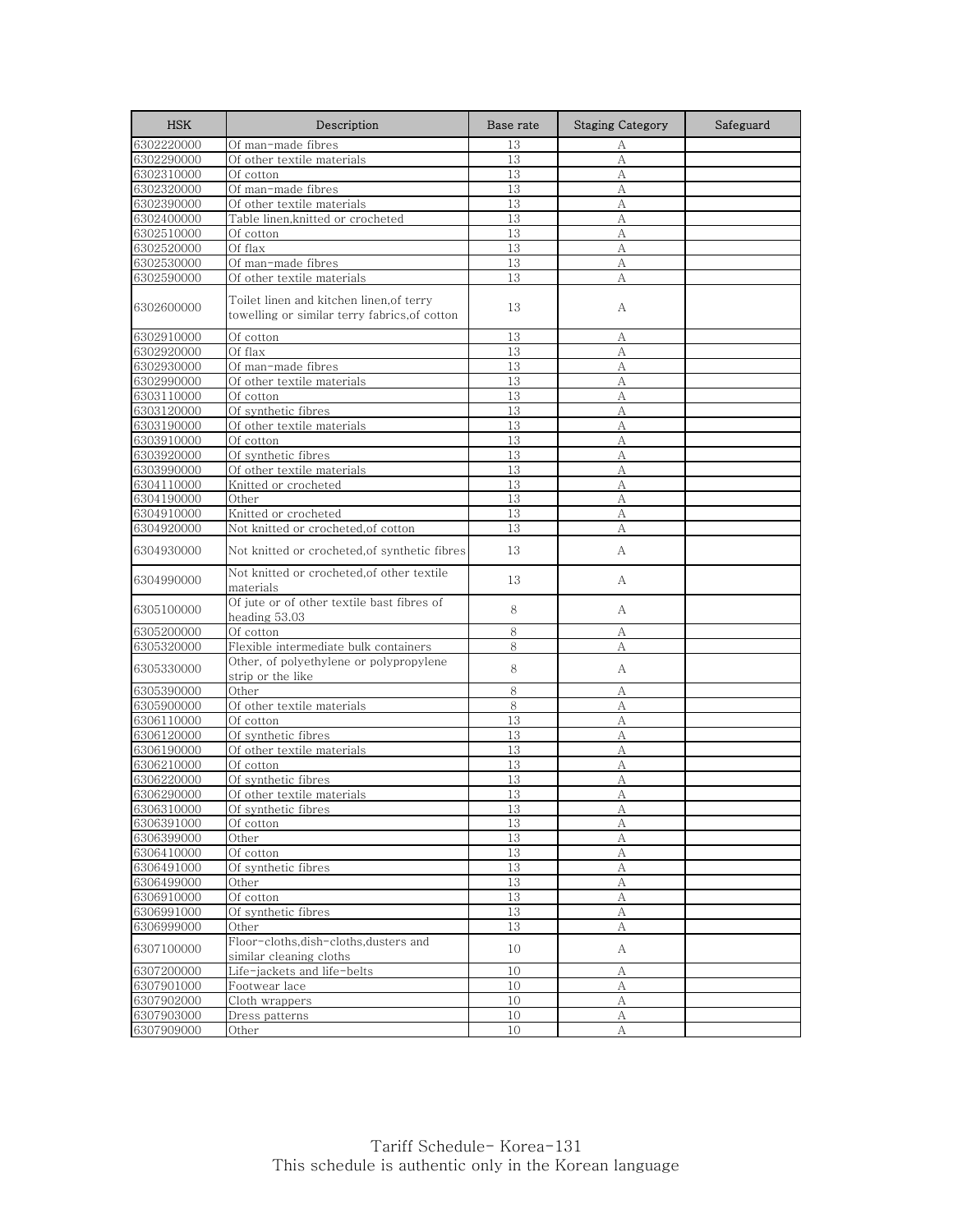| HSK | Description | Base rate | Staging Category | Safeguard |
|---|---|---|---|---|
| 6302220000 | Of man-made fibres | 13 | A | |
| 6302290000 | Of other textile materials | 13 | A | |
| 6302310000 | Of cotton | 13 | A | |
| 6302320000 | Of man-made fibres | 13 | A | |
| 6302390000 | Of other textile materials | 13 | A | |
| 6302400000 | Table linen,knitted or crocheted | 13 | A | |
| 6302510000 | Of cotton | 13 | A | |
| 6302520000 | Of flax | 13 | A | |
| 6302530000 | Of man-made fibres | 13 | A | |
| 6302590000 | Of other textile materials | 13 | A | |
| 6302600000 | Toilet linen and kitchen linen,of terry towelling or similar terry fabrics,of cotton | 13 | A | |
| 6302910000 | Of cotton | 13 | A | |
| 6302920000 | Of flax | 13 | A | |
| 6302930000 | Of man-made fibres | 13 | A | |
| 6302990000 | Of other textile materials | 13 | A | |
| 6303110000 | Of cotton | 13 | A | |
| 6303120000 | Of synthetic fibres | 13 | A | |
| 6303190000 | Of other textile materials | 13 | A | |
| 6303910000 | Of cotton | 13 | A | |
| 6303920000 | Of synthetic fibres | 13 | A | |
| 6303990000 | Of other textile materials | 13 | A | |
| 6304110000 | Knitted or crocheted | 13 | A | |
| 6304190000 | Other | 13 | A | |
| 6304910000 | Knitted or crocheted | 13 | A | |
| 6304920000 | Not knitted or crocheted,of cotton | 13 | A | |
| 6304930000 | Not knitted or crocheted,of synthetic fibres | 13 | A | |
| 6304990000 | Not knitted or crocheted,of other textile materials | 13 | A | |
| 6305100000 | Of jute or of other textile bast fibres of heading 53.03 | 8 | A | |
| 6305200000 | Of cotton | 8 | A | |
| 6305320000 | Flexible intermediate bulk containers | 8 | A | |
| 6305330000 | Other, of polyethylene or polypropylene strip or the like | 8 | A | |
| 6305390000 | Other | 8 | A | |
| 6305900000 | Of other textile materials | 8 | A | |
| 6306110000 | Of cotton | 13 | A | |
| 6306120000 | Of synthetic fibres | 13 | A | |
| 6306190000 | Of other textile materials | 13 | A | |
| 6306210000 | Of cotton | 13 | A | |
| 6306220000 | Of synthetic fibres | 13 | A | |
| 6306290000 | Of other textile materials | 13 | A | |
| 6306310000 | Of synthetic fibres | 13 | A | |
| 6306391000 | Of cotton | 13 | A | |
| 6306399000 | Other | 13 | A | |
| 6306410000 | Of cotton | 13 | A | |
| 6306491000 | Of synthetic fibres | 13 | A | |
| 6306499000 | Other | 13 | A | |
| 6306910000 | Of cotton | 13 | A | |
| 6306991000 | Of synthetic fibres | 13 | A | |
| 6306999000 | Other | 13 | A | |
| 6307100000 | Floor-cloths,dish-cloths,dusters and similar cleaning cloths | 10 | A | |
| 6307200000 | Life-jackets and life-belts | 10 | A | |
| 6307901000 | Footwear lace | 10 | A | |
| 6307902000 | Cloth wrappers | 10 | A | |
| 6307903000 | Dress patterns | 10 | A | |
| 6307909000 | Other | 10 | A | |

Tariff Schedule- Korea-131
This schedule is authentic only in the Korean language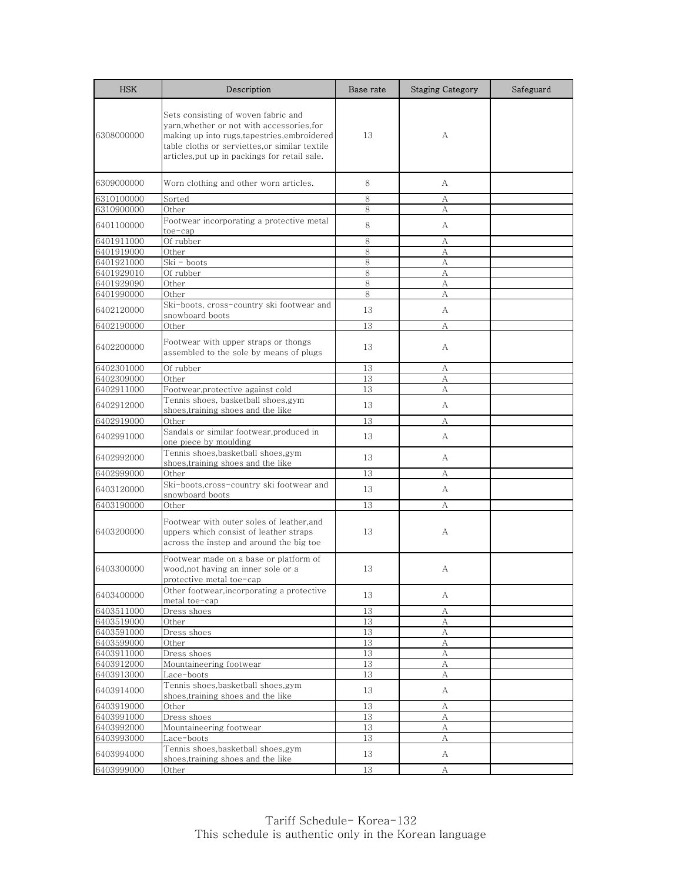| HSK | Description | Base rate | Staging Category | Safeguard |
|---|---|---|---|---|
| 6308000000 | Sets consisting of woven fabric and yarn,whether or not with accessories,for making up into rugs,tapestries,embroidered table cloths or serviettes,or similar textile articles,put up in packings for retail sale. | 13 | A | |
| 6309000000 | Worn clothing and other worn articles. | 8 | A | |
| 6310100000 | Sorted | 8 | A | |
| 6310900000 | Other | 8 | A | |
| 6401100000 | Footwear incorporating a protective metal toe-cap | 8 | A | |
| 6401911000 | Of rubber | 8 | A | |
| 6401919000 | Other | 8 | A | |
| 6401921000 | Ski - boots | 8 | A | |
| 6401929010 | Of rubber | 8 | A | |
| 6401929090 | Other | 8 | A | |
| 6401990000 | Other | 8 | A | |
| 6402120000 | Ski-boots, cross-country ski footwear and snowboard boots | 13 | A | |
| 6402190000 | Other | 13 | A | |
| 6402200000 | Footwear with upper straps or thongs assembled to the sole by means of plugs | 13 | A | |
| 6402301000 | Of rubber | 13 | A | |
| 6402309000 | Other | 13 | A | |
| 6402911000 | Footwear,protective against cold | 13 | A | |
| 6402912000 | Tennis shoes, basketball shoes,gym shoes,training shoes and the like | 13 | A | |
| 6402919000 | Other | 13 | A | |
| 6402991000 | Sandals or similar footwear,produced in one piece by moulding | 13 | A | |
| 6402992000 | Tennis shoes,basketball shoes,gym shoes,training shoes and the like | 13 | A | |
| 6402999000 | Other | 13 | A | |
| 6403120000 | Ski-boots,cross-country ski footwear and snowboard boots | 13 | A | |
| 6403190000 | Other | 13 | A | |
| 6403200000 | Footwear with outer soles of leather,and uppers which consist of leather straps across the instep and around the big toe | 13 | A | |
| 6403300000 | Footwear made on a base or platform of wood,not having an inner sole or a protective metal toe-cap | 13 | A | |
| 6403400000 | Other footwear,incorporating a protective metal toe-cap | 13 | A | |
| 6403511000 | Dress shoes | 13 | A | |
| 6403519000 | Other | 13 | A | |
| 6403591000 | Dress shoes | 13 | A | |
| 6403599000 | Other | 13 | A | |
| 6403911000 | Dress shoes | 13 | A | |
| 6403912000 | Mountaineering footwear | 13 | A | |
| 6403913000 | Lace-boots | 13 | A | |
| 6403914000 | Tennis shoes,basketball shoes,gym shoes,training shoes and the like | 13 | A | |
| 6403919000 | Other | 13 | A | |
| 6403991000 | Dress shoes | 13 | A | |
| 6403992000 | Mountaineering footwear | 13 | A | |
| 6403993000 | Lace-boots | 13 | A | |
| 6403994000 | Tennis shoes,basketball shoes,gym shoes,training shoes and the like | 13 | A | |
| 6403999000 | Other | 13 | A | |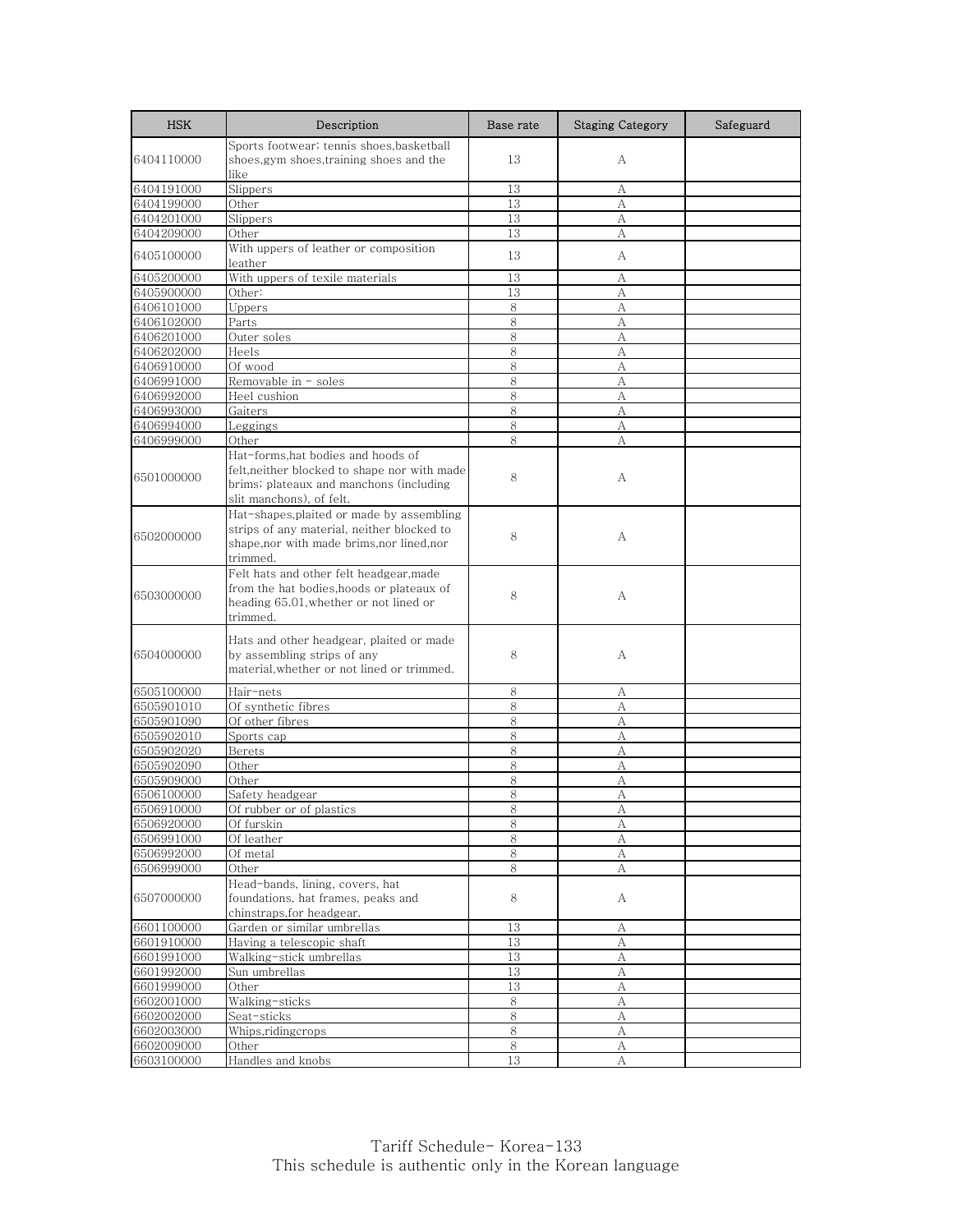| HSK | Description | Base rate | Staging Category | Safeguard |
|---|---|---|---|---|
| 6404110000 | Sports footwear; tennis shoes,basketball shoes,gym shoes,training shoes and the like | 13 | A | |
| 6404191000 | Slippers | 13 | A | |
| 6404199000 | Other | 13 | A | |
| 6404201000 | Slippers | 13 | A | |
| 6404209000 | Other | 13 | A | |
| 6405100000 | With uppers of leather or composition leather | 13 | A | |
| 6405200000 | With uppers of texile materials | 13 | A | |
| 6405900000 | Other: | 13 | A | |
| 6406101000 | Uppers | 8 | A | |
| 6406102000 | Parts | 8 | A | |
| 6406201000 | Outer soles | 8 | A | |
| 6406202000 | Heels | 8 | A | |
| 6406910000 | Of wood | 8 | A | |
| 6406991000 | Removable in - soles | 8 | A | |
| 6406992000 | Heel cushion | 8 | A | |
| 6406993000 | Gaiters | 8 | A | |
| 6406994000 | Leggings | 8 | A | |
| 6406999000 | Other | 8 | A | |
| 6501000000 | Hat-forms,hat bodies and hoods of felt,neither blocked to shape nor with made brims; plateaux and manchons (including slit manchons), of felt. | 8 | A | |
| 6502000000 | Hat-shapes,plaited or made by assembling strips of any material, neither blocked to shape,nor with made brims,nor lined,nor trimmed. | 8 | A | |
| 6503000000 | Felt hats and other felt headgear,made from the hat bodies,hoods or plateaux of heading 65.01,whether or not lined or trimmed. | 8 | A | |
| 6504000000 | Hats and other headgear, plaited or made by assembling strips of any material,whether or not lined or trimmed. | 8 | A | |
| 6505100000 | Hair-nets | 8 | A | |
| 6505901010 | Of synthetic fibres | 8 | A | |
| 6505901090 | Of other fibres | 8 | A | |
| 6505902010 | Sports cap | 8 | A | |
| 6505902020 | Berets | 8 | A | |
| 6505902090 | Other | 8 | A | |
| 6505909000 | Other | 8 | A | |
| 6506100000 | Safety headgear | 8 | A | |
| 6506910000 | Of rubber or of plastics | 8 | A | |
| 6506920000 | Of furskin | 8 | A | |
| 6506991000 | Of leather | 8 | A | |
| 6506992000 | Of metal | 8 | A | |
| 6506999000 | Other | 8 | A | |
| 6507000000 | Head-bands, lining, covers, hat foundations, hat frames, peaks and chinstraps,for headgear. | 8 | A | |
| 6601100000 | Garden or similar umbrellas | 13 | A | |
| 6601910000 | Having a telescopic shaft | 13 | A | |
| 6601991000 | Walking-stick umbrellas | 13 | A | |
| 6601992000 | Sun umbrellas | 13 | A | |
| 6601999000 | Other | 13 | A | |
| 6602001000 | Walking-sticks | 8 | A | |
| 6602002000 | Seat-sticks | 8 | A | |
| 6602003000 | Whips,ridingcrops | 8 | A | |
| 6602009000 | Other | 8 | A | |
| 6603100000 | Handles and knobs | 13 | A | |

Tariff Schedule- Korea-133
This schedule is authentic only in the Korean language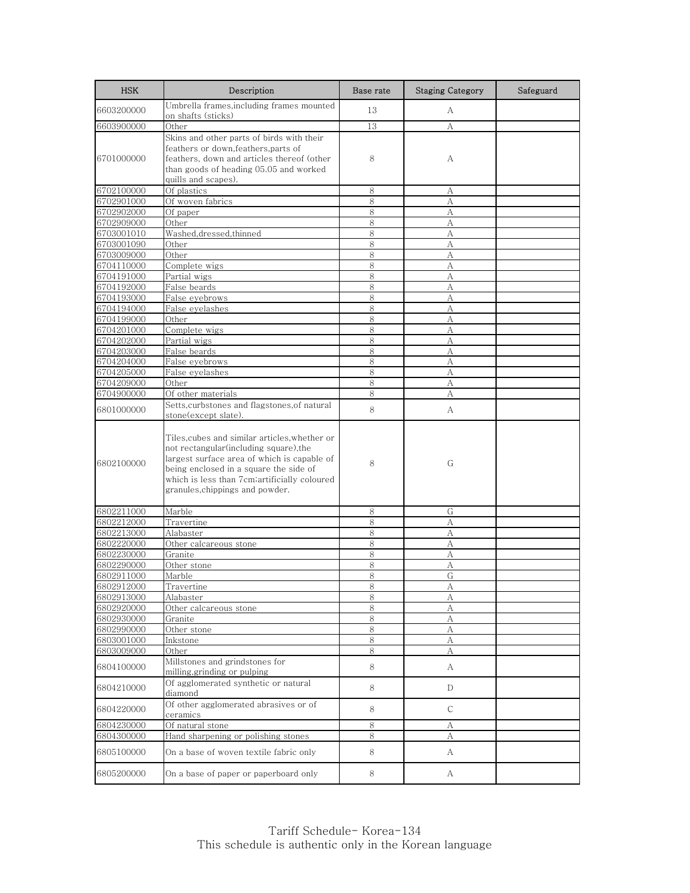| HSK | Description | Base rate | Staging Category | Safeguard |
|---|---|---|---|---|
| 6603200000 | Umbrella frames,including frames mounted on shafts (sticks) | 13 | A | |
| 6603900000 | Other | 13 | A | |
| 6701000000 | Skins and other parts of birds with their feathers or down,feathers,parts of feathers, down and articles thereof (other than goods of heading 05.05 and worked quills and scapes). | 8 | A | |
| 6702100000 | Of plastics | 8 | A | |
| 6702901000 | Of woven fabrics | 8 | A | |
| 6702902000 | Of paper | 8 | A | |
| 6702909000 | Other | 8 | A | |
| 6703001010 | Washed,dressed,thinned | 8 | A | |
| 6703001090 | Other | 8 | A | |
| 6703009000 | Other | 8 | A | |
| 6704110000 | Complete wigs | 8 | A | |
| 6704191000 | Partial wigs | 8 | A | |
| 6704192000 | False beards | 8 | A | |
| 6704193000 | False eyebrows | 8 | A | |
| 6704194000 | False eyelashes | 8 | A | |
| 6704199000 | Other | 8 | A | |
| 6704201000 | Complete wigs | 8 | A | |
| 6704202000 | Partial wigs | 8 | A | |
| 6704203000 | False beards | 8 | A | |
| 6704204000 | False eyebrows | 8 | A | |
| 6704205000 | False eyelashes | 8 | A | |
| 6704209000 | Other | 8 | A | |
| 6704900000 | Of other materials | 8 | A | |
| 6801000000 | Setts,curbstones and flagstones,of natural stone(except slate). | 8 | A | |
| 6802100000 | Tiles,cubes and similar articles,whether or not rectangular(including square),the largest surface area of which is capable of being enclosed in a square the side of which is less than 7cm;artificially coloured granules,chippings and powder. | 8 | G | |
| 6802211000 | Marble | 8 | G | |
| 6802212000 | Travertine | 8 | A | |
| 6802213000 | Alabaster | 8 | A | |
| 6802220000 | Other calcareous stone | 8 | A | |
| 6802230000 | Granite | 8 | A | |
| 6802290000 | Other stone | 8 | A | |
| 6802911000 | Marble | 8 | G | |
| 6802912000 | Travertine | 8 | A | |
| 6802913000 | Alabaster | 8 | A | |
| 6802920000 | Other calcareous stone | 8 | A | |
| 6802930000 | Granite | 8 | A | |
| 6802990000 | Other stone | 8 | A | |
| 6803001000 | Inkstone | 8 | A | |
| 6803009000 | Other | 8 | A | |
| 6804100000 | Millstones and grindstones for milling,grinding or pulping | 8 | A | |
| 6804210000 | Of agglomerated synthetic or natural diamond | 8 | D | |
| 6804220000 | Of other agglomerated abrasives or of ceramics | 8 | C | |
| 6804230000 | Of natural stone | 8 | A | |
| 6804300000 | Hand sharpening or polishing stones | 8 | A | |
| 6805100000 | On a base of woven textile fabric only | 8 | A | |
| 6805200000 | On a base of paper or paperboard only | 8 | A | |

Tariff Schedule- Korea-134
This schedule is authentic only in the Korean language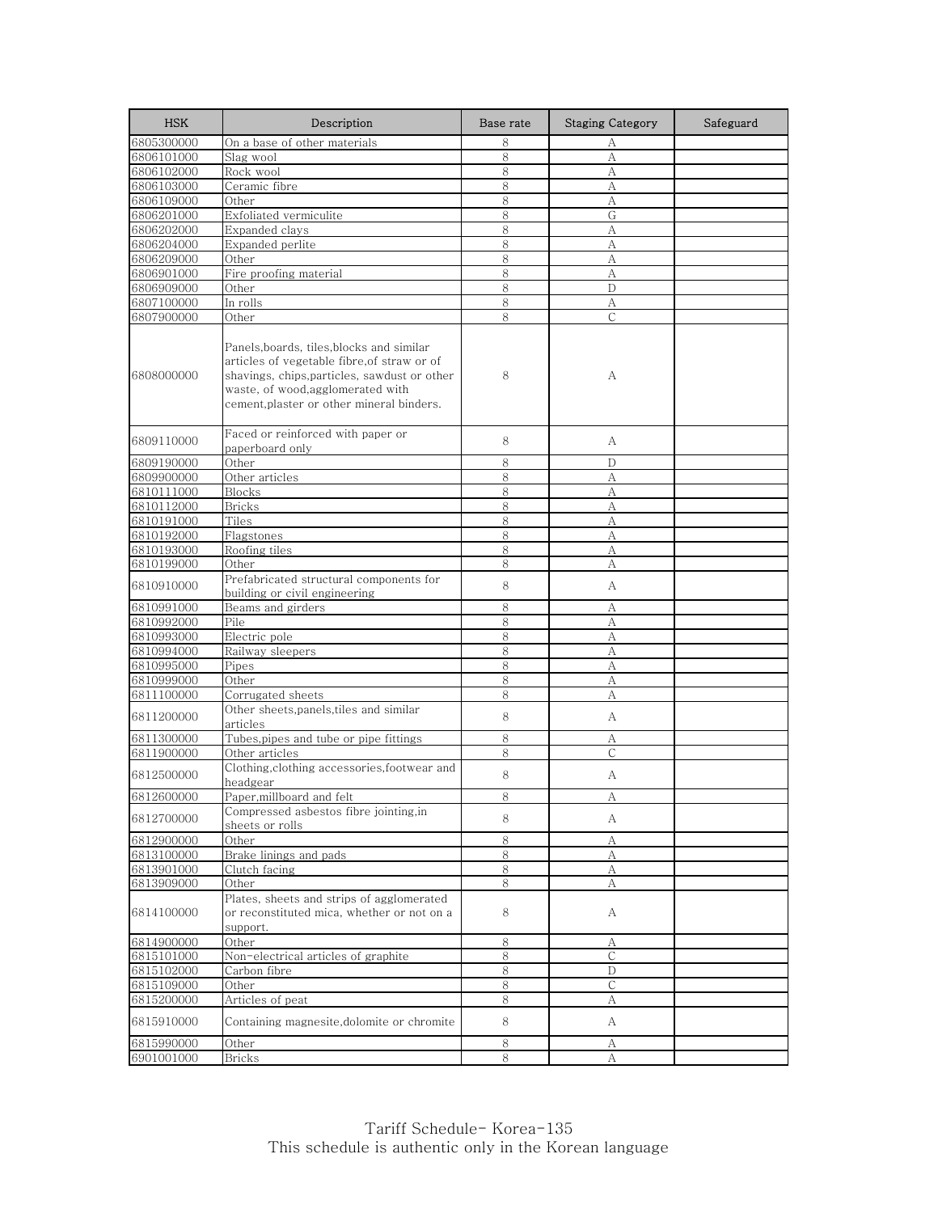| HSK | Description | Base rate | Staging Category | Safeguard |
|---|---|---|---|---|
| 6805300000 | On a base of other materials | 8 | A | |
| 6806101000 | Slag wool | 8 | A | |
| 6806102000 | Rock wool | 8 | A | |
| 6806103000 | Ceramic fibre | 8 | A | |
| 6806109000 | Other | 8 | A | |
| 6806201000 | Exfoliated vermiculite | 8 | G | |
| 6806202000 | Expanded clays | 8 | A | |
| 6806204000 | Expanded perlite | 8 | A | |
| 6806209000 | Other | 8 | A | |
| 6806901000 | Fire proofing material | 8 | A | |
| 6806909000 | Other | 8 | D | |
| 6807100000 | In rolls | 8 | A | |
| 6807900000 | Other | 8 | C | |
| 6808000000 | Panels,boards, tiles,blocks and similar articles of vegetable fibre,of straw or of shavings, chips,particles, sawdust or other waste, of wood,agglomerated with cement,plaster or other mineral binders. | 8 | A | |
| 6809110000 | Faced or reinforced with paper or paperboard only | 8 | A | |
| 6809190000 | Other | 8 | D | |
| 6809900000 | Other articles | 8 | A | |
| 6810111000 | Blocks | 8 | A | |
| 6810112000 | Bricks | 8 | A | |
| 6810191000 | Tiles | 8 | A | |
| 6810192000 | Flagstones | 8 | A | |
| 6810193000 | Roofing tiles | 8 | A | |
| 6810199000 | Other | 8 | A | |
| 6810910000 | Prefabricated structural components for building or civil engineering | 8 | A | |
| 6810991000 | Beams and girders | 8 | A | |
| 6810992000 | Pile | 8 | A | |
| 6810993000 | Electric pole | 8 | A | |
| 6810994000 | Railway sleepers | 8 | A | |
| 6810995000 | Pipes | 8 | A | |
| 6810999000 | Other | 8 | A | |
| 6811100000 | Corrugated sheets | 8 | A | |
| 6811200000 | Other sheets,panels,tiles and similar articles | 8 | A | |
| 6811300000 | Tubes,pipes and tube or pipe fittings | 8 | A | |
| 6811900000 | Other articles | 8 | C | |
| 6812500000 | Clothing,clothing accessories,footwear and headgear | 8 | A | |
| 6812600000 | Paper,millboard and felt | 8 | A | |
| 6812700000 | Compressed asbestos fibre jointing,in sheets or rolls | 8 | A | |
| 6812900000 | Other | 8 | A | |
| 6813100000 | Brake linings and pads | 8 | A | |
| 6813901000 | Clutch facing | 8 | A | |
| 6813909000 | Other | 8 | A | |
| 6814100000 | Plates, sheets and strips of agglomerated or reconstituted mica, whether or not on a support. | 8 | A | |
| 6814900000 | Other | 8 | A | |
| 6815101000 | Non-electrical articles of graphite | 8 | C | |
| 6815102000 | Carbon fibre | 8 | D | |
| 6815109000 | Other | 8 | C | |
| 6815200000 | Articles of peat | 8 | A | |
| 6815910000 | Containing magnesite,dolomite or chromite | 8 | A | |
| 6815990000 | Other | 8 | A | |
| 6901001000 | Bricks | 8 | A | |

Tariff Schedule- Korea-135
This schedule is authentic only in the Korean language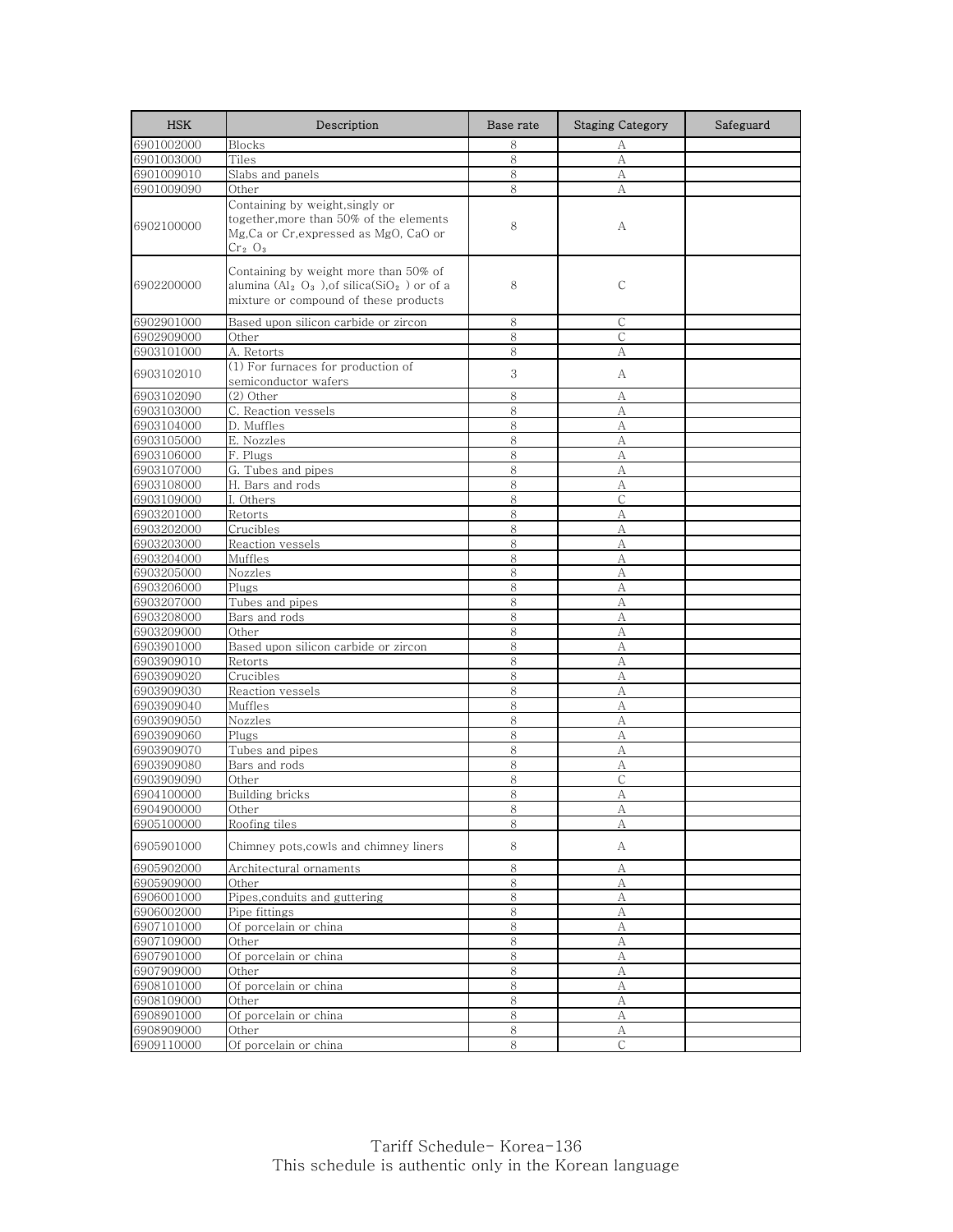| HSK | Description | Base rate | Staging Category | Safeguard |
|---|---|---|---|---|
| 6901002000 | Blocks | 8 | A | |
| 6901003000 | Tiles | 8 | A | |
| 6901009010 | Slabs and panels | 8 | A | |
| 6901009090 | Other | 8 | A | |
| 6902100000 | Containing by weight,singly or together,more than 50% of the elements Mg,Ca or Cr,expressed as MgO, CaO or $Cr_2O_3$ | 8 | A | |
| 6902200000 | Containing by weight more than 50% of alumina ($Al_2O_3$ ),of silica($SiO_2$ ) or of a mixture or compound of these products | 8 | C | |
| 6902901000 | Based upon silicon carbide or zircon | 8 | C | |
| 6902909000 | Other | 8 | C | |
| 6903101000 | A. Retorts | 8 | A | |
| 6903102010 | (1) For furnaces for production of semiconductor wafers | 3 | A | |
| 6903102090 | (2) Other | 8 | A | |
| 6903103000 | C. Reaction vessels | 8 | A | |
| 6903104000 | D. Muffles | 8 | A | |
| 6903105000 | E. Nozzles | 8 | A | |
| 6903106000 | F. Plugs | 8 | A | |
| 6903107000 | G. Tubes and pipes | 8 | A | |
| 6903108000 | H. Bars and rods | 8 | A | |
| 6903109000 | I. Others | 8 | C | |
| 6903201000 | Retorts | 8 | A | |
| 6903202000 | Crucibles | 8 | A | |
| 6903203000 | Reaction vessels | 8 | A | |
| 6903204000 | Muffles | 8 | A | |
| 6903205000 | Nozzles | 8 | A | |
| 6903206000 | Plugs | 8 | A | |
| 6903207000 | Tubes and pipes | 8 | A | |
| 6903208000 | Bars and rods | 8 | A | |
| 6903209000 | Other | 8 | A | |
| 6903901000 | Based upon silicon carbide or zircon | 8 | A | |
| 6903909010 | Retorts | 8 | A | |
| 6903909020 | Crucibles | 8 | A | |
| 6903909030 | Reaction vessels | 8 | A | |
| 6903909040 | Muffles | 8 | A | |
| 6903909050 | Nozzles | 8 | A | |
| 6903909060 | Plugs | 8 | A | |
| 6903909070 | Tubes and pipes | 8 | A | |
| 6903909080 | Bars and rods | 8 | A | |
| 6903909090 | Other | 8 | C | |
| 6904100000 | Building bricks | 8 | A | |
| 6904900000 | Other | 8 | A | |
| 6905100000 | Roofing tiles | 8 | A | |
| 6905901000 | Chimney pots,cowls and chimney liners | 8 | A | |
| 6905902000 | Architectural ornaments | 8 | A | |
| 6905909000 | Other | 8 | A | |
| 6906001000 | Pipes,conduits and guttering | 8 | A | |
| 6906002000 | Pipe fittings | 8 | A | |
| 6907101000 | Of porcelain or china | 8 | A | |
| 6907109000 | Other | 8 | A | |
| 6907901000 | Of porcelain or china | 8 | A | |
| 6907909000 | Other | 8 | A | |
| 6908101000 | Of porcelain or china | 8 | A | |
| 6908109000 | Other | 8 | A | |
| 6908901000 | Of porcelain or china | 8 | A | |
| 6908909000 | Other | 8 | A | |
| 6909110000 | Of porcelain or china | 8 | C | |

Tariff Schedule- Korea-136
This schedule is authentic only in the Korean language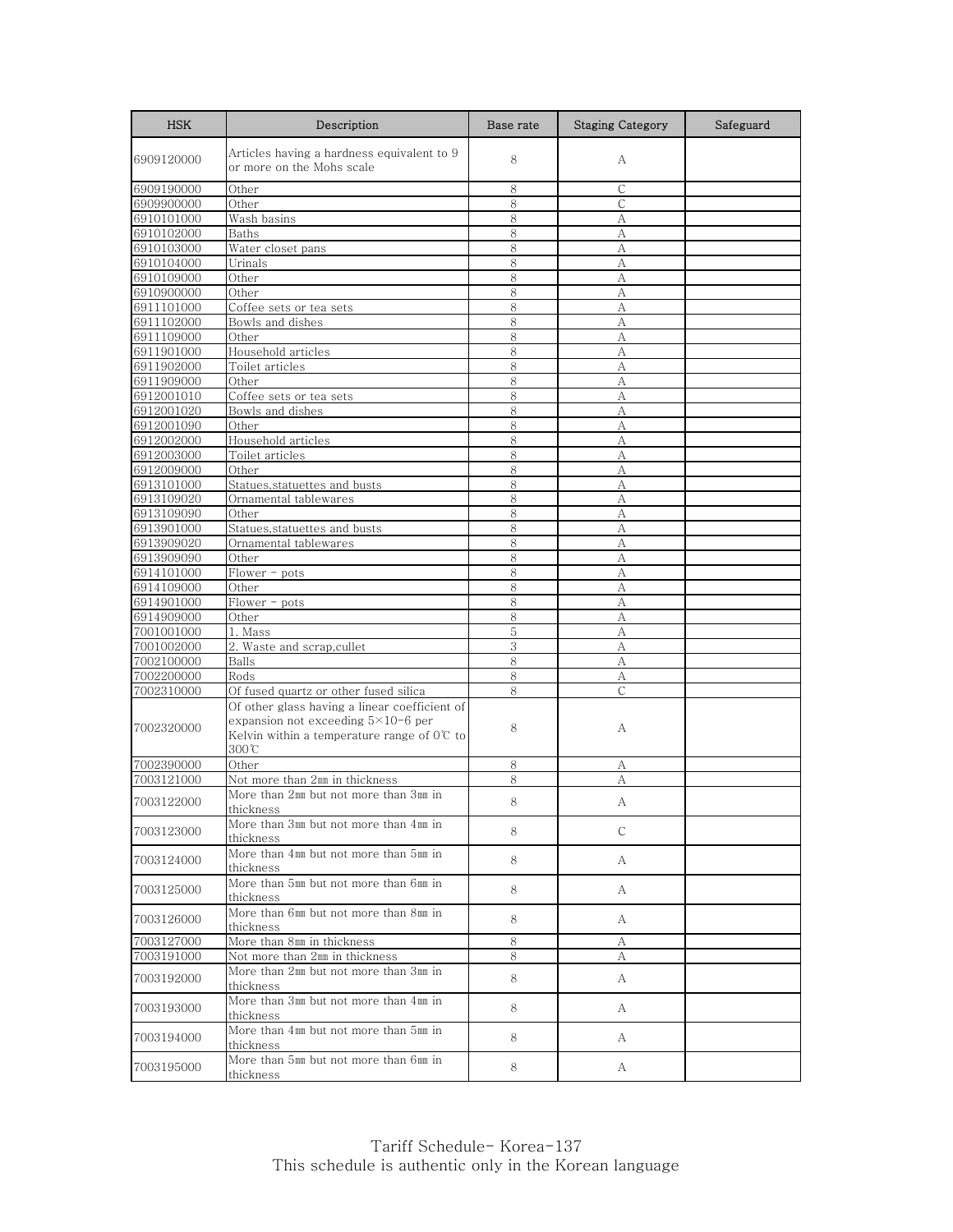| HSK | Description | Base rate | Staging Category | Safeguard |
|---|---|---|---|---|
| 6909120000 | Articles having a hardness equivalent to 9 or more on the Mohs scale | 8 | A | |
| 6909190000 | Other | 8 | C | |
| 6909900000 | Other | 8 | C | |
| 6910101000 | Wash basins | 8 | A | |
| 6910102000 | Baths | 8 | A | |
| 6910103000 | Water closet pans | 8 | A | |
| 6910104000 | Urinals | 8 | A | |
| 6910109000 | Other | 8 | A | |
| 6910900000 | Other | 8 | A | |
| 6911101000 | Coffee sets or tea sets | 8 | A | |
| 6911102000 | Bowls and dishes | 8 | A | |
| 6911109000 | Other | 8 | A | |
| 6911901000 | Household articles | 8 | A | |
| 6911902000 | Toilet articles | 8 | A | |
| 6911909000 | Other | 8 | A | |
| 6912001010 | Coffee sets or tea sets | 8 | A | |
| 6912001020 | Bowls and dishes | 8 | A | |
| 6912001090 | Other | 8 | A | |
| 6912002000 | Household articles | 8 | A | |
| 6912003000 | Toilet articles | 8 | A | |
| 6912009000 | Other | 8 | A | |
| 6913101000 | Statues,statuettes and busts | 8 | A | |
| 6913109020 | Ornamental tablewares | 8 | A | |
| 6913109090 | Other | 8 | A | |
| 6913901000 | Statues,statuettes and busts | 8 | A | |
| 6913909020 | Ornamental tablewares | 8 | A | |
| 6913909090 | Other | 8 | A | |
| 6914101000 | Flower - pots | 8 | A | |
| 6914109000 | Other | 8 | A | |
| 6914901000 | Flower - pots | 8 | A | |
| 6914909000 | Other | 8 | A | |
| 7001001000 | 1. Mass | 5 | A | |
| 7001002000 | 2. Waste and scrap,cullet | 3 | A | |
| 7002100000 | Balls | 8 | A | |
| 7002200000 | Rods | 8 | A | |
| 7002310000 | Of fused quartz or other fused silica | 8 | C | |
| 7002320000 | Of other glass having a linear coefficient of expansion not exceeding 5×10-6 per Kelvin within a temperature range of 0℃ to 300℃ | 8 | A | |
| 7002390000 | Other | 8 | A | |
| 7003121000 | Not more than 2㎜ in thickness | 8 | A | |
| 7003122000 | More than 2㎜ but not more than 3㎜ in thickness | 8 | A | |
| 7003123000 | More than 3㎜ but not more than 4㎜ in thickness | 8 | C | |
| 7003124000 | More than 4㎜ but not more than 5㎜ in thickness | 8 | A | |
| 7003125000 | More than 5㎜ but not more than 6㎜ in thickness | 8 | A | |
| 7003126000 | More than 6㎜ but not more than 8㎜ in thickness | 8 | A | |
| 7003127000 | More than 8㎜ in thickness | 8 | A | |
| 7003191000 | Not more than 2㎜ in thickness | 8 | A | |
| 7003192000 | More than 2㎜ but not more than 3㎜ in thickness | 8 | A | |
| 7003193000 | More than 3㎜ but not more than 4㎜ in thickness | 8 | A | |
| 7003194000 | More than 4㎜ but not more than 5㎜ in thickness | 8 | A | |
| 7003195000 | More than 5㎜ but not more than 6㎜ in thickness | 8 | A | |

Tariff Schedule- Korea-137
This schedule is authentic only in the Korean language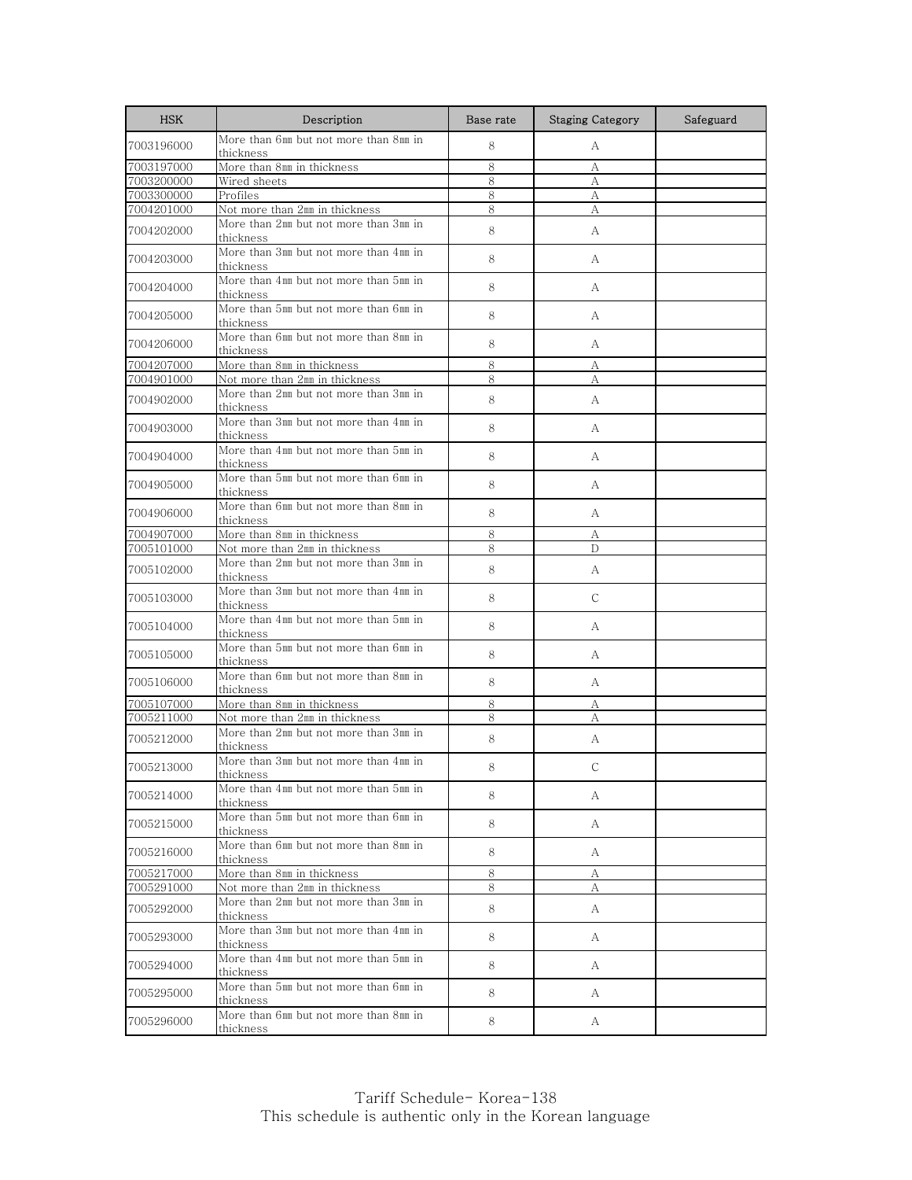| HSK | Description | Base rate | Staging Category | Safeguard |
| --- | --- | --- | --- | --- |
| 7003196000 | More than 6㎜ but not more than 8㎜ in thickness | 8 | A | |
| 7003197000 | More than 8㎜ in thickness | 8 | A | |
| 7003200000 | Wired sheets | 8 | A | |
| 7003300000 | Profiles | 8 | A | |
| 7004201000 | Not more than 2㎜ in thickness | 8 | A | |
| 7004202000 | More than 2㎜ but not more than 3㎜ in thickness | 8 | A | |
| 7004203000 | More than 3㎜ but not more than 4㎜ in thickness | 8 | A | |
| 7004204000 | More than 4㎜ but not more than 5㎜ in thickness | 8 | A | |
| 7004205000 | More than 5㎜ but not more than 6㎜ in thickness | 8 | A | |
| 7004206000 | More than 6㎜ but not more than 8㎜ in thickness | 8 | A | |
| 7004207000 | More than 8㎜ in thickness | 8 | A | |
| 7004901000 | Not more than 2㎜ in thickness | 8 | A | |
| 7004902000 | More than 2㎜ but not more than 3㎜ in thickness | 8 | A | |
| 7004903000 | More than 3㎜ but not more than 4㎜ in thickness | 8 | A | |
| 7004904000 | More than 4㎜ but not more than 5㎜ in thickness | 8 | A | |
| 7004905000 | More than 5㎜ but not more than 6㎜ in thickness | 8 | A | |
| 7004906000 | More than 6㎜ but not more than 8㎜ in thickness | 8 | A | |
| 7004907000 | More than 8㎜ in thickness | 8 | A | |
| 7005101000 | Not more than 2㎜ in thickness | 8 | D | |
| 7005102000 | More than 2㎜ but not more than 3㎜ in thickness | 8 | A | |
| 7005103000 | More than 3㎜ but not more than 4㎜ in thickness | 8 | C | |
| 7005104000 | More than 4㎜ but not more than 5㎜ in thickness | 8 | A | |
| 7005105000 | More than 5㎜ but not more than 6㎜ in thickness | 8 | A | |
| 7005106000 | More than 6㎜ but not more than 8㎜ in thickness | 8 | A | |
| 7005107000 | More than 8㎜ in thickness | 8 | A | |
| 7005211000 | Not more than 2㎜ in thickness | 8 | A | |
| 7005212000 | More than 2㎜ but not more than 3㎜ in thickness | 8 | A | |
| 7005213000 | More than 3㎜ but not more than 4㎜ in thickness | 8 | C | |
| 7005214000 | More than 4㎜ but not more than 5㎜ in thickness | 8 | A | |
| 7005215000 | More than 5㎜ but not more than 6㎜ in thickness | 8 | A | |
| 7005216000 | More than 6㎜ but not more than 8㎜ in thickness | 8 | A | |
| 7005217000 | More than 8㎜ in thickness | 8 | A | |
| 7005291000 | Not more than 2㎜ in thickness | 8 | A | |
| 7005292000 | More than 2㎜ but not more than 3㎜ in thickness | 8 | A | |
| 7005293000 | More than 3㎜ but not more than 4㎜ in thickness | 8 | A | |
| 7005294000 | More than 4㎜ but not more than 5㎜ in thickness | 8 | A | |
| 7005295000 | More than 5㎜ but not more than 6㎜ in thickness | 8 | A | |
| 7005296000 | More than 6㎜ but not more than 8㎜ in thickness | 8 | A | |

Tariff Schedule- Korea-138
This schedule is authentic only in the Korean language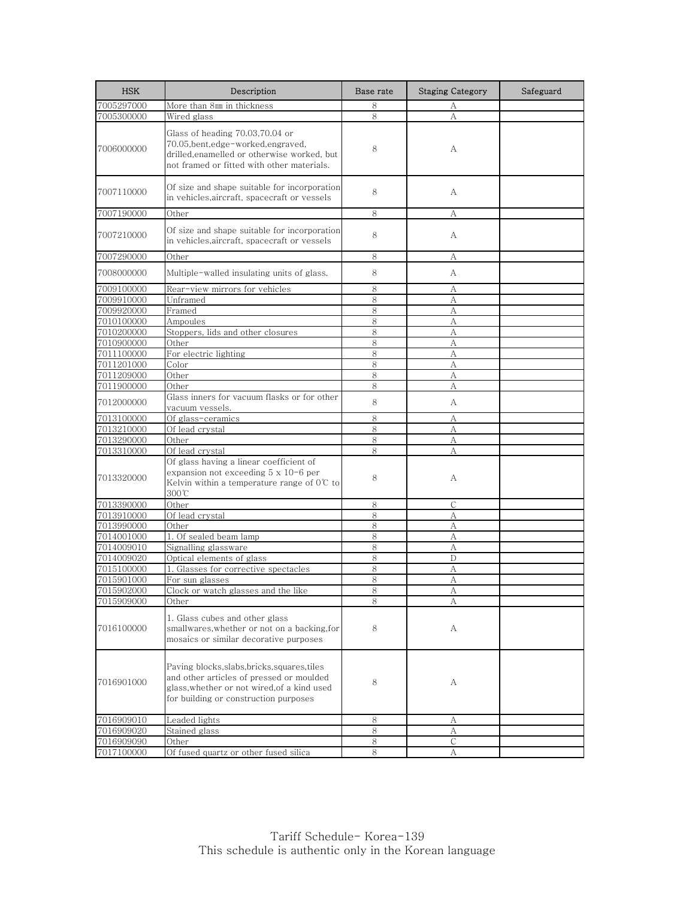| HSK | Description | Base rate | Staging Category | Safeguard |
|---|---|---|---|---|
| 7005297000 | More than 8㎜ in thickness | 8 | A | |
| 7005300000 | Wired glass | 8 | A | |
| 7006000000 | Glass of heading 70.03,70.04 or 70.05,bent,edge-worked,engraved, drilled,enamelled or otherwise worked, but not framed or fitted with other materials. | 8 | A | |
| 7007110000 | Of size and shape suitable for incorporation in vehicles,aircraft, spacecraft or vessels | 8 | A | |
| 7007190000 | Other | 8 | A | |
| 7007210000 | Of size and shape suitable for incorporation in vehicles,aircraft, spacecraft or vessels | 8 | A | |
| 7007290000 | Other | 8 | A | |
| 7008000000 | Multiple-walled insulating units of glass. | 8 | A | |
| 7009100000 | Rear-view mirrors for vehicles | 8 | A | |
| 7009910000 | Unframed | 8 | A | |
| 7009920000 | Framed | 8 | A | |
| 7010100000 | Ampoules | 8 | A | |
| 7010200000 | Stoppers, lids and other closures | 8 | A | |
| 7010900000 | Other | 8 | A | |
| 7011100000 | For electric lighting | 8 | A | |
| 7011201000 | Color | 8 | A | |
| 7011209000 | Other | 8 | A | |
| 7011900000 | Other | 8 | A | |
| 7012000000 | Glass inners for vacuum flasks or for other vacuum vessels. | 8 | A | |
| 7013100000 | Of glass-ceramics | 8 | A | |
| 7013210000 | Of lead crystal | 8 | A | |
| 7013290000 | Other | 8 | A | |
| 7013310000 | Of lead crystal | 8 | A | |
| 7013320000 | Of glass having a linear coefficient of expansion not exceeding 5 x 10-6 per Kelvin within a temperature range of 0℃ to 300℃ | 8 | A | |
| 7013390000 | Other | 8 | C | |
| 7013910000 | Of lead crystal | 8 | A | |
| 7013990000 | Other | 8 | A | |
| 7014001000 | 1. Of sealed beam lamp | 8 | A | |
| 7014009010 | Signalling glassware | 8 | A | |
| 7014009020 | Optical elements of glass | 8 | D | |
| 7015100000 | 1. Glasses for corrective spectacles | 8 | A | |
| 7015901000 | For sun glasses | 8 | A | |
| 7015902000 | Clock or watch glasses and the like | 8 | A | |
| 7015909000 | Other | 8 | A | |
| 7016100000 | 1. Glass cubes and other glass smallwares,whether or not on a backing,for mosaics or similar decorative purposes | 8 | A | |
| 7016901000 | Paving blocks,slabs,bricks,squares,tiles and other articles of pressed or moulded glass,whether or not wired,of a kind used for building or construction purposes | 8 | A | |
| 7016909010 | Leaded lights | 8 | A | |
| 7016909020 | Stained glass | 8 | A | |
| 7016909090 | Other | 8 | C | |
| 7017100000 | Of fused quartz or other fused silica | 8 | A | |

Tariff Schedule- Korea-139
This schedule is authentic only in the Korean language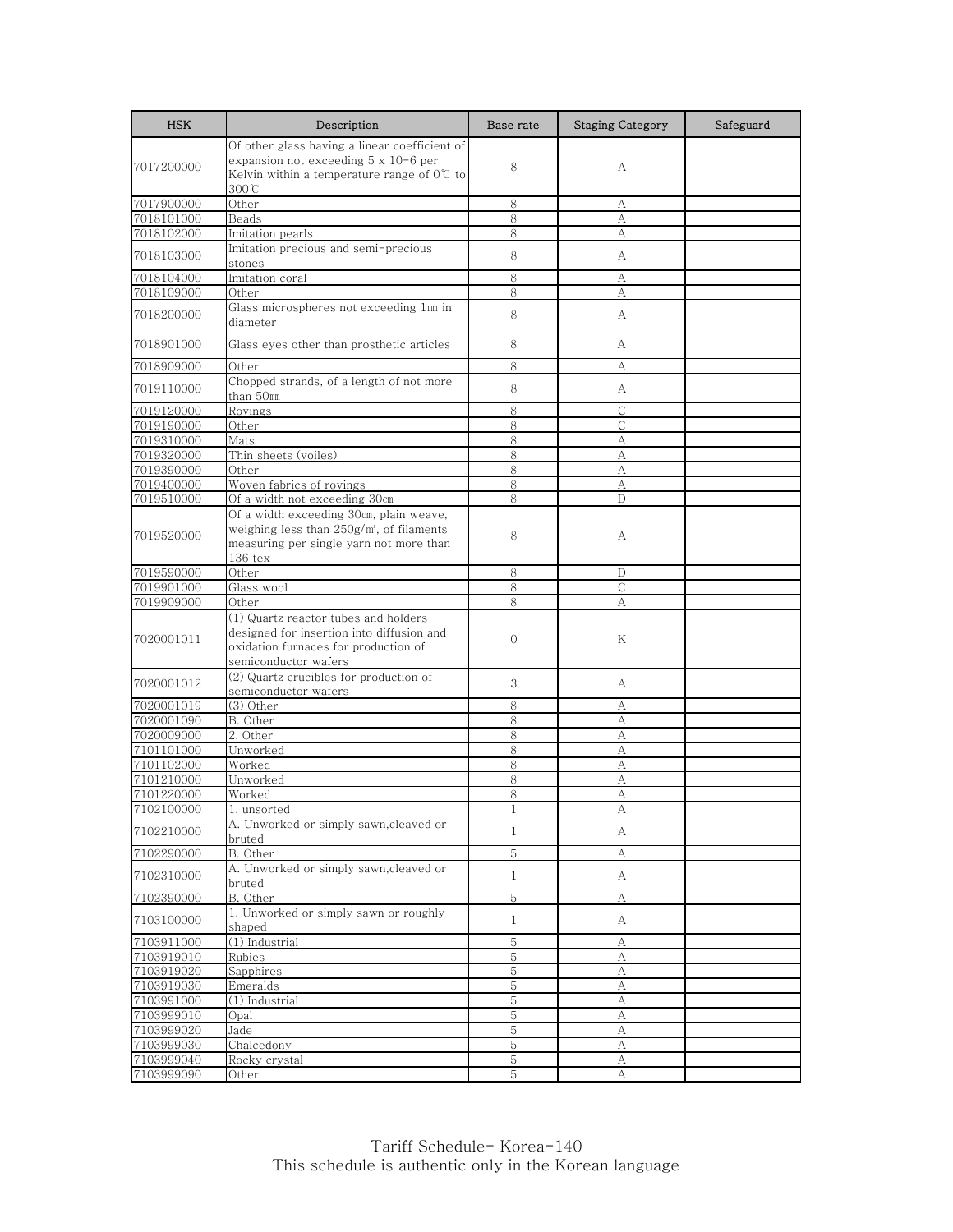| HSK | Description | Base rate | Staging Category | Safeguard |
|---|---|---|---|---|
| 7017200000 | Of other glass having a linear coefficient of expansion not exceeding 5 x 10-6 per Kelvin within a temperature range of 0℃ to 300℃ | 8 | A | |
| 7017900000 | Other | 8 | A | |
| 7018101000 | Beads | 8 | A | |
| 7018102000 | Imitation pearls | 8 | A | |
| 7018103000 | Imitation precious and semi-precious stones | 8 | A | |
| 7018104000 | Imitation coral | 8 | A | |
| 7018109000 | Other | 8 | A | |
| 7018200000 | Glass microspheres not exceeding 1㎜ in diameter | 8 | A | |
| 7018901000 | Glass eyes other than prosthetic articles | 8 | A | |
| 7018909000 | Other | 8 | A | |
| 7019110000 | Chopped strands, of a length of not more than 50㎜ | 8 | A | |
| 7019120000 | Rovings | 8 | C | |
| 7019190000 | Other | 8 | C | |
| 7019310000 | Mats | 8 | A | |
| 7019320000 | Thin sheets (voiles) | 8 | A | |
| 7019390000 | Other | 8 | A | |
| 7019400000 | Woven fabrics of rovings | 8 | A | |
| 7019510000 | Of a width not exceeding 30㎝ | 8 | D | |
| 7019520000 | Of a width exceeding 30㎝, plain weave, weighing less than 250g/㎡, of filaments measuring per single yarn not more than 136 tex | 8 | A | |
| 7019590000 | Other | 8 | D | |
| 7019901000 | Glass wool | 8 | C | |
| 7019909000 | Other | 8 | A | |
| 7020001011 | (1) Quartz reactor tubes and holders designed for insertion into diffusion and oxidation furnaces for production of semiconductor wafers | 0 | K | |
| 7020001012 | (2) Quartz crucibles for production of semiconductor wafers | 3 | A | |
| 7020001019 | (3) Other | 8 | A | |
| 7020001090 | B. Other | 8 | A | |
| 7020009000 | 2. Other | 8 | A | |
| 7101101000 | Unworked | 8 | A | |
| 7101102000 | Worked | 8 | A | |
| 7101210000 | Unworked | 8 | A | |
| 7101220000 | Worked | 8 | A | |
| 7102100000 | 1. unsorted | 1 | A | |
| 7102210000 | A. Unworked or simply sawn,cleaved or bruted | 1 | A | |
| 7102290000 | B. Other | 5 | A | |
| 7102310000 | A. Unworked or simply sawn,cleaved or bruted | 1 | A | |
| 7102390000 | B. Other | 5 | A | |
| 7103100000 | 1. Unworked or simply sawn or roughly shaped | 1 | A | |
| 7103911000 | (1) Industrial | 5 | A | |
| 7103919010 | Rubies | 5 | A | |
| 7103919020 | Sapphires | 5 | A | |
| 7103919030 | Emeralds | 5 | A | |
| 7103991000 | (1) Industrial | 5 | A | |
| 7103999010 | Opal | 5 | A | |
| 7103999020 | Jade | 5 | A | |
| 7103999030 | Chalcedony | 5 | A | |
| 7103999040 | Rocky crystal | 5 | A | |
| 7103999090 | Other | 5 | A | |

Tariff Schedule- Korea-140
This schedule is authentic only in the Korean language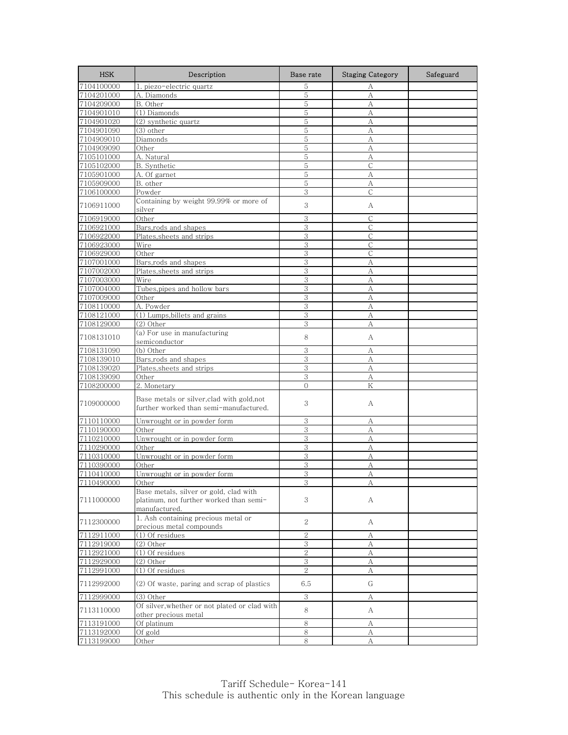| HSK | Description | Base rate | Staging Category | Safeguard |
|---|---|---|---|---|
| 7104100000 | 1. piezo-electric quartz | 5 | A | |
| 7104201000 | A. Diamonds | 5 | A | |
| 7104209000 | B. Other | 5 | A | |
| 7104901010 | (1) Diamonds | 5 | A | |
| 7104901020 | (2) synthetic quartz | 5 | A | |
| 7104901090 | (3) other | 5 | A | |
| 7104909010 | Diamonds | 5 | A | |
| 7104909090 | Other | 5 | A | |
| 7105101000 | A. Natural | 5 | A | |
| 7105102000 | B. Synthetic | 5 | C | |
| 7105901000 | A. Of garnet | 5 | A | |
| 7105909000 | B. other | 5 | A | |
| 7106100000 | Powder | 3 | C | |
| 7106911000 | Containing by weight 99.99% or more of silver | 3 | A | |
| 7106919000 | Other | 3 | C | |
| 7106921000 | Bars,rods and shapes | 3 | C | |
| 7106922000 | Plates,sheets and strips | 3 | C | |
| 7106923000 | Wire | 3 | C | |
| 7106929000 | Other | 3 | C | |
| 7107001000 | Bars,rods and shapes | 3 | A | |
| 7107002000 | Plates,sheets and strips | 3 | A | |
| 7107003000 | Wire | 3 | A | |
| 7107004000 | Tubes,pipes and hollow bars | 3 | A | |
| 7107009000 | Other | 3 | A | |
| 7108110000 | A. Powder | 3 | A | |
| 7108121000 | (1) Lumps,billets and grains | 3 | A | |
| 7108129000 | (2) Other | 3 | A | |
| 7108131010 | (a) For use in manufacturing semiconductor | 8 | A | |
| 7108131090 | (b) Other | 3 | A | |
| 7108139010 | Bars,rods and shapes | 3 | A | |
| 7108139020 | Plates,sheets and strips | 3 | A | |
| 7108139090 | Other | 3 | A | |
| 7108200000 | 2. Monetary | 0 | K | |
| 7109000000 | Base metals or silver,clad with gold,not further worked than semi-manufactured. | 3 | A | |
| 7110110000 | Unwrought or in powder form | 3 | A | |
| 7110190000 | Other | 3 | A | |
| 7110210000 | Unwrought or in powder form | 3 | A | |
| 7110290000 | Other | 3 | A | |
| 7110310000 | Unwrought or in powder form | 3 | A | |
| 7110390000 | Other | 3 | A | |
| 7110410000 | Unwrought or in powder form | 3 | A | |
| 7110490000 | Other | 3 | A | |
| 7111000000 | Base metals, silver or gold, clad with platinum, not further worked than semi-manufactured. | 3 | A | |
| 7112300000 | 1. Ash containing precious metal or precious metal compounds | 2 | A | |
| 7112911000 | (1) Of residues | 2 | A | |
| 7112919000 | (2) Other | 3 | A | |
| 7112921000 | (1) Of residues | 2 | A | |
| 7112929000 | (2) Other | 3 | A | |
| 7112991000 | (1) Of residues | 2 | A | |
| 7112992000 | (2) Of waste, paring and scrap of plastics | 6.5 | G | |
| 7112999000 | (3) Other | 3 | A | |
| 7113110000 | Of silver,whether or not plated or clad with other precious metal | 8 | A | |
| 7113191000 | Of platinum | 8 | A | |
| 7113192000 | Of gold | 8 | A | |
| 7113199000 | Other | 8 | A | |

Tariff Schedule- Korea-141
This schedule is authentic only in the Korean language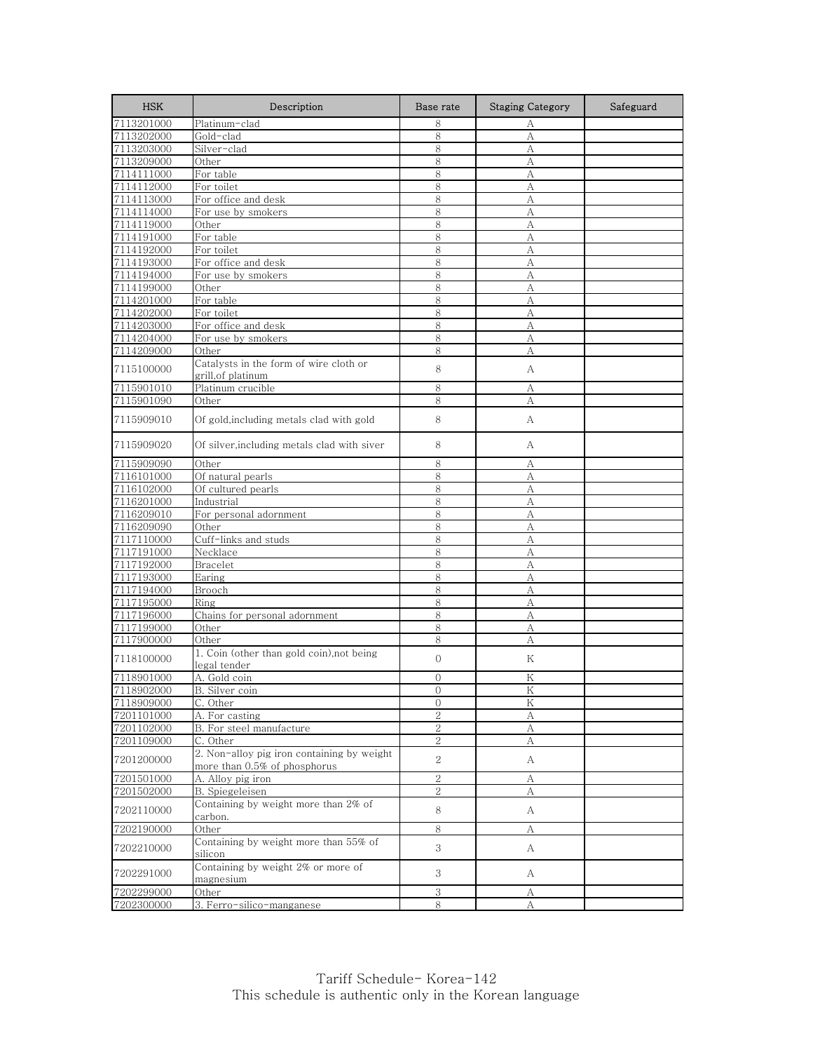| HSK | Description | Base rate | Staging Category | Safeguard |
|---|---|---|---|---|
| 7113201000 | Platinum-clad | 8 | A | |
| 7113202000 | Gold-clad | 8 | A | |
| 7113203000 | Silver-clad | 8 | A | |
| 7113209000 | Other | 8 | A | |
| 7114111000 | For table | 8 | A | |
| 7114112000 | For toilet | 8 | A | |
| 7114113000 | For office and desk | 8 | A | |
| 7114114000 | For use by smokers | 8 | A | |
| 7114119000 | Other | 8 | A | |
| 7114191000 | For table | 8 | A | |
| 7114192000 | For toilet | 8 | A | |
| 7114193000 | For office and desk | 8 | A | |
| 7114194000 | For use by smokers | 8 | A | |
| 7114199000 | Other | 8 | A | |
| 7114201000 | For table | 8 | A | |
| 7114202000 | For toilet | 8 | A | |
| 7114203000 | For office and desk | 8 | A | |
| 7114204000 | For use by smokers | 8 | A | |
| 7114209000 | Other | 8 | A | |
| 7115100000 | Catalysts in the form of wire cloth or grill,of platinum | 8 | A | |
| 7115901010 | Platinum crucible | 8 | A | |
| 7115901090 | Other | 8 | A | |
| 7115909010 | Of gold,including metals clad with gold | 8 | A | |
| 7115909020 | Of silver,including metals clad with siver | 8 | A | |
| 7115909090 | Other | 8 | A | |
| 7116101000 | Of natural pearls | 8 | A | |
| 7116102000 | Of cultured pearls | 8 | A | |
| 7116201000 | Industrial | 8 | A | |
| 7116209010 | For personal adornment | 8 | A | |
| 7116209090 | Other | 8 | A | |
| 7117110000 | Cuff-links and studs | 8 | A | |
| 7117191000 | Necklace | 8 | A | |
| 7117192000 | Bracelet | 8 | A | |
| 7117193000 | Earing | 8 | A | |
| 7117194000 | Brooch | 8 | A | |
| 7117195000 | Ring | 8 | A | |
| 7117196000 | Chains for personal adornment | 8 | A | |
| 7117199000 | Other | 8 | A | |
| 7117900000 | Other | 8 | A | |
| 7118100000 | 1. Coin (other than gold coin),not being legal tender | 0 | K | |
| 7118901000 | A. Gold coin | 0 | K | |
| 7118902000 | B. Silver coin | 0 | K | |
| 7118909000 | C. Other | 0 | K | |
| 7201101000 | A. For casting | 2 | A | |
| 7201102000 | B. For steel manufacture | 2 | A | |
| 7201109000 | C. Other | 2 | A | |
| 7201200000 | 2. Non-alloy pig iron containing by weight more than 0.5% of phosphorus | 2 | A | |
| 7201501000 | A. Alloy pig iron | 2 | A | |
| 7201502000 | B. Spiegeleisen | 2 | A | |
| 7202110000 | Containing by weight more than 2% of carbon. | 8 | A | |
| 7202190000 | Other | 8 | A | |
| 7202210000 | Containing by weight more than 55% of silicon | 3 | A | |
| 7202291000 | Containing by weight 2% or more of magnesium | 3 | A | |
| 7202299000 | Other | 3 | A | |
| 7202300000 | 3. Ferro-silico-manganese | 8 | A | |

Tariff Schedule- Korea-142
This schedule is authentic only in the Korean language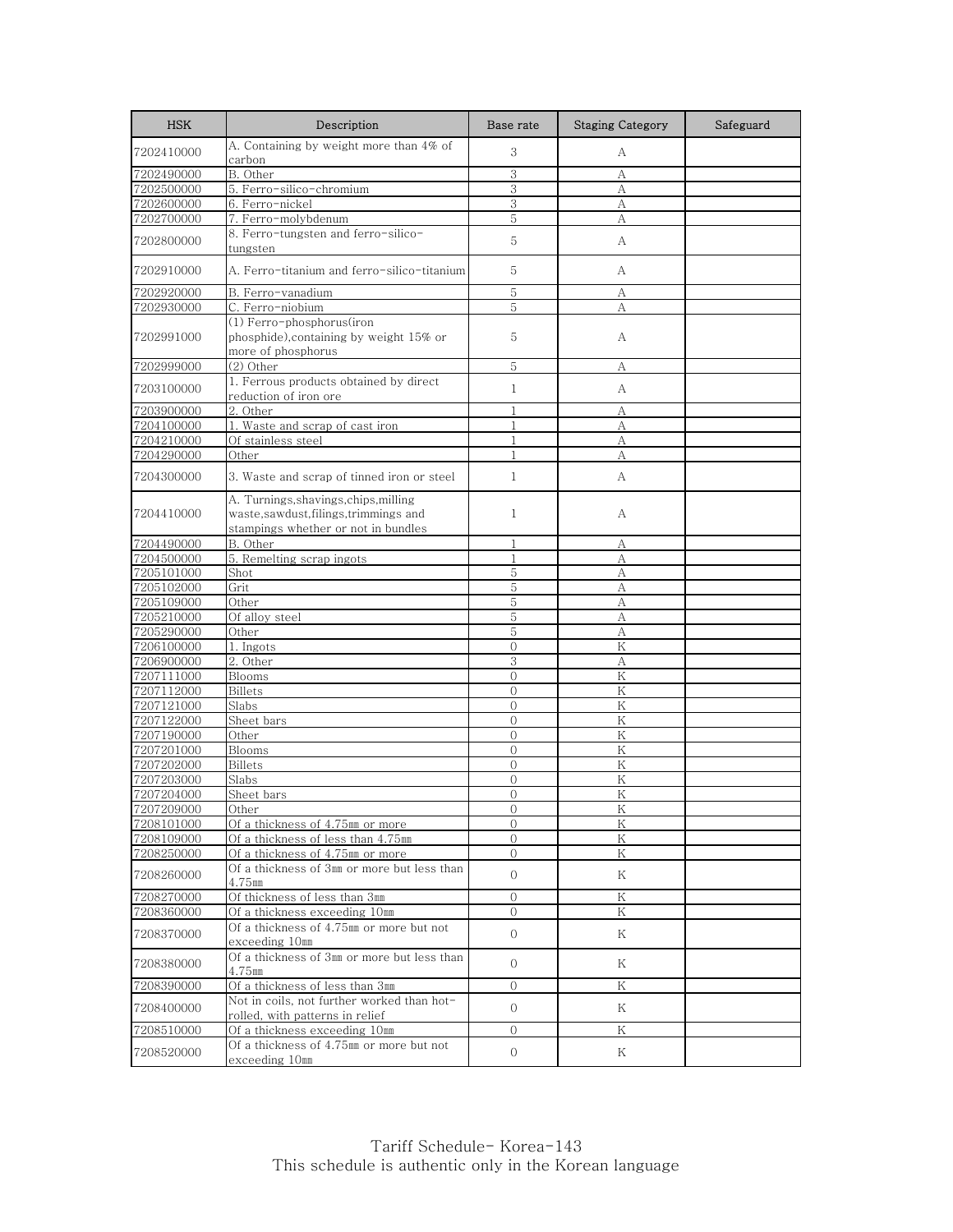| HSK | Description | Base rate | Staging Category | Safeguard |
|---|---|---|---|---|
| 7202410000 | A. Containing by weight more than 4% of carbon | 3 | A | |
| 7202490000 | B. Other | 3 | A | |
| 7202500000 | 5. Ferro-silico-chromium | 3 | A | |
| 7202600000 | 6. Ferro-nickel | 3 | A | |
| 7202700000 | 7. Ferro-molybdenum | 5 | A | |
| 7202800000 | 8. Ferro-tungsten and ferro-silico-tungsten | 5 | A | |
| 7202910000 | A. Ferro-titanium and ferro-silico-titanium | 5 | A | |
| 7202920000 | B. Ferro-vanadium | 5 | A | |
| 7202930000 | C. Ferro-niobium | 5 | A | |
| 7202991000 | (1) Ferro-phosphorus(iron phosphide),containing by weight 15% or more of phosphorus | 5 | A | |
| 7202999000 | (2) Other | 5 | A | |
| 7203100000 | 1. Ferrous products obtained by direct reduction of iron ore | 1 | A | |
| 7203900000 | 2. Other | 1 | A | |
| 7204100000 | 1. Waste and scrap of cast iron | 1 | A | |
| 7204210000 | Of stainless steel | 1 | A | |
| 7204290000 | Other | 1 | A | |
| 7204300000 | 3. Waste and scrap of tinned iron or steel | 1 | A | |
| 7204410000 | A. Turnings,shavings,chips,milling waste,sawdust,filings,trimmings and stampings whether or not in bundles | 1 | A | |
| 7204490000 | B. Other | 1 | A | |
| 7204500000 | 5. Remelting scrap ingots | 1 | A | |
| 7205101000 | Shot | 5 | A | |
| 7205102000 | Grit | 5 | A | |
| 7205109000 | Other | 5 | A | |
| 7205210000 | Of alloy steel | 5 | A | |
| 7205290000 | Other | 5 | A | |
| 7206100000 | 1. Ingots | 0 | K | |
| 7206900000 | 2. Other | 3 | A | |
| 7207111000 | Blooms | 0 | K | |
| 7207112000 | Billets | 0 | K | |
| 7207121000 | Slabs | 0 | K | |
| 7207122000 | Sheet bars | 0 | K | |
| 7207190000 | Other | 0 | K | |
| 7207201000 | Blooms | 0 | K | |
| 7207202000 | Billets | 0 | K | |
| 7207203000 | Slabs | 0 | K | |
| 7207204000 | Sheet bars | 0 | K | |
| 7207209000 | Other | 0 | K | |
| 7208101000 | Of a thickness of 4.75㎜ or more | 0 | K | |
| 7208109000 | Of a thickness of less than 4.75㎜ | 0 | K | |
| 7208250000 | Of a thickness of 4.75㎜ or more | 0 | K | |
| 7208260000 | Of a thickness of 3㎜ or more but less than 4.75㎜ | 0 | K | |
| 7208270000 | Of thickness of less than 3㎜ | 0 | K | |
| 7208360000 | Of a thickness exceeding 10㎜ | 0 | K | |
| 7208370000 | Of a thickness of 4.75㎜ or more but not exceeding 10㎜ | 0 | K | |
| 7208380000 | Of a thickness of 3㎜ or more but less than 4.75㎜ | 0 | K | |
| 7208390000 | Of a thickness of less than 3㎜ | 0 | K | |
| 7208400000 | Not in coils, not further worked than hot-rolled, with patterns in relief | 0 | K | |
| 7208510000 | Of a thickness exceeding 10㎜ | 0 | K | |
| 7208520000 | Of a thickness of 4.75㎜ or more but not exceeding 10㎜ | 0 | K | |

Tariff Schedule- Korea-143
This schedule is authentic only in the Korean language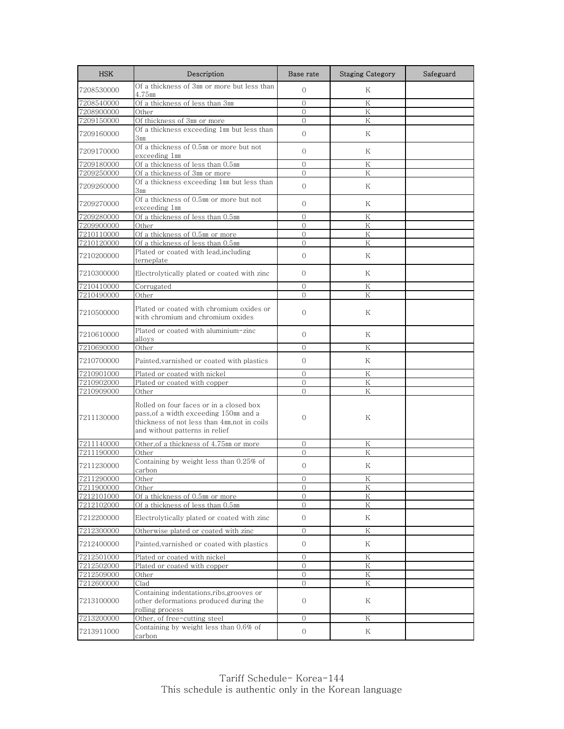| HSK | Description | Base rate | Staging Category | Safeguard |
|---|---|---|---|---|
| 7208530000 | Of a thickness of 3㎜ or more but less than 4.75㎜ | 0 | K | |
| 7208540000 | Of a thickness of less than 3㎜ | 0 | K | |
| 7208900000 | Other | 0 | K | |
| 7209150000 | Of thickness of 3㎜ or more | 0 | K | |
| 7209160000 | Of a thickness exceeding 1㎜ but less than 3㎜ | 0 | K | |
| 7209170000 | Of a thickness of 0.5㎜ or more but not exceeding 1㎜ | 0 | K | |
| 7209180000 | Of a thickness of less than 0.5㎜ | 0 | K | |
| 7209250000 | Of a thickness of 3㎜ or more | 0 | K | |
| 7209260000 | Of a thickness exceeding 1㎜ but less than 3㎜ | 0 | K | |
| 7209270000 | Of a thickness of 0.5㎜ or more but not exceeding 1㎜ | 0 | K | |
| 7209280000 | Of a thickness of less than 0.5㎜ | 0 | K | |
| 7209900000 | Other | 0 | K | |
| 7210110000 | Of a thickness of 0.5㎜ or more | 0 | K | |
| 7210120000 | Of a thickness of less than 0.5㎜ | 0 | K | |
| 7210200000 | Plated or coated with lead,including terneplate | 0 | K | |
| 7210300000 | Electrolytically plated or coated with zinc | 0 | K | |
| 7210410000 | Corrugated | 0 | K | |
| 7210490000 | Other | 0 | K | |
| 7210500000 | Plated or coated with chromium oxides or with chromium and chromium oxides | 0 | K | |
| 7210610000 | Plated or coated with aluminium-zinc alloys | 0 | K | |
| 7210690000 | Other | 0 | K | |
| 7210700000 | Painted,varnished or coated with plastics | 0 | K | |
| 7210901000 | Plated or coated with nickel | 0 | K | |
| 7210902000 | Plated or coated with copper | 0 | K | |
| 7210909000 | Other | 0 | K | |
| 7211130000 | Rolled on four faces or in a closed box pass,of a width exceeding 150㎜ and a thickness of not less than 4㎜,not in coils and without patterns in relief | 0 | K | |
| 7211140000 | Other,of a thickness of 4.75㎜ or more | 0 | K | |
| 7211190000 | Other | 0 | K | |
| 7211230000 | Containing by weight less than 0.25% of carbon | 0 | K | |
| 7211290000 | Other | 0 | K | |
| 7211900000 | Other | 0 | K | |
| 7212101000 | Of a thickness of 0.5㎜ or more | 0 | K | |
| 7212102000 | Of a thickness of less than 0.5㎜ | 0 | K | |
| 7212200000 | Electrolytically plated or coated with zinc | 0 | K | |
| 7212300000 | Otherwise plated or coated with zinc | 0 | K | |
| 7212400000 | Painted,varnished or coated with plastics | 0 | K | |
| 7212501000 | Plated or coated with nickel | 0 | K | |
| 7212502000 | Plated or coated with copper | 0 | K | |
| 7212509000 | Other | 0 | K | |
| 7212600000 | Clad | 0 | K | |
| 7213100000 | Containing indentations,ribs,grooves or other deformations produced during the rolling process | 0 | K | |
| 7213200000 | Other, of free-cutting steel | 0 | K | |
| 7213911000 | Containing by weight less than 0.6% of carbon | 0 | K | |

Tariff Schedule- Korea-144
This schedule is authentic only in the Korean language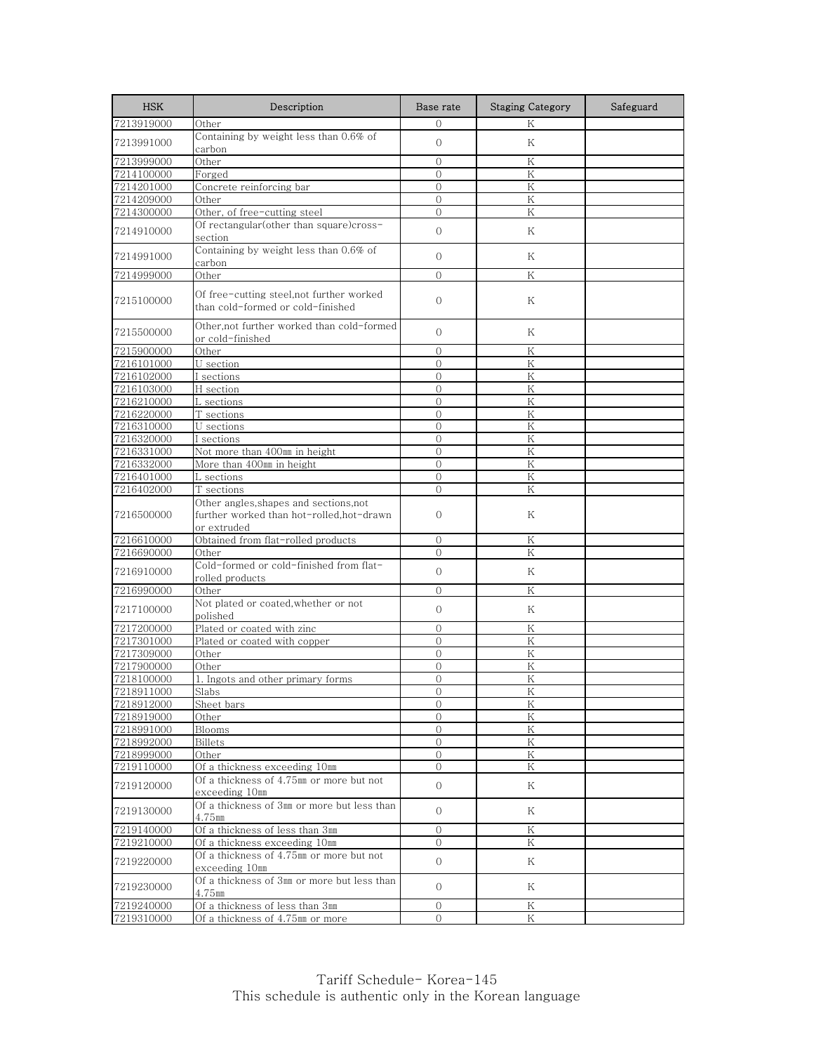| HSK | Description | Base rate | Staging Category | Safeguard |
|---|---|---|---|---|
| 7213919000 | Other | 0 | K | |
| 7213991000 | Containing by weight less than 0.6% of carbon | 0 | K | |
| 7213999000 | Other | 0 | K | |
| 7214100000 | Forged | 0 | K | |
| 7214201000 | Concrete reinforcing bar | 0 | K | |
| 7214209000 | Other | 0 | K | |
| 7214300000 | Other, of free-cutting steel | 0 | K | |
| 7214910000 | Of rectangular(other than square)cross-section | 0 | K | |
| 7214991000 | Containing by weight less than 0.6% of carbon | 0 | K | |
| 7214999000 | Other | 0 | K | |
| 7215100000 | Of free-cutting steel,not further worked than cold-formed or cold-finished | 0 | K | |
| 7215500000 | Other,not further worked than cold-formed or cold-finished | 0 | K | |
| 7215900000 | Other | 0 | K | |
| 7216101000 | U section | 0 | K | |
| 7216102000 | I sections | 0 | K | |
| 7216103000 | H section | 0 | K | |
| 7216210000 | L sections | 0 | K | |
| 7216220000 | T sections | 0 | K | |
| 7216310000 | U sections | 0 | K | |
| 7216320000 | I sections | 0 | K | |
| 7216331000 | Not more than 400㎜ in height | 0 | K | |
| 7216332000 | More than 400㎜ in height | 0 | K | |
| 7216401000 | L sections | 0 | K | |
| 7216402000 | T sections | 0 | K | |
| 7216500000 | Other angles,shapes and sections,not further worked than hot-rolled,hot-drawn or extruded | 0 | K | |
| 7216610000 | Obtained from flat-rolled products | 0 | K | |
| 7216690000 | Other | 0 | K | |
| 7216910000 | Cold-formed or cold-finished from flat-rolled products | 0 | K | |
| 7216990000 | Other | 0 | K | |
| 7217100000 | Not plated or coated,whether or not polished | 0 | K | |
| 7217200000 | Plated or coated with zinc | 0 | K | |
| 7217301000 | Plated or coated with copper | 0 | K | |
| 7217309000 | Other | 0 | K | |
| 7217900000 | Other | 0 | K | |
| 7218100000 | 1. Ingots and other primary forms | 0 | K | |
| 7218911000 | Slabs | 0 | K | |
| 7218912000 | Sheet bars | 0 | K | |
| 7218919000 | Other | 0 | K | |
| 7218991000 | Blooms | 0 | K | |
| 7218992000 | Billets | 0 | K | |
| 7218999000 | Other | 0 | K | |
| 7219110000 | Of a thickness exceeding 10㎜ | 0 | K | |
| 7219120000 | Of a thickness of 4.75㎜ or more but not exceeding 10㎜ | 0 | K | |
| 7219130000 | Of a thickness of 3㎜ or more but less than 4.75㎜ | 0 | K | |
| 7219140000 | Of a thickness of less than 3㎜ | 0 | K | |
| 7219210000 | Of a thickness exceeding 10㎜ | 0 | K | |
| 7219220000 | Of a thickness of 4.75㎜ or more but not exceeding 10㎜ | 0 | K | |
| 7219230000 | Of a thickness of 3㎜ or more but less than 4.75㎜ | 0 | K | |
| 7219240000 | Of a thickness of less than 3㎜ | 0 | K | |
| 7219310000 | Of a thickness of 4.75㎜ or more | 0 | K | |

Tariff Schedule- Korea-145
This schedule is authentic only in the Korean language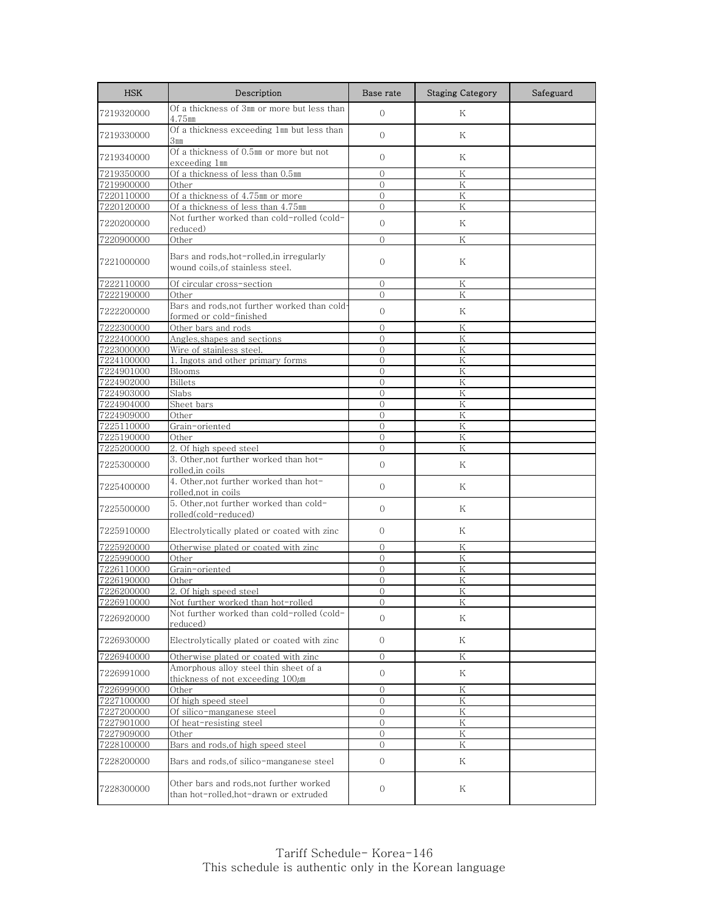| HSK | Description | Base rate | Staging Category | Safeguard |
|---|---|---|---|---|
| 7219320000 | Of a thickness of 3㎜ or more but less than 4.75㎜ | 0 | K | |
| 7219330000 | Of a thickness exceeding 1㎜ but less than 3㎜ | 0 | K | |
| 7219340000 | Of a thickness of 0.5㎜ or more but not exceeding 1㎜ | 0 | K | |
| 7219350000 | Of a thickness of less than 0.5㎜ | 0 | K | |
| 7219900000 | Other | 0 | K | |
| 7220110000 | Of a thickness of 4.75㎜ or more | 0 | K | |
| 7220120000 | Of a thickness of less than 4.75㎜ | 0 | K | |
| 7220200000 | Not further worked than cold-rolled (cold-reduced) | 0 | K | |
| 7220900000 | Other | 0 | K | |
| 7221000000 | Bars and rods,hot-rolled,in irregularly wound coils,of stainless steel. | 0 | K | |
| 7222110000 | Of circular cross-section | 0 | K | |
| 7222190000 | Other | 0 | K | |
| 7222200000 | Bars and rods,not further worked than cold-formed or cold-finished | 0 | K | |
| 7222300000 | Other bars and rods | 0 | K | |
| 7222400000 | Angles,shapes and sections | 0 | K | |
| 7223000000 | Wire of stainless steel. | 0 | K | |
| 7224100000 | 1. Ingots and other primary forms | 0 | K | |
| 7224901000 | Blooms | 0 | K | |
| 7224902000 | Billets | 0 | K | |
| 7224903000 | Slabs | 0 | K | |
| 7224904000 | Sheet bars | 0 | K | |
| 7224909000 | Other | 0 | K | |
| 7225110000 | Grain-oriented | 0 | K | |
| 7225190000 | Other | 0 | K | |
| 7225200000 | 2. Of high speed steel | 0 | K | |
| 7225300000 | 3. Other,not further worked than hot-rolled,in coils | 0 | K | |
| 7225400000 | 4. Other,not further worked than hot-rolled,not in coils | 0 | K | |
| 7225500000 | 5. Other,not further worked than cold-rolled(cold-reduced) | 0 | K | |
| 7225910000 | Electrolytically plated or coated with zinc | 0 | K | |
| 7225920000 | Otherwise plated or coated with zinc | 0 | K | |
| 7225990000 | Other | 0 | K | |
| 7226110000 | Grain-oriented | 0 | K | |
| 7226190000 | Other | 0 | K | |
| 7226200000 | 2. Of high speed steel | 0 | K | |
| 7226910000 | Not further worked than hot-rolled | 0 | K | |
| 7226920000 | Not further worked than cold-rolled (cold-reduced) | 0 | K | |
| 7226930000 | Electrolytically plated or coated with zinc | 0 | K | |
| 7226940000 | Otherwise plated or coated with zinc | 0 | K | |
| 7226991000 | Amorphous alloy steel thin sheet of a thickness of not exceeding 100㎛ | 0 | K | |
| 7226999000 | Other | 0 | K | |
| 7227100000 | Of high speed steel | 0 | K | |
| 7227200000 | Of silico-manganese steel | 0 | K | |
| 7227901000 | Of heat-resisting steel | 0 | K | |
| 7227909000 | Other | 0 | K | |
| 7228100000 | Bars and rods,of high speed steel | 0 | K | |
| 7228200000 | Bars and rods,of silico-manganese steel | 0 | K | |
| 7228300000 | Other bars and rods,not further worked than hot-rolled,hot-drawn or extruded | 0 | K | |

Tariff Schedule- Korea-146
This schedule is authentic only in the Korean language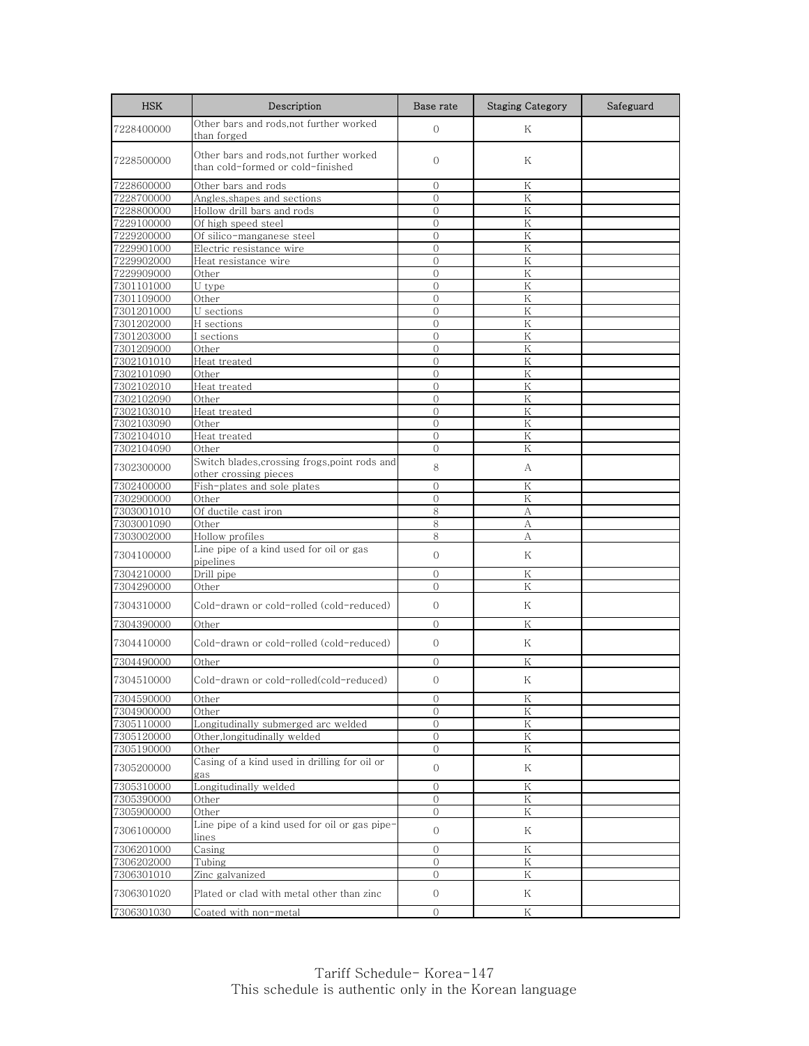| HSK | Description | Base rate | Staging Category | Safeguard |
| --- | --- | --- | --- | --- |
| 7228400000 | Other bars and rods,not further worked than forged | 0 | K | |
| 7228500000 | Other bars and rods,not further worked than cold-formed or cold-finished | 0 | K | |
| 7228600000 | Other bars and rods | 0 | K | |
| 7228700000 | Angles,shapes and sections | 0 | K | |
| 7228800000 | Hollow drill bars and rods | 0 | K | |
| 7229100000 | Of high speed steel | 0 | K | |
| 7229200000 | Of silico-manganese steel | 0 | K | |
| 7229901000 | Electric resistance wire | 0 | K | |
| 7229902000 | Heat resistance wire | 0 | K | |
| 7229909000 | Other | 0 | K | |
| 7301101000 | U type | 0 | K | |
| 7301109000 | Other | 0 | K | |
| 7301201000 | U sections | 0 | K | |
| 7301202000 | H sections | 0 | K | |
| 7301203000 | I sections | 0 | K | |
| 7301209000 | Other | 0 | K | |
| 7302101010 | Heat treated | 0 | K | |
| 7302101090 | Other | 0 | K | |
| 7302102010 | Heat treated | 0 | K | |
| 7302102090 | Other | 0 | K | |
| 7302103010 | Heat treated | 0 | K | |
| 7302103090 | Other | 0 | K | |
| 7302104010 | Heat treated | 0 | K | |
| 7302104090 | Other | 0 | K | |
| 7302300000 | Switch blades,crossing frogs,point rods and other crossing pieces | 8 | A | |
| 7302400000 | Fish-plates and sole plates | 0 | K | |
| 7302900000 | Other | 0 | K | |
| 7303001010 | Of ductile cast iron | 8 | A | |
| 7303001090 | Other | 8 | A | |
| 7303002000 | Hollow profiles | 8 | A | |
| 7304100000 | Line pipe of a kind used for oil or gas pipelines | 0 | K | |
| 7304210000 | Drill pipe | 0 | K | |
| 7304290000 | Other | 0 | K | |
| 7304310000 | Cold-drawn or cold-rolled (cold-reduced) | 0 | K | |
| 7304390000 | Other | 0 | K | |
| 7304410000 | Cold-drawn or cold-rolled (cold-reduced) | 0 | K | |
| 7304490000 | Other | 0 | K | |
| 7304510000 | Cold-drawn or cold-rolled(cold-reduced) | 0 | K | |
| 7304590000 | Other | 0 | K | |
| 7304900000 | Other | 0 | K | |
| 7305110000 | Longitudinally submerged arc welded | 0 | K | |
| 7305120000 | Other,longitudinally welded | 0 | K | |
| 7305190000 | Other | 0 | K | |
| 7305200000 | Casing of a kind used in drilling for oil or gas | 0 | K | |
| 7305310000 | Longitudinally welded | 0 | K | |
| 7305390000 | Other | 0 | K | |
| 7305900000 | Other | 0 | K | |
| 7306100000 | Line pipe of a kind used for oil or gas pipe-lines | 0 | K | |
| 7306201000 | Casing | 0 | K | |
| 7306202000 | Tubing | 0 | K | |
| 7306301010 | Zinc galvanized | 0 | K | |
| 7306301020 | Plated or clad with metal other than zinc | 0 | K | |
| 7306301030 | Coated with non-metal | 0 | K | |

Tariff Schedule- Korea-147
This schedule is authentic only in the Korean language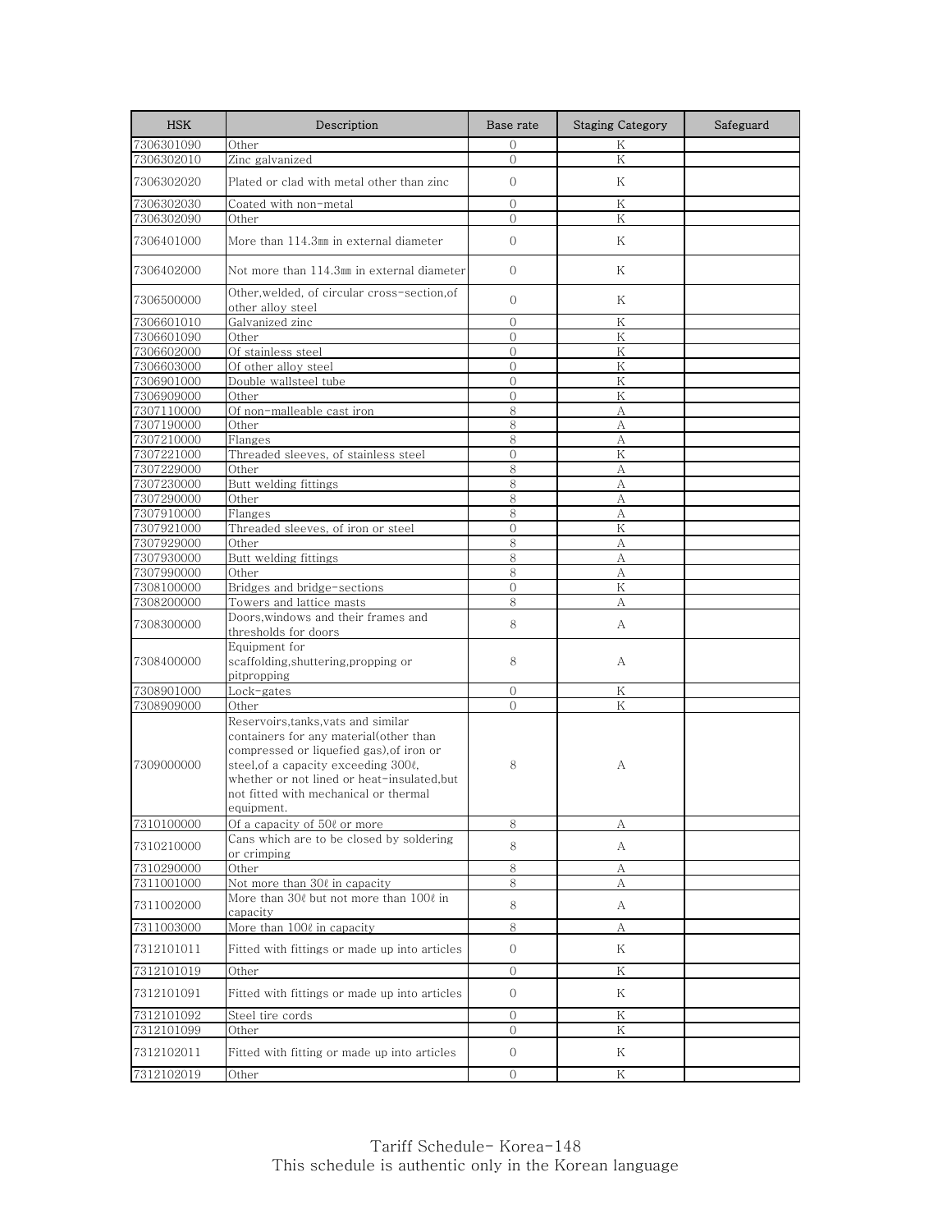| HSK | Description | Base rate | Staging Category | Safeguard |
|---|---|---|---|---|
| 7306301090 | Other | 0 | K | |
| 7306302010 | Zinc galvanized | 0 | K | |
| 7306302020 | Plated or clad with metal other than zinc | 0 | K | |
| 7306302030 | Coated with non-metal | 0 | K | |
| 7306302090 | Other | 0 | K | |
| 7306401000 | More than 114.3㎜ in external diameter | 0 | K | |
| 7306402000 | Not more than 114.3㎜ in external diameter | 0 | K | |
| 7306500000 | Other,welded, of circular cross-section,of other alloy steel | 0 | K | |
| 7306601010 | Galvanized zinc | 0 | K | |
| 7306601090 | Other | 0 | K | |
| 7306602000 | Of stainless steel | 0 | K | |
| 7306603000 | Of other alloy steel | 0 | K | |
| 7306901000 | Double wallsteel tube | 0 | K | |
| 7306909000 | Other | 0 | K | |
| 7307110000 | Of non-malleable cast iron | 8 | A | |
| 7307190000 | Other | 8 | A | |
| 7307210000 | Flanges | 8 | A | |
| 7307221000 | Threaded sleeves, of stainless steel | 0 | K | |
| 7307229000 | Other | 8 | A | |
| 7307230000 | Butt welding fittings | 8 | A | |
| 7307290000 | Other | 8 | A | |
| 7307910000 | Flanges | 8 | A | |
| 7307921000 | Threaded sleeves, of iron or steel | 0 | K | |
| 7307929000 | Other | 8 | A | |
| 7307930000 | Butt welding fittings | 8 | A | |
| 7307990000 | Other | 8 | A | |
| 7308100000 | Bridges and bridge-sections | 0 | K | |
| 7308200000 | Towers and lattice masts | 8 | A | |
| 7308300000 | Doors,windows and their frames and thresholds for doors | 8 | A | |
| 7308400000 | Equipment for scaffolding,shuttering,propping or pitpropping | 8 | A | |
| 7308901000 | Lock-gates | 0 | K | |
| 7308909000 | Other | 0 | K | |
| 7309000000 | Reservoirs,tanks,vats and similar containers for any material(other than compressed or liquefied gas),of iron or steel,of a capacity exceeding 300ℓ, whether or not lined or heat-insulated,but not fitted with mechanical or thermal equipment. | 8 | A | |
| 7310100000 | Of a capacity of 50ℓ or more | 8 | A | |
| 7310210000 | Cans which are to be closed by soldering or crimping | 8 | A | |
| 7310290000 | Other | 8 | A | |
| 7311001000 | Not more than 30ℓ in capacity | 8 | A | |
| 7311002000 | More than 30ℓ but not more than 100ℓ in capacity | 8 | A | |
| 7311003000 | More than 100ℓ in capacity | 8 | A | |
| 7312101011 | Fitted with fittings or made up into articles | 0 | K | |
| 7312101019 | Other | 0 | K | |
| 7312101091 | Fitted with fittings or made up into articles | 0 | K | |
| 7312101092 | Steel tire cords | 0 | K | |
| 7312101099 | Other | 0 | K | |
| 7312102011 | Fitted with fitting or made up into articles | 0 | K | |
| 7312102019 | Other | 0 | K | |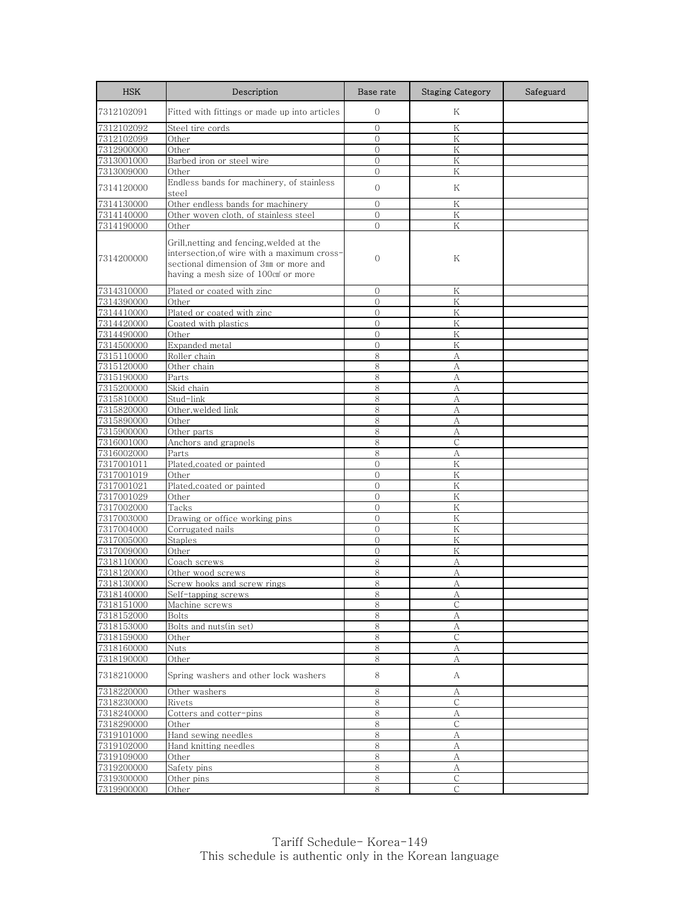| HSK | Description | Base rate | Staging Category | Safeguard |
| --- | --- | --- | --- | --- |
| 7312102091 | Fitted with fittings or made up into articles | 0 | K | |
| 7312102092 | Steel tire cords | 0 | K | |
| 7312102099 | Other | 0 | K | |
| 7312900000 | Other | 0 | K | |
| 7313001000 | Barbed iron or steel wire | 0 | K | |
| 7313009000 | Other | 0 | K | |
| 7314120000 | Endless bands for machinery, of stainless steel | 0 | K | |
| 7314130000 | Other endless bands for machinery | 0 | K | |
| 7314140000 | Other woven cloth, of stainless steel | 0 | K | |
| 7314190000 | Other | 0 | K | |
| 7314200000 | Grill,netting and fencing,welded at the intersection,of wire with a maximum cross-sectional dimension of 3㎜ or more and having a mesh size of 100㎠ or more | 0 | K | |
| 7314310000 | Plated or coated with zinc | 0 | K | |
| 7314390000 | Other | 0 | K | |
| 7314410000 | Plated or coated with zinc | 0 | K | |
| 7314420000 | Coated with plastics | 0 | K | |
| 7314490000 | Other | 0 | K | |
| 7314500000 | Expanded metal | 0 | K | |
| 7315110000 | Roller chain | 8 | A | |
| 7315120000 | Other chain | 8 | A | |
| 7315190000 | Parts | 8 | A | |
| 7315200000 | Skid chain | 8 | A | |
| 7315810000 | Stud-link | 8 | A | |
| 7315820000 | Other,welded link | 8 | A | |
| 7315890000 | Other | 8 | A | |
| 7315900000 | Other parts | 8 | A | |
| 7316001000 | Anchors and grapnels | 8 | C | |
| 7316002000 | Parts | 8 | A | |
| 7317001011 | Plated,coated or painted | 0 | K | |
| 7317001019 | Other | 0 | K | |
| 7317001021 | Plated,coated or painted | 0 | K | |
| 7317001029 | Other | 0 | K | |
| 7317002000 | Tacks | 0 | K | |
| 7317003000 | Drawing or office working pins | 0 | K | |
| 7317004000 | Corrugated nails | 0 | K | |
| 7317005000 | Staples | 0 | K | |
| 7317009000 | Other | 0 | K | |
| 7318110000 | Coach screws | 8 | A | |
| 7318120000 | Other wood screws | 8 | A | |
| 7318130000 | Screw hooks and screw rings | 8 | A | |
| 7318140000 | Self-tapping screws | 8 | A | |
| 7318151000 | Machine screws | 8 | C | |
| 7318152000 | Bolts | 8 | A | |
| 7318153000 | Bolts and nuts(in set) | 8 | A | |
| 7318159000 | Other | 8 | C | |
| 7318160000 | Nuts | 8 | A | |
| 7318190000 | Other | 8 | A | |
| 7318210000 | Spring washers and other lock washers | 8 | A | |
| 7318220000 | Other washers | 8 | A | |
| 7318230000 | Rivets | 8 | C | |
| 7318240000 | Cotters and cotter-pins | 8 | A | |
| 7318290000 | Other | 8 | C | |
| 7319101000 | Hand sewing needles | 8 | A | |
| 7319102000 | Hand knitting needles | 8 | A | |
| 7319109000 | Other | 8 | A | |
| 7319200000 | Safety pins | 8 | A | |
| 7319300000 | Other pins | 8 | C | |
| 7319900000 | Other | 8 | C | |

Tariff Schedule- Korea-149
This schedule is authentic only in the Korean language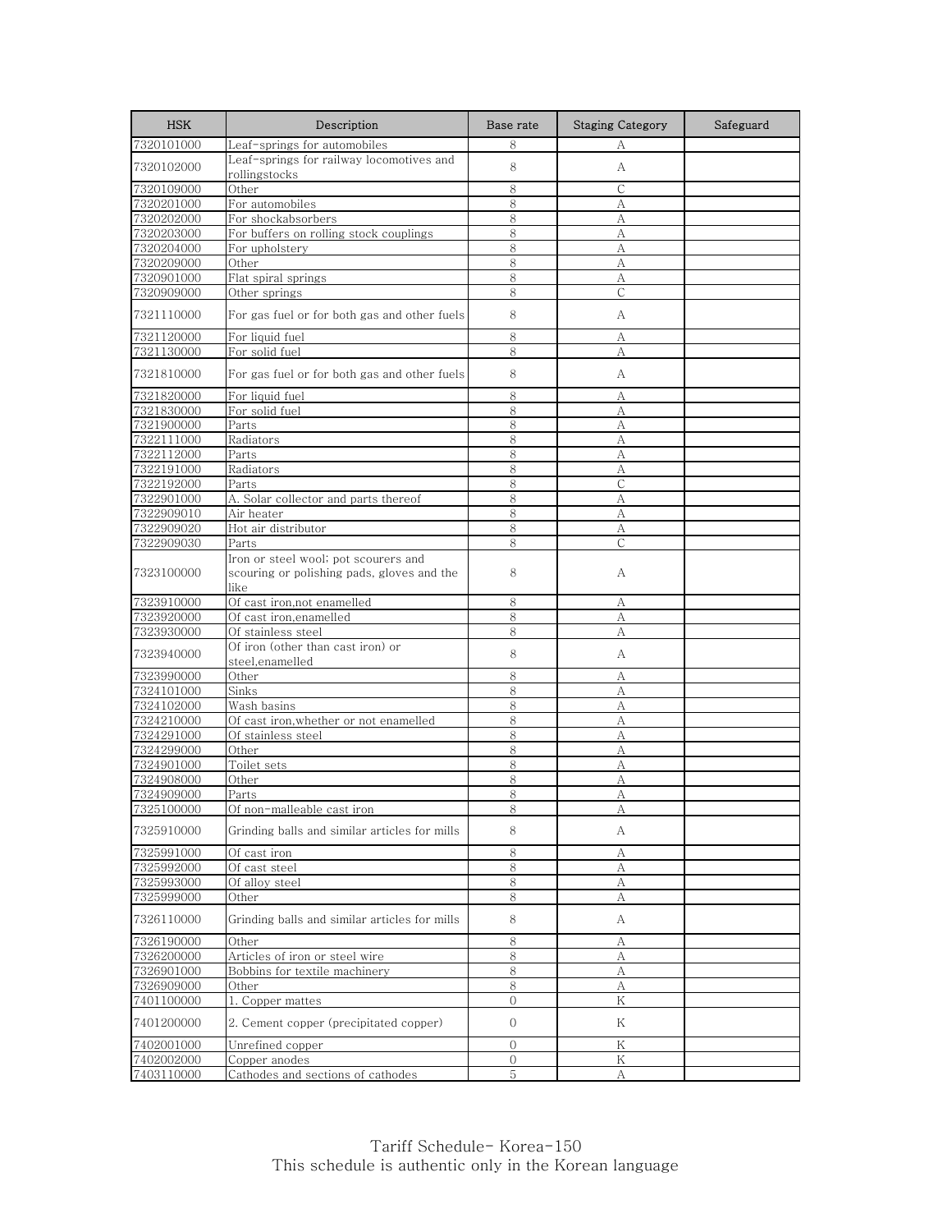| HSK | Description | Base rate | Staging Category | Safeguard |
|---|---|---|---|---|
| 7320101000 | Leaf-springs for automobiles | 8 | A | |
| 7320102000 | Leaf-springs for railway locomotives and rollingstocks | 8 | A | |
| 7320109000 | Other | 8 | C | |
| 7320201000 | For automobiles | 8 | A | |
| 7320202000 | For shockabsorbers | 8 | A | |
| 7320203000 | For buffers on rolling stock couplings | 8 | A | |
| 7320204000 | For upholstery | 8 | A | |
| 7320209000 | Other | 8 | A | |
| 7320901000 | Flat spiral springs | 8 | A | |
| 7320909000 | Other springs | 8 | C | |
| 7321110000 | For gas fuel or for both gas and other fuels | 8 | A | |
| 7321120000 | For liquid fuel | 8 | A | |
| 7321130000 | For solid fuel | 8 | A | |
| 7321810000 | For gas fuel or for both gas and other fuels | 8 | A | |
| 7321820000 | For liquid fuel | 8 | A | |
| 7321830000 | For solid fuel | 8 | A | |
| 7321900000 | Parts | 8 | A | |
| 7322111000 | Radiators | 8 | A | |
| 7322112000 | Parts | 8 | A | |
| 7322191000 | Radiators | 8 | A | |
| 7322192000 | Parts | 8 | C | |
| 7322901000 | A. Solar collector and parts thereof | 8 | A | |
| 7322909010 | Air heater | 8 | A | |
| 7322909020 | Hot air distributor | 8 | A | |
| 7322909030 | Parts | 8 | C | |
| 7323100000 | Iron or steel wool; pot scourers and scouring or polishing pads, gloves and the like | 8 | A | |
| 7323910000 | Of cast iron,not enamelled | 8 | A | |
| 7323920000 | Of cast iron,enamelled | 8 | A | |
| 7323930000 | Of stainless steel | 8 | A | |
| 7323940000 | Of iron (other than cast iron) or steel,enamelled | 8 | A | |
| 7323990000 | Other | 8 | A | |
| 7324101000 | Sinks | 8 | A | |
| 7324102000 | Wash basins | 8 | A | |
| 7324210000 | Of cast iron,whether or not enamelled | 8 | A | |
| 7324291000 | Of stainless steel | 8 | A | |
| 7324299000 | Other | 8 | A | |
| 7324901000 | Toilet sets | 8 | A | |
| 7324908000 | Other | 8 | A | |
| 7324909000 | Parts | 8 | A | |
| 7325100000 | Of non-malleable cast iron | 8 | A | |
| 7325910000 | Grinding balls and similar articles for mills | 8 | A | |
| 7325991000 | Of cast iron | 8 | A | |
| 7325992000 | Of cast steel | 8 | A | |
| 7325993000 | Of alloy steel | 8 | A | |
| 7325999000 | Other | 8 | A | |
| 7326110000 | Grinding balls and similar articles for mills | 8 | A | |
| 7326190000 | Other | 8 | A | |
| 7326200000 | Articles of iron or steel wire | 8 | A | |
| 7326901000 | Bobbins for textile machinery | 8 | A | |
| 7326909000 | Other | 8 | A | |
| 7401100000 | 1. Copper mattes | 0 | K | |
| 7401200000 | 2. Cement copper (precipitated copper) | 0 | K | |
| 7402001000 | Unrefined copper | 0 | K | |
| 7402002000 | Copper anodes | 0 | K | |
| 7403110000 | Cathodes and sections of cathodes | 5 | A | |

Tariff Schedule- Korea-150
This schedule is authentic only in the Korean language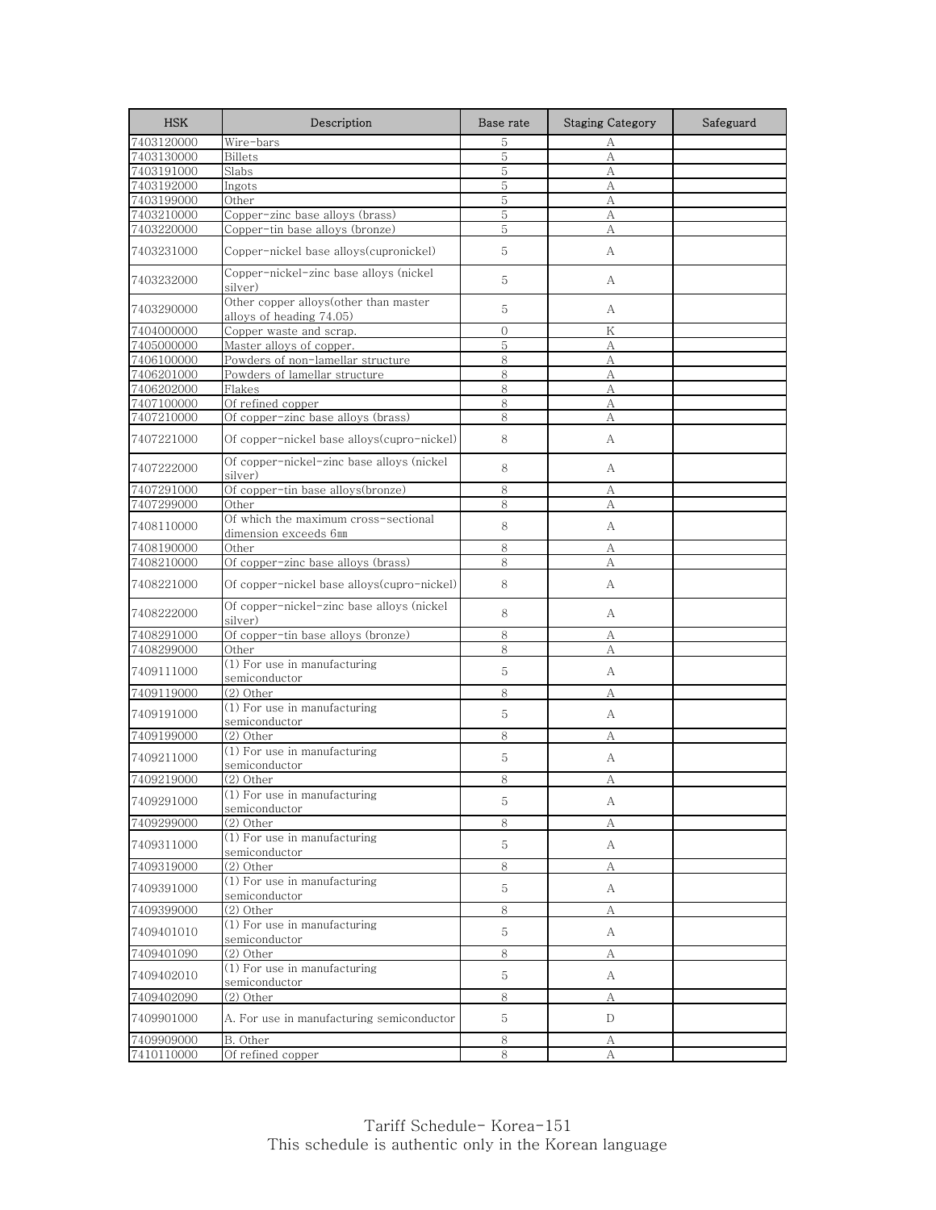| HSK | Description | Base rate | Staging Category | Safeguard |
|---|---|---|---|---|
| 7403120000 | Wire-bars | 5 | A | |
| 7403130000 | Billets | 5 | A | |
| 7403191000 | Slabs | 5 | A | |
| 7403192000 | Ingots | 5 | A | |
| 7403199000 | Other | 5 | A | |
| 7403210000 | Copper-zinc base alloys (brass) | 5 | A | |
| 7403220000 | Copper-tin base alloys (bronze) | 5 | A | |
| 7403231000 | Copper-nickel base alloys(cupronickel) | 5 | A | |
| 7403232000 | Copper-nickel-zinc base alloys (nickel silver) | 5 | A | |
| 7403290000 | Other copper alloys(other than master alloys of heading 74.05) | 5 | A | |
| 7404000000 | Copper waste and scrap. | 0 | K | |
| 7405000000 | Master alloys of copper. | 5 | A | |
| 7406100000 | Powders of non-lamellar structure | 8 | A | |
| 7406201000 | Powders of lamellar structure | 8 | A | |
| 7406202000 | Flakes | 8 | A | |
| 7407100000 | Of refined copper | 8 | A | |
| 7407210000 | Of copper-zinc base alloys (brass) | 8 | A | |
| 7407221000 | Of copper-nickel base alloys(cupro-nickel) | 8 | A | |
| 7407222000 | Of copper-nickel-zinc base alloys (nickel silver) | 8 | A | |
| 7407291000 | Of copper-tin base alloys(bronze) | 8 | A | |
| 7407299000 | Other | 8 | A | |
| 7408110000 | Of which the maximum cross-sectional dimension exceeds 6㎜ | 8 | A | |
| 7408190000 | Other | 8 | A | |
| 7408210000 | Of copper-zinc base alloys (brass) | 8 | A | |
| 7408221000 | Of copper-nickel base alloys(cupro-nickel) | 8 | A | |
| 7408222000 | Of copper-nickel-zinc base alloys (nickel silver) | 8 | A | |
| 7408291000 | Of copper-tin base alloys (bronze) | 8 | A | |
| 7408299000 | Other | 8 | A | |
| 7409111000 | (1) For use in manufacturing semiconductor | 5 | A | |
| 7409119000 | (2) Other | 8 | A | |
| 7409191000 | (1) For use in manufacturing semiconductor | 5 | A | |
| 7409199000 | (2) Other | 8 | A | |
| 7409211000 | (1) For use in manufacturing semiconductor | 5 | A | |
| 7409219000 | (2) Other | 8 | A | |
| 7409291000 | (1) For use in manufacturing semiconductor | 5 | A | |
| 7409299000 | (2) Other | 8 | A | |
| 7409311000 | (1) For use in manufacturing semiconductor | 5 | A | |
| 7409319000 | (2) Other | 8 | A | |
| 7409391000 | (1) For use in manufacturing semiconductor | 5 | A | |
| 7409399000 | (2) Other | 8 | A | |
| 7409401010 | (1) For use in manufacturing semiconductor | 5 | A | |
| 7409401090 | (2) Other | 8 | A | |
| 7409402010 | (1) For use in manufacturing semiconductor | 5 | A | |
| 7409402090 | (2) Other | 8 | A | |
| 7409901000 | A. For use in manufacturing semiconductor | 5 | D | |
| 7409909000 | B. Other | 8 | A | |
| 7410110000 | Of refined copper | 8 | A | |

Tariff Schedule- Korea-151
This schedule is authentic only in the Korean language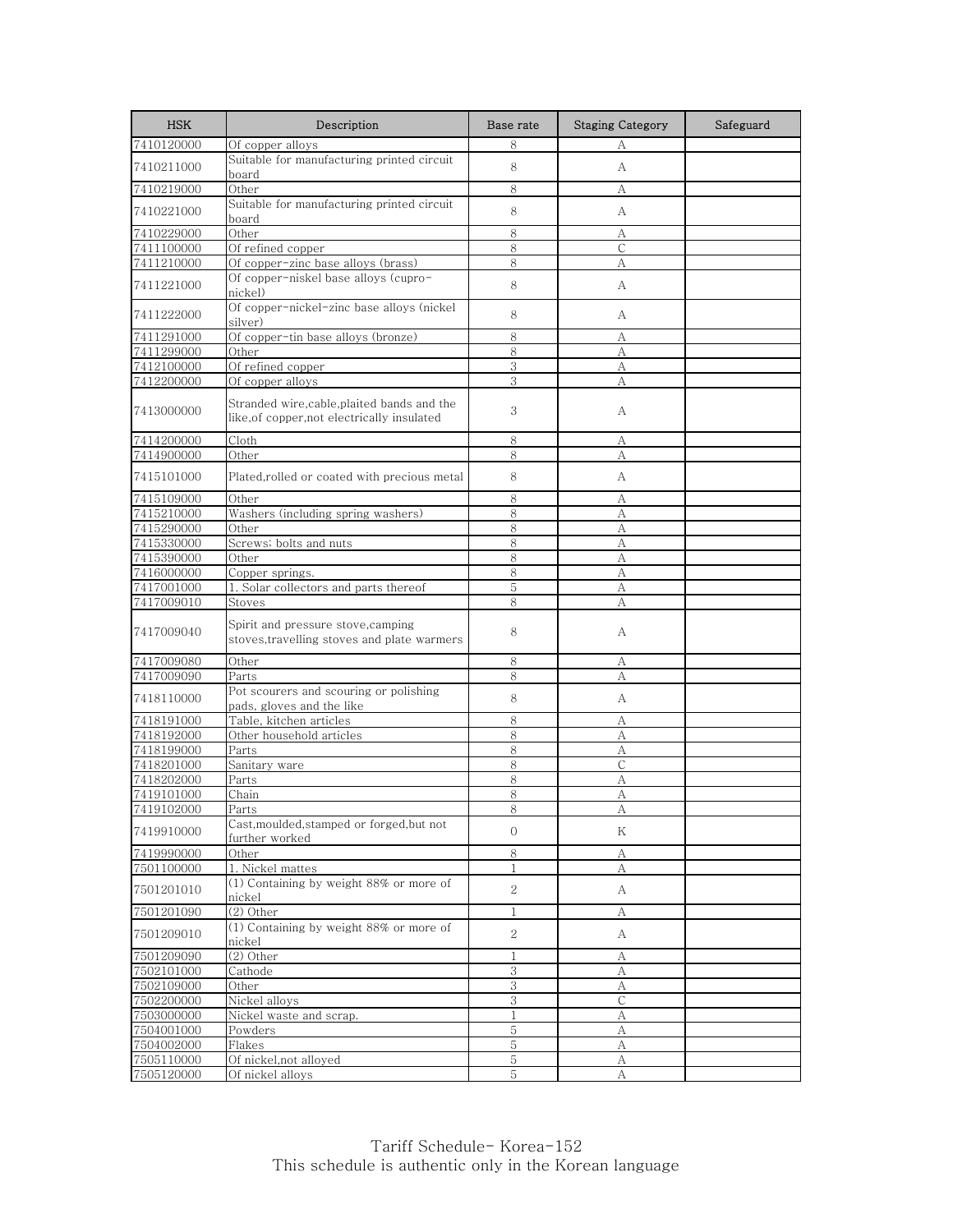| HSK | Description | Base rate | Staging Category | Safeguard |
|---|---|---|---|---|
| 7410120000 | Of copper alloys | 8 | A | |
| 7410211000 | Suitable for manufacturing printed circuit board | 8 | A | |
| 7410219000 | Other | 8 | A | |
| 7410221000 | Suitable for manufacturing printed circuit board | 8 | A | |
| 7410229000 | Other | 8 | A | |
| 7411100000 | Of refined copper | 8 | C | |
| 7411210000 | Of copper-zinc base alloys (brass) | 8 | A | |
| 7411221000 | Of copper-niskel base alloys (cupro-nickel) | 8 | A | |
| 7411222000 | Of copper-nickel-zinc base alloys (nickel silver) | 8 | A | |
| 7411291000 | Of copper-tin base alloys (bronze) | 8 | A | |
| 7411299000 | Other | 8 | A | |
| 7412100000 | Of refined copper | 3 | A | |
| 7412200000 | Of copper alloys | 3 | A | |
| 7413000000 | Stranded wire,cable,plaited bands and the like,of copper,not electrically insulated | 3 | A | |
| 7414200000 | Cloth | 8 | A | |
| 7414900000 | Other | 8 | A | |
| 7415101000 | Plated,rolled or coated with precious metal | 8 | A | |
| 7415109000 | Other | 8 | A | |
| 7415210000 | Washers (including spring washers) | 8 | A | |
| 7415290000 | Other | 8 | A | |
| 7415330000 | Screws; bolts and nuts | 8 | A | |
| 7415390000 | Other | 8 | A | |
| 7416000000 | Copper springs. | 8 | A | |
| 7417001000 | 1. Solar collectors and parts thereof | 5 | A | |
| 7417009010 | Stoves | 8 | A | |
| 7417009040 | Spirit and pressure stove,camping stoves,travelling stoves and plate warmers | 8 | A | |
| 7417009080 | Other | 8 | A | |
| 7417009090 | Parts | 8 | A | |
| 7418110000 | Pot scourers and scouring or polishing pads, gloves and the like | 8 | A | |
| 7418191000 | Table, kitchen articles | 8 | A | |
| 7418192000 | Other household articles | 8 | A | |
| 7418199000 | Parts | 8 | A | |
| 7418201000 | Sanitary ware | 8 | C | |
| 7418202000 | Parts | 8 | A | |
| 7419101000 | Chain | 8 | A | |
| 7419102000 | Parts | 8 | A | |
| 7419910000 | Cast,moulded,stamped or forged,but not further worked | 0 | K | |
| 7419990000 | Other | 8 | A | |
| 7501100000 | 1. Nickel mattes | 1 | A | |
| 7501201010 | (1) Containing by weight 88% or more of nickel | 2 | A | |
| 7501201090 | (2) Other | 1 | A | |
| 7501209010 | (1) Containing by weight 88% or more of nickel | 2 | A | |
| 7501209090 | (2) Other | 1 | A | |
| 7502101000 | Cathode | 3 | A | |
| 7502109000 | Other | 3 | A | |
| 7502200000 | Nickel alloys | 3 | C | |
| 7503000000 | Nickel waste and scrap. | 1 | A | |
| 7504001000 | Powders | 5 | A | |
| 7504002000 | Flakes | 5 | A | |
| 7505110000 | Of nickel,not alloyed | 5 | A | |
| 7505120000 | Of nickel alloys | 5 | A | |

Tariff Schedule- Korea-152
This schedule is authentic only in the Korean language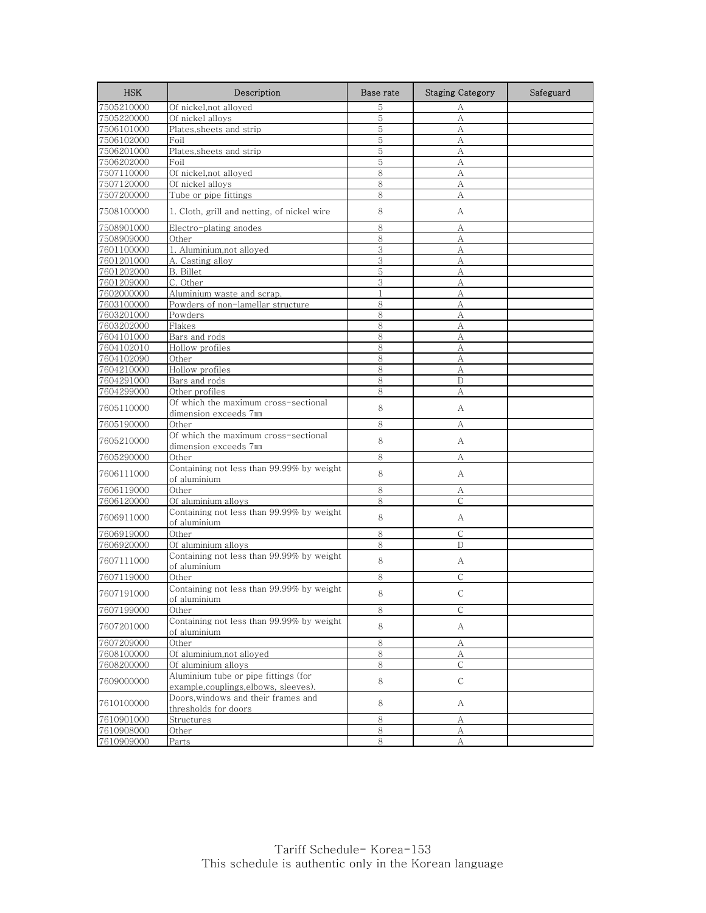| HSK | Description | Base rate | Staging Category | Safeguard |
|---|---|---|---|---|
| 7505210000 | Of nickel,not alloyed | 5 | A | |
| 7505220000 | Of nickel alloys | 5 | A | |
| 7506101000 | Plates,sheets and strip | 5 | A | |
| 7506102000 | Foil | 5 | A | |
| 7506201000 | Plates,sheets and strip | 5 | A | |
| 7506202000 | Foil | 5 | A | |
| 7507110000 | Of nickel,not alloyed | 8 | A | |
| 7507120000 | Of nickel alloys | 8 | A | |
| 7507200000 | Tube or pipe fittings | 8 | A | |
| 7508100000 | 1. Cloth, grill and netting, of nickel wire | 8 | A | |
| 7508901000 | Electro-plating anodes | 8 | A | |
| 7508909000 | Other | 8 | A | |
| 7601100000 | 1. Aluminium,not alloyed | 3 | A | |
| 7601201000 | A. Casting alloy | 3 | A | |
| 7601202000 | B. Billet | 5 | A | |
| 7601209000 | C. Other | 3 | A | |
| 7602000000 | Aluminium waste and scrap. | 1 | A | |
| 7603100000 | Powders of non-lamellar structure | 8 | A | |
| 7603201000 | Powders | 8 | A | |
| 7603202000 | Flakes | 8 | A | |
| 7604101000 | Bars and rods | 8 | A | |
| 7604102010 | Hollow profiles | 8 | A | |
| 7604102090 | Other | 8 | A | |
| 7604210000 | Hollow profiles | 8 | A | |
| 7604291000 | Bars and rods | 8 | D | |
| 7604299000 | Other profiles | 8 | A | |
| 7605110000 | Of which the maximum cross-sectional dimension exceeds 7㎜ | 8 | A | |
| 7605190000 | Other | 8 | A | |
| 7605210000 | Of which the maximum cross-sectional dimension exceeds 7㎜ | 8 | A | |
| 7605290000 | Other | 8 | A | |
| 7606111000 | Containing not less than 99.99% by weight of aluminium | 8 | A | |
| 7606119000 | Other | 8 | A | |
| 7606120000 | Of aluminium alloys | 8 | C | |
| 7606911000 | Containing not less than 99.99% by weight of aluminium | 8 | A | |
| 7606919000 | Other | 8 | C | |
| 7606920000 | Of aluminium alloys | 8 | D | |
| 7607111000 | Containing not less than 99.99% by weight of aluminium | 8 | A | |
| 7607119000 | Other | 8 | C | |
| 7607191000 | Containing not less than 99.99% by weight of aluminium | 8 | C | |
| 7607199000 | Other | 8 | C | |
| 7607201000 | Containing not less than 99.99% by weight of aluminium | 8 | A | |
| 7607209000 | Other | 8 | A | |
| 7608100000 | Of aluminium,not alloyed | 8 | A | |
| 7608200000 | Of aluminium alloys | 8 | C | |
| 7609000000 | Aluminium tube or pipe fittings (for example,couplings,elbows, sleeves). | 8 | C | |
| 7610100000 | Doors,windows and their frames and thresholds for doors | 8 | A | |
| 7610901000 | Structures | 8 | A | |
| 7610908000 | Other | 8 | A | |
| 7610909000 | Parts | 8 | A | |

Tariff Schedule- Korea-153
This schedule is authentic only in the Korean language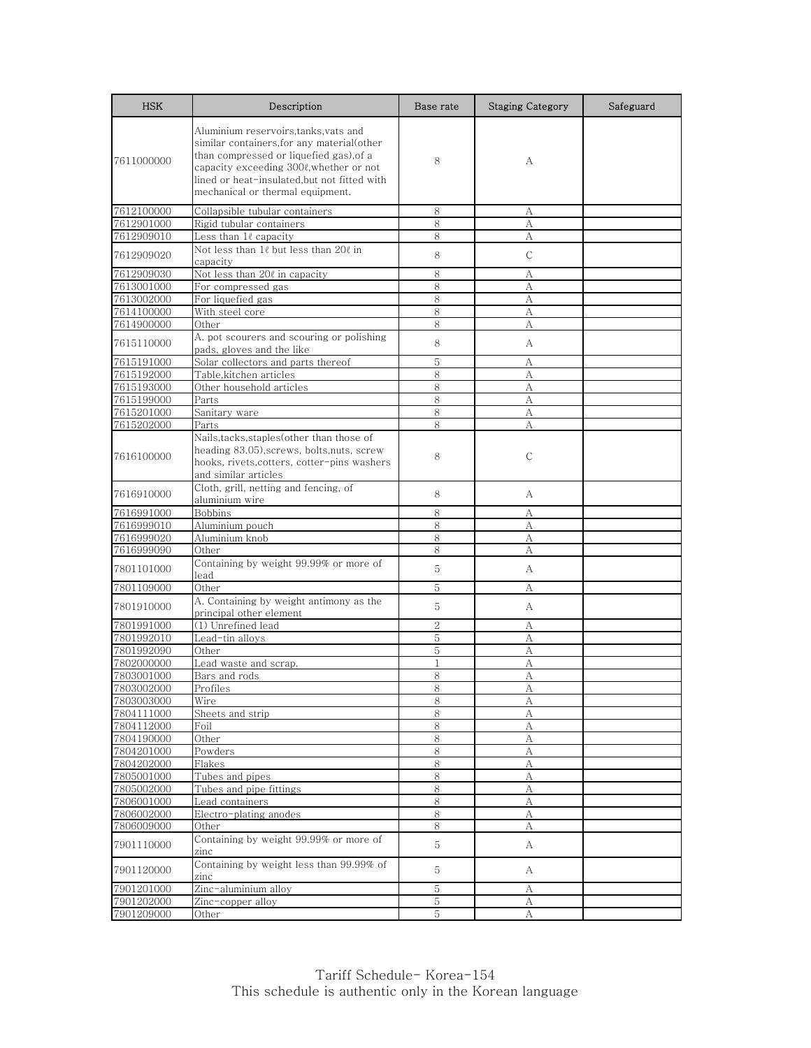| HSK | Description | Base rate | Staging Category | Safeguard |
|---|---|---|---|---|
| 7611000000 | Aluminium reservoirs,tanks,vats and similar containers,for any material(other than compressed or liquefied gas),of a capacity exceeding 300ℓ,whether or not lined or heat-insulated,but not fitted with mechanical or thermal equipment. | 8 | A | |
| 7612100000 | Collapsible tubular containers | 8 | A | |
| 7612901000 | Rigid tubular containers | 8 | A | |
| 7612909010 | Less than 1ℓ capacity | 8 | A | |
| 7612909020 | Not less than 1ℓ but less than 20ℓ in capacity | 8 | C | |
| 7612909030 | Not less than 20ℓ in capacity | 8 | A | |
| 7613001000 | For compressed gas | 8 | A | |
| 7613002000 | For liquefied gas | 8 | A | |
| 7614100000 | With steel core | 8 | A | |
| 7614900000 | Other | 8 | A | |
| 7615110000 | A. pot scourers and scouring or polishing pads, gloves and the like | 8 | A | |
| 7615191000 | Solar collectors and parts thereof | 5 | A | |
| 7615192000 | Table,kitchen articles | 8 | A | |
| 7615193000 | Other household articles | 8 | A | |
| 7615199000 | Parts | 8 | A | |
| 7615201000 | Sanitary ware | 8 | A | |
| 7615202000 | Parts | 8 | A | |
| 7616100000 | Nails,tacks,staples(other than those of heading 83.05),screws, bolts,nuts, screw hooks, rivets,cotters, cotter-pins washers and similar articles | 8 | C | |
| 7616910000 | Cloth, grill, netting and fencing, of aluminium wire | 8 | A | |
| 7616991000 | Bobbins | 8 | A | |
| 7616999010 | Aluminium pouch | 8 | A | |
| 7616999020 | Aluminium knob | 8 | A | |
| 7616999090 | Other | 8 | A | |
| 7801101000 | Containing by weight 99.99% or more of lead | 5 | A | |
| 7801109000 | Other | 5 | A | |
| 7801910000 | A. Containing by weight antimony as the principal other element | 5 | A | |
| 7801991000 | (1) Unrefined lead | 2 | A | |
| 7801992010 | Lead-tin alloys | 5 | A | |
| 7801992090 | Other | 5 | A | |
| 7802000000 | Lead waste and scrap. | 1 | A | |
| 7803001000 | Bars and rods | 8 | A | |
| 7803002000 | Profiles | 8 | A | |
| 7803003000 | Wire | 8 | A | |
| 7804111000 | Sheets and strip | 8 | A | |
| 7804112000 | Foil | 8 | A | |
| 7804190000 | Other | 8 | A | |
| 7804201000 | Powders | 8 | A | |
| 7804202000 | Flakes | 8 | A | |
| 7805001000 | Tubes and pipes | 8 | A | |
| 7805002000 | Tubes and pipe fittings | 8 | A | |
| 7806001000 | Lead containers | 8 | A | |
| 7806002000 | Electro-plating anodes | 8 | A | |
| 7806009000 | Other | 8 | A | |
| 7901110000 | Containing by weight 99.99% or more of zinc | 5 | A | |
| 7901120000 | Containing by weight less than 99.99% of zinc | 5 | A | |
| 7901201000 | Zinc-aluminium alloy | 5 | A | |
| 7901202000 | Zinc-copper alloy | 5 | A | |
| 7901209000 | Other | 5 | A | |

Tariff Schedule- Korea-154
This schedule is authentic only in the Korean language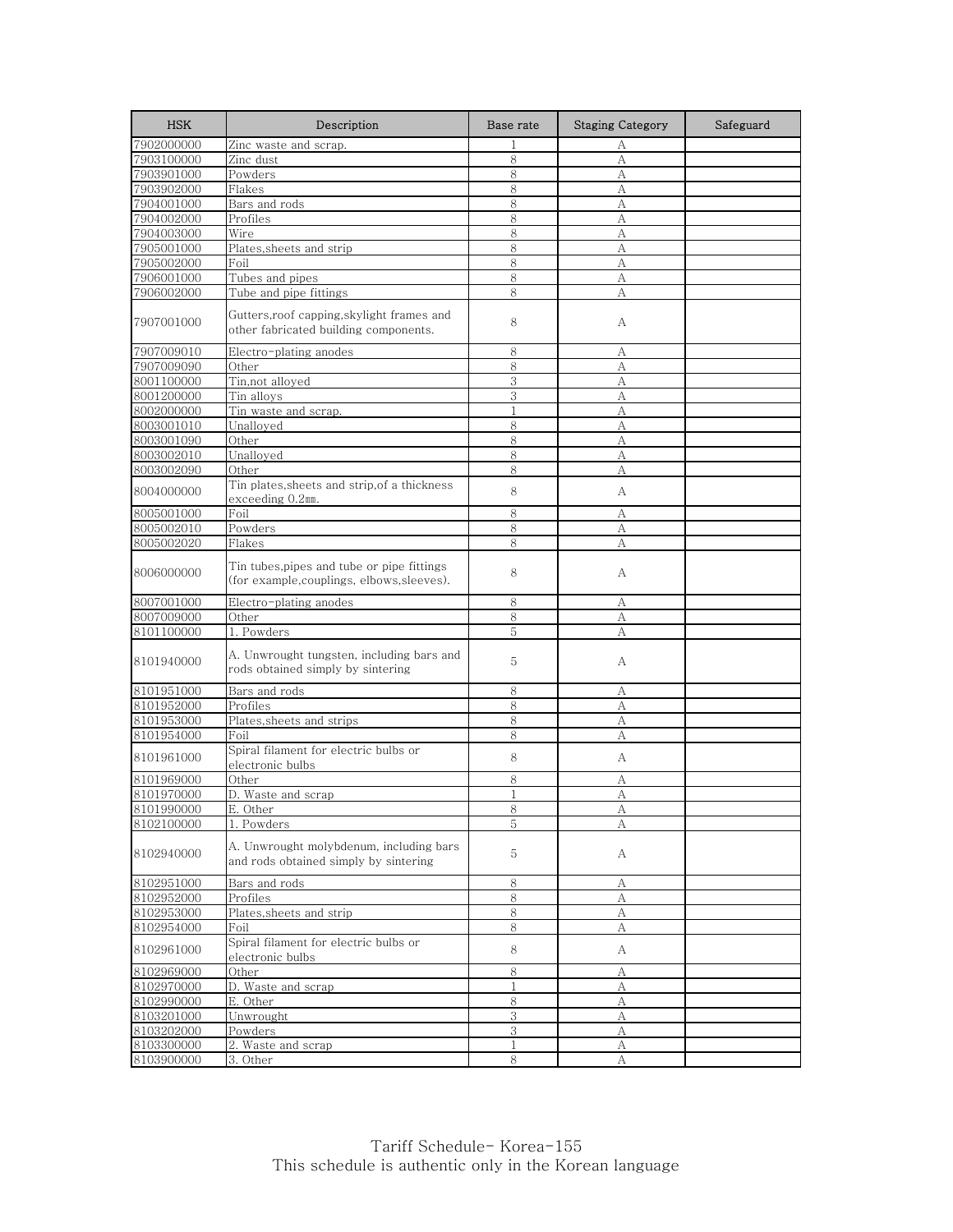| HSK | Description | Base rate | Staging Category | Safeguard |
|---|---|---|---|---|
| 7902000000 | Zinc waste and scrap. | 1 | A | |
| 7903100000 | Zinc dust | 8 | A | |
| 7903901000 | Powders | 8 | A | |
| 7903902000 | Flakes | 8 | A | |
| 7904001000 | Bars and rods | 8 | A | |
| 7904002000 | Profiles | 8 | A | |
| 7904003000 | Wire | 8 | A | |
| 7905001000 | Plates,sheets and strip | 8 | A | |
| 7905002000 | Foil | 8 | A | |
| 7906001000 | Tubes and pipes | 8 | A | |
| 7906002000 | Tube and pipe fittings | 8 | A | |
| 7907001000 | Gutters,roof capping,skylight frames and other fabricated building components. | 8 | A | |
| 7907009010 | Electro-plating anodes | 8 | A | |
| 7907009090 | Other | 8 | A | |
| 8001100000 | Tin,not alloyed | 3 | A | |
| 8001200000 | Tin alloys | 3 | A | |
| 8002000000 | Tin waste and scrap. | 1 | A | |
| 8003001010 | Unalloyed | 8 | A | |
| 8003001090 | Other | 8 | A | |
| 8003002010 | Unalloyed | 8 | A | |
| 8003002090 | Other | 8 | A | |
| 8004000000 | Tin plates,sheets and strip,of a thickness exceeding 0.2㎜. | 8 | A | |
| 8005001000 | Foil | 8 | A | |
| 8005002010 | Powders | 8 | A | |
| 8005002020 | Flakes | 8 | A | |
| 8006000000 | Tin tubes,pipes and tube or pipe fittings (for example,couplings, elbows,sleeves). | 8 | A | |
| 8007001000 | Electro-plating anodes | 8 | A | |
| 8007009000 | Other | 8 | A | |
| 8101100000 | 1. Powders | 5 | A | |
| 8101940000 | A. Unwrought tungsten, including bars and rods obtained simply by sintering | 5 | A | |
| 8101951000 | Bars and rods | 8 | A | |
| 8101952000 | Profiles | 8 | A | |
| 8101953000 | Plates,sheets and strips | 8 | A | |
| 8101954000 | Foil | 8 | A | |
| 8101961000 | Spiral filament for electric bulbs or electronic bulbs | 8 | A | |
| 8101969000 | Other | 8 | A | |
| 8101970000 | D. Waste and scrap | 1 | A | |
| 8101990000 | E. Other | 8 | A | |
| 8102100000 | 1. Powders | 5 | A | |
| 8102940000 | A. Unwrought molybdenum, including bars and rods obtained simply by sintering | 5 | A | |
| 8102951000 | Bars and rods | 8 | A | |
| 8102952000 | Profiles | 8 | A | |
| 8102953000 | Plates,sheets and strip | 8 | A | |
| 8102954000 | Foil | 8 | A | |
| 8102961000 | Spiral filament for electric bulbs or electronic bulbs | 8 | A | |
| 8102969000 | Other | 8 | A | |
| 8102970000 | D. Waste and scrap | 1 | A | |
| 8102990000 | E. Other | 8 | A | |
| 8103201000 | Unwrought | 3 | A | |
| 8103202000 | Powders | 3 | A | |
| 8103300000 | 2. Waste and scrap | 1 | A | |
| 8103900000 | 3. Other | 8 | A | |

Tariff Schedule- Korea-155
This schedule is authentic only in the Korean language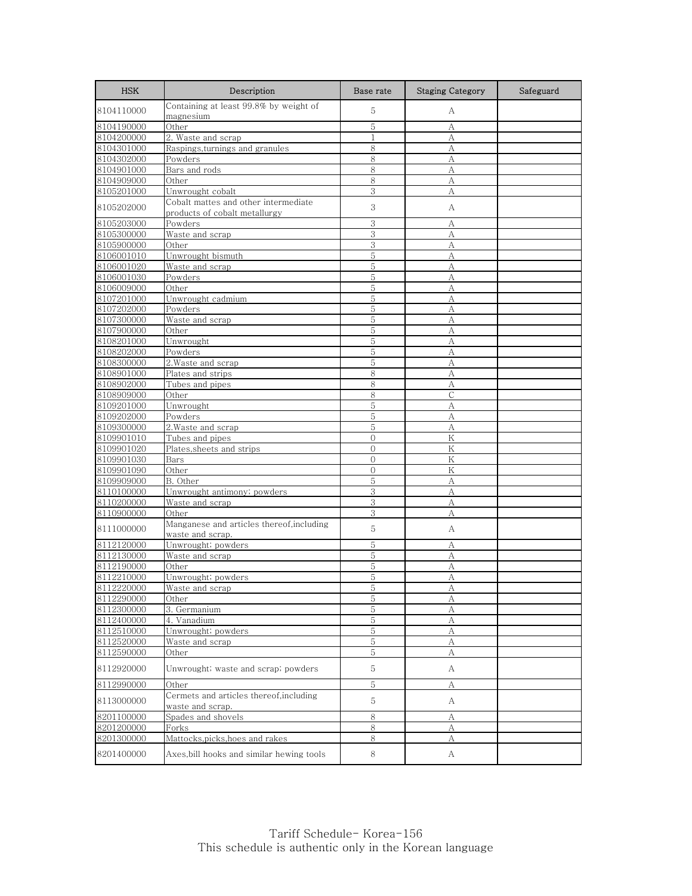| HSK | Description | Base rate | Staging Category | Safeguard |
| --- | --- | --- | --- | --- |
| 8104110000 | Containing at least 99.8% by weight of magnesium | 5 | A | |
| 8104190000 | Other | 5 | A | |
| 8104200000 | 2. Waste and scrap | 1 | A | |
| 8104301000 | Raspings,turnings and granules | 8 | A | |
| 8104302000 | Powders | 8 | A | |
| 8104901000 | Bars and rods | 8 | A | |
| 8104909000 | Other | 8 | A | |
| 8105201000 | Unwrought cobalt | 3 | A | |
| 8105202000 | Cobalt mattes and other intermediate products of cobalt metallurgy | 3 | A | |
| 8105203000 | Powders | 3 | A | |
| 8105300000 | Waste and scrap | 3 | A | |
| 8105900000 | Other | 3 | A | |
| 8106001010 | Unwrought bismuth | 5 | A | |
| 8106001020 | Waste and scrap | 5 | A | |
| 8106001030 | Powders | 5 | A | |
| 8106009000 | Other | 5 | A | |
| 8107201000 | Unwrought cadmium | 5 | A | |
| 8107202000 | Powders | 5 | A | |
| 8107300000 | Waste and scrap | 5 | A | |
| 8107900000 | Other | 5 | A | |
| 8108201000 | Unwrought | 5 | A | |
| 8108202000 | Powders | 5 | A | |
| 8108300000 | 2.Waste and scrap | 5 | A | |
| 8108901000 | Plates and strips | 8 | A | |
| 8108902000 | Tubes and pipes | 8 | A | |
| 8108909000 | Other | 8 | C | |
| 8109201000 | Unwrought | 5 | A | |
| 8109202000 | Powders | 5 | A | |
| 8109300000 | 2.Waste and scrap | 5 | A | |
| 8109901010 | Tubes and pipes | 0 | K | |
| 8109901020 | Plates,sheets and strips | 0 | K | |
| 8109901030 | Bars | 0 | K | |
| 8109901090 | Other | 0 | K | |
| 8109909000 | B. Other | 5 | A | |
| 8110100000 | Unwrought antimony; powders | 3 | A | |
| 8110200000 | Waste and scrap | 3 | A | |
| 8110900000 | Other | 3 | A | |
| 8111000000 | Manganese and articles thereof,including waste and scrap. | 5 | A | |
| 8112120000 | Unwrought; powders | 5 | A | |
| 8112130000 | Waste and scrap | 5 | A | |
| 8112190000 | Other | 5 | A | |
| 8112210000 | Unwrought; powders | 5 | A | |
| 8112220000 | Waste and scrap | 5 | A | |
| 8112290000 | Other | 5 | A | |
| 8112300000 | 3. Germanium | 5 | A | |
| 8112400000 | 4. Vanadium | 5 | A | |
| 8112510000 | Unwrought; powders | 5 | A | |
| 8112520000 | Waste and scrap | 5 | A | |
| 8112590000 | Other | 5 | A | |
| 8112920000 | Unwrought; waste and scrap; powders | 5 | A | |
| 8112990000 | Other | 5 | A | |
| 8113000000 | Cermets and articles thereof,including waste and scrap. | 5 | A | |
| 8201100000 | Spades and shovels | 8 | A | |
| 8201200000 | Forks | 8 | A | |
| 8201300000 | Mattocks,picks,hoes and rakes | 8 | A | |
| 8201400000 | Axes,bill hooks and similar hewing tools | 8 | A | |

Tariff Schedule- Korea-156
This schedule is authentic only in the Korean language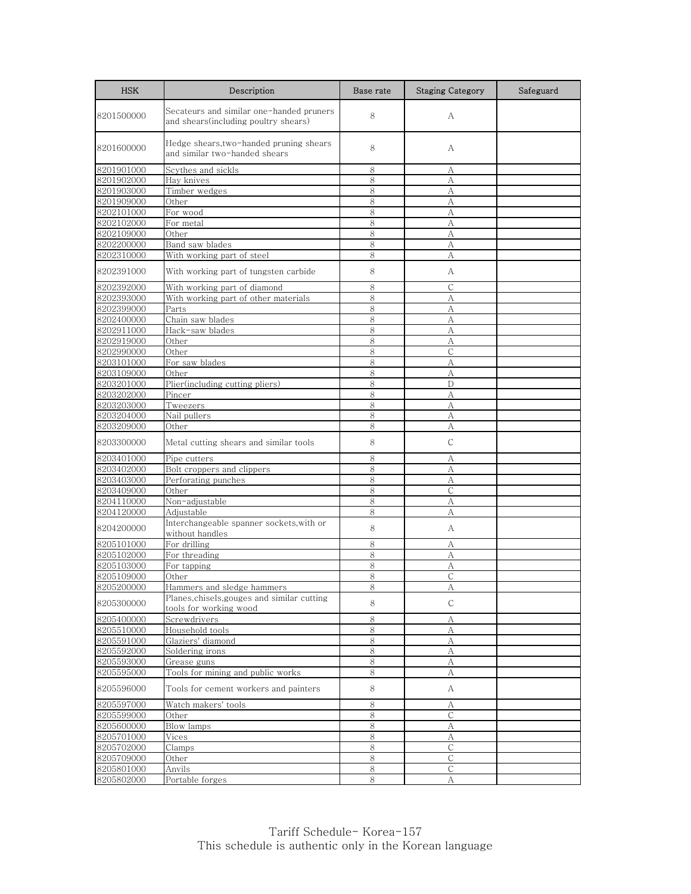| HSK | Description | Base rate | Staging Category | Safeguard |
|---|---|---|---|---|
| 8201500000 | Secateurs and similar one-handed pruners and shears(including poultry shears) | 8 | A | |
| 8201600000 | Hedge shears,two-handed pruning shears and similar two-handed shears | 8 | A | |
| 8201901000 | Scythes and sickls | 8 | A | |
| 8201902000 | Hay knives | 8 | A | |
| 8201903000 | Timber wedges | 8 | A | |
| 8201909000 | Other | 8 | A | |
| 8202101000 | For wood | 8 | A | |
| 8202102000 | For metal | 8 | A | |
| 8202109000 | Other | 8 | A | |
| 8202200000 | Band saw blades | 8 | A | |
| 8202310000 | With working part of steel | 8 | A | |
| 8202391000 | With working part of tungsten carbide | 8 | A | |
| 8202392000 | With working part of diamond | 8 | C | |
| 8202393000 | With working part of other materials | 8 | A | |
| 8202399000 | Parts | 8 | A | |
| 8202400000 | Chain saw blades | 8 | A | |
| 8202911000 | Hack-saw blades | 8 | A | |
| 8202919000 | Other | 8 | A | |
| 8202990000 | Other | 8 | C | |
| 8203101000 | For saw blades | 8 | A | |
| 8203109000 | Other | 8 | A | |
| 8203201000 | Plier(including cutting pliers) | 8 | D | |
| 8203202000 | Pincer | 8 | A | |
| 8203203000 | Tweezers | 8 | A | |
| 8203204000 | Nail pullers | 8 | A | |
| 8203209000 | Other | 8 | A | |
| 8203300000 | Metal cutting shears and similar tools | 8 | C | |
| 8203401000 | Pipe cutters | 8 | A | |
| 8203402000 | Bolt croppers and clippers | 8 | A | |
| 8203403000 | Perforating punches | 8 | A | |
| 8203409000 | Other | 8 | C | |
| 8204110000 | Non-adjustable | 8 | A | |
| 8204120000 | Adjustable | 8 | A | |
| 8204200000 | Interchangeable spanner sockets,with or without handles | 8 | A | |
| 8205101000 | For drilling | 8 | A | |
| 8205102000 | For threading | 8 | A | |
| 8205103000 | For tapping | 8 | A | |
| 8205109000 | Other | 8 | C | |
| 8205200000 | Hammers and sledge hammers | 8 | A | |
| 8205300000 | Planes,chisels,gouges and similar cutting tools for working wood | 8 | C | |
| 8205400000 | Screwdrivers | 8 | A | |
| 8205510000 | Household tools | 8 | A | |
| 8205591000 | Glaziers' diamond | 8 | A | |
| 8205592000 | Soldering irons | 8 | A | |
| 8205593000 | Grease guns | 8 | A | |
| 8205595000 | Tools for mining and public works | 8 | A | |
| 8205596000 | Tools for cement workers and painters | 8 | A | |
| 8205597000 | Watch makers' tools | 8 | A | |
| 8205599000 | Other | 8 | C | |
| 8205600000 | Blow lamps | 8 | A | |
| 8205701000 | Vices | 8 | A | |
| 8205702000 | Clamps | 8 | C | |
| 8205709000 | Other | 8 | C | |
| 8205801000 | Anvils | 8 | C | |
| 8205802000 | Portable forges | 8 | A | |

Tariff Schedule- Korea-157
This schedule is authentic only in the Korean language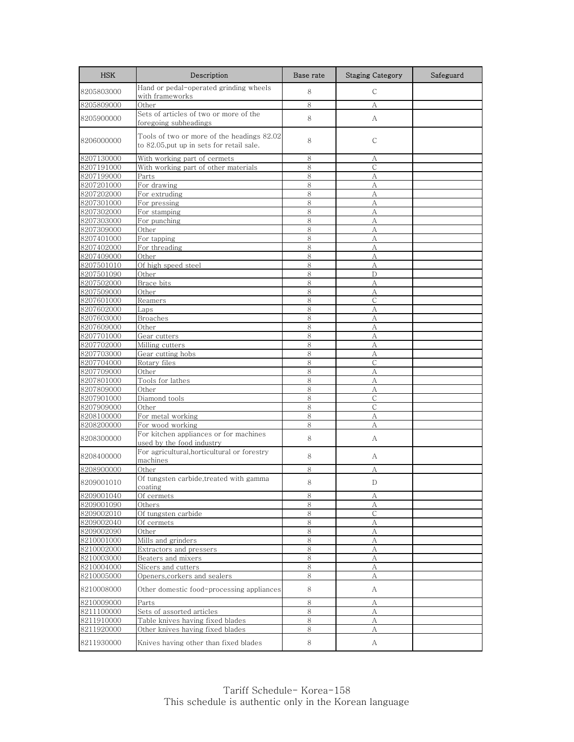| HSK | Description | Base rate | Staging Category | Safeguard |
|---|---|---|---|---|
| 8205803000 | Hand or pedal-operated grinding wheels with frameworks | 8 | C | |
| 8205809000 | Other | 8 | A | |
| 8205900000 | Sets of articles of two or more of the foregoing subheadings | 8 | A | |
| 8206000000 | Tools of two or more of the headings 82.02 to 82.05,put up in sets for retail sale. | 8 | C | |
| 8207130000 | With working part of cermets | 8 | A | |
| 8207191000 | With working part of other materials | 8 | C | |
| 8207199000 | Parts | 8 | A | |
| 8207201000 | For drawing | 8 | A | |
| 8207202000 | For extruding | 8 | A | |
| 8207301000 | For pressing | 8 | A | |
| 8207302000 | For stamping | 8 | A | |
| 8207303000 | For punching | 8 | A | |
| 8207309000 | Other | 8 | A | |
| 8207401000 | For tapping | 8 | A | |
| 8207402000 | For threading | 8 | A | |
| 8207409000 | Other | 8 | A | |
| 8207501010 | Of high speed steel | 8 | A | |
| 8207501090 | Other | 8 | D | |
| 8207502000 | Brace bits | 8 | A | |
| 8207509000 | Other | 8 | A | |
| 8207601000 | Reamers | 8 | C | |
| 8207602000 | Laps | 8 | A | |
| 8207603000 | Broaches | 8 | A | |
| 8207609000 | Other | 8 | A | |
| 8207701000 | Gear cutters | 8 | A | |
| 8207702000 | Milling cutters | 8 | A | |
| 8207703000 | Gear cutting hobs | 8 | A | |
| 8207704000 | Rotary files | 8 | C | |
| 8207709000 | Other | 8 | A | |
| 8207801000 | Tools for lathes | 8 | A | |
| 8207809000 | Other | 8 | A | |
| 8207901000 | Diamond tools | 8 | C | |
| 8207909000 | Other | 8 | C | |
| 8208100000 | For metal working | 8 | A | |
| 8208200000 | For wood working | 8 | A | |
| 8208300000 | For kitchen appliances or for machines used by the food industry | 8 | A | |
| 8208400000 | For agricultural,horticultural or forestry machines | 8 | A | |
| 8208900000 | Other | 8 | A | |
| 8209001010 | Of tungsten carbide,treated with gamma coating | 8 | D | |
| 8209001040 | Of cermets | 8 | A | |
| 8209001090 | Others | 8 | A | |
| 8209002010 | Of tungsten carbide | 8 | C | |
| 8209002040 | Of cermets | 8 | A | |
| 8209002090 | Other | 8 | A | |
| 8210001000 | Mills and grinders | 8 | A | |
| 8210002000 | Extractors and pressers | 8 | A | |
| 8210003000 | Beaters and mixers | 8 | A | |
| 8210004000 | Slicers and cutters | 8 | A | |
| 8210005000 | Openers,corkers and sealers | 8 | A | |
| 8210008000 | Other domestic food-processing appliances | 8 | A | |
| 8210009000 | Parts | 8 | A | |
| 8211100000 | Sets of assorted articles | 8 | A | |
| 8211910000 | Table knives having fixed blades | 8 | A | |
| 8211920000 | Other knives having fixed blades | 8 | A | |
| 8211930000 | Knives having other than fixed blades | 8 | A | |

Tariff Schedule- Korea-158
This schedule is authentic only in the Korean language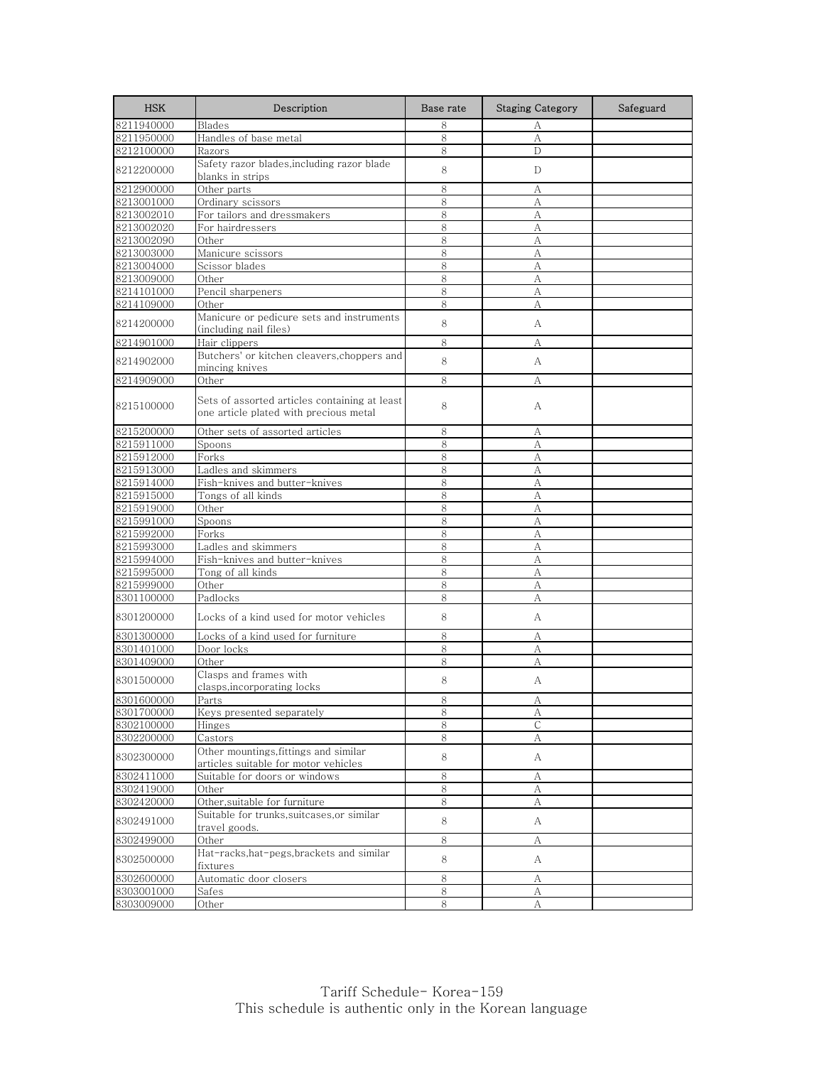| HSK | Description | Base rate | Staging Category | Safeguard |
| --- | --- | --- | --- | --- |
| 8211940000 | Blades | 8 | A | |
| 8211950000 | Handles of base metal | 8 | A | |
| 8212100000 | Razors | 8 | D | |
| 8212200000 | Safety razor blades,including razor blade blanks in strips | 8 | D | |
| 8212900000 | Other parts | 8 | A | |
| 8213001000 | Ordinary scissors | 8 | A | |
| 8213002010 | For tailors and dressmakers | 8 | A | |
| 8213002020 | For hairdressers | 8 | A | |
| 8213002090 | Other | 8 | A | |
| 8213003000 | Manicure scissors | 8 | A | |
| 8213004000 | Scissor blades | 8 | A | |
| 8213009000 | Other | 8 | A | |
| 8214101000 | Pencil sharpeners | 8 | A | |
| 8214109000 | Other | 8 | A | |
| 8214200000 | Manicure or pedicure sets and instruments (including nail files) | 8 | A | |
| 8214901000 | Hair clippers | 8 | A | |
| 8214902000 | Butchers' or kitchen cleavers,choppers and mincing knives | 8 | A | |
| 8214909000 | Other | 8 | A | |
| 8215100000 | Sets of assorted articles containing at least one article plated with precious metal | 8 | A | |
| 8215200000 | Other sets of assorted articles | 8 | A | |
| 8215911000 | Spoons | 8 | A | |
| 8215912000 | Forks | 8 | A | |
| 8215913000 | Ladles and skimmers | 8 | A | |
| 8215914000 | Fish-knives and butter-knives | 8 | A | |
| 8215915000 | Tongs of all kinds | 8 | A | |
| 8215919000 | Other | 8 | A | |
| 8215991000 | Spoons | 8 | A | |
| 8215992000 | Forks | 8 | A | |
| 8215993000 | Ladles and skimmers | 8 | A | |
| 8215994000 | Fish-knives and butter-knives | 8 | A | |
| 8215995000 | Tong of all kinds | 8 | A | |
| 8215999000 | Other | 8 | A | |
| 8301100000 | Padlocks | 8 | A | |
| 8301200000 | Locks of a kind used for motor vehicles | 8 | A | |
| 8301300000 | Locks of a kind used for furniture | 8 | A | |
| 8301401000 | Door locks | 8 | A | |
| 8301409000 | Other | 8 | A | |
| 8301500000 | Clasps and frames with clasps,incorporating locks | 8 | A | |
| 8301600000 | Parts | 8 | A | |
| 8301700000 | Keys presented separately | 8 | A | |
| 8302100000 | Hinges | 8 | C | |
| 8302200000 | Castors | 8 | A | |
| 8302300000 | Other mountings,fittings and similar articles suitable for motor vehicles | 8 | A | |
| 8302411000 | Suitable for doors or windows | 8 | A | |
| 8302419000 | Other | 8 | A | |
| 8302420000 | Other,suitable for furniture | 8 | A | |
| 8302491000 | Suitable for trunks,suitcases,or similar travel goods. | 8 | A | |
| 8302499000 | Other | 8 | A | |
| 8302500000 | Hat-racks,hat-pegs,brackets and similar fixtures | 8 | A | |
| 8302600000 | Automatic door closers | 8 | A | |
| 8303001000 | Safes | 8 | A | |
| 8303009000 | Other | 8 | A | |

Tariff Schedule- Korea-159
This schedule is authentic only in the Korean language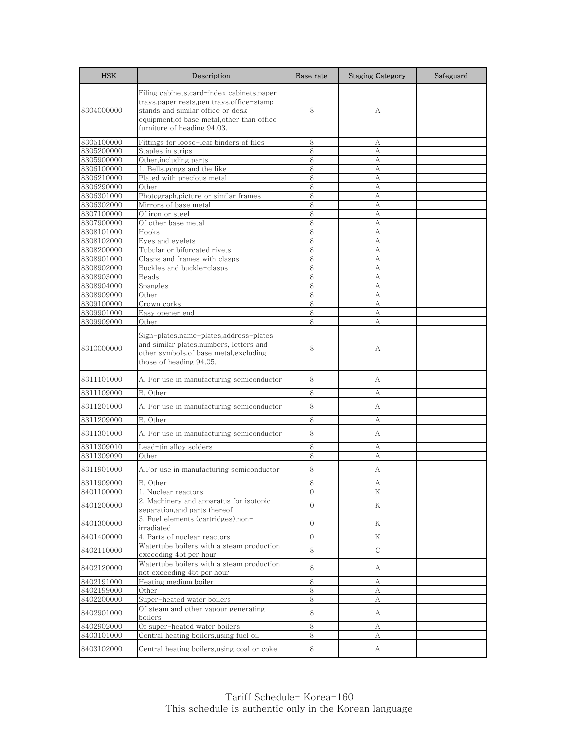| HSK | Description | Base rate | Staging Category | Safeguard |
| --- | --- | --- | --- | --- |
| 8304000000 | Filing cabinets,card-index cabinets,paper trays,paper rests,pen trays,office-stamp stands and similar office or desk equipment,of base metal,other than office furniture of heading 94.03. | 8 | A | |
| 8305100000 | Fittings for loose-leaf binders of files | 8 | A | |
| 8305200000 | Staples in strips | 8 | A | |
| 8305900000 | Other,including parts | 8 | A | |
| 8306100000 | 1. Bells,gongs and the like | 8 | A | |
| 8306210000 | Plated with precious metal | 8 | A | |
| 8306290000 | Other | 8 | A | |
| 8306301000 | Photograph,picture or similar frames | 8 | A | |
| 8306302000 | Mirrors of base metal | 8 | A | |
| 8307100000 | Of iron or steel | 8 | A | |
| 8307900000 | Of other base metal | 8 | A | |
| 8308101000 | Hooks | 8 | A | |
| 8308102000 | Eyes and eyelets | 8 | A | |
| 8308200000 | Tubular or bifurcated rivets | 8 | A | |
| 8308901000 | Clasps and frames with clasps | 8 | A | |
| 8308902000 | Buckles and buckle-clasps | 8 | A | |
| 8308903000 | Beads | 8 | A | |
| 8308904000 | Spangles | 8 | A | |
| 8308909000 | Other | 8 | A | |
| 8309100000 | Crown corks | 8 | A | |
| 8309901000 | Easy opener end | 8 | A | |
| 8309909000 | Other | 8 | A | |
| 8310000000 | Sign-plates,name-plates,address-plates and similar plates,numbers, letters and other symbols,of base metal,excluding those of heading 94.05. | 8 | A | |
| 8311101000 | A. For use in manufacturing semiconductor | 8 | A | |
| 8311109000 | B. Other | 8 | A | |
| 8311201000 | A. For use in manufacturing semiconductor | 8 | A | |
| 8311209000 | B. Other | 8 | A | |
| 8311301000 | A. For use in manufacturing semiconductor | 8 | A | |
| 8311309010 | Lead-tin alloy solders | 8 | A | |
| 8311309090 | Other | 8 | A | |
| 8311901000 | A.For use in manufacturing semiconductor | 8 | A | |
| 8311909000 | B. Other | 8 | A | |
| 8401100000 | 1. Nuclear reactors | 0 | K | |
| 8401200000 | 2. Machinery and apparatus for isotopic separation,and parts thereof | 0 | K | |
| 8401300000 | 3. Fuel elements (cartridges),non-irradiated | 0 | K | |
| 8401400000 | 4. Parts of nuclear reactors | 0 | K | |
| 8402110000 | Watertube boilers with a steam production exceeding 45t per hour | 8 | C | |
| 8402120000 | Watertube boilers with a steam production not exceeding 45t per hour | 8 | A | |
| 8402191000 | Heating medium boiler | 8 | A | |
| 8402199000 | Other | 8 | A | |
| 8402200000 | Super-heated water boilers | 8 | A | |
| 8402901000 | Of steam and other vapour generating boilers | 8 | A | |
| 8402902000 | Of super-heated water boilers | 8 | A | |
| 8403101000 | Central heating boilers,using fuel oil | 8 | A | |
| 8403102000 | Central heating boilers,using coal or coke | 8 | A | |

Tariff Schedule- Korea-160
This schedule is authentic only in the Korean language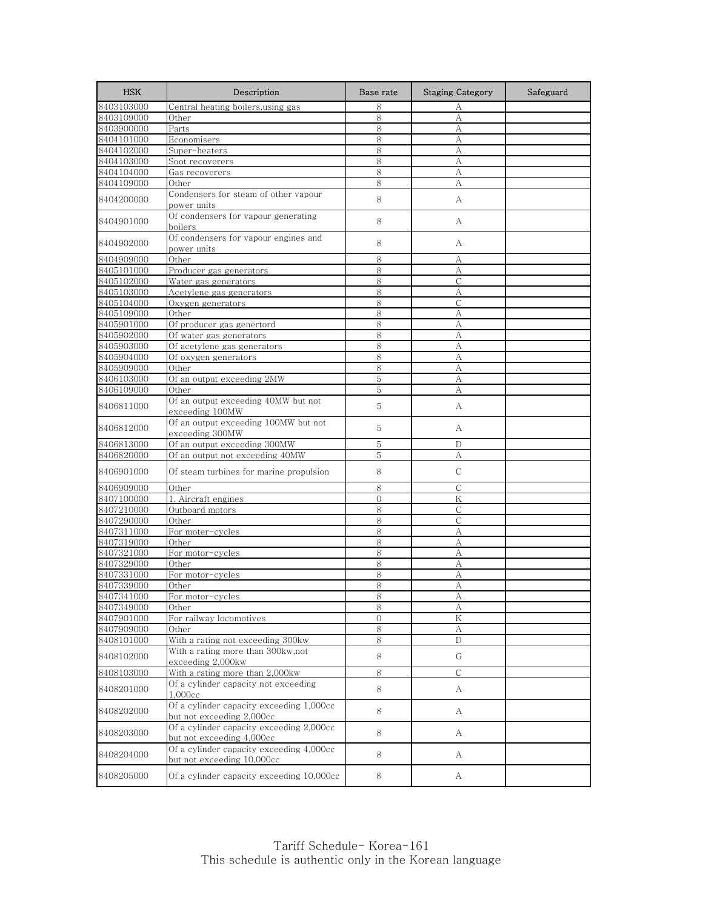| HSK | Description | Base rate | Staging Category | Safeguard |
|---|---|---|---|---|
| 8403103000 | Central heating boilers,using gas | 8 | A | |
| 8403109000 | Other | 8 | A | |
| 8403900000 | Parts | 8 | A | |
| 8404101000 | Economisers | 8 | A | |
| 8404102000 | Super-heaters | 8 | A | |
| 8404103000 | Soot recoverers | 8 | A | |
| 8404104000 | Gas recoverers | 8 | A | |
| 8404109000 | Other | 8 | A | |
| 8404200000 | Condensers for steam of other vapour power units | 8 | A | |
| 8404901000 | Of condensers for vapour generating boilers | 8 | A | |
| 8404902000 | Of condensers for vapour engines and power units | 8 | A | |
| 8404909000 | Other | 8 | A | |
| 8405101000 | Producer gas generators | 8 | A | |
| 8405102000 | Water gas generators | 8 | C | |
| 8405103000 | Acetylene gas generators | 8 | A | |
| 8405104000 | Oxygen generators | 8 | C | |
| 8405109000 | Other | 8 | A | |
| 8405901000 | Of producer gas genertord | 8 | A | |
| 8405902000 | Of water gas generators | 8 | A | |
| 8405903000 | Of acetylene gas generators | 8 | A | |
| 8405904000 | Of oxygen generators | 8 | A | |
| 8405909000 | Other | 8 | A | |
| 8406103000 | Of an output exceeding 2MW | 5 | A | |
| 8406109000 | Other | 5 | A | |
| 8406811000 | Of an output exceeding 40MW but not exceeding 100MW | 5 | A | |
| 8406812000 | Of an output exceeding 100MW but not exceeding 300MW | 5 | A | |
| 8406813000 | Of an output exceeding 300MW | 5 | D | |
| 8406820000 | Of an output not exceeding 40MW | 5 | A | |
| 8406901000 | Of steam turbines for marine propulsion | 8 | C | |
| 8406909000 | Other | 8 | C | |
| 8407100000 | 1. Aircraft engines | 0 | K | |
| 8407210000 | Outboard motors | 8 | C | |
| 8407290000 | Other | 8 | C | |
| 8407311000 | For moter-cycles | 8 | A | |
| 8407319000 | Other | 8 | A | |
| 8407321000 | For motor-cycles | 8 | A | |
| 8407329000 | Other | 8 | A | |
| 8407331000 | For motor-cycles | 8 | A | |
| 8407339000 | Other | 8 | A | |
| 8407341000 | For motor-cycles | 8 | A | |
| 8407349000 | Other | 8 | A | |
| 8407901000 | For railway locomotives | 0 | K | |
| 8407909000 | Other | 8 | A | |
| 8408101000 | With a rating not exceeding 300kw | 8 | D | |
| 8408102000 | With a rating more than 300kw,not exceeding 2,000kw | 8 | G | |
| 8408103000 | With a rating more than 2,000kw | 8 | C | |
| 8408201000 | Of a cylinder capacity not exceeding 1,000cc | 8 | A | |
| 8408202000 | Of a cylinder capacity exceeding 1,000cc but not exceeding 2,000cc | 8 | A | |
| 8408203000 | Of a cylinder capacity exceeding 2,000cc but not exceeding 4,000cc | 8 | A | |
| 8408204000 | Of a cylinder capacity exceeding 4,000cc but not exceeding 10,000cc | 8 | A | |
| 8408205000 | Of a cylinder capacity exceeding 10,000cc | 8 | A | |

Tariff Schedule- Korea-161
This schedule is authentic only in the Korean language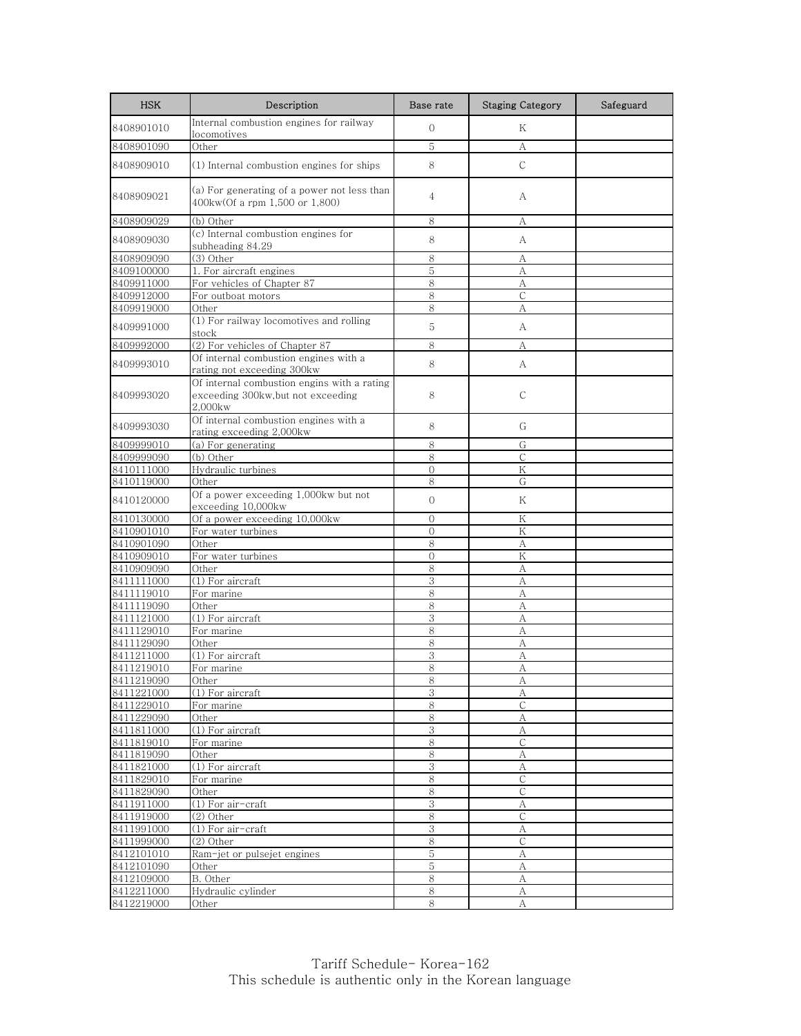| HSK | Description | Base rate | Staging Category | Safeguard |
|---|---|---|---|---|
| 8408901010 | Internal combustion engines for railway locomotives | 0 | K | |
| 8408901090 | Other | 5 | A | |
| 8408909010 | (1) Internal combustion engines for ships | 8 | C | |
| 8408909021 | (a) For generating of a power not less than 400kw(Of a rpm 1,500 or 1,800) | 4 | A | |
| 8408909029 | (b) Other | 8 | A | |
| 8408909030 | (c) Internal combustion engines for subheading 84.29 | 8 | A | |
| 8408909090 | (3) Other | 8 | A | |
| 8409100000 | 1. For aircraft engines | 5 | A | |
| 8409911000 | For vehicles of Chapter 87 | 8 | A | |
| 8409912000 | For outboat motors | 8 | C | |
| 8409919000 | Other | 8 | A | |
| 8409991000 | (1) For railway locomotives and rolling stock | 5 | A | |
| 8409992000 | (2) For vehicles of Chapter 87 | 8 | A | |
| 8409993010 | Of internal combustion engines with a rating not exceeding 300kw | 8 | A | |
| 8409993020 | Of internal combustion engins with a rating exceeding 300kw,but not exceeding 2,000kw | 8 | C | |
| 8409993030 | Of internal combustion engines with a rating exceeding 2,000kw | 8 | G | |
| 8409999010 | (a) For generating | 8 | G | |
| 8409999090 | (b) Other | 8 | C | |
| 8410111000 | Hydraulic turbines | 0 | K | |
| 8410119000 | Other | 8 | G | |
| 8410120000 | Of a power exceeding 1,000kw but not exceeding 10,000kw | 0 | K | |
| 8410130000 | Of a power exceeding 10,000kw | 0 | K | |
| 8410901010 | For water turbines | 0 | K | |
| 8410901090 | Other | 8 | A | |
| 8410909010 | For water turbines | 0 | K | |
| 8410909090 | Other | 8 | A | |
| 8411111000 | (1) For aircraft | 3 | A | |
| 8411119010 | For marine | 8 | A | |
| 8411119090 | Other | 8 | A | |
| 8411121000 | (1) For aircraft | 3 | A | |
| 8411129010 | For marine | 8 | A | |
| 8411129090 | Other | 8 | A | |
| 8411211000 | (1) For aircraft | 3 | A | |
| 8411219010 | For marine | 8 | A | |
| 8411219090 | Other | 8 | A | |
| 8411221000 | (1) For aircraft | 3 | A | |
| 8411229010 | For marine | 8 | C | |
| 8411229090 | Other | 8 | A | |
| 8411811000 | (1) For aircraft | 3 | A | |
| 8411819010 | For marine | 8 | C | |
| 8411819090 | Other | 8 | A | |
| 8411821000 | (1) For aircraft | 3 | A | |
| 8411829010 | For marine | 8 | C | |
| 8411829090 | Other | 8 | C | |
| 8411911000 | (1) For air-craft | 3 | A | |
| 8411919000 | (2) Other | 8 | C | |
| 8411991000 | (1) For air-craft | 3 | A | |
| 8411999000 | (2) Other | 8 | C | |
| 8412101010 | Ram-jet or pulsejet engines | 5 | A | |
| 8412101090 | Other | 5 | A | |
| 8412109000 | B. Other | 8 | A | |
| 8412211000 | Hydraulic cylinder | 8 | A | |
| 8412219000 | Other | 8 | A | |

Tariff Schedule- Korea-162
This schedule is authentic only in the Korean language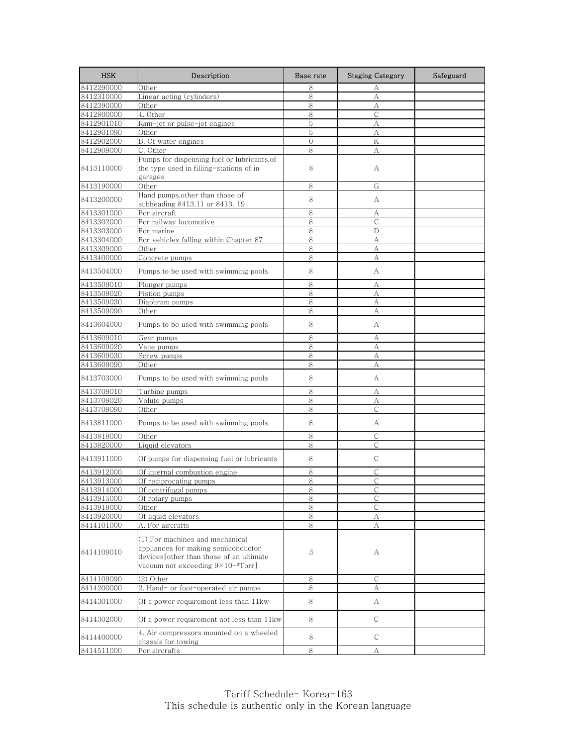| HSK | Description | Base rate | Staging Category | Safeguard |
|---|---|---|---|---|
| 8412290000 | Other | 8 | A | |
| 8412310000 | Linear acting (cylinders) | 8 | A | |
| 8412390000 | Other | 8 | A | |
| 8412800000 | 4. Other | 8 | C | |
| 8412901010 | Ram-jet or pulse-jet engines | 5 | A | |
| 8412901090 | Other | 5 | A | |
| 8412902000 | B. Of water engines | 0 | K | |
| 8412909000 | C. Other | 8 | A | |
| 8413110000 | Pumps for dispensing fuel or lubricants,of the type used in filling-stations of in garages | 8 | A | |
| 8413190000 | Other | 8 | G | |
| 8413200000 | Hand pumps,other than those of subheading 8413.11 or 8413. 19 | 8 | A | |
| 8413301000 | For aircraft | 8 | A | |
| 8413302000 | For railway locomotive | 8 | C | |
| 8413303000 | For marine | 8 | D | |
| 8413304000 | For vehicles falling within Chapter 87 | 8 | A | |
| 8413309000 | Other | 8 | A | |
| 8413400000 | Concrete pumps | 8 | A | |
| 8413504000 | Pumps to be used with swimming pools | 8 | A | |
| 8413509010 | Plunger pumps | 8 | A | |
| 8413509020 | Pistion pumps | 8 | A | |
| 8413509030 | Diaphram pumps | 8 | A | |
| 8413509090 | Other | 8 | A | |
| 8413604000 | Pumps to be used with swimming pools | 8 | A | |
| 8413609010 | Gear pumps | 8 | A | |
| 8413609020 | Vane pumps | 8 | A | |
| 8413609030 | Screw pumps | 8 | A | |
| 8413609090 | Other | 8 | A | |
| 8413703000 | Pumps to be used with swimming pools | 8 | A | |
| 8413709010 | Turbine pumps | 8 | A | |
| 8413709020 | Volute pumps | 8 | A | |
| 8413709090 | Other | 8 | C | |
| 8413811000 | Pumps to be used with swimming pools | 8 | A | |
| 8413819000 | Other | 8 | C | |
| 8413820000 | Liquid elevators | 8 | C | |
| 8413911000 | Of pumps for dispensing fuel or lubricants | 8 | C | |
| 8413912000 | Of internal combustion engine | 8 | C | |
| 8413913000 | Of reciprocating pumps | 8 | C | |
| 8413914000 | Of contrifugal pumps | 8 | C | |
| 8413915000 | Of rotary pumps | 8 | C | |
| 8413919000 | Other | 8 | C | |
| 8413920000 | Of liquid elevators | 8 | A | |
| 8414101000 | A. For aircrafts | 8 | A | |
| 8414109010 | (1) For machines and mechanical appliances for making semiconductor devices[other than those of an ultimate vacuum not exceeding $9\times10^{-3}$Torr] | 3 | A | |
| 8414109090 | (2) Other | 8 | C | |
| 8414200000 | 2. Hand- or foot-operated air pumps | 8 | A | |
| 8414301000 | Of a power requirement less than 11kw | 8 | A | |
| 8414302000 | Of a power requirement not less than 11kw | 8 | C | |
| 8414400000 | 4. Air compressors mounted on a wheeled chassis for towing | 8 | C | |
| 8414511000 | For aircrafts | 8 | A | |

Tariff Schedule- Korea-163
This schedule is authentic only in the Korean language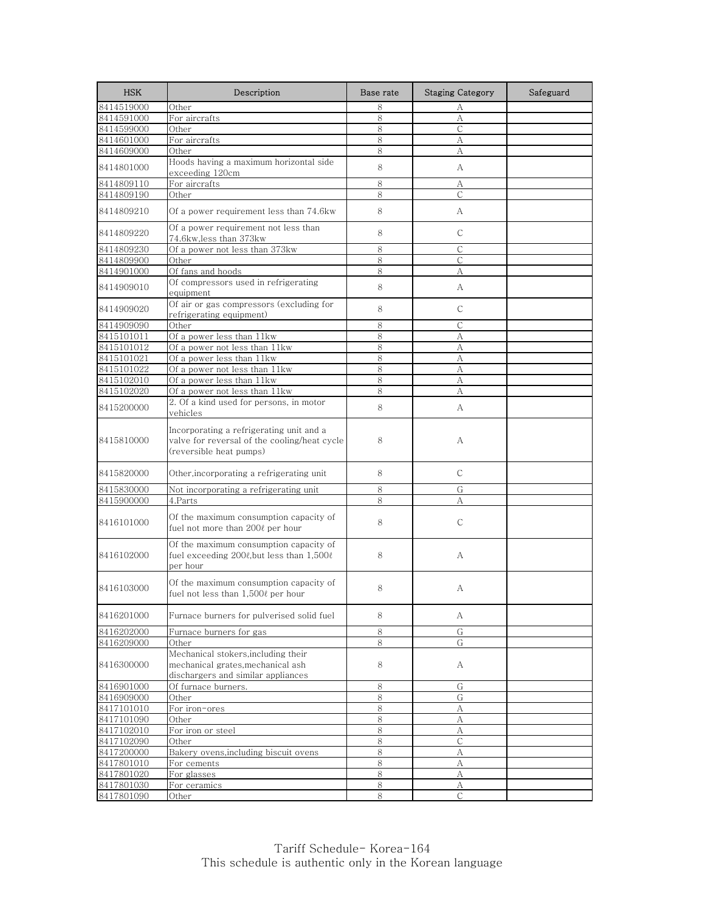| HSK | Description | Base rate | Staging Category | Safeguard |
|---|---|---|---|---|
| 8414519000 | Other | 8 | A | |
| 8414591000 | For aircrafts | 8 | A | |
| 8414599000 | Other | 8 | C | |
| 8414601000 | For aircrafts | 8 | A | |
| 8414609000 | Other | 8 | A | |
| 8414801000 | Hoods having a maximum horizontal side exceeding 120cm | 8 | A | |
| 8414809110 | For aircrafts | 8 | A | |
| 8414809190 | Other | 8 | C | |
| 8414809210 | Of a power requirement less than 74.6kw | 8 | A | |
| 8414809220 | Of a power requirement not less than 74.6kw,less than 373kw | 8 | C | |
| 8414809230 | Of a power not less than 373kw | 8 | C | |
| 8414809900 | Other | 8 | C | |
| 8414901000 | Of fans and hoods | 8 | A | |
| 8414909010 | Of compressors used in refrigerating equipment | 8 | A | |
| 8414909020 | Of air or gas compressors (excluding for refrigerating equipment) | 8 | C | |
| 8414909090 | Other | 8 | C | |
| 8415101011 | Of a power less than 11kw | 8 | A | |
| 8415101012 | Of a power not less than 11kw | 8 | A | |
| 8415101021 | Of a power less than 11kw | 8 | A | |
| 8415101022 | Of a power not less than 11kw | 8 | A | |
| 8415102010 | Of a power less than 11kw | 8 | A | |
| 8415102020 | Of a power not less than 11kw | 8 | A | |
| 8415200000 | 2. Of a kind used for persons, in motor vehicles | 8 | A | |
| 8415810000 | Incorporating a refrigerating unit and a valve for reversal of the cooling/heat cycle (reversible heat pumps) | 8 | A | |
| 8415820000 | Other,incorporating a refrigerating unit | 8 | C | |
| 8415830000 | Not incorporating a refrigerating unit | 8 | G | |
| 8415900000 | 4.Parts | 8 | A | |
| 8416101000 | Of the maximum consumption capacity of fuel not more than 200ℓ per hour | 8 | C | |
| 8416102000 | Of the maximum consumption capacity of fuel exceeding 200ℓ,but less than 1,500ℓ per hour | 8 | A | |
| 8416103000 | Of the maximum consumption capacity of fuel not less than 1,500ℓ per hour | 8 | A | |
| 8416201000 | Furnace burners for pulverised solid fuel | 8 | A | |
| 8416202000 | Furnace burners for gas | 8 | G | |
| 8416209000 | Other | 8 | G | |
| 8416300000 | Mechanical stokers,including their mechanical grates,mechanical ash dischargers and similar appliances | 8 | A | |
| 8416901000 | Of furnace burners. | 8 | G | |
| 8416909000 | Other | 8 | G | |
| 8417101010 | For iron-ores | 8 | A | |
| 8417101090 | Other | 8 | A | |
| 8417102010 | For iron or steel | 8 | A | |
| 8417102090 | Other | 8 | C | |
| 8417200000 | Bakery ovens,including biscuit ovens | 8 | A | |
| 8417801010 | For cements | 8 | A | |
| 8417801020 | For glasses | 8 | A | |
| 8417801030 | For ceramics | 8 | A | |
| 8417801090 | Other | 8 | C | |

Tariff Schedule- Korea-164
This schedule is authentic only in the Korean language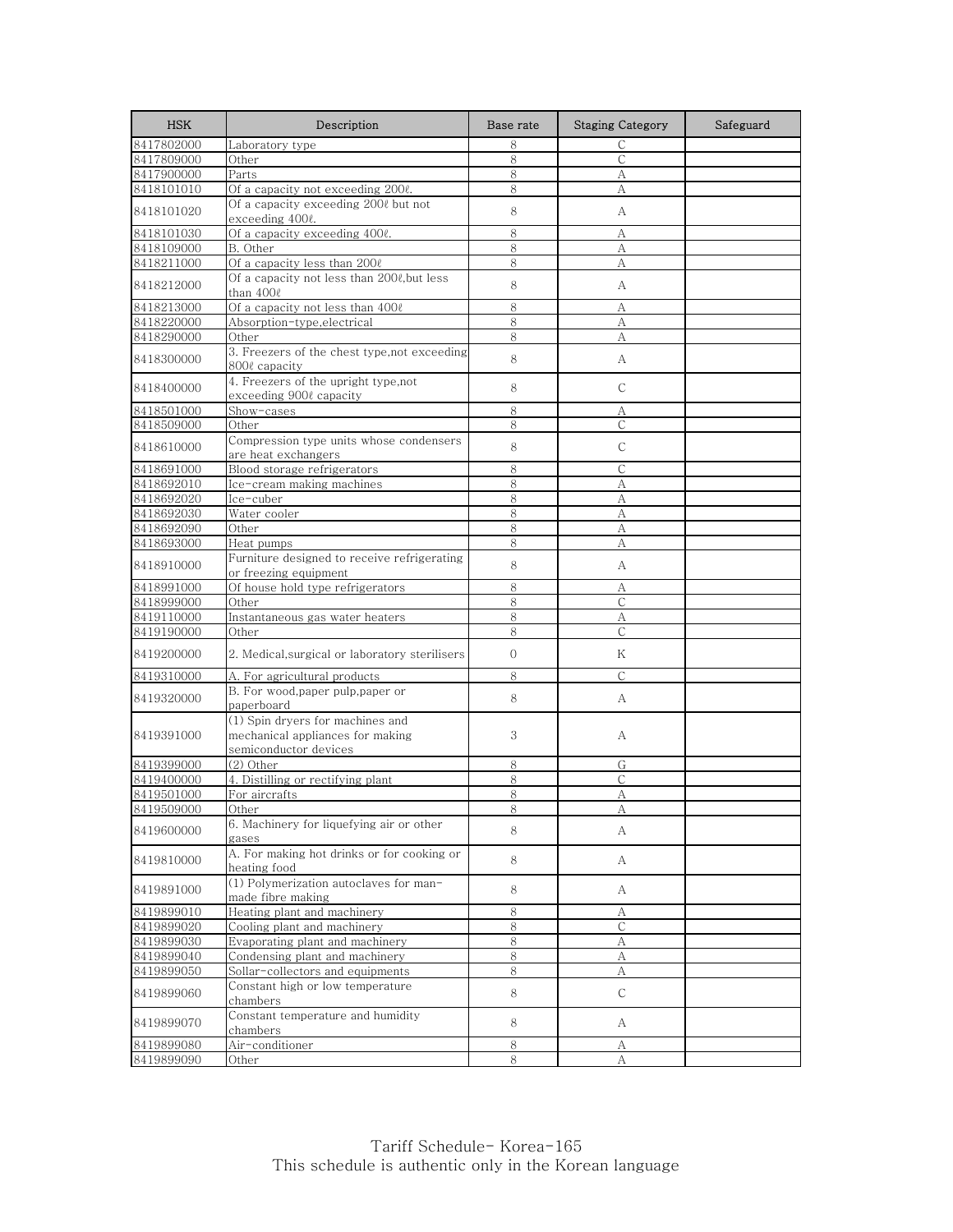| HSK | Description | Base rate | Staging Category | Safeguard |
|---|---|---|---|---|
| 8417802000 | Laboratory type | 8 | C | |
| 8417809000 | Other | 8 | C | |
| 8417900000 | Parts | 8 | A | |
| 8418101010 | Of a capacity not exceeding 200ℓ. | 8 | A | |
| 8418101020 | Of a capacity exceeding 200ℓ but not exceeding 400ℓ. | 8 | A | |
| 8418101030 | Of a capacity exceeding 400ℓ. | 8 | A | |
| 8418109000 | B. Other | 8 | A | |
| 8418211000 | Of a capacity less than 200ℓ | 8 | A | |
| 8418212000 | Of a capacity not less than 200ℓ,but less than 400ℓ | 8 | A | |
| 8418213000 | Of a capacity not less than 400ℓ | 8 | A | |
| 8418220000 | Absorption-type,electrical | 8 | A | |
| 8418290000 | Other | 8 | A | |
| 8418300000 | 3. Freezers of the chest type,not exceeding 800ℓ capacity | 8 | A | |
| 8418400000 | 4. Freezers of the upright type,not exceeding 900ℓ capacity | 8 | C | |
| 8418501000 | Show-cases | 8 | A | |
| 8418509000 | Other | 8 | C | |
| 8418610000 | Compression type units whose condensers are heat exchangers | 8 | C | |
| 8418691000 | Blood storage refrigerators | 8 | C | |
| 8418692010 | Ice-cream making machines | 8 | A | |
| 8418692020 | Ice-cuber | 8 | A | |
| 8418692030 | Water cooler | 8 | A | |
| 8418692090 | Other | 8 | A | |
| 8418693000 | Heat pumps | 8 | A | |
| 8418910000 | Furniture designed to receive refrigerating or freezing equipment | 8 | A | |
| 8418991000 | Of house hold type refrigerators | 8 | A | |
| 8418999000 | Other | 8 | C | |
| 8419110000 | Instantaneous gas water heaters | 8 | A | |
| 8419190000 | Other | 8 | C | |
| 8419200000 | 2. Medical,surgical or laboratory sterilisers | 0 | K | |
| 8419310000 | A. For agricultural products | 8 | C | |
| 8419320000 | B. For wood,paper pulp,paper or paperboard | 8 | A | |
| 8419391000 | (1) Spin dryers for machines and mechanical appliances for making semiconductor devices | 3 | A | |
| 8419399000 | (2) Other | 8 | G | |
| 8419400000 | 4. Distilling or rectifying plant | 8 | C | |
| 8419501000 | For aircrafts | 8 | A | |
| 8419509000 | Other | 8 | A | |
| 8419600000 | 6. Machinery for liquefying air or other gases | 8 | A | |
| 8419810000 | A. For making hot drinks or for cooking or heating food | 8 | A | |
| 8419891000 | (1) Polymerization autoclaves for man-made fibre making | 8 | A | |
| 8419899010 | Heating plant and machinery | 8 | A | |
| 8419899020 | Cooling plant and machinery | 8 | C | |
| 8419899030 | Evaporating plant and machinery | 8 | A | |
| 8419899040 | Condensing plant and machinery | 8 | A | |
| 8419899050 | Sollar-collectors and equipments | 8 | A | |
| 8419899060 | Constant high or low temperature chambers | 8 | C | |
| 8419899070 | Constant temperature and humidity chambers | 8 | A | |
| 8419899080 | Air-conditioner | 8 | A | |
| 8419899090 | Other | 8 | A | |

Tariff Schedule- Korea-165
This schedule is authentic only in the Korean language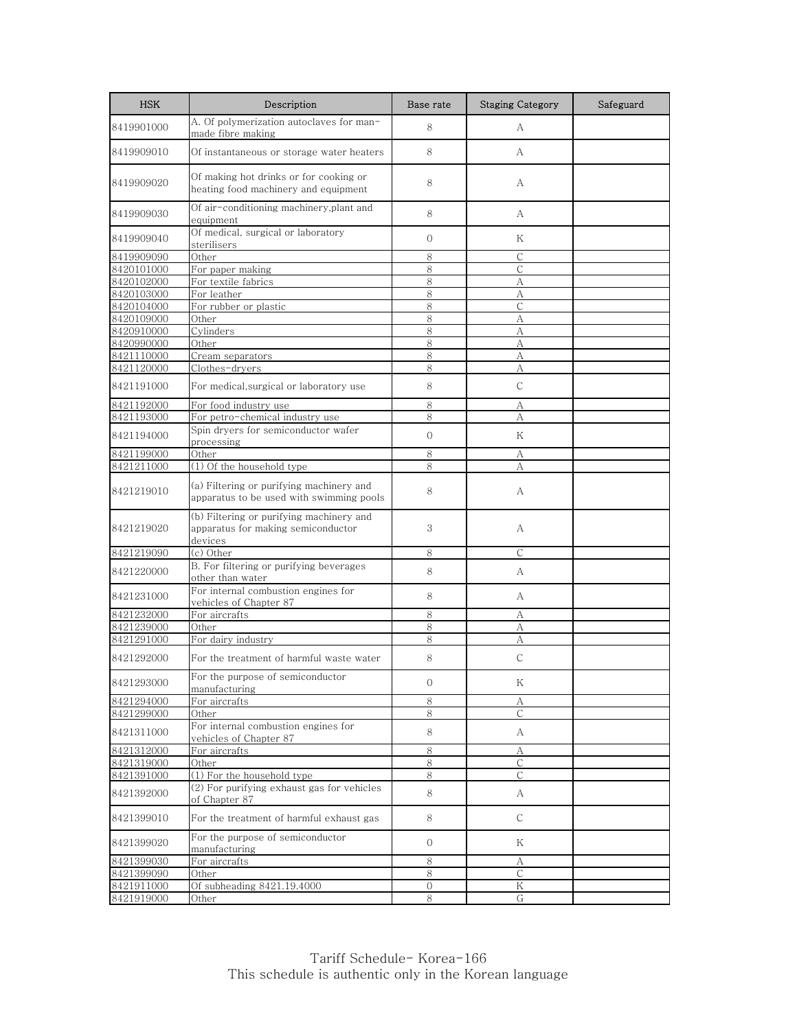| HSK | Description | Base rate | Staging Category | Safeguard |
|---|---|---|---|---|
| 8419901000 | A. Of polymerization autoclaves for man-made fibre making | 8 | A | |
| 8419909010 | Of instantaneous or storage water heaters | 8 | A | |
| 8419909020 | Of making hot drinks or for cooking or heating food machinery and equipment | 8 | A | |
| 8419909030 | Of air-conditioning machinery,plant and equipment | 8 | A | |
| 8419909040 | Of medical, surgical or laboratory sterilisers | 0 | K | |
| 8419909090 | Other | 8 | C | |
| 8420101000 | For paper making | 8 | C | |
| 8420102000 | For textile fabrics | 8 | A | |
| 8420103000 | For leather | 8 | A | |
| 8420104000 | For rubber or plastic | 8 | C | |
| 8420109000 | Other | 8 | A | |
| 8420910000 | Cylinders | 8 | A | |
| 8420990000 | Other | 8 | A | |
| 8421110000 | Cream separators | 8 | A | |
| 8421120000 | Clothes-dryers | 8 | A | |
| 8421191000 | For medical,surgical or laboratory use | 8 | C | |
| 8421192000 | For food industry use | 8 | A | |
| 8421193000 | For petro-chemical industry use | 8 | A | |
| 8421194000 | Spin dryers for semiconductor wafer processing | 0 | K | |
| 8421199000 | Other | 8 | A | |
| 8421211000 | (1) Of the household type | 8 | A | |
| 8421219010 | (a) Filtering or purifying machinery and apparatus to be used with swimming pools | 8 | A | |
| 8421219020 | (b) Filtering or purifying machinery and apparatus for making semiconductor devices | 3 | A | |
| 8421219090 | (c) Other | 8 | C | |
| 8421220000 | B. For filtering or purifying beverages other than water | 8 | A | |
| 8421231000 | For internal combustion engines for vehicles of Chapter 87 | 8 | A | |
| 8421232000 | For aircrafts | 8 | A | |
| 8421239000 | Other | 8 | A | |
| 8421291000 | For dairy industry | 8 | A | |
| 8421292000 | For the treatment of harmful waste water | 8 | C | |
| 8421293000 | For the purpose of semiconductor manufacturing | 0 | K | |
| 8421294000 | For aircrafts | 8 | A | |
| 8421299000 | Other | 8 | C | |
| 8421311000 | For internal combustion engines for vehicles of Chapter 87 | 8 | A | |
| 8421312000 | For aircrafts | 8 | A | |
| 8421319000 | Other | 8 | C | |
| 8421391000 | (1) For the household type | 8 | C | |
| 8421392000 | (2) For purifying exhaust gas for vehicles of Chapter 87 | 8 | A | |
| 8421399010 | For the treatment of harmful exhaust gas | 8 | C | |
| 8421399020 | For the purpose of semiconductor manufacturing | 0 | K | |
| 8421399030 | For aircrafts | 8 | A | |
| 8421399090 | Other | 8 | C | |
| 8421911000 | Of subheading 8421.19.4000 | 0 | K | |
| 8421919000 | Other | 8 | G | |

Tariff Schedule- Korea-166
This schedule is authentic only in the Korean language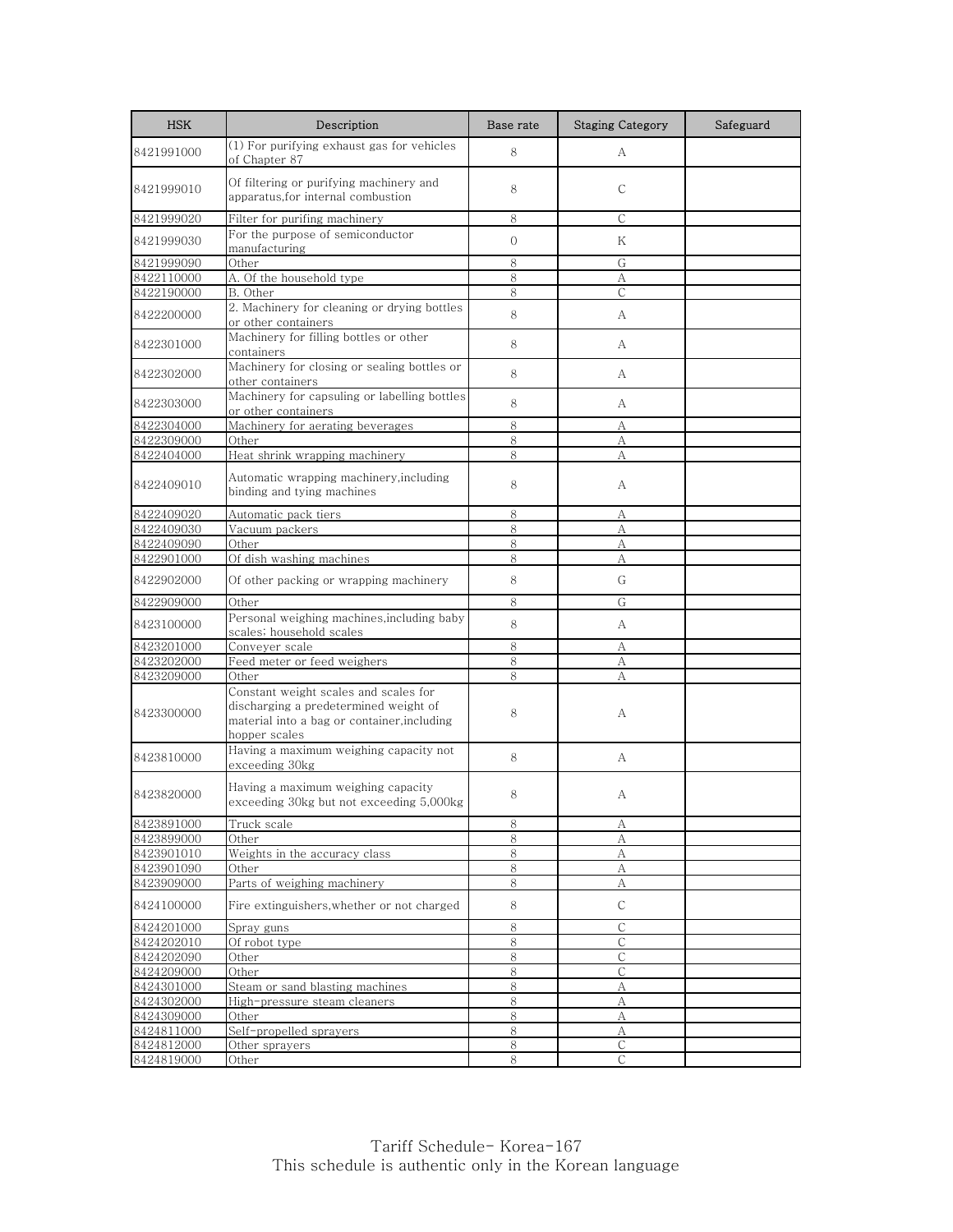| HSK | Description | Base rate | Staging Category | Safeguard |
|---|---|---|---|---|
| 8421991000 | (1) For purifying exhaust gas for vehicles of Chapter 87 | 8 | A | |
| 8421999010 | Of filtering or purifying machinery and apparatus,for internal combustion | 8 | C | |
| 8421999020 | Filter for purifing machinery | 8 | C | |
| 8421999030 | For the purpose of semiconductor manufacturing | 0 | K | |
| 8421999090 | Other | 8 | G | |
| 8422110000 | A. Of the household type | 8 | A | |
| 8422190000 | B. Other | 8 | C | |
| 8422200000 | 2. Machinery for cleaning or drying bottles or other containers | 8 | A | |
| 8422301000 | Machinery for filling bottles or other containers | 8 | A | |
| 8422302000 | Machinery for closing or sealing bottles or other containers | 8 | A | |
| 8422303000 | Machinery for capsuling or labelling bottles or other containers | 8 | A | |
| 8422304000 | Machinery for aerating beverages | 8 | A | |
| 8422309000 | Other | 8 | A | |
| 8422404000 | Heat shrink wrapping machinery | 8 | A | |
| 8422409010 | Automatic wrapping machinery,including binding and tying machines | 8 | A | |
| 8422409020 | Automatic pack tiers | 8 | A | |
| 8422409030 | Vacuum packers | 8 | A | |
| 8422409090 | Other | 8 | A | |
| 8422901000 | Of dish washing machines | 8 | A | |
| 8422902000 | Of other packing or wrapping machinery | 8 | G | |
| 8422909000 | Other | 8 | G | |
| 8423100000 | Personal weighing machines,including baby scales; household scales | 8 | A | |
| 8423201000 | Conveyer scale | 8 | A | |
| 8423202000 | Feed meter or feed weighers | 8 | A | |
| 8423209000 | Other | 8 | A | |
| 8423300000 | Constant weight scales and scales for discharging a predetermined weight of material into a bag or container,including hopper scales | 8 | A | |
| 8423810000 | Having a maximum weighing capacity not exceeding 30kg | 8 | A | |
| 8423820000 | Having a maximum weighing capacity exceeding 30kg but not exceeding 5,000kg | 8 | A | |
| 8423891000 | Truck scale | 8 | A | |
| 8423899000 | Other | 8 | A | |
| 8423901010 | Weights in the accuracy class | 8 | A | |
| 8423901090 | Other | 8 | A | |
| 8423909000 | Parts of weighing machinery | 8 | A | |
| 8424100000 | Fire extinguishers,whether or not charged | 8 | C | |
| 8424201000 | Spray guns | 8 | C | |
| 8424202010 | Of robot type | 8 | C | |
| 8424202090 | Other | 8 | C | |
| 8424209000 | Other | 8 | C | |
| 8424301000 | Steam or sand blasting machines | 8 | A | |
| 8424302000 | High-pressure steam cleaners | 8 | A | |
| 8424309000 | Other | 8 | A | |
| 8424811000 | Self-propelled sprayers | 8 | A | |
| 8424812000 | Other sprayers | 8 | C | |
| 8424819000 | Other | 8 | C | |

Tariff Schedule- Korea-167
This schedule is authentic only in the Korean language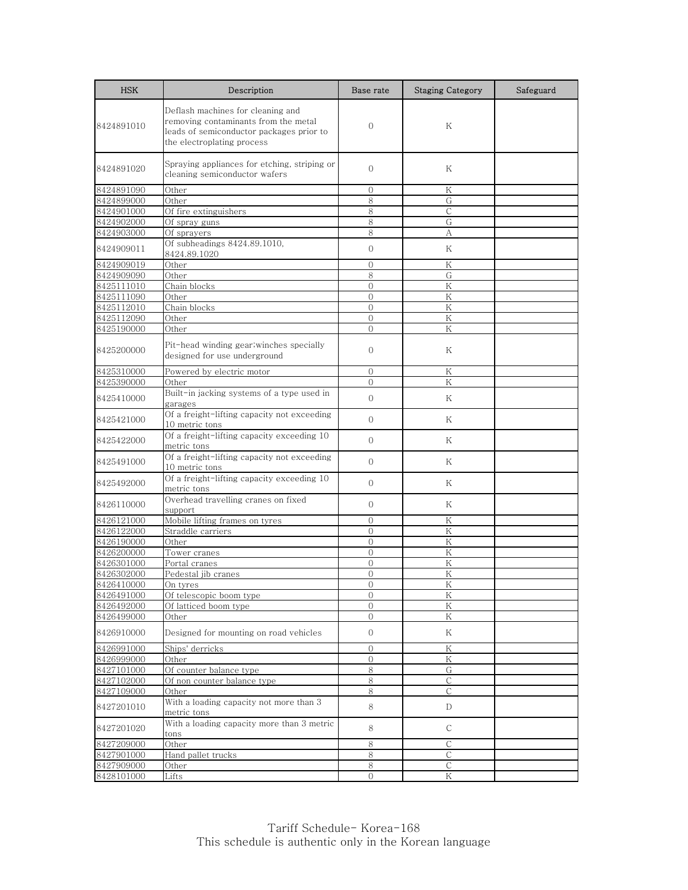| HSK | Description | Base rate | Staging Category | Safeguard |
|---|---|---|---|---|
| 8424891010 | Deflash machines for cleaning and removing contaminants from the metal leads of semiconductor packages prior to the electroplating process | 0 | K | |
| 8424891020 | Spraying appliances for etching, striping or cleaning semiconductor wafers | 0 | K | |
| 8424891090 | Other | 0 | K | |
| 8424899000 | Other | 8 | G | |
| 8424901000 | Of fire extinguishers | 8 | C | |
| 8424902000 | Of spray guns | 8 | G | |
| 8424903000 | Of sprayers | 8 | A | |
| 8424909011 | Of subheadings 8424.89.1010, 8424.89.1020 | 0 | K | |
| 8424909019 | Other | 0 | K | |
| 8424909090 | Other | 8 | G | |
| 8425111010 | Chain blocks | 0 | K | |
| 8425111090 | Other | 0 | K | |
| 8425112010 | Chain blocks | 0 | K | |
| 8425112090 | Other | 0 | K | |
| 8425190000 | Other | 0 | K | |
| 8425200000 | Pit-head winding gear;winches specially designed for use underground | 0 | K | |
| 8425310000 | Powered by electric motor | 0 | K | |
| 8425390000 | Other | 0 | K | |
| 8425410000 | Built-in jacking systems of a type used in garages | 0 | K | |
| 8425421000 | Of a freight-lifting capacity not exceeding 10 metric tons | 0 | K | |
| 8425422000 | Of a freight-lifting capacity exceeding 10 metric tons | 0 | K | |
| 8425491000 | Of a freight-lifting capacity not exceeding 10 metric tons | 0 | K | |
| 8425492000 | Of a freight-lifting capacity exceeding 10 metric tons | 0 | K | |
| 8426110000 | Overhead travelling cranes on fixed support | 0 | K | |
| 8426121000 | Mobile lifting frames on tyres | 0 | K | |
| 8426122000 | Straddle carriers | 0 | K | |
| 8426190000 | Other | 0 | K | |
| 8426200000 | Tower cranes | 0 | K | |
| 8426301000 | Portal cranes | 0 | K | |
| 8426302000 | Pedestal jib cranes | 0 | K | |
| 8426410000 | On tyres | 0 | K | |
| 8426491000 | Of telescopic boom type | 0 | K | |
| 8426492000 | Of latticed boom type | 0 | K | |
| 8426499000 | Other | 0 | K | |
| 8426910000 | Designed for mounting on road vehicles | 0 | K | |
| 8426991000 | Ships' derricks | 0 | K | |
| 8426999000 | Other | 0 | K | |
| 8427101000 | Of counter balance type | 8 | G | |
| 8427102000 | Of non counter balance type | 8 | C | |
| 8427109000 | Other | 8 | C | |
| 8427201010 | With a loading capacity not more than 3 metric tons | 8 | D | |
| 8427201020 | With a loading capacity more than 3 metric tons | 8 | C | |
| 8427209000 | Other | 8 | C | |
| 8427901000 | Hand pallet trucks | 8 | C | |
| 8427909000 | Other | 8 | C | |
| 8428101000 | Lifts | 0 | K | |

Tariff Schedule- Korea-168
This schedule is authentic only in the Korean language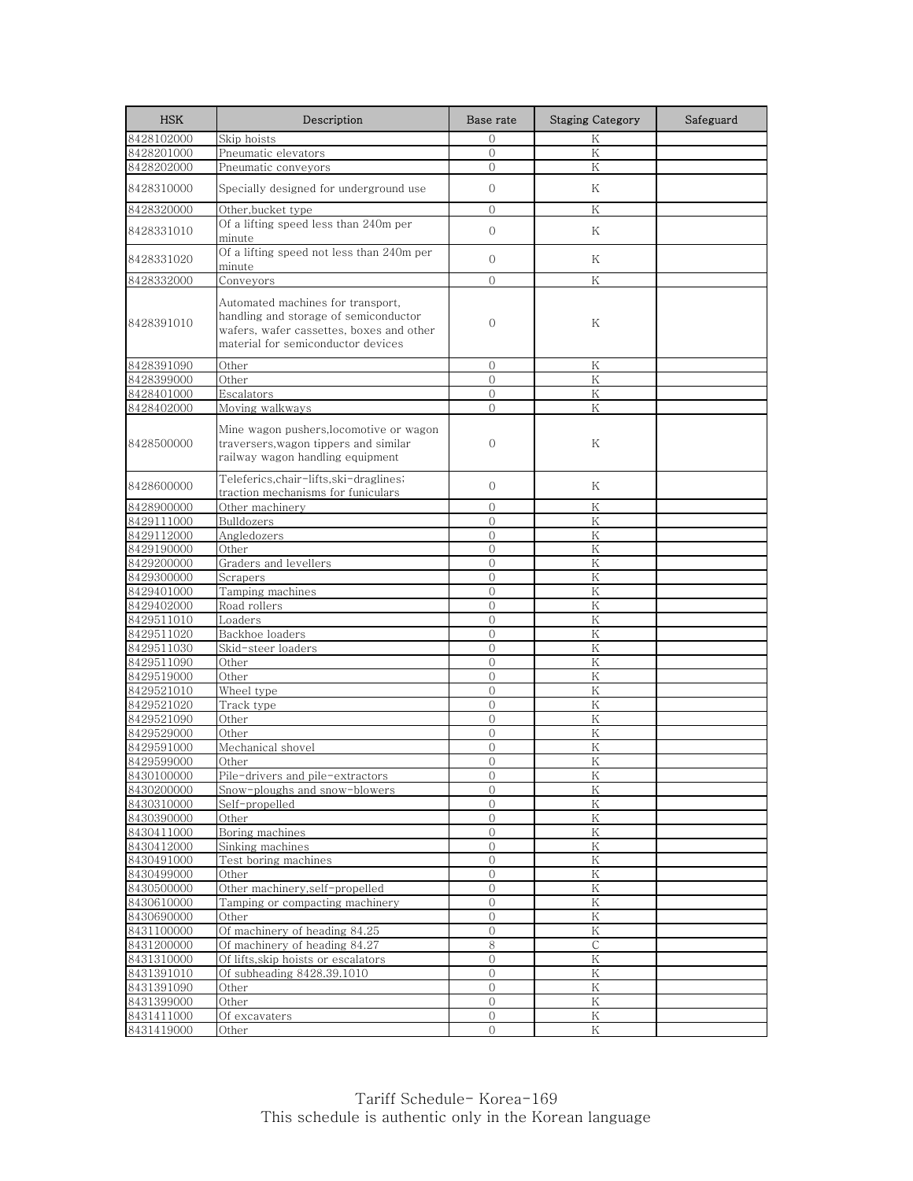| HSK | Description | Base rate | Staging Category | Safeguard |
|---|---|---|---|---|
| 8428102000 | Skip hoists | 0 | K | |
| 8428201000 | Pneumatic elevators | 0 | K | |
| 8428202000 | Pneumatic conveyors | 0 | K | |
| 8428310000 | Specially designed for underground use | 0 | K | |
| 8428320000 | Other,bucket type | 0 | K | |
| 8428331010 | Of a lifting speed less than 240m per minute | 0 | K | |
| 8428331020 | Of a lifting speed not less than 240m per minute | 0 | K | |
| 8428332000 | Conveyors | 0 | K | |
| 8428391010 | Automated machines for transport, handling and storage of semiconductor wafers, wafer cassettes, boxes and other material for semiconductor devices | 0 | K | |
| 8428391090 | Other | 0 | K | |
| 8428399000 | Other | 0 | K | |
| 8428401000 | Escalators | 0 | K | |
| 8428402000 | Moving walkways | 0 | K | |
| 8428500000 | Mine wagon pushers,locomotive or wagon traversers,wagon tippers and similar railway wagon handling equipment | 0 | K | |
| 8428600000 | Teleferics,chair-lifts,ski-draglines; traction mechanisms for funiculars | 0 | K | |
| 8428900000 | Other machinery | 0 | K | |
| 8429111000 | Bulldozers | 0 | K | |
| 8429112000 | Angledozers | 0 | K | |
| 8429190000 | Other | 0 | K | |
| 8429200000 | Graders and levellers | 0 | K | |
| 8429300000 | Scrapers | 0 | K | |
| 8429401000 | Tamping machines | 0 | K | |
| 8429402000 | Road rollers | 0 | K | |
| 8429511010 | Loaders | 0 | K | |
| 8429511020 | Backhoe loaders | 0 | K | |
| 8429511030 | Skid-steer loaders | 0 | K | |
| 8429511090 | Other | 0 | K | |
| 8429519000 | Other | 0 | K | |
| 8429521010 | Wheel type | 0 | K | |
| 8429521020 | Track type | 0 | K | |
| 8429521090 | Other | 0 | K | |
| 8429529000 | Other | 0 | K | |
| 8429591000 | Mechanical shovel | 0 | K | |
| 8429599000 | Other | 0 | K | |
| 8430100000 | Pile-drivers and pile-extractors | 0 | K | |
| 8430200000 | Snow-ploughs and snow-blowers | 0 | K | |
| 8430310000 | Self-propelled | 0 | K | |
| 8430390000 | Other | 0 | K | |
| 8430411000 | Boring machines | 0 | K | |
| 8430412000 | Sinking machines | 0 | K | |
| 8430491000 | Test boring machines | 0 | K | |
| 8430499000 | Other | 0 | K | |
| 8430500000 | Other machinery,self-propelled | 0 | K | |
| 8430610000 | Tamping or compacting machinery | 0 | K | |
| 8430690000 | Other | 0 | K | |
| 8431100000 | Of machinery of heading 84.25 | 0 | K | |
| 8431200000 | Of machinery of heading 84.27 | 8 | C | |
| 8431310000 | Of lifts,skip hoists or escalators | 0 | K | |
| 8431391010 | Of subheading 8428.39.1010 | 0 | K | |
| 8431391090 | Other | 0 | K | |
| 8431399000 | Other | 0 | K | |
| 8431411000 | Of excavaters | 0 | K | |
| 8431419000 | Other | 0 | K | |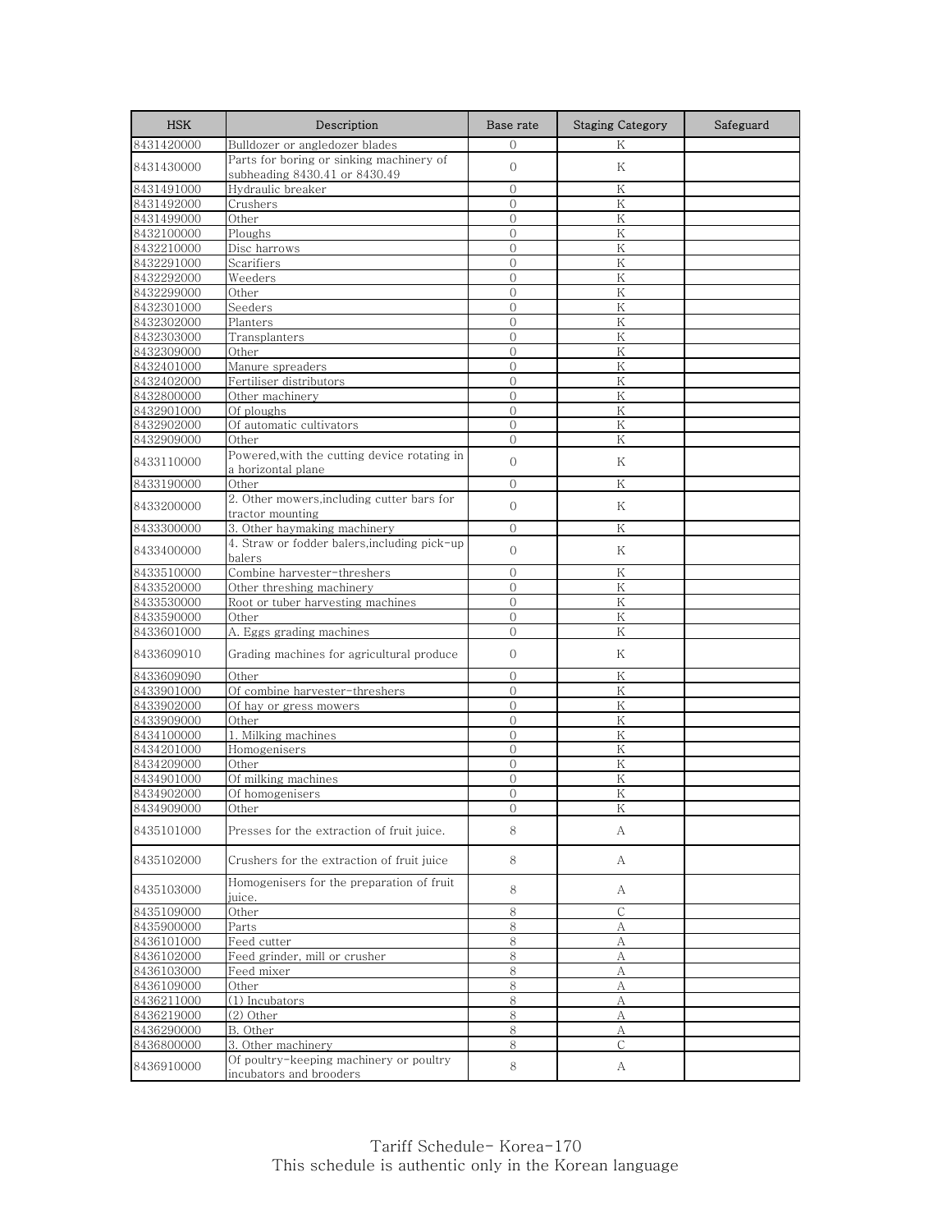| HSK | Description | Base rate | Staging Category | Safeguard |
|---|---|---|---|---|
| 8431420000 | Bulldozer or angledozer blades | 0 | K | |
| 8431430000 | Parts for boring or sinking machinery of subheading 8430.41 or 8430.49 | 0 | K | |
| 8431491000 | Hydraulic breaker | 0 | K | |
| 8431492000 | Crushers | 0 | K | |
| 8431499000 | Other | 0 | K | |
| 8432100000 | Ploughs | 0 | K | |
| 8432210000 | Disc harrows | 0 | K | |
| 8432291000 | Scarifiers | 0 | K | |
| 8432292000 | Weeders | 0 | K | |
| 8432299000 | Other | 0 | K | |
| 8432301000 | Seeders | 0 | K | |
| 8432302000 | Planters | 0 | K | |
| 8432303000 | Transplanters | 0 | K | |
| 8432309000 | Other | 0 | K | |
| 8432401000 | Manure spreaders | 0 | K | |
| 8432402000 | Fertiliser distributors | 0 | K | |
| 8432800000 | Other machinery | 0 | K | |
| 8432901000 | Of ploughs | 0 | K | |
| 8432902000 | Of automatic cultivators | 0 | K | |
| 8432909000 | Other | 0 | K | |
| 8433110000 | Powered,with the cutting device rotating in a horizontal plane | 0 | K | |
| 8433190000 | Other | 0 | K | |
| 8433200000 | 2. Other mowers,including cutter bars for tractor mounting | 0 | K | |
| 8433300000 | 3. Other haymaking machinery | 0 | K | |
| 8433400000 | 4. Straw or fodder balers,including pick-up balers | 0 | K | |
| 8433510000 | Combine harvester-threshers | 0 | K | |
| 8433520000 | Other threshing machinery | 0 | K | |
| 8433530000 | Root or tuber harvesting machines | 0 | K | |
| 8433590000 | Other | 0 | K | |
| 8433601000 | A. Eggs grading machines | 0 | K | |
| 8433609010 | Grading machines for agricultural produce | 0 | K | |
| 8433609090 | Other | 0 | K | |
| 8433901000 | Of combine harvester-threshers | 0 | K | |
| 8433902000 | Of hay or gress mowers | 0 | K | |
| 8433909000 | Other | 0 | K | |
| 8434100000 | 1. Milking machines | 0 | K | |
| 8434201000 | Homogenisers | 0 | K | |
| 8434209000 | Other | 0 | K | |
| 8434901000 | Of milking machines | 0 | K | |
| 8434902000 | Of homogenisers | 0 | K | |
| 8434909000 | Other | 0 | K | |
| 8435101000 | Presses for the extraction of fruit juice. | 8 | A | |
| 8435102000 | Crushers for the extraction of fruit juice | 8 | A | |
| 8435103000 | Homogenisers for the preparation of fruit juice. | 8 | A | |
| 8435109000 | Other | 8 | C | |
| 8435900000 | Parts | 8 | A | |
| 8436101000 | Feed cutter | 8 | A | |
| 8436102000 | Feed grinder, mill or crusher | 8 | A | |
| 8436103000 | Feed mixer | 8 | A | |
| 8436109000 | Other | 8 | A | |
| 8436211000 | (1) Incubators | 8 | A | |
| 8436219000 | (2) Other | 8 | A | |
| 8436290000 | B. Other | 8 | A | |
| 8436800000 | 3. Other machinery | 8 | C | |
| 8436910000 | Of poultry-keeping machinery or poultry incubators and brooders | 8 | A | |

Tariff Schedule- Korea-170
This schedule is authentic only in the Korean language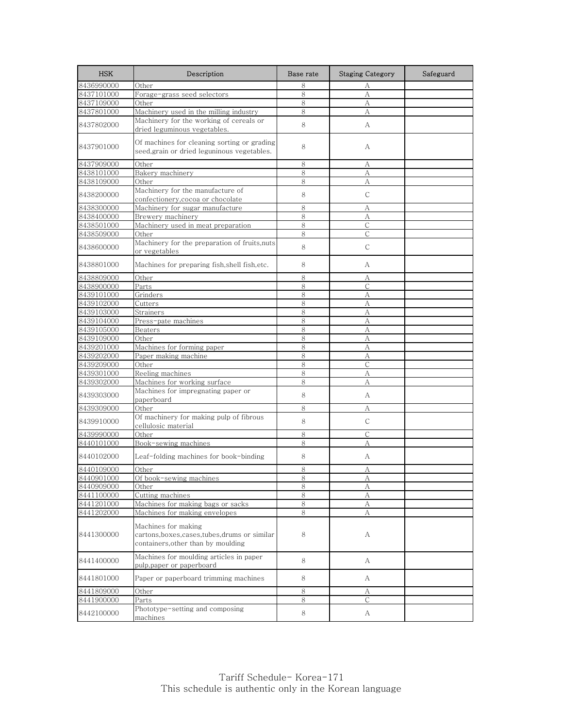| HSK | Description | Base rate | Staging Category | Safeguard |
| --- | --- | --- | --- | --- |
| 8436990000 | Other | 8 | A | |
| 8437101000 | Forage-grass seed selectors | 8 | A | |
| 8437109000 | Other | 8 | A | |
| 8437801000 | Machinery used in the milling industry | 8 | A | |
| 8437802000 | Machinery for the working of cereals or dried leguminous vegetables. | 8 | A | |
| 8437901000 | Of machines for cleaning sorting or grading seed,grain or dried leguninous vegetables. | 8 | A | |
| 8437909000 | Other | 8 | A | |
| 8438101000 | Bakery machinery | 8 | A | |
| 8438109000 | Other | 8 | A | |
| 8438200000 | Machinery for the manufacture of confectionery,cocoa or chocolate | 8 | C | |
| 8438300000 | Machinery for sugar manufacture | 8 | A | |
| 8438400000 | Brewery machinery | 8 | A | |
| 8438501000 | Machinery used in meat preparation | 8 | C | |
| 8438509000 | Other | 8 | C | |
| 8438600000 | Machinery for the preparation of fruits,nuts or vegetables | 8 | C | |
| 8438801000 | Machines for preparing fish,shell fish,etc. | 8 | A | |
| 8438809000 | Other | 8 | A | |
| 8438900000 | Parts | 8 | C | |
| 8439101000 | Grinders | 8 | A | |
| 8439102000 | Cutters | 8 | A | |
| 8439103000 | Strainers | 8 | A | |
| 8439104000 | Press-pate machines | 8 | A | |
| 8439105000 | Beaters | 8 | A | |
| 8439109000 | Other | 8 | A | |
| 8439201000 | Machines for forming paper | 8 | A | |
| 8439202000 | Paper making machine | 8 | A | |
| 8439209000 | Other | 8 | C | |
| 8439301000 | Reeling machines | 8 | A | |
| 8439302000 | Machines for working surface | 8 | A | |
| 8439303000 | Machines for impregnating paper or paperboard | 8 | A | |
| 8439309000 | Other | 8 | A | |
| 8439910000 | Of machinery for making pulp of fibrous cellulosic material | 8 | C | |
| 8439990000 | Other | 8 | C | |
| 8440101000 | Book-sewing machines | 8 | A | |
| 8440102000 | Leaf-folding machines for book-binding | 8 | A | |
| 8440109000 | Other | 8 | A | |
| 8440901000 | Of book-sewing machines | 8 | A | |
| 8440909000 | Other | 8 | A | |
| 8441100000 | Cutting machines | 8 | A | |
| 8441201000 | Machines for making bags or sacks | 8 | A | |
| 8441202000 | Machines for making envelopes | 8 | A | |
| 8441300000 | Machines for making cartons,boxes,cases,tubes,drums or similar containers,other than by moulding | 8 | A | |
| 8441400000 | Machines for moulding articles in paper pulp,paper or paperboard | 8 | A | |
| 8441801000 | Paper or paperboard trimming machines | 8 | A | |
| 8441809000 | Other | 8 | A | |
| 8441900000 | Parts | 8 | C | |
| 8442100000 | Phototype-setting and composing machines | 8 | A | |

Tariff Schedule- Korea-171
This schedule is authentic only in the Korean language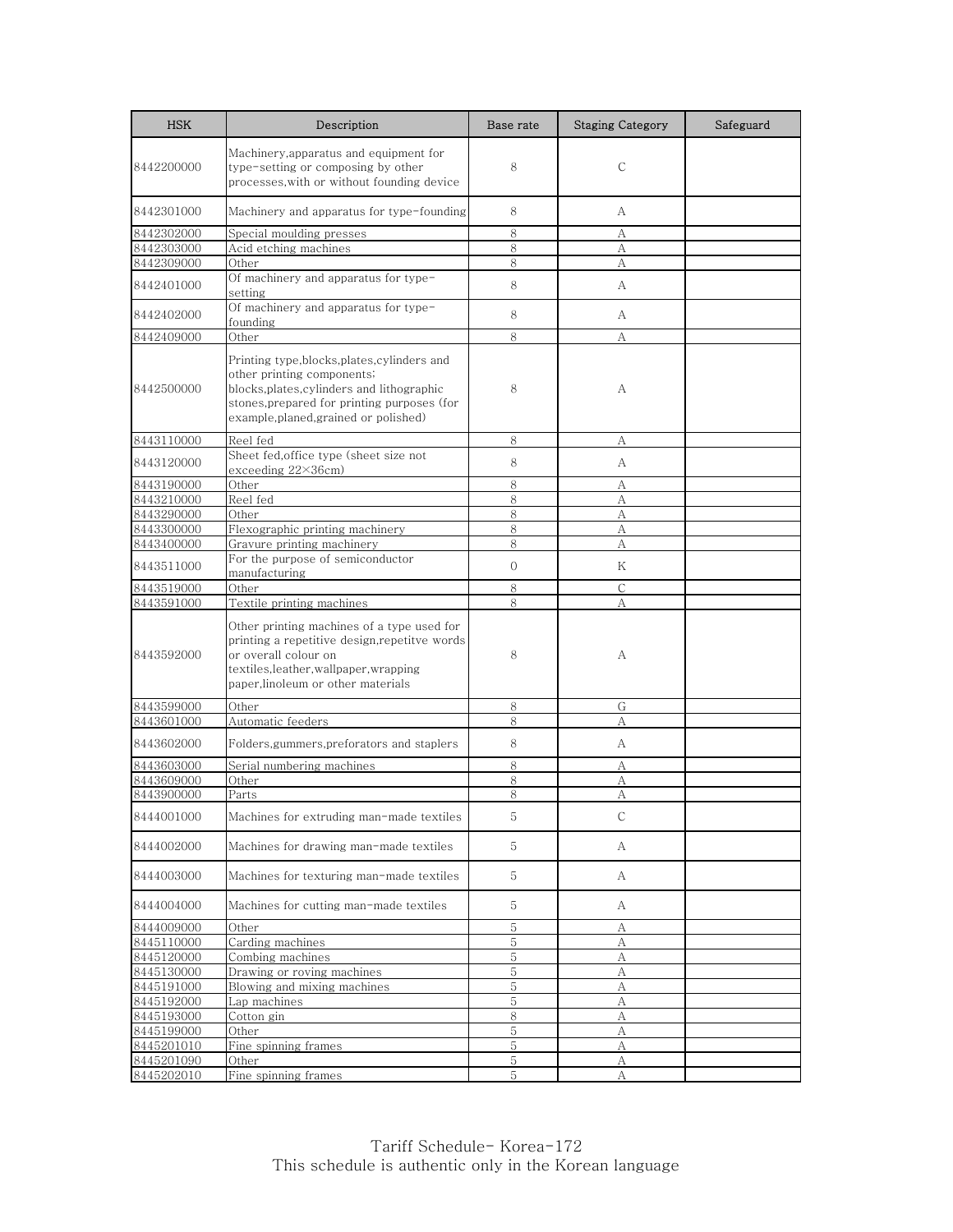| HSK | Description | Base rate | Staging Category | Safeguard |
| --- | --- | --- | --- | --- |
| 8442200000 | Machinery,apparatus and equipment for type-setting or composing by other processes,with or without founding device | 8 | C | |
| 8442301000 | Machinery and apparatus for type-founding | 8 | A | |
| 8442302000 | Special moulding presses | 8 | A | |
| 8442303000 | Acid etching machines | 8 | A | |
| 8442309000 | Other | 8 | A | |
| 8442401000 | Of machinery and apparatus for type-setting | 8 | A | |
| 8442402000 | Of machinery and apparatus for type-founding | 8 | A | |
| 8442409000 | Other | 8 | A | |
| 8442500000 | Printing type,blocks,plates,cylinders and other printing components; blocks,plates,cylinders and lithographic stones,prepared for printing purposes (for example,planed,grained or polished) | 8 | A | |
| 8443110000 | Reel fed | 8 | A | |
| 8443120000 | Sheet fed,office type (sheet size not exceeding 22×36cm) | 8 | A | |
| 8443190000 | Other | 8 | A | |
| 8443210000 | Reel fed | 8 | A | |
| 8443290000 | Other | 8 | A | |
| 8443300000 | Flexographic printing machinery | 8 | A | |
| 8443400000 | Gravure printing machinery | 8 | A | |
| 8443511000 | For the purpose of semiconductor manufacturing | 0 | K | |
| 8443519000 | Other | 8 | C | |
| 8443591000 | Textile printing machines | 8 | A | |
| 8443592000 | Other printing machines of a type used for printing a repetitive design,repetitve words or overall colour on textiles,leather,wallpaper,wrapping paper,linoleum or other materials | 8 | A | |
| 8443599000 | Other | 8 | G | |
| 8443601000 | Automatic feeders | 8 | A | |
| 8443602000 | Folders,gummers,preforators and staplers | 8 | A | |
| 8443603000 | Serial numbering machines | 8 | A | |
| 8443609000 | Other | 8 | A | |
| 8443900000 | Parts | 8 | A | |
| 8444001000 | Machines for extruding man-made textiles | 5 | C | |
| 8444002000 | Machines for drawing man-made textiles | 5 | A | |
| 8444003000 | Machines for texturing man-made textiles | 5 | A | |
| 8444004000 | Machines for cutting man-made textiles | 5 | A | |
| 8444009000 | Other | 5 | A | |
| 8445110000 | Carding machines | 5 | A | |
| 8445120000 | Combing machines | 5 | A | |
| 8445130000 | Drawing or roving machines | 5 | A | |
| 8445191000 | Blowing and mixing machines | 5 | A | |
| 8445192000 | Lap machines | 5 | A | |
| 8445193000 | Cotton gin | 8 | A | |
| 8445199000 | Other | 5 | A | |
| 8445201010 | Fine spinning frames | 5 | A | |
| 8445201090 | Other | 5 | A | |
| 8445202010 | Fine spinning frames | 5 | A | |

Tariff Schedule- Korea-172
This schedule is authentic only in the Korean language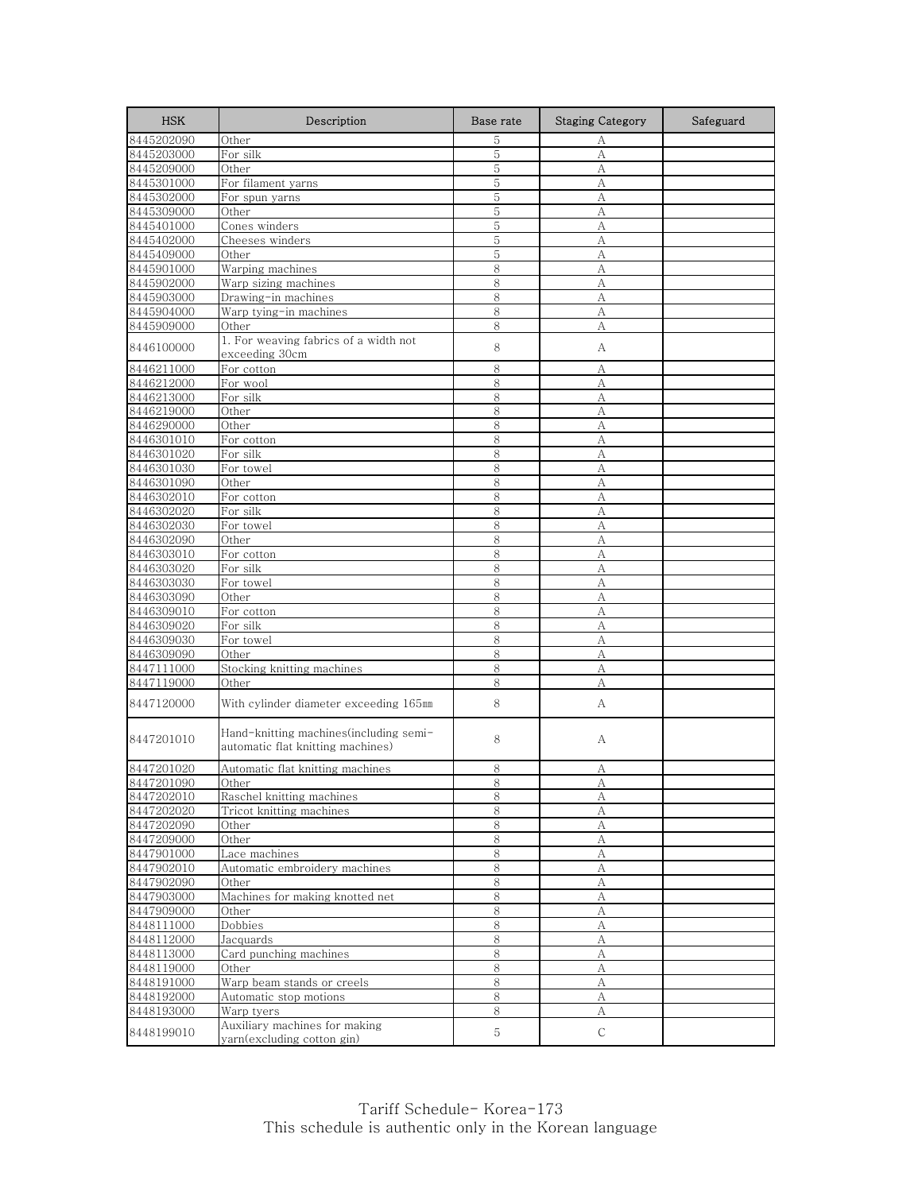| HSK | Description | Base rate | Staging Category | Safeguard |
|---|---|---|---|---|
| 8445202090 | Other | 5 | A | |
| 8445203000 | For silk | 5 | A | |
| 8445209000 | Other | 5 | A | |
| 8445301000 | For filament yarns | 5 | A | |
| 8445302000 | For spun yarns | 5 | A | |
| 8445309000 | Other | 5 | A | |
| 8445401000 | Cones winders | 5 | A | |
| 8445402000 | Cheeses winders | 5 | A | |
| 8445409000 | Other | 5 | A | |
| 8445901000 | Warping machines | 8 | A | |
| 8445902000 | Warp sizing machines | 8 | A | |
| 8445903000 | Drawing-in machines | 8 | A | |
| 8445904000 | Warp tying-in machines | 8 | A | |
| 8445909000 | Other | 8 | A | |
| 8446100000 | 1. For weaving fabrics of a width not exceeding 30cm | 8 | A | |
| 8446211000 | For cotton | 8 | A | |
| 8446212000 | For wool | 8 | A | |
| 8446213000 | For silk | 8 | A | |
| 8446219000 | Other | 8 | A | |
| 8446290000 | Other | 8 | A | |
| 8446301010 | For cotton | 8 | A | |
| 8446301020 | For silk | 8 | A | |
| 8446301030 | For towel | 8 | A | |
| 8446301090 | Other | 8 | A | |
| 8446302010 | For cotton | 8 | A | |
| 8446302020 | For silk | 8 | A | |
| 8446302030 | For towel | 8 | A | |
| 8446302090 | Other | 8 | A | |
| 8446303010 | For cotton | 8 | A | |
| 8446303020 | For silk | 8 | A | |
| 8446303030 | For towel | 8 | A | |
| 8446303090 | Other | 8 | A | |
| 8446309010 | For cotton | 8 | A | |
| 8446309020 | For silk | 8 | A | |
| 8446309030 | For towel | 8 | A | |
| 8446309090 | Other | 8 | A | |
| 8447111000 | Stocking knitting machines | 8 | A | |
| 8447119000 | Other | 8 | A | |
| 8447120000 | With cylinder diameter exceeding 165㎜ | 8 | A | |
| 8447201010 | Hand-knitting machines(including semi-automatic flat knitting machines) | 8 | A | |
| 8447201020 | Automatic flat knitting machines | 8 | A | |
| 8447201090 | Other | 8 | A | |
| 8447202010 | Raschel knitting machines | 8 | A | |
| 8447202020 | Tricot knitting machines | 8 | A | |
| 8447202090 | Other | 8 | A | |
| 8447209000 | Other | 8 | A | |
| 8447901000 | Lace machines | 8 | A | |
| 8447902010 | Automatic embroidery machines | 8 | A | |
| 8447902090 | Other | 8 | A | |
| 8447903000 | Machines for making knotted net | 8 | A | |
| 8447909000 | Other | 8 | A | |
| 8448111000 | Dobbies | 8 | A | |
| 8448112000 | Jacquards | 8 | A | |
| 8448113000 | Card punching machines | 8 | A | |
| 8448119000 | Other | 8 | A | |
| 8448191000 | Warp beam stands or creels | 8 | A | |
| 8448192000 | Automatic stop motions | 8 | A | |
| 8448193000 | Warp tyers | 8 | A | |
| 8448199010 | Auxiliary machines for making yarn(excluding cotton gin) | 5 | C | |

Tariff Schedule- Korea-173
This schedule is authentic only in the Korean language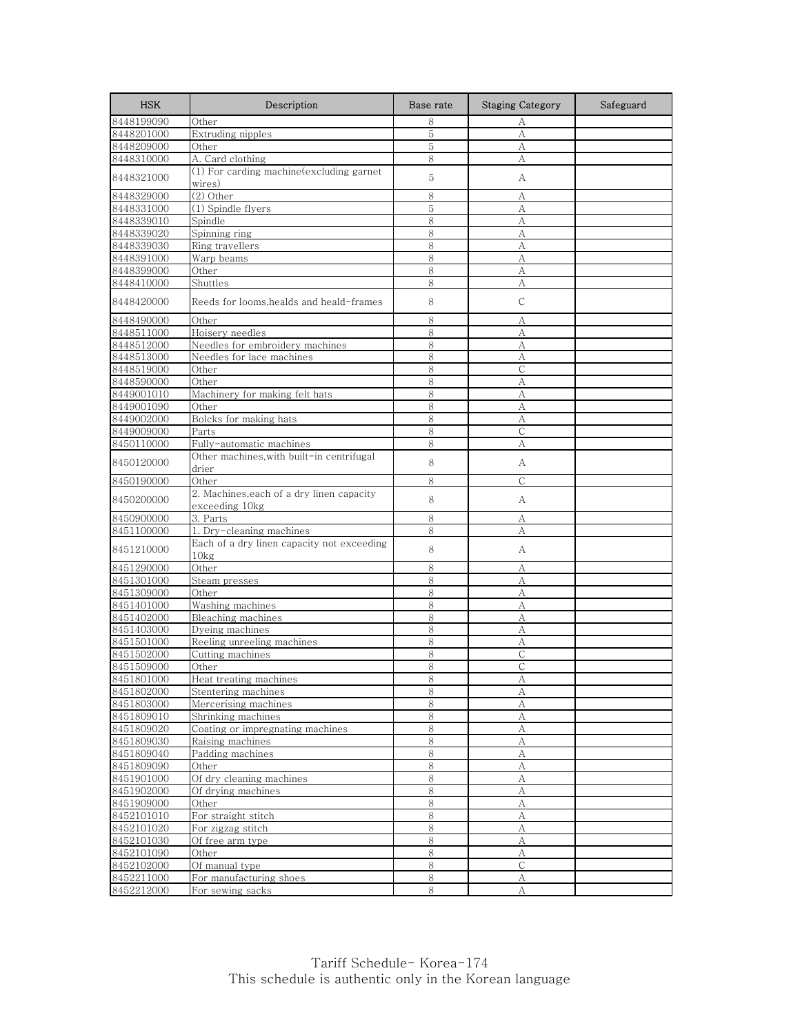| HSK | Description | Base rate | Staging Category | Safeguard |
| --- | --- | --- | --- | --- |
| 8448199090 | Other | 8 | A | |
| 8448201000 | Extruding nipples | 5 | A | |
| 8448209000 | Other | 5 | A | |
| 8448310000 | A. Card clothing | 8 | A | |
| 8448321000 | (1) For carding machine(excluding garnet wires) | 5 | A | |
| 8448329000 | (2) Other | 8 | A | |
| 8448331000 | (1) Spindle flyers | 5 | A | |
| 8448339010 | Spindle | 8 | A | |
| 8448339020 | Spinning ring | 8 | A | |
| 8448339030 | Ring travellers | 8 | A | |
| 8448391000 | Warp beams | 8 | A | |
| 8448399000 | Other | 8 | A | |
| 8448410000 | Shuttles | 8 | A | |
| 8448420000 | Reeds for looms,healds and heald-frames | 8 | C | |
| 8448490000 | Other | 8 | A | |
| 8448511000 | Hoisery needles | 8 | A | |
| 8448512000 | Needles for embroidery machines | 8 | A | |
| 8448513000 | Needles for lace machines | 8 | A | |
| 8448519000 | Other | 8 | C | |
| 8448590000 | Other | 8 | A | |
| 8449001010 | Machinery for making felt hats | 8 | A | |
| 8449001090 | Other | 8 | A | |
| 8449002000 | Bolcks for making hats | 8 | A | |
| 8449009000 | Parts | 8 | C | |
| 8450110000 | Fully-automatic machines | 8 | A | |
| 8450120000 | Other machines,with built-in centrifugal drier | 8 | A | |
| 8450190000 | Other | 8 | C | |
| 8450200000 | 2. Machines,each of a dry linen capacity exceeding 10kg | 8 | A | |
| 8450900000 | 3. Parts | 8 | A | |
| 8451100000 | 1. Dry-cleaning machines | 8 | A | |
| 8451210000 | Each of a dry linen capacity not exceeding 10kg | 8 | A | |
| 8451290000 | Other | 8 | A | |
| 8451301000 | Steam presses | 8 | A | |
| 8451309000 | Other | 8 | A | |
| 8451401000 | Washing machines | 8 | A | |
| 8451402000 | Bleaching machines | 8 | A | |
| 8451403000 | Dyeing machines | 8 | A | |
| 8451501000 | Reeling unreeling machines | 8 | A | |
| 8451502000 | Cutting machines | 8 | C | |
| 8451509000 | Other | 8 | C | |
| 8451801000 | Heat treating machines | 8 | A | |
| 8451802000 | Stentering machines | 8 | A | |
| 8451803000 | Mercerising machines | 8 | A | |
| 8451809010 | Shrinking machines | 8 | A | |
| 8451809020 | Coating or impregnating machines | 8 | A | |
| 8451809030 | Raising machines | 8 | A | |
| 8451809040 | Padding machines | 8 | A | |
| 8451809090 | Other | 8 | A | |
| 8451901000 | Of dry cleaning machines | 8 | A | |
| 8451902000 | Of drying machines | 8 | A | |
| 8451909000 | Other | 8 | A | |
| 8452101010 | For straight stitch | 8 | A | |
| 8452101020 | For zigzag stitch | 8 | A | |
| 8452101030 | Of free arm type | 8 | A | |
| 8452101090 | Other | 8 | A | |
| 8452102000 | Of manual type | 8 | C | |
| 8452211000 | For manufacturing shoes | 8 | A | |
| 8452212000 | For sewing sacks | 8 | A | |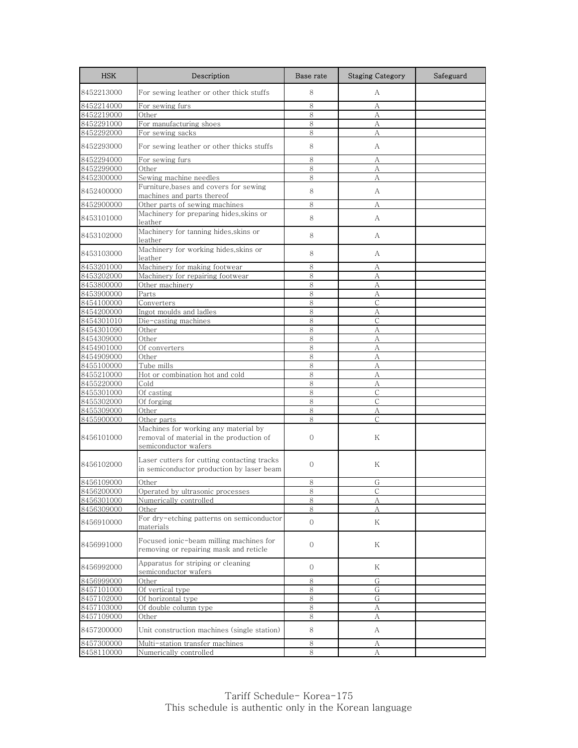| HSK | Description | Base rate | Staging Category | Safeguard |
|---|---|---|---|---|
| 8452213000 | For sewing leather or other thick stuffs | 8 | A | |
| 8452214000 | For sewing furs | 8 | A | |
| 8452219000 | Other | 8 | A | |
| 8452291000 | For manufacturing shoes | 8 | A | |
| 8452292000 | For sewing sacks | 8 | A | |
| 8452293000 | For sewing leather or other thicks stuffs | 8 | A | |
| 8452294000 | For sewing furs | 8 | A | |
| 8452299000 | Other | 8 | A | |
| 8452300000 | Sewing machine needles | 8 | A | |
| 8452400000 | Furniture,bases and covers for sewing machines and parts thereof | 8 | A | |
| 8452900000 | Other parts of sewing machines | 8 | A | |
| 8453101000 | Machinery for preparing hides,skins or leather | 8 | A | |
| 8453102000 | Machinery for tanning hides,skins or leather | 8 | A | |
| 8453103000 | Machinery for working hides,skins or leather | 8 | A | |
| 8453201000 | Machinery for making footwear | 8 | A | |
| 8453202000 | Machinery for repairing footwear | 8 | A | |
| 8453800000 | Other machinery | 8 | A | |
| 8453900000 | Parts | 8 | A | |
| 8454100000 | Converters | 8 | C | |
| 8454200000 | Ingot moulds and ladles | 8 | A | |
| 8454301010 | Die-casting machines | 8 | C | |
| 8454301090 | Other | 8 | A | |
| 8454309000 | Other | 8 | A | |
| 8454901000 | Of converters | 8 | A | |
| 8454909000 | Other | 8 | A | |
| 8455100000 | Tube mills | 8 | A | |
| 8455210000 | Hot or combination hot and cold | 8 | A | |
| 8455220000 | Cold | 8 | A | |
| 8455301000 | Of casting | 8 | C | |
| 8455302000 | Of forging | 8 | C | |
| 8455309000 | Other | 8 | A | |
| 8455900000 | Other parts | 8 | C | |
| 8456101000 | Machines for working any material by removal of material in the production of semiconductor wafers | 0 | K | |
| 8456102000 | Laser cutters for cutting contacting tracks in semiconductor production by laser beam | 0 | K | |
| 8456109000 | Other | 8 | G | |
| 8456200000 | Operated by ultrasonic processes | 8 | C | |
| 8456301000 | Numerically controlled | 8 | A | |
| 8456309000 | Other | 8 | A | |
| 8456910000 | For dry-etching patterns on semiconductor materials | 0 | K | |
| 8456991000 | Focused ionic-beam milling machines for removing or repairing mask and reticle | 0 | K | |
| 8456992000 | Apparatus for striping or cleaning semiconductor wafers | 0 | K | |
| 8456999000 | Other | 8 | G | |
| 8457101000 | Of vertical type | 8 | G | |
| 8457102000 | Of horizontal type | 8 | G | |
| 8457103000 | Of double column type | 8 | A | |
| 8457109000 | Other | 8 | A | |
| 8457200000 | Unit construction machines (single station) | 8 | A | |
| 8457300000 | Multi-station transfer machines | 8 | A | |
| 8458110000 | Numerically controlled | 8 | A | |

Tariff Schedule- Korea-175
This schedule is authentic only in the Korean language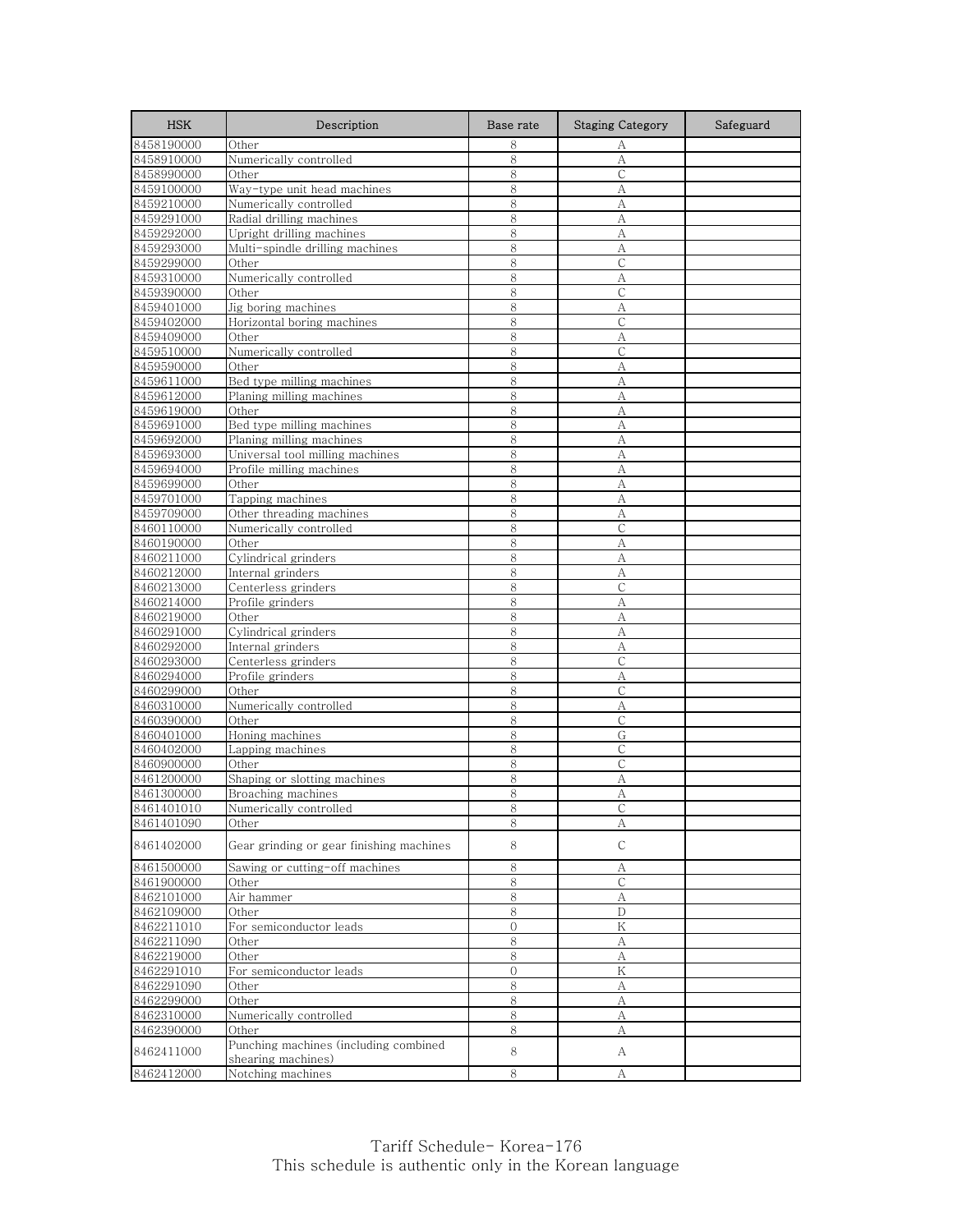| HSK | Description | Base rate | Staging Category | Safeguard |
| --- | --- | --- | --- | --- |
| 8458190000 | Other | 8 | A | |
| 8458910000 | Numerically controlled | 8 | A | |
| 8458990000 | Other | 8 | C | |
| 8459100000 | Way-type unit head machines | 8 | A | |
| 8459210000 | Numerically controlled | 8 | A | |
| 8459291000 | Radial drilling machines | 8 | A | |
| 8459292000 | Upright drilling machines | 8 | A | |
| 8459293000 | Multi-spindle drilling machines | 8 | A | |
| 8459299000 | Other | 8 | C | |
| 8459310000 | Numerically controlled | 8 | A | |
| 8459390000 | Other | 8 | C | |
| 8459401000 | Jig boring machines | 8 | A | |
| 8459402000 | Horizontal boring machines | 8 | C | |
| 8459409000 | Other | 8 | A | |
| 8459510000 | Numerically controlled | 8 | C | |
| 8459590000 | Other | 8 | A | |
| 8459611000 | Bed type milling machines | 8 | A | |
| 8459612000 | Planing milling machines | 8 | A | |
| 8459619000 | Other | 8 | A | |
| 8459691000 | Bed type milling machines | 8 | A | |
| 8459692000 | Planing milling machines | 8 | A | |
| 8459693000 | Universal tool milling machines | 8 | A | |
| 8459694000 | Profile milling machines | 8 | A | |
| 8459699000 | Other | 8 | A | |
| 8459701000 | Tapping machines | 8 | A | |
| 8459709000 | Other threading machines | 8 | A | |
| 8460110000 | Numerically controlled | 8 | C | |
| 8460190000 | Other | 8 | A | |
| 8460211000 | Cylindrical grinders | 8 | A | |
| 8460212000 | Internal grinders | 8 | A | |
| 8460213000 | Centerless grinders | 8 | C | |
| 8460214000 | Profile grinders | 8 | A | |
| 8460219000 | Other | 8 | A | |
| 8460291000 | Cylindrical grinders | 8 | A | |
| 8460292000 | Internal grinders | 8 | A | |
| 8460293000 | Centerless grinders | 8 | C | |
| 8460294000 | Profile grinders | 8 | A | |
| 8460299000 | Other | 8 | C | |
| 8460310000 | Numerically controlled | 8 | A | |
| 8460390000 | Other | 8 | C | |
| 8460401000 | Honing machines | 8 | G | |
| 8460402000 | Lapping machines | 8 | C | |
| 8460900000 | Other | 8 | C | |
| 8461200000 | Shaping or slotting machines | 8 | A | |
| 8461300000 | Broaching machines | 8 | A | |
| 8461401010 | Numerically controlled | 8 | C | |
| 8461401090 | Other | 8 | A | |
| 8461402000 | Gear grinding or gear finishing machines | 8 | C | |
| 8461500000 | Sawing or cutting-off machines | 8 | A | |
| 8461900000 | Other | 8 | C | |
| 8462101000 | Air hammer | 8 | A | |
| 8462109000 | Other | 8 | D | |
| 8462211010 | For semiconductor leads | 0 | K | |
| 8462211090 | Other | 8 | A | |
| 8462219000 | Other | 8 | A | |
| 8462291010 | For semiconductor leads | 0 | K | |
| 8462291090 | Other | 8 | A | |
| 8462299000 | Other | 8 | A | |
| 8462310000 | Numerically controlled | 8 | A | |
| 8462390000 | Other | 8 | A | |
| 8462411000 | Punching machines (including combined shearing machines) | 8 | A | |
| 8462412000 | Notching machines | 8 | A | |

Tariff Schedule- Korea-176
This schedule is authentic only in the Korean language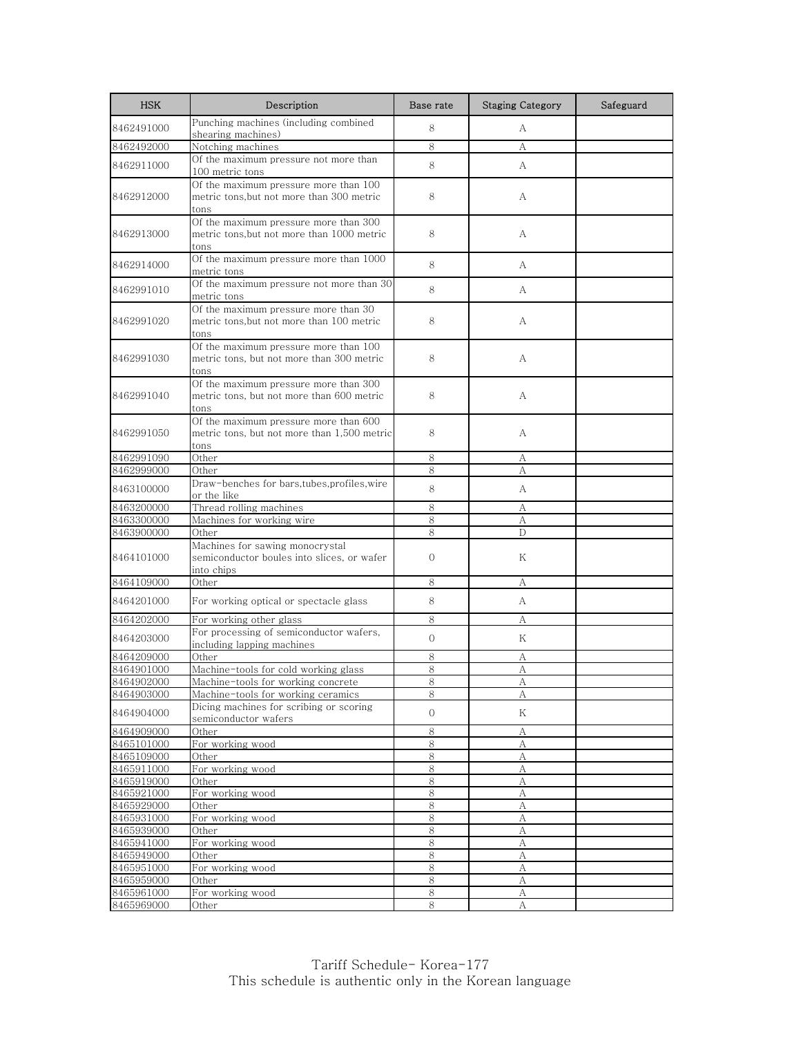| HSK | Description | Base rate | Staging Category | Safeguard |
|---|---|---|---|---|
| 8462491000 | Punching machines (including combined shearing machines) | 8 | A | |
| 8462492000 | Notching machines | 8 | A | |
| 8462911000 | Of the maximum pressure not more than 100 metric tons | 8 | A | |
| 8462912000 | Of the maximum pressure more than 100 metric tons,but not more than 300 metric tons | 8 | A | |
| 8462913000 | Of the maximum pressure more than 300 metric tons,but not more than 1000 metric tons | 8 | A | |
| 8462914000 | Of the maximum pressure more than 1000 metric tons | 8 | A | |
| 8462991010 | Of the maximum pressure not more than 30 metric tons | 8 | A | |
| 8462991020 | Of the maximum pressure more than 30 metric tons,but not more than 100 metric tons | 8 | A | |
| 8462991030 | Of the maximum pressure more than 100 metric tons, but not more than 300 metric tons | 8 | A | |
| 8462991040 | Of the maximum pressure more than 300 metric tons, but not more than 600 metric tons | 8 | A | |
| 8462991050 | Of the maximum pressure more than 600 metric tons, but not more than 1,500 metric tons | 8 | A | |
| 8462991090 | Other | 8 | A | |
| 8462999000 | Other | 8 | A | |
| 8463100000 | Draw-benches for bars,tubes,profiles,wire or the like | 8 | A | |
| 8463200000 | Thread rolling machines | 8 | A | |
| 8463300000 | Machines for working wire | 8 | A | |
| 8463900000 | Other | 8 | D | |
| 8464101000 | Machines for sawing monocrystal semiconductor boules into slices, or wafer into chips | 0 | K | |
| 8464109000 | Other | 8 | A | |
| 8464201000 | For working optical or spectacle glass | 8 | A | |
| 8464202000 | For working other glass | 8 | A | |
| 8464203000 | For processing of semiconductor wafers, including lapping machines | 0 | K | |
| 8464209000 | Other | 8 | A | |
| 8464901000 | Machine-tools for cold working glass | 8 | A | |
| 8464902000 | Machine-tools for working concrete | 8 | A | |
| 8464903000 | Machine-tools for working ceramics | 8 | A | |
| 8464904000 | Dicing machines for scribing or scoring semiconductor wafers | 0 | K | |
| 8464909000 | Other | 8 | A | |
| 8465101000 | For working wood | 8 | A | |
| 8465109000 | Other | 8 | A | |
| 8465911000 | For working wood | 8 | A | |
| 8465919000 | Other | 8 | A | |
| 8465921000 | For working wood | 8 | A | |
| 8465929000 | Other | 8 | A | |
| 8465931000 | For working wood | 8 | A | |
| 8465939000 | Other | 8 | A | |
| 8465941000 | For working wood | 8 | A | |
| 8465949000 | Other | 8 | A | |
| 8465951000 | For working wood | 8 | A | |
| 8465959000 | Other | 8 | A | |
| 8465961000 | For working wood | 8 | A | |
| 8465969000 | Other | 8 | A | |

Tariff Schedule- Korea-177
This schedule is authentic only in the Korean language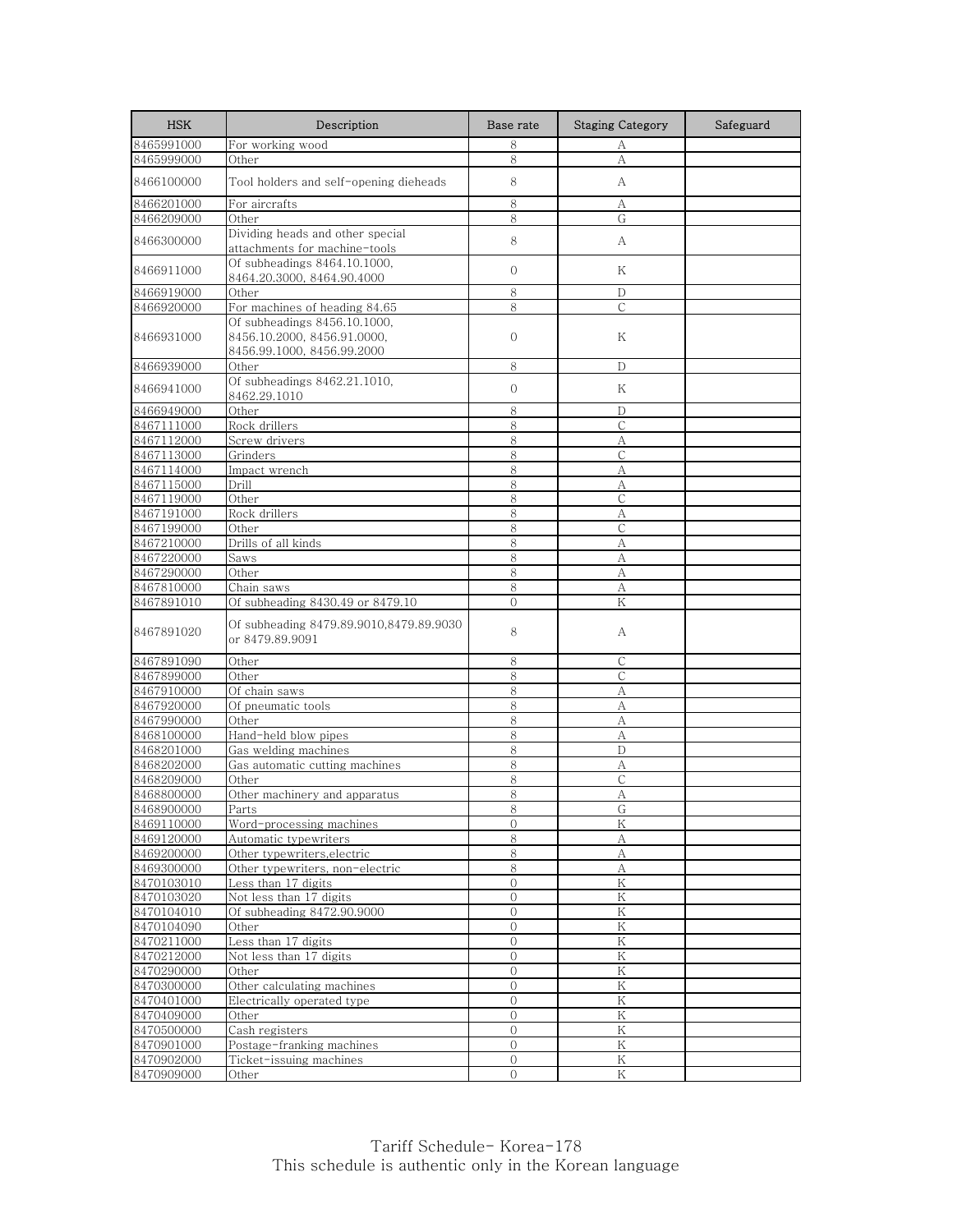| HSK | Description | Base rate | Staging Category | Safeguard |
|---|---|---|---|---|
| 8465991000 | For working wood | 8 | A | |
| 8465999000 | Other | 8 | A | |
| 8466100000 | Tool holders and self-opening dieheads | 8 | A | |
| 8466201000 | For aircrafts | 8 | A | |
| 8466209000 | Other | 8 | G | |
| 8466300000 | Dividing heads and other special attachments for machine-tools | 8 | A | |
| 8466911000 | Of subheadings 8464.10.1000, 8464.20.3000, 8464.90.4000 | 0 | K | |
| 8466919000 | Other | 8 | D | |
| 8466920000 | For machines of heading 84.65 | 8 | C | |
| 8466931000 | Of subheadings 8456.10.1000, 8456.10.2000, 8456.91.0000, 8456.99.1000, 8456.99.2000 | 0 | K | |
| 8466939000 | Other | 8 | D | |
| 8466941000 | Of subheadings 8462.21.1010, 8462.29.1010 | 0 | K | |
| 8466949000 | Other | 8 | D | |
| 8467111000 | Rock drillers | 8 | C | |
| 8467112000 | Screw drivers | 8 | A | |
| 8467113000 | Grinders | 8 | C | |
| 8467114000 | Impact wrench | 8 | A | |
| 8467115000 | Drill | 8 | A | |
| 8467119000 | Other | 8 | C | |
| 8467191000 | Rock drillers | 8 | A | |
| 8467199000 | Other | 8 | C | |
| 8467210000 | Drills of all kinds | 8 | A | |
| 8467220000 | Saws | 8 | A | |
| 8467290000 | Other | 8 | A | |
| 8467810000 | Chain saws | 8 | A | |
| 8467891010 | Of subheading 8430.49 or 8479.10 | 0 | K | |
| 8467891020 | Of subheading 8479.89.9010,8479.89.9030 or 8479.89.9091 | 8 | A | |
| 8467891090 | Other | 8 | C | |
| 8467899000 | Other | 8 | C | |
| 8467910000 | Of chain saws | 8 | A | |
| 8467920000 | Of pneumatic tools | 8 | A | |
| 8467990000 | Other | 8 | A | |
| 8468100000 | Hand-held blow pipes | 8 | A | |
| 8468201000 | Gas welding machines | 8 | D | |
| 8468202000 | Gas automatic cutting machines | 8 | A | |
| 8468209000 | Other | 8 | C | |
| 8468800000 | Other machinery and apparatus | 8 | A | |
| 8468900000 | Parts | 8 | G | |
| 8469110000 | Word-processing machines | 0 | K | |
| 8469120000 | Automatic typewriters | 8 | A | |
| 8469200000 | Other typewriters,electric | 8 | A | |
| 8469300000 | Other typewriters, non-electric | 8 | A | |
| 8470103010 | Less than 17 digits | 0 | K | |
| 8470103020 | Not less than 17 digits | 0 | K | |
| 8470104010 | Of subheading 8472.90.9000 | 0 | K | |
| 8470104090 | Other | 0 | K | |
| 8470211000 | Less than 17 digits | 0 | K | |
| 8470212000 | Not less than 17 digits | 0 | K | |
| 8470290000 | Other | 0 | K | |
| 8470300000 | Other calculating machines | 0 | K | |
| 8470401000 | Electrically operated type | 0 | K | |
| 8470409000 | Other | 0 | K | |
| 8470500000 | Cash registers | 0 | K | |
| 8470901000 | Postage-franking machines | 0 | K | |
| 8470902000 | Ticket-issuing machines | 0 | K | |
| 8470909000 | Other | 0 | K | |

Tariff Schedule- Korea-178
This schedule is authentic only in the Korean language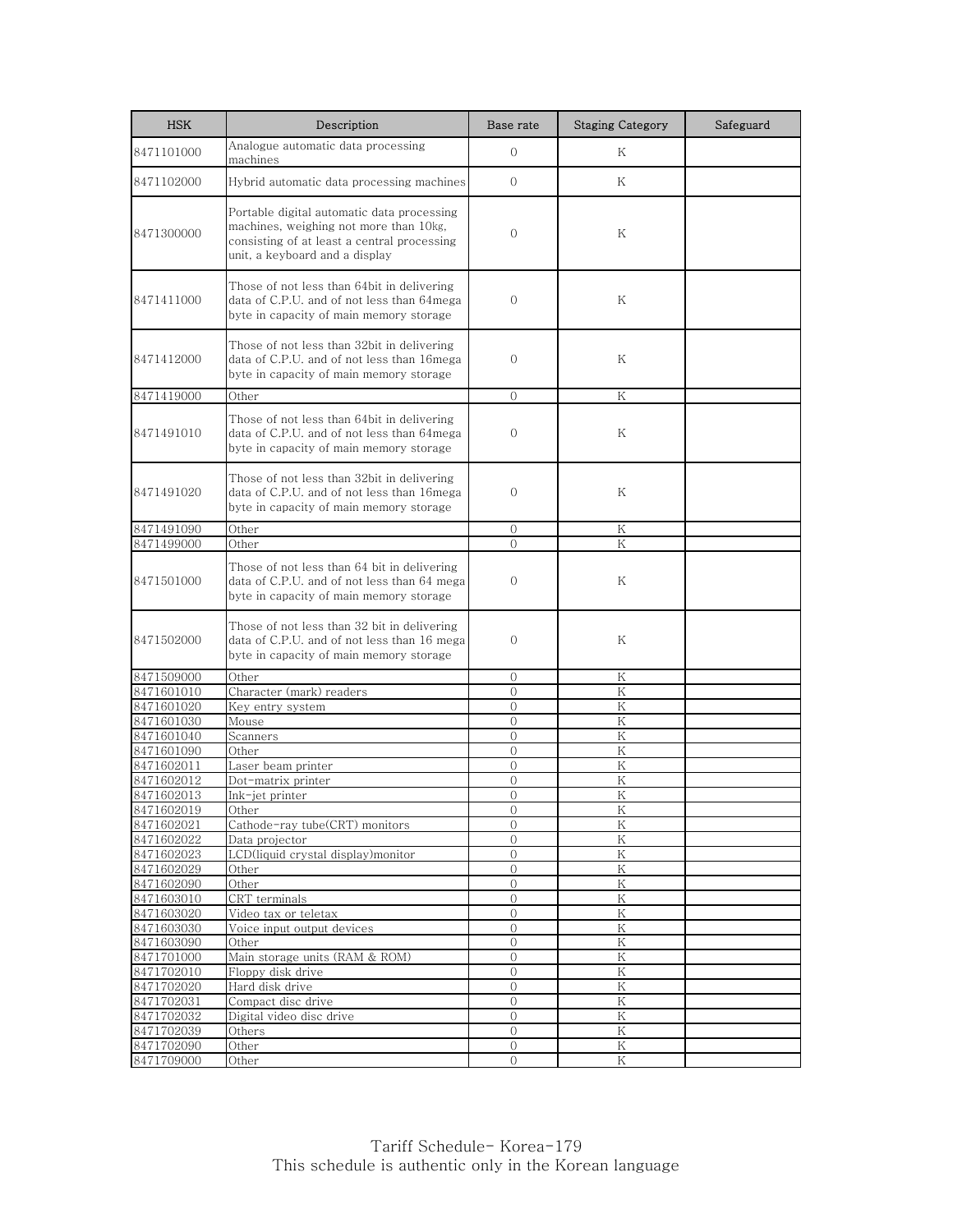| HSK | Description | Base rate | Staging Category | Safeguard |
|---|---|---|---|---|
| 8471101000 | Analogue automatic data processing machines | 0 | K | |
| 8471102000 | Hybrid automatic data processing machines | 0 | K | |
| 8471300000 | Portable digital automatic data processing machines, weighing not more than 10kg, consisting of at least a central processing unit, a keyboard and a display | 0 | K | |
| 8471411000 | Those of not less than 64bit in delivering data of C.P.U. and of not less than 64mega byte in capacity of main memory storage | 0 | K | |
| 8471412000 | Those of not less than 32bit in delivering data of C.P.U. and of not less than 16mega byte in capacity of main memory storage | 0 | K | |
| 8471419000 | Other | 0 | K | |
| 8471491010 | Those of not less than 64bit in delivering data of C.P.U. and of not less than 64mega byte in capacity of main memory storage | 0 | K | |
| 8471491020 | Those of not less than 32bit in delivering data of C.P.U. and of not less than 16mega byte in capacity of main memory storage | 0 | K | |
| 8471491090 | Other | 0 | K | |
| 8471499000 | Other | 0 | K | |
| 8471501000 | Those of not less than 64 bit in delivering data of C.P.U. and of not less than 64 mega byte in capacity of main memory storage | 0 | K | |
| 8471502000 | Those of not less than 32 bit in delivering data of C.P.U. and of not less than 16 mega byte in capacity of main memory storage | 0 | K | |
| 8471509000 | Other | 0 | K | |
| 8471601010 | Character (mark) readers | 0 | K | |
| 8471601020 | Key entry system | 0 | K | |
| 8471601030 | Mouse | 0 | K | |
| 8471601040 | Scanners | 0 | K | |
| 8471601090 | Other | 0 | K | |
| 8471602011 | Laser beam printer | 0 | K | |
| 8471602012 | Dot-matrix printer | 0 | K | |
| 8471602013 | Ink-jet printer | 0 | K | |
| 8471602019 | Other | 0 | K | |
| 8471602021 | Cathode-ray tube(CRT) monitors | 0 | K | |
| 8471602022 | Data projector | 0 | K | |
| 8471602023 | LCD(liquid crystal display)monitor | 0 | K | |
| 8471602029 | Other | 0 | K | |
| 8471602090 | Other | 0 | K | |
| 8471603010 | CRT terminals | 0 | K | |
| 8471603020 | Video tax or teletax | 0 | K | |
| 8471603030 | Voice input output devices | 0 | K | |
| 8471603090 | Other | 0 | K | |
| 8471701000 | Main storage units (RAM & ROM) | 0 | K | |
| 8471702010 | Floppy disk drive | 0 | K | |
| 8471702020 | Hard disk drive | 0 | K | |
| 8471702031 | Compact disc drive | 0 | K | |
| 8471702032 | Digital video disc drive | 0 | K | |
| 8471702039 | Others | 0 | K | |
| 8471702090 | Other | 0 | K | |
| 8471709000 | Other | 0 | K | |

Tariff Schedule- Korea-179
This schedule is authentic only in the Korean language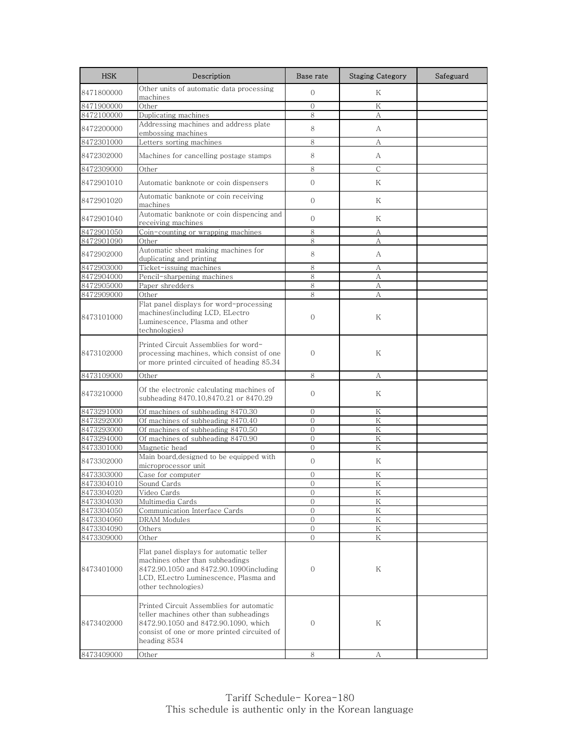| HSK | Description | Base rate | Staging Category | Safeguard |
|---|---|---|---|---|
| 8471800000 | Other units of automatic data processing machines | 0 | K | |
| 8471900000 | Other | 0 | K | |
| 8472100000 | Duplicating machines | 8 | A | |
| 8472200000 | Addressing machines and address plate embossing machines | 8 | A | |
| 8472301000 | Letters sorting machines | 8 | A | |
| 8472302000 | Machines for cancelling postage stamps | 8 | A | |
| 8472309000 | Other | 8 | C | |
| 8472901010 | Automatic banknote or coin dispensers | 0 | K | |
| 8472901020 | Automatic banknote or coin receiving machines | 0 | K | |
| 8472901040 | Automatic banknote or coin dispencing and receiving machines | 0 | K | |
| 8472901050 | Coin-counting or wrapping machines | 8 | A | |
| 8472901090 | Other | 8 | A | |
| 8472902000 | Automatic sheet making machines for duplicating and printing | 8 | A | |
| 8472903000 | Ticket-issuing machines | 8 | A | |
| 8472904000 | Pencil-sharpening machines | 8 | A | |
| 8472905000 | Paper shredders | 8 | A | |
| 8472909000 | Other | 8 | A | |
| 8473101000 | Flat panel displays for word-processing machines(including LCD, ELectro Luminescence, Plasma and other technologies) | 0 | K | |
| 8473102000 | Printed Circuit Assemblies for word-processing machines, which consist of one or more printed circuited of heading 85.34 | 0 | K | |
| 8473109000 | Other | 8 | A | |
| 8473210000 | Of the electronic calculating machines of subheading 8470.10,8470.21 or 8470.29 | 0 | K | |
| 8473291000 | Of machines of subheading 8470.30 | 0 | K | |
| 8473292000 | Of machines of subheading 8470.40 | 0 | K | |
| 8473293000 | Of machines of subheading 8470.50 | 0 | K | |
| 8473294000 | Of machines of subheading 8470.90 | 0 | K | |
| 8473301000 | Magnetic head | 0 | K | |
| 8473302000 | Main board,designed to be equipped with microprocessor unit | 0 | K | |
| 8473303000 | Case for computer | 0 | K | |
| 8473304010 | Sound Cards | 0 | K | |
| 8473304020 | Video Cards | 0 | K | |
| 8473304030 | Multimedia Cards | 0 | K | |
| 8473304050 | Communication Interface Cards | 0 | K | |
| 8473304060 | DRAM Modules | 0 | K | |
| 8473304090 | Others | 0 | K | |
| 8473309000 | Other | 0 | K | |
| 8473401000 | Flat panel displays for automatic teller machines other than subheadings 8472.90.1050 and 8472.90.1090(including LCD, ELectro Luminescence, Plasma and other technologies) | 0 | K | |
| 8473402000 | Printed Circuit Assemblies for automatic teller machines other than subheadings 8472.90.1050 and 8472.90.1090, which consist of one or more printed circuited of heading 8534 | 0 | K | |
| 8473409000 | Other | 8 | A | |

Tariff Schedule- Korea-180
This schedule is authentic only in the Korean language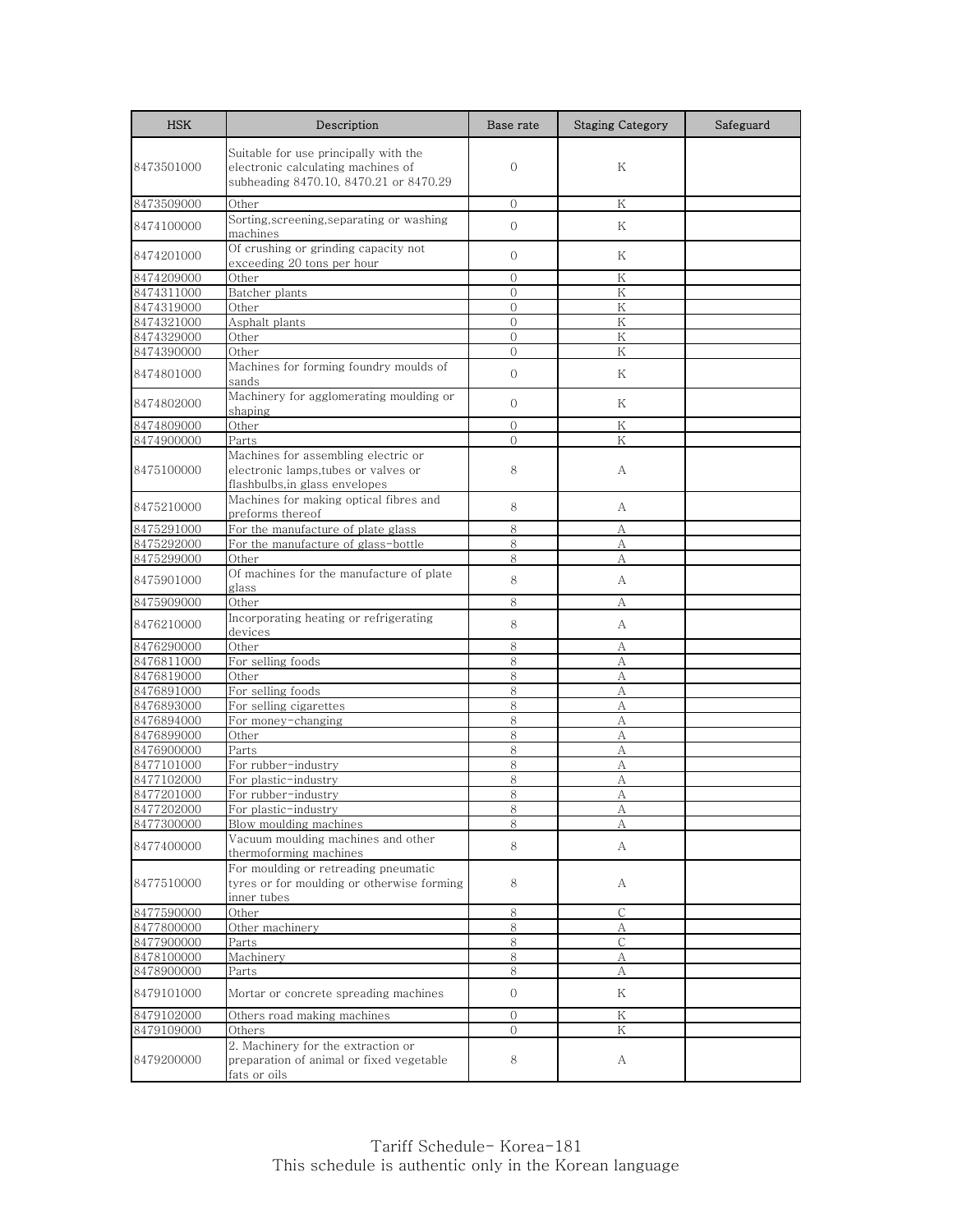| HSK | Description | Base rate | Staging Category | Safeguard |
|---|---|---|---|---|
| 8473501000 | Suitable for use principally with the electronic calculating machines of subheading 8470.10, 8470.21 or 8470.29 | 0 | K | |
| 8473509000 | Other | 0 | K | |
| 8474100000 | Sorting,screening,separating or washing machines | 0 | K | |
| 8474201000 | Of crushing or grinding capacity not exceeding 20 tons per hour | 0 | K | |
| 8474209000 | Other | 0 | K | |
| 8474311000 | Batcher plants | 0 | K | |
| 8474319000 | Other | 0 | K | |
| 8474321000 | Asphalt plants | 0 | K | |
| 8474329000 | Other | 0 | K | |
| 8474390000 | Other | 0 | K | |
| 8474801000 | Machines for forming foundry moulds of sands | 0 | K | |
| 8474802000 | Machinery for agglomerating moulding or shaping | 0 | K | |
| 8474809000 | Other | 0 | K | |
| 8474900000 | Parts | 0 | K | |
| 8475100000 | Machines for assembling electric or electronic lamps,tubes or valves or flashbulbs,in glass envelopes | 8 | A | |
| 8475210000 | Machines for making optical fibres and preforms thereof | 8 | A | |
| 8475291000 | For the manufacture of plate glass | 8 | A | |
| 8475292000 | For the manufacture of glass-bottle | 8 | A | |
| 8475299000 | Other | 8 | A | |
| 8475901000 | Of machines for the manufacture of plate glass | 8 | A | |
| 8475909000 | Other | 8 | A | |
| 8476210000 | Incorporating heating or refrigerating devices | 8 | A | |
| 8476290000 | Other | 8 | A | |
| 8476811000 | For selling foods | 8 | A | |
| 8476819000 | Other | 8 | A | |
| 8476891000 | For selling foods | 8 | A | |
| 8476893000 | For selling cigarettes | 8 | A | |
| 8476894000 | For money-changing | 8 | A | |
| 8476899000 | Other | 8 | A | |
| 8476900000 | Parts | 8 | A | |
| 8477101000 | For rubber-industry | 8 | A | |
| 8477102000 | For plastic-industry | 8 | A | |
| 8477201000 | For rubber-industry | 8 | A | |
| 8477202000 | For plastic-industry | 8 | A | |
| 8477300000 | Blow moulding machines | 8 | A | |
| 8477400000 | Vacuum moulding machines and other thermoforming machines | 8 | A | |
| 8477510000 | For moulding or retreading pneumatic tyres or for moulding or otherwise forming inner tubes | 8 | A | |
| 8477590000 | Other | 8 | C | |
| 8477800000 | Other machinery | 8 | A | |
| 8477900000 | Parts | 8 | C | |
| 8478100000 | Machinery | 8 | A | |
| 8478900000 | Parts | 8 | A | |
| 8479101000 | Mortar or concrete spreading machines | 0 | K | |
| 8479102000 | Others road making machines | 0 | K | |
| 8479109000 | Others | 0 | K | |
| 8479200000 | 2. Machinery for the extraction or preparation of animal or fixed vegetable fats or oils | 8 | A | |

Tariff Schedule- Korea-181
This schedule is authentic only in the Korean language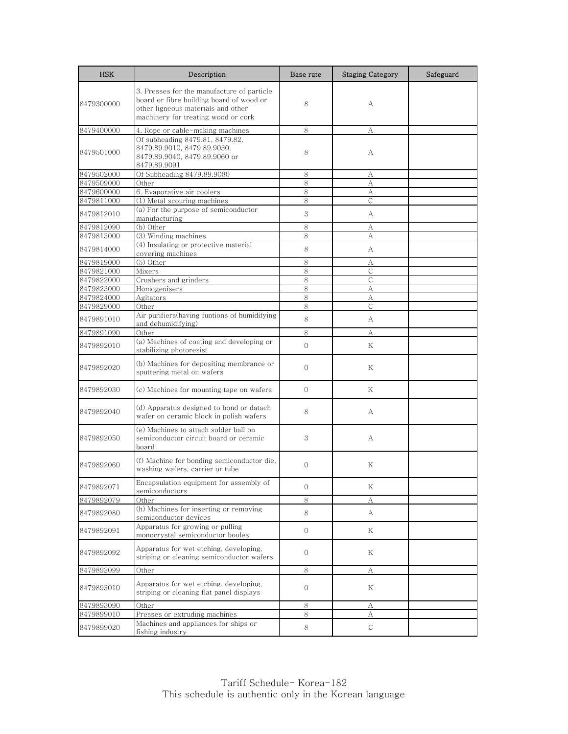| HSK | Description | Base rate | Staging Category | Safeguard |
|---|---|---|---|---|
| 8479300000 | 3. Presses for the manufacture of particle board or fibre building board of wood or other ligneous materials and other machinery for treating wood or cork | 8 | A | |
| 8479400000 | 4. Rope or cable-making machines | 8 | A | |
| 8479501000 | Of subheading 8479.81, 8479.82, 8479.89.9010, 8479.89.9030, 8479.89.9040, 8479.89.9060 or 8479.89.9091 | 8 | A | |
| 8479502000 | Of Subheading 8479.89.9080 | 8 | A | |
| 8479509000 | Other | 8 | A | |
| 8479600000 | 6. Evaporative air coolers | 8 | A | |
| 8479811000 | (1) Metal scouring machines | 8 | C | |
| 8479812010 | (a) For the purpose of semiconductor manufacturing | 3 | A | |
| 8479812090 | (b) Other | 8 | A | |
| 8479813000 | (3) Winding machines | 8 | A | |
| 8479814000 | (4) Insulating or protective material covering machines | 8 | A | |
| 8479819000 | (5) Other | 8 | A | |
| 8479821000 | Mixers | 8 | C | |
| 8479822000 | Crushers and grinders | 8 | C | |
| 8479823000 | Homogenisers | 8 | A | |
| 8479824000 | Agitators | 8 | A | |
| 8479829000 | Other | 8 | C | |
| 8479891010 | Air purifiers(having funtions of humidifying and dehumidifying) | 8 | A | |
| 8479891090 | Other | 8 | A | |
| 8479892010 | (a) Machines of coating and developing or stabilizing photoresist | 0 | K | |
| 8479892020 | (b) Machines for depositing membrance or sputtering metal on wafers | 0 | K | |
| 8479892030 | (c) Machines for mounting tape on wafers | 0 | K | |
| 8479892040 | (d) Apparatus designed to bond or datach wafer on ceramic block in polish wafers | 8 | A | |
| 8479892050 | (e) Machines to attach solder ball on semiconductor circuit board or ceramic board | 3 | A | |
| 8479892060 | (f) Machine for bonding semiconductor die, washing wafers, carrier or tube | 0 | K | |
| 8479892071 | Encapsulation equipment for assembly of semiconductors | 0 | K | |
| 8479892079 | Other | 8 | A | |
| 8479892080 | (h) Machines for inserting or removing semiconductor devices | 8 | A | |
| 8479892091 | Apparatus for growing or pulling monocrystal semiconductor boules | 0 | K | |
| 8479892092 | Apparatus for wet etching, developing, striping or cleaning semiconductor wafers | 0 | K | |
| 8479892099 | Other | 8 | A | |
| 8479893010 | Apparatus for wet etching, developing, striping or cleaning flat panel displays | 0 | K | |
| 8479893090 | Other | 8 | A | |
| 8479899010 | Presses or extruding machines | 8 | A | |
| 8479899020 | Machines and appliances for ships or fishing industry | 8 | C | |

Tariff Schedule- Korea-182
This schedule is authentic only in the Korean language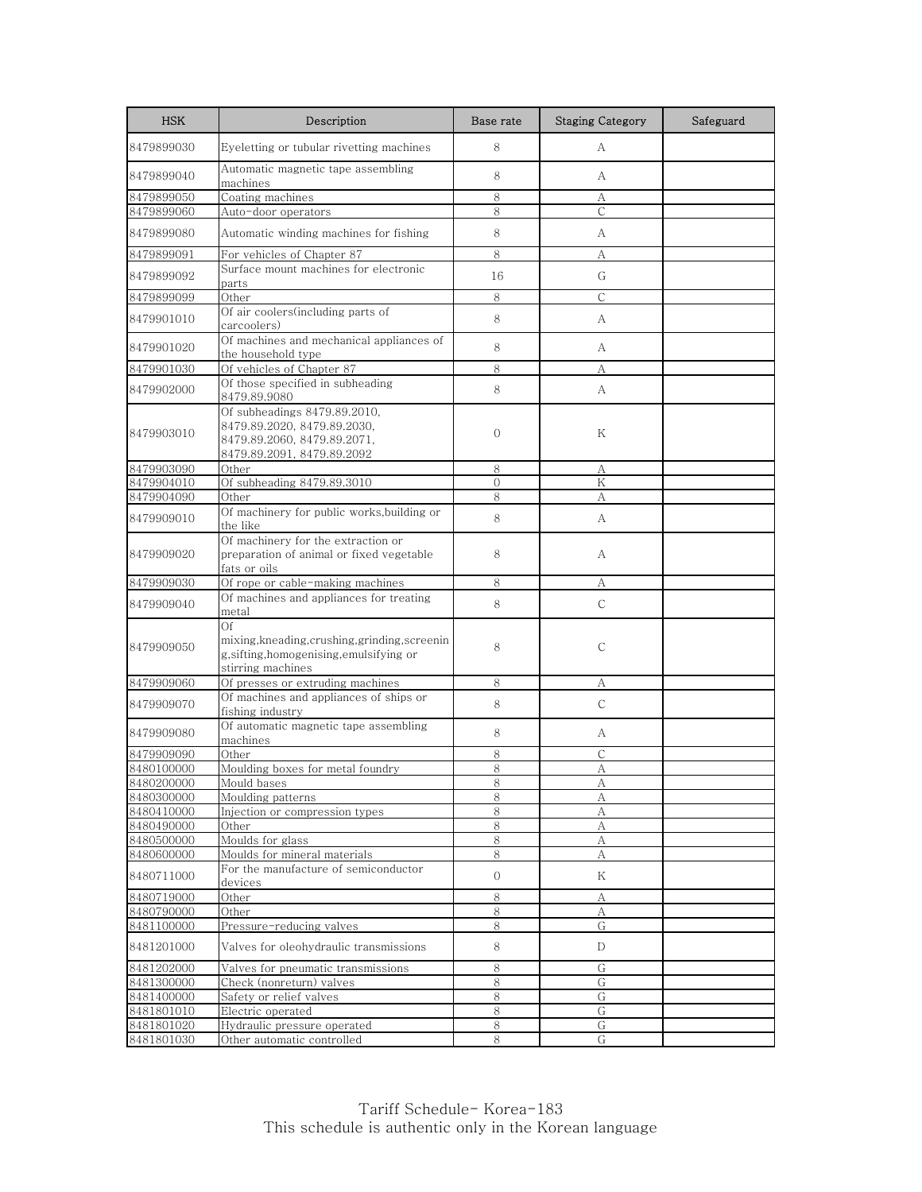| HSK | Description | Base rate | Staging Category | Safeguard |
|---|---|---|---|---|
| 8479899030 | Eyeletting or tubular rivetting machines | 8 | A | |
| 8479899040 | Automatic magnetic tape assembling machines | 8 | A | |
| 8479899050 | Coating machines | 8 | A | |
| 8479899060 | Auto-door operators | 8 | C | |
| 8479899080 | Automatic winding machines for fishing | 8 | A | |
| 8479899091 | For vehicles of Chapter 87 | 8 | A | |
| 8479899092 | Surface mount machines for electronic parts | 16 | G | |
| 8479899099 | Other | 8 | C | |
| 8479901010 | Of air coolers(including parts of carcoolers) | 8 | A | |
| 8479901020 | Of machines and mechanical appliances of the household type | 8 | A | |
| 8479901030 | Of vehicles of Chapter 87 | 8 | A | |
| 8479902000 | Of those specified in subheading 8479.89.9080 | 8 | A | |
| 8479903010 | Of subheadings 8479.89.2010, 8479.89.2020, 8479.89.2030, 8479.89.2060, 8479.89.2071, 8479.89.2091, 8479.89.2092 | 0 | K | |
| 8479903090 | Other | 8 | A | |
| 8479904010 | Of subheading 8479.89.3010 | 0 | K | |
| 8479904090 | Other | 8 | A | |
| 8479909010 | Of machinery for public works,building or the like | 8 | A | |
| 8479909020 | Of machinery for the extraction or preparation of animal or fixed vegetable fats or oils | 8 | A | |
| 8479909030 | Of rope or cable-making machines | 8 | A | |
| 8479909040 | Of machines and appliances for treating metal | 8 | C | |
| 8479909050 | Of mixing,kneading,crushing,grinding,screening,sifting,homogenising,emulsifying or stirring machines | 8 | C | |
| 8479909060 | Of presses or extruding machines | 8 | A | |
| 8479909070 | Of machines and appliances of ships or fishing industry | 8 | C | |
| 8479909080 | Of automatic magnetic tape assembling machines | 8 | A | |
| 8479909090 | Other | 8 | C | |
| 8480100000 | Moulding boxes for metal foundry | 8 | A | |
| 8480200000 | Mould bases | 8 | A | |
| 8480300000 | Moulding patterns | 8 | A | |
| 8480410000 | Injection or compression types | 8 | A | |
| 8480490000 | Other | 8 | A | |
| 8480500000 | Moulds for glass | 8 | A | |
| 8480600000 | Moulds for mineral materials | 8 | A | |
| 8480711000 | For the manufacture of semiconductor devices | 0 | K | |
| 8480719000 | Other | 8 | A | |
| 8480790000 | Other | 8 | A | |
| 8481100000 | Pressure-reducing valves | 8 | G | |
| 8481201000 | Valves for oleohydraulic transmissions | 8 | D | |
| 8481202000 | Valves for pneumatic transmissions | 8 | G | |
| 8481300000 | Check (nonreturn) valves | 8 | G | |
| 8481400000 | Safety or relief valves | 8 | G | |
| 8481801010 | Electric operated | 8 | G | |
| 8481801020 | Hydraulic pressure operated | 8 | G | |
| 8481801030 | Other automatic controlled | 8 | G | |

Tariff Schedule- Korea-183
This schedule is authentic only in the Korean language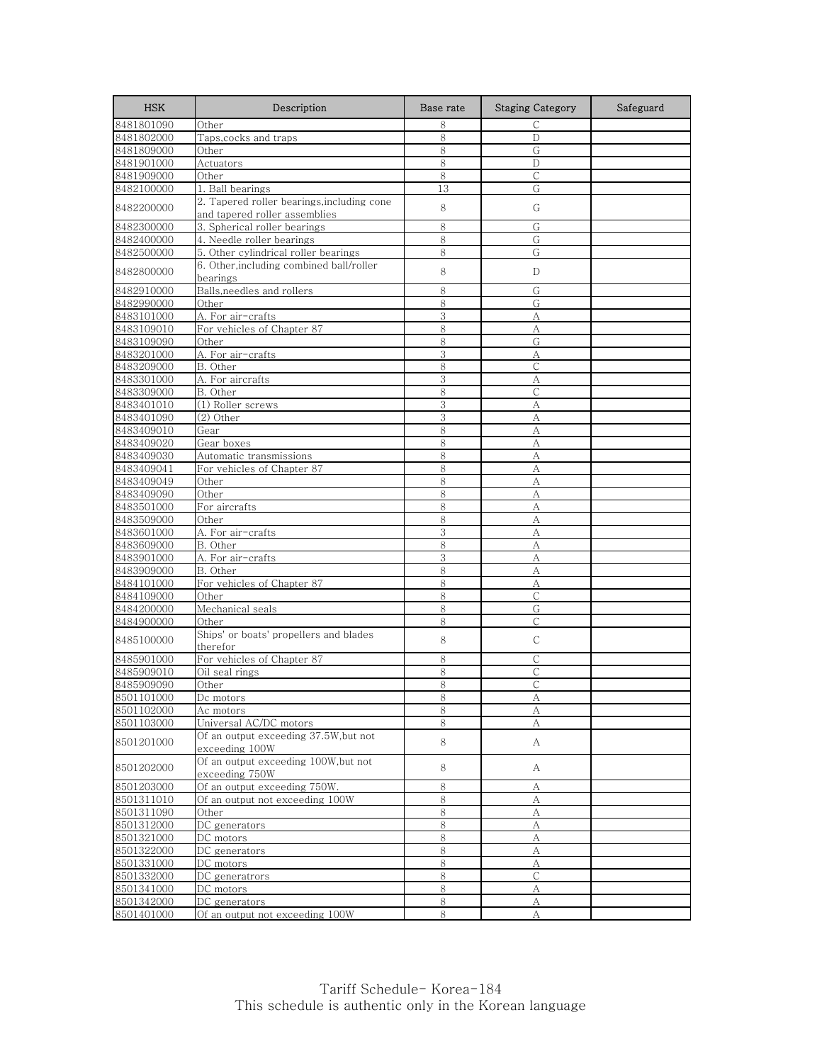| HSK | Description | Base rate | Staging Category | Safeguard |
|---|---|---|---|---|
| 8481801090 | Other | 8 | C | |
| 8481802000 | Taps,cocks and traps | 8 | D | |
| 8481809000 | Other | 8 | G | |
| 8481901000 | Actuators | 8 | D | |
| 8481909000 | Other | 8 | C | |
| 8482100000 | 1. Ball bearings | 13 | G | |
| 8482200000 | 2. Tapered roller bearings,including cone and tapered roller assemblies | 8 | G | |
| 8482300000 | 3. Spherical roller bearings | 8 | G | |
| 8482400000 | 4. Needle roller bearings | 8 | G | |
| 8482500000 | 5. Other cylindrical roller bearings | 8 | G | |
| 8482800000 | 6. Other,including combined ball/roller bearings | 8 | D | |
| 8482910000 | Balls,needles and rollers | 8 | G | |
| 8482990000 | Other | 8 | G | |
| 8483101000 | A. For air-crafts | 3 | A | |
| 8483109010 | For vehicles of Chapter 87 | 8 | A | |
| 8483109090 | Other | 8 | G | |
| 8483201000 | A. For air-crafts | 3 | A | |
| 8483209000 | B. Other | 8 | C | |
| 8483301000 | A. For aircrafts | 3 | A | |
| 8483309000 | B. Other | 8 | C | |
| 8483401010 | (1) Roller screws | 3 | A | |
| 8483401090 | (2) Other | 3 | A | |
| 8483409010 | Gear | 8 | A | |
| 8483409020 | Gear boxes | 8 | A | |
| 8483409030 | Automatic transmissions | 8 | A | |
| 8483409041 | For vehicles of Chapter 87 | 8 | A | |
| 8483409049 | Other | 8 | A | |
| 8483409090 | Other | 8 | A | |
| 8483501000 | For aircrafts | 8 | A | |
| 8483509000 | Other | 8 | A | |
| 8483601000 | A. For air-crafts | 3 | A | |
| 8483609000 | B. Other | 8 | A | |
| 8483901000 | A. For air-crafts | 3 | A | |
| 8483909000 | B. Other | 8 | A | |
| 8484101000 | For vehicles of Chapter 87 | 8 | A | |
| 8484109000 | Other | 8 | C | |
| 8484200000 | Mechanical seals | 8 | G | |
| 8484900000 | Other | 8 | C | |
| 8485100000 | Ships' or boats' propellers and blades therefor | 8 | C | |
| 8485901000 | For vehicles of Chapter 87 | 8 | C | |
| 8485909010 | Oil seal rings | 8 | C | |
| 8485909090 | Other | 8 | C | |
| 8501101000 | Dc motors | 8 | A | |
| 8501102000 | Ac motors | 8 | A | |
| 8501103000 | Universal AC/DC motors | 8 | A | |
| 8501201000 | Of an output exceeding 37.5W,but not exceeding 100W | 8 | A | |
| 8501202000 | Of an output exceeding 100W,but not exceeding 750W | 8 | A | |
| 8501203000 | Of an output exceeding 750W. | 8 | A | |
| 8501311010 | Of an output not exceeding 100W | 8 | A | |
| 8501311090 | Other | 8 | A | |
| 8501312000 | DC generators | 8 | A | |
| 8501321000 | DC motors | 8 | A | |
| 8501322000 | DC generators | 8 | A | |
| 8501331000 | DC motors | 8 | A | |
| 8501332000 | DC generatrors | 8 | C | |
| 8501341000 | DC motors | 8 | A | |
| 8501342000 | DC generators | 8 | A | |
| 8501401000 | Of an output not exceeding 100W | 8 | A | |

Tariff Schedule- Korea-184
This schedule is authentic only in the Korean language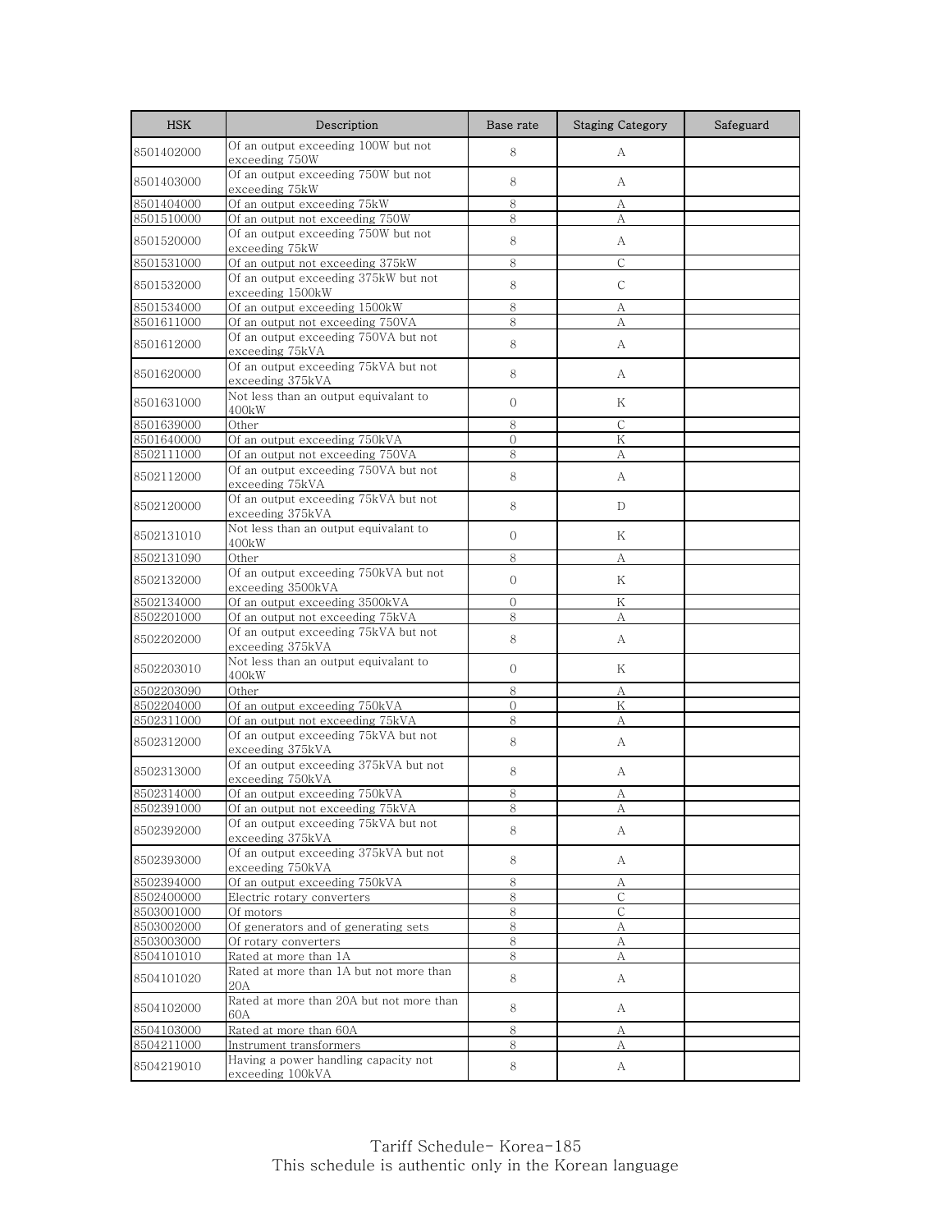| HSK | Description | Base rate | Staging Category | Safeguard |
|---|---|---|---|---|
| 8501402000 | Of an output exceeding 100W but not exceeding 750W | 8 | A | |
| 8501403000 | Of an output exceeding 750W but not exceeding 75kW | 8 | A | |
| 8501404000 | Of an output exceeding 75kW | 8 | A | |
| 8501510000 | Of an output not exceeding 750W | 8 | A | |
| 8501520000 | Of an output exceeding 750W but not exceeding 75kW | 8 | A | |
| 8501531000 | Of an output not exceeding 375kW | 8 | C | |
| 8501532000 | Of an output exceeding 375kW but not exceeding 1500kW | 8 | C | |
| 8501534000 | Of an output exceeding 1500kW | 8 | A | |
| 8501611000 | Of an output not exceeding 750VA | 8 | A | |
| 8501612000 | Of an output exceeding 750VA but not exceeding 75kVA | 8 | A | |
| 8501620000 | Of an output exceeding 75kVA but not exceeding 375kVA | 8 | A | |
| 8501631000 | Not less than an output equivalant to 400kW | 0 | K | |
| 8501639000 | Other | 8 | C | |
| 8501640000 | Of an output exceeding 750kVA | 0 | K | |
| 8502111000 | Of an output not exceeding 750VA | 8 | A | |
| 8502112000 | Of an output exceeding 750VA but not exceeding 75kVA | 8 | A | |
| 8502120000 | Of an output exceeding 75kVA but not exceeding 375kVA | 8 | D | |
| 8502131010 | Not less than an output equivalant to 400kW | 0 | K | |
| 8502131090 | Other | 8 | A | |
| 8502132000 | Of an output exceeding 750kVA but not exceeding 3500kVA | 0 | K | |
| 8502134000 | Of an output exceeding 3500kVA | 0 | K | |
| 8502201000 | Of an output not exceeding 75kVA | 8 | A | |
| 8502202000 | Of an output exceeding 75kVA but not exceeding 375kVA | 8 | A | |
| 8502203010 | Not less than an output equivalant to 400kW | 0 | K | |
| 8502203090 | Other | 8 | A | |
| 8502204000 | Of an output exceeding 750kVA | 0 | K | |
| 8502311000 | Of an output not exceeding 75kVA | 8 | A | |
| 8502312000 | Of an output exceeding 75kVA but not exceeding 375kVA | 8 | A | |
| 8502313000 | Of an output exceeding 375kVA but not exceeding 750kVA | 8 | A | |
| 8502314000 | Of an output exceeding 750kVA | 8 | A | |
| 8502391000 | Of an output not exceeding 75kVA | 8 | A | |
| 8502392000 | Of an output exceeding 75kVA but not exceeding 375kVA | 8 | A | |
| 8502393000 | Of an output exceeding 375kVA but not exceeding 750kVA | 8 | A | |
| 8502394000 | Of an output exceeding 750kVA | 8 | A | |
| 8502400000 | Electric rotary converters | 8 | C | |
| 8503001000 | Of motors | 8 | C | |
| 8503002000 | Of generators and of generating sets | 8 | A | |
| 8503003000 | Of rotary converters | 8 | A | |
| 8504101010 | Rated at more than 1A | 8 | A | |
| 8504101020 | Rated at more than 1A but not more than 20A | 8 | A | |
| 8504102000 | Rated at more than 20A but not more than 60A | 8 | A | |
| 8504103000 | Rated at more than 60A | 8 | A | |
| 8504211000 | Instrument transformers | 8 | A | |
| 8504219010 | Having a power handling capacity not exceeding 100kVA | 8 | A | |

Tariff Schedule- Korea-185
This schedule is authentic only in the Korean language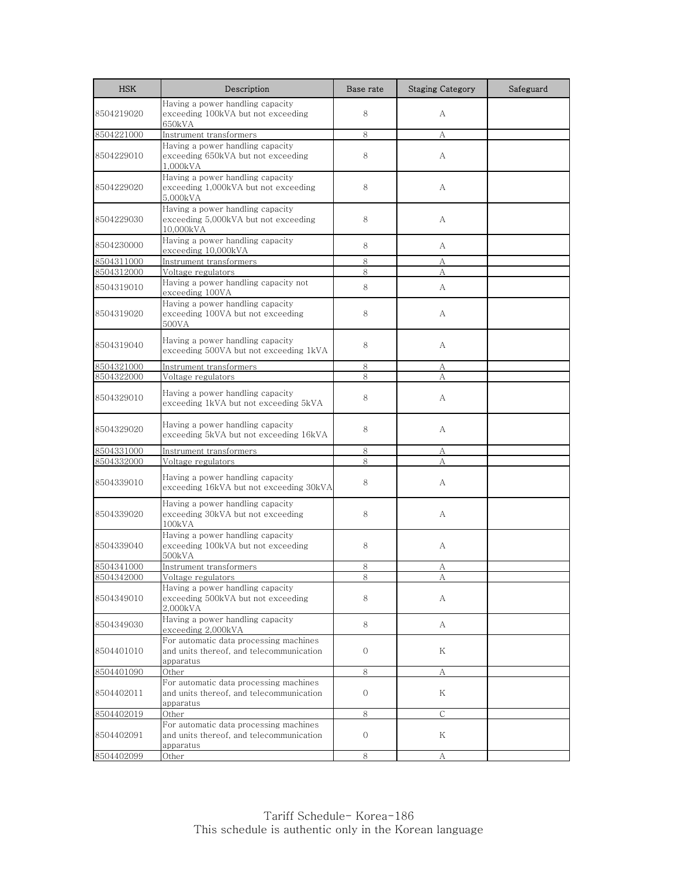| HSK | Description | Base rate | Staging Category | Safeguard |
|---|---|---|---|---|
| 8504219020 | Having a power handling capacity exceeding 100kVA but not exceeding 650kVA | 8 | A | |
| 8504221000 | Instrument transformers | 8 | A | |
| 8504229010 | Having a power handling capacity exceeding 650kVA but not exceeding 1,000kVA | 8 | A | |
| 8504229020 | Having a power handling capacity exceeding 1,000kVA but not exceeding 5,000kVA | 8 | A | |
| 8504229030 | Having a power handling capacity exceeding 5,000kVA but not exceeding 10,000kVA | 8 | A | |
| 8504230000 | Having a power handling capacity exceeding 10,000kVA | 8 | A | |
| 8504311000 | Instrument transformers | 8 | A | |
| 8504312000 | Voltage regulators | 8 | A | |
| 8504319010 | Having a power handling capacity not exceeding 100VA | 8 | A | |
| 8504319020 | Having a power handling capacity exceeding 100VA but not exceeding 500VA | 8 | A | |
| 8504319040 | Having a power handling capacity exceeding 500VA but not exceeding 1kVA | 8 | A | |
| 8504321000 | Instrument transformers | 8 | A | |
| 8504322000 | Voltage regulators | 8 | A | |
| 8504329010 | Having a power handling capacity exceeding 1kVA but not exceeding 5kVA | 8 | A | |
| 8504329020 | Having a power handling capacity exceeding 5kVA but not exceeding 16kVA | 8 | A | |
| 8504331000 | Instrument transformers | 8 | A | |
| 8504332000 | Voltage regulators | 8 | A | |
| 8504339010 | Having a power handling capacity exceeding 16kVA but not exceeding 30kVA | 8 | A | |
| 8504339020 | Having a power handling capacity exceeding 30kVA but not exceeding 100kVA | 8 | A | |
| 8504339040 | Having a power handling capacity exceeding 100kVA but not exceeding 500kVA | 8 | A | |
| 8504341000 | Instrument transformers | 8 | A | |
| 8504342000 | Voltage regulators | 8 | A | |
| 8504349010 | Having a power handling capacity exceeding 500kVA but not exceeding 2,000kVA | 8 | A | |
| 8504349030 | Having a power handling capacity exceeding 2,000kVA | 8 | A | |
| 8504401010 | For automatic data processing machines and units thereof, and telecommunication apparatus | 0 | K | |
| 8504401090 | Other | 8 | A | |
| 8504402011 | For automatic data processing machines and units thereof, and telecommunication apparatus | 0 | K | |
| 8504402019 | Other | 8 | C | |
| 8504402091 | For automatic data processing machines and units thereof, and telecommunication apparatus | 0 | K | |
| 8504402099 | Other | 8 | A | |

Tariff Schedule- Korea-186
This schedule is authentic only in the Korean language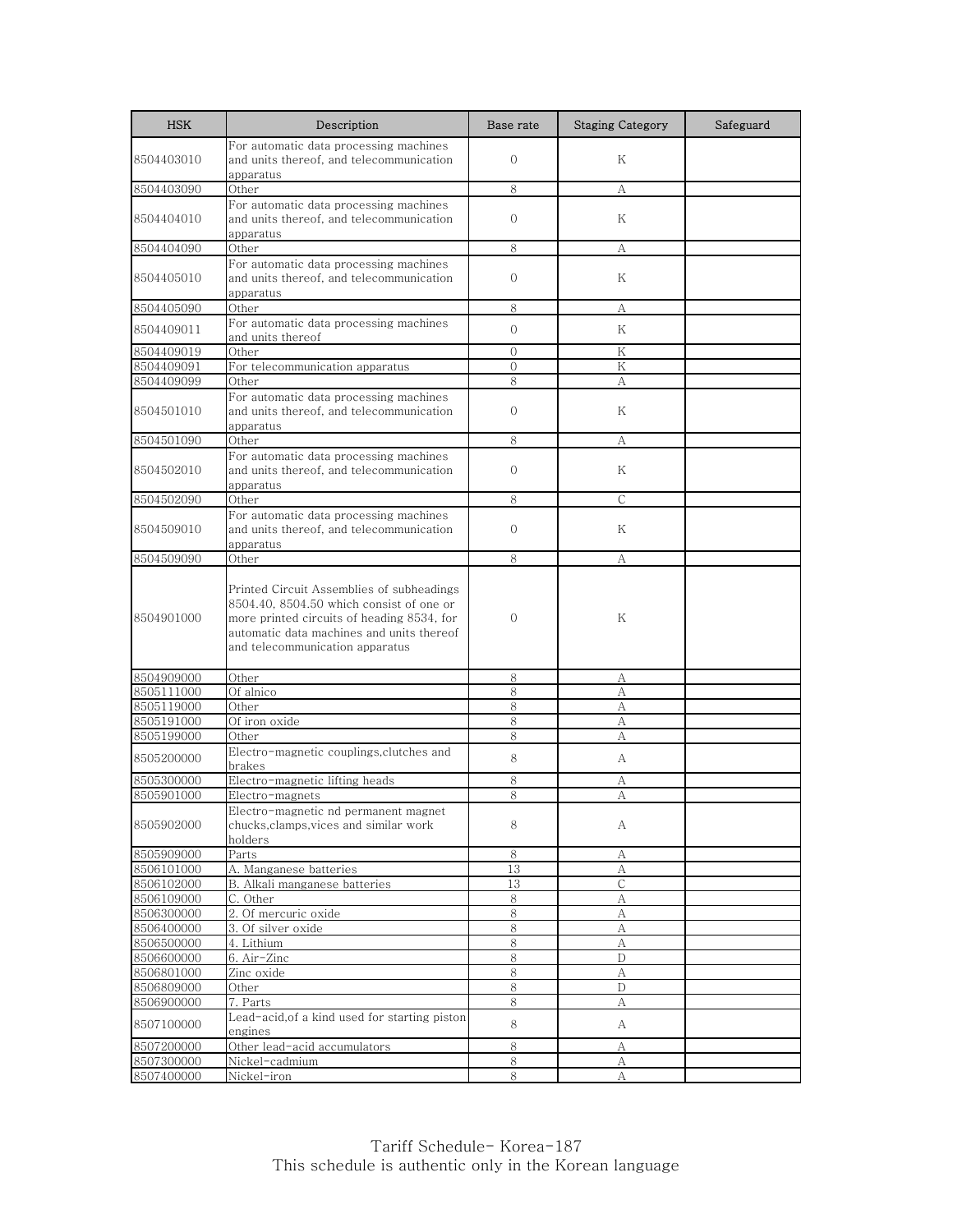| HSK | Description | Base rate | Staging Category | Safeguard |
|---|---|---|---|---|
| 8504403010 | For automatic data processing machines and units thereof, and telecommunication apparatus | 0 | K | |
| 8504403090 | Other | 8 | A | |
| 8504404010 | For automatic data processing machines and units thereof, and telecommunication apparatus | 0 | K | |
| 8504404090 | Other | 8 | A | |
| 8504405010 | For automatic data processing machines and units thereof, and telecommunication apparatus | 0 | K | |
| 8504405090 | Other | 8 | A | |
| 8504409011 | For automatic data processing machines and units thereof | 0 | K | |
| 8504409019 | Other | 0 | K | |
| 8504409091 | For telecommunication apparatus | 0 | K | |
| 8504409099 | Other | 8 | A | |
| 8504501010 | For automatic data processing machines and units thereof, and telecommunication apparatus | 0 | K | |
| 8504501090 | Other | 8 | A | |
| 8504502010 | For automatic data processing machines and units thereof, and telecommunication apparatus | 0 | K | |
| 8504502090 | Other | 8 | C | |
| 8504509010 | For automatic data processing machines and units thereof, and telecommunication apparatus | 0 | K | |
| 8504509090 | Other | 8 | A | |
| 8504901000 | Printed Circuit Assemblies of subheadings 8504.40, 8504.50 which consist of one or more printed circuits of heading 8534, for automatic data machines and units thereof and telecommunication apparatus | 0 | K | |
| 8504909000 | Other | 8 | A | |
| 8505111000 | Of alnico | 8 | A | |
| 8505119000 | Other | 8 | A | |
| 8505191000 | Of iron oxide | 8 | A | |
| 8505199000 | Other | 8 | A | |
| 8505200000 | Electro-magnetic couplings,clutches and brakes | 8 | A | |
| 8505300000 | Electro-magnetic lifting heads | 8 | A | |
| 8505901000 | Electro-magnets | 8 | A | |
| 8505902000 | Electro-magnetic nd permanent magnet chucks,clamps,vices and similar work holders | 8 | A | |
| 8505909000 | Parts | 8 | A | |
| 8506101000 | A. Manganese batteries | 13 | A | |
| 8506102000 | B. Alkali manganese batteries | 13 | C | |
| 8506109000 | C. Other | 8 | A | |
| 8506300000 | 2. Of mercuric oxide | 8 | A | |
| 8506400000 | 3. Of silver oxide | 8 | A | |
| 8506500000 | 4. Lithium | 8 | A | |
| 8506600000 | 6. Air-Zinc | 8 | D | |
| 8506801000 | Zinc oxide | 8 | A | |
| 8506809000 | Other | 8 | D | |
| 8506900000 | 7. Parts | 8 | A | |
| 8507100000 | Lead-acid,of a kind used for starting piston engines | 8 | A | |
| 8507200000 | Other lead-acid accumulators | 8 | A | |
| 8507300000 | Nickel-cadmium | 8 | A | |
| 8507400000 | Nickel-iron | 8 | A | |

Tariff Schedule- Korea-187
This schedule is authentic only in the Korean language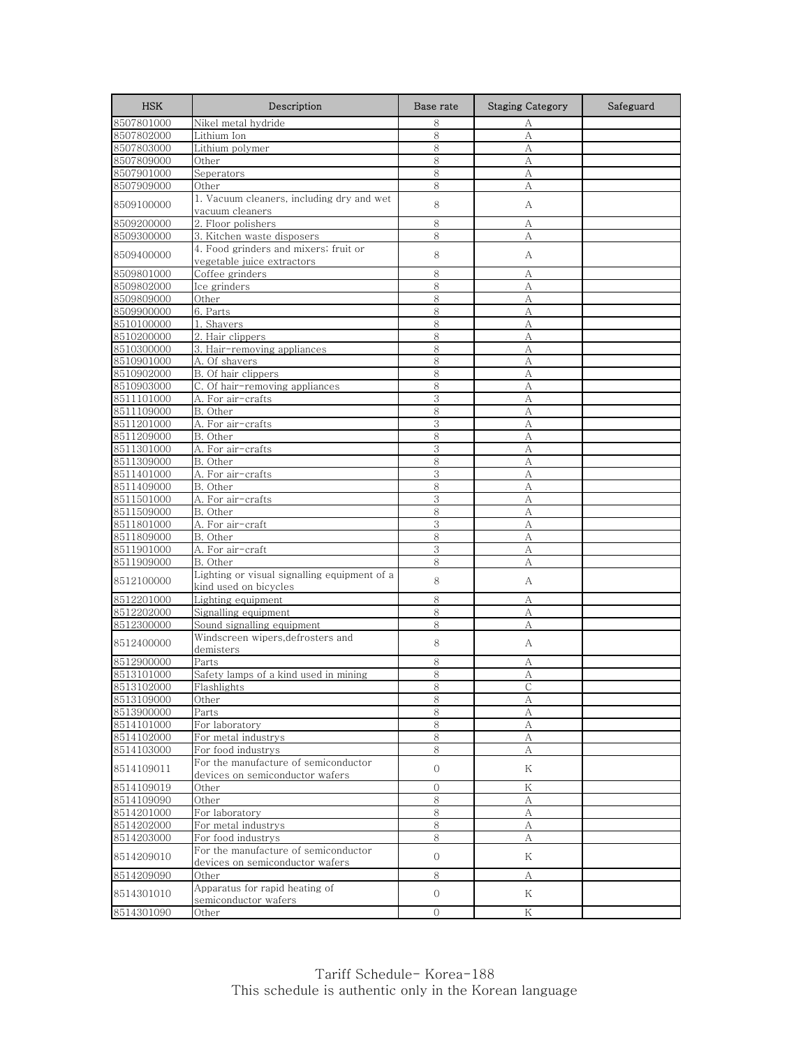| HSK | Description | Base rate | Staging Category | Safeguard |
|---|---|---|---|---|
| 8507801000 | Nikel metal hydride | 8 | A | |
| 8507802000 | Lithium Ion | 8 | A | |
| 8507803000 | Lithium polymer | 8 | A | |
| 8507809000 | Other | 8 | A | |
| 8507901000 | Seperators | 8 | A | |
| 8507909000 | Other | 8 | A | |
| 8509100000 | 1. Vacuum cleaners, including dry and wet vacuum cleaners | 8 | A | |
| 8509200000 | 2. Floor polishers | 8 | A | |
| 8509300000 | 3. Kitchen waste disposers | 8 | A | |
| 8509400000 | 4. Food grinders and mixers; fruit or vegetable juice extractors | 8 | A | |
| 8509801000 | Coffee grinders | 8 | A | |
| 8509802000 | Ice grinders | 8 | A | |
| 8509809000 | Other | 8 | A | |
| 8509900000 | 6. Parts | 8 | A | |
| 8510100000 | 1. Shavers | 8 | A | |
| 8510200000 | 2. Hair clippers | 8 | A | |
| 8510300000 | 3. Hair-removing appliances | 8 | A | |
| 8510901000 | A. Of shavers | 8 | A | |
| 8510902000 | B. Of hair clippers | 8 | A | |
| 8510903000 | C. Of hair-removing appliances | 8 | A | |
| 8511101000 | A. For air-crafts | 3 | A | |
| 8511109000 | B. Other | 8 | A | |
| 8511201000 | A. For air-crafts | 3 | A | |
| 8511209000 | B. Other | 8 | A | |
| 8511301000 | A. For air-crafts | 3 | A | |
| 8511309000 | B. Other | 8 | A | |
| 8511401000 | A. For air-crafts | 3 | A | |
| 8511409000 | B. Other | 8 | A | |
| 8511501000 | A. For air-crafts | 3 | A | |
| 8511509000 | B. Other | 8 | A | |
| 8511801000 | A. For air-craft | 3 | A | |
| 8511809000 | B. Other | 8 | A | |
| 8511901000 | A. For air-craft | 3 | A | |
| 8511909000 | B. Other | 8 | A | |
| 8512100000 | Lighting or visual signalling equipment of a kind used on bicycles | 8 | A | |
| 8512201000 | Lighting equipment | 8 | A | |
| 8512202000 | Signalling equipment | 8 | A | |
| 8512300000 | Sound signalling equipment | 8 | A | |
| 8512400000 | Windscreen wipers,defrosters and demisters | 8 | A | |
| 8512900000 | Parts | 8 | A | |
| 8513101000 | Safety lamps of a kind used in mining | 8 | A | |
| 8513102000 | Flashlights | 8 | C | |
| 8513109000 | Other | 8 | A | |
| 8513900000 | Parts | 8 | A | |
| 8514101000 | For laboratory | 8 | A | |
| 8514102000 | For metal industrys | 8 | A | |
| 8514103000 | For food industrys | 8 | A | |
| 8514109011 | For the manufacture of semiconductor devices on semiconductor wafers | 0 | K | |
| 8514109019 | Other | 0 | K | |
| 8514109090 | Other | 8 | A | |
| 8514201000 | For laboratory | 8 | A | |
| 8514202000 | For metal industrys | 8 | A | |
| 8514203000 | For food industrys | 8 | A | |
| 8514209010 | For the manufacture of semiconductor devices on semiconductor wafers | 0 | K | |
| 8514209090 | Other | 8 | A | |
| 8514301010 | Apparatus for rapid heating of semiconductor wafers | 0 | K | |
| 8514301090 | Other | 0 | K | |

Tariff Schedule- Korea-188
This schedule is authentic only in the Korean language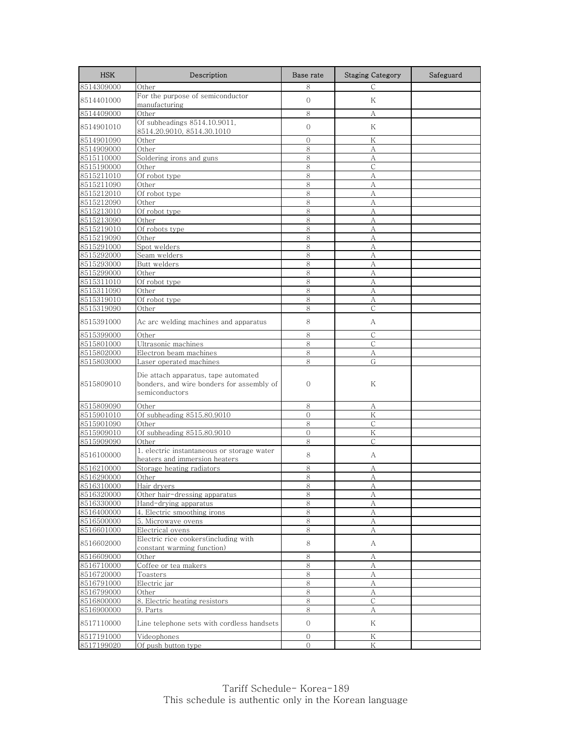| HSK | Description | Base rate | Staging Category | Safeguard |
| --- | --- | --- | --- | --- |
| 8514309000 | Other | 8 | C | |
| 8514401000 | For the purpose of semiconductor manufacturing | 0 | K | |
| 8514409000 | Other | 8 | A | |
| 8514901010 | Of subheadings 8514.10.9011, 8514.20.9010, 8514.30.1010 | 0 | K | |
| 8514901090 | Other | 0 | K | |
| 8514909000 | Other | 8 | A | |
| 8515110000 | Soldering irons and guns | 8 | A | |
| 8515190000 | Other | 8 | C | |
| 8515211010 | Of robot type | 8 | A | |
| 8515211090 | Other | 8 | A | |
| 8515212010 | Of robot type | 8 | A | |
| 8515212090 | Other | 8 | A | |
| 8515213010 | Of robot type | 8 | A | |
| 8515213090 | Other | 8 | A | |
| 8515219010 | Of robots type | 8 | A | |
| 8515219090 | Other | 8 | A | |
| 8515291000 | Spot welders | 8 | A | |
| 8515292000 | Seam welders | 8 | A | |
| 8515293000 | Butt welders | 8 | A | |
| 8515299000 | Other | 8 | A | |
| 8515311010 | Of robot type | 8 | A | |
| 8515311090 | Other | 8 | A | |
| 8515319010 | Of robot type | 8 | A | |
| 8515319090 | Other | 8 | C | |
| 8515391000 | Ac arc welding machines and apparatus | 8 | A | |
| 8515399000 | Other | 8 | C | |
| 8515801000 | Ultrasonic machines | 8 | C | |
| 8515802000 | Electron beam machines | 8 | A | |
| 8515803000 | Laser operated machines | 8 | G | |
| 8515809010 | Die attach apparatus, tape automated bonders, and wire bonders for assembly of semiconductors | 0 | K | |
| 8515809090 | Other | 8 | A | |
| 8515901010 | Of subheading 8515.80.9010 | 0 | K | |
| 8515901090 | Other | 8 | C | |
| 8515909010 | Of subheading 8515.80.9010 | 0 | K | |
| 8515909090 | Other | 8 | C | |
| 8516100000 | 1. electric instantaneous or storage water heaters and immersion heaters | 8 | A | |
| 8516210000 | Storage heating radiators | 8 | A | |
| 8516290000 | Other | 8 | A | |
| 8516310000 | Hair dryers | 8 | A | |
| 8516320000 | Other hair-dressing apparatus | 8 | A | |
| 8516330000 | Hand-drying apparatus | 8 | A | |
| 8516400000 | 4. Electric smoothing irons | 8 | A | |
| 8516500000 | 5. Microwave ovens | 8 | A | |
| 8516601000 | Electrical ovens | 8 | A | |
| 8516602000 | Electric rice cookers(including with constant warming function) | 8 | A | |
| 8516609000 | Other | 8 | A | |
| 8516710000 | Coffee or tea makers | 8 | A | |
| 8516720000 | Toasters | 8 | A | |
| 8516791000 | Electric jar | 8 | A | |
| 8516799000 | Other | 8 | A | |
| 8516800000 | 8. Electric heating resistors | 8 | C | |
| 8516900000 | 9. Parts | 8 | A | |
| 8517110000 | Line telephone sets with cordless handsets | 0 | K | |
| 8517191000 | Videophones | 0 | K | |
| 8517199020 | Of push button type | 0 | K | |

Tariff Schedule- Korea-189
This schedule is authentic only in the Korean language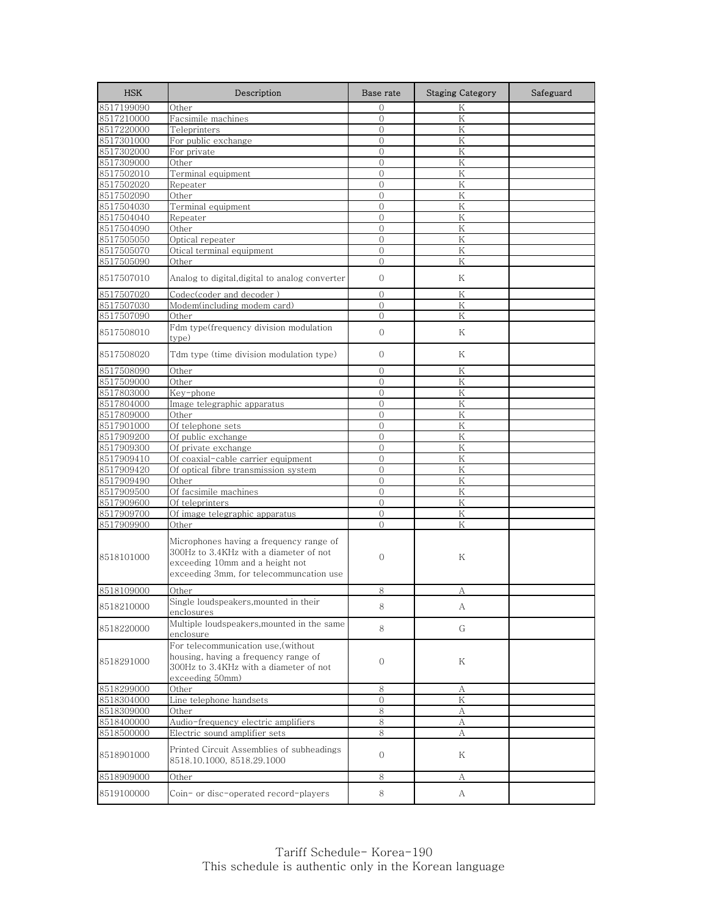| HSK | Description | Base rate | Staging Category | Safeguard |
|---|---|---|---|---|
| 8517199090 | Other | 0 | K | |
| 8517210000 | Facsimile machines | 0 | K | |
| 8517220000 | Teleprinters | 0 | K | |
| 8517301000 | For public exchange | 0 | K | |
| 8517302000 | For private | 0 | K | |
| 8517309000 | Other | 0 | K | |
| 8517502010 | Terminal equipment | 0 | K | |
| 8517502020 | Repeater | 0 | K | |
| 8517502090 | Other | 0 | K | |
| 8517504030 | Terminal equipment | 0 | K | |
| 8517504040 | Repeater | 0 | K | |
| 8517504090 | Other | 0 | K | |
| 8517505050 | Optical repeater | 0 | K | |
| 8517505070 | Otical terminal equipment | 0 | K | |
| 8517505090 | Other | 0 | K | |
| 8517507010 | Analog to digital,digital to analog converter | 0 | K | |
| 8517507020 | Codec(coder and decoder ) | 0 | K | |
| 8517507030 | Modem(including modem card) | 0 | K | |
| 8517507090 | Other | 0 | K | |
| 8517508010 | Fdm type(frequency division modulation type) | 0 | K | |
| 8517508020 | Tdm type (time division modulation type) | 0 | K | |
| 8517508090 | Other | 0 | K | |
| 8517509000 | Other | 0 | K | |
| 8517803000 | Key-phone | 0 | K | |
| 8517804000 | Image telegraphic apparatus | 0 | K | |
| 8517809000 | Other | 0 | K | |
| 8517901000 | Of telephone sets | 0 | K | |
| 8517909200 | Of public exchange | 0 | K | |
| 8517909300 | Of private exchange | 0 | K | |
| 8517909410 | Of coaxial-cable carrier equipment | 0 | K | |
| 8517909420 | Of optical fibre transmission system | 0 | K | |
| 8517909490 | Other | 0 | K | |
| 8517909500 | Of facsimile machines | 0 | K | |
| 8517909600 | Of teleprinters | 0 | K | |
| 8517909700 | Of image telegraphic apparatus | 0 | K | |
| 8517909900 | Other | 0 | K | |
| 8518101000 | Microphones having a frequency range of 300Hz to 3.4KHz with a diameter of not exceeding 10mm and a height not exceeding 3mm, for telecommuncation use | 0 | K | |
| 8518109000 | Other | 8 | A | |
| 8518210000 | Single loudspeakers,mounted in their enclosures | 8 | A | |
| 8518220000 | Multiple loudspeakers,mounted in the same enclosure | 8 | G | |
| 8518291000 | For telecommunication use,(without housing, having a frequency range of 300Hz to 3.4KHz with a diameter of not exceeding 50mm) | 0 | K | |
| 8518299000 | Other | 8 | A | |
| 8518304000 | Line telephone handsets | 0 | K | |
| 8518309000 | Other | 8 | A | |
| 8518400000 | Audio-frequency electric amplifiers | 8 | A | |
| 8518500000 | Electric sound amplifier sets | 8 | A | |
| 8518901000 | Printed Circuit Assemblies of subheadings 8518.10.1000, 8518.29.1000 | 0 | K | |
| 8518909000 | Other | 8 | A | |
| 8519100000 | Coin- or disc-operated record-players | 8 | A | |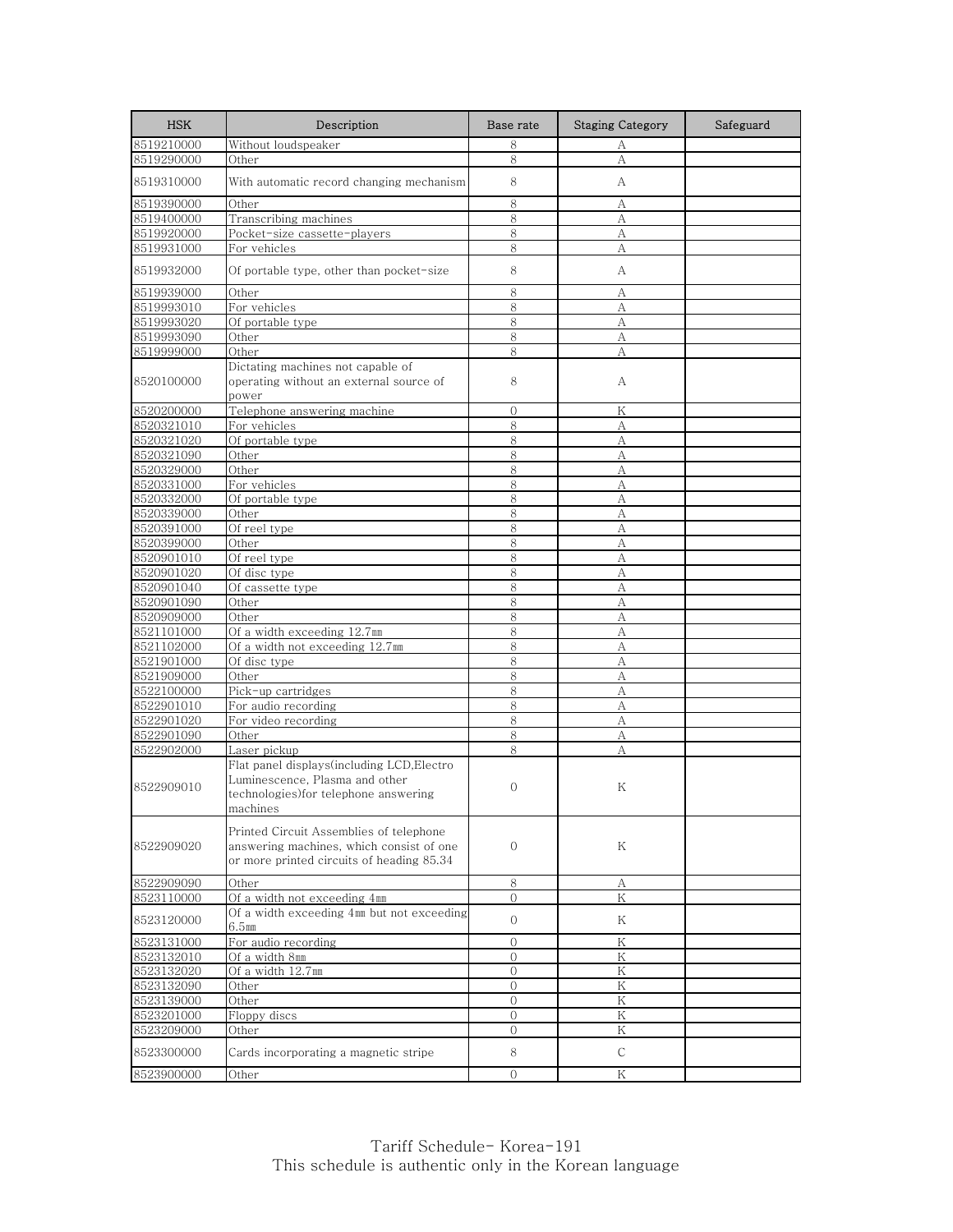| HSK | Description | Base rate | Staging Category | Safeguard |
|---|---|---|---|---|
| 8519210000 | Without loudspeaker | 8 | A | |
| 8519290000 | Other | 8 | A | |
| 8519310000 | With automatic record changing mechanism | 8 | A | |
| 8519390000 | Other | 8 | A | |
| 8519400000 | Transcribing machines | 8 | A | |
| 8519920000 | Pocket-size cassette-players | 8 | A | |
| 8519931000 | For vehicles | 8 | A | |
| 8519932000 | Of portable type, other than pocket-size | 8 | A | |
| 8519939000 | Other | 8 | A | |
| 8519993010 | For vehicles | 8 | A | |
| 8519993020 | Of portable type | 8 | A | |
| 8519993090 | Other | 8 | A | |
| 8519999000 | Other | 8 | A | |
| 8520100000 | Dictating machines not capable of operating without an external source of power | 8 | A | |
| 8520200000 | Telephone answering machine | 0 | K | |
| 8520321010 | For vehicles | 8 | A | |
| 8520321020 | Of portable type | 8 | A | |
| 8520321090 | Other | 8 | A | |
| 8520329000 | Other | 8 | A | |
| 8520331000 | For vehicles | 8 | A | |
| 8520332000 | Of portable type | 8 | A | |
| 8520339000 | Other | 8 | A | |
| 8520391000 | Of reel type | 8 | A | |
| 8520399000 | Other | 8 | A | |
| 8520901010 | Of reel type | 8 | A | |
| 8520901020 | Of disc type | 8 | A | |
| 8520901040 | Of cassette type | 8 | A | |
| 8520901090 | Other | 8 | A | |
| 8520909000 | Other | 8 | A | |
| 8521101000 | Of a width exceeding 12.7㎜ | 8 | A | |
| 8521102000 | Of a width not exceeding 12.7㎜ | 8 | A | |
| 8521901000 | Of disc type | 8 | A | |
| 8521909000 | Other | 8 | A | |
| 8522100000 | Pick-up cartridges | 8 | A | |
| 8522901010 | For audio recording | 8 | A | |
| 8522901020 | For video recording | 8 | A | |
| 8522901090 | Other | 8 | A | |
| 8522902000 | Laser pickup | 8 | A | |
| 8522909010 | Flat panel displays(including LCD,Electro Luminescence, Plasma and other technologies)for telephone answering machines | 0 | K | |
| 8522909020 | Printed Circuit Assemblies of telephone answering machines, which consist of one or more printed circuits of heading 85.34 | 0 | K | |
| 8522909090 | Other | 8 | A | |
| 8523110000 | Of a width not exceeding 4㎜ | 0 | K | |
| 8523120000 | Of a width exceeding 4㎜ but not exceeding 6.5㎜ | 0 | K | |
| 8523131000 | For audio recording | 0 | K | |
| 8523132010 | Of a width 8㎜ | 0 | K | |
| 8523132020 | Of a width 12.7㎜ | 0 | K | |
| 8523132090 | Other | 0 | K | |
| 8523139000 | Other | 0 | K | |
| 8523201000 | Floppy discs | 0 | K | |
| 8523209000 | Other | 0 | K | |
| 8523300000 | Cards incorporating a magnetic stripe | 8 | C | |
| 8523900000 | Other | 0 | K | |

Tariff Schedule- Korea-191
This schedule is authentic only in the Korean language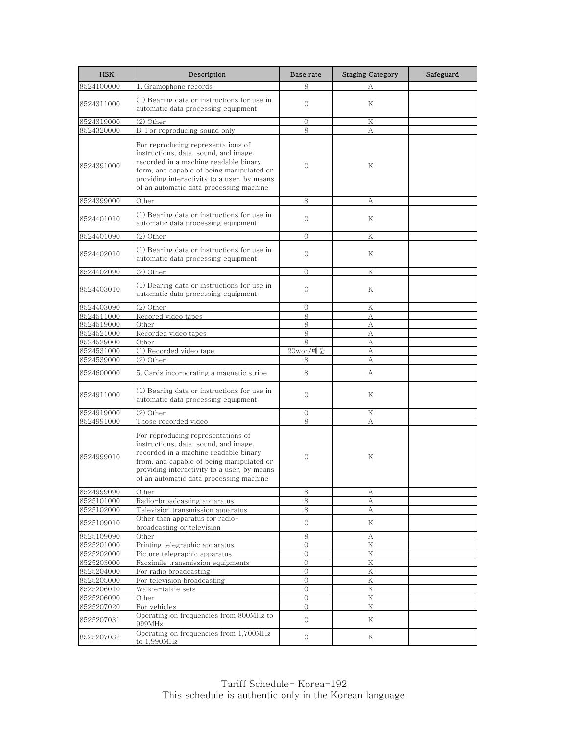| HSK | Description | Base rate | Staging Category | Safeguard |
|---|---|---|---|---|
| 8524100000 | 1. Gramophone records | 8 | A | |
| 8524311000 | (1) Bearing data or instructions for use in automatic data processing equipment | 0 | K | |
| 8524319000 | (2) Other | 0 | K | |
| 8524320000 | B. For reproducing sound only | 8 | A | |
| 8524391000 | For reproducing representations of instructions, data, sound, and image, recorded in a machine readable binary form, and capable of being manipulated or providing interactivity to a user, by means of an automatic data processing machine | 0 | K | |
| 8524399000 | Other | 8 | A | |
| 8524401010 | (1) Bearing data or instructions for use in automatic data processing equipment | 0 | K | |
| 8524401090 | (2) Other | 0 | K | |
| 8524402010 | (1) Bearing data or instructions for use in automatic data processing equipment | 0 | K | |
| 8524402090 | (2) Other | 0 | K | |
| 8524403010 | (1) Bearing data or instructions for use in automatic data processing equipment | 0 | K | |
| 8524403090 | (2) Other | 0 | K | |
| 8524511000 | Recored video tapes | 8 | A | |
| 8524519000 | Other | 8 | A | |
| 8524521000 | Recorded video tapes | 8 | A | |
| 8524529000 | Other | 8 | A | |
| 8524531000 | (1) Recorded video tape | 20won/매분 | A | |
| 8524539000 | (2) Other | 8 | A | |
| 8524600000 | 5. Cards incorporating a magnetic stripe | 8 | A | |
| 8524911000 | (1) Bearing data or instructions for use in automatic data processing equipment | 0 | K | |
| 8524919000 | (2) Other | 0 | K | |
| 8524991000 | Those recorded video | 8 | A | |
| 8524999010 | For reproducing representations of instructions, data, sound, and image, recorded in a machine readable binary from, and capable of being manipulated or providing interactivity to a user, by means of an automatic data processing machine | 0 | K | |
| 8524999090 | Other | 8 | A | |
| 8525101000 | Radio-broadcasting apparatus | 8 | A | |
| 8525102000 | Television transmission apparatus | 8 | A | |
| 8525109010 | Other than apparatus for radio-broadcasting or television | 0 | K | |
| 8525109090 | Other | 8 | A | |
| 8525201000 | Printing telegraphic apparatus | 0 | K | |
| 8525202000 | Picture telegraphic apparatus | 0 | K | |
| 8525203000 | Facsimile transmission equipments | 0 | K | |
| 8525204000 | For radio broadcasting | 0 | K | |
| 8525205000 | For television broadcasting | 0 | K | |
| 8525206010 | Walkie-talkie sets | 0 | K | |
| 8525206090 | Other | 0 | K | |
| 8525207020 | For vehicles | 0 | K | |
| 8525207031 | Operating on frequencies from 800MHz to 999MHz | 0 | K | |
| 8525207032 | Operating on frequencies from 1,700MHz to 1,990MHz | 0 | K | |

Tariff Schedule- Korea-192
This schedule is authentic only in the Korean language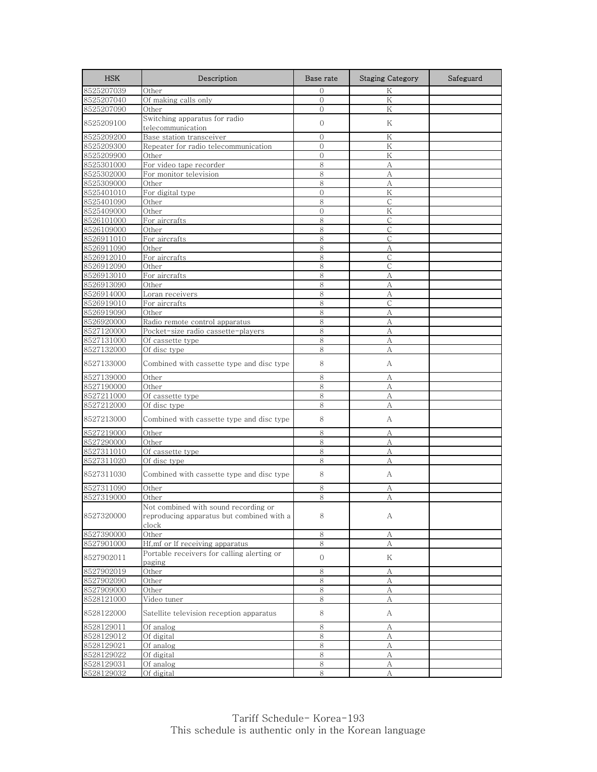| HSK | Description | Base rate | Staging Category | Safeguard |
|---|---|---|---|---|
| 8525207039 | Other | 0 | K | |
| 8525207040 | Of making calls only | 0 | K | |
| 8525207090 | Other | 0 | K | |
| 8525209100 | Switching apparatus for radio telecommunication | 0 | K | |
| 8525209200 | Base station transceiver | 0 | K | |
| 8525209300 | Repeater for radio telecommunication | 0 | K | |
| 8525209900 | Other | 0 | K | |
| 8525301000 | For video tape recorder | 8 | A | |
| 8525302000 | For monitor television | 8 | A | |
| 8525309000 | Other | 8 | A | |
| 8525401010 | For digital type | 0 | K | |
| 8525401090 | Other | 8 | C | |
| 8525409000 | Other | 0 | K | |
| 8526101000 | For aircrafts | 8 | C | |
| 8526109000 | Other | 8 | C | |
| 8526911010 | For aircrafts | 8 | C | |
| 8526911090 | Other | 8 | A | |
| 8526912010 | For aircrafts | 8 | C | |
| 8526912090 | Other | 8 | C | |
| 8526913010 | For aircrafts | 8 | A | |
| 8526913090 | Other | 8 | A | |
| 8526914000 | Loran receivers | 8 | A | |
| 8526919010 | For aircrafts | 8 | C | |
| 8526919090 | Other | 8 | A | |
| 8526920000 | Radio remote control apparatus | 8 | A | |
| 8527120000 | Pocket-size radio cassette-players | 8 | A | |
| 8527131000 | Of cassette type | 8 | A | |
| 8527132000 | Of disc type | 8 | A | |
| 8527133000 | Combined with cassette type and disc type | 8 | A | |
| 8527139000 | Other | 8 | A | |
| 8527190000 | Other | 8 | A | |
| 8527211000 | Of cassette type | 8 | A | |
| 8527212000 | Of disc type | 8 | A | |
| 8527213000 | Combined with cassette type and disc type | 8 | A | |
| 8527219000 | Other | 8 | A | |
| 8527290000 | Other | 8 | A | |
| 8527311010 | Of cassette type | 8 | A | |
| 8527311020 | Of disc type | 8 | A | |
| 8527311030 | Combined with cassette type and disc type | 8 | A | |
| 8527311090 | Other | 8 | A | |
| 8527319000 | Other | 8 | A | |
| 8527320000 | Not combined with sound recording or reproducing apparatus but combined with a clock | 8 | A | |
| 8527390000 | Other | 8 | A | |
| 8527901000 | Hf,mf or lf receiving apparatus | 8 | A | |
| 8527902011 | Portable receivers for calling alerting or paging | 0 | K | |
| 8527902019 | Other | 8 | A | |
| 8527902090 | Other | 8 | A | |
| 8527909000 | Other | 8 | A | |
| 8528121000 | Video tuner | 8 | A | |
| 8528122000 | Satellite television reception apparatus | 8 | A | |
| 8528129011 | Of analog | 8 | A | |
| 8528129012 | Of digital | 8 | A | |
| 8528129021 | Of analog | 8 | A | |
| 8528129022 | Of digital | 8 | A | |
| 8528129031 | Of analog | 8 | A | |
| 8528129032 | Of digital | 8 | A | |

Tariff Schedule- Korea-193
This schedule is authentic only in the Korean language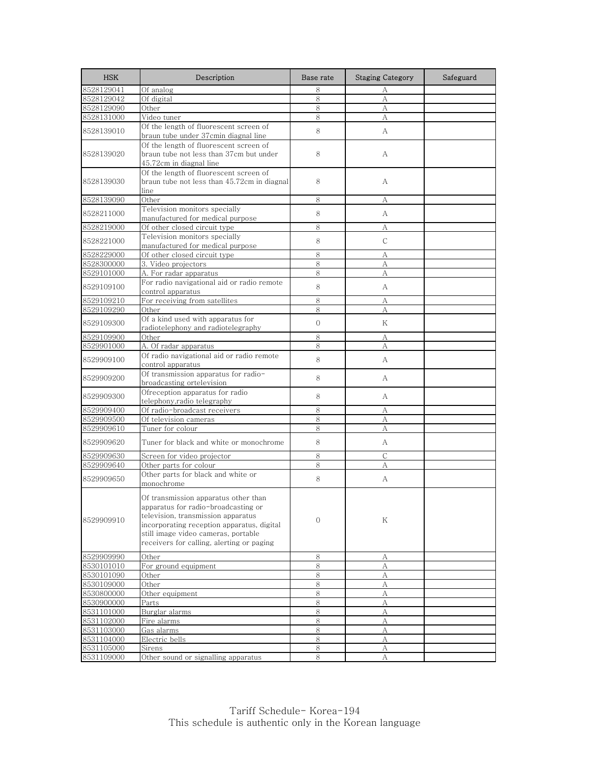| HSK | Description | Base rate | Staging Category | Safeguard |
| --- | --- | --- | --- | --- |
| 8528129041 | Of analog | 8 | A | |
| 8528129042 | Of digital | 8 | A | |
| 8528129090 | Other | 8 | A | |
| 8528131000 | Video tuner | 8 | A | |
| 8528139010 | Of the length of fluorescent screen of braun tube under 37cmin diagnal line | 8 | A | |
| 8528139020 | Of the length of fluorescent screen of braun tube not less than 37cm but under 45.72cm in diagnal line | 8 | A | |
| 8528139030 | Of the length of fluorescent screen of braun tube not less than 45.72cm in diagnal line | 8 | A | |
| 8528139090 | Other | 8 | A | |
| 8528211000 | Television monitors specially manufactured for medical purpose | 8 | A | |
| 8528219000 | Of other closed circuit type | 8 | A | |
| 8528221000 | Television monitors specially manufactured for medical purpose | 8 | C | |
| 8528229000 | Of other closed circuit type | 8 | A | |
| 8528300000 | 3. Video projectors | 8 | A | |
| 8529101000 | A. For radar apparatus | 8 | A | |
| 8529109100 | For radio navigational aid or radio remote control apparatus | 8 | A | |
| 8529109210 | For receiving from satellites | 8 | A | |
| 8529109290 | Other | 8 | A | |
| 8529109300 | Of a kind used with apparatus for radiotelephony and radiotelegraphy | 0 | K | |
| 8529109900 | Other | 8 | A | |
| 8529901000 | A. Of radar apparatus | 8 | A | |
| 8529909100 | Of radio navigational aid or radio remote control apparatus | 8 | A | |
| 8529909200 | Of transmission apparatus for radio-broadcasting ortelevision | 8 | A | |
| 8529909300 | Ofreception apparatus for radio telephony,radio telegraphy | 8 | A | |
| 8529909400 | Of radio-broadcast receivers | 8 | A | |
| 8529909500 | Of television cameras | 8 | A | |
| 8529909610 | Tuner for colour | 8 | A | |
| 8529909620 | Tuner for black and white or monochrome | 8 | A | |
| 8529909630 | Screen for video projector | 8 | C | |
| 8529909640 | Other parts for colour | 8 | A | |
| 8529909650 | Other parts for black and white or monochrome | 8 | A | |
| 8529909910 | Of transmission apparatus other than apparatus for radio-broadcasting or television, transmission apparatus incorporating reception apparatus, digital still image video cameras, portable receivers for calling, alerting or paging | 0 | K | |
| 8529909990 | Other | 8 | A | |
| 8530101010 | For ground equipment | 8 | A | |
| 8530101090 | Other | 8 | A | |
| 8530109000 | Other | 8 | A | |
| 8530800000 | Other equipment | 8 | A | |
| 8530900000 | Parts | 8 | A | |
| 8531101000 | Burglar alarms | 8 | A | |
| 8531102000 | Fire alarms | 8 | A | |
| 8531103000 | Gas alarms | 8 | A | |
| 8531104000 | Electric bells | 8 | A | |
| 8531105000 | Sirens | 8 | A | |
| 8531109000 | Other sound or signalling apparatus | 8 | A | |

Tariff Schedule- Korea-194
This schedule is authentic only in the Korean language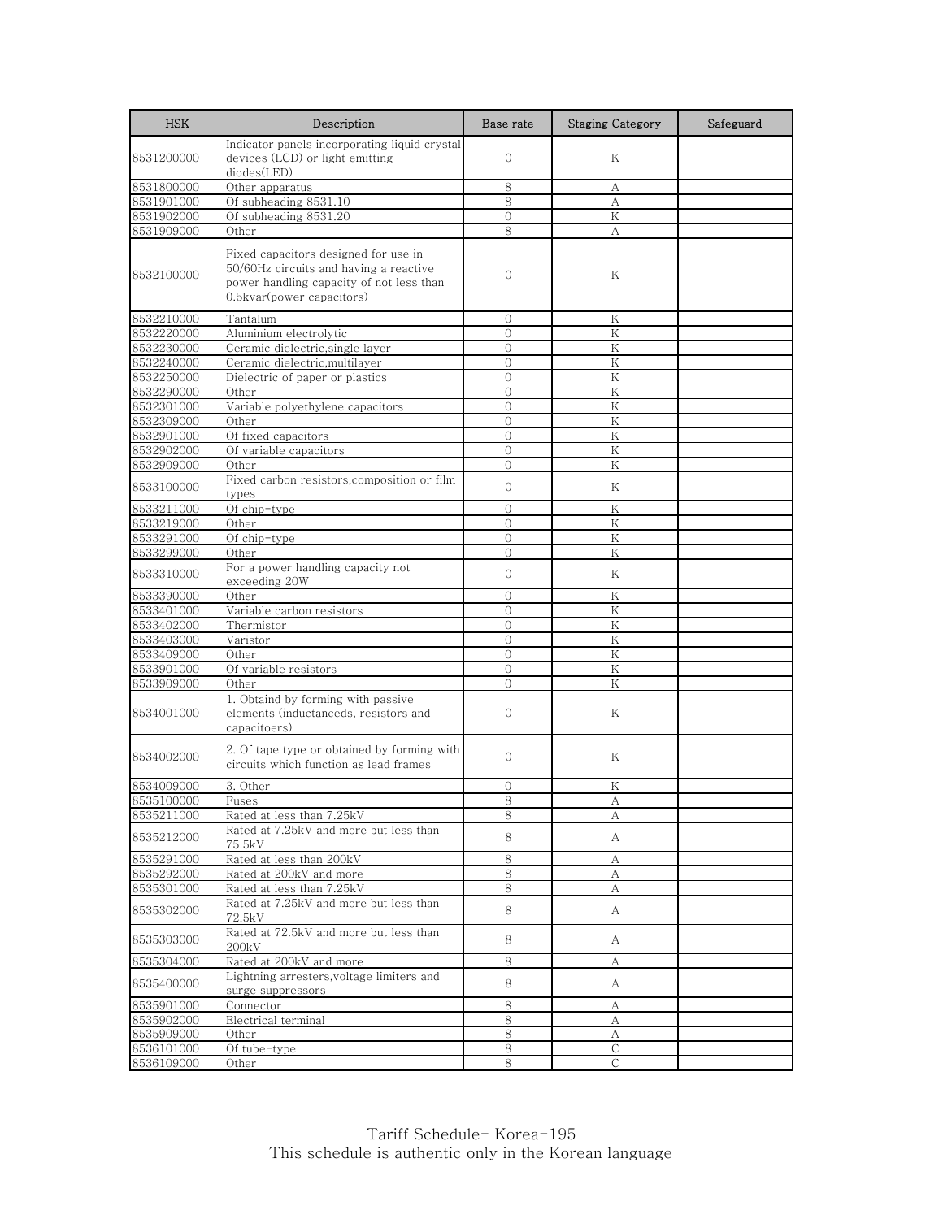| HSK | Description | Base rate | Staging Category | Safeguard |
|---|---|---|---|---|
| 8531200000 | Indicator panels incorporating liquid crystal devices (LCD) or light emitting diodes(LED) | 0 | K | |
| 8531800000 | Other apparatus | 8 | A | |
| 8531901000 | Of subheading 8531.10 | 8 | A | |
| 8531902000 | Of subheading 8531.20 | 0 | K | |
| 8531909000 | Other | 8 | A | |
| 8532100000 | Fixed capacitors designed for use in 50/60Hz circuits and having a reactive power handling capacity of not less than 0.5kvar(power capacitors) | 0 | K | |
| 8532210000 | Tantalum | 0 | K | |
| 8532220000 | Aluminium electrolytic | 0 | K | |
| 8532230000 | Ceramic dielectric,single layer | 0 | K | |
| 8532240000 | Ceramic dielectric,multilayer | 0 | K | |
| 8532250000 | Dielectric of paper or plastics | 0 | K | |
| 8532290000 | Other | 0 | K | |
| 8532301000 | Variable polyethylene capacitors | 0 | K | |
| 8532309000 | Other | 0 | K | |
| 8532901000 | Of fixed capacitors | 0 | K | |
| 8532902000 | Of variable capacitors | 0 | K | |
| 8532909000 | Other | 0 | K | |
| 8533100000 | Fixed carbon resistors,composition or film types | 0 | K | |
| 8533211000 | Of chip-type | 0 | K | |
| 8533219000 | Other | 0 | K | |
| 8533291000 | Of chip-type | 0 | K | |
| 8533299000 | Other | 0 | K | |
| 8533310000 | For a power handling capacity not exceeding 20W | 0 | K | |
| 8533390000 | Other | 0 | K | |
| 8533401000 | Variable carbon resistors | 0 | K | |
| 8533402000 | Thermistor | 0 | K | |
| 8533403000 | Varistor | 0 | K | |
| 8533409000 | Other | 0 | K | |
| 8533901000 | Of variable resistors | 0 | K | |
| 8533909000 | Other | 0 | K | |
| 8534001000 | 1. Obtaind by forming with passive elements (inductanceds, resistors and capacitoers) | 0 | K | |
| 8534002000 | 2. Of tape type or obtained by forming with circuits which function as lead frames | 0 | K | |
| 8534009000 | 3. Other | 0 | K | |
| 8535100000 | Fuses | 8 | A | |
| 8535211000 | Rated at less than 7.25kV | 8 | A | |
| 8535212000 | Rated at 7.25kV and more but less than 75.5kV | 8 | A | |
| 8535291000 | Rated at less than 200kV | 8 | A | |
| 8535292000 | Rated at 200kV and more | 8 | A | |
| 8535301000 | Rated at less than 7.25kV | 8 | A | |
| 8535302000 | Rated at 7.25kV and more but less than 72.5kV | 8 | A | |
| 8535303000 | Rated at 72.5kV and more but less than 200kV | 8 | A | |
| 8535304000 | Rated at 200kV and more | 8 | A | |
| 8535400000 | Lightning arresters,voltage limiters and surge suppressors | 8 | A | |
| 8535901000 | Connector | 8 | A | |
| 8535902000 | Electrical terminal | 8 | A | |
| 8535909000 | Other | 8 | A | |
| 8536101000 | Of tube-type | 8 | C | |
| 8536109000 | Other | 8 | C | |

Tariff Schedule- Korea-195
This schedule is authentic only in the Korean language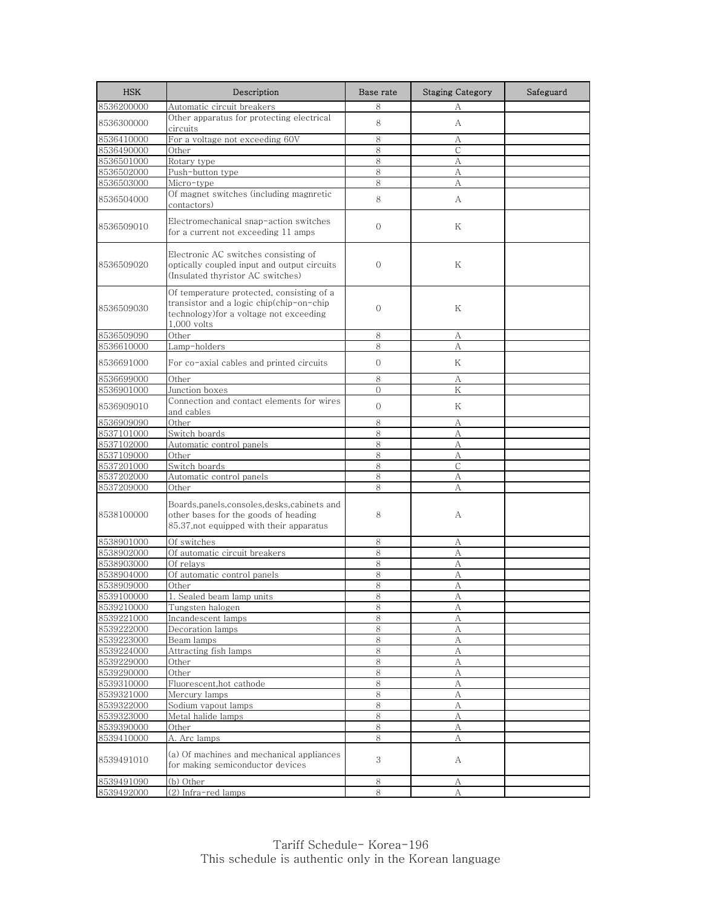| HSK | Description | Base rate | Staging Category | Safeguard |
|---|---|---|---|---|
| 8536200000 | Automatic circuit breakers | 8 | A | |
| 8536300000 | Other apparatus for protecting electrical circuits | 8 | A | |
| 8536410000 | For a voltage not exceeding 60V | 8 | A | |
| 8536490000 | Other | 8 | C | |
| 8536501000 | Rotary type | 8 | A | |
| 8536502000 | Push-button type | 8 | A | |
| 8536503000 | Micro-type | 8 | A | |
| 8536504000 | Of magnet switches (including magnretic contactors) | 8 | A | |
| 8536509010 | Electromechanical snap-action switches for a current not exceeding 11 amps | 0 | K | |
| 8536509020 | Electronic AC switches consisting of optically coupled input and output circuits (Insulated thyristor AC switches) | 0 | K | |
| 8536509030 | Of temperature protected, consisting of a transistor and a logic chip(chip-on-chip technology)for a voltage not exceeding 1,000 volts | 0 | K | |
| 8536509090 | Other | 8 | A | |
| 8536610000 | Lamp-holders | 8 | A | |
| 8536691000 | For co-axial cables and printed circuits | 0 | K | |
| 8536699000 | Other | 8 | A | |
| 8536901000 | Junction boxes | 0 | K | |
| 8536909010 | Connection and contact elements for wires and cables | 0 | K | |
| 8536909090 | Other | 8 | A | |
| 8537101000 | Switch boards | 8 | A | |
| 8537102000 | Automatic control panels | 8 | A | |
| 8537109000 | Other | 8 | A | |
| 8537201000 | Switch boards | 8 | C | |
| 8537202000 | Automatic control panels | 8 | A | |
| 8537209000 | Other | 8 | A | |
| 8538100000 | Boards,panels,consoles,desks,cabinets and other bases for the goods of heading 85.37,not equipped with their apparatus | 8 | A | |
| 8538901000 | Of switches | 8 | A | |
| 8538902000 | Of automatic circuit breakers | 8 | A | |
| 8538903000 | Of relays | 8 | A | |
| 8538904000 | Of automatic control panels | 8 | A | |
| 8538909000 | Other | 8 | A | |
| 8539100000 | 1. Sealed beam lamp units | 8 | A | |
| 8539210000 | Tungsten halogen | 8 | A | |
| 8539221000 | Incandescent lamps | 8 | A | |
| 8539222000 | Decoration lamps | 8 | A | |
| 8539223000 | Beam lamps | 8 | A | |
| 8539224000 | Attracting fish lamps | 8 | A | |
| 8539229000 | Other | 8 | A | |
| 8539290000 | Other | 8 | A | |
| 8539310000 | Fluorescent,hot cathode | 8 | A | |
| 8539321000 | Mercury lamps | 8 | A | |
| 8539322000 | Sodium vapout lamps | 8 | A | |
| 8539323000 | Metal halide lamps | 8 | A | |
| 8539390000 | Other | 8 | A | |
| 8539410000 | A. Arc lamps | 8 | A | |
| 8539491010 | (a) Of machines and mechanical appliances for making semiconductor devices | 3 | A | |
| 8539491090 | (b) Other | 8 | A | |
| 8539492000 | (2) Infra-red lamps | 8 | A | |

Tariff Schedule- Korea-196
This schedule is authentic only in the Korean language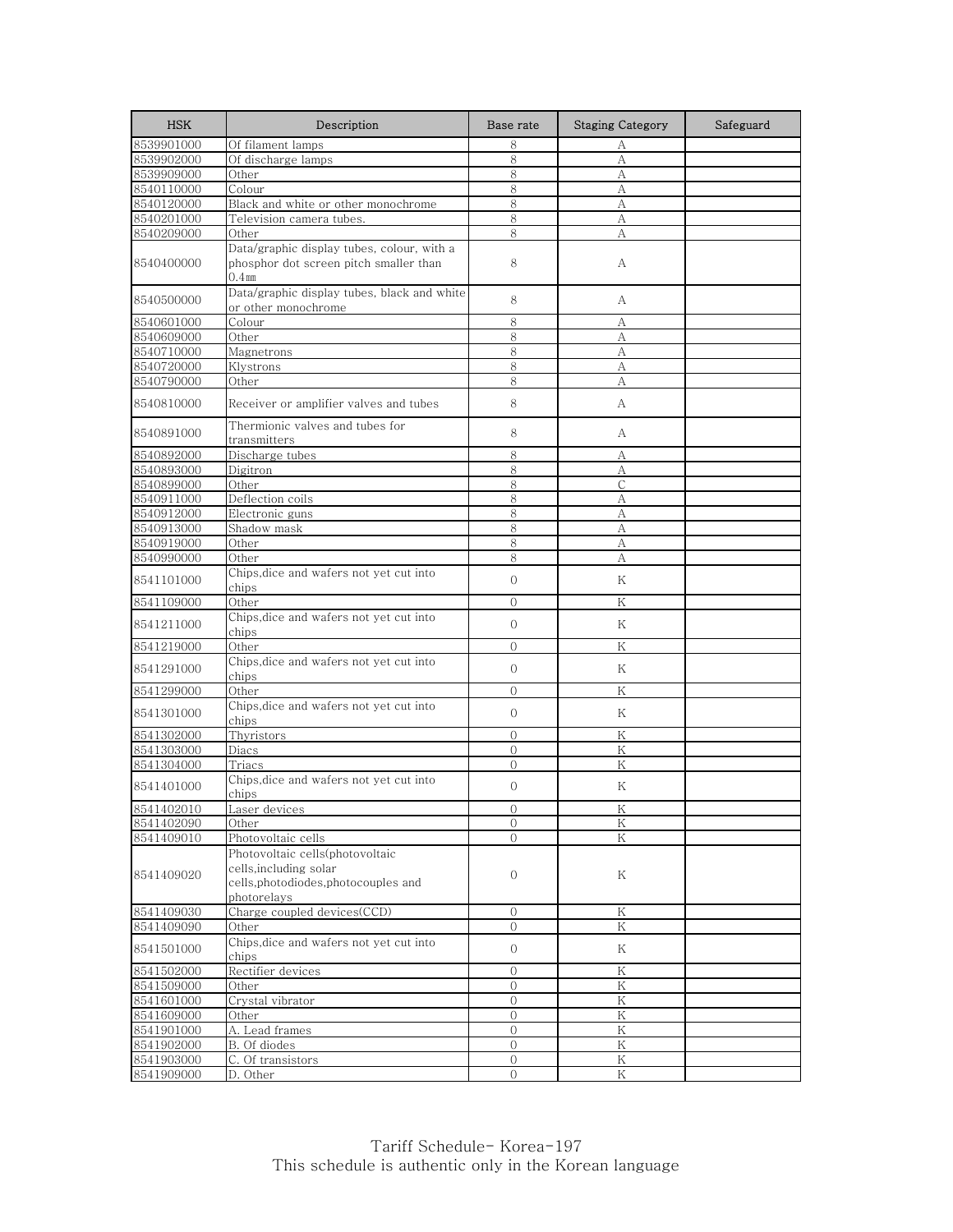| HSK | Description | Base rate | Staging Category | Safeguard |
|---|---|---|---|---|
| 8539901000 | Of filament lamps | 8 | A | |
| 8539902000 | Of discharge lamps | 8 | A | |
| 8539909000 | Other | 8 | A | |
| 8540110000 | Colour | 8 | A | |
| 8540120000 | Black and white or other monochrome | 8 | A | |
| 8540201000 | Television camera tubes. | 8 | A | |
| 8540209000 | Other | 8 | A | |
| 8540400000 | Data/graphic display tubes, colour, with a phosphor dot screen pitch smaller than 0.4㎜ | 8 | A | |
| 8540500000 | Data/graphic display tubes, black and white or other monochrome | 8 | A | |
| 8540601000 | Colour | 8 | A | |
| 8540609000 | Other | 8 | A | |
| 8540710000 | Magnetrons | 8 | A | |
| 8540720000 | Klystrons | 8 | A | |
| 8540790000 | Other | 8 | A | |
| 8540810000 | Receiver or amplifier valves and tubes | 8 | A | |
| 8540891000 | Thermionic valves and tubes for transmitters | 8 | A | |
| 8540892000 | Discharge tubes | 8 | A | |
| 8540893000 | Digitron | 8 | A | |
| 8540899000 | Other | 8 | C | |
| 8540911000 | Deflection coils | 8 | A | |
| 8540912000 | Electronic guns | 8 | A | |
| 8540913000 | Shadow mask | 8 | A | |
| 8540919000 | Other | 8 | A | |
| 8540990000 | Other | 8 | A | |
| 8541101000 | Chips,dice and wafers not yet cut into chips | 0 | K | |
| 8541109000 | Other | 0 | K | |
| 8541211000 | Chips,dice and wafers not yet cut into chips | 0 | K | |
| 8541219000 | Other | 0 | K | |
| 8541291000 | Chips,dice and wafers not yet cut into chips | 0 | K | |
| 8541299000 | Other | 0 | K | |
| 8541301000 | Chips,dice and wafers not yet cut into chips | 0 | K | |
| 8541302000 | Thyristors | 0 | K | |
| 8541303000 | Diacs | 0 | K | |
| 8541304000 | Triacs | 0 | K | |
| 8541401000 | Chips,dice and wafers not yet cut into chips | 0 | K | |
| 8541402010 | Laser devices | 0 | K | |
| 8541402090 | Other | 0 | K | |
| 8541409010 | Photovoltaic cells | 0 | K | |
| 8541409020 | Photovoltaic cells(photovoltaic cells,including solar cells,photodiodes,photocouples and photorelays | 0 | K | |
| 8541409030 | Charge coupled devices(CCD) | 0 | K | |
| 8541409090 | Other | 0 | K | |
| 8541501000 | Chips,dice and wafers not yet cut into chips | 0 | K | |
| 8541502000 | Rectifier devices | 0 | K | |
| 8541509000 | Other | 0 | K | |
| 8541601000 | Crystal vibrator | 0 | K | |
| 8541609000 | Other | 0 | K | |
| 8541901000 | A. Lead frames | 0 | K | |
| 8541902000 | B. Of diodes | 0 | K | |
| 8541903000 | C. Of transistors | 0 | K | |
| 8541909000 | D. Other | 0 | K | |

Tariff Schedule- Korea-197
This schedule is authentic only in the Korean language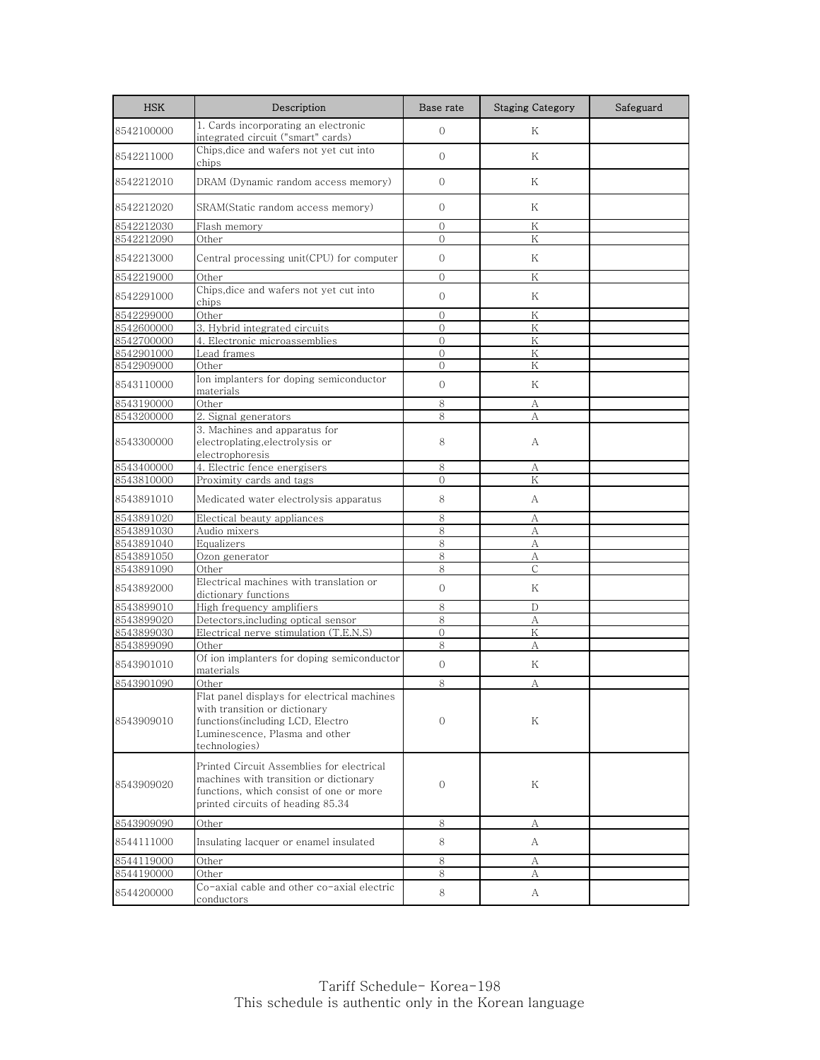| HSK | Description | Base rate | Staging Category | Safeguard |
|---|---|---|---|---|
| 8542100000 | 1. Cards incorporating an electronic integrated circuit ("smart" cards) | 0 | K | |
| 8542211000 | Chips,dice and wafers not yet cut into chips | 0 | K | |
| 8542212010 | DRAM (Dynamic random access memory) | 0 | K | |
| 8542212020 | SRAM(Static random access memory) | 0 | K | |
| 8542212030 | Flash memory | 0 | K | |
| 8542212090 | Other | 0 | K | |
| 8542213000 | Central processing unit(CPU) for computer | 0 | K | |
| 8542219000 | Other | 0 | K | |
| 8542291000 | Chips,dice and wafers not yet cut into chips | 0 | K | |
| 8542299000 | Other | 0 | K | |
| 8542600000 | 3. Hybrid integrated circuits | 0 | K | |
| 8542700000 | 4. Electronic microassemblies | 0 | K | |
| 8542901000 | Lead frames | 0 | K | |
| 8542909000 | Other | 0 | K | |
| 8543110000 | Ion implanters for doping semiconductor materials | 0 | K | |
| 8543190000 | Other | 8 | A | |
| 8543200000 | 2. Signal generators | 8 | A | |
| 8543300000 | 3. Machines and apparatus for electroplating,electrolysis or electrophoresis | 8 | A | |
| 8543400000 | 4. Electric fence energisers | 8 | A | |
| 8543810000 | Proximity cards and tags | 0 | K | |
| 8543891010 | Medicated water electrolysis apparatus | 8 | A | |
| 8543891020 | Electical beauty appliances | 8 | A | |
| 8543891030 | Audio mixers | 8 | A | |
| 8543891040 | Equalizers | 8 | A | |
| 8543891050 | Ozon generator | 8 | A | |
| 8543891090 | Other | 8 | C | |
| 8543892000 | Electrical machines with translation or dictionary functions | 0 | K | |
| 8543899010 | High frequency amplifiers | 8 | D | |
| 8543899020 | Detectors,including optical sensor | 8 | A | |
| 8543899030 | Electrical nerve stimulation (T.E.N.S) | 0 | K | |
| 8543899090 | Other | 8 | A | |
| 8543901010 | Of ion implanters for doping semiconductor materials | 0 | K | |
| 8543901090 | Other | 8 | A | |
| 8543909010 | Flat panel displays for electrical machines with transition or dictionary functions(including LCD, Electro Luminescence, Plasma and other technologies) | 0 | K | |
| 8543909020 | Printed Circuit Assemblies for electrical machines with transition or dictionary functions, which consist of one or more printed circuits of heading 85.34 | 0 | K | |
| 8543909090 | Other | 8 | A | |
| 8544111000 | Insulating lacquer or enamel insulated | 8 | A | |
| 8544119000 | Other | 8 | A | |
| 8544190000 | Other | 8 | A | |
| 8544200000 | Co-axial cable and other co-axial electric conductors | 8 | A | |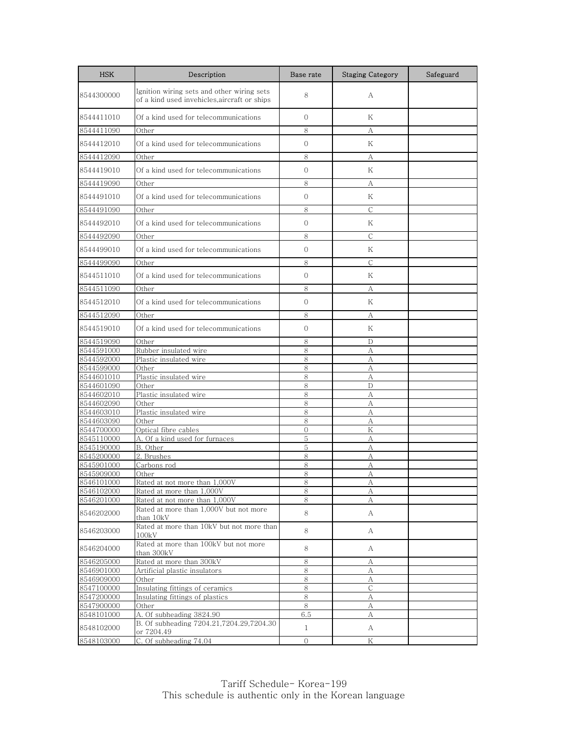| HSK | Description | Base rate | Staging Category | Safeguard |
|---|---|---|---|---|
| 8544300000 | Ignition wiring sets and other wiring sets of a kind used invehicles,aircraft or ships | 8 | A | |
| 8544411010 | Of a kind used for telecommunications | 0 | K | |
| 8544411090 | Other | 8 | A | |
| 8544412010 | Of a kind used for telecommunications | 0 | K | |
| 8544412090 | Other | 8 | A | |
| 8544419010 | Of a kind used for telecommunications | 0 | K | |
| 8544419090 | Other | 8 | A | |
| 8544491010 | Of a kind used for telecommunications | 0 | K | |
| 8544491090 | Other | 8 | C | |
| 8544492010 | Of a kind used for telecommunications | 0 | K | |
| 8544492090 | Other | 8 | C | |
| 8544499010 | Of a kind used for telecommunications | 0 | K | |
| 8544499090 | Other | 8 | C | |
| 8544511010 | Of a kind used for telecommunications | 0 | K | |
| 8544511090 | Other | 8 | A | |
| 8544512010 | Of a kind used for telecommunications | 0 | K | |
| 8544512090 | Other | 8 | A | |
| 8544519010 | Of a kind used for telecommunications | 0 | K | |
| 8544519090 | Other | 8 | D | |
| 8544591000 | Rubber insulated wire | 8 | A | |
| 8544592000 | Plastic insulated wire | 8 | A | |
| 8544599000 | Other | 8 | A | |
| 8544601010 | Plastic insulated wire | 8 | A | |
| 8544601090 | Other | 8 | D | |
| 8544602010 | Plastic insulated wire | 8 | A | |
| 8544602090 | Other | 8 | A | |
| 8544603010 | Plastic insulated wire | 8 | A | |
| 8544603090 | Other | 8 | A | |
| 8544700000 | Optical fibre cables | 0 | K | |
| 8545110000 | A. Of a kind used for furnaces | 5 | A | |
| 8545190000 | B. Other | 5 | A | |
| 8545200000 | 2. Brushes | 8 | A | |
| 8545901000 | Carbons rod | 8 | A | |
| 8545909000 | Other | 8 | A | |
| 8546101000 | Rated at not more than 1,000V | 8 | A | |
| 8546102000 | Rated at more than 1,000V | 8 | A | |
| 8546201000 | Rated at not more than 1,000V | 8 | A | |
| 8546202000 | Rated at more than 1,000V but not more than 10kV | 8 | A | |
| 8546203000 | Rated at more than 10kV but not more than 100kV | 8 | A | |
| 8546204000 | Rated at more than 100kV but not more than 300kV | 8 | A | |
| 8546205000 | Rated at more than 300kV | 8 | A | |
| 8546901000 | Artificial plastic insulators | 8 | A | |
| 8546909000 | Other | 8 | A | |
| 8547100000 | Insulating fittings of ceramics | 8 | C | |
| 8547200000 | Insulating fittings of plastics | 8 | A | |
| 8547900000 | Other | 8 | A | |
| 8548101000 | A. Of subheading 3824.90 | 6.5 | A | |
| 8548102000 | B. Of subheading 7204.21,7204.29,7204.30 or 7204.49 | 1 | A | |
| 8548103000 | C. Of subheading 74.04 | 0 | K | |

Tariff Schedule- Korea-199
This schedule is authentic only in the Korean language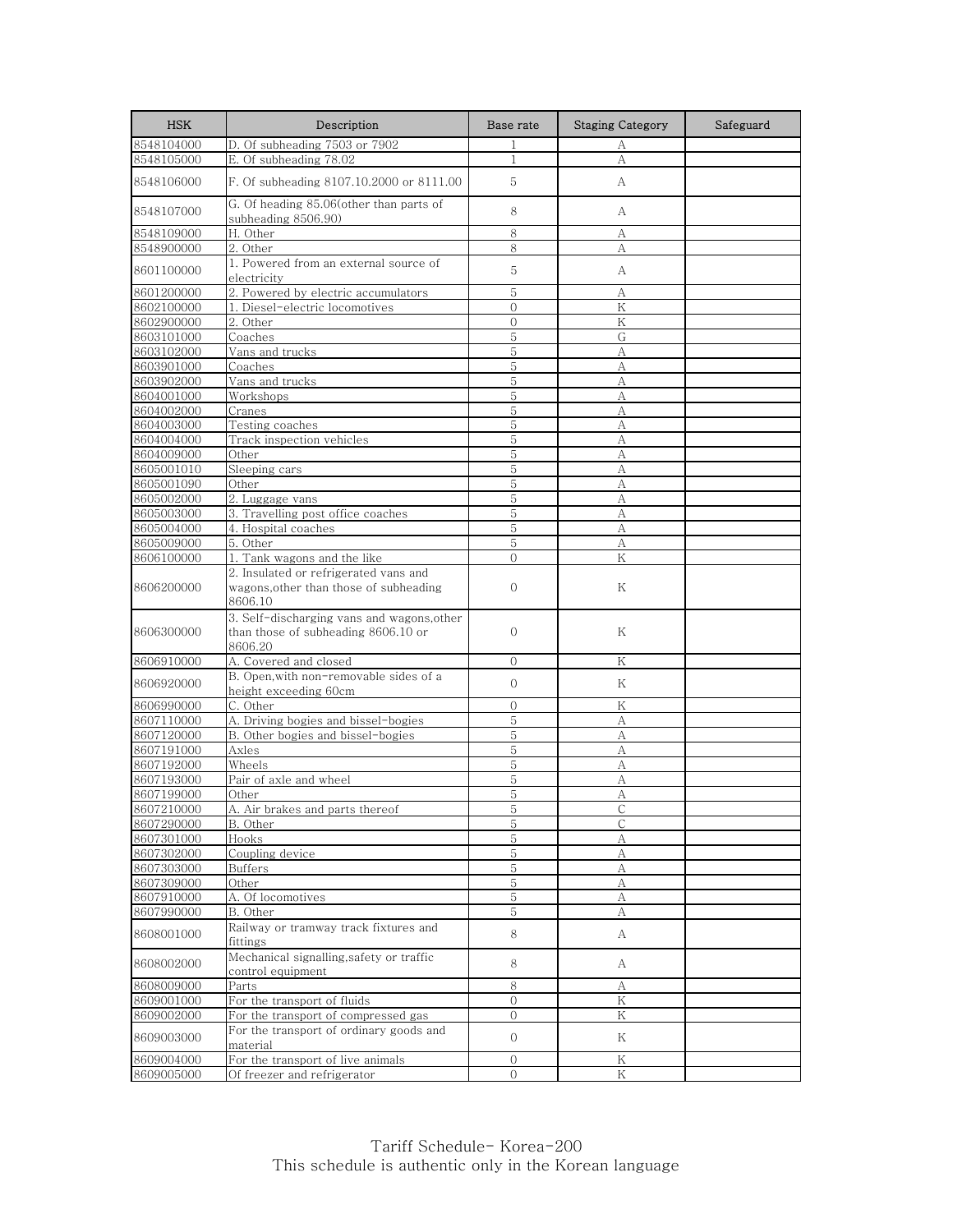| HSK | Description | Base rate | Staging Category | Safeguard |
|---|---|---|---|---|
| 8548104000 | D. Of subheading 7503 or 7902 | 1 | A | |
| 8548105000 | E. Of subheading 78.02 | 1 | A | |
| 8548106000 | F. Of subheading 8107.10.2000 or 8111.00 | 5 | A | |
| 8548107000 | G. Of heading 85.06(other than parts of subheading 8506.90) | 8 | A | |
| 8548109000 | H. Other | 8 | A | |
| 8548900000 | 2. Other | 8 | A | |
| 8601100000 | 1. Powered from an external source of electricity | 5 | A | |
| 8601200000 | 2. Powered by electric accumulators | 5 | A | |
| 8602100000 | 1. Diesel-electric locomotives | 0 | K | |
| 8602900000 | 2. Other | 0 | K | |
| 8603101000 | Coaches | 5 | G | |
| 8603102000 | Vans and trucks | 5 | A | |
| 8603901000 | Coaches | 5 | A | |
| 8603902000 | Vans and trucks | 5 | A | |
| 8604001000 | Workshops | 5 | A | |
| 8604002000 | Cranes | 5 | A | |
| 8604003000 | Testing coaches | 5 | A | |
| 8604004000 | Track inspection vehicles | 5 | A | |
| 8604009000 | Other | 5 | A | |
| 8605001010 | Sleeping cars | 5 | A | |
| 8605001090 | Other | 5 | A | |
| 8605002000 | 2. Luggage vans | 5 | A | |
| 8605003000 | 3. Travelling post office coaches | 5 | A | |
| 8605004000 | 4. Hospital coaches | 5 | A | |
| 8605009000 | 5. Other | 5 | A | |
| 8606100000 | 1. Tank wagons and the like | 0 | K | |
| 8606200000 | 2. Insulated or refrigerated vans and wagons,other than those of subheading 8606.10 | 0 | K | |
| 8606300000 | 3. Self-discharging vans and wagons,other than those of subheading 8606.10 or 8606.20 | 0 | K | |
| 8606910000 | A. Covered and closed | 0 | K | |
| 8606920000 | B. Open,with non-removable sides of a height exceeding 60cm | 0 | K | |
| 8606990000 | C. Other | 0 | K | |
| 8607110000 | A. Driving bogies and bissel-bogies | 5 | A | |
| 8607120000 | B. Other bogies and bissel-bogies | 5 | A | |
| 8607191000 | Axles | 5 | A | |
| 8607192000 | Wheels | 5 | A | |
| 8607193000 | Pair of axle and wheel | 5 | A | |
| 8607199000 | Other | 5 | A | |
| 8607210000 | A. Air brakes and parts thereof | 5 | C | |
| 8607290000 | B. Other | 5 | C | |
| 8607301000 | Hooks | 5 | A | |
| 8607302000 | Coupling device | 5 | A | |
| 8607303000 | Buffers | 5 | A | |
| 8607309000 | Other | 5 | A | |
| 8607910000 | A. Of locomotives | 5 | A | |
| 8607990000 | B. Other | 5 | A | |
| 8608001000 | Railway or tramway track fixtures and fittings | 8 | A | |
| 8608002000 | Mechanical signalling,safety or traffic control equipment | 8 | A | |
| 8608009000 | Parts | 8 | A | |
| 8609001000 | For the transport of fluids | 0 | K | |
| 8609002000 | For the transport of compressed gas | 0 | K | |
| 8609003000 | For the transport of ordinary goods and material | 0 | K | |
| 8609004000 | For the transport of live animals | 0 | K | |
| 8609005000 | Of freezer and refrigerator | 0 | K | |

Tariff Schedule- Korea-200
This schedule is authentic only in the Korean language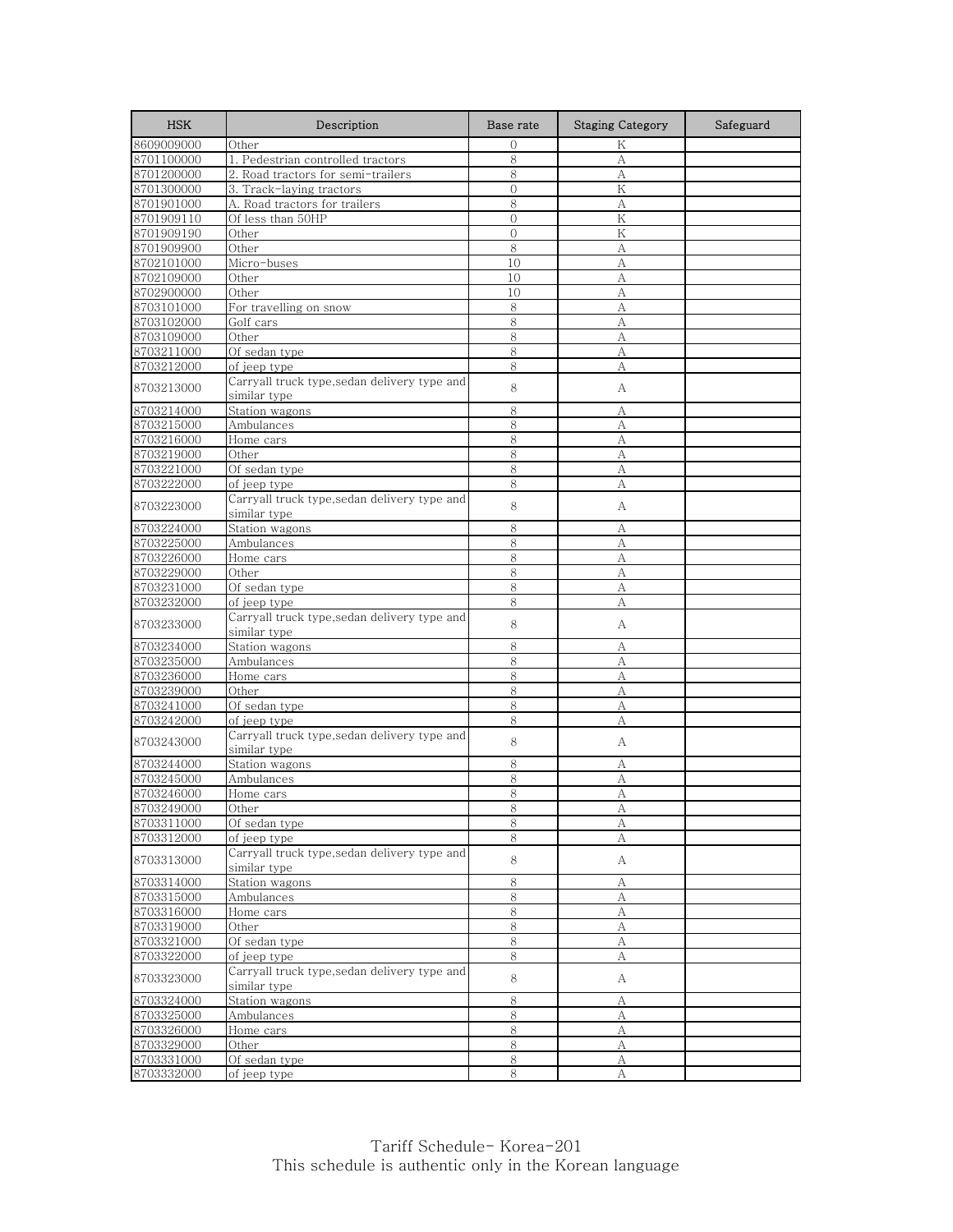| HSK | Description | Base rate | Staging Category | Safeguard |
|---|---|---|---|---|
| 8609009000 | Other | 0 | K | |
| 8701100000 | 1. Pedestrian controlled tractors | 8 | A | |
| 8701200000 | 2. Road tractors for semi-trailers | 8 | A | |
| 8701300000 | 3. Track-laying tractors | 0 | K | |
| 8701901000 | A. Road tractors for trailers | 8 | A | |
| 8701909110 | Of less than 50HP | 0 | K | |
| 8701909190 | Other | 0 | K | |
| 8701909900 | Other | 8 | A | |
| 8702101000 | Micro-buses | 10 | A | |
| 8702109000 | Other | 10 | A | |
| 8702900000 | Other | 10 | A | |
| 8703101000 | For travelling on snow | 8 | A | |
| 8703102000 | Golf cars | 8 | A | |
| 8703109000 | Other | 8 | A | |
| 8703211000 | Of sedan type | 8 | A | |
| 8703212000 | of jeep type | 8 | A | |
| 8703213000 | Carryall truck type,sedan delivery type and similar type | 8 | A | |
| 8703214000 | Station wagons | 8 | A | |
| 8703215000 | Ambulances | 8 | A | |
| 8703216000 | Home cars | 8 | A | |
| 8703219000 | Other | 8 | A | |
| 8703221000 | Of sedan type | 8 | A | |
| 8703222000 | of jeep type | 8 | A | |
| 8703223000 | Carryall truck type,sedan delivery type and similar type | 8 | A | |
| 8703224000 | Station wagons | 8 | A | |
| 8703225000 | Ambulances | 8 | A | |
| 8703226000 | Home cars | 8 | A | |
| 8703229000 | Other | 8 | A | |
| 8703231000 | Of sedan type | 8 | A | |
| 8703232000 | of jeep type | 8 | A | |
| 8703233000 | Carryall truck type,sedan delivery type and similar type | 8 | A | |
| 8703234000 | Station wagons | 8 | A | |
| 8703235000 | Ambulances | 8 | A | |
| 8703236000 | Home cars | 8 | A | |
| 8703239000 | Other | 8 | A | |
| 8703241000 | Of sedan type | 8 | A | |
| 8703242000 | of jeep type | 8 | A | |
| 8703243000 | Carryall truck type,sedan delivery type and similar type | 8 | A | |
| 8703244000 | Station wagons | 8 | A | |
| 8703245000 | Ambulances | 8 | A | |
| 8703246000 | Home cars | 8 | A | |
| 8703249000 | Other | 8 | A | |
| 8703311000 | Of sedan type | 8 | A | |
| 8703312000 | of jeep type | 8 | A | |
| 8703313000 | Carryall truck type,sedan delivery type and similar type | 8 | A | |
| 8703314000 | Station wagons | 8 | A | |
| 8703315000 | Ambulances | 8 | A | |
| 8703316000 | Home cars | 8 | A | |
| 8703319000 | Other | 8 | A | |
| 8703321000 | Of sedan type | 8 | A | |
| 8703322000 | of jeep type | 8 | A | |
| 8703323000 | Carryall truck type,sedan delivery type and similar type | 8 | A | |
| 8703324000 | Station wagons | 8 | A | |
| 8703325000 | Ambulances | 8 | A | |
| 8703326000 | Home cars | 8 | A | |
| 8703329000 | Other | 8 | A | |
| 8703331000 | Of sedan type | 8 | A | |
| 8703332000 | of jeep type | 8 | A | |

Tariff Schedule- Korea-201
This schedule is authentic only in the Korean language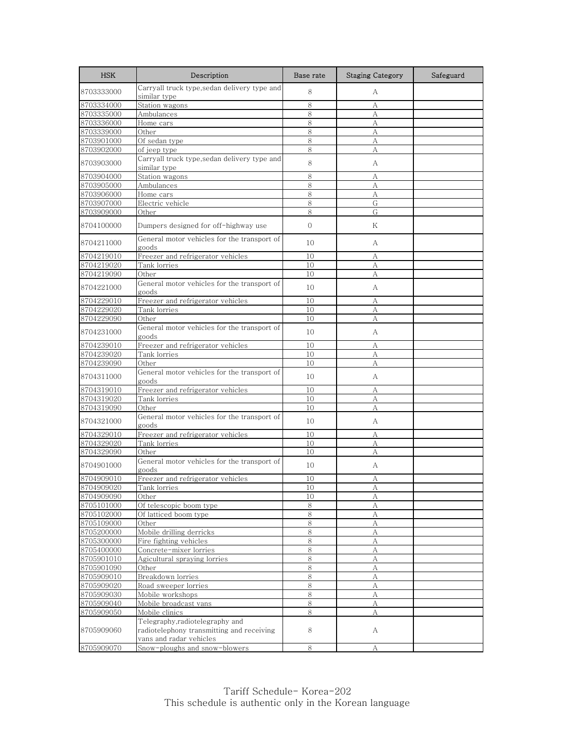| HSK | Description | Base rate | Staging Category | Safeguard |
|---|---|---|---|---|
| 8703333000 | Carryall truck type,sedan delivery type and similar type | 8 | A | |
| 8703334000 | Station wagons | 8 | A | |
| 8703335000 | Ambulances | 8 | A | |
| 8703336000 | Home cars | 8 | A | |
| 8703339000 | Other | 8 | A | |
| 8703901000 | Of sedan type | 8 | A | |
| 8703902000 | of jeep type | 8 | A | |
| 8703903000 | Carryall truck type,sedan delivery type and similar type | 8 | A | |
| 8703904000 | Station wagons | 8 | A | |
| 8703905000 | Ambulances | 8 | A | |
| 8703906000 | Home cars | 8 | A | |
| 8703907000 | Electric vehicle | 8 | G | |
| 8703909000 | Other | 8 | G | |
| 8704100000 | Dumpers designed for off-highway use | 0 | K | |
| 8704211000 | General motor vehicles for the transport of goods | 10 | A | |
| 8704219010 | Freezer and refrigerator vehicles | 10 | A | |
| 8704219020 | Tank lorries | 10 | A | |
| 8704219090 | Other | 10 | A | |
| 8704221000 | General motor vehicles for the transport of goods | 10 | A | |
| 8704229010 | Freezer and refrigerator vehicles | 10 | A | |
| 8704229020 | Tank lorries | 10 | A | |
| 8704229090 | Other | 10 | A | |
| 8704231000 | General motor vehicles for the transport of goods | 10 | A | |
| 8704239010 | Freezer and refrigerator vehicles | 10 | A | |
| 8704239020 | Tank lorries | 10 | A | |
| 8704239090 | Other | 10 | A | |
| 8704311000 | General motor vehicles for the transport of goods | 10 | A | |
| 8704319010 | Freezer and refrigerator vehicles | 10 | A | |
| 8704319020 | Tank lorries | 10 | A | |
| 8704319090 | Other | 10 | A | |
| 8704321000 | General motor vehicles for the transport of goods | 10 | A | |
| 8704329010 | Freezer and refrigerator vehicles | 10 | A | |
| 8704329020 | Tank lorries | 10 | A | |
| 8704329090 | Other | 10 | A | |
| 8704901000 | General motor vehicles for the transport of goods | 10 | A | |
| 8704909010 | Freezer and refrigerator vehicles | 10 | A | |
| 8704909020 | Tank lorries | 10 | A | |
| 8704909090 | Other | 10 | A | |
| 8705101000 | Of telescopic boom type | 8 | A | |
| 8705102000 | Of latticed boom type | 8 | A | |
| 8705109000 | Other | 8 | A | |
| 8705200000 | Mobile drilling derricks | 8 | A | |
| 8705300000 | Fire fighting vehicles | 8 | A | |
| 8705400000 | Concrete-mixer lorries | 8 | A | |
| 8705901010 | Agicultural spraying lorries | 8 | A | |
| 8705901090 | Other | 8 | A | |
| 8705909010 | Breakdown lorries | 8 | A | |
| 8705909020 | Road sweeper lorries | 8 | A | |
| 8705909030 | Mobile workshops | 8 | A | |
| 8705909040 | Mobile broadcast vans | 8 | A | |
| 8705909050 | Mobile clinics | 8 | A | |
| 8705909060 | Telegraphy,radiotelegraphy and radiotelephony transmitting and receiving vans and radar vehicles | 8 | A | |
| 8705909070 | Snow-ploughs and snow-blowers | 8 | A | |

Tariff Schedule- Korea-202
This schedule is authentic only in the Korean language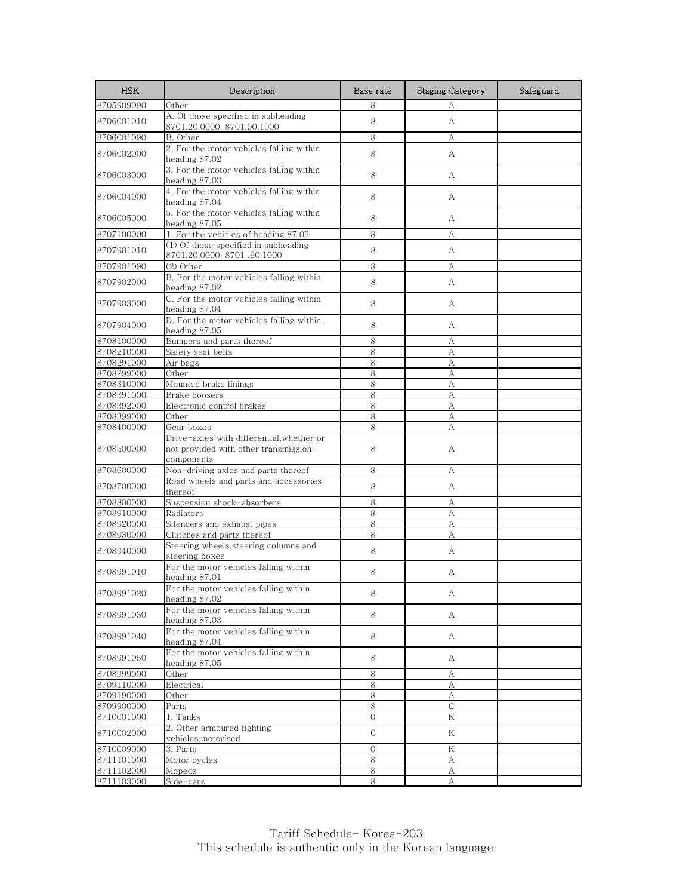| HSK | Description | Base rate | Staging Category | Safeguard |
|---|---|---|---|---|
| 8705909090 | Other | 8 | A | |
| 8706001010 | A. Of those specified in subheading 8701.20.0000, 8701.90.1000 | 8 | A | |
| 8706001090 | B. Other | 8 | A | |
| 8706002000 | 2. For the motor vehicles falling within heading 87.02 | 8 | A | |
| 8706003000 | 3. For the motor vehicles falling within heading 87.03 | 8 | A | |
| 8706004000 | 4. For the motor vehicles falling within heading 87.04 | 8 | A | |
| 8706005000 | 5. For the motor vehicles falling within heading 87.05 | 8 | A | |
| 8707100000 | 1. For the vehicles of heading 87.03 | 8 | A | |
| 8707901010 | (1) Of those specified in subheading 8701.20.0000, 8701 .90.1000 | 8 | A | |
| 8707901090 | (2) Other | 8 | A | |
| 8707902000 | B. For the motor vehicles falling within heading 87.02 | 8 | A | |
| 8707903000 | C. For the motor vehicles falling within heading 87.04 | 8 | A | |
| 8707904000 | D. For the motor vehicles falling within heading 87.05 | 8 | A | |
| 8708100000 | Bumpers and parts thereof | 8 | A | |
| 8708210000 | Safety seat belts | 8 | A | |
| 8708291000 | Air bags | 8 | A | |
| 8708299000 | Other | 8 | A | |
| 8708310000 | Mounted brake linings | 8 | A | |
| 8708391000 | Brake boosers | 8 | A | |
| 8708392000 | Electronic control brakes | 8 | A | |
| 8708399000 | Other | 8 | A | |
| 8708400000 | Gear boxes | 8 | A | |
| 8708500000 | Drive-axles with differential,whether or not provided with other transmission components | 8 | A | |
| 8708600000 | Non-driving axles and parts thereof | 8 | A | |
| 8708700000 | Road wheels and parts and accessories thereof | 8 | A | |
| 8708800000 | Suspension shock-absorbers | 8 | A | |
| 8708910000 | Radiators | 8 | A | |
| 8708920000 | Silencers and exhaust pipes | 8 | A | |
| 8708930000 | Clutches and parts thereof | 8 | A | |
| 8708940000 | Steering wheels,steering columns and steering boxes | 8 | A | |
| 8708991010 | For the motor vehicles falling within heading 87.01 | 8 | A | |
| 8708991020 | For the motor vehicles falling within heading 87.02 | 8 | A | |
| 8708991030 | For the motor vehicles falling within heading 87.03 | 8 | A | |
| 8708991040 | For the motor vehicles falling within heading 87.04 | 8 | A | |
| 8708991050 | For the motor vehicles falling within heading 87.05 | 8 | A | |
| 8708999000 | Other | 8 | A | |
| 8709110000 | Electrical | 8 | A | |
| 8709190000 | Other | 8 | A | |
| 8709900000 | Parts | 8 | C | |
| 8710001000 | 1. Tanks | 0 | K | |
| 8710002000 | 2. Other armoured fighting vehicles,motorised | 0 | K | |
| 8710009000 | 3. Parts | 0 | K | |
| 8711101000 | Motor cycles | 8 | A | |
| 8711102000 | Mopeds | 8 | A | |
| 8711103000 | Side-cars | 8 | A | |

Tariff Schedule- Korea-203
This schedule is authentic only in the Korean language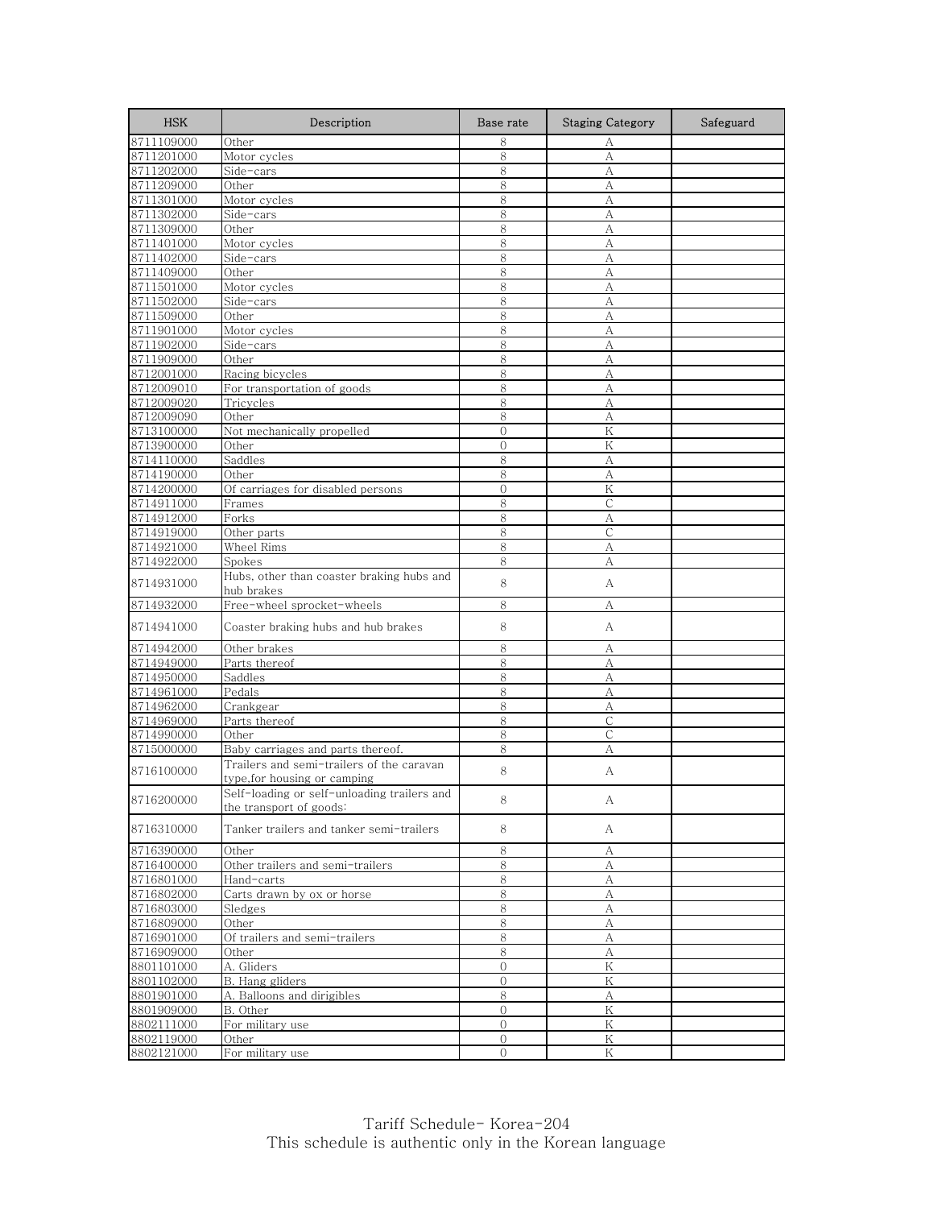| HSK | Description | Base rate | Staging Category | Safeguard |
|---|---|---|---|---|
| 8711109000 | Other | 8 | A | |
| 8711201000 | Motor cycles | 8 | A | |
| 8711202000 | Side-cars | 8 | A | |
| 8711209000 | Other | 8 | A | |
| 8711301000 | Motor cycles | 8 | A | |
| 8711302000 | Side-cars | 8 | A | |
| 8711309000 | Other | 8 | A | |
| 8711401000 | Motor cycles | 8 | A | |
| 8711402000 | Side-cars | 8 | A | |
| 8711409000 | Other | 8 | A | |
| 8711501000 | Motor cycles | 8 | A | |
| 8711502000 | Side-cars | 8 | A | |
| 8711509000 | Other | 8 | A | |
| 8711901000 | Motor cycles | 8 | A | |
| 8711902000 | Side-cars | 8 | A | |
| 8711909000 | Other | 8 | A | |
| 8712001000 | Racing bicycles | 8 | A | |
| 8712009010 | For transportation of goods | 8 | A | |
| 8712009020 | Tricycles | 8 | A | |
| 8712009090 | Other | 8 | A | |
| 8713100000 | Not mechanically propelled | 0 | K | |
| 8713900000 | Other | 0 | K | |
| 8714110000 | Saddles | 8 | A | |
| 8714190000 | Other | 8 | A | |
| 8714200000 | Of carriages for disabled persons | 0 | K | |
| 8714911000 | Frames | 8 | C | |
| 8714912000 | Forks | 8 | A | |
| 8714919000 | Other parts | 8 | C | |
| 8714921000 | Wheel Rims | 8 | A | |
| 8714922000 | Spokes | 8 | A | |
| 8714931000 | Hubs, other than coaster braking hubs and hub brakes | 8 | A | |
| 8714932000 | Free-wheel sprocket-wheels | 8 | A | |
| 8714941000 | Coaster braking hubs and hub brakes | 8 | A | |
| 8714942000 | Other brakes | 8 | A | |
| 8714949000 | Parts thereof | 8 | A | |
| 8714950000 | Saddles | 8 | A | |
| 8714961000 | Pedals | 8 | A | |
| 8714962000 | Crankgear | 8 | A | |
| 8714969000 | Parts thereof | 8 | C | |
| 8714990000 | Other | 8 | C | |
| 8715000000 | Baby carriages and parts thereof. | 8 | A | |
| 8716100000 | Trailers and semi-trailers of the caravan type,for housing or camping | 8 | A | |
| 8716200000 | Self-loading or self-unloading trailers and the transport of goods: | 8 | A | |
| 8716310000 | Tanker trailers and tanker semi-trailers | 8 | A | |
| 8716390000 | Other | 8 | A | |
| 8716400000 | Other trailers and semi-trailers | 8 | A | |
| 8716801000 | Hand-carts | 8 | A | |
| 8716802000 | Carts drawn by ox or horse | 8 | A | |
| 8716803000 | Sledges | 8 | A | |
| 8716809000 | Other | 8 | A | |
| 8716901000 | Of trailers and semi-trailers | 8 | A | |
| 8716909000 | Other | 8 | A | |
| 8801101000 | A. Gliders | 0 | K | |
| 8801102000 | B. Hang gliders | 0 | K | |
| 8801901000 | A. Balloons and dirigibles | 8 | A | |
| 8801909000 | B. Other | 0 | K | |
| 8802111000 | For military use | 0 | K | |
| 8802119000 | Other | 0 | K | |
| 8802121000 | For military use | 0 | K | |

Tariff Schedule- Korea-204
This schedule is authentic only in the Korean language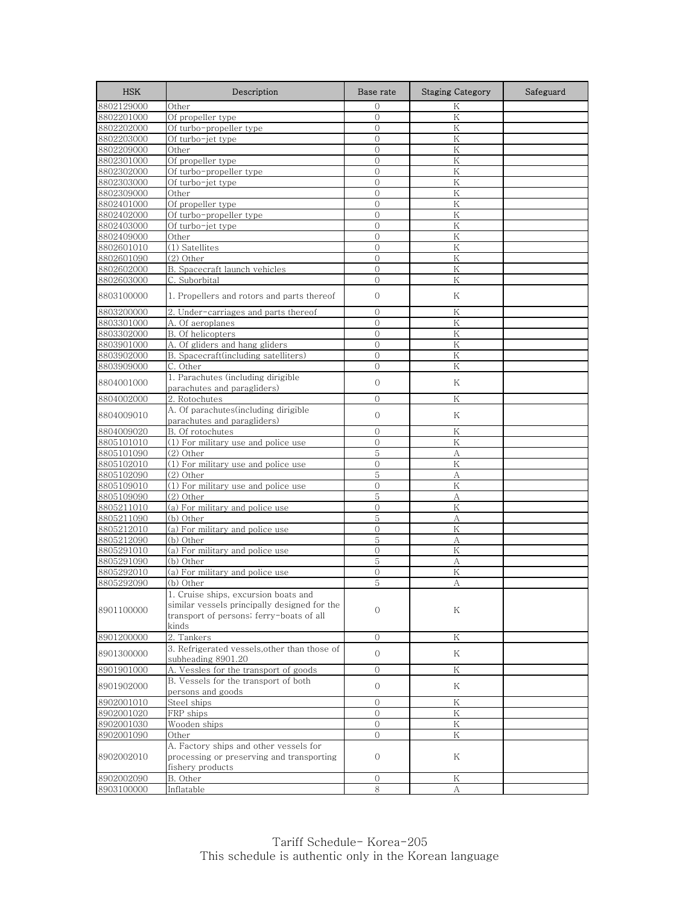| HSK | Description | Base rate | Staging Category | Safeguard |
|---|---|---|---|---|
| 8802129000 | Other | 0 | K | |
| 8802201000 | Of propeller type | 0 | K | |
| 8802202000 | Of turbo-propeller type | 0 | K | |
| 8802203000 | Of turbo-jet type | 0 | K | |
| 8802209000 | Other | 0 | K | |
| 8802301000 | Of propeller type | 0 | K | |
| 8802302000 | Of turbo-propeller type | 0 | K | |
| 8802303000 | Of turbo-jet type | 0 | K | |
| 8802309000 | Other | 0 | K | |
| 8802401000 | Of propeller type | 0 | K | |
| 8802402000 | Of turbo-propeller type | 0 | K | |
| 8802403000 | Of turbo-jet type | 0 | K | |
| 8802409000 | Other | 0 | K | |
| 8802601010 | (1) Satellites | 0 | K | |
| 8802601090 | (2) Other | 0 | K | |
| 8802602000 | B. Spacecraft launch vehicles | 0 | K | |
| 8802603000 | C. Suborbital | 0 | K | |
| 8803100000 | 1. Propellers and rotors and parts thereof | 0 | K | |
| 8803200000 | 2. Under-carriages and parts thereof | 0 | K | |
| 8803301000 | A. Of aeroplanes | 0 | K | |
| 8803302000 | B. Of helicopters | 0 | K | |
| 8803901000 | A. Of gliders and hang gliders | 0 | K | |
| 8803902000 | B. Spacecraft(including satelliters) | 0 | K | |
| 8803909000 | C. Other | 0 | K | |
| 8804001000 | 1. Parachutes (including dirigible parachutes and paragliders) | 0 | K | |
| 8804002000 | 2. Rotochutes | 0 | K | |
| 8804009010 | A. Of parachutes(including dirigible parachutes and paragliders) | 0 | K | |
| 8804009020 | B. Of rotochutes | 0 | K | |
| 8805101010 | (1) For military use and police use | 0 | K | |
| 8805101090 | (2) Other | 5 | A | |
| 8805102010 | (1) For military use and police use | 0 | K | |
| 8805102090 | (2) Other | 5 | A | |
| 8805109010 | (1) For military use and police use | 0 | K | |
| 8805109090 | (2) Other | 5 | A | |
| 8805211010 | (a) For military and police use | 0 | K | |
| 8805211090 | (b) Other | 5 | A | |
| 8805212010 | (a) For military and police use | 0 | K | |
| 8805212090 | (b) Other | 5 | A | |
| 8805291010 | (a) For military and police use | 0 | K | |
| 8805291090 | (b) Other | 5 | A | |
| 8805292010 | (a) For military and police use | 0 | K | |
| 8805292090 | (b) Other | 5 | A | |
| 8901100000 | 1. Cruise ships, excursion boats and similar vessels principally designed for the transport of persons; ferry-boats of all kinds | 0 | K | |
| 8901200000 | 2. Tankers | 0 | K | |
| 8901300000 | 3. Refrigerated vessels,other than those of subheading 8901.20 | 0 | K | |
| 8901901000 | A. Vessles for the transport of goods | 0 | K | |
| 8901902000 | B. Vessels for the transport of both persons and goods | 0 | K | |
| 8902001010 | Steel ships | 0 | K | |
| 8902001020 | FRP ships | 0 | K | |
| 8902001030 | Wooden ships | 0 | K | |
| 8902001090 | Other | 0 | K | |
| 8902002010 | A. Factory ships and other vessels for processing or preserving and transporting fishery products | 0 | K | |
| 8902002090 | B. Other | 0 | K | |
| 8903100000 | Inflatable | 8 | A | |

Tariff Schedule- Korea-205
This schedule is authentic only in the Korean language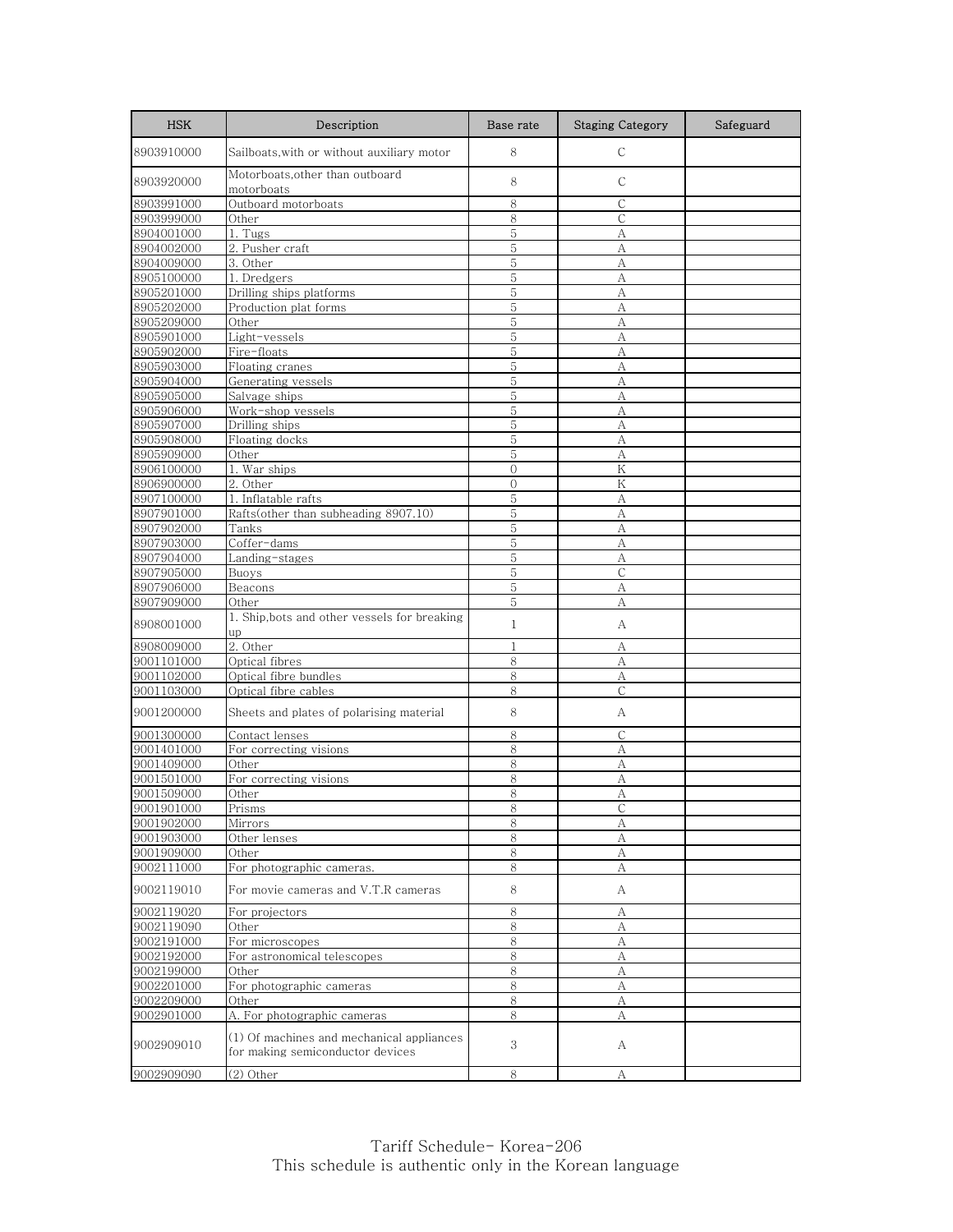| HSK | Description | Base rate | Staging Category | Safeguard |
|---|---|---|---|---|
| 8903910000 | Sailboats,with or without auxiliary motor | 8 | C | |
| 8903920000 | Motorboats,other than outboard motorboats | 8 | C | |
| 8903991000 | Outboard motorboats | 8 | C | |
| 8903999000 | Other | 8 | C | |
| 8904001000 | 1. Tugs | 5 | A | |
| 8904002000 | 2. Pusher craft | 5 | A | |
| 8904009000 | 3. Other | 5 | A | |
| 8905100000 | 1. Dredgers | 5 | A | |
| 8905201000 | Drilling ships platforms | 5 | A | |
| 8905202000 | Production plat forms | 5 | A | |
| 8905209000 | Other | 5 | A | |
| 8905901000 | Light-vessels | 5 | A | |
| 8905902000 | Fire-floats | 5 | A | |
| 8905903000 | Floating cranes | 5 | A | |
| 8905904000 | Generating vessels | 5 | A | |
| 8905905000 | Salvage ships | 5 | A | |
| 8905906000 | Work-shop vessels | 5 | A | |
| 8905907000 | Drilling ships | 5 | A | |
| 8905908000 | Floating docks | 5 | A | |
| 8905909000 | Other | 5 | A | |
| 8906100000 | 1. War ships | 0 | K | |
| 8906900000 | 2. Other | 0 | K | |
| 8907100000 | 1. Inflatable rafts | 5 | A | |
| 8907901000 | Rafts(other than subheading 8907.10) | 5 | A | |
| 8907902000 | Tanks | 5 | A | |
| 8907903000 | Coffer-dams | 5 | A | |
| 8907904000 | Landing-stages | 5 | A | |
| 8907905000 | Buoys | 5 | C | |
| 8907906000 | Beacons | 5 | A | |
| 8907909000 | Other | 5 | A | |
| 8908001000 | 1. Ship,bots and other vessels for breaking up | 1 | A | |
| 8908009000 | 2. Other | 1 | A | |
| 9001101000 | Optical fibres | 8 | A | |
| 9001102000 | Optical fibre bundles | 8 | A | |
| 9001103000 | Optical fibre cables | 8 | C | |
| 9001200000 | Sheets and plates of polarising material | 8 | A | |
| 9001300000 | Contact lenses | 8 | C | |
| 9001401000 | For correcting visions | 8 | A | |
| 9001409000 | Other | 8 | A | |
| 9001501000 | For correcting visions | 8 | A | |
| 9001509000 | Other | 8 | A | |
| 9001901000 | Prisms | 8 | C | |
| 9001902000 | Mirrors | 8 | A | |
| 9001903000 | Other lenses | 8 | A | |
| 9001909000 | Other | 8 | A | |
| 9002111000 | For photographic cameras. | 8 | A | |
| 9002119010 | For movie cameras and V.T.R cameras | 8 | A | |
| 9002119020 | For projectors | 8 | A | |
| 9002119090 | Other | 8 | A | |
| 9002191000 | For microscopes | 8 | A | |
| 9002192000 | For astronomical telescopes | 8 | A | |
| 9002199000 | Other | 8 | A | |
| 9002201000 | For photographic cameras | 8 | A | |
| 9002209000 | Other | 8 | A | |
| 9002901000 | A. For photographic cameras | 8 | A | |
| 9002909010 | (1) Of machines and mechanical appliances for making semiconductor devices | 3 | A | |
| 9002909090 | (2) Other | 8 | A | |

Tariff Schedule- Korea-206
This schedule is authentic only in the Korean language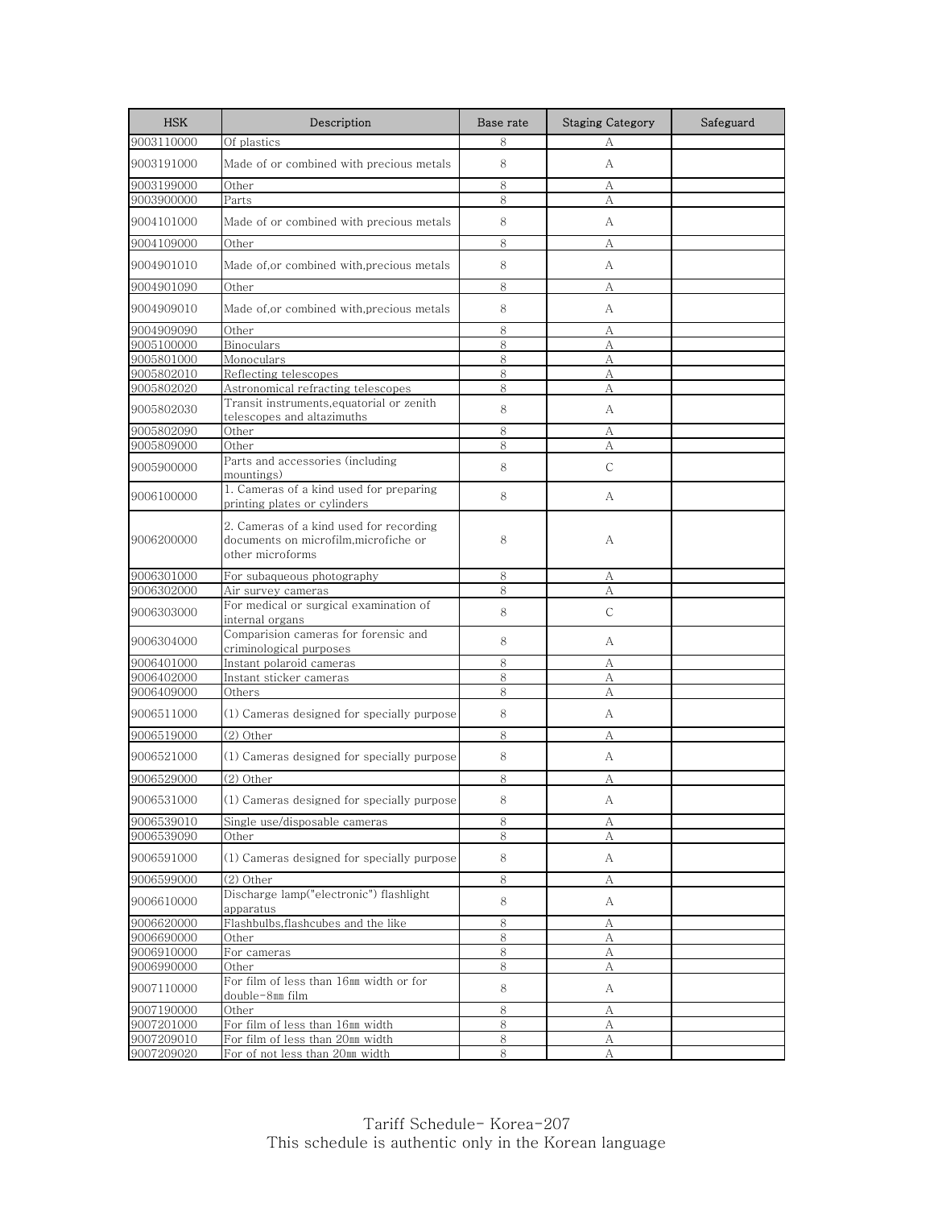| HSK | Description | Base rate | Staging Category | Safeguard |
|---|---|---|---|---|
| 9003110000 | Of plastics | 8 | A | |
| 9003191000 | Made of or combined with precious metals | 8 | A | |
| 9003199000 | Other | 8 | A | |
| 9003900000 | Parts | 8 | A | |
| 9004101000 | Made of or combined with precious metals | 8 | A | |
| 9004109000 | Other | 8 | A | |
| 9004901010 | Made of,or combined with,precious metals | 8 | A | |
| 9004901090 | Other | 8 | A | |
| 9004909010 | Made of,or combined with,precious metals | 8 | A | |
| 9004909090 | Other | 8 | A | |
| 9005100000 | Binoculars | 8 | A | |
| 9005801000 | Monoculars | 8 | A | |
| 9005802010 | Reflecting telescopes | 8 | A | |
| 9005802020 | Astronomical refracting telescopes | 8 | A | |
| 9005802030 | Transit instruments,equatorial or zenith telescopes and altazimuths | 8 | A | |
| 9005802090 | Other | 8 | A | |
| 9005809000 | Other | 8 | A | |
| 9005900000 | Parts and accessories (including mountings) | 8 | C | |
| 9006100000 | 1. Cameras of a kind used for preparing printing plates or cylinders | 8 | A | |
| 9006200000 | 2. Cameras of a kind used for recording documents on microfilm,microfiche or other microforms | 8 | A | |
| 9006301000 | For subaqueous photography | 8 | A | |
| 9006302000 | Air survey cameras | 8 | A | |
| 9006303000 | For medical or surgical examination of internal organs | 8 | C | |
| 9006304000 | Comparision cameras for forensic and criminological purposes | 8 | A | |
| 9006401000 | Instant polaroid cameras | 8 | A | |
| 9006402000 | Instant sticker cameras | 8 | A | |
| 9006409000 | Others | 8 | A | |
| 9006511000 | (1) Cameras designed for specially purpose | 8 | A | |
| 9006519000 | (2) Other | 8 | A | |
| 9006521000 | (1) Cameras designed for specially purpose | 8 | A | |
| 9006529000 | (2) Other | 8 | A | |
| 9006531000 | (1) Cameras designed for specially purpose | 8 | A | |
| 9006539010 | Single use/disposable cameras | 8 | A | |
| 9006539090 | Other | 8 | A | |
| 9006591000 | (1) Cameras designed for specially purpose | 8 | A | |
| 9006599000 | (2) Other | 8 | A | |
| 9006610000 | Discharge lamp("electronic") flashlight apparatus | 8 | A | |
| 9006620000 | Flashbulbs,flashcubes and the like | 8 | A | |
| 9006690000 | Other | 8 | A | |
| 9006910000 | For cameras | 8 | A | |
| 9006990000 | Other | 8 | A | |
| 9007110000 | For film of less than 16㎜ width or for double-8㎜ film | 8 | A | |
| 9007190000 | Other | 8 | A | |
| 9007201000 | For film of less than 16㎜ width | 8 | A | |
| 9007209010 | For film of less than 20㎜ width | 8 | A | |
| 9007209020 | For of not less than 20㎜ width | 8 | A | |

Tariff Schedule- Korea-207
This schedule is authentic only in the Korean language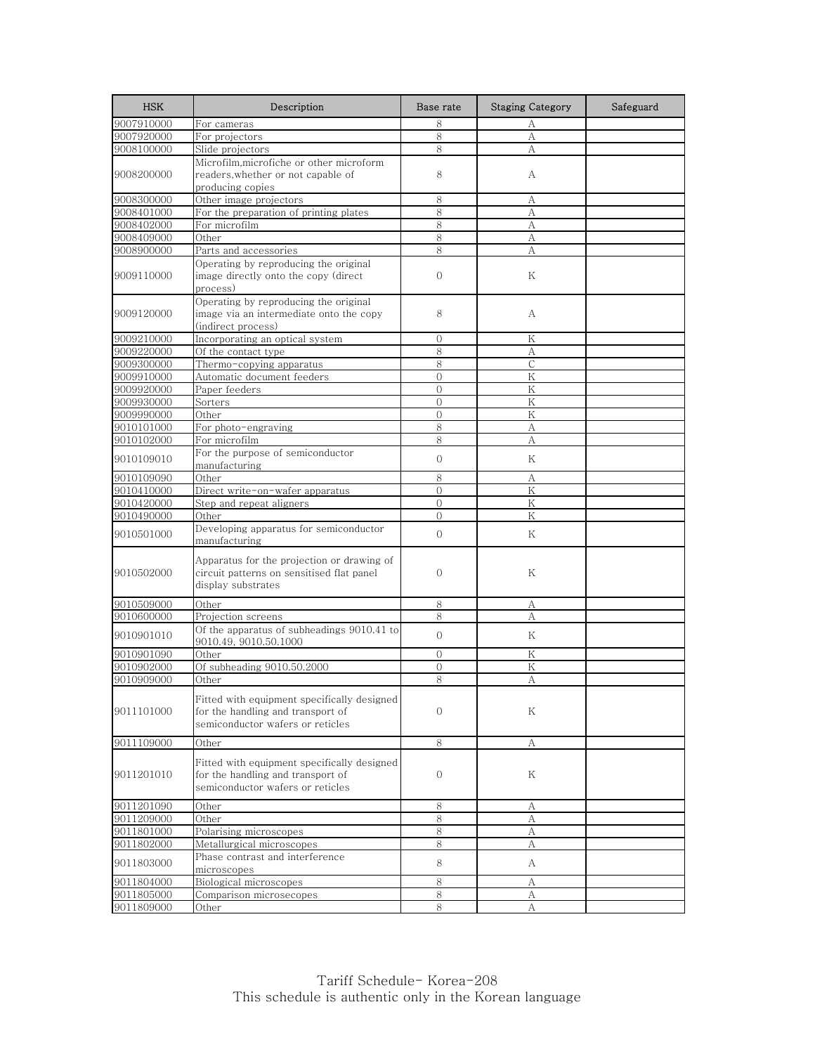| HSK | Description | Base rate | Staging Category | Safeguard |
|---|---|---|---|---|
| 9007910000 | For cameras | 8 | A | |
| 9007920000 | For projectors | 8 | A | |
| 9008100000 | Slide projectors | 8 | A | |
| 9008200000 | Microfilm,microfiche or other microform readers,whether or not capable of producing copies | 8 | A | |
| 9008300000 | Other image projectors | 8 | A | |
| 9008401000 | For the preparation of printing plates | 8 | A | |
| 9008402000 | For microfilm | 8 | A | |
| 9008409000 | Other | 8 | A | |
| 9008900000 | Parts and accessories | 8 | A | |
| 9009110000 | Operating by reproducing the original image directly onto the copy (direct process) | 0 | K | |
| 9009120000 | Operating by reproducing the original image via an intermediate onto the copy (indirect process) | 8 | A | |
| 9009210000 | Incorporating an optical system | 0 | K | |
| 9009220000 | Of the contact type | 8 | A | |
| 9009300000 | Thermo-copying apparatus | 8 | C | |
| 9009910000 | Automatic document feeders | 0 | K | |
| 9009920000 | Paper feeders | 0 | K | |
| 9009930000 | Sorters | 0 | K | |
| 9009990000 | Other | 0 | K | |
| 9010101000 | For photo-engraving | 8 | A | |
| 9010102000 | For microfilm | 8 | A | |
| 9010109010 | For the purpose of semiconductor manufacturing | 0 | K | |
| 9010109090 | Other | 8 | A | |
| 9010410000 | Direct write-on-wafer apparatus | 0 | K | |
| 9010420000 | Step and repeat aligners | 0 | K | |
| 9010490000 | Other | 0 | K | |
| 9010501000 | Developing apparatus for semiconductor manufacturing | 0 | K | |
| 9010502000 | Apparatus for the projection or drawing of circuit patterns on sensitised flat panel display substrates | 0 | K | |
| 9010509000 | Other | 8 | A | |
| 9010600000 | Projection screens | 8 | A | |
| 9010901010 | Of the apparatus of subheadings 9010.41 to 9010.49, 9010.50.1000 | 0 | K | |
| 9010901090 | Other | 0 | K | |
| 9010902000 | Of subheading 9010.50.2000 | 0 | K | |
| 9010909000 | Other | 8 | A | |
| 9011101000 | Fitted with equipment specifically designed for the handling and transport of semiconductor wafers or reticles | 0 | K | |
| 9011109000 | Other | 8 | A | |
| 9011201010 | Fitted with equipment specifically designed for the handling and transport of semiconductor wafers or reticles | 0 | K | |
| 9011201090 | Other | 8 | A | |
| 9011209000 | Other | 8 | A | |
| 9011801000 | Polarising microscopes | 8 | A | |
| 9011802000 | Metallurgical microscopes | 8 | A | |
| 9011803000 | Phase contrast and interference microscopes | 8 | A | |
| 9011804000 | Biological microscopes | 8 | A | |
| 9011805000 | Comparison microsecopes | 8 | A | |
| 9011809000 | Other | 8 | A | |

Tariff Schedule- Korea-208
This schedule is authentic only in the Korean language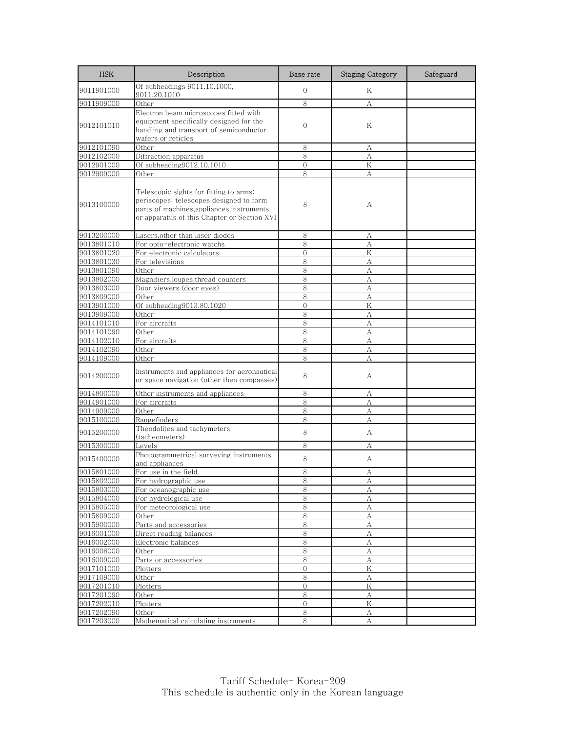| HSK | Description | Base rate | Staging Category | Safeguard |
|---|---|---|---|---|
| 9011901000 | Of subheadings 9011.10.1000, 9011.20.1010 | 0 | K | |
| 9011909000 | Other | 8 | A | |
| 9012101010 | Electron beam microscopes fitted with equipment specifically designed for the handling and transport of semiconductor wafers or reticles | 0 | K | |
| 9012101090 | Other | 8 | A | |
| 9012102000 | Diffraction apparatus | 8 | A | |
| 9012901000 | Of subheading9012.10.1010 | 0 | K | |
| 9012909000 | Other | 8 | A | |
| 9013100000 | Telescopic sights for fitting to arms; periscopes; telescopes designed to form parts of machines,appliances,instruments or apparatus of this Chapter or Section XVI | 8 | A | |
| 9013200000 | Lasers,other than laser diodes | 8 | A | |
| 9013801010 | For opto-electronic watchs | 8 | A | |
| 9013801020 | For electronic calculators | 0 | K | |
| 9013801030 | For televisions | 8 | A | |
| 9013801090 | Other | 8 | A | |
| 9013802000 | Magnifiers,loupes,thread counters | 8 | A | |
| 9013803000 | Door viewers (door eyes) | 8 | A | |
| 9013809000 | Other | 8 | A | |
| 9013901000 | Of subheading9013.80.1020 | 0 | K | |
| 9013909000 | Other | 8 | A | |
| 9014101010 | For aircrafts | 8 | A | |
| 9014101090 | Other | 8 | A | |
| 9014102010 | For aircrafts | 8 | A | |
| 9014102090 | Other | 8 | A | |
| 9014109000 | Other | 8 | A | |
| 9014200000 | Instruments and appliances for aeronautical or space navigation (other then compasses) | 8 | A | |
| 9014800000 | Other instruments and appliances | 8 | A | |
| 9014901000 | For aircrafts | 8 | A | |
| 9014909000 | Other | 8 | A | |
| 9015100000 | Rangefinders | 8 | A | |
| 9015200000 | Theodolites and tachymeters (tacheometers) | 8 | A | |
| 9015300000 | Levels | 8 | A | |
| 9015400000 | Photogrammetrical surveying instruments and appliances | 8 | A | |
| 9015801000 | For use in the field. | 8 | A | |
| 9015802000 | For hydrographic use | 8 | A | |
| 9015803000 | For oceanographic use | 8 | A | |
| 9015804000 | For hydrological use | 8 | A | |
| 9015805000 | For meteorological use | 8 | A | |
| 9015809000 | Other | 8 | A | |
| 9015900000 | Parts and accessories | 8 | A | |
| 9016001000 | Direct reading balances | 8 | A | |
| 9016002000 | Electronic balances | 8 | A | |
| 9016008000 | Other | 8 | A | |
| 9016009000 | Parts or accessories | 8 | A | |
| 9017101000 | Plotters | 0 | K | |
| 9017109000 | Other | 8 | A | |
| 9017201010 | Plotters | 0 | K | |
| 9017201090 | Other | 8 | A | |
| 9017202010 | Plotters | 0 | K | |
| 9017202090 | Other | 8 | A | |
| 9017203000 | Mathematical calculating instruments | 8 | A | |

Tariff Schedule- Korea-209
This schedule is authentic only in the Korean language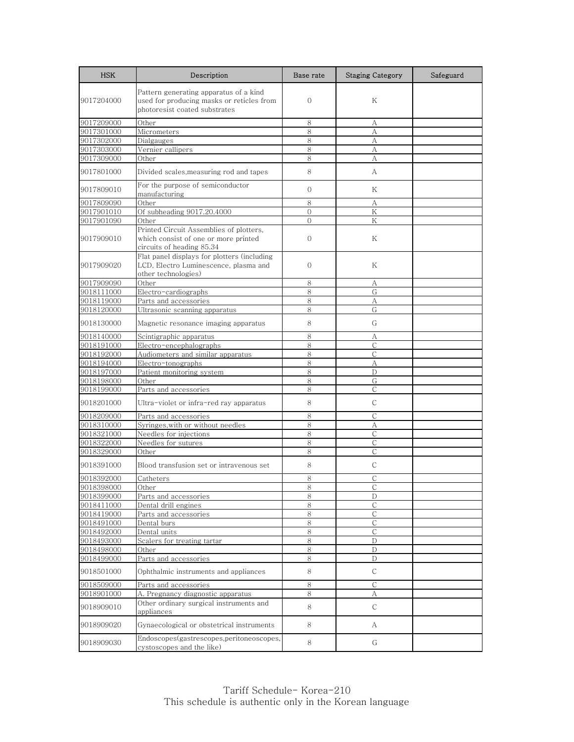| HSK | Description | Base rate | Staging Category | Safeguard |
|---|---|---|---|---|
| 9017204000 | Pattern generating apparatus of a kind used for producing masks or reticles from photoresist coated substrates | 0 | K | |
| 9017209000 | Other | 8 | A | |
| 9017301000 | Micrometers | 8 | A | |
| 9017302000 | Dialgauges | 8 | A | |
| 9017303000 | Vernier callipers | 8 | A | |
| 9017309000 | Other | 8 | A | |
| 9017801000 | Divided scales,measuring rod and tapes | 8 | A | |
| 9017809010 | For the purpose of semiconductor manufacturing | 0 | K | |
| 9017809090 | Other | 8 | A | |
| 9017901010 | Of subheading 9017.20.4000 | 0 | K | |
| 9017901090 | Other | 0 | K | |
| 9017909010 | Printed Circuit Assemblies of plotters, which consist of one or more printed circuits of heading 85.34 | 0 | K | |
| 9017909020 | Flat panel displays for plotters (including LCD, Electro Luminescence, plasma and other technologies) | 0 | K | |
| 9017909090 | Other | 8 | A | |
| 9018111000 | Electro-cardiographs | 8 | G | |
| 9018119000 | Parts and accessories | 8 | A | |
| 9018120000 | Ultrasonic scanning apparatus | 8 | G | |
| 9018130000 | Magnetic resonance imaging apparatus | 8 | G | |
| 9018140000 | Scintigraphic apparatus | 8 | A | |
| 9018191000 | Electro-encephalographs | 8 | C | |
| 9018192000 | Audiometers and similar apparatus | 8 | C | |
| 9018194000 | Electro-tonographs | 8 | A | |
| 9018197000 | Patient monitoring system | 8 | D | |
| 9018198000 | Other | 8 | G | |
| 9018199000 | Parts and accessories | 8 | C | |
| 9018201000 | Ultra-violet or infra-red ray apparatus | 8 | C | |
| 9018209000 | Parts and accessories | 8 | C | |
| 9018310000 | Syringes,with or without needles | 8 | A | |
| 9018321000 | Needles for injections | 8 | C | |
| 9018322000 | Needles for sutures | 8 | C | |
| 9018329000 | Other | 8 | C | |
| 9018391000 | Blood transfusion set or intravenous set | 8 | C | |
| 9018392000 | Catheters | 8 | C | |
| 9018398000 | Other | 8 | C | |
| 9018399000 | Parts and accessories | 8 | D | |
| 9018411000 | Dental drill engines | 8 | C | |
| 9018419000 | Parts and accessories | 8 | C | |
| 9018491000 | Dental burs | 8 | C | |
| 9018492000 | Dental units | 8 | C | |
| 9018493000 | Scalers for treating tartar | 8 | D | |
| 9018498000 | Other | 8 | D | |
| 9018499000 | Parts and accessories | 8 | D | |
| 9018501000 | Ophthalmic instruments and appliances | 8 | C | |
| 9018509000 | Parts and accessories | 8 | C | |
| 9018901000 | A. Pregnancy diagnostic apparatus | 8 | A | |
| 9018909010 | Other ordinary surgical instruments and appliances | 8 | C | |
| 9018909020 | Gynaecological or obstetrical instruments | 8 | A | |
| 9018909030 | Endoscopes(gastrescopes,peritoneoscopes, cystoscopes and the like) | 8 | G | |

Tariff Schedule- Korea-210
This schedule is authentic only in the Korean language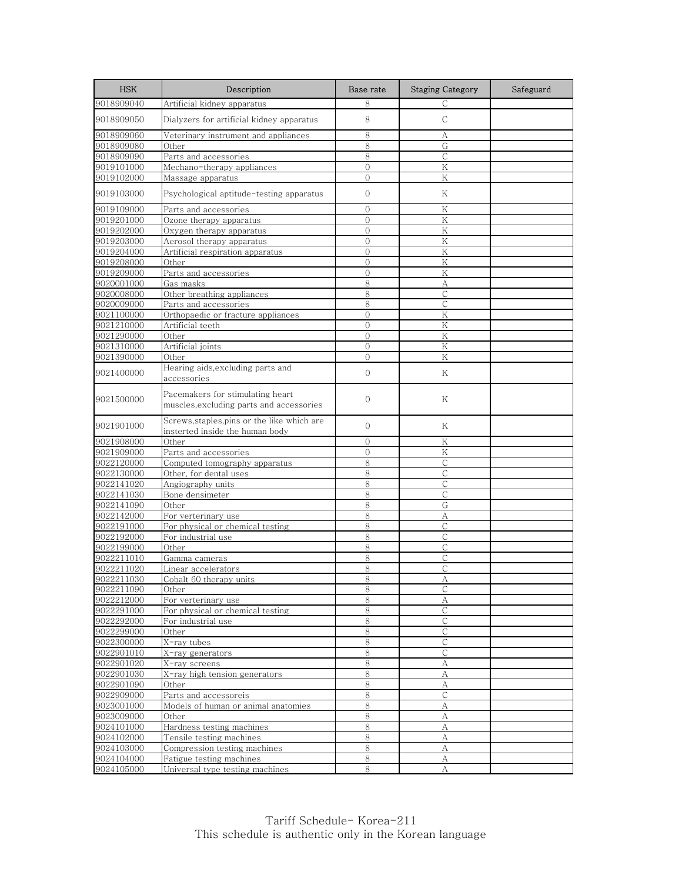| HSK | Description | Base rate | Staging Category | Safeguard |
|---|---|---|---|---|
| 9018909040 | Artificial kidney apparatus | 8 | C | |
| 9018909050 | Dialyzers for artificial kidney apparatus | 8 | C | |
| 9018909060 | Veterinary instrument and appliances | 8 | A | |
| 9018909080 | Other | 8 | G | |
| 9018909090 | Parts and accessories | 8 | C | |
| 9019101000 | Mechano-therapy appliances | 0 | K | |
| 9019102000 | Massage apparatus | 0 | K | |
| 9019103000 | Psychological aptitude-testing apparatus | 0 | K | |
| 9019109000 | Parts and accessories | 0 | K | |
| 9019201000 | Ozone therapy apparatus | 0 | K | |
| 9019202000 | Oxygen therapy apparatus | 0 | K | |
| 9019203000 | Aerosol therapy apparatus | 0 | K | |
| 9019204000 | Artificial respiration apparatus | 0 | K | |
| 9019208000 | Other | 0 | K | |
| 9019209000 | Parts and accessories | 0 | K | |
| 9020001000 | Gas masks | 8 | A | |
| 9020008000 | Other breathing appliances | 8 | C | |
| 9020009000 | Parts and accessories | 8 | C | |
| 9021100000 | Orthopaedic or fracture appliances | 0 | K | |
| 9021210000 | Artificial teeth | 0 | K | |
| 9021290000 | Other | 0 | K | |
| 9021310000 | Artificial joints | 0 | K | |
| 9021390000 | Other | 0 | K | |
| 9021400000 | Hearing aids,excluding parts and accessories | 0 | K | |
| 9021500000 | Pacemakers for stimulating heart muscles,excluding parts and accessories | 0 | K | |
| 9021901000 | Screws,staples,pins or the like which are insterted inside the human body | 0 | K | |
| 9021908000 | Other | 0 | K | |
| 9021909000 | Parts and accessories | 0 | K | |
| 9022120000 | Computed tomography apparatus | 8 | C | |
| 9022130000 | Other, for dental uses | 8 | C | |
| 9022141020 | Angiography units | 8 | C | |
| 9022141030 | Bone densimeter | 8 | C | |
| 9022141090 | Other | 8 | G | |
| 9022142000 | For verterinary use | 8 | A | |
| 9022191000 | For physical or chemical testing | 8 | C | |
| 9022192000 | For industrial use | 8 | C | |
| 9022199000 | Other | 8 | C | |
| 9022211010 | Gamma cameras | 8 | C | |
| 9022211020 | Linear accelerators | 8 | C | |
| 9022211030 | Cobalt 60 therapy units | 8 | A | |
| 9022211090 | Other | 8 | C | |
| 9022212000 | For verterinary use | 8 | A | |
| 9022291000 | For physical or chemical testing | 8 | C | |
| 9022292000 | For industrial use | 8 | C | |
| 9022299000 | Other | 8 | C | |
| 9022300000 | X-ray tubes | 8 | C | |
| 9022901010 | X-ray generators | 8 | C | |
| 9022901020 | X-ray screens | 8 | A | |
| 9022901030 | X-ray high tension generators | 8 | A | |
| 9022901090 | Other | 8 | A | |
| 9022909000 | Parts and accessoreis | 8 | C | |
| 9023001000 | Models of human or animal anatomies | 8 | A | |
| 9023009000 | Other | 8 | A | |
| 9024101000 | Hardness testing machines | 8 | A | |
| 9024102000 | Tensile testing machines | 8 | A | |
| 9024103000 | Compression testing machines | 8 | A | |
| 9024104000 | Fatigue testing machines | 8 | A | |
| 9024105000 | Universal type testing machines | 8 | A | |

Tariff Schedule- Korea-211
This schedule is authentic only in the Korean language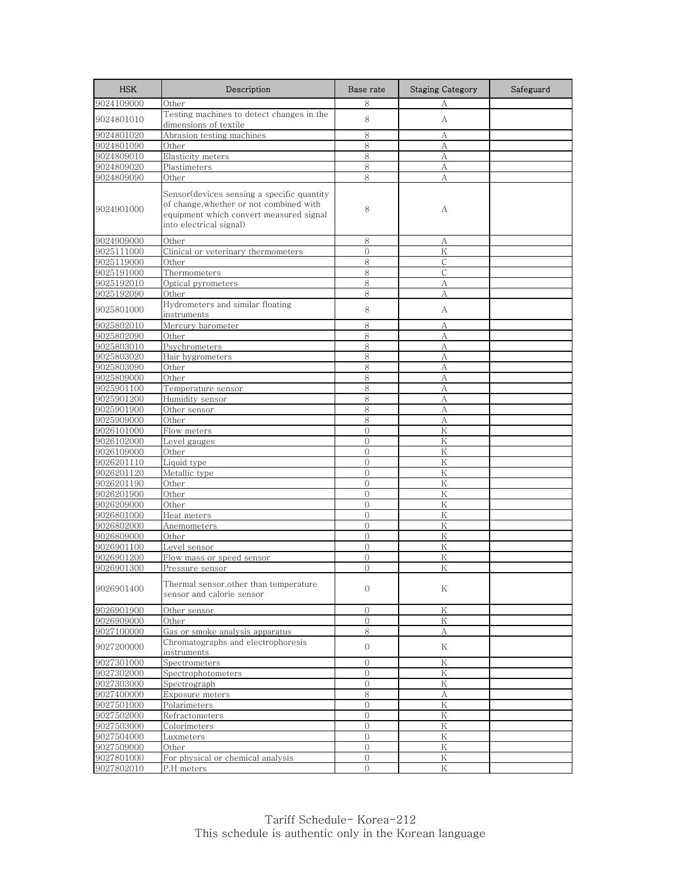| HSK | Description | Base rate | Staging Category | Safeguard |
|---|---|---|---|---|
| 9024109000 | Other | 8 | A | |
| 9024801010 | Testing machines to detect changes in the dimensions of textile | 8 | A | |
| 9024801020 | Abrasion testing machines | 8 | A | |
| 9024801090 | Other | 8 | A | |
| 9024809010 | Elasticity meters | 8 | A | |
| 9024809020 | Plastimeters | 8 | A | |
| 9024809090 | Other | 8 | A | |
| 9024901000 | Sensor(devices sensing a specific quantity of change,whether or not combined with equipment which convert measured signal into electrical signal) | 8 | A | |
| 9024909000 | Other | 8 | A | |
| 9025111000 | Clinical or veterinary thermometers | 0 | K | |
| 9025119000 | Other | 8 | C | |
| 9025191000 | Thermometers | 8 | C | |
| 9025192010 | Optical pyrometers | 8 | A | |
| 9025192090 | Other | 8 | A | |
| 9025801000 | Hydrometers and similar floating instruments | 8 | A | |
| 9025802010 | Mercury barometer | 8 | A | |
| 9025802090 | Other | 8 | A | |
| 9025803010 | Psychrometers | 8 | A | |
| 9025803020 | Hair hygrometers | 8 | A | |
| 9025803090 | Other | 8 | A | |
| 9025809000 | Other | 8 | A | |
| 9025901100 | Temperature sensor | 8 | A | |
| 9025901200 | Humidity sensor | 8 | A | |
| 9025901900 | Other sensor | 8 | A | |
| 9025909000 | Other | 8 | A | |
| 9026101000 | Flow meters | 0 | K | |
| 9026102000 | Level gauges | 0 | K | |
| 9026109000 | Other | 0 | K | |
| 9026201110 | Liquid type | 0 | K | |
| 9026201120 | Metallic type | 0 | K | |
| 9026201190 | Other | 0 | K | |
| 9026201900 | Other | 0 | K | |
| 9026209000 | Other | 0 | K | |
| 9026801000 | Heat meters | 0 | K | |
| 9026802000 | Anemometers | 0 | K | |
| 9026809000 | Other | 0 | K | |
| 9026901100 | Level sensor | 0 | K | |
| 9026901200 | Flow mass or speed sensor | 0 | K | |
| 9026901300 | Pressure sensor | 0 | K | |
| 9026901400 | Thermal sensor,other than temperature sensor and calorie sensor | 0 | K | |
| 9026901900 | Other sensor | 0 | K | |
| 9026909000 | Other | 0 | K | |
| 9027100000 | Gas or smoke analysis apparatus | 8 | A | |
| 9027200000 | Chromatographs and electrophoresis instruments | 0 | K | |
| 9027301000 | Spectrometers | 0 | K | |
| 9027302000 | Spectrophotometers | 0 | K | |
| 9027303000 | Spectrograph | 0 | K | |
| 9027400000 | Exposure meters | 8 | A | |
| 9027501000 | Polarimeters | 0 | K | |
| 9027502000 | Refractometers | 0 | K | |
| 9027503000 | Colorimeters | 0 | K | |
| 9027504000 | Luxmeters | 0 | K | |
| 9027509000 | Other | 0 | K | |
| 9027801000 | For physical or chemical analysis | 0 | K | |
| 9027802010 | P.H meters | 0 | K | |

Tariff Schedule- Korea-212
This schedule is authentic only in the Korean language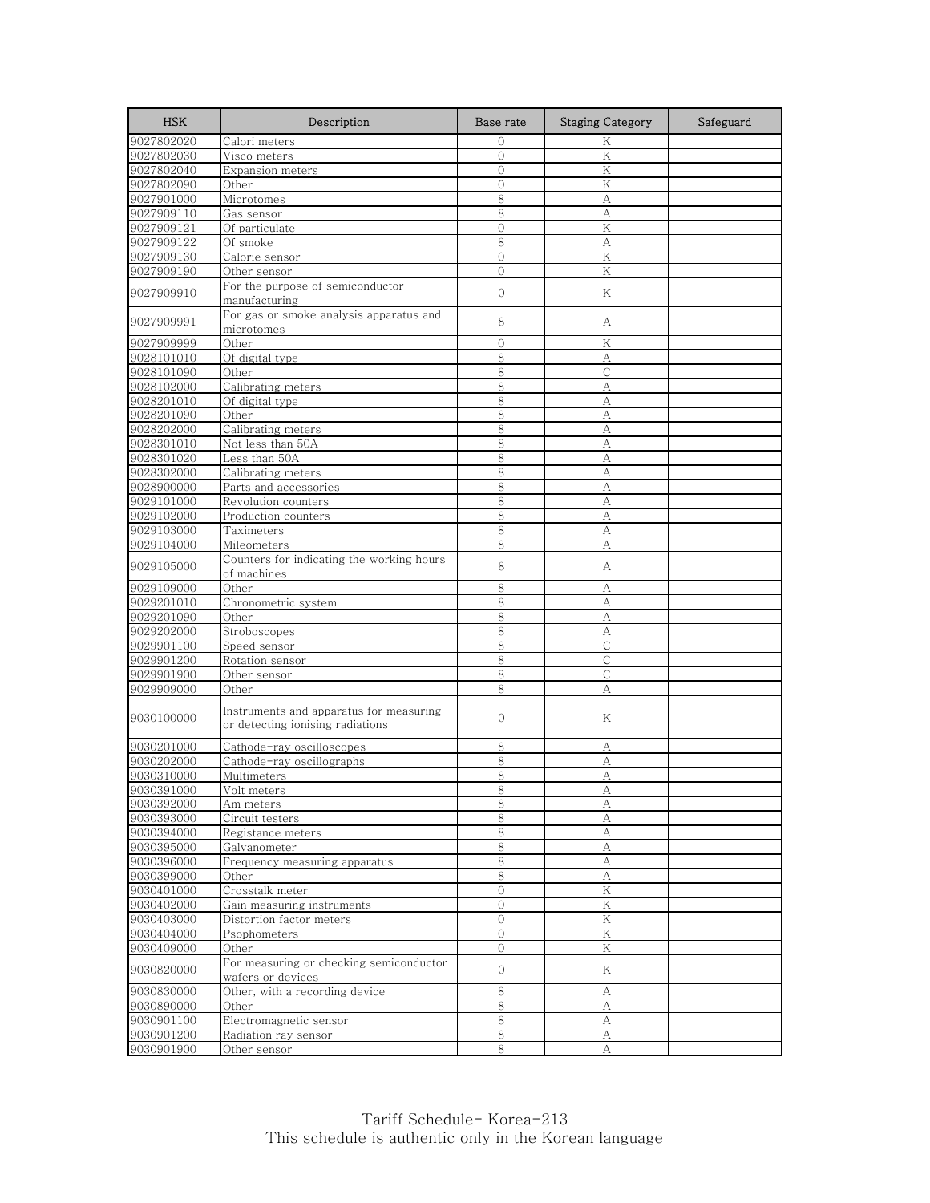| HSK | Description | Base rate | Staging Category | Safeguard |
|---|---|---|---|---|
| 9027802020 | Calori meters | 0 | K | |
| 9027802030 | Visco meters | 0 | K | |
| 9027802040 | Expansion meters | 0 | K | |
| 9027802090 | Other | 0 | K | |
| 9027901000 | Microtomes | 8 | A | |
| 9027909110 | Gas sensor | 8 | A | |
| 9027909121 | Of particulate | 0 | K | |
| 9027909122 | Of smoke | 8 | A | |
| 9027909130 | Calorie sensor | 0 | K | |
| 9027909190 | Other sensor | 0 | K | |
| 9027909910 | For the purpose of semiconductor manufacturing | 0 | K | |
| 9027909991 | For gas or smoke analysis apparatus and microtomes | 8 | A | |
| 9027909999 | Other | 0 | K | |
| 9028101010 | Of digital type | 8 | A | |
| 9028101090 | Other | 8 | C | |
| 9028102000 | Calibrating meters | 8 | A | |
| 9028201010 | Of digital type | 8 | A | |
| 9028201090 | Other | 8 | A | |
| 9028202000 | Calibrating meters | 8 | A | |
| 9028301010 | Not less than 50A | 8 | A | |
| 9028301020 | Less than 50A | 8 | A | |
| 9028302000 | Calibrating meters | 8 | A | |
| 9028900000 | Parts and accessories | 8 | A | |
| 9029101000 | Revolution counters | 8 | A | |
| 9029102000 | Production counters | 8 | A | |
| 9029103000 | Taximeters | 8 | A | |
| 9029104000 | Mileometers | 8 | A | |
| 9029105000 | Counters for indicating the working hours of machines | 8 | A | |
| 9029109000 | Other | 8 | A | |
| 9029201010 | Chronometric system | 8 | A | |
| 9029201090 | Other | 8 | A | |
| 9029202000 | Stroboscopes | 8 | A | |
| 9029901100 | Speed sensor | 8 | C | |
| 9029901200 | Rotation sensor | 8 | C | |
| 9029901900 | Other sensor | 8 | C | |
| 9029909000 | Other | 8 | A | |
| 9030100000 | Instruments and apparatus for measuring or detecting ionising radiations | 0 | K | |
| 9030201000 | Cathode-ray oscilloscopes | 8 | A | |
| 9030202000 | Cathode-ray oscillographs | 8 | A | |
| 9030310000 | Multimeters | 8 | A | |
| 9030391000 | Volt meters | 8 | A | |
| 9030392000 | Am meters | 8 | A | |
| 9030393000 | Circuit testers | 8 | A | |
| 9030394000 | Registance meters | 8 | A | |
| 9030395000 | Galvanometer | 8 | A | |
| 9030396000 | Frequency measuring apparatus | 8 | A | |
| 9030399000 | Other | 8 | A | |
| 9030401000 | Crosstalk meter | 0 | K | |
| 9030402000 | Gain measuring instruments | 0 | K | |
| 9030403000 | Distortion factor meters | 0 | K | |
| 9030404000 | Psophometers | 0 | K | |
| 9030409000 | Other | 0 | K | |
| 9030820000 | For measuring or checking semiconductor wafers or devices | 0 | K | |
| 9030830000 | Other, with a recording device | 8 | A | |
| 9030890000 | Other | 8 | A | |
| 9030901100 | Electromagnetic sensor | 8 | A | |
| 9030901200 | Radiation ray sensor | 8 | A | |
| 9030901900 | Other sensor | 8 | A | |

Tariff Schedule- Korea-213
This schedule is authentic only in the Korean language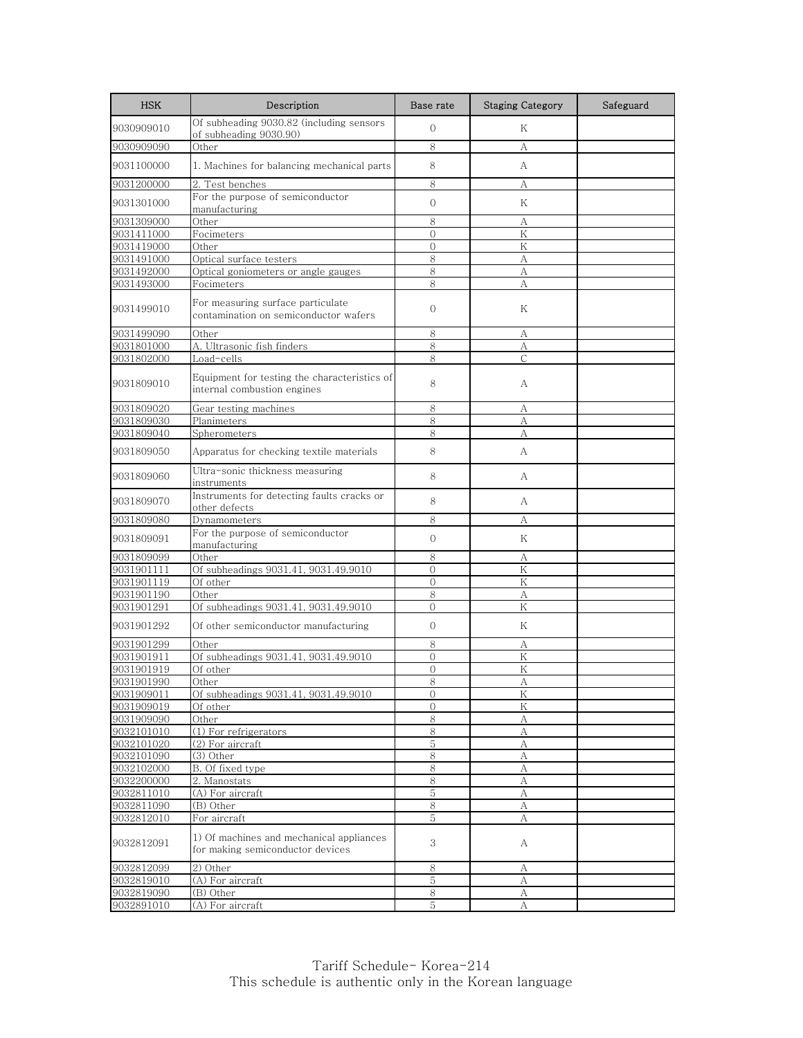| HSK | Description | Base rate | Staging Category | Safeguard |
|---|---|---|---|---|
| 9030909010 | Of subheading 9030.82 (including sensors of subheading 9030.90) | 0 | K | |
| 9030909090 | Other | 8 | A | |
| 9031100000 | 1. Machines for balancing mechanical parts | 8 | A | |
| 9031200000 | 2. Test benches | 8 | A | |
| 9031301000 | For the purpose of semiconductor manufacturing | 0 | K | |
| 9031309000 | Other | 8 | A | |
| 9031411000 | Focimeters | 0 | K | |
| 9031419000 | Other | 0 | K | |
| 9031491000 | Optical surface testers | 8 | A | |
| 9031492000 | Optical goniometers or angle gauges | 8 | A | |
| 9031493000 | Focimeters | 8 | A | |
| 9031499010 | For measuring surface particulate contamination on semiconductor wafers | 0 | K | |
| 9031499090 | Other | 8 | A | |
| 9031801000 | A. Ultrasonic fish finders | 8 | A | |
| 9031802000 | Load-cells | 8 | C | |
| 9031809010 | Equipment for testing the characteristics of internal combustion engines | 8 | A | |
| 9031809020 | Gear testing machines | 8 | A | |
| 9031809030 | Planimeters | 8 | A | |
| 9031809040 | Spherometers | 8 | A | |
| 9031809050 | Apparatus for checking textile materials | 8 | A | |
| 9031809060 | Ultra-sonic thickness measuring instruments | 8 | A | |
| 9031809070 | Instruments for detecting faults cracks or other defects | 8 | A | |
| 9031809080 | Dynamometers | 8 | A | |
| 9031809091 | For the purpose of semiconductor manufacturing | 0 | K | |
| 9031809099 | Other | 8 | A | |
| 9031901111 | Of subheadings 9031.41, 9031.49.9010 | 0 | K | |
| 9031901119 | Of other | 0 | K | |
| 9031901190 | Other | 8 | A | |
| 9031901291 | Of subheadings 9031.41, 9031.49.9010 | 0 | K | |
| 9031901292 | Of other semiconductor manufacturing | 0 | K | |
| 9031901299 | Other | 8 | A | |
| 9031901911 | Of subheadings 9031.41, 9031.49.9010 | 0 | K | |
| 9031901919 | Of other | 0 | K | |
| 9031901990 | Other | 8 | A | |
| 9031909011 | Of subheadings 9031.41, 9031.49.9010 | 0 | K | |
| 9031909019 | Of other | 0 | K | |
| 9031909090 | Other | 8 | A | |
| 9032101010 | (1) For refrigerators | 8 | A | |
| 9032101020 | (2) For aircraft | 5 | A | |
| 9032101090 | (3) Other | 8 | A | |
| 9032102000 | B. Of fixed type | 8 | A | |
| 9032200000 | 2. Manostats | 8 | A | |
| 9032811010 | (A) For aircraft | 5 | A | |
| 9032811090 | (B) Other | 8 | A | |
| 9032812010 | For aircraft | 5 | A | |
| 9032812091 | 1) Of machines and mechanical appliances for making semiconductor devices | 3 | A | |
| 9032812099 | 2) Other | 8 | A | |
| 9032819010 | (A) For aircraft | 5 | A | |
| 9032819090 | (B) Other | 8 | A | |
| 9032891010 | (A) For aircraft | 5 | A | |

Tariff Schedule- Korea-214
This schedule is authentic only in the Korean language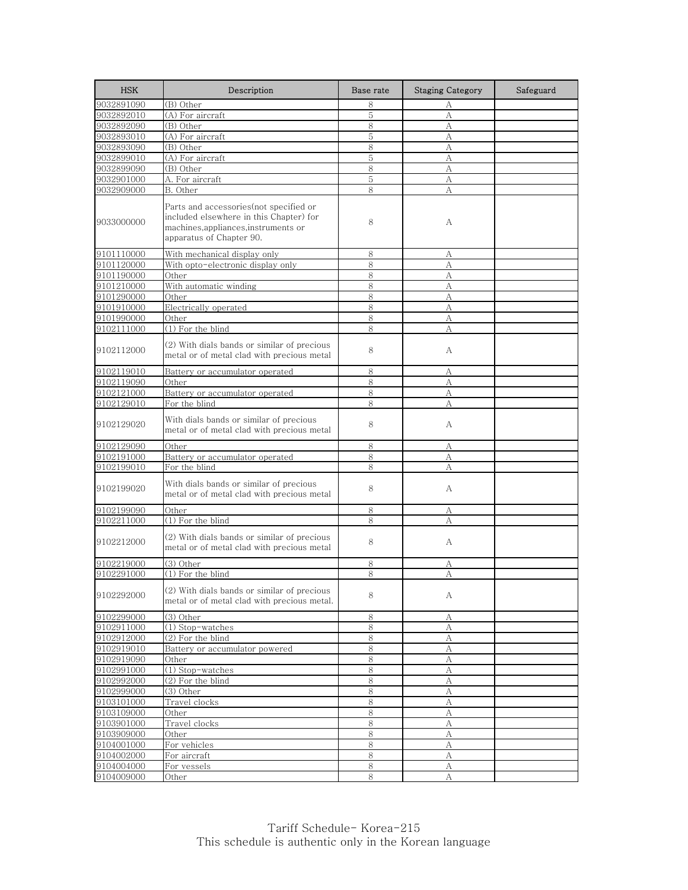| HSK | Description | Base rate | Staging Category | Safeguard |
| --- | --- | --- | --- | --- |
| 9032891090 | (B) Other | 8 | A | |
| 9032892010 | (A) For aircraft | 5 | A | |
| 9032892090 | (B) Other | 8 | A | |
| 9032893010 | (A) For aircraft | 5 | A | |
| 9032893090 | (B) Other | 8 | A | |
| 9032899010 | (A) For aircraft | 5 | A | |
| 9032899090 | (B) Other | 8 | A | |
| 9032901000 | A. For aircraft | 5 | A | |
| 9032909000 | B. Other | 8 | A | |
| 9033000000 | Parts and accessories(not specified or included elsewhere in this Chapter) for machines,appliances,instruments or apparatus of Chapter 90. | 8 | A | |
| 9101110000 | With mechanical display only | 8 | A | |
| 9101120000 | With opto-electronic display only | 8 | A | |
| 9101190000 | Other | 8 | A | |
| 9101210000 | With automatic winding | 8 | A | |
| 9101290000 | Other | 8 | A | |
| 9101910000 | Electrically operated | 8 | A | |
| 9101990000 | Other | 8 | A | |
| 9102111000 | (1) For the blind | 8 | A | |
| 9102112000 | (2) With dials bands or similar of precious metal or of metal clad with precious metal | 8 | A | |
| 9102119010 | Battery or accumulator operated | 8 | A | |
| 9102119090 | Other | 8 | A | |
| 9102121000 | Battery or accumulator operated | 8 | A | |
| 9102129010 | For the blind | 8 | A | |
| 9102129020 | With dials bands or similar of precious metal or of metal clad with precious metal | 8 | A | |
| 9102129090 | Other | 8 | A | |
| 9102191000 | Battery or accumulator operated | 8 | A | |
| 9102199010 | For the blind | 8 | A | |
| 9102199020 | With dials bands or similar of precious metal or of metal clad with precious metal | 8 | A | |
| 9102199090 | Other | 8 | A | |
| 9102211000 | (1) For the blind | 8 | A | |
| 9102212000 | (2) With dials bands or similar of precious metal or of metal clad with precious metal | 8 | A | |
| 9102219000 | (3) Other | 8 | A | |
| 9102291000 | (1) For the blind | 8 | A | |
| 9102292000 | (2) With dials bands or similar of precious metal or of metal clad with precious metal. | 8 | A | |
| 9102299000 | (3) Other | 8 | A | |
| 9102911000 | (1) Stop-watches | 8 | A | |
| 9102912000 | (2) For the blind | 8 | A | |
| 9102919010 | Battery or accumulator powered | 8 | A | |
| 9102919090 | Other | 8 | A | |
| 9102991000 | (1) Stop-watches | 8 | A | |
| 9102992000 | (2) For the blind | 8 | A | |
| 9102999000 | (3) Other | 8 | A | |
| 9103101000 | Travel clocks | 8 | A | |
| 9103109000 | Other | 8 | A | |
| 9103901000 | Travel clocks | 8 | A | |
| 9103909000 | Other | 8 | A | |
| 9104001000 | For vehicles | 8 | A | |
| 9104002000 | For aircraft | 8 | A | |
| 9104004000 | For vessels | 8 | A | |
| 9104009000 | Other | 8 | A | |

Tariff Schedule- Korea-215
This schedule is authentic only in the Korean language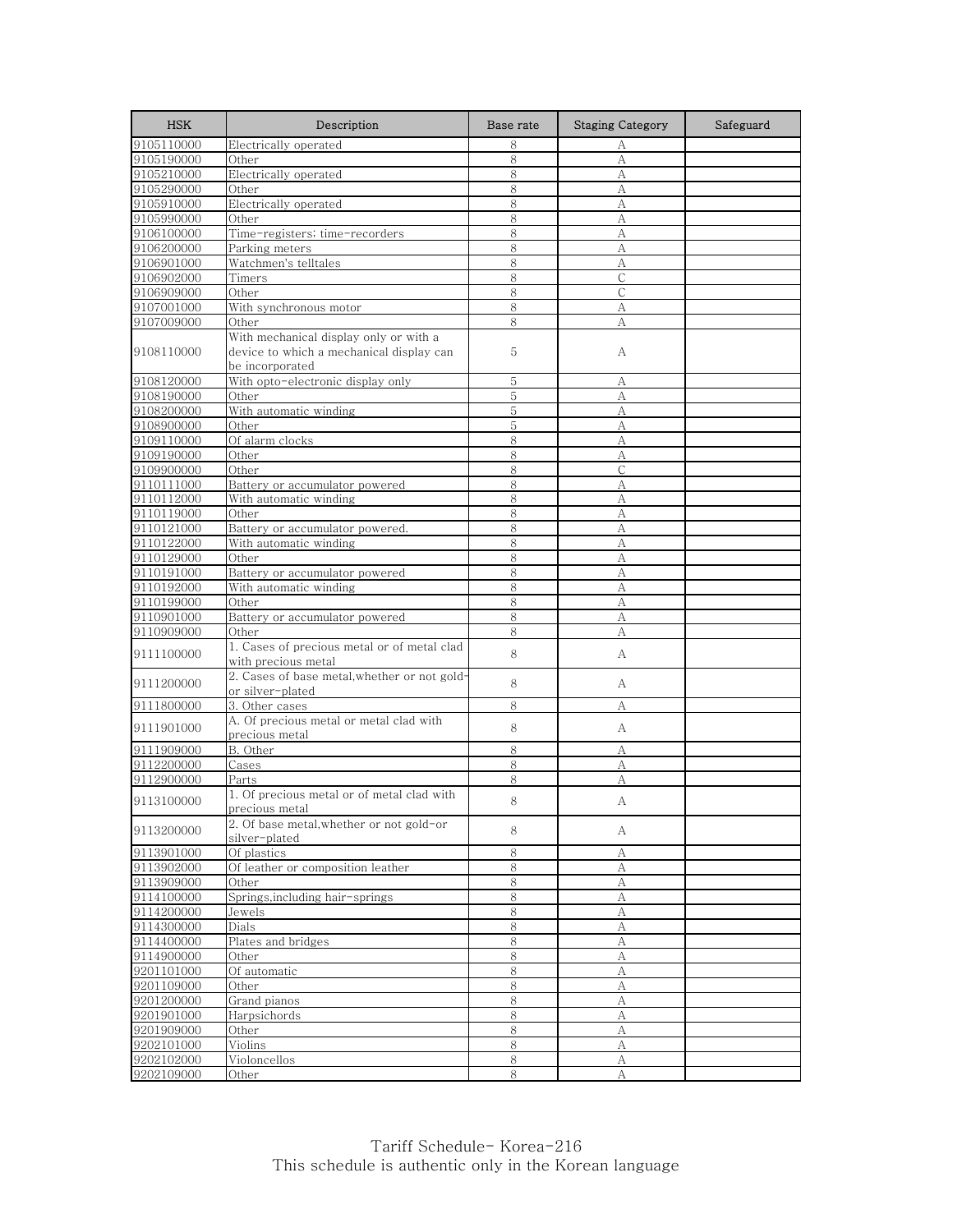| HSK | Description | Base rate | Staging Category | Safeguard |
|---|---|---|---|---|
| 9105110000 | Electrically operated | 8 | A | |
| 9105190000 | Other | 8 | A | |
| 9105210000 | Electrically operated | 8 | A | |
| 9105290000 | Other | 8 | A | |
| 9105910000 | Electrically operated | 8 | A | |
| 9105990000 | Other | 8 | A | |
| 9106100000 | Time-registers; time-recorders | 8 | A | |
| 9106200000 | Parking meters | 8 | A | |
| 9106901000 | Watchmen's telltales | 8 | A | |
| 9106902000 | Timers | 8 | C | |
| 9106909000 | Other | 8 | C | |
| 9107001000 | With synchronous motor | 8 | A | |
| 9107009000 | Other | 8 | A | |
| 9108110000 | With mechanical display only or with a device to which a mechanical display can be incorporated | 5 | A | |
| 9108120000 | With opto-electronic display only | 5 | A | |
| 9108190000 | Other | 5 | A | |
| 9108200000 | With automatic winding | 5 | A | |
| 9108900000 | Other | 5 | A | |
| 9109110000 | Of alarm clocks | 8 | A | |
| 9109190000 | Other | 8 | A | |
| 9109900000 | Other | 8 | C | |
| 9110111000 | Battery or accumulator powered | 8 | A | |
| 9110112000 | With automatic winding | 8 | A | |
| 9110119000 | Other | 8 | A | |
| 9110121000 | Battery or accumulator powered. | 8 | A | |
| 9110122000 | With automatic winding | 8 | A | |
| 9110129000 | Other | 8 | A | |
| 9110191000 | Battery or accumulator powered | 8 | A | |
| 9110192000 | With automatic winding | 8 | A | |
| 9110199000 | Other | 8 | A | |
| 9110901000 | Battery or accumulator powered | 8 | A | |
| 9110909000 | Other | 8 | A | |
| 9111100000 | 1. Cases of precious metal or of metal clad with precious metal | 8 | A | |
| 9111200000 | 2. Cases of base metal,whether or not gold-or silver-plated | 8 | A | |
| 9111800000 | 3. Other cases | 8 | A | |
| 9111901000 | A. Of precious metal or metal clad with precious metal | 8 | A | |
| 9111909000 | B. Other | 8 | A | |
| 9112200000 | Cases | 8 | A | |
| 9112900000 | Parts | 8 | A | |
| 9113100000 | 1. Of precious metal or of metal clad with precious metal | 8 | A | |
| 9113200000 | 2. Of base metal,whether or not gold-or silver-plated | 8 | A | |
| 9113901000 | Of plastics | 8 | A | |
| 9113902000 | Of leather or composition leather | 8 | A | |
| 9113909000 | Other | 8 | A | |
| 9114100000 | Springs,including hair-springs | 8 | A | |
| 9114200000 | Jewels | 8 | A | |
| 9114300000 | Dials | 8 | A | |
| 9114400000 | Plates and bridges | 8 | A | |
| 9114900000 | Other | 8 | A | |
| 9201101000 | Of automatic | 8 | A | |
| 9201109000 | Other | 8 | A | |
| 9201200000 | Grand pianos | 8 | A | |
| 9201901000 | Harpsichords | 8 | A | |
| 9201909000 | Other | 8 | A | |
| 9202101000 | Violins | 8 | A | |
| 9202102000 | Violoncellos | 8 | A | |
| 9202109000 | Other | 8 | A | |

Tariff Schedule- Korea-216
This schedule is authentic only in the Korean language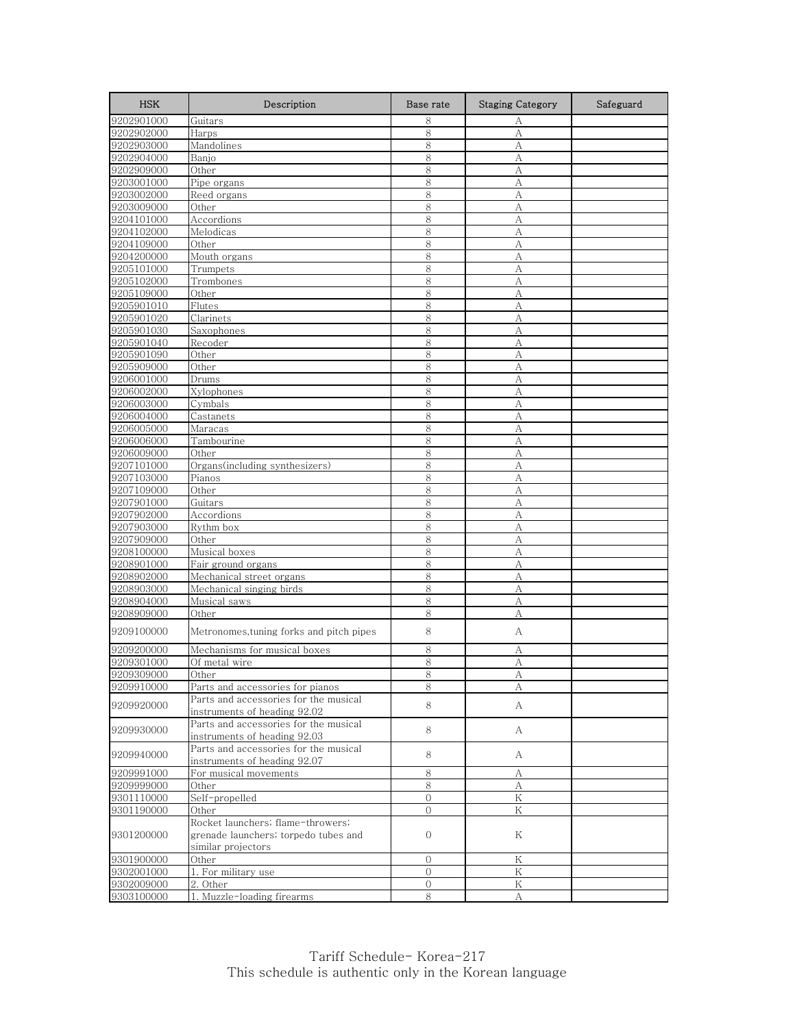| HSK | Description | Base rate | Staging Category | Safeguard |
|---|---|---|---|---|
| 9202901000 | Guitars | 8 | A | |
| 9202902000 | Harps | 8 | A | |
| 9202903000 | Mandolines | 8 | A | |
| 9202904000 | Banjo | 8 | A | |
| 9202909000 | Other | 8 | A | |
| 9203001000 | Pipe organs | 8 | A | |
| 9203002000 | Reed organs | 8 | A | |
| 9203009000 | Other | 8 | A | |
| 9204101000 | Accordions | 8 | A | |
| 9204102000 | Melodicas | 8 | A | |
| 9204109000 | Other | 8 | A | |
| 9204200000 | Mouth organs | 8 | A | |
| 9205101000 | Trumpets | 8 | A | |
| 9205102000 | Trombones | 8 | A | |
| 9205109000 | Other | 8 | A | |
| 9205901010 | Flutes | 8 | A | |
| 9205901020 | Clarinets | 8 | A | |
| 9205901030 | Saxophones | 8 | A | |
| 9205901040 | Recoder | 8 | A | |
| 9205901090 | Other | 8 | A | |
| 9205909000 | Other | 8 | A | |
| 9206001000 | Drums | 8 | A | |
| 9206002000 | Xylophones | 8 | A | |
| 9206003000 | Cymbals | 8 | A | |
| 9206004000 | Castanets | 8 | A | |
| 9206005000 | Maracas | 8 | A | |
| 9206006000 | Tambourine | 8 | A | |
| 9206009000 | Other | 8 | A | |
| 9207101000 | Organs(including synthesizers) | 8 | A | |
| 9207103000 | Pianos | 8 | A | |
| 9207109000 | Other | 8 | A | |
| 9207901000 | Guitars | 8 | A | |
| 9207902000 | Accordions | 8 | A | |
| 9207903000 | Rythm box | 8 | A | |
| 9207909000 | Other | 8 | A | |
| 9208100000 | Musical boxes | 8 | A | |
| 9208901000 | Fair ground organs | 8 | A | |
| 9208902000 | Mechanical street organs | 8 | A | |
| 9208903000 | Mechanical singing birds | 8 | A | |
| 9208904000 | Musical saws | 8 | A | |
| 9208909000 | Other | 8 | A | |
| 9209100000 | Metronomes,tuning forks and pitch pipes | 8 | A | |
| 9209200000 | Mechanisms for musical boxes | 8 | A | |
| 9209301000 | Of metal wire | 8 | A | |
| 9209309000 | Other | 8 | A | |
| 9209910000 | Parts and accessories for pianos | 8 | A | |
| 9209920000 | Parts and accessories for the musical instruments of heading 92.02 | 8 | A | |
| 9209930000 | Parts and accessories for the musical instruments of heading 92.03 | 8 | A | |
| 9209940000 | Parts and accessories for the musical instruments of heading 92.07 | 8 | A | |
| 9209991000 | For musical movements | 8 | A | |
| 9209999000 | Other | 8 | A | |
| 9301110000 | Self-propelled | 0 | K | |
| 9301190000 | Other | 0 | K | |
| 9301200000 | Rocket launchers; flame-throwers; grenade launchers; torpedo tubes and similar projectors | 0 | K | |
| 9301900000 | Other | 0 | K | |
| 9302001000 | 1. For military use | 0 | K | |
| 9302009000 | 2. Other | 0 | K | |
| 9303100000 | 1. Muzzle-loading firearms | 8 | A | |

Tariff Schedule- Korea-217
This schedule is authentic only in the Korean language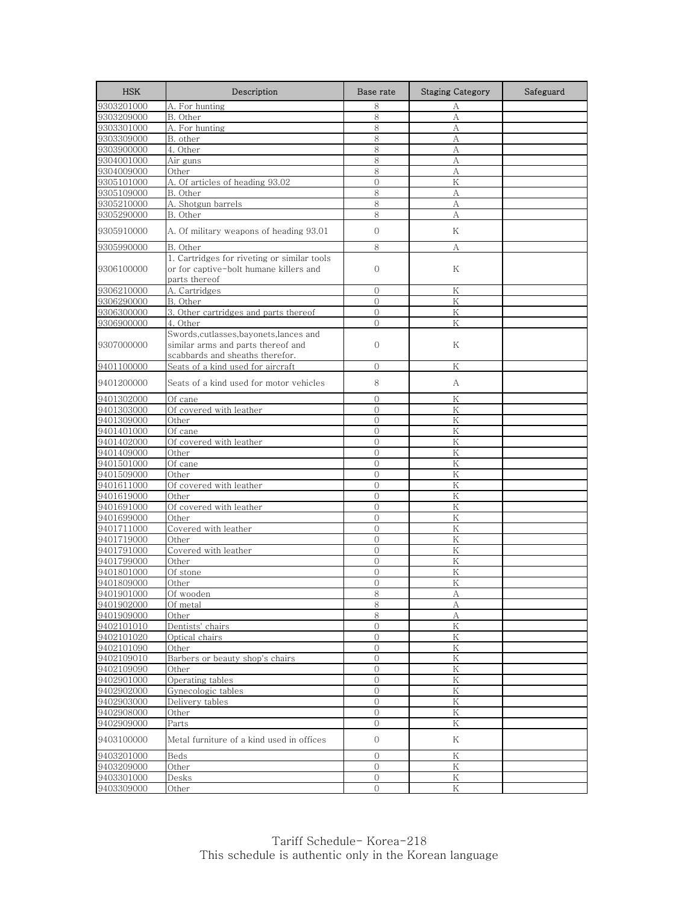| HSK | Description | Base rate | Staging Category | Safeguard |
|---|---|---|---|---|
| 9303201000 | A. For hunting | 8 | A | |
| 9303209000 | B. Other | 8 | A | |
| 9303301000 | A. For hunting | 8 | A | |
| 9303309000 | B. other | 8 | A | |
| 9303900000 | 4. Other | 8 | A | |
| 9304001000 | Air guns | 8 | A | |
| 9304009000 | Other | 8 | A | |
| 9305101000 | A. Of articles of heading 93.02 | 0 | K | |
| 9305109000 | B. Other | 8 | A | |
| 9305210000 | A. Shotgun barrels | 8 | A | |
| 9305290000 | B. Other | 8 | A | |
| 9305910000 | A. Of military weapons of heading 93.01 | 0 | K | |
| 9305990000 | B. Other | 8 | A | |
| 9306100000 | 1. Cartridges for riveting or similar tools or for captive-bolt humane killers and parts thereof | 0 | K | |
| 9306210000 | A. Cartridges | 0 | K | |
| 9306290000 | B. Other | 0 | K | |
| 9306300000 | 3. Other cartridges and parts thereof | 0 | K | |
| 9306900000 | 4. Other | 0 | K | |
| 9307000000 | Swords,cutlasses,bayonets,lances and similar arms and parts thereof and scabbards and sheaths therefor. | 0 | K | |
| 9401100000 | Seats of a kind used for aircraft | 0 | K | |
| 9401200000 | Seats of a kind used for motor vehicles | 8 | A | |
| 9401302000 | Of cane | 0 | K | |
| 9401303000 | Of covered with leather | 0 | K | |
| 9401309000 | Other | 0 | K | |
| 9401401000 | Of cane | 0 | K | |
| 9401402000 | Of covered with leather | 0 | K | |
| 9401409000 | Other | 0 | K | |
| 9401501000 | Of cane | 0 | K | |
| 9401509000 | Other | 0 | K | |
| 9401611000 | Of covered with leather | 0 | K | |
| 9401619000 | Other | 0 | K | |
| 9401691000 | Of covered with leather | 0 | K | |
| 9401699000 | Other | 0 | K | |
| 9401711000 | Covered with leather | 0 | K | |
| 9401719000 | Other | 0 | K | |
| 9401791000 | Covered with leather | 0 | K | |
| 9401799000 | Other | 0 | K | |
| 9401801000 | Of stone | 0 | K | |
| 9401809000 | Other | 0 | K | |
| 9401901000 | Of wooden | 8 | A | |
| 9401902000 | Of metal | 8 | A | |
| 9401909000 | Other | 8 | A | |
| 9402101010 | Dentists' chairs | 0 | K | |
| 9402101020 | Optical chairs | 0 | K | |
| 9402101090 | Other | 0 | K | |
| 9402109010 | Barbers or beauty shop's chairs | 0 | K | |
| 9402109090 | Other | 0 | K | |
| 9402901000 | Operating tables | 0 | K | |
| 9402902000 | Gynecologic tables | 0 | K | |
| 9402903000 | Delivery tables | 0 | K | |
| 9402908000 | Other | 0 | K | |
| 9402909000 | Parts | 0 | K | |
| 9403100000 | Metal furniture of a kind used in offices | 0 | K | |
| 9403201000 | Beds | 0 | K | |
| 9403209000 | Other | 0 | K | |
| 9403301000 | Desks | 0 | K | |
| 9403309000 | Other | 0 | K | |

Tariff Schedule- Korea-218
This schedule is authentic only in the Korean language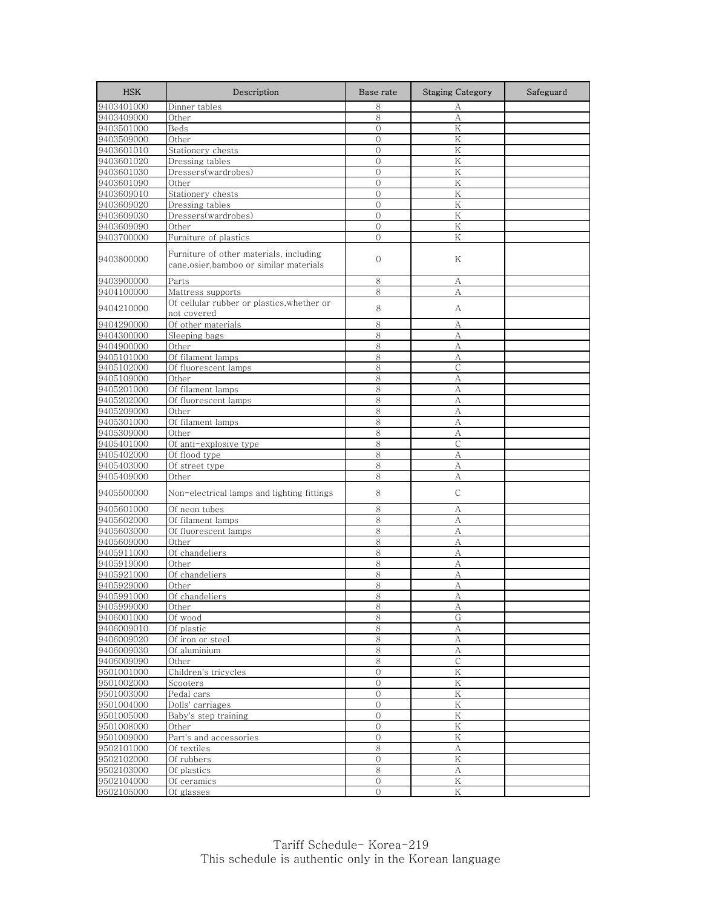| HSK | Description | Base rate | Staging Category | Safeguard |
|---|---|---|---|---|
| 9403401000 | Dinner tables | 8 | A | |
| 9403409000 | Other | 8 | A | |
| 9403501000 | Beds | 0 | K | |
| 9403509000 | Other | 0 | K | |
| 9403601010 | Stationery chests | 0 | K | |
| 9403601020 | Dressing tables | 0 | K | |
| 9403601030 | Dressers(wardrobes) | 0 | K | |
| 9403601090 | Other | 0 | K | |
| 9403609010 | Stationery chests | 0 | K | |
| 9403609020 | Dressing tables | 0 | K | |
| 9403609030 | Dressers(wardrobes) | 0 | K | |
| 9403609090 | Other | 0 | K | |
| 9403700000 | Furniture of plastics | 0 | K | |
| 9403800000 | Furniture of other materials, including cane,osier,bamboo or similar materials | 0 | K | |
| 9403900000 | Parts | 8 | A | |
| 9404100000 | Mattress supports | 8 | A | |
| 9404210000 | Of cellular rubber or plastics,whether or not covered | 8 | A | |
| 9404290000 | Of other materials | 8 | A | |
| 9404300000 | Sleeping bags | 8 | A | |
| 9404900000 | Other | 8 | A | |
| 9405101000 | Of filament lamps | 8 | A | |
| 9405102000 | Of fluorescent lamps | 8 | C | |
| 9405109000 | Other | 8 | A | |
| 9405201000 | Of filament lamps | 8 | A | |
| 9405202000 | Of fluorescent lamps | 8 | A | |
| 9405209000 | Other | 8 | A | |
| 9405301000 | Of filament lamps | 8 | A | |
| 9405309000 | Other | 8 | A | |
| 9405401000 | Of anti-explosive type | 8 | C | |
| 9405402000 | Of flood type | 8 | A | |
| 9405403000 | Of street type | 8 | A | |
| 9405409000 | Other | 8 | A | |
| 9405500000 | Non-electrical lamps and lighting fittings | 8 | C | |
| 9405601000 | Of neon tubes | 8 | A | |
| 9405602000 | Of filament lamps | 8 | A | |
| 9405603000 | Of fluorescent lamps | 8 | A | |
| 9405609000 | Other | 8 | A | |
| 9405911000 | Of chandeliers | 8 | A | |
| 9405919000 | Other | 8 | A | |
| 9405921000 | Of chandeliers | 8 | A | |
| 9405929000 | Other | 8 | A | |
| 9405991000 | Of chandeliers | 8 | A | |
| 9405999000 | Other | 8 | A | |
| 9406001000 | Of wood | 8 | G | |
| 9406009010 | Of plastic | 8 | A | |
| 9406009020 | Of iron or steel | 8 | A | |
| 9406009030 | Of aluminium | 8 | A | |
| 9406009090 | Other | 8 | C | |
| 9501001000 | Children's tricycles | 0 | K | |
| 9501002000 | Scooters | 0 | K | |
| 9501003000 | Pedal cars | 0 | K | |
| 9501004000 | Dolls' carriages | 0 | K | |
| 9501005000 | Baby's step training | 0 | K | |
| 9501008000 | Other | 0 | K | |
| 9501009000 | Part's and accessories | 0 | K | |
| 9502101000 | Of textiles | 8 | A | |
| 9502102000 | Of rubbers | 0 | K | |
| 9502103000 | Of plastics | 8 | A | |
| 9502104000 | Of ceramics | 0 | K | |
| 9502105000 | Of glasses | 0 | K | |

This schedule is authentic only in the Korean language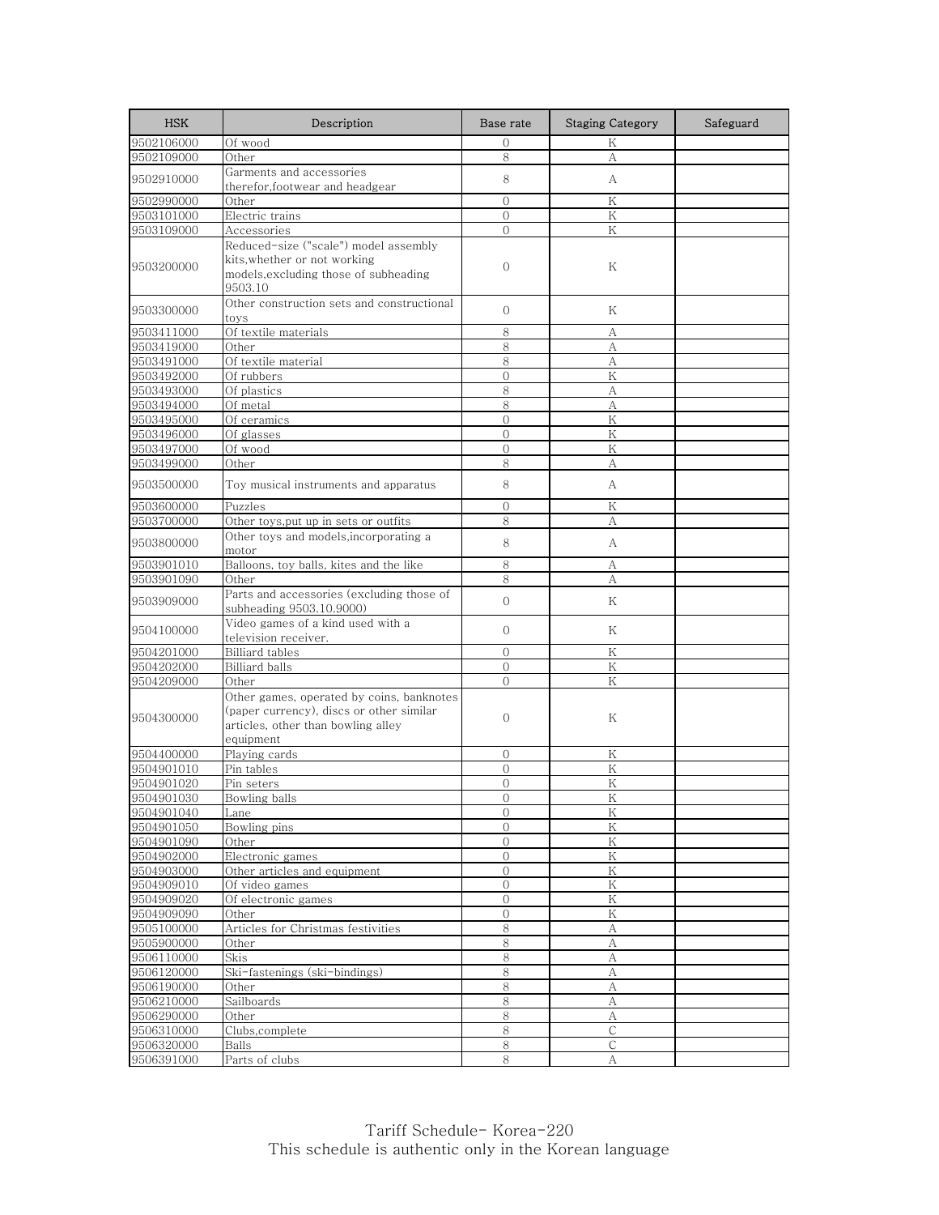| HSK | Description | Base rate | Staging Category | Safeguard |
|---|---|---|---|---|
| 9502106000 | Of wood | 0 | K | |
| 9502109000 | Other | 8 | A | |
| 9502910000 | Garments and accessories therefor,footwear and headgear | 8 | A | |
| 9502990000 | Other | 0 | K | |
| 9503101000 | Electric trains | 0 | K | |
| 9503109000 | Accessories | 0 | K | |
| 9503200000 | Reduced-size ("scale") model assembly kits,whether or not working models,excluding those of subheading 9503.10 | 0 | K | |
| 9503300000 | Other construction sets and constructional toys | 0 | K | |
| 9503411000 | Of textile materials | 8 | A | |
| 9503419000 | Other | 8 | A | |
| 9503491000 | Of textile material | 8 | A | |
| 9503492000 | Of rubbers | 0 | K | |
| 9503493000 | Of plastics | 8 | A | |
| 9503494000 | Of metal | 8 | A | |
| 9503495000 | Of ceramics | 0 | K | |
| 9503496000 | Of glasses | 0 | K | |
| 9503497000 | Of wood | 0 | K | |
| 9503499000 | Other | 8 | A | |
| 9503500000 | Toy musical instruments and apparatus | 8 | A | |
| 9503600000 | Puzzles | 0 | K | |
| 9503700000 | Other toys,put up in sets or outfits | 8 | A | |
| 9503800000 | Other toys and models,incorporating a motor | 8 | A | |
| 9503901010 | Balloons, toy balls, kites and the like | 8 | A | |
| 9503901090 | Other | 8 | A | |
| 9503909000 | Parts and accessories (excluding those of subheading 9503.10.9000) | 0 | K | |
| 9504100000 | Video games of a kind used with a television receiver. | 0 | K | |
| 9504201000 | Billiard tables | 0 | K | |
| 9504202000 | Billiard balls | 0 | K | |
| 9504209000 | Other | 0 | K | |
| 9504300000 | Other games, operated by coins, banknotes (paper currency), discs or other similar articles, other than bowling alley equipment | 0 | K | |
| 9504400000 | Playing cards | 0 | K | |
| 9504901010 | Pin tables | 0 | K | |
| 9504901020 | Pin seters | 0 | K | |
| 9504901030 | Bowling balls | 0 | K | |
| 9504901040 | Lane | 0 | K | |
| 9504901050 | Bowling pins | 0 | K | |
| 9504901090 | Other | 0 | K | |
| 9504902000 | Electronic games | 0 | K | |
| 9504903000 | Other articles and equipment | 0 | K | |
| 9504909010 | Of video games | 0 | K | |
| 9504909020 | Of electronic games | 0 | K | |
| 9504909090 | Other | 0 | K | |
| 9505100000 | Articles for Christmas festivities | 8 | A | |
| 9505900000 | Other | 8 | A | |
| 9506110000 | Skis | 8 | A | |
| 9506120000 | Ski-fastenings (ski-bindings) | 8 | A | |
| 9506190000 | Other | 8 | A | |
| 9506210000 | Sailboards | 8 | A | |
| 9506290000 | Other | 8 | A | |
| 9506310000 | Clubs,complete | 8 | C | |
| 9506320000 | Balls | 8 | C | |
| 9506391000 | Parts of clubs | 8 | A | |

Tariff Schedule- Korea-220
This schedule is authentic only in the Korean language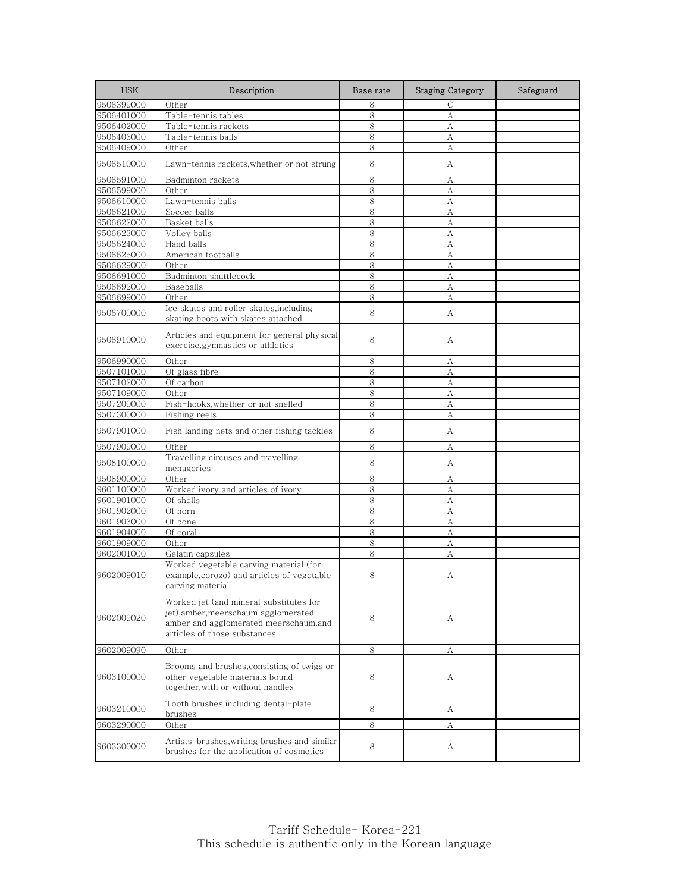| HSK | Description | Base rate | Staging Category | Safeguard |
|---|---|---|---|---|
| 9506399000 | Other | 8 | C | |
| 9506401000 | Table-tennis tables | 8 | A | |
| 9506402000 | Table-tennis rackets | 8 | A | |
| 9506403000 | Table-tennis balls | 8 | A | |
| 9506409000 | Other | 8 | A | |
| 9506510000 | Lawn-tennis rackets,whether or not strung | 8 | A | |
| 9506591000 | Badminton rackets | 8 | A | |
| 9506599000 | Other | 8 | A | |
| 9506610000 | Lawn-tennis balls | 8 | A | |
| 9506621000 | Soccer balls | 8 | A | |
| 9506622000 | Basket balls | 8 | A | |
| 9506623000 | Volley balls | 8 | A | |
| 9506624000 | Hand balls | 8 | A | |
| 9506625000 | American footballs | 8 | A | |
| 9506629000 | Other | 8 | A | |
| 9506691000 | Badminton shuttlecock | 8 | A | |
| 9506692000 | Baseballs | 8 | A | |
| 9506699000 | Other | 8 | A | |
| 9506700000 | Ice skates and roller skates,including skating boots with skates attached | 8 | A | |
| 9506910000 | Articles and equipment for general physical exercise,gymnastics or athletics | 8 | A | |
| 9506990000 | Other | 8 | A | |
| 9507101000 | Of glass fibre | 8 | A | |
| 9507102000 | Of carbon | 8 | A | |
| 9507109000 | Other | 8 | A | |
| 9507200000 | Fish-hooks,whether or not snelled | 8 | A | |
| 9507300000 | Fishing reels | 8 | A | |
| 9507901000 | Fish landing nets and other fishing tackles | 8 | A | |
| 9507909000 | Other | 8 | A | |
| 9508100000 | Travelling circuses and travelling menageries | 8 | A | |
| 9508900000 | Other | 8 | A | |
| 9601100000 | Worked ivory and articles of ivory | 8 | A | |
| 9601901000 | Of shells | 8 | A | |
| 9601902000 | Of horn | 8 | A | |
| 9601903000 | Of bone | 8 | A | |
| 9601904000 | Of coral | 8 | A | |
| 9601909000 | Other | 8 | A | |
| 9602001000 | Gelatin capsules | 8 | A | |
| 9602009010 | Worked vegetable carving material (for example,corozo) and articles of vegetable carving material | 8 | A | |
| 9602009020 | Worked jet (and mineral substitutes for jet),amber,meerschaum agglomerated amber and agglomerated meerschaum,and articles of those substances | 8 | A | |
| 9602009090 | Other | 8 | A | |
| 9603100000 | Brooms and brushes,consisting of twigs or other vegetable materials bound together,with or without handles | 8 | A | |
| 9603210000 | Tooth brushes,including dental-plate brushes | 8 | A | |
| 9603290000 | Other | 8 | A | |
| 9603300000 | Artists' brushes,writing brushes and similar brushes for the application of cosmetics | 8 | A | |

Tariff Schedule- Korea-221
This schedule is authentic only in the Korean language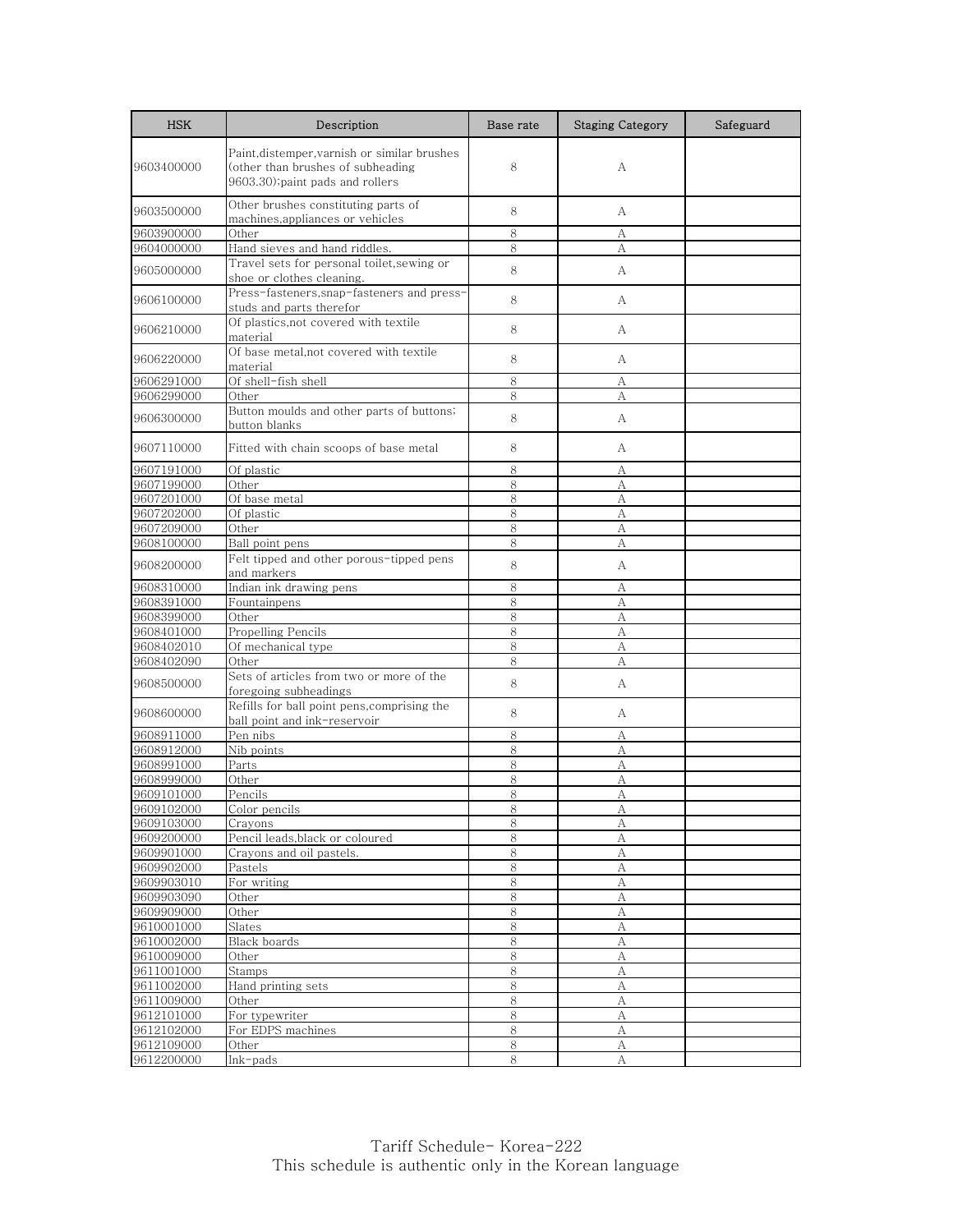| HSK | Description | Base rate | Staging Category | Safeguard |
|---|---|---|---|---|
| 9603400000 | Paint,distemper,varnish or similar brushes (other than brushes of subheading 9603.30);paint pads and rollers | 8 | A | |
| 9603500000 | Other brushes constituting parts of machines,appliances or vehicles | 8 | A | |
| 9603900000 | Other | 8 | A | |
| 9604000000 | Hand sieves and hand riddles. | 8 | A | |
| 9605000000 | Travel sets for personal toilet,sewing or shoe or clothes cleaning. | 8 | A | |
| 9606100000 | Press-fasteners,snap-fasteners and press-studs and parts therefor | 8 | A | |
| 9606210000 | Of plastics,not covered with textile material | 8 | A | |
| 9606220000 | Of base metal,not covered with textile material | 8 | A | |
| 9606291000 | Of shell-fish shell | 8 | A | |
| 9606299000 | Other | 8 | A | |
| 9606300000 | Button moulds and other parts of buttons; button blanks | 8 | A | |
| 9607110000 | Fitted with chain scoops of base metal | 8 | A | |
| 9607191000 | Of plastic | 8 | A | |
| 9607199000 | Other | 8 | A | |
| 9607201000 | Of base metal | 8 | A | |
| 9607202000 | Of plastic | 8 | A | |
| 9607209000 | Other | 8 | A | |
| 9608100000 | Ball point pens | 8 | A | |
| 9608200000 | Felt tipped and other porous-tipped pens and markers | 8 | A | |
| 9608310000 | Indian ink drawing pens | 8 | A | |
| 9608391000 | Fountainpens | 8 | A | |
| 9608399000 | Other | 8 | A | |
| 9608401000 | Propelling Pencils | 8 | A | |
| 9608402010 | Of mechanical type | 8 | A | |
| 9608402090 | Other | 8 | A | |
| 9608500000 | Sets of articles from two or more of the foregoing subheadings | 8 | A | |
| 9608600000 | Refills for ball point pens,comprising the ball point and ink-reservoir | 8 | A | |
| 9608911000 | Pen nibs | 8 | A | |
| 9608912000 | Nib points | 8 | A | |
| 9608991000 | Parts | 8 | A | |
| 9608999000 | Other | 8 | A | |
| 9609101000 | Pencils | 8 | A | |
| 9609102000 | Color pencils | 8 | A | |
| 9609103000 | Crayons | 8 | A | |
| 9609200000 | Pencil leads,black or coloured | 8 | A | |
| 9609901000 | Crayons and oil pastels. | 8 | A | |
| 9609902000 | Pastels | 8 | A | |
| 9609903010 | For writing | 8 | A | |
| 9609903090 | Other | 8 | A | |
| 9609909000 | Other | 8 | A | |
| 9610001000 | Slates | 8 | A | |
| 9610002000 | Black boards | 8 | A | |
| 9610009000 | Other | 8 | A | |
| 9611001000 | Stamps | 8 | A | |
| 9611002000 | Hand printing sets | 8 | A | |
| 9611009000 | Other | 8 | A | |
| 9612101000 | For typewriter | 8 | A | |
| 9612102000 | For EDPS machines | 8 | A | |
| 9612109000 | Other | 8 | A | |
| 9612200000 | Ink-pads | 8 | A | |

Tariff Schedule- Korea-222
This schedule is authentic only in the Korean language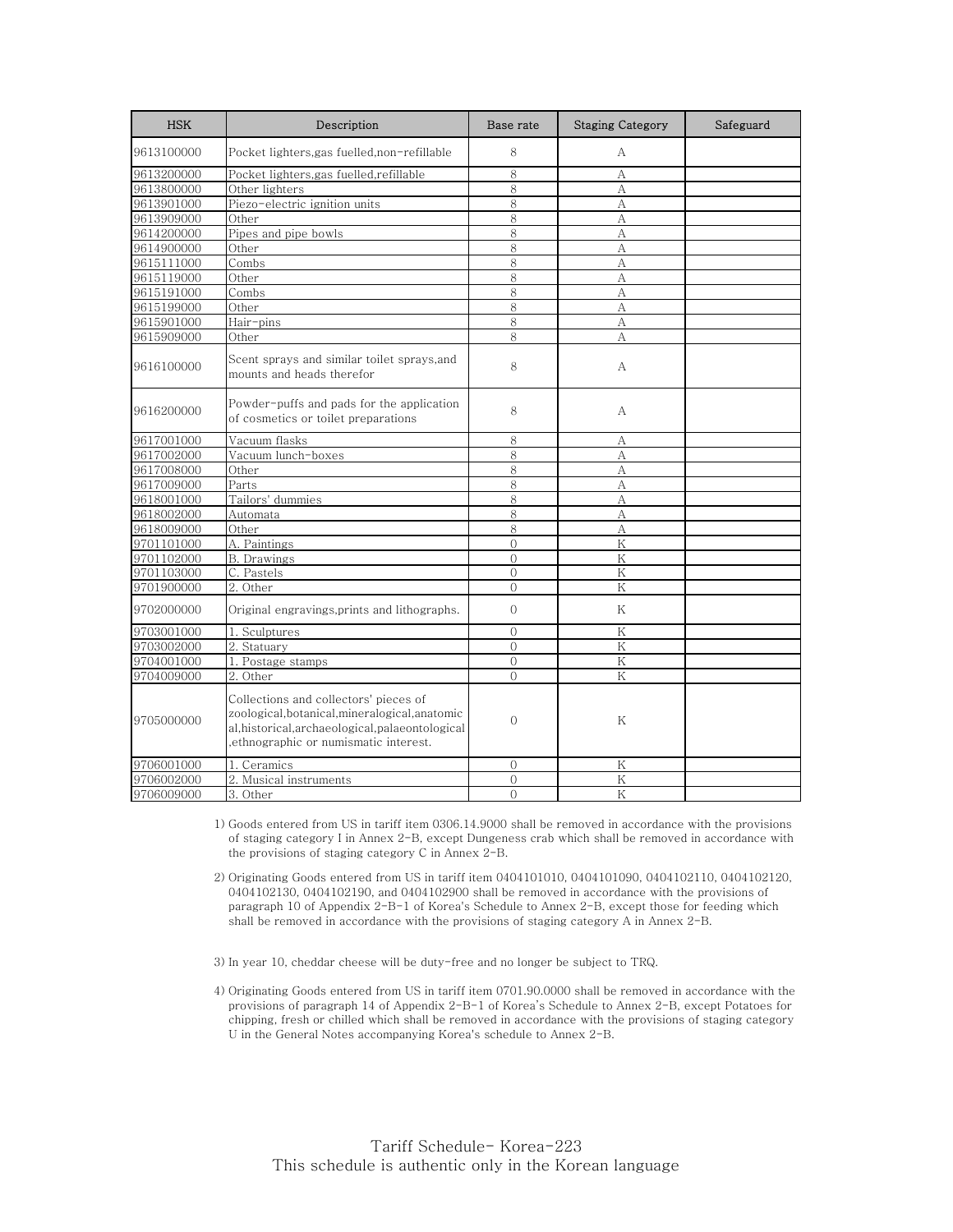| HSK | Description | Base rate | Staging Category | Safeguard |
| --- | --- | --- | --- | --- |
| 9613100000 | Pocket lighters,gas fuelled,non-refillable | 8 | A | |
| 9613200000 | Pocket lighters,gas fuelled,refillable | 8 | A | |
| 9613800000 | Other lighters | 8 | A | |
| 9613901000 | Piezo-electric ignition units | 8 | A | |
| 9613909000 | Other | 8 | A | |
| 9614200000 | Pipes and pipe bowls | 8 | A | |
| 9614900000 | Other | 8 | A | |
| 9615111000 | Combs | 8 | A | |
| 9615119000 | Other | 8 | A | |
| 9615191000 | Combs | 8 | A | |
| 9615199000 | Other | 8 | A | |
| 9615901000 | Hair-pins | 8 | A | |
| 9615909000 | Other | 8 | A | |
| 9616100000 | Scent sprays and similar toilet sprays,and mounts and heads therefor | 8 | A | |
| 9616200000 | Powder-puffs and pads for the application of cosmetics or toilet preparations | 8 | A | |
| 9617001000 | Vacuum flasks | 8 | A | |
| 9617002000 | Vacuum lunch-boxes | 8 | A | |
| 9617008000 | Other | 8 | A | |
| 9617009000 | Parts | 8 | A | |
| 9618001000 | Tailors' dummies | 8 | A | |
| 9618002000 | Automata | 8 | A | |
| 9618009000 | Other | 8 | A | |
| 9701101000 | A. Paintings | 0 | K | |
| 9701102000 | B. Drawings | 0 | K | |
| 9701103000 | C. Pastels | 0 | K | |
| 9701900000 | 2. Other | 0 | K | |
| 9702000000 | Original engravings,prints and lithographs. | 0 | K | |
| 9703001000 | 1. Sculptures | 0 | K | |
| 9703002000 | 2. Statuary | 0 | K | |
| 9704001000 | 1. Postage stamps | 0 | K | |
| 9704009000 | 2. Other | 0 | K | |
| 9705000000 | Collections and collectors' pieces of zoological,botanical,mineralogical,anatomical,historical,archaeological,palaeontological,ethnographic or numismatic interest. | 0 | K | |
| 9706001000 | 1. Ceramics | 0 | K | |
| 9706002000 | 2. Musical instruments | 0 | K | |
| 9706009000 | 3. Other | 0 | K | |

1) Goods entered from US in tariff item 0306.14.9000 shall be removed in accordance with the provisions of staging category I in Annex 2-B, except Dungeness crab which shall be removed in accordance with the provisions of staging category C in Annex 2-B.

2) Originating Goods entered from US in tariff item 0404101010, 0404101090, 0404102110, 0404102120, 0404102130, 0404102190, and 0404102900 shall be removed in accordance with the provisions of paragraph 10 of Appendix 2-B-1 of Korea's Schedule to Annex 2-B, except those for feeding which shall be removed in accordance with the provisions of staging category A in Annex 2-B.

3) In year 10, cheddar cheese will be duty-free and no longer be subject to TRQ.

4) Originating Goods entered from US in tariff item 0701.90.0000 shall be removed in accordance with the provisions of paragraph 14 of Appendix 2-B-1 of Korea's Schedule to Annex 2-B, except Potatoes for chipping, fresh or chilled which shall be removed in accordance with the provisions of staging category U in the General Notes accompanying Korea's schedule to Annex 2-B.

Tariff Schedule- Korea-223
This schedule is authentic only in the Korean language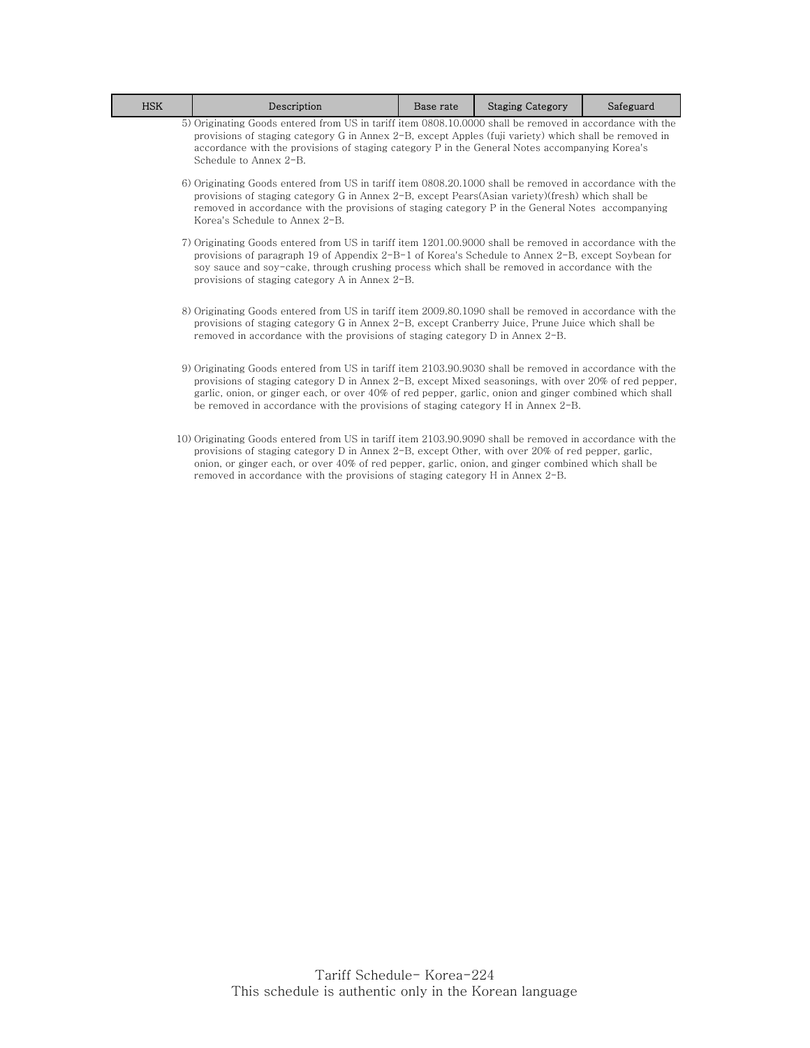| HSK | Description | Base rate | Staging Category | Safeguard |
| --- | --- | --- | --- | --- |

5) Originating Goods entered from US in tariff item 0808.10.0000 shall be removed in accordance with the provisions of staging category G in Annex 2-B, except Apples (fuji variety) which shall be removed in accordance with the provisions of staging category P in the General Notes accompanying Korea's Schedule to Annex 2-B.

6) Originating Goods entered from US in tariff item 0808.20.1000 shall be removed in accordance with the provisions of staging category G in Annex 2-B, except Pears(Asian variety)(fresh) which shall be removed in accordance with the provisions of staging category P in the General Notes accompanying Korea's Schedule to Annex 2-B.

7) Originating Goods entered from US in tariff item 1201.00.9000 shall be removed in accordance with the provisions of paragraph 19 of Appendix 2-B-1 of Korea's Schedule to Annex 2-B, except Soybean for soy sauce and soy-cake, through crushing process which shall be removed in accordance with the provisions of staging category A in Annex 2-B.

8) Originating Goods entered from US in tariff item 2009.80.1090 shall be removed in accordance with the provisions of staging category G in Annex 2-B, except Cranberry Juice, Prune Juice which shall be removed in accordance with the provisions of staging category D in Annex 2-B.

9) Originating Goods entered from US in tariff item 2103.90.9030 shall be removed in accordance with the provisions of staging category D in Annex 2-B, except Mixed seasonings, with over 20% of red pepper, garlic, onion, or ginger each, or over 40% of red pepper, garlic, onion and ginger combined which shall be removed in accordance with the provisions of staging category H in Annex 2-B.

10) Originating Goods entered from US in tariff item 2103.90.9090 shall be removed in accordance with the provisions of staging category D in Annex 2-B, except Other, with over 20% of red pepper, garlic, onion, or ginger each, or over 40% of red pepper, garlic, onion, and ginger combined which shall be removed in accordance with the provisions of staging category H in Annex 2-B.